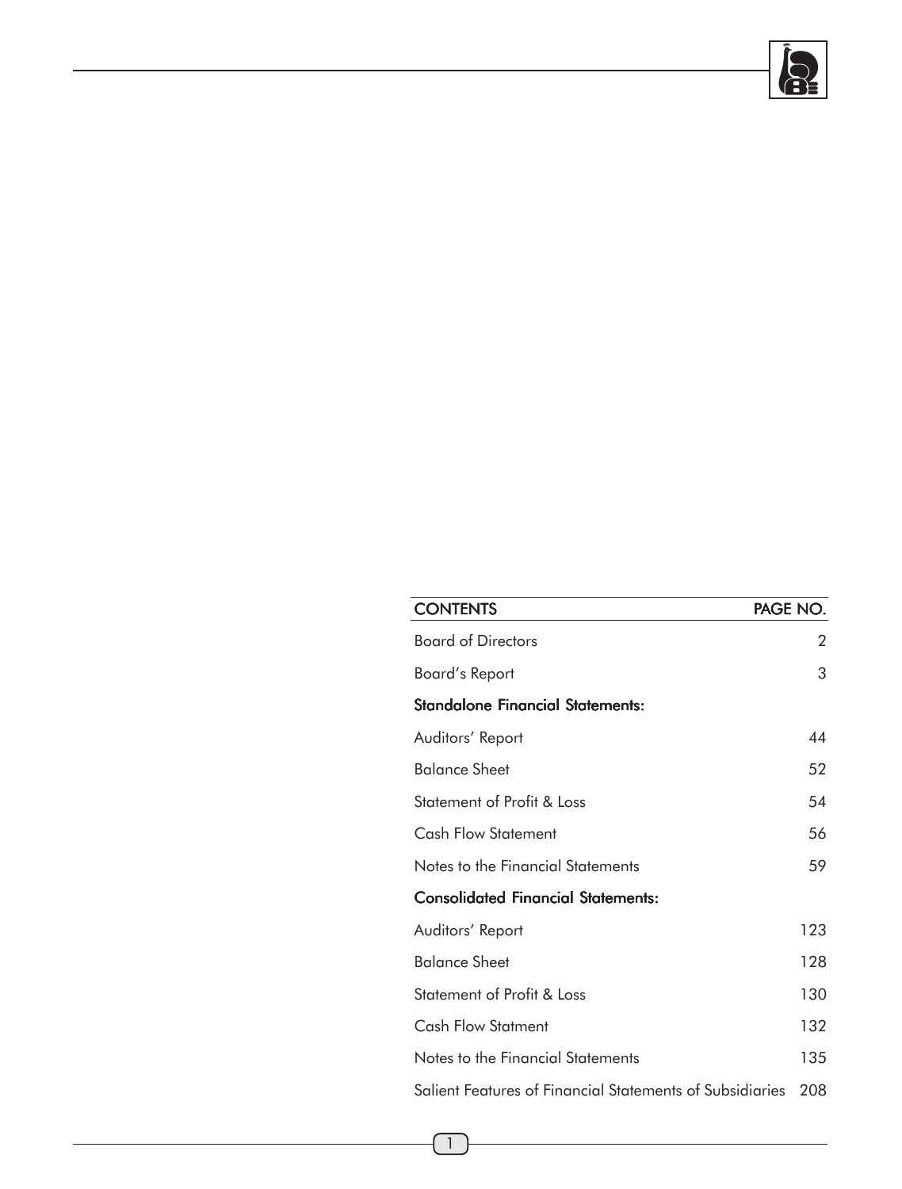| CONTENTS | PAGE NO. |
|---|---|
| Board of Directors | 2 |
| Board's Report | 3 |
| **Standalone Financial Statements:** | |
| Auditors' Report | 44 |
| Balance Sheet | 52 |
| Statement of Profit & Loss | 54 |
| Cash Flow Statement | 56 |
| Notes to the Financial Statements | 59 |
| **Consolidated Financial Statements:** | |
| Auditors' Report | 123 |
| Balance Sheet | 128 |
| Statement of Profit & Loss | 130 |
| Cash Flow Statment | 132 |
| Notes to the Financial Statements | 135 |
| Salient Features of Financial Statements of Subsidiaries | 208 |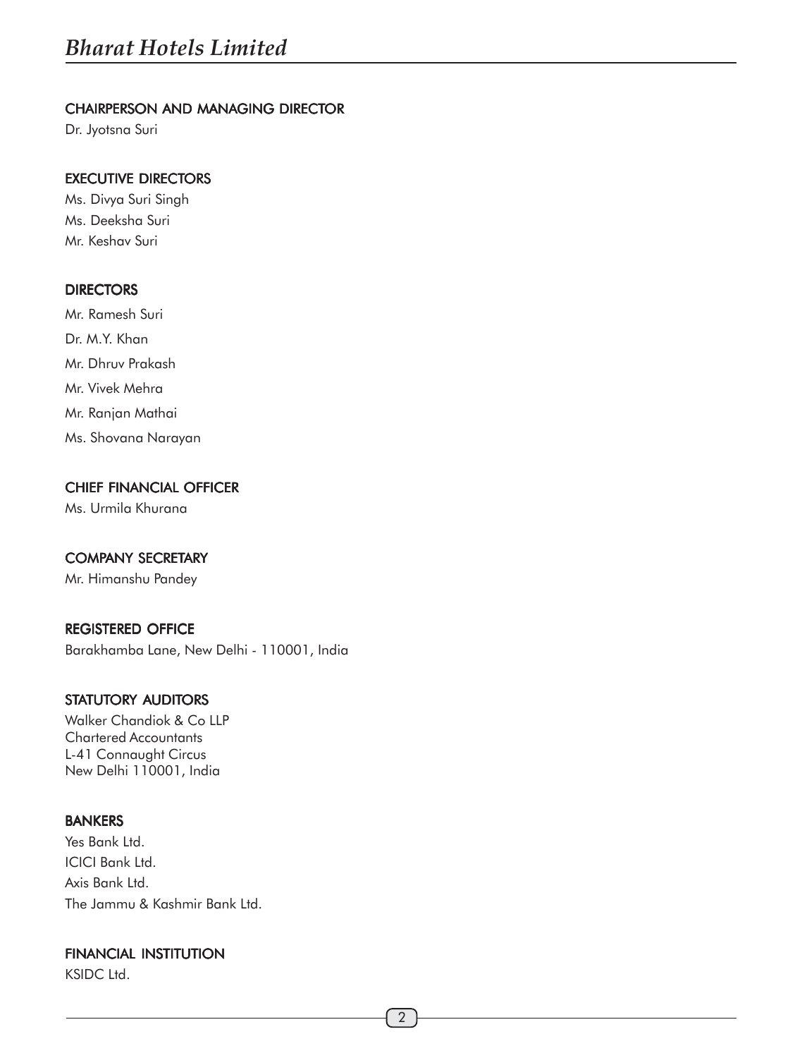## CHAIRPERSON AND MANAGING DIRECTOR

Dr. Jyotsna Suri

## EXECUTIVE DIRECTORS

Ms. Divya Suri Singh
Ms. Deeksha Suri
Mr. Keshav Suri

## DIRECTORS

Mr. Ramesh Suri
Dr. M.Y. Khan
Mr. Dhruv Prakash
Mr. Vivek Mehra
Mr. Ranjan Mathai
Ms. Shovana Narayan

## CHIEF FINANCIAL OFFICER

Ms. Urmila Khurana

## COMPANY SECRETARY

Mr. Himanshu Pandey

## REGISTERED OFFICE

Barakhamba Lane, New Delhi - 110001, India

## STATUTORY AUDITORS

Walker Chandiok & Co LLP
Chartered Accountants
L-41 Connaught Circus
New Delhi 110001, India

## BANKERS

Yes Bank Ltd.
ICICI Bank Ltd.
Axis Bank Ltd.
The Jammu & Kashmir Bank Ltd.

## FINANCIAL INSTITUTION

KSIDC Ltd.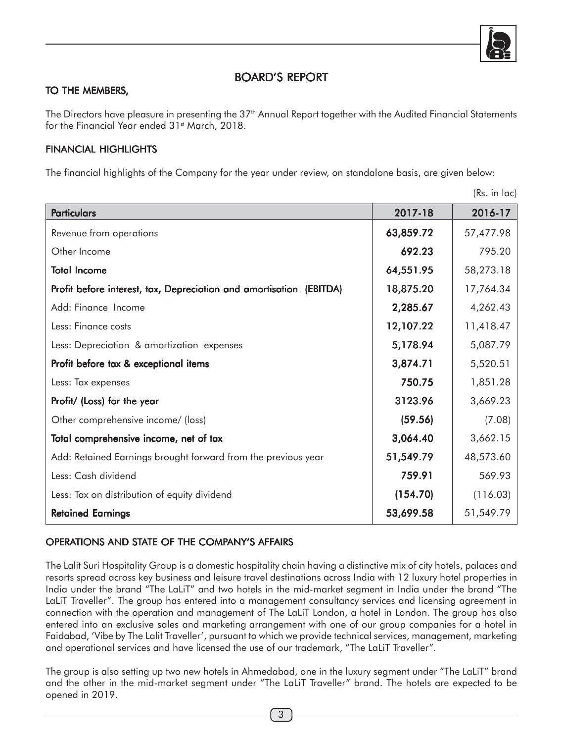# BOARD'S REPORT

## TO THE MEMBERS,

The Directors have pleasure in presenting the 37th Annual Report together with the Audited Financial Statements for the Financial Year ended 31st March, 2018.

## FINANCIAL HIGHLIGHTS

The financial highlights of the Company for the year under review, on standalone basis, are given below:

(Rs. in lac)

| Particulars | 2017-18 | 2016-17 |
|---|---|---|
| Revenue from operations | **63,859.72** | 57,477.98 |
| Other Income | **692.23** | 795.20 |
| **Total Income** | **64,551.95** | 58,273.18 |
| **Profit before interest, tax, Depreciation and amortisation (EBITDA)** | **18,875.20** | 17,764.34 |
| Add: Finance Income | **2,285.67** | 4,262.43 |
| Less: Finance costs | **12,107.22** | 11,418.47 |
| Less: Depreciation & amortization expenses | **5,178.94** | 5,087.79 |
| **Profit before tax & exceptional items** | **3,874.71** | 5,520.51 |
| Less: Tax expenses | **750.75** | 1,851.28 |
| **Profit/ (Loss) for the year** | **3123.96** | 3,669.23 |
| Other comprehensive income/ (loss) | **(59.56)** | (7.08) |
| **Total comprehensive income, net of tax** | **3,064.40** | 3,662.15 |
| Add: Retained Earnings brought forward from the previous year | **51,549.79** | 48,573.60 |
| Less: Cash dividend | **759.91** | 569.93 |
| Less: Tax on distribution of equity dividend | **(154.70)** | (116.03) |
| **Retained Earnings** | **53,699.58** | 51,549.79 |

## OPERATIONS AND STATE OF THE COMPANY'S AFFAIRS

The Lalit Suri Hospitality Group is a domestic hospitality chain having a distinctive mix of city hotels, palaces and resorts spread across key business and leisure travel destinations across India with 12 luxury hotel properties in India under the brand "The LaLiT" and two hotels in the mid-market segment in India under the brand "The LaLiT Traveller". The group has entered into a management consultancy services and licensing agreement in connection with the operation and management of The LaLiT London, a hotel in London. The group has also entered into an exclusive sales and marketing arrangement with one of our group companies for a hotel in Faidabad, 'Vibe by The Lalit Traveller', pursuant to which we provide technical services, management, marketing and operational services and have licensed the use of our trademark, "The LaLiT Traveller".

The group is also setting up two new hotels in Ahmedabad, one in the luxury segment under "The LaLiT" brand and the other in the mid-market segment under "The LaLiT Traveller" brand. The hotels are expected to be opened in 2019.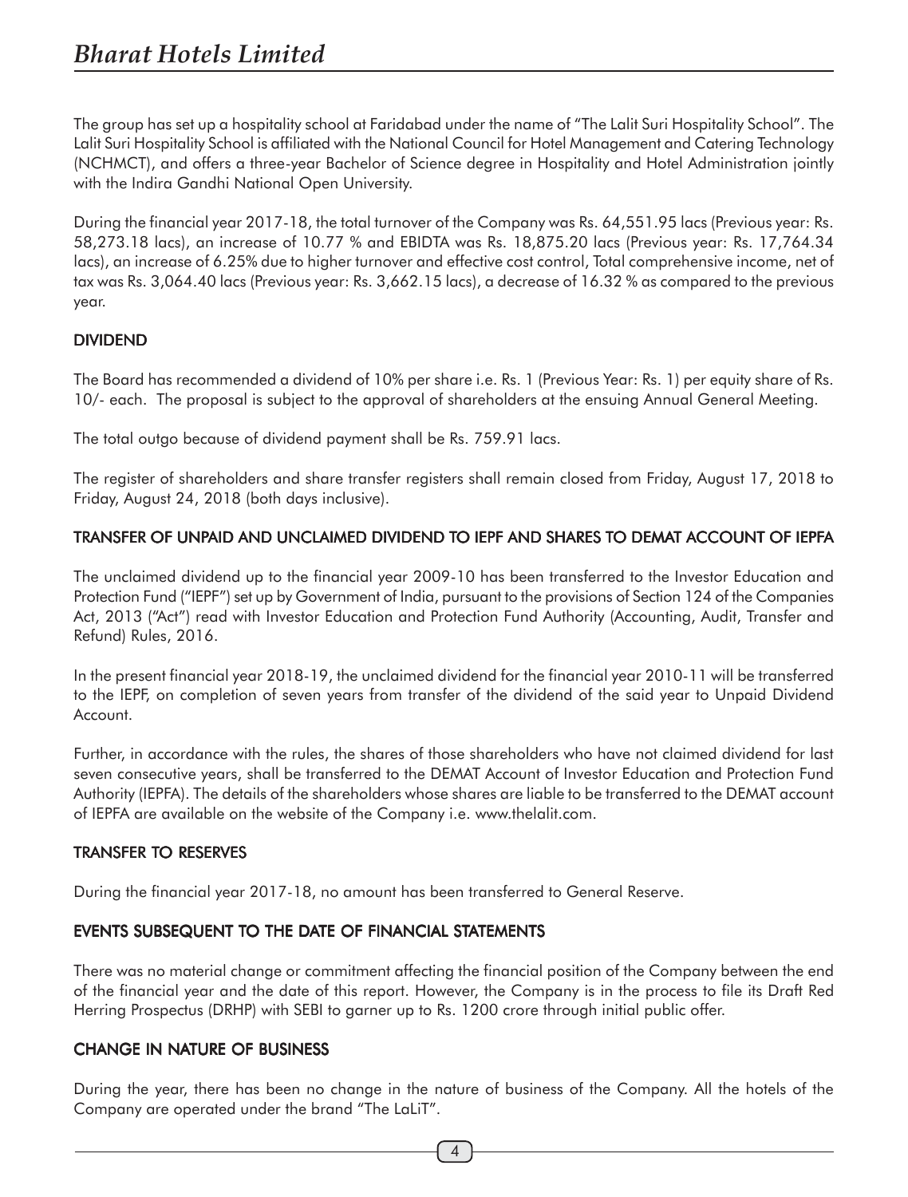The group has set up a hospitality school at Faridabad under the name of "The Lalit Suri Hospitality School". The Lalit Suri Hospitality School is affiliated with the National Council for Hotel Management and Catering Technology (NCHMCT), and offers a three-year Bachelor of Science degree in Hospitality and Hotel Administration jointly with the Indira Gandhi National Open University.

During the financial year 2017-18, the total turnover of the Company was Rs. 64,551.95 lacs (Previous year: Rs. 58,273.18 lacs), an increase of 10.77 % and EBIDTA was Rs. 18,875.20 lacs (Previous year: Rs. 17,764.34 lacs), an increase of 6.25% due to higher turnover and effective cost control, Total comprehensive income, net of tax was Rs. 3,064.40 lacs (Previous year: Rs. 3,662.15 lacs), a decrease of 16.32 % as compared to the previous year.

## DIVIDEND

The Board has recommended a dividend of 10% per share i.e. Rs. 1 (Previous Year: Rs. 1) per equity share of Rs. 10/- each. The proposal is subject to the approval of shareholders at the ensuing Annual General Meeting.

The total outgo because of dividend payment shall be Rs. 759.91 lacs.

The register of shareholders and share transfer registers shall remain closed from Friday, August 17, 2018 to Friday, August 24, 2018 (both days inclusive).

## TRANSFER OF UNPAID AND UNCLAIMED DIVIDEND TO IEPF AND SHARES TO DEMAT ACCOUNT OF IEPFA

The unclaimed dividend up to the financial year 2009-10 has been transferred to the Investor Education and Protection Fund ("IEPF") set up by Government of India, pursuant to the provisions of Section 124 of the Companies Act, 2013 ("Act") read with Investor Education and Protection Fund Authority (Accounting, Audit, Transfer and Refund) Rules, 2016.

In the present financial year 2018-19, the unclaimed dividend for the financial year 2010-11 will be transferred to the IEPF, on completion of seven years from transfer of the dividend of the said year to Unpaid Dividend Account.

Further, in accordance with the rules, the shares of those shareholders who have not claimed dividend for last seven consecutive years, shall be transferred to the DEMAT Account of Investor Education and Protection Fund Authority (IEPFA). The details of the shareholders whose shares are liable to be transferred to the DEMAT account of IEPFA are available on the website of the Company i.e. www.thelalit.com.

## TRANSFER TO RESERVES

During the financial year 2017-18, no amount has been transferred to General Reserve.

## EVENTS SUBSEQUENT TO THE DATE OF FINANCIAL STATEMENTS

There was no material change or commitment affecting the financial position of the Company between the end of the financial year and the date of this report. However, the Company is in the process to file its Draft Red Herring Prospectus (DRHP) with SEBI to garner up to Rs. 1200 crore through initial public offer.

## CHANGE IN NATURE OF BUSINESS

During the year, there has been no change in the nature of business of the Company. All the hotels of the Company are operated under the brand "The LaLiT".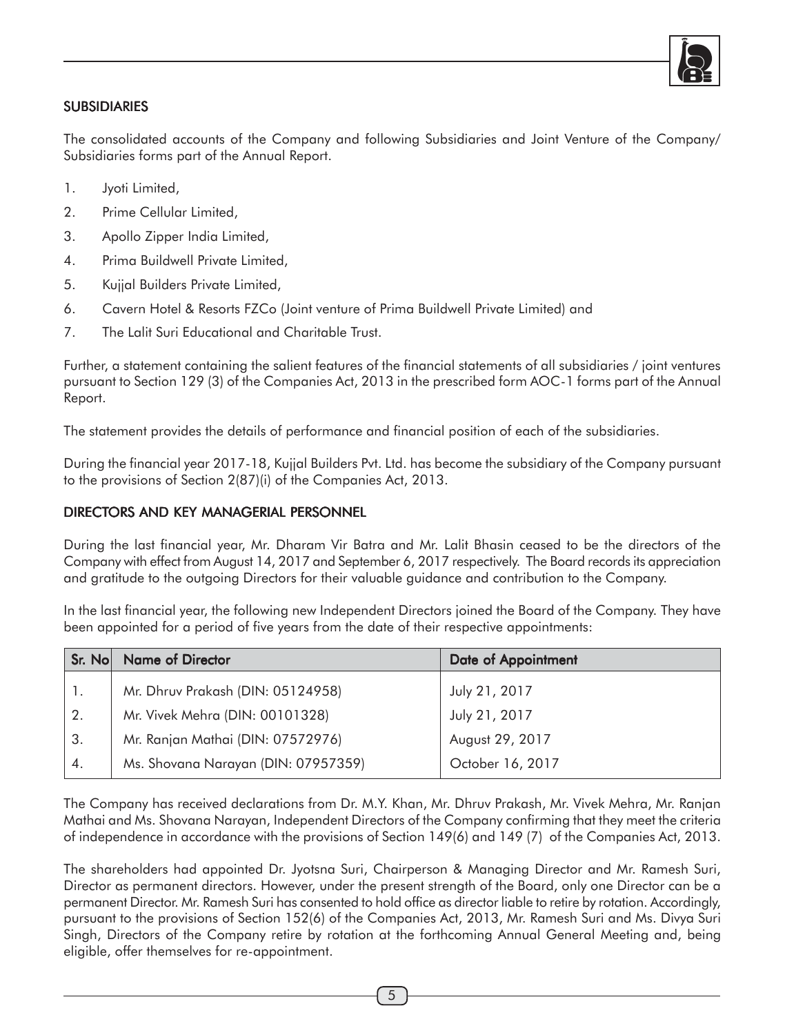## SUBSIDIARIES

The consolidated accounts of the Company and following Subsidiaries and Joint Venture of the Company/ Subsidiaries forms part of the Annual Report.

1. Jyoti Limited,
2. Prime Cellular Limited,
3. Apollo Zipper India Limited,
4. Prima Buildwell Private Limited,
5. Kujjal Builders Private Limited,
6. Cavern Hotel & Resorts FZCo (Joint venture of Prima Buildwell Private Limited) and
7. The Lalit Suri Educational and Charitable Trust.

Further, a statement containing the salient features of the financial statements of all subsidiaries / joint ventures pursuant to Section 129 (3) of the Companies Act, 2013 in the prescribed form AOC-1 forms part of the Annual Report.

The statement provides the details of performance and financial position of each of the subsidiaries.

During the financial year 2017-18, Kujjal Builders Pvt. Ltd. has become the subsidiary of the Company pursuant to the provisions of Section 2(87)(i) of the Companies Act, 2013.

## DIRECTORS AND KEY MANAGERIAL PERSONNEL

During the last financial year, Mr. Dharam Vir Batra and Mr. Lalit Bhasin ceased to be the directors of the Company with effect from August 14, 2017 and September 6, 2017 respectively. The Board records its appreciation and gratitude to the outgoing Directors for their valuable guidance and contribution to the Company.

In the last financial year, the following new Independent Directors joined the Board of the Company. They have been appointed for a period of five years from the date of their respective appointments:

| Sr. No | Name of Director | Date of Appointment |
|---|---|---|
| 1. | Mr. Dhruv Prakash (DIN: 05124958) | July 21, 2017 |
| 2. | Mr. Vivek Mehra (DIN: 00101328) | July 21, 2017 |
| 3. | Mr. Ranjan Mathai (DIN: 07572976) | August 29, 2017 |
| 4. | Ms. Shovana Narayan (DIN: 07957359) | October 16, 2017 |

The Company has received declarations from Dr. M.Y. Khan, Mr. Dhruv Prakash, Mr. Vivek Mehra, Mr. Ranjan Mathai and Ms. Shovana Narayan, Independent Directors of the Company confirming that they meet the criteria of independence in accordance with the provisions of Section 149(6) and 149 (7) of the Companies Act, 2013.

The shareholders had appointed Dr. Jyotsna Suri, Chairperson & Managing Director and Mr. Ramesh Suri, Director as permanent directors. However, under the present strength of the Board, only one Director can be a permanent Director. Mr. Ramesh Suri has consented to hold office as director liable to retire by rotation. Accordingly, pursuant to the provisions of Section 152(6) of the Companies Act, 2013, Mr. Ramesh Suri and Ms. Divya Suri Singh, Directors of the Company retire by rotation at the forthcoming Annual General Meeting and, being eligible, offer themselves for re-appointment.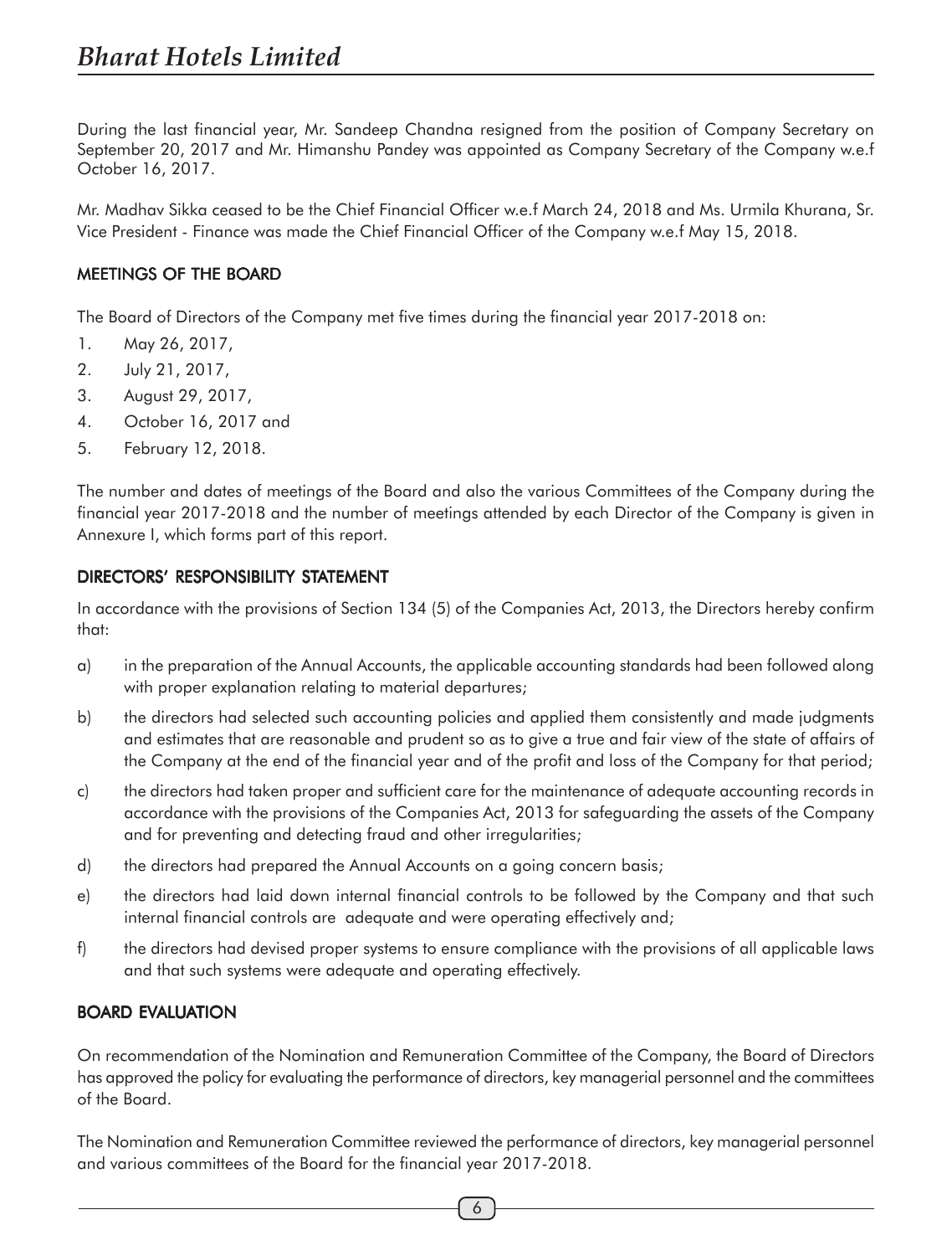During the last financial year, Mr. Sandeep Chandna resigned from the position of Company Secretary on September 20, 2017 and Mr. Himanshu Pandey was appointed as Company Secretary of the Company w.e.f October 16, 2017.

Mr. Madhav Sikka ceased to be the Chief Financial Officer w.e.f March 24, 2018 and Ms. Urmila Khurana, Sr. Vice President - Finance was made the Chief Financial Officer of the Company w.e.f May 15, 2018.

## MEETINGS OF THE BOARD

The Board of Directors of the Company met five times during the financial year 2017-2018 on:

1. May 26, 2017,
2. July 21, 2017,
3. August 29, 2017,
4. October 16, 2017 and
5. February 12, 2018.

The number and dates of meetings of the Board and also the various Committees of the Company during the financial year 2017-2018 and the number of meetings attended by each Director of the Company is given in Annexure I, which forms part of this report.

## DIRECTORS' RESPONSIBILITY STATEMENT

In accordance with the provisions of Section 134 (5) of the Companies Act, 2013, the Directors hereby confirm that:

a) in the preparation of the Annual Accounts, the applicable accounting standards had been followed along with proper explanation relating to material departures;

b) the directors had selected such accounting policies and applied them consistently and made judgments and estimates that are reasonable and prudent so as to give a true and fair view of the state of affairs of the Company at the end of the financial year and of the profit and loss of the Company for that period;

c) the directors had taken proper and sufficient care for the maintenance of adequate accounting records in accordance with the provisions of the Companies Act, 2013 for safeguarding the assets of the Company and for preventing and detecting fraud and other irregularities;

d) the directors had prepared the Annual Accounts on a going concern basis;

e) the directors had laid down internal financial controls to be followed by the Company and that such internal financial controls are adequate and were operating effectively and;

f) the directors had devised proper systems to ensure compliance with the provisions of all applicable laws and that such systems were adequate and operating effectively.

## BOARD EVALUATION

On recommendation of the Nomination and Remuneration Committee of the Company, the Board of Directors has approved the policy for evaluating the performance of directors, key managerial personnel and the committees of the Board.

The Nomination and Remuneration Committee reviewed the performance of directors, key managerial personnel and various committees of the Board for the financial year 2017-2018.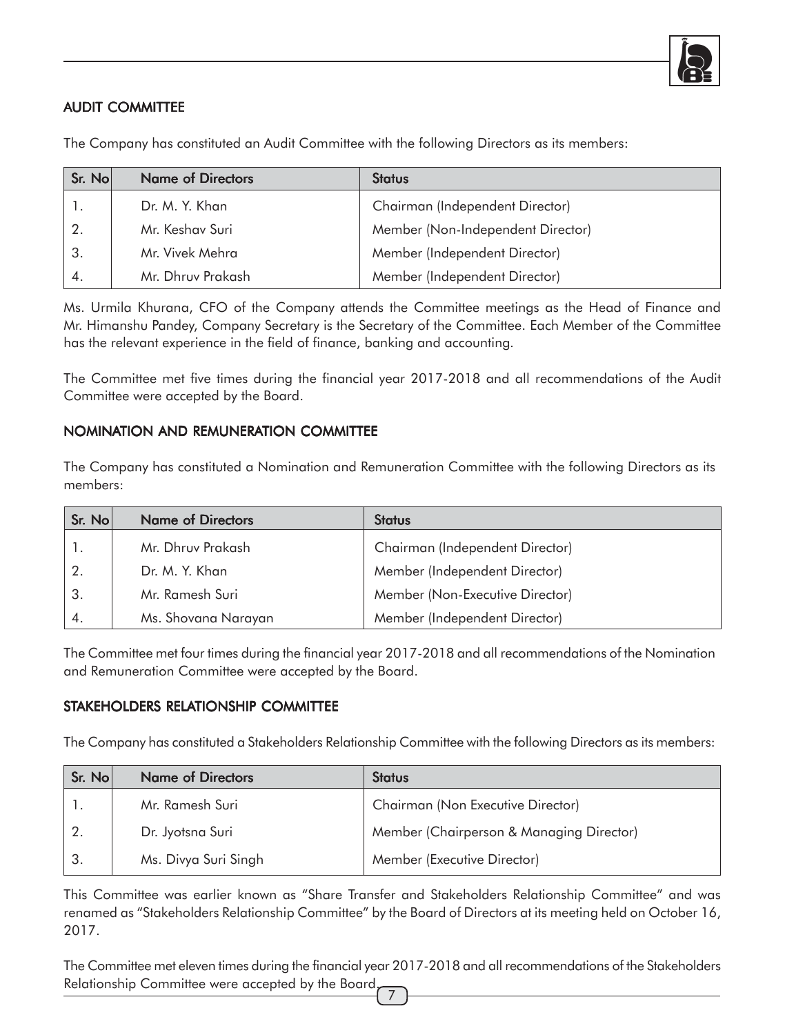## AUDIT COMMITTEE

The Company has constituted an Audit Committee with the following Directors as its members:

| Sr. No | Name of Directors | Status |
|---|---|---|
| 1. | Dr. M. Y. Khan | Chairman (Independent Director) |
| 2. | Mr. Keshav Suri | Member (Non-Independent Director) |
| 3. | Mr. Vivek Mehra | Member (Independent Director) |
| 4. | Mr. Dhruv Prakash | Member (Independent Director) |

Ms. Urmila Khurana, CFO of the Company attends the Committee meetings as the Head of Finance and Mr. Himanshu Pandey, Company Secretary is the Secretary of the Committee. Each Member of the Committee has the relevant experience in the field of finance, banking and accounting.

The Committee met five times during the financial year 2017-2018 and all recommendations of the Audit Committee were accepted by the Board.

## NOMINATION AND REMUNERATION COMMITTEE

The Company has constituted a Nomination and Remuneration Committee with the following Directors as its members:

| Sr. No | Name of Directors | Status |
|---|---|---|
| 1. | Mr. Dhruv Prakash | Chairman (Independent Director) |
| 2. | Dr. M. Y. Khan | Member (Independent Director) |
| 3. | Mr. Ramesh Suri | Member (Non-Executive Director) |
| 4. | Ms. Shovana Narayan | Member (Independent Director) |

The Committee met four times during the financial year 2017-2018 and all recommendations of the Nomination and Remuneration Committee were accepted by the Board.

## STAKEHOLDERS RELATIONSHIP COMMITTEE

The Company has constituted a Stakeholders Relationship Committee with the following Directors as its members:

| Sr. No | Name of Directors | Status |
|---|---|---|
| 1. | Mr. Ramesh Suri | Chairman (Non Executive Director) |
| 2. | Dr. Jyotsna Suri | Member (Chairperson & Managing Director) |
| 3. | Ms. Divya Suri Singh | Member (Executive Director) |

This Committee was earlier known as "Share Transfer and Stakeholders Relationship Committee" and was renamed as "Stakeholders Relationship Committee" by the Board of Directors at its meeting held on October 16, 2017.

The Committee met eleven times during the financial year 2017-2018 and all recommendations of the Stakeholders Relationship Committee were accepted by the Board.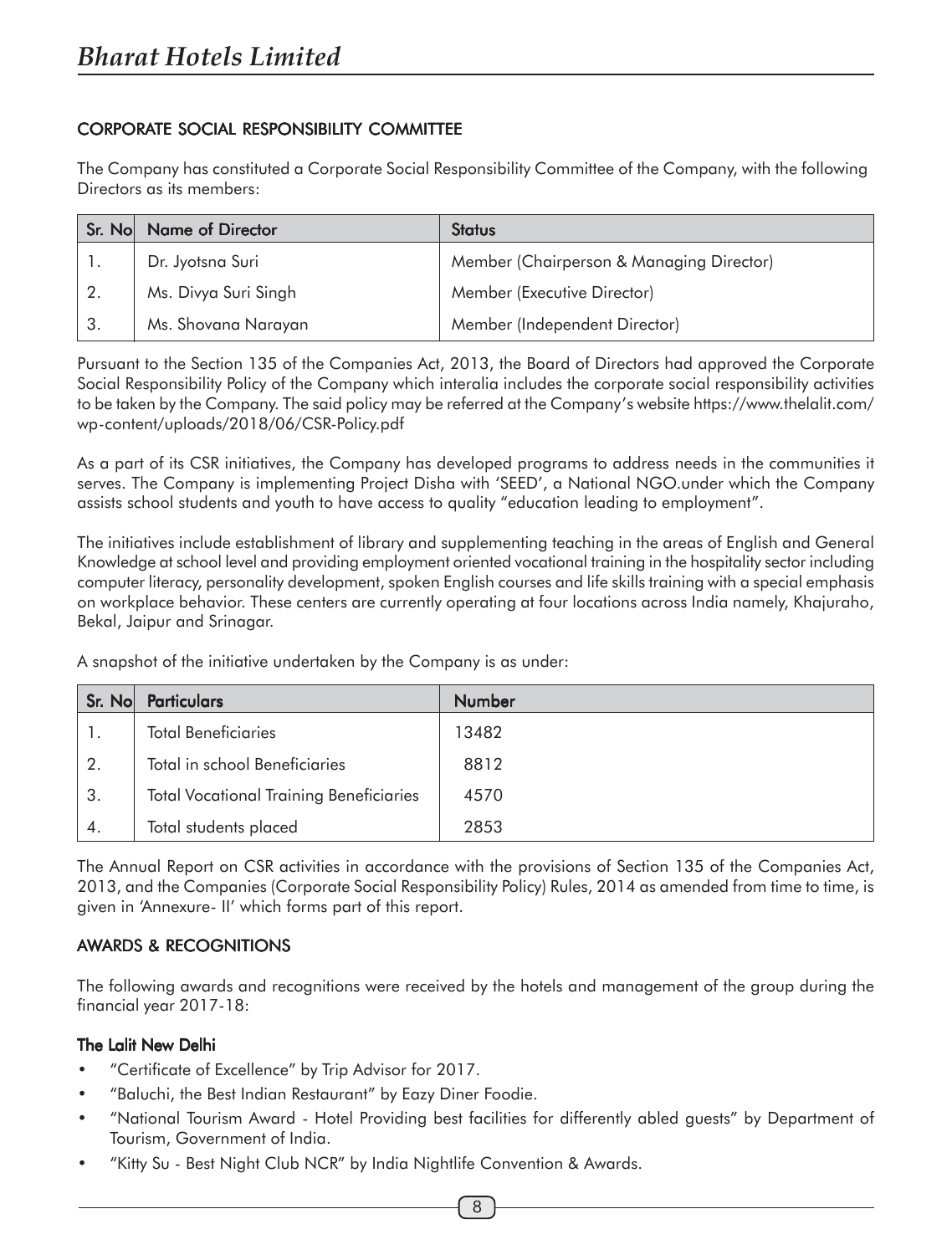## CORPORATE SOCIAL RESPONSIBILITY COMMITTEE

The Company has constituted a Corporate Social Responsibility Committee of the Company, with the following Directors as its members:

| Sr. No | Name of Director | Status |
|---|---|---|
| 1. | Dr. Jyotsna Suri | Member (Chairperson & Managing Director) |
| 2. | Ms. Divya Suri Singh | Member (Executive Director) |
| 3. | Ms. Shovana Narayan | Member (Independent Director) |

Pursuant to the Section 135 of the Companies Act, 2013, the Board of Directors had approved the Corporate Social Responsibility Policy of the Company which interalia includes the corporate social responsibility activities to be taken by the Company. The said policy may be referred at the Company's website https://www.thelalit.com/wp-content/uploads/2018/06/CSR-Policy.pdf

As a part of its CSR initiatives, the Company has developed programs to address needs in the communities it serves. The Company is implementing Project Disha with 'SEED', a National NGO.under which the Company assists school students and youth to have access to quality "education leading to employment".

The initiatives include establishment of library and supplementing teaching in the areas of English and General Knowledge at school level and providing employment oriented vocational training in the hospitality sector including computer literacy, personality development, spoken English courses and life skills training with a special emphasis on workplace behavior. These centers are currently operating at four locations across India namely, Khajuraho, Bekal, Jaipur and Srinagar.

A snapshot of the initiative undertaken by the Company is as under:

| Sr. No | Particulars | Number |
|---|---|---|
| 1. | Total Beneficiaries | 13482 |
| 2. | Total in school Beneficiaries | 8812 |
| 3. | Total Vocational Training Beneficiaries | 4570 |
| 4. | Total students placed | 2853 |

The Annual Report on CSR activities in accordance with the provisions of Section 135 of the Companies Act, 2013, and the Companies (Corporate Social Responsibility Policy) Rules, 2014 as amended from time to time, is given in 'Annexure- II' which forms part of this report.

## AWARDS & RECOGNITIONS

The following awards and recognitions were received by the hotels and management of the group during the financial year 2017-18:

### The Lalit New Delhi

- "Certificate of Excellence" by Trip Advisor for 2017.
- "Baluchi, the Best Indian Restaurant" by Eazy Diner Foodie.
- "National Tourism Award - Hotel Providing best facilities for differently abled guests" by Department of Tourism, Government of India.
- "Kitty Su - Best Night Club NCR" by India Nightlife Convention & Awards.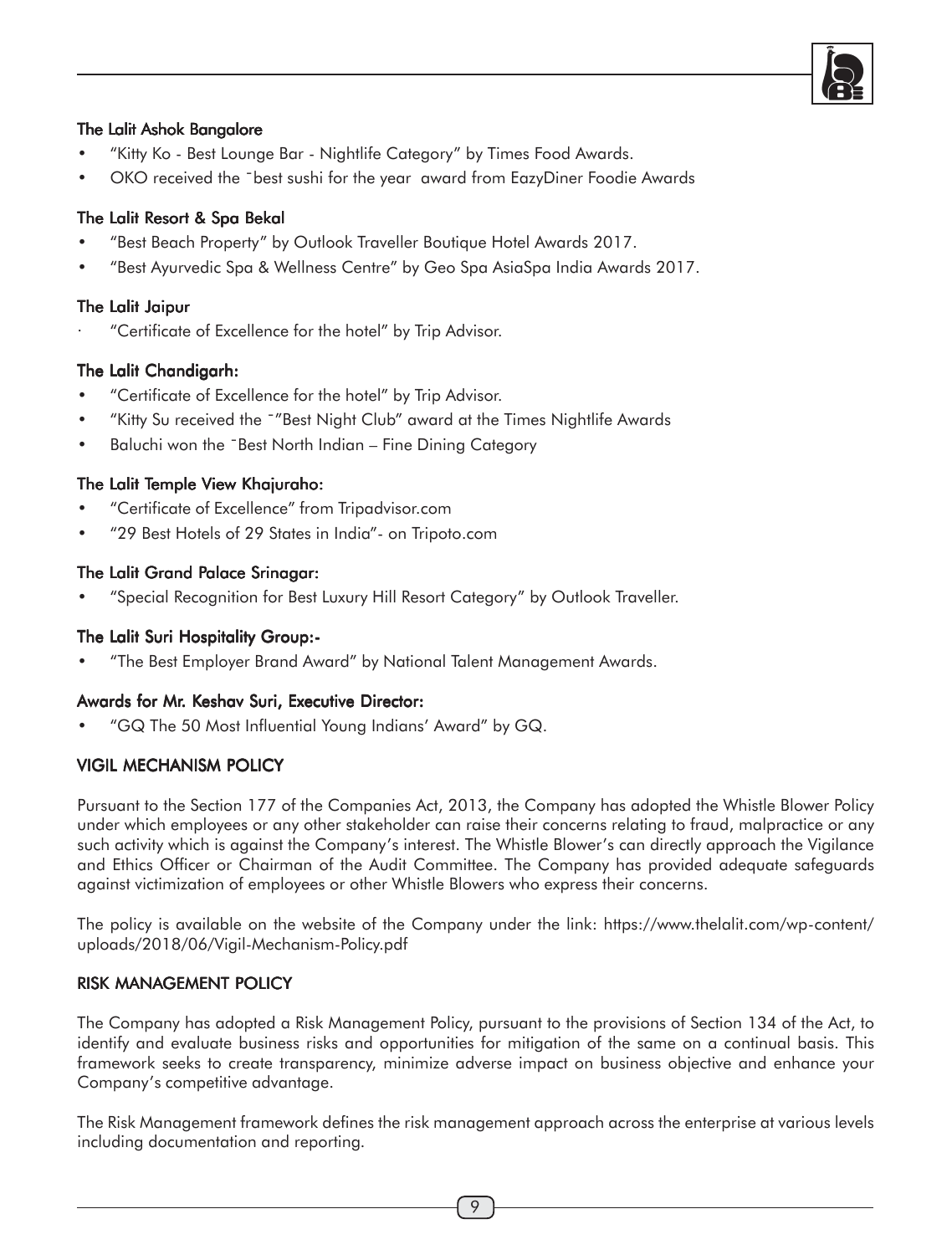### The Lalit Ashok Bangalore

- "Kitty Ko - Best Lounge Bar - Nightlife Category" by Times Food Awards.
- OKO received the ˉbest sushi for the year award from EazyDiner Foodie Awards

### The Lalit Resort & Spa Bekal

- "Best Beach Property" by Outlook Traveller Boutique Hotel Awards 2017.
- "Best Ayurvedic Spa & Wellness Centre" by Geo Spa AsiaSpa India Awards 2017.

### The Lalit Jaipur

- "Certificate of Excellence for the hotel" by Trip Advisor.

### The Lalit Chandigarh:

- "Certificate of Excellence for the hotel" by Trip Advisor.
- "Kitty Su received the ˉ"Best Night Club" award at the Times Nightlife Awards
- Baluchi won the ˉBest North Indian – Fine Dining Category

### The Lalit Temple View Khajuraho:

- "Certificate of Excellence" from Tripadvisor.com
- "29 Best Hotels of 29 States in India"- on Tripoto.com

### The Lalit Grand Palace Srinagar:

- "Special Recognition for Best Luxury Hill Resort Category" by Outlook Traveller.

### The Lalit Suri Hospitality Group:-

- "The Best Employer Brand Award" by National Talent Management Awards.

### Awards for Mr. Keshav Suri, Executive Director:

- "GQ The 50 Most Influential Young Indians' Award" by GQ.

## VIGIL MECHANISM POLICY

Pursuant to the Section 177 of the Companies Act, 2013, the Company has adopted the Whistle Blower Policy under which employees or any other stakeholder can raise their concerns relating to fraud, malpractice or any such activity which is against the Company's interest. The Whistle Blower's can directly approach the Vigilance and Ethics Officer or Chairman of the Audit Committee. The Company has provided adequate safeguards against victimization of employees or other Whistle Blowers who express their concerns.

The policy is available on the website of the Company under the link: https://www.thelalit.com/wp-content/uploads/2018/06/Vigil-Mechanism-Policy.pdf

## RISK MANAGEMENT POLICY

The Company has adopted a Risk Management Policy, pursuant to the provisions of Section 134 of the Act, to identify and evaluate business risks and opportunities for mitigation of the same on a continual basis. This framework seeks to create transparency, minimize adverse impact on business objective and enhance your Company's competitive advantage.

The Risk Management framework defines the risk management approach across the enterprise at various levels including documentation and reporting.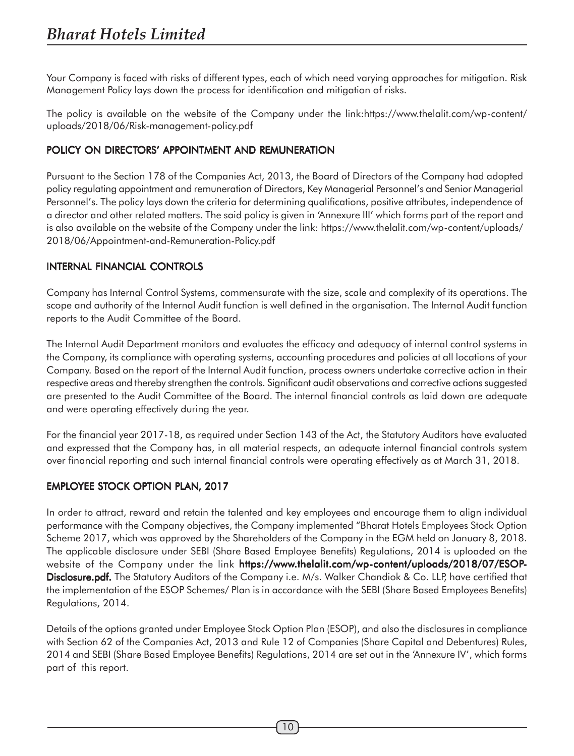Your Company is faced with risks of different types, each of which need varying approaches for mitigation. Risk Management Policy lays down the process for identification and mitigation of risks.

The policy is available on the website of the Company under the link:https://www.thelalit.com/wp-content/uploads/2018/06/Risk-management-policy.pdf

## POLICY ON DIRECTORS' APPOINTMENT AND REMUNERATION

Pursuant to the Section 178 of the Companies Act, 2013, the Board of Directors of the Company had adopted policy regulating appointment and remuneration of Directors, Key Managerial Personnel's and Senior Managerial Personnel's. The policy lays down the criteria for determining qualifications, positive attributes, independence of a director and other related matters. The said policy is given in 'Annexure III' which forms part of the report and is also available on the website of the Company under the link: https://www.thelalit.com/wp-content/uploads/2018/06/Appointment-and-Remuneration-Policy.pdf

## INTERNAL FINANCIAL CONTROLS

Company has Internal Control Systems, commensurate with the size, scale and complexity of its operations. The scope and authority of the Internal Audit function is well defined in the organisation. The Internal Audit function reports to the Audit Committee of the Board.

The Internal Audit Department monitors and evaluates the efficacy and adequacy of internal control systems in the Company, its compliance with operating systems, accounting procedures and policies at all locations of your Company. Based on the report of the Internal Audit function, process owners undertake corrective action in their respective areas and thereby strengthen the controls. Significant audit observations and corrective actions suggested are presented to the Audit Committee of the Board. The internal financial controls as laid down are adequate and were operating effectively during the year.

For the financial year 2017-18, as required under Section 143 of the Act, the Statutory Auditors have evaluated and expressed that the Company has, in all material respects, an adequate internal financial controls system over financial reporting and such internal financial controls were operating effectively as at March 31, 2018.

## EMPLOYEE STOCK OPTION PLAN, 2017

In order to attract, reward and retain the talented and key employees and encourage them to align individual performance with the Company objectives, the Company implemented "Bharat Hotels Employees Stock Option Scheme 2017, which was approved by the Shareholders of the Company in the EGM held on January 8, 2018. The applicable disclosure under SEBI (Share Based Employee Benefits) Regulations, 2014 is uploaded on the website of the Company under the link **https://www.thelalit.com/wp-content/uploads/2018/07/ESOP-Disclosure.pdf.** The Statutory Auditors of the Company i.e. M/s. Walker Chandiok & Co. LLP, have certified that the implementation of the ESOP Schemes/ Plan is in accordance with the SEBI (Share Based Employees Benefits) Regulations, 2014.

Details of the options granted under Employee Stock Option Plan (ESOP), and also the disclosures in compliance with Section 62 of the Companies Act, 2013 and Rule 12 of Companies (Share Capital and Debentures) Rules, 2014 and SEBI (Share Based Employee Benefits) Regulations, 2014 are set out in the 'Annexure IV', which forms part of this report.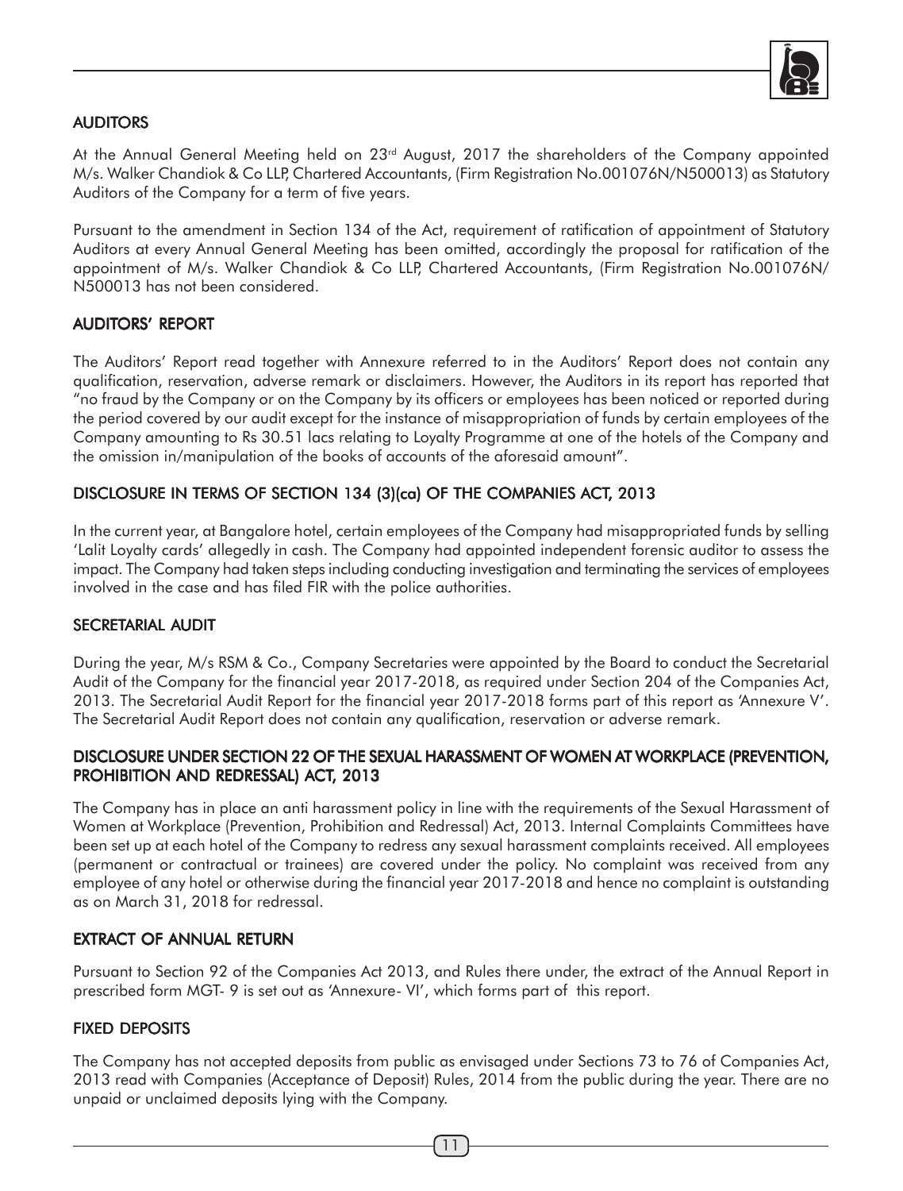## AUDITORS

At the Annual General Meeting held on 23rd August, 2017 the shareholders of the Company appointed M/s. Walker Chandiok & Co LLP, Chartered Accountants, (Firm Registration No.001076N/N500013) as Statutory Auditors of the Company for a term of five years.

Pursuant to the amendment in Section 134 of the Act, requirement of ratification of appointment of Statutory Auditors at every Annual General Meeting has been omitted, accordingly the proposal for ratification of the appointment of M/s. Walker Chandiok & Co LLP, Chartered Accountants, (Firm Registration No.001076N/ N500013 has not been considered.

## AUDITORS' REPORT

The Auditors' Report read together with Annexure referred to in the Auditors' Report does not contain any qualification, reservation, adverse remark or disclaimers. However, the Auditors in its report has reported that "no fraud by the Company or on the Company by its officers or employees has been noticed or reported during the period covered by our audit except for the instance of misappropriation of funds by certain employees of the Company amounting to Rs 30.51 lacs relating to Loyalty Programme at one of the hotels of the Company and the omission in/manipulation of the books of accounts of the aforesaid amount".

## DISCLOSURE IN TERMS OF SECTION 134 (3)(ca) OF THE COMPANIES ACT, 2013

In the current year, at Bangalore hotel, certain employees of the Company had misappropriated funds by selling 'Lalit Loyalty cards' allegedly in cash. The Company had appointed independent forensic auditor to assess the impact. The Company had taken steps including conducting investigation and terminating the services of employees involved in the case and has filed FIR with the police authorities.

## SECRETARIAL AUDIT

During the year, M/s RSM & Co., Company Secretaries were appointed by the Board to conduct the Secretarial Audit of the Company for the financial year 2017-2018, as required under Section 204 of the Companies Act, 2013. The Secretarial Audit Report for the financial year 2017-2018 forms part of this report as 'Annexure V'. The Secretarial Audit Report does not contain any qualification, reservation or adverse remark.

## DISCLOSURE UNDER SECTION 22 OF THE SEXUAL HARASSMENT OF WOMEN AT WORKPLACE (PREVENTION, PROHIBITION AND REDRESSAL) ACT, 2013

The Company has in place an anti harassment policy in line with the requirements of the Sexual Harassment of Women at Workplace (Prevention, Prohibition and Redressal) Act, 2013. Internal Complaints Committees have been set up at each hotel of the Company to redress any sexual harassment complaints received. All employees (permanent or contractual or trainees) are covered under the policy. No complaint was received from any employee of any hotel or otherwise during the financial year 2017-2018 and hence no complaint is outstanding as on March 31, 2018 for redressal.

## EXTRACT OF ANNUAL RETURN

Pursuant to Section 92 of the Companies Act 2013, and Rules there under, the extract of the Annual Report in prescribed form MGT- 9 is set out as 'Annexure- VI', which forms part of this report.

## FIXED DEPOSITS

The Company has not accepted deposits from public as envisaged under Sections 73 to 76 of Companies Act, 2013 read with Companies (Acceptance of Deposit) Rules, 2014 from the public during the year. There are no unpaid or unclaimed deposits lying with the Company.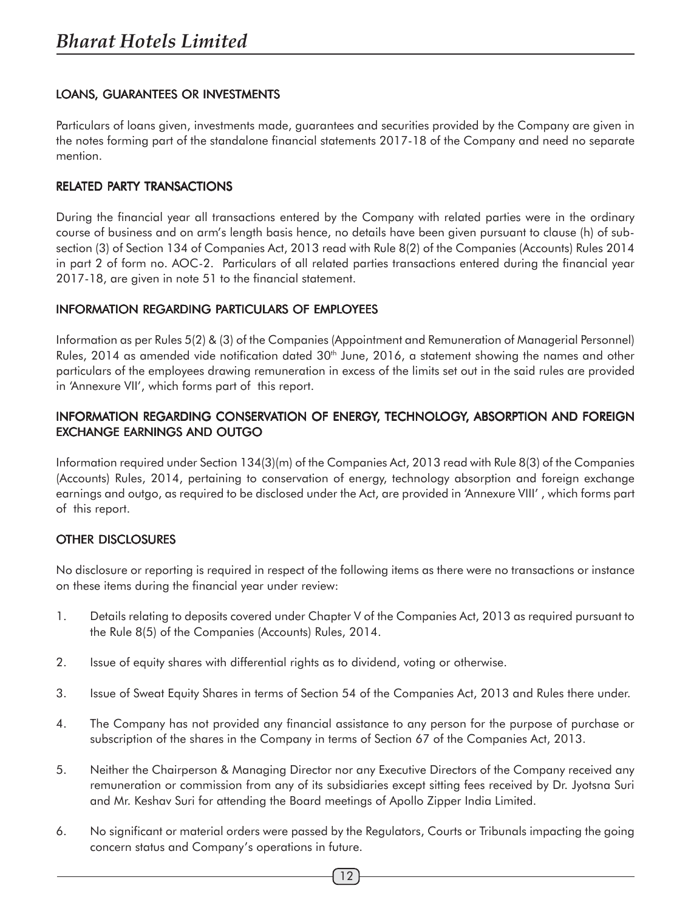## LOANS, GUARANTEES OR INVESTMENTS

Particulars of loans given, investments made, guarantees and securities provided by the Company are given in the notes forming part of the standalone financial statements 2017-18 of the Company and need no separate mention.

## RELATED PARTY TRANSACTIONS

During the financial year all transactions entered by the Company with related parties were in the ordinary course of business and on arm's length basis hence, no details have been given pursuant to clause (h) of sub-section (3) of Section 134 of Companies Act, 2013 read with Rule 8(2) of the Companies (Accounts) Rules 2014 in part 2 of form no. AOC-2. Particulars of all related parties transactions entered during the financial year 2017-18, are given in note 51 to the financial statement.

## INFORMATION REGARDING PARTICULARS OF EMPLOYEES

Information as per Rules 5(2) & (3) of the Companies (Appointment and Remuneration of Managerial Personnel) Rules, 2014 as amended vide notification dated 30th June, 2016, a statement showing the names and other particulars of the employees drawing remuneration in excess of the limits set out in the said rules are provided in 'Annexure VII', which forms part of this report.

## INFORMATION REGARDING CONSERVATION OF ENERGY, TECHNOLOGY, ABSORPTION AND FOREIGN EXCHANGE EARNINGS AND OUTGO

Information required under Section 134(3)(m) of the Companies Act, 2013 read with Rule 8(3) of the Companies (Accounts) Rules, 2014, pertaining to conservation of energy, technology absorption and foreign exchange earnings and outgo, as required to be disclosed under the Act, are provided in 'Annexure VIII' , which forms part of this report.

## OTHER DISCLOSURES

No disclosure or reporting is required in respect of the following items as there were no transactions or instance on these items during the financial year under review:

1. Details relating to deposits covered under Chapter V of the Companies Act, 2013 as required pursuant to the Rule 8(5) of the Companies (Accounts) Rules, 2014.
2. Issue of equity shares with differential rights as to dividend, voting or otherwise.
3. Issue of Sweat Equity Shares in terms of Section 54 of the Companies Act, 2013 and Rules there under.
4. The Company has not provided any financial assistance to any person for the purpose of purchase or subscription of the shares in the Company in terms of Section 67 of the Companies Act, 2013.
5. Neither the Chairperson & Managing Director nor any Executive Directors of the Company received any remuneration or commission from any of its subsidiaries except sitting fees received by Dr. Jyotsna Suri and Mr. Keshav Suri for attending the Board meetings of Apollo Zipper India Limited.
6. No significant or material orders were passed by the Regulators, Courts or Tribunals impacting the going concern status and Company's operations in future.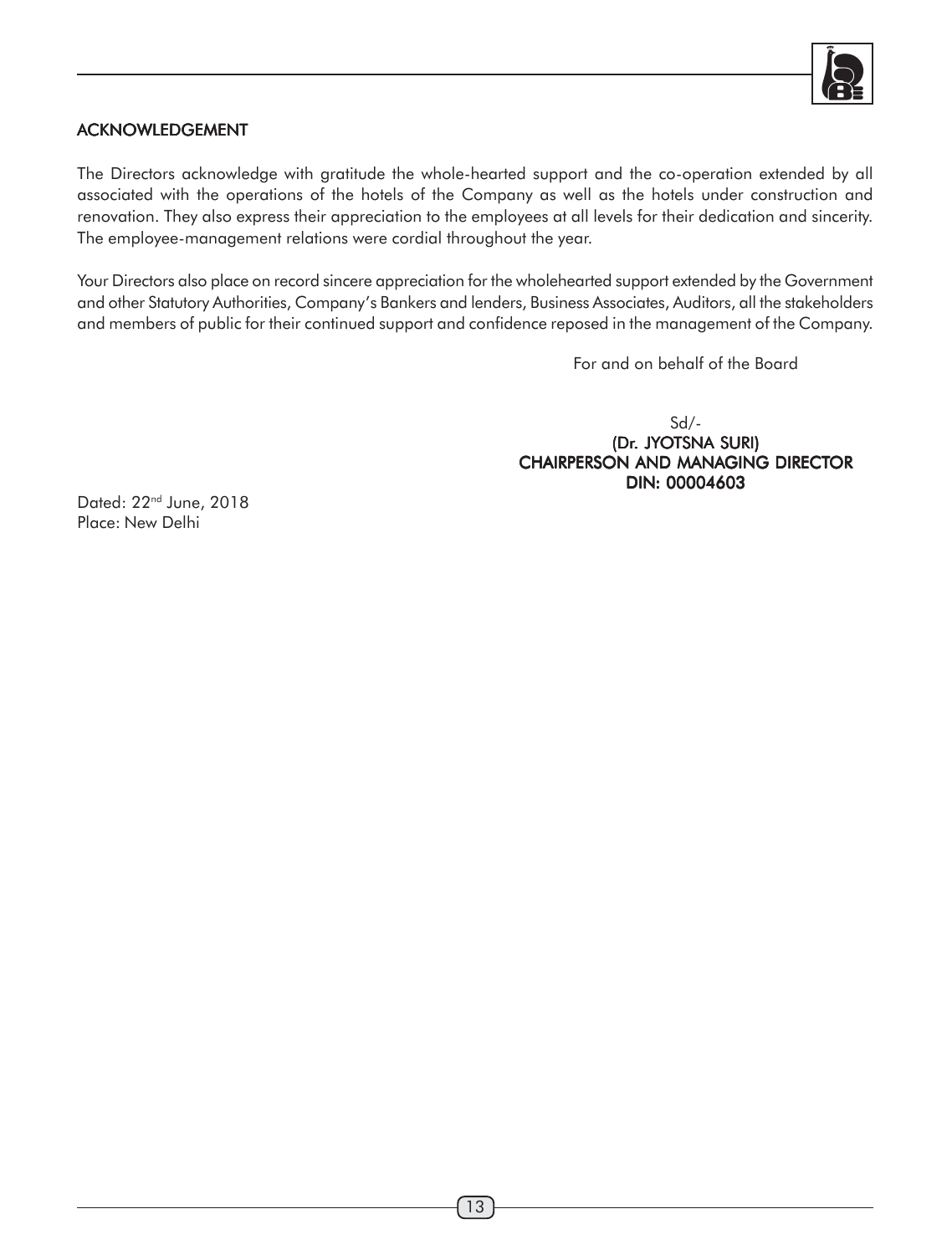## ACKNOWLEDGEMENT

The Directors acknowledge with gratitude the whole-hearted support and the co-operation extended by all associated with the operations of the hotels of the Company as well as the hotels under construction and renovation. They also express their appreciation to the employees at all levels for their dedication and sincerity. The employee-management relations were cordial throughout the year.

Your Directors also place on record sincere appreciation for the wholehearted support extended by the Government and other Statutory Authorities, Company's Bankers and lenders, Business Associates, Auditors, all the stakeholders and members of public for their continued support and confidence reposed in the management of the Company.

For and on behalf of the Board

Sd/-
**(Dr. JYOTSNA SURI)**
**CHAIRPERSON AND MANAGING DIRECTOR**
**DIN: 00004603**

Dated: 22nd June, 2018
Place: New Delhi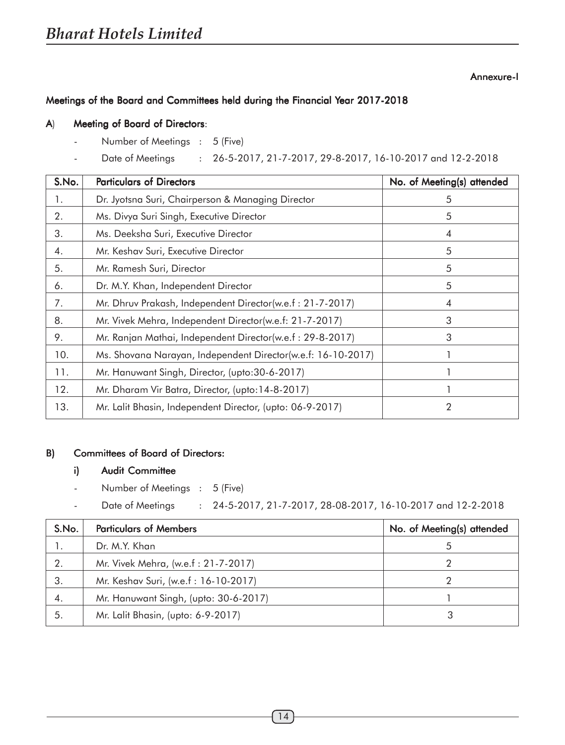Annexure-I

## Meetings of the Board and Committees held during the Financial Year 2017-2018

### A) Meeting of Board of Directors:

- Number of Meetings : 5 (Five)
- Date of Meetings : 26-5-2017, 21-7-2017, 29-8-2017, 16-10-2017 and 12-2-2018

| S.No. | Particulars of Directors | No. of Meeting(s) attended |
|---|---|---|
| 1. | Dr. Jyotsna Suri, Chairperson & Managing Director | 5 |
| 2. | Ms. Divya Suri Singh, Executive Director | 5 |
| 3. | Ms. Deeksha Suri, Executive Director | 4 |
| 4. | Mr. Keshav Suri, Executive Director | 5 |
| 5. | Mr. Ramesh Suri, Director | 5 |
| 6. | Dr. M.Y. Khan, Independent Director | 5 |
| 7. | Mr. Dhruv Prakash, Independent Director(w.e.f : 21-7-2017) | 4 |
| 8. | Mr. Vivek Mehra, Independent Director(w.e.f: 21-7-2017) | 3 |
| 9. | Mr. Ranjan Mathai, Independent Director(w.e.f : 29-8-2017) | 3 |
| 10. | Ms. Shovana Narayan, Independent Director(w.e.f: 16-10-2017) | 1 |
| 11. | Mr. Hanuwant Singh, Director, (upto:30-6-2017) | 1 |
| 12. | Mr. Dharam Vir Batra, Director, (upto:14-8-2017) | 1 |
| 13. | Mr. Lalit Bhasin, Independent Director, (upto: 06-9-2017) | 2 |

### B) Committees of Board of Directors:

#### i) Audit Committee

- Number of Meetings : 5 (Five)
- Date of Meetings : 24-5-2017, 21-7-2017, 28-08-2017, 16-10-2017 and 12-2-2018

| S.No. | Particulars of Members | No. of Meeting(s) attended |
|---|---|---|
| 1. | Dr. M.Y. Khan | 5 |
| 2. | Mr. Vivek Mehra, (w.e.f : 21-7-2017) | 2 |
| 3. | Mr. Keshav Suri, (w.e.f : 16-10-2017) | 2 |
| 4. | Mr. Hanuwant Singh, (upto: 30-6-2017) | 1 |
| 5. | Mr. Lalit Bhasin, (upto: 6-9-2017) | 3 |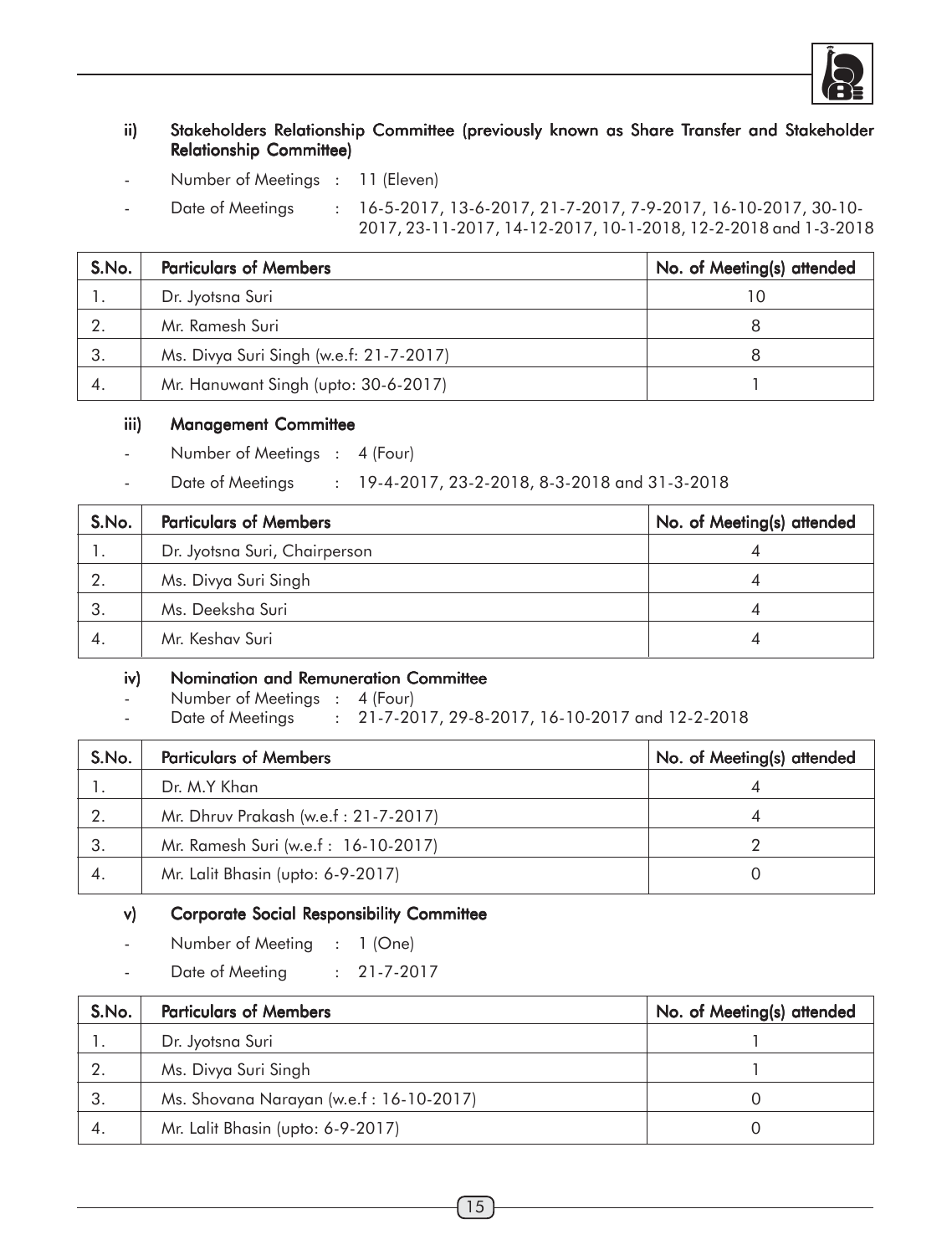### ii) Stakeholders Relationship Committee (previously known as Share Transfer and Stakeholder Relationship Committee)

- Number of Meetings : 11 (Eleven)
- Date of Meetings : 16-5-2017, 13-6-2017, 21-7-2017, 7-9-2017, 16-10-2017, 30-10-2017, 23-11-2017, 14-12-2017, 10-1-2018, 12-2-2018 and 1-3-2018

| S.No. | Particulars of Members | No. of Meeting(s) attended |
|---|---|---|
| 1. | Dr. Jyotsna Suri | 10 |
| 2. | Mr. Ramesh Suri | 8 |
| 3. | Ms. Divya Suri Singh (w.e.f: 21-7-2017) | 8 |
| 4. | Mr. Hanuwant Singh (upto: 30-6-2017) | 1 |

### iii) Management Committee

- Number of Meetings : 4 (Four)
- Date of Meetings : 19-4-2017, 23-2-2018, 8-3-2018 and 31-3-2018

| S.No. | Particulars of Members | No. of Meeting(s) attended |
|---|---|---|
| 1. | Dr. Jyotsna Suri, Chairperson | 4 |
| 2. | Ms. Divya Suri Singh | 4 |
| 3. | Ms. Deeksha Suri | 4 |
| 4. | Mr. Keshav Suri | 4 |

### iv) Nomination and Remuneration Committee

- Number of Meetings : 4 (Four)
- Date of Meetings : 21-7-2017, 29-8-2017, 16-10-2017 and 12-2-2018

| S.No. | Particulars of Members | No. of Meeting(s) attended |
|---|---|---|
| 1. | Dr. M.Y Khan | 4 |
| 2. | Mr. Dhruv Prakash (w.e.f : 21-7-2017) | 4 |
| 3. | Mr. Ramesh Suri (w.e.f : 16-10-2017) | 2 |
| 4. | Mr. Lalit Bhasin (upto: 6-9-2017) | 0 |

### v) Corporate Social Responsibility Committee

- Number of Meeting : 1 (One)
- Date of Meeting : 21-7-2017

| S.No. | Particulars of Members | No. of Meeting(s) attended |
|---|---|---|
| 1. | Dr. Jyotsna Suri | 1 |
| 2. | Ms. Divya Suri Singh | 1 |
| 3. | Ms. Shovana Narayan (w.e.f : 16-10-2017) | 0 |
| 4. | Mr. Lalit Bhasin (upto: 6-9-2017) | 0 |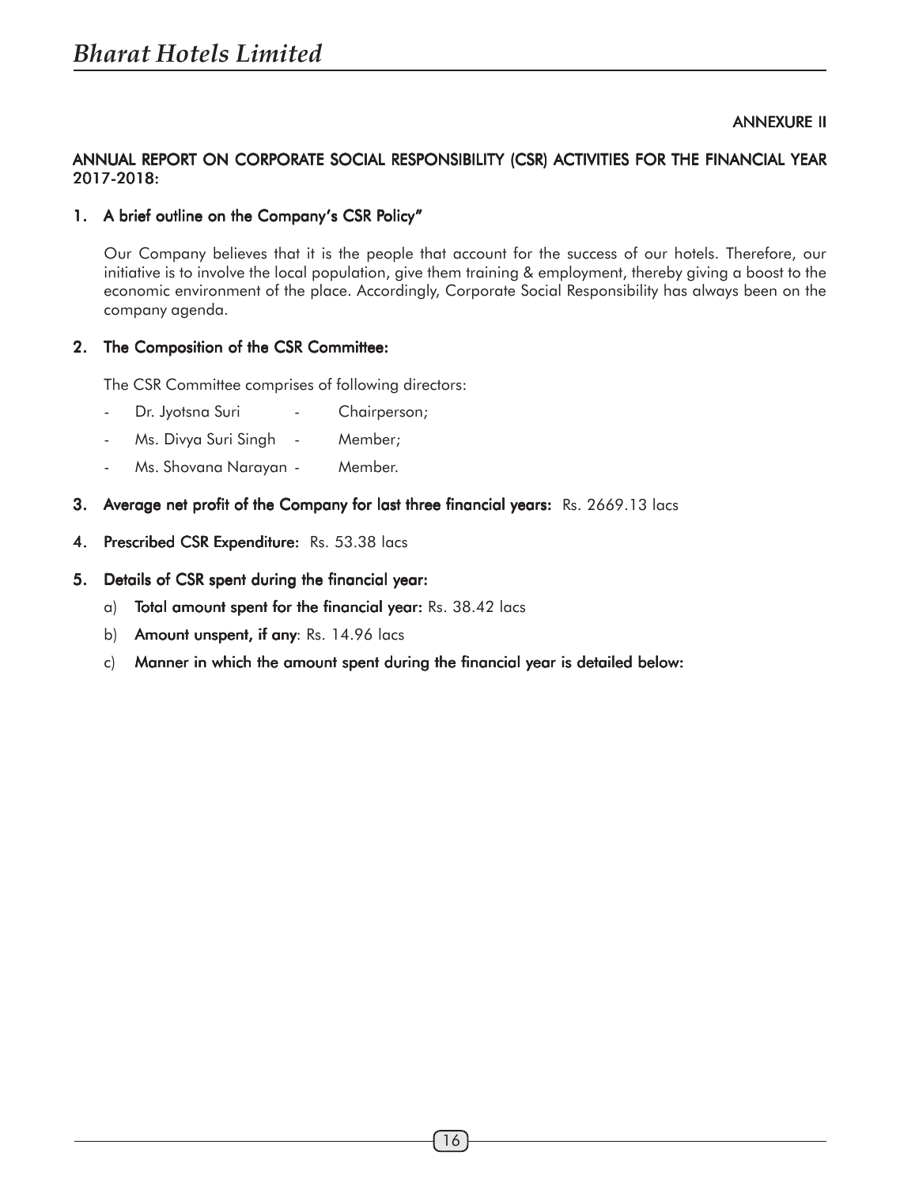ANNEXURE II

## ANNUAL REPORT ON CORPORATE SOCIAL RESPONSIBILITY (CSR) ACTIVITIES FOR THE FINANCIAL YEAR 2017-2018:

### 1. A brief outline on the Company's CSR Policy"

Our Company believes that it is the people that account for the success of our hotels. Therefore, our initiative is to involve the local population, give them training & employment, thereby giving a boost to the economic environment of the place. Accordingly, Corporate Social Responsibility has always been on the company agenda.

### 2. The Composition of the CSR Committee:

The CSR Committee comprises of following directors:

- Dr. Jyotsna Suri - Chairperson;
- Ms. Divya Suri Singh - Member;
- Ms. Shovana Narayan - Member.

### 3. Average net profit of the Company for last three financial years: Rs. 2669.13 lacs

### 4. Prescribed CSR Expenditure: Rs. 53.38 lacs

### 5. Details of CSR spent during the financial year:

a) **Total amount spent for the financial year:** Rs. 38.42 lacs

b) **Amount unspent, if any**: Rs. 14.96 lacs

c) **Manner in which the amount spent during the financial year is detailed below:**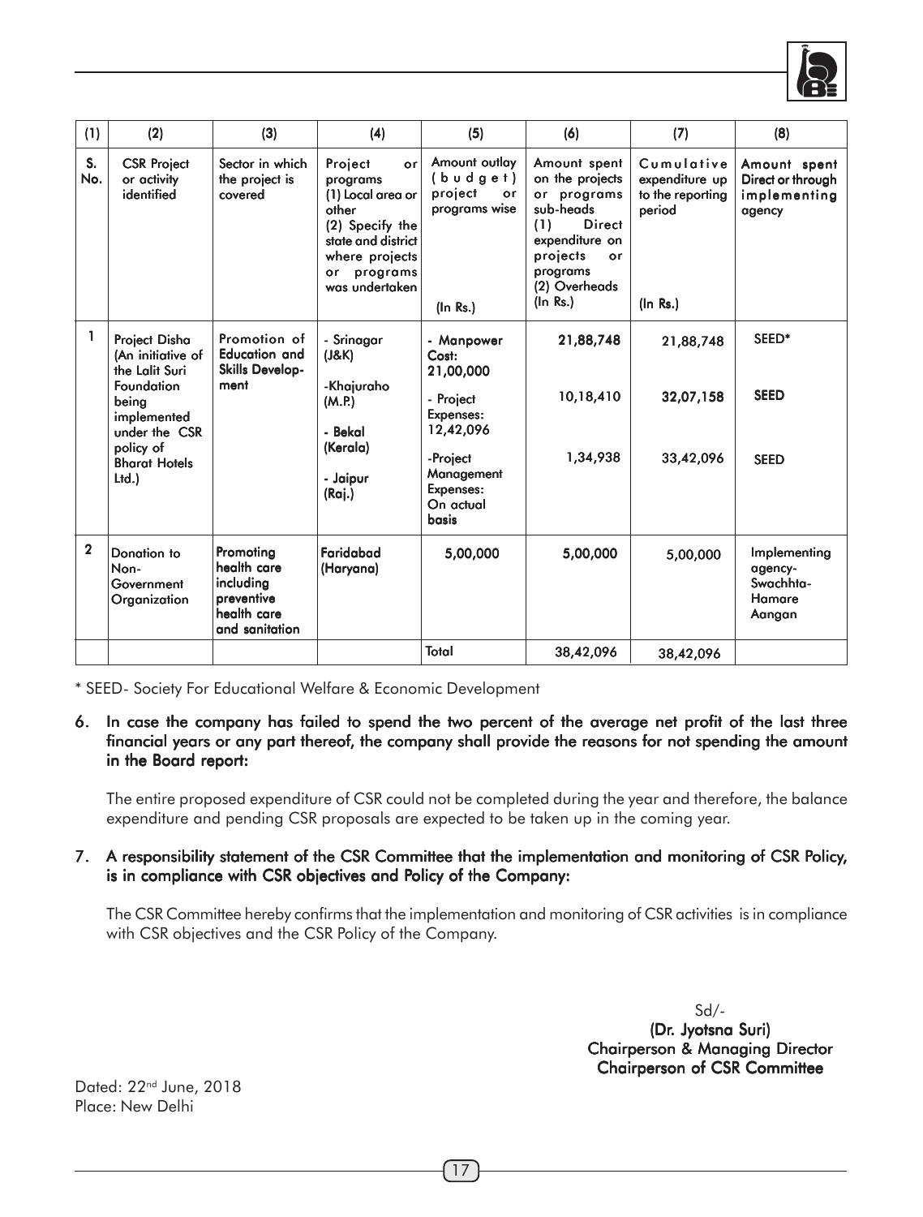| (1) | (2) | (3) | (4) | (5) | (6) | (7) | (8) |
|---|---|---|---|---|---|---|---|
| S. No. | CSR Project or activity identified | Sector in which the project is covered | Project or programs (1) Local area or other (2) Specify the state and district where projects or programs was undertaken | Amount outlay (budget) project or programs wise (In Rs.) | Amount spent on the projects or programs sub-heads (1) Direct expenditure on projects or programs (2) Overheads (In Rs.) | Cumulative expenditure up to the reporting period (In Rs.) | Amount spent Direct or through implementing agency |
| 1 | Project Disha (An initiative of the Lalit Suri Foundation being implemented under the CSR policy of Bharat Hotels Ltd.) | Promotion of Education and Skills Development | - Srinagar (J&K) -Khajuraho (M.P.) - Bekal (Kerala) - Jaipur (Raj.) | - Manpower Cost: 21,00,000 | 21,88,748 | 21,88,748 | SEED* |
| | | | | - Project Expenses: 12,42,096 | 10,18,410 | 32,07,158 | SEED |
| | | | | -Project Management Expenses: On actual basis | 1,34,938 | 33,42,096 | SEED |
| 2 | Donation to Non-Government Organization | Promoting health care including preventive health care and sanitation | Faridabad (Haryana) | 5,00,000 | 5,00,000 | 5,00,000 | Implementing agency- Swachhta-Hamare Aangan |
| | | | | Total | 38,42,096 | 38,42,096 | |

* SEED- Society For Educational Welfare & Economic Development

6. **In case the company has failed to spend the two percent of the average net profit of the last three financial years or any part thereof, the company shall provide the reasons for not spending the amount in the Board report:**

   The entire proposed expenditure of CSR could not be completed during the year and therefore, the balance expenditure and pending CSR proposals are expected to be taken up in the coming year.

7. **A responsibility statement of the CSR Committee that the implementation and monitoring of CSR Policy, is in compliance with CSR objectives and Policy of the Company:**

   The CSR Committee hereby confirms that the implementation and monitoring of CSR activities is in compliance with CSR objectives and the CSR Policy of the Company.

Sd/-
**(Dr. Jyotsna Suri)**
**Chairperson & Managing Director**
**Chairperson of CSR Committee**

Dated: 22nd June, 2018
Place: New Delhi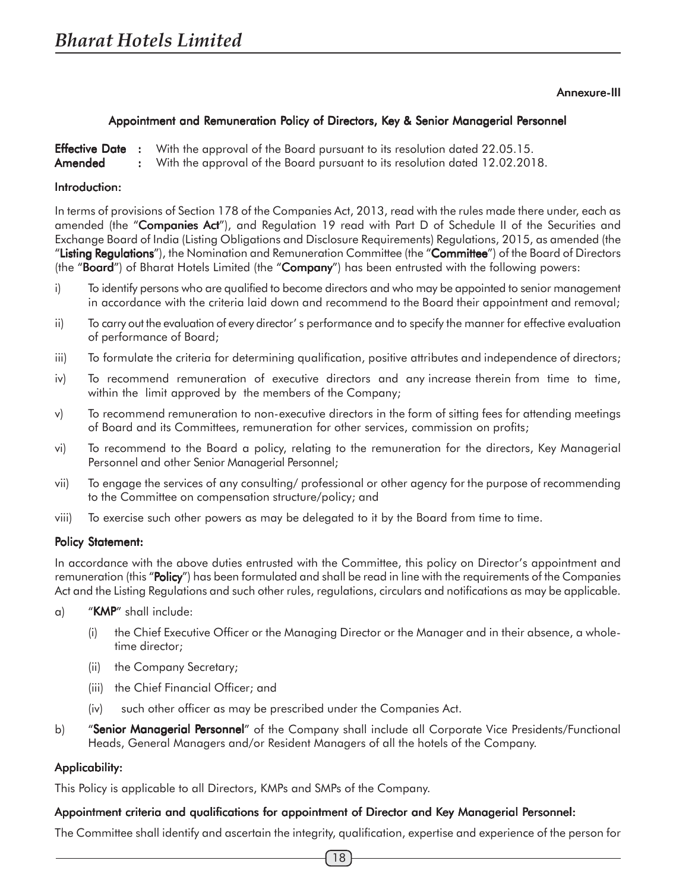Annexure-III

## Appointment and Remuneration Policy of Directors, Key & Senior Managerial Personnel

**Effective Date** : With the approval of the Board pursuant to its resolution dated 22.05.15.
**Amended** : With the approval of the Board pursuant to its resolution dated 12.02.2018.

### Introduction:

In terms of provisions of Section 178 of the Companies Act, 2013, read with the rules made there under, each as amended (the "**Companies Act**"), and Regulation 19 read with Part D of Schedule II of the Securities and Exchange Board of India (Listing Obligations and Disclosure Requirements) Regulations, 2015, as amended (the "**Listing Regulations**"), the Nomination and Remuneration Committee (the "**Committee**") of the Board of Directors (the "**Board**") of Bharat Hotels Limited (the "**Company**") has been entrusted with the following powers:

i) To identify persons who are qualified to become directors and who may be appointed to senior management in accordance with the criteria laid down and recommend to the Board their appointment and removal;

ii) To carry out the evaluation of every director' s performance and to specify the manner for effective evaluation of performance of Board;

iii) To formulate the criteria for determining qualification, positive attributes and independence of directors;

iv) To recommend remuneration of executive directors and any increase therein from time to time, within the limit approved by the members of the Company;

v) To recommend remuneration to non-executive directors in the form of sitting fees for attending meetings of Board and its Committees, remuneration for other services, commission on profits;

vi) To recommend to the Board a policy, relating to the remuneration for the directors, Key Managerial Personnel and other Senior Managerial Personnel;

vii) To engage the services of any consulting/ professional or other agency for the purpose of recommending to the Committee on compensation structure/policy; and

viii) To exercise such other powers as may be delegated to it by the Board from time to time.

### Policy Statement:

In accordance with the above duties entrusted with the Committee, this policy on Director's appointment and remuneration (this "**Policy**") has been formulated and shall be read in line with the requirements of the Companies Act and the Listing Regulations and such other rules, regulations, circulars and notifications as may be applicable.

a) "**KMP**" shall include:

   (i) the Chief Executive Officer or the Managing Director or the Manager and in their absence, a whole-time director;

   (ii) the Company Secretary;

   (iii) the Chief Financial Officer; and

   (iv) such other officer as may be prescribed under the Companies Act.

b) "**Senior Managerial Personnel**" of the Company shall include all Corporate Vice Presidents/Functional Heads, General Managers and/or Resident Managers of all the hotels of the Company.

### Applicability:

This Policy is applicable to all Directors, KMPs and SMPs of the Company.

### Appointment criteria and qualifications for appointment of Director and Key Managerial Personnel:

The Committee shall identify and ascertain the integrity, qualification, expertise and experience of the person for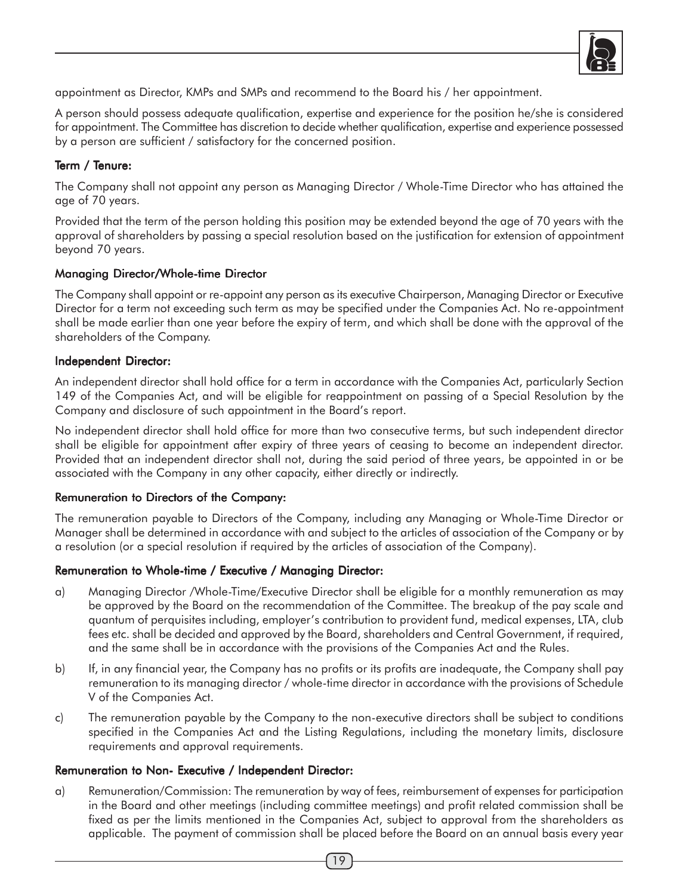appointment as Director, KMPs and SMPs and recommend to the Board his / her appointment.

A person should possess adequate qualification, expertise and experience for the position he/she is considered for appointment. The Committee has discretion to decide whether qualification, expertise and experience possessed by a person are sufficient / satisfactory for the concerned position.

**Term / Tenure:**

The Company shall not appoint any person as Managing Director / Whole-Time Director who has attained the age of 70 years.

Provided that the term of the person holding this position may be extended beyond the age of 70 years with the approval of shareholders by passing a special resolution based on the justification for extension of appointment beyond 70 years.

**Managing Director/Whole-time Director**

The Company shall appoint or re-appoint any person as its executive Chairperson, Managing Director or Executive Director for a term not exceeding such term as may be specified under the Companies Act. No re-appointment shall be made earlier than one year before the expiry of term, and which shall be done with the approval of the shareholders of the Company.

**Independent Director:**

An independent director shall hold office for a term in accordance with the Companies Act, particularly Section 149 of the Companies Act, and will be eligible for reappointment on passing of a Special Resolution by the Company and disclosure of such appointment in the Board's report.

No independent director shall hold office for more than two consecutive terms, but such independent director shall be eligible for appointment after expiry of three years of ceasing to become an independent director. Provided that an independent director shall not, during the said period of three years, be appointed in or be associated with the Company in any other capacity, either directly or indirectly.

**Remuneration to Directors of the Company:**

The remuneration payable to Directors of the Company, including any Managing or Whole-Time Director or Manager shall be determined in accordance with and subject to the articles of association of the Company or by a resolution (or a special resolution if required by the articles of association of the Company).

**Remuneration to Whole-time / Executive / Managing Director:**

a) Managing Director /Whole-Time/Executive Director shall be eligible for a monthly remuneration as may be approved by the Board on the recommendation of the Committee. The breakup of the pay scale and quantum of perquisites including, employer's contribution to provident fund, medical expenses, LTA, club fees etc. shall be decided and approved by the Board, shareholders and Central Government, if required, and the same shall be in accordance with the provisions of the Companies Act and the Rules.

b) If, in any financial year, the Company has no profits or its profits are inadequate, the Company shall pay remuneration to its managing director / whole-time director in accordance with the provisions of Schedule V of the Companies Act.

c) The remuneration payable by the Company to the non-executive directors shall be subject to conditions specified in the Companies Act and the Listing Regulations, including the monetary limits, disclosure requirements and approval requirements.

**Remuneration to Non- Executive / Independent Director:**

a) Remuneration/Commission: The remuneration by way of fees, reimbursement of expenses for participation in the Board and other meetings (including committee meetings) and profit related commission shall be fixed as per the limits mentioned in the Companies Act, subject to approval from the shareholders as applicable. The payment of commission shall be placed before the Board on an annual basis every year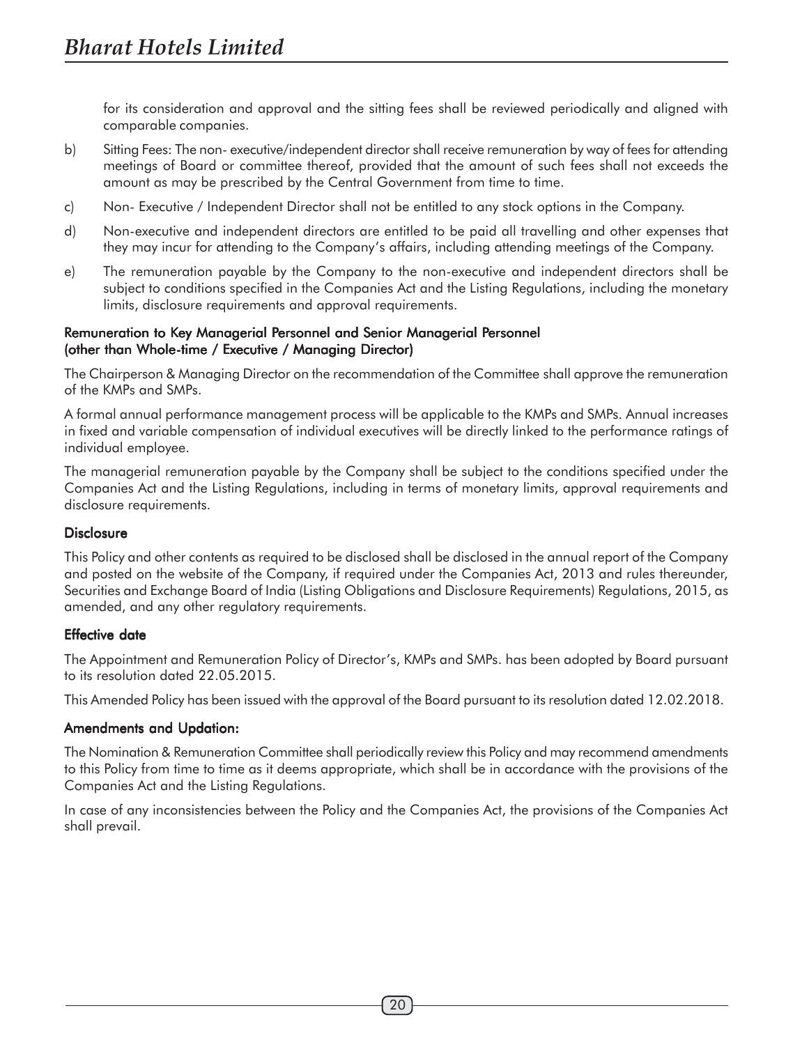for its consideration and approval and the sitting fees shall be reviewed periodically and aligned with comparable companies.

b) Sitting Fees: The non- executive/independent director shall receive remuneration by way of fees for attending meetings of Board or committee thereof, provided that the amount of such fees shall not exceeds the amount as may be prescribed by the Central Government from time to time.

c) Non- Executive / Independent Director shall not be entitled to any stock options in the Company.

d) Non-executive and independent directors are entitled to be paid all travelling and other expenses that they may incur for attending to the Company's affairs, including attending meetings of the Company.

e) The remuneration payable by the Company to the non-executive and independent directors shall be subject to conditions specified in the Companies Act and the Listing Regulations, including the monetary limits, disclosure requirements and approval requirements.

**Remuneration to Key Managerial Personnel and Senior Managerial Personnel (other than Whole-time / Executive / Managing Director)**

The Chairperson & Managing Director on the recommendation of the Committee shall approve the remuneration of the KMPs and SMPs.

A formal annual performance management process will be applicable to the KMPs and SMPs. Annual increases in fixed and variable compensation of individual executives will be directly linked to the performance ratings of individual employee.

The managerial remuneration payable by the Company shall be subject to the conditions specified under the Companies Act and the Listing Regulations, including in terms of monetary limits, approval requirements and disclosure requirements.

**Disclosure**

This Policy and other contents as required to be disclosed shall be disclosed in the annual report of the Company and posted on the website of the Company, if required under the Companies Act, 2013 and rules thereunder, Securities and Exchange Board of India (Listing Obligations and Disclosure Requirements) Regulations, 2015, as amended, and any other regulatory requirements.

**Effective date**

The Appointment and Remuneration Policy of Director's, KMPs and SMPs. has been adopted by Board pursuant to its resolution dated 22.05.2015.

This Amended Policy has been issued with the approval of the Board pursuant to its resolution dated 12.02.2018.

**Amendments and Updation:**

The Nomination & Remuneration Committee shall periodically review this Policy and may recommend amendments to this Policy from time to time as it deems appropriate, which shall be in accordance with the provisions of the Companies Act and the Listing Regulations.

In case of any inconsistencies between the Policy and the Companies Act, the provisions of the Companies Act shall prevail.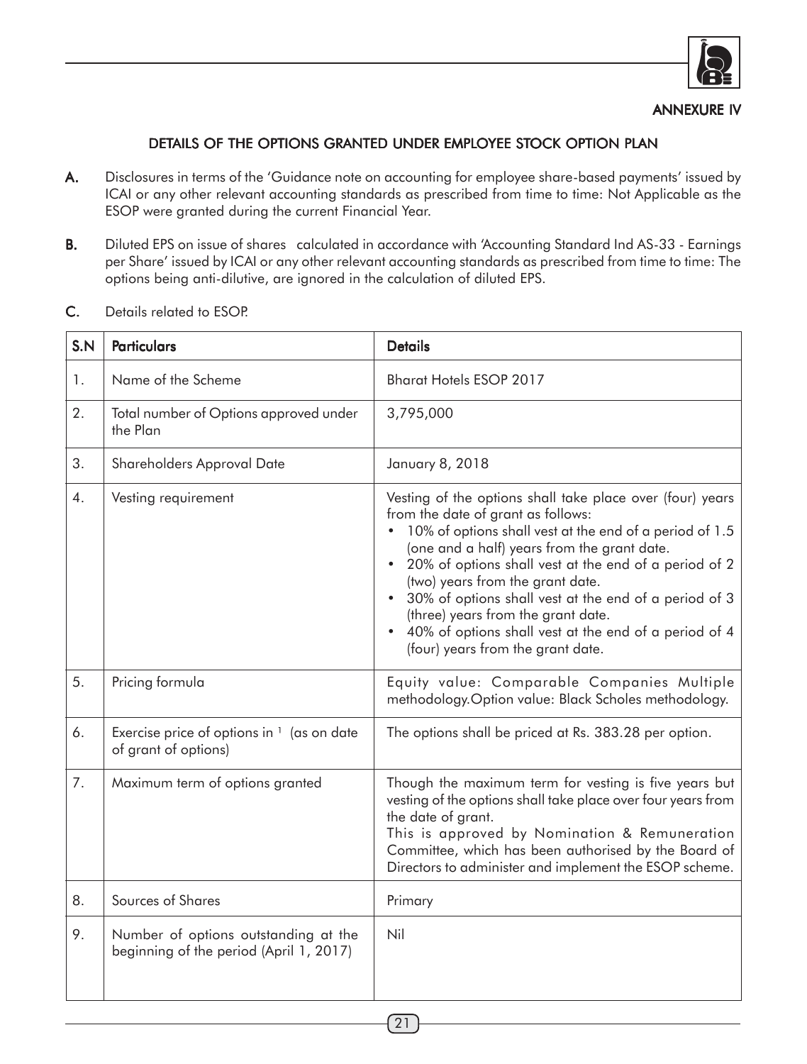ANNEXURE IV

## DETAILS OF THE OPTIONS GRANTED UNDER EMPLOYEE STOCK OPTION PLAN

**A.** Disclosures in terms of the 'Guidance note on accounting for employee share-based payments' issued by ICAI or any other relevant accounting standards as prescribed from time to time: Not Applicable as the ESOP were granted during the current Financial Year.

**B.** Diluted EPS on issue of shares calculated in accordance with 'Accounting Standard Ind AS-33 - Earnings per Share' issued by ICAI or any other relevant accounting standards as prescribed from time to time: The options being anti-dilutive, are ignored in the calculation of diluted EPS.

**C.** Details related to ESOP.

| S.N | Particulars | Details |
|---|---|---|
| 1. | Name of the Scheme | Bharat Hotels ESOP 2017 |
| 2. | Total number of Options approved under the Plan | 3,795,000 |
| 3. | Shareholders Approval Date | January 8, 2018 |
| 4. | Vesting requirement | Vesting of the options shall take place over (four) years from the date of grant as follows:<br>• 10% of options shall vest at the end of a period of 1.5 (one and a half) years from the grant date.<br>• 20% of options shall vest at the end of a period of 2 (two) years from the grant date.<br>• 30% of options shall vest at the end of a period of 3 (three) years from the grant date.<br>• 40% of options shall vest at the end of a period of 4 (four) years from the grant date. |
| 5. | Pricing formula | Equity value: Comparable Companies Multiple methodology.Option value: Black Scholes methodology. |
| 6. | Exercise price of options in [1] (as on date of grant of options) | The options shall be priced at Rs. 383.28 per option. |
| 7. | Maximum term of options granted | Though the maximum term for vesting is five years but vesting of the options shall take place over four years from the date of grant.<br>This is approved by Nomination & Remuneration Committee, which has been authorised by the Board of Directors to administer and implement the ESOP scheme. |
| 8. | Sources of Shares | Primary |
| 9. | Number of options outstanding at the beginning of the period (April 1, 2017) | Nil |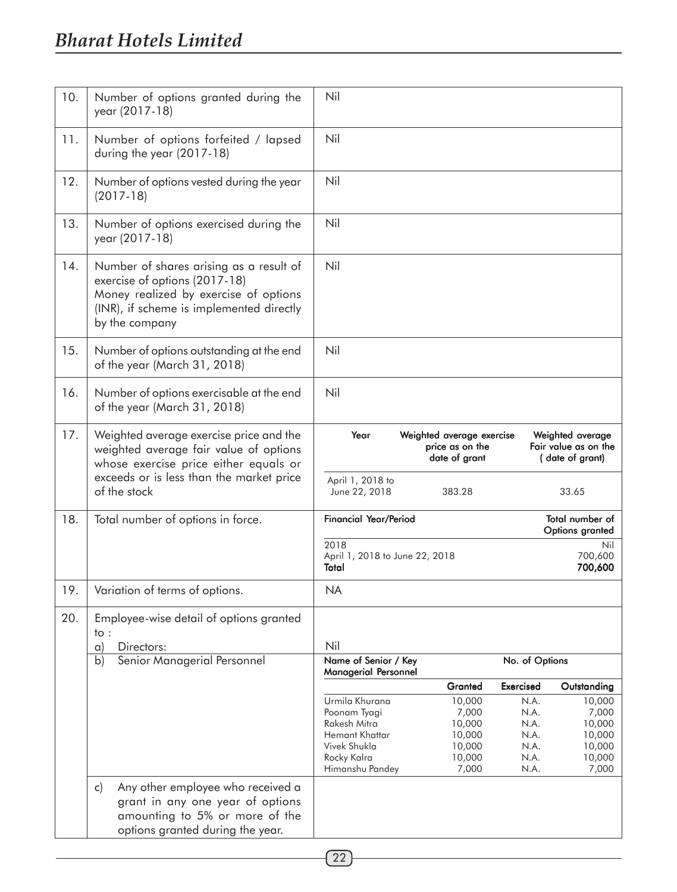| 10. | Number of options granted during the year (2017-18) | Nil |
|---|---|---|
| 11. | Number of options forfeited / lapsed during the year (2017-18) | Nil |
| 12. | Number of options vested during the year (2017-18) | Nil |
| 13. | Number of options exercised during the year (2017-18) | Nil |
| 14. | Number of shares arising as a result of exercise of options (2017-18)<br>Money realized by exercise of options (INR), if scheme is implemented directly by the company | Nil |
| 15. | Number of options outstanding at the end of the year (March 31, 2018) | Nil |
| 16. | Number of options exercisable at the end of the year (March 31, 2018) | Nil |
| 17. | Weighted average exercise price and the weighted average fair value of options whose exercise price either equals or exceeds or is less than the market price of the stock | **Year** \| **Weighted average exercise price as on the date of grant** \| **Weighted average Fair value as on the (date of grant)**<br>April 1, 2018 to June 22, 2018 \| 383.28 \| 33.65 |
| 18. | Total number of options in force. | **Financial Year/Period** \| **Total number of Options granted**<br>2018 \| Nil<br>April 1, 2018 to June 22, 2018 \| 700,600<br>**Total** \| **700,600** |
| 19. | Variation of terms of options. | NA |
| 20. | Employee-wise detail of options granted to :<br>a) Directors: | Nil |
| | b) Senior Managerial Personnel | See table below |
| | c) Any other employee who received a grant in any one year of options amounting to 5% or more of the options granted during the year. | |

| Name of Senior / Key Managerial Personnel | No. of Options | | |
|---|---|---|---|
| | **Granted** | **Exercised** | **Outstanding** |
| Urmila Khurana | 10,000 | N.A. | 10,000 |
| Poonam Tyagi | 7,000 | N.A. | 7,000 |
| Rakesh Mitra | 10,000 | N.A. | 10,000 |
| Hemant Khattar | 10,000 | N.A. | 10,000 |
| Vivek Shukla | 10,000 | N.A. | 10,000 |
| Rocky Kalra | 10,000 | N.A. | 10,000 |
| Himanshu Pandey | 7,000 | N.A. | 7,000 |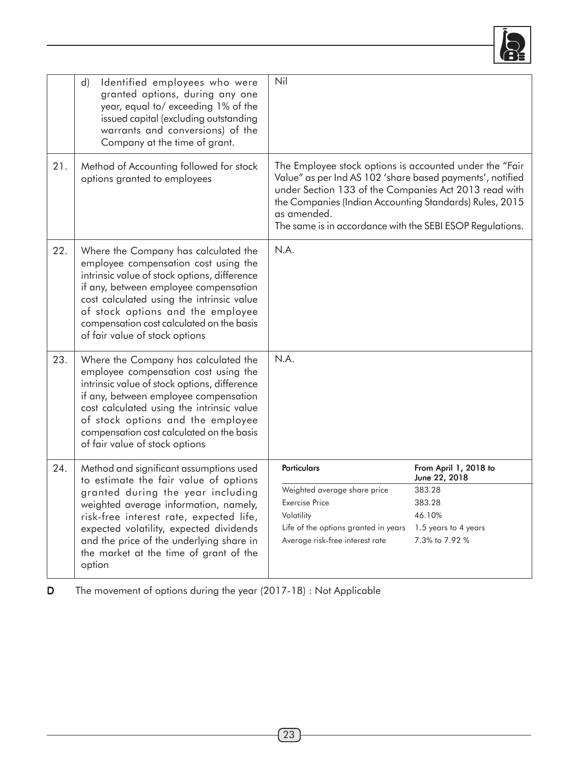|  |  |  |
|---|---|---|
|  | d) Identified employees who were granted options, during any one year, equal to/ exceeding 1% of the issued capital (excluding outstanding warrants and conversions) of the Company at the time of grant. | Nil |
| 21. | Method of Accounting followed for stock options granted to employees | The Employee stock options is accounted under the "Fair Value" as per Ind AS 102 'share based payments', notified under Section 133 of the Companies Act 2013 read with the Companies (Indian Accounting Standards) Rules, 2015 as amended.<br>The same is in accordance with the SEBI ESOP Regulations. |
| 22. | Where the Company has calculated the employee compensation cost using the intrinsic value of stock options, difference if any, between employee compensation cost calculated using the intrinsic value of stock options and the employee compensation cost calculated on the basis of fair value of stock options | N.A. |
| 23. | Where the Company has calculated the employee compensation cost using the intrinsic value of stock options, difference if any, between employee compensation cost calculated using the intrinsic value of stock options and the employee compensation cost calculated on the basis of fair value of stock options | N.A. |
| 24. | Method and significant assumptions used to estimate the fair value of options granted during the year including weighted average information, namely, risk-free interest rate, expected life, expected volatility, expected dividends and the price of the underlying share in the market at the time of grant of the option | **Particulars** — **From April 1, 2018 to June 22, 2018**<br>Weighted average share price — 383.28<br>Exercise Price — 383.28<br>Volatility — 46.10%<br>Life of the options granted in years — 1.5 years to 4 years<br>Average risk-free interest rate — 7.3% to 7.92 % |

**D** The movement of options during the year (2017-18) : Not Applicable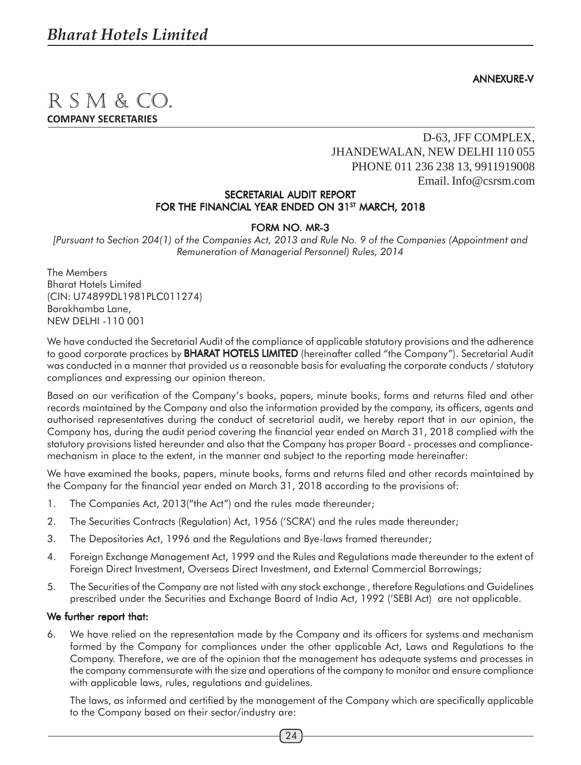ANNEXURE-V

# R S M & CO.

**COMPANY SECRETARIES**

D-63, JFF COMPLEX,
JHANDEWALAN, NEW DELHI 110 055
PHONE 011 236 238 13, 9911919008
Email. Info@csrsm.com

## SECRETARIAL AUDIT REPORT
## FOR THE FINANCIAL YEAR ENDED ON 31ST MARCH, 2018

### FORM NO. MR-3

*[Pursuant to Section 204(1) of the Companies Act, 2013 and Rule No. 9 of the Companies (Appointment and Remuneration of Managerial Personnel) Rules, 2014*

The Members
Bharat Hotels Limited
(CIN: U74899DL1981PLC011274)
Barakhamba Lane,
NEW DELHI -110 001

We have conducted the Secretarial Audit of the compliance of applicable statutory provisions and the adherence to good corporate practices by **BHARAT HOTELS LIMITED** (hereinafter called "the Company"). Secretarial Audit was conducted in a manner that provided us a reasonable basis for evaluating the corporate conducts / statutory compliances and expressing our opinion thereon.

Based on our verification of the Company's books, papers, minute books, forms and returns filed and other records maintained by the Company and also the information provided by the company, its officers, agents and authorised representatives during the conduct of secretarial audit, we hereby report that in our opinion, the Company has, during the audit period covering the financial year ended on March 31, 2018 complied with the statutory provisions listed hereunder and also that the Company has proper Board - processes and compliance-mechanism in place to the extent, in the manner and subject to the reporting made hereinafter:

We have examined the books, papers, minute books, forms and returns filed and other records maintained by the Company for the financial year ended on March 31, 2018 according to the provisions of:

1. The Companies Act, 2013("the Act") and the rules made thereunder;
2. The Securities Contracts (Regulation) Act, 1956 ('SCRA') and the rules made thereunder;
3. The Depositories Act, 1996 and the Regulations and Bye-laws framed thereunder;
4. Foreign Exchange Management Act, 1999 and the Rules and Regulations made thereunder to the extent of Foreign Direct Investment, Overseas Direct Investment, and External Commercial Borrowings;
5. The Securities of the Company are not listed with any stock exchange , therefore Regulations and Guidelines prescribed under the Securities and Exchange Board of India Act, 1992 ('SEBI Act) are not applicable.

**We further report that:**

6. We have relied on the representation made by the Company and its officers for systems and mechanism formed by the Company for compliances under the other applicable Act, Laws and Regulations to the Company. Therefore, we are of the opinion that the management has adequate systems and processes in the company commensurate with the size and operations of the company to monitor and ensure compliance with applicable laws, rules, regulations and guidelines.

   The laws, as informed and certified by the management of the Company which are specifically applicable to the Company based on their sector/industry are: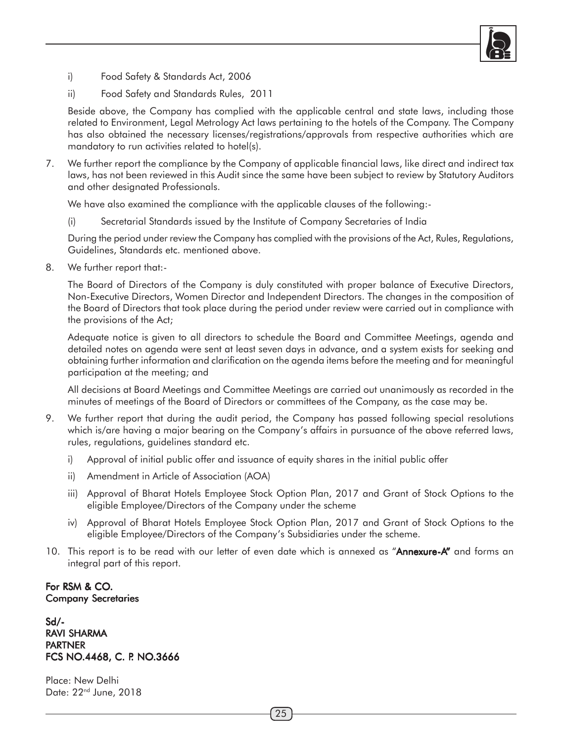i) Food Safety & Standards Act, 2006

ii) Food Safety and Standards Rules, 2011

Beside above, the Company has complied with the applicable central and state laws, including those related to Environment, Legal Metrology Act laws pertaining to the hotels of the Company. The Company has also obtained the necessary licenses/registrations/approvals from respective authorities which are mandatory to run activities related to hotel(s).

7. We further report the compliance by the Company of applicable financial laws, like direct and indirect tax laws, has not been reviewed in this Audit since the same have been subject to review by Statutory Auditors and other designated Professionals.

   We have also examined the compliance with the applicable clauses of the following:-

   (i) Secretarial Standards issued by the Institute of Company Secretaries of India

   During the period under review the Company has complied with the provisions of the Act, Rules, Regulations, Guidelines, Standards etc. mentioned above.

8. We further report that:-

   The Board of Directors of the Company is duly constituted with proper balance of Executive Directors, Non-Executive Directors, Women Director and Independent Directors. The changes in the composition of the Board of Directors that took place during the period under review were carried out in compliance with the provisions of the Act;

   Adequate notice is given to all directors to schedule the Board and Committee Meetings, agenda and detailed notes on agenda were sent at least seven days in advance, and a system exists for seeking and obtaining further information and clarification on the agenda items before the meeting and for meaningful participation at the meeting; and

   All decisions at Board Meetings and Committee Meetings are carried out unanimously as recorded in the minutes of meetings of the Board of Directors or committees of the Company, as the case may be.

9. We further report that during the audit period, the Company has passed following special resolutions which is/are having a major bearing on the Company's affairs in pursuance of the above referred laws, rules, regulations, guidelines standard etc.

   i) Approval of initial public offer and issuance of equity shares in the initial public offer

   ii) Amendment in Article of Association (AOA)

   iii) Approval of Bharat Hotels Employee Stock Option Plan, 2017 and Grant of Stock Options to the eligible Employee/Directors of the Company under the scheme

   iv) Approval of Bharat Hotels Employee Stock Option Plan, 2017 and Grant of Stock Options to the eligible Employee/Directors of the Company's Subsidiaries under the scheme.

10. This report is to be read with our letter of even date which is annexed as "**Annexure-A**" and forms an integral part of this report.

**For RSM & CO.**
**Company Secretaries**

**Sd/-**
**RAVI SHARMA**
**PARTNER**
**FCS NO.4468, C. P. NO.3666**

Place: New Delhi
Date: 22nd June, 2018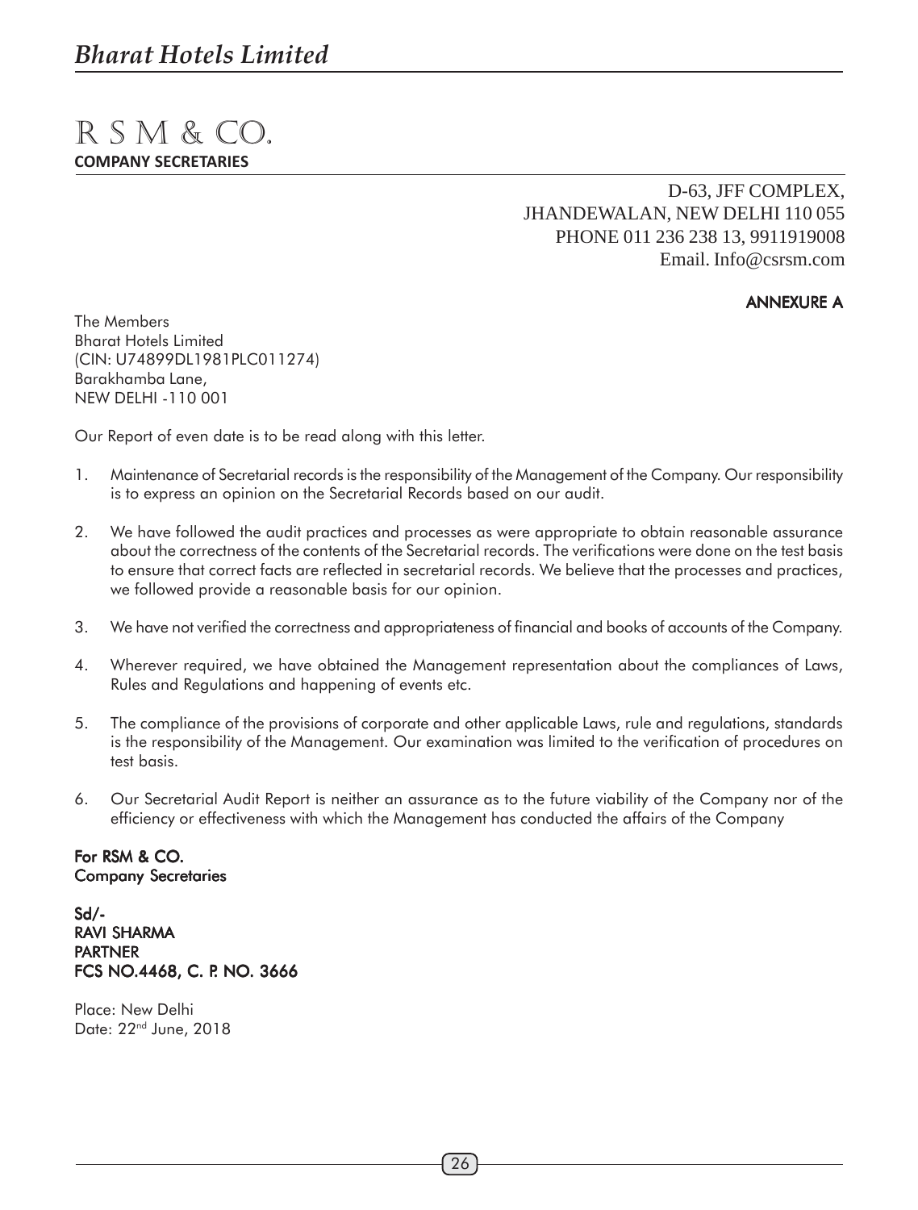# R S M & CO.

**COMPANY SECRETARIES**

D-63, JFF COMPLEX,
JHANDEWALAN, NEW DELHI 110 055
PHONE 011 236 238 13, 9911919008
Email. Info@csrsm.com

**ANNEXURE A**

The Members
Bharat Hotels Limited
(CIN: U74899DL1981PLC011274)
Barakhamba Lane,
NEW DELHI -110 001

Our Report of even date is to be read along with this letter.

1. Maintenance of Secretarial records is the responsibility of the Management of the Company. Our responsibility is to express an opinion on the Secretarial Records based on our audit.

2. We have followed the audit practices and processes as were appropriate to obtain reasonable assurance about the correctness of the contents of the Secretarial records. The verifications were done on the test basis to ensure that correct facts are reflected in secretarial records. We believe that the processes and practices, we followed provide a reasonable basis for our opinion.

3. We have not verified the correctness and appropriateness of financial and books of accounts of the Company.

4. Wherever required, we have obtained the Management representation about the compliances of Laws, Rules and Regulations and happening of events etc.

5. The compliance of the provisions of corporate and other applicable Laws, rule and regulations, standards is the responsibility of the Management. Our examination was limited to the verification of procedures on test basis.

6. Our Secretarial Audit Report is neither an assurance as to the future viability of the Company nor of the efficiency or effectiveness with which the Management has conducted the affairs of the Company

**For RSM & CO.**
**Company Secretaries**

**Sd/-**
**RAVI SHARMA**
**PARTNER**
**FCS NO.4468, C. P. NO. 3666**

Place: New Delhi
Date: 22nd June, 2018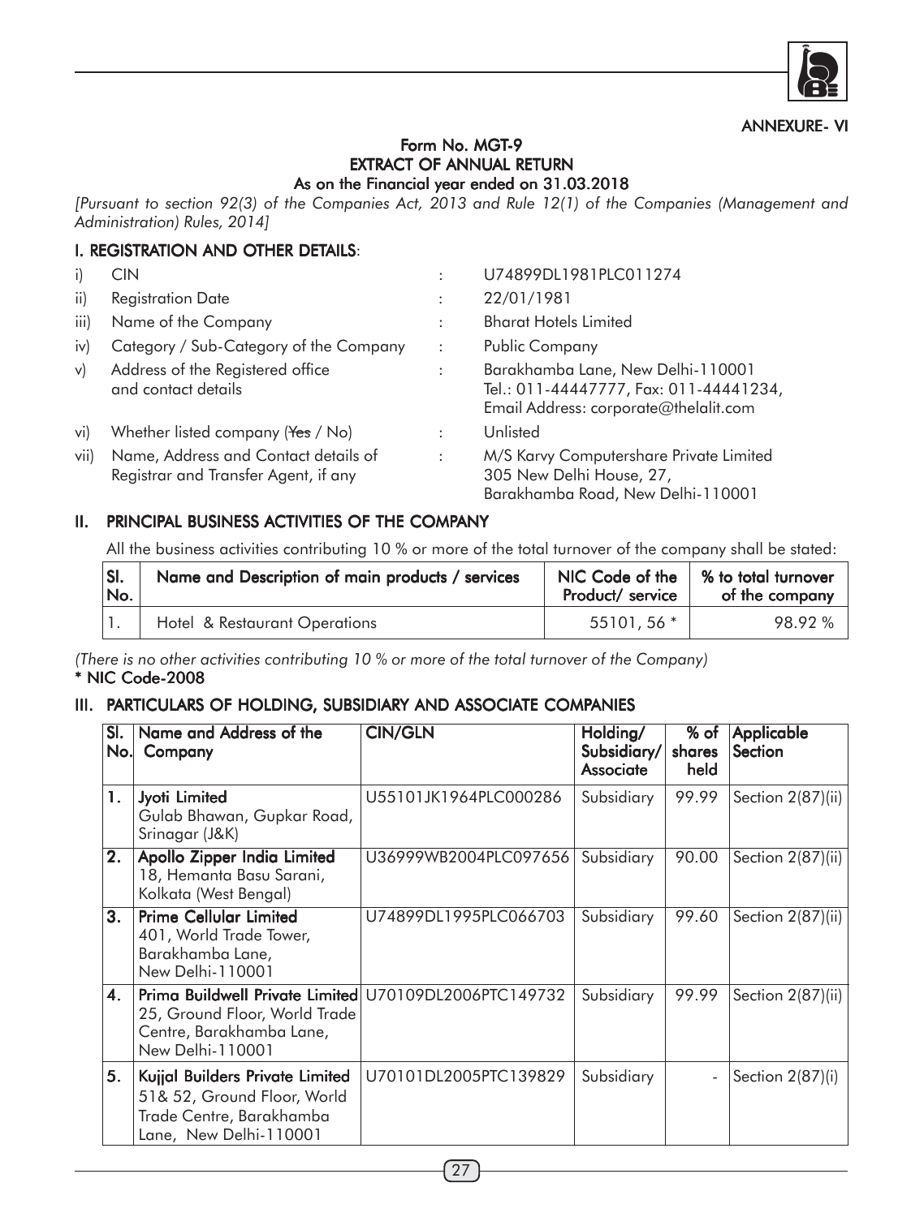ANNEXURE- VI

# Form No. MGT-9
# EXTRACT OF ANNUAL RETURN
## As on the Financial year ended on 31.03.2018

*[Pursuant to section 92(3) of the Companies Act, 2013 and Rule 12(1) of the Companies (Management and Administration) Rules, 2014]*

## I. REGISTRATION AND OTHER DETAILS:

| | | | |
|---|---|---|---|
| i) | CIN | : | U74899DL1981PLC011274 |
| ii) | Registration Date | : | 22/01/1981 |
| iii) | Name of the Company | : | Bharat Hotels Limited |
| iv) | Category / Sub-Category of the Company | : | Public Company |
| v) | Address of the Registered office and contact details | : | Barakhamba Lane, New Delhi-110001 Tel.: 011-44447777, Fax: 011-44441234, Email Address: corporate@thelalit.com |
| vi) | Whether listed company (~~Yes~~ / No) | : | Unlisted |
| vii) | Name, Address and Contact details of Registrar and Transfer Agent, if any | : | M/S Karvy Computershare Private Limited 305 New Delhi House, 27, Barakhamba Road, New Delhi-110001 |

## II. PRINCIPAL BUSINESS ACTIVITIES OF THE COMPANY

All the business activities contributing 10 % or more of the total turnover of the company shall be stated:

| Sl. No. | Name and Description of main products / services | NIC Code of the Product/ service | % to total turnover of the company |
|---|---|---|---|
| 1. | Hotel & Restaurant Operations | 55101, 56 * | 98.92 % |

*(There is no other activities contributing 10 % or more of the total turnover of the Company)*

**\* NIC Code-2008**

## III. PARTICULARS OF HOLDING, SUBSIDIARY AND ASSOCIATE COMPANIES

| Sl. No. | Name and Address of the Company | CIN/GLN | Holding/ Subsidiary/ Associate | % of shares held | Applicable Section |
|---|---|---|---|---|---|
| 1. | **Jyoti Limited** Gulab Bhawan, Gupkar Road, Srinagar (J&K) | U55101JK1964PLC000286 | Subsidiary | 99.99 | Section 2(87)(ii) |
| 2. | **Apollo Zipper India Limited** 18, Hemanta Basu Sarani, Kolkata (West Bengal) | U36999WB2004PLC097656 | Subsidiary | 90.00 | Section 2(87)(ii) |
| 3. | **Prime Cellular Limited** 401, World Trade Tower, Barakhamba Lane, New Delhi-110001 | U74899DL1995PLC066703 | Subsidiary | 99.60 | Section 2(87)(ii) |
| 4. | **Prima Buildwell Private Limited** 25, Ground Floor, World Trade Centre, Barakhamba Lane, New Delhi-110001 | U70109DL2006PTC149732 | Subsidiary | 99.99 | Section 2(87)(ii) |
| 5. | **Kujjal Builders Private Limited** 51& 52, Ground Floor, World Trade Centre, Barakhamba Lane, New Delhi-110001 | U70101DL2005PTC139829 | Subsidiary | - | Section 2(87)(i) |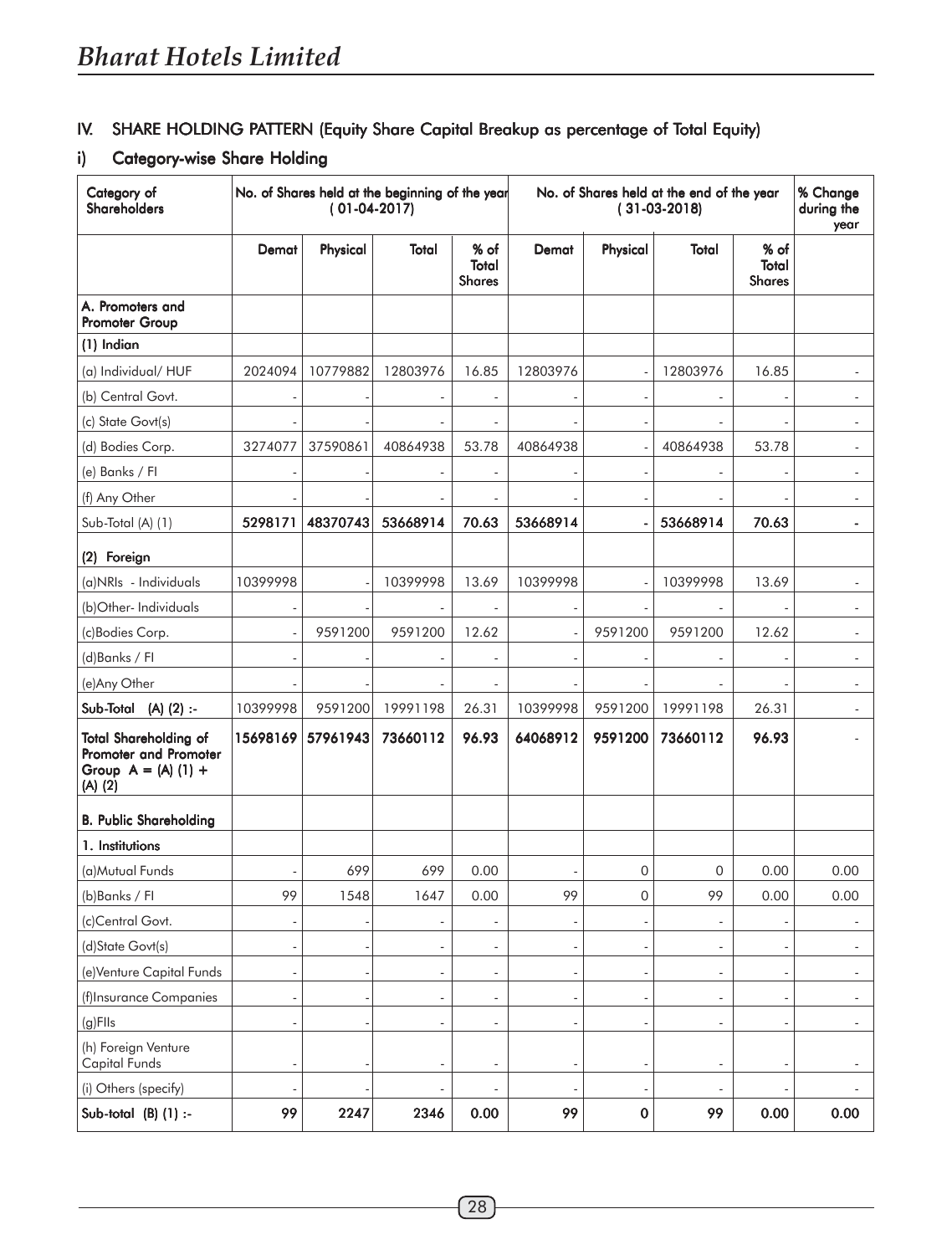## IV. SHARE HOLDING PATTERN (Equity Share Capital Breakup as percentage of Total Equity)

### i) Category-wise Share Holding

| Category of Shareholders | No. of Shares held at the beginning of the year ( 01-04-2017) | | | | No. of Shares held at the end of the year ( 31-03-2018) | | | | % Change during the year |
|---|---|---|---|---|---|---|---|---|---|
| | Demat | Physical | Total | % of Total Shares | Demat | Physical | Total | % of Total Shares | |
| **A. Promoters and Promoter Group** | | | | | | | | | |
| **(1) Indian** | | | | | | | | | |
| (a) Individual/ HUF | 2024094 | 10779882 | 12803976 | 16.85 | 12803976 | - | 12803976 | 16.85 | - |
| (b) Central Govt. | - | - | - | - | - | - | - | - | - |
| (c) State Govt(s) | - | - | - | - | - | - | - | - | - |
| (d) Bodies Corp. | 3274077 | 37590861 | 40864938 | 53.78 | 40864938 | - | 40864938 | 53.78 | - |
| (e) Banks / FI | - | - | - | - | - | - | - | - | - |
| (f) Any Other | - | - | - | - | - | - | - | - | - |
| Sub-Total (A) (1) | **5298171** | **48370743** | **53668914** | **70.63** | **53668914** | **-** | **53668914** | **70.63** | **-** |
| **(2) Foreign** | | | | | | | | | |
| (a)NRIs - Individuals | 10399998 | - | 10399998 | 13.69 | 10399998 | - | 10399998 | 13.69 | - |
| (b)Other- Individuals | - | - | - | - | - | - | - | - | - |
| (c)Bodies Corp. | - | 9591200 | 9591200 | 12.62 | - | 9591200 | 9591200 | 12.62 | - |
| (d)Banks / FI | - | - | - | - | - | - | - | - | - |
| (e)Any Other | - | - | - | - | - | - | - | - | - |
| **Sub-Total (A) (2) :-** | 10399998 | 9591200 | 19991198 | 26.31 | 10399998 | 9591200 | 19991198 | 26.31 | - |
| **Total Shareholding of Promoter and Promoter Group A = (A) (1) + (A) (2)** | **15698169** | **57961943** | **73660112** | **96.93** | **64068912** | **9591200** | **73660112** | **96.93** | - |
| **B. Public Shareholding** | | | | | | | | | |
| **1. Institutions** | | | | | | | | | |
| (a)Mutual Funds | - | 699 | 699 | 0.00 | - | 0 | 0 | 0.00 | 0.00 |
| (b)Banks / FI | 99 | 1548 | 1647 | 0.00 | 99 | 0 | 99 | 0.00 | 0.00 |
| (c)Central Govt. | - | - | - | - | - | - | - | - | - |
| (d)State Govt(s) | - | - | - | - | - | - | - | - | - |
| (e)Venture Capital Funds | - | - | - | - | - | - | - | - | - |
| (f)Insurance Companies | - | - | - | - | - | - | - | - | - |
| (g)FIIs | - | - | - | - | - | - | - | - | - |
| (h) Foreign Venture Capital Funds | - | - | - | - | - | - | - | - | - |
| (i) Others (specify) | - | - | - | - | - | - | - | - | - |
| **Sub-total (B) (1) :-** | **99** | **2247** | **2346** | **0.00** | **99** | **0** | **99** | **0.00** | **0.00** |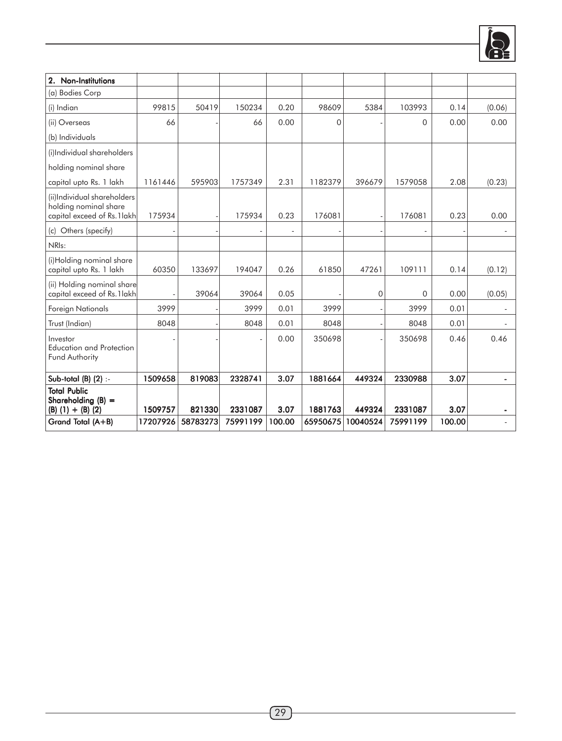| 2. Non-Institutions | | | | | | | | | |
|---|---|---|---|---|---|---|---|---|---|
| (a) Bodies Corp | | | | | | | | | |
| (i) Indian | 99815 | 50419 | 150234 | 0.20 | 98609 | 5384 | 103993 | 0.14 | (0.06) |
| (ii) Overseas | 66 | - | 66 | 0.00 | 0 | - | 0 | 0.00 | 0.00 |
| (b) Individuals | | | | | | | | | |
| (i)Individual shareholders holding nominal share capital upto Rs. 1 lakh | 1161446 | 595903 | 1757349 | 2.31 | 1182379 | 396679 | 1579058 | 2.08 | (0.23) |
| (ii)Individual shareholders holding nominal share capital exceed of Rs.1lakh | 175934 | - | 175934 | 0.23 | 176081 | - | 176081 | 0.23 | 0.00 |
| (c) Others (specify) | - | - | - | - | - | - | - | - | - |
| NRIs: | | | | | | | | | |
| (i)Holding nominal share capital upto Rs. 1 lakh | 60350 | 133697 | 194047 | 0.26 | 61850 | 47261 | 109111 | 0.14 | (0.12) |
| (ii) Holding nominal share capital exceed of Rs.1lakh | - | 39064 | 39064 | 0.05 | - | 0 | 0 | 0.00 | (0.05) |
| Foreign Nationals | 3999 | - | 3999 | 0.01 | 3999 | - | 3999 | 0.01 | - |
| Trust (Indian) | 8048 | - | 8048 | 0.01 | 8048 | - | 8048 | 0.01 | - |
| Investor Education and Protection Fund Authority | - | - | - | 0.00 | 350698 | - | 350698 | 0.46 | 0.46 |
| **Sub-total (B) (2) :-** | **1509658** | **819083** | **2328741** | **3.07** | **1881664** | **449324** | **2330988** | **3.07** | **-** |
| **Total Public Shareholding (B) = (B) (1) + (B) (2)** | **1509757** | **821330** | **2331087** | **3.07** | **1881763** | **449324** | **2331087** | **3.07** | **-** |
| **Grand Total (A+B)** | **17207926** | **58783273** | **75991199** | **100.00** | **65950675** | **10040524** | **75991199** | **100.00** | - |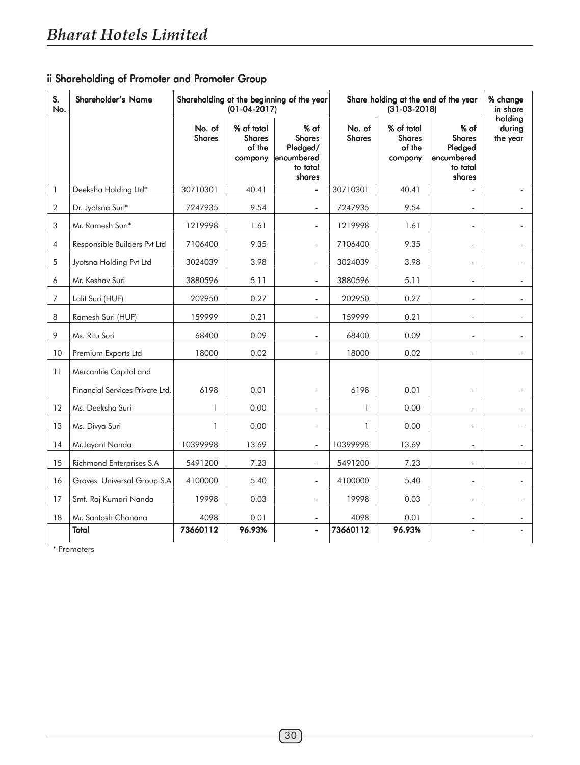## ii Shareholding of Promoter and Promoter Group

| S. No. | Shareholder's Name | Shareholding at the beginning of the year (01-04-2017) | | | Share holding at the end of the year (31-03-2018) | | | % change in share holding during the year |
|---|---|---|---|---|---|---|---|---|
| | | No. of Shares | % of total Shares of the company | % of Shares Pledged/ encumbered to total shares | No. of Shares | % of total Shares of the company | % of Shares Pledged encumbered to total shares | |
| 1 | Deeksha Holding Ltd* | 30710301 | 40.41 | - | 30710301 | 40.41 | - | - |
| 2 | Dr. Jyotsna Suri* | 7247935 | 9.54 | - | 7247935 | 9.54 | - | - |
| 3 | Mr. Ramesh Suri* | 1219998 | 1.61 | - | 1219998 | 1.61 | - | - |
| 4 | Responsible Builders Pvt Ltd | 7106400 | 9.35 | - | 7106400 | 9.35 | - | - |
| 5 | Jyotsna Holding Pvt Ltd | 3024039 | 3.98 | - | 3024039 | 3.98 | - | - |
| 6 | Mr. Keshav Suri | 3880596 | 5.11 | - | 3880596 | 5.11 | - | - |
| 7 | Lalit Suri (HUF) | 202950 | 0.27 | - | 202950 | 0.27 | - | - |
| 8 | Ramesh Suri (HUF) | 159999 | 0.21 | - | 159999 | 0.21 | - | - |
| 9 | Ms. Ritu Suri | 68400 | 0.09 | - | 68400 | 0.09 | - | - |
| 10 | Premium Exports Ltd | 18000 | 0.02 | - | 18000 | 0.02 | - | - |
| 11 | Mercantile Capital and Financial Services Private Ltd. | 6198 | 0.01 | - | 6198 | 0.01 | - | - |
| 12 | Ms. Deeksha Suri | 1 | 0.00 | - | 1 | 0.00 | - | - |
| 13 | Ms. Divya Suri | 1 | 0.00 | - | 1 | 0.00 | - | - |
| 14 | Mr.Jayant Nanda | 10399998 | 13.69 | - | 10399998 | 13.69 | - | - |
| 15 | Richmond Enterprises S.A | 5491200 | 7.23 | - | 5491200 | 7.23 | - | - |
| 16 | Groves Universal Group S.A | 4100000 | 5.40 | - | 4100000 | 5.40 | - | - |
| 17 | Smt. Raj Kumari Nanda | 19998 | 0.03 | - | 19998 | 0.03 | - | - |
| 18 | Mr. Santosh Chanana | 4098 | 0.01 | - | 4098 | 0.01 | - | - |
| | **Total** | **73660112** | **96.93%** | - | **73660112** | **96.93%** | - | - |

\* Promoters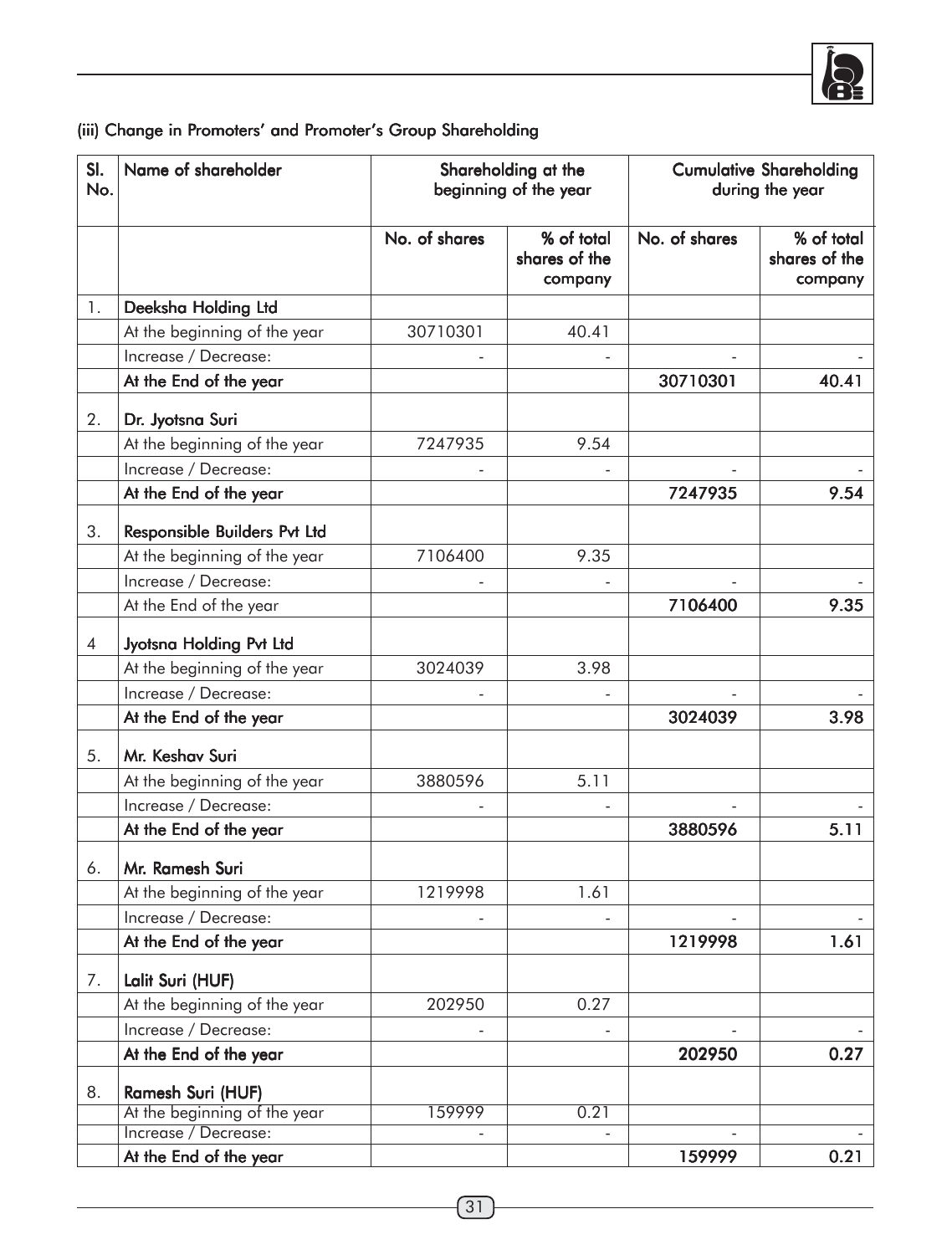(iii) Change in Promoters' and Promoter's Group Shareholding

| Sl. No. | Name of shareholder | Shareholding at the beginning of the year | | Cumulative Shareholding during the year | |
|---|---|---|---|---|---|
| | | No. of shares | % of total shares of the company | No. of shares | % of total shares of the company |
| 1. | **Deeksha Holding Ltd** | | | | |
| | At the beginning of the year | 30710301 | 40.41 | | |
| | Increase / Decrease: | - | - | - | - |
| | **At the End of the year** | | | **30710301** | **40.41** |
| 2. | **Dr. Jyotsna Suri** | | | | |
| | At the beginning of the year | 7247935 | 9.54 | | |
| | Increase / Decrease: | - | - | - | - |
| | **At the End of the year** | | | **7247935** | **9.54** |
| 3. | **Responsible Builders Pvt Ltd** | | | | |
| | At the beginning of the year | 7106400 | 9.35 | | |
| | Increase / Decrease: | - | - | - | - |
| | At the End of the year | | | **7106400** | **9.35** |
| 4 | **Jyotsna Holding Pvt Ltd** | | | | |
| | At the beginning of the year | 3024039 | 3.98 | | |
| | Increase / Decrease: | - | - | - | - |
| | **At the End of the year** | | | **3024039** | **3.98** |
| 5. | **Mr. Keshav Suri** | | | | |
| | At the beginning of the year | 3880596 | 5.11 | | |
| | Increase / Decrease: | - | - | - | - |
| | **At the End of the year** | | | **3880596** | **5.11** |
| 6. | **Mr. Ramesh Suri** | | | | |
| | At the beginning of the year | 1219998 | 1.61 | | |
| | Increase / Decrease: | - | - | - | - |
| | **At the End of the year** | | | **1219998** | **1.61** |
| 7. | **Lalit Suri (HUF)** | | | | |
| | At the beginning of the year | 202950 | 0.27 | | |
| | Increase / Decrease: | - | - | - | - |
| | **At the End of the year** | | | **202950** | **0.27** |
| 8. | **Ramesh Suri (HUF)** | | | | |
| | At the beginning of the year | 159999 | 0.21 | | |
| | Increase / Decrease: | - | - | - | - |
| | **At the End of the year** | | | **159999** | **0.21** |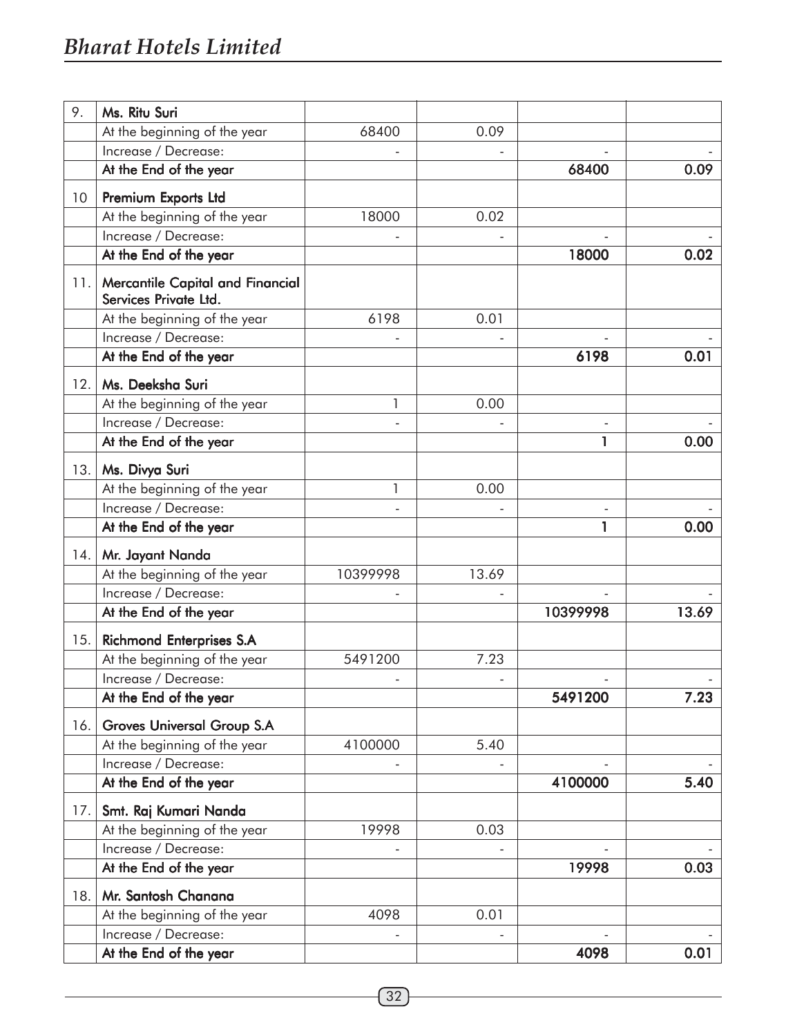| | | | | | |
|---|---|---|---|---|---|
| 9. | **Ms. Ritu Suri** | | | | |
| | At the beginning of the year | 68400 | 0.09 | | |
| | Increase / Decrease: | - | - | - | - |
| | **At the End of the year** | | | **68400** | **0.09** |
| 10 | **Premium Exports Ltd** | | | | |
| | At the beginning of the year | 18000 | 0.02 | | |
| | Increase / Decrease: | - | - | - | - |
| | **At the End of the year** | | | **18000** | **0.02** |
| 11. | **Mercantile Capital and Financial Services Private Ltd.** | | | | |
| | At the beginning of the year | 6198 | 0.01 | | |
| | Increase / Decrease: | - | - | - | - |
| | **At the End of the year** | | | **6198** | **0.01** |
| 12. | **Ms. Deeksha Suri** | | | | |
| | At the beginning of the year | 1 | 0.00 | | |
| | Increase / Decrease: | - | - | - | - |
| | **At the End of the year** | | | **1** | **0.00** |
| 13. | **Ms. Divya Suri** | | | | |
| | At the beginning of the year | 1 | 0.00 | | |
| | Increase / Decrease: | - | - | - | - |
| | **At the End of the year** | | | **1** | **0.00** |
| 14. | **Mr. Jayant Nanda** | | | | |
| | At the beginning of the year | 10399998 | 13.69 | | |
| | Increase / Decrease: | - | - | - | - |
| | **At the End of the year** | | | **10399998** | **13.69** |
| 15. | **Richmond Enterprises S.A** | | | | |
| | At the beginning of the year | 5491200 | 7.23 | | |
| | Increase / Decrease: | - | - | - | - |
| | **At the End of the year** | | | **5491200** | **7.23** |
| 16. | **Groves Universal Group S.A** | | | | |
| | At the beginning of the year | 4100000 | 5.40 | | |
| | Increase / Decrease: | - | - | - | - |
| | **At the End of the year** | | | **4100000** | **5.40** |
| 17. | **Smt. Raj Kumari Nanda** | | | | |
| | At the beginning of the year | 19998 | 0.03 | | |
| | Increase / Decrease: | - | - | - | - |
| | **At the End of the year** | | | **19998** | **0.03** |
| 18. | **Mr. Santosh Chanana** | | | | |
| | At the beginning of the year | 4098 | 0.01 | | |
| | Increase / Decrease: | - | - | - | - |
| | **At the End of the year** | | | **4098** | **0.01** |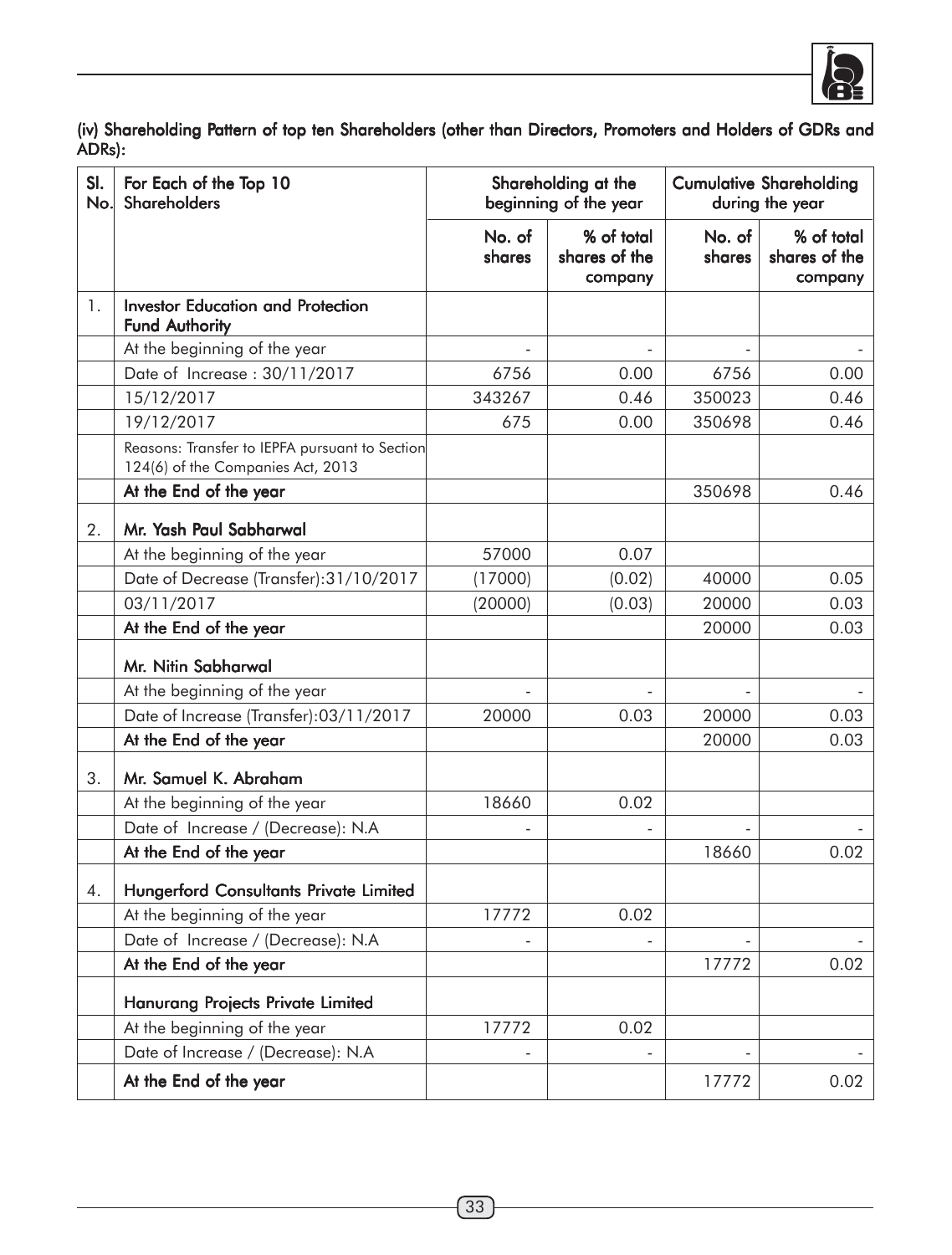(iv) Shareholding Pattern of top ten Shareholders (other than Directors, Promoters and Holders of GDRs and ADRs):

| Sl. No. | For Each of the Top 10 Shareholders | Shareholding at the beginning of the year | | Cumulative Shareholding during the year | |
|---|---|---|---|---|---|
| | | No. of shares | % of total shares of the company | No. of shares | % of total shares of the company |
| 1. | **Investor Education and Protection Fund Authority** | | | | |
| | At the beginning of the year | - | - | - | - |
| | Date of Increase : 30/11/2017 | 6756 | 0.00 | 6756 | 0.00 |
| | 15/12/2017 | 343267 | 0.46 | 350023 | 0.46 |
| | 19/12/2017 | 675 | 0.00 | 350698 | 0.46 |
| | Reasons: Transfer to IEPFA pursuant to Section 124(6) of the Companies Act, 2013 | | | | |
| | **At the End of the year** | | | 350698 | 0.46 |
| 2. | **Mr. Yash Paul Sabharwal** | | | | |
| | At the beginning of the year | 57000 | 0.07 | | |
| | Date of Decrease (Transfer):31/10/2017 | (17000) | (0.02) | 40000 | 0.05 |
| | 03/11/2017 | (20000) | (0.03) | 20000 | 0.03 |
| | **At the End of the year** | | | 20000 | 0.03 |
| | **Mr. Nitin Sabharwal** | | | | |
| | At the beginning of the year | - | - | - | - |
| | Date of Increase (Transfer):03/11/2017 | 20000 | 0.03 | 20000 | 0.03 |
| | **At the End of the year** | | | 20000 | 0.03 |
| 3. | **Mr. Samuel K. Abraham** | | | | |
| | At the beginning of the year | 18660 | 0.02 | | |
| | Date of Increase / (Decrease): N.A | - | - | - | - |
| | **At the End of the year** | | | 18660 | 0.02 |
| 4. | **Hungerford Consultants Private Limited** | | | | |
| | At the beginning of the year | 17772 | 0.02 | | |
| | Date of Increase / (Decrease): N.A | - | - | - | - |
| | **At the End of the year** | | | 17772 | 0.02 |
| | **Hanurang Projects Private Limited** | | | | |
| | At the beginning of the year | 17772 | 0.02 | | |
| | Date of Increase / (Decrease): N.A | - | - | - | - |
| | **At the End of the year** | | | 17772 | 0.02 |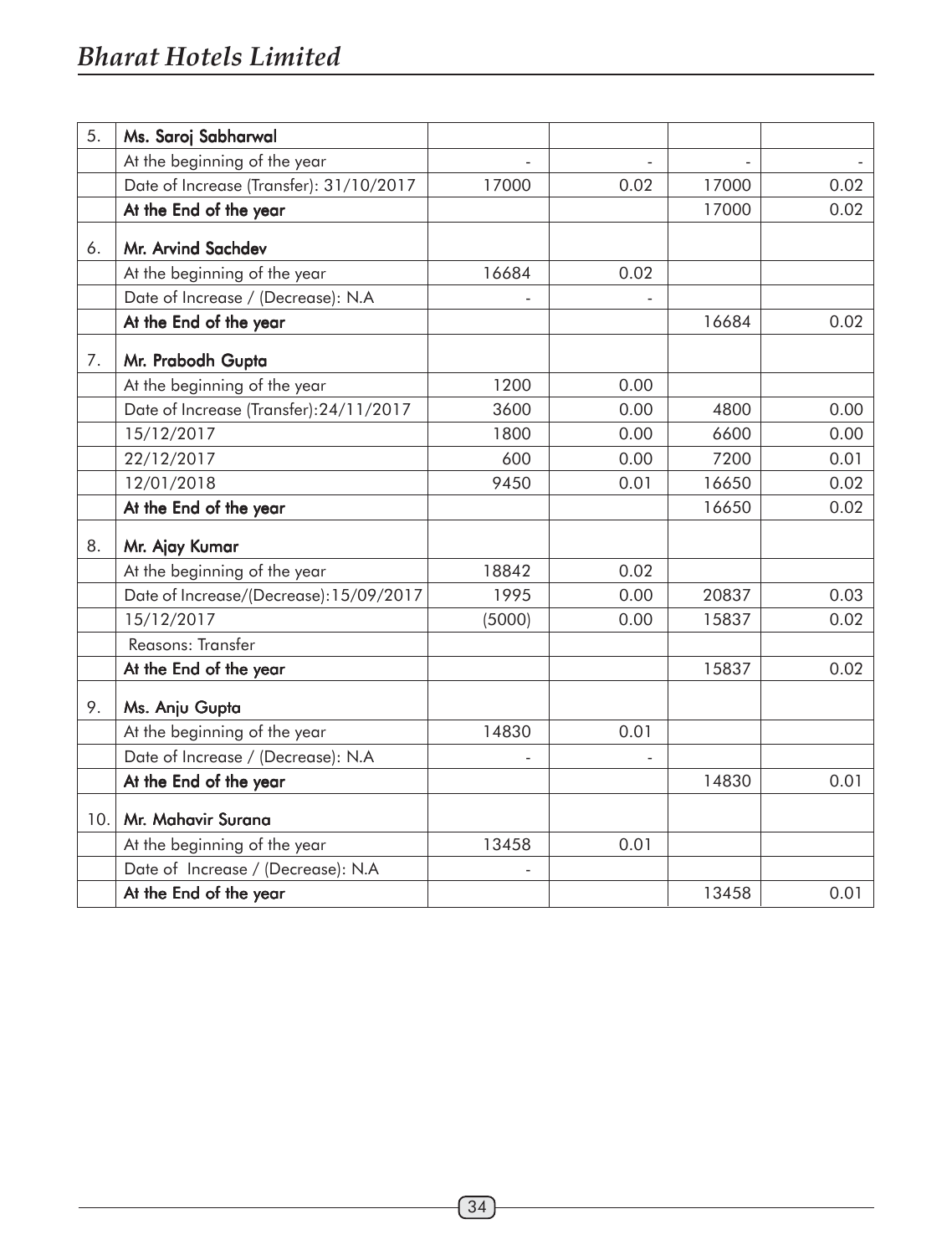| | | | | | |
|---|---|---|---|---|---|
| 5. | **Ms. Saroj Sabharwal** | | | | |
| | At the beginning of the year | - | - | - | - |
| | Date of Increase (Transfer): 31/10/2017 | 17000 | 0.02 | 17000 | 0.02 |
| | **At the End of the year** | | | 17000 | 0.02 |
| 6. | **Mr. Arvind Sachdev** | | | | |
| | At the beginning of the year | 16684 | 0.02 | | |
| | Date of Increase / (Decrease): N.A | - | - | | |
| | **At the End of the year** | | | 16684 | 0.02 |
| 7. | **Mr. Prabodh Gupta** | | | | |
| | At the beginning of the year | 1200 | 0.00 | | |
| | Date of Increase (Transfer):24/11/2017 | 3600 | 0.00 | 4800 | 0.00 |
| | 15/12/2017 | 1800 | 0.00 | 6600 | 0.00 |
| | 22/12/2017 | 600 | 0.00 | 7200 | 0.01 |
| | 12/01/2018 | 9450 | 0.01 | 16650 | 0.02 |
| | **At the End of the year** | | | 16650 | 0.02 |
| 8. | **Mr. Ajay Kumar** | | | | |
| | At the beginning of the year | 18842 | 0.02 | | |
| | Date of Increase/(Decrease):15/09/2017 | 1995 | 0.00 | 20837 | 0.03 |
| | 15/12/2017 | (5000) | 0.00 | 15837 | 0.02 |
| | Reasons: Transfer | | | | |
| | **At the End of the year** | | | 15837 | 0.02 |
| 9. | **Ms. Anju Gupta** | | | | |
| | At the beginning of the year | 14830 | 0.01 | | |
| | Date of Increase / (Decrease): N.A | - | - | | |
| | **At the End of the year** | | | 14830 | 0.01 |
| 10. | **Mr. Mahavir Surana** | | | | |
| | At the beginning of the year | 13458 | 0.01 | | |
| | Date of Increase / (Decrease): N.A | - | | | |
| | **At the End of the year** | | | 13458 | 0.01 |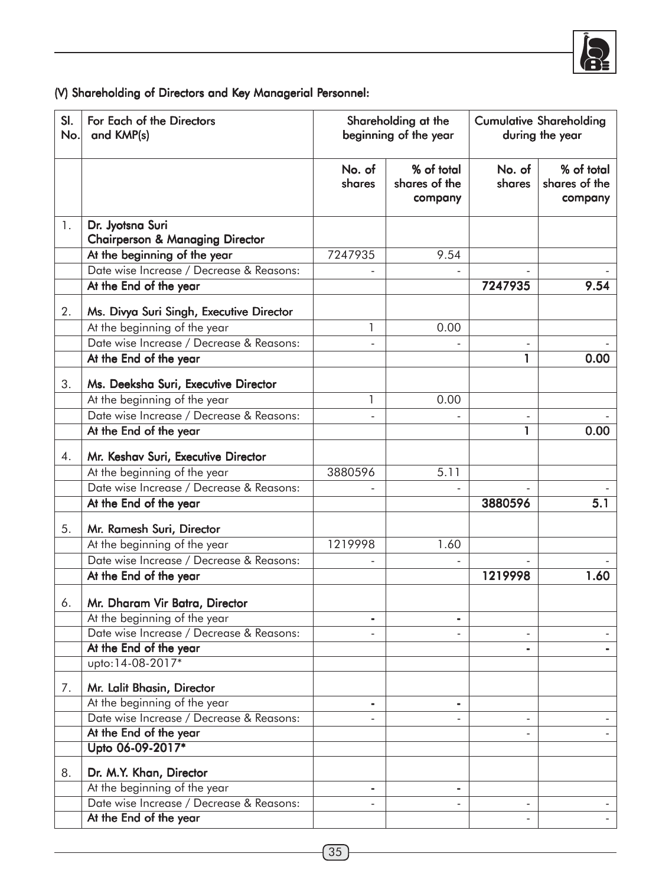## (V) Shareholding of Directors and Key Managerial Personnel:

| Sl. No. | For Each of the Directors and KMP(s) | Shareholding at the beginning of the year | | Cumulative Shareholding during the year | |
|---|---|---|---|---|---|
| | | No. of shares | % of total shares of the company | No. of shares | % of total shares of the company |
| 1. | **Dr. Jyotsna Suri Chairperson & Managing Director** | | | | |
| | **At the beginning of the year** | 7247935 | 9.54 | | |
| | Date wise Increase / Decrease & Reasons: | - | - | - | - |
| | **At the End of the year** | | | **7247935** | **9.54** |
| 2. | **Ms. Divya Suri Singh, Executive Director** | | | | |
| | At the beginning of the year | 1 | 0.00 | | |
| | Date wise Increase / Decrease & Reasons: | - | - | - | - |
| | **At the End of the year** | | | **1** | **0.00** |
| 3. | **Ms. Deeksha Suri, Executive Director** | | | | |
| | At the beginning of the year | 1 | 0.00 | | |
| | Date wise Increase / Decrease & Reasons: | - | - | - | - |
| | **At the End of the year** | | | **1** | **0.00** |
| 4. | **Mr. Keshav Suri, Executive Director** | | | | |
| | At the beginning of the year | 3880596 | 5.11 | | |
| | Date wise Increase / Decrease & Reasons: | - | - | - | - |
| | **At the End of the year** | | | **3880596** | **5.1** |
| 5. | **Mr. Ramesh Suri, Director** | | | | |
| | At the beginning of the year | 1219998 | 1.60 | | |
| | Date wise Increase / Decrease & Reasons: | - | - | - | - |
| | **At the End of the year** | | | **1219998** | **1.60** |
| 6. | **Mr. Dharam Vir Batra, Director** | | | | |
| | At the beginning of the year | - | - | | |
| | Date wise Increase / Decrease & Reasons: | - | - | - | - |
| | **At the End of the year** | | | - | - |
| | upto:14-08-2017* | | | | |
| 7. | **Mr. Lalit Bhasin, Director** | | | | |
| | At the beginning of the year | - | - | | |
| | Date wise Increase / Decrease & Reasons: | - | - | - | - |
| | **At the End of the year** | | | - | - |
| | **Upto 06-09-2017*** | | | | |
| 8. | **Dr. M.Y. Khan, Director** | | | | |
| | At the beginning of the year | - | - | | |
| | Date wise Increase / Decrease & Reasons: | - | - | - | - |
| | **At the End of the year** | | | - | - |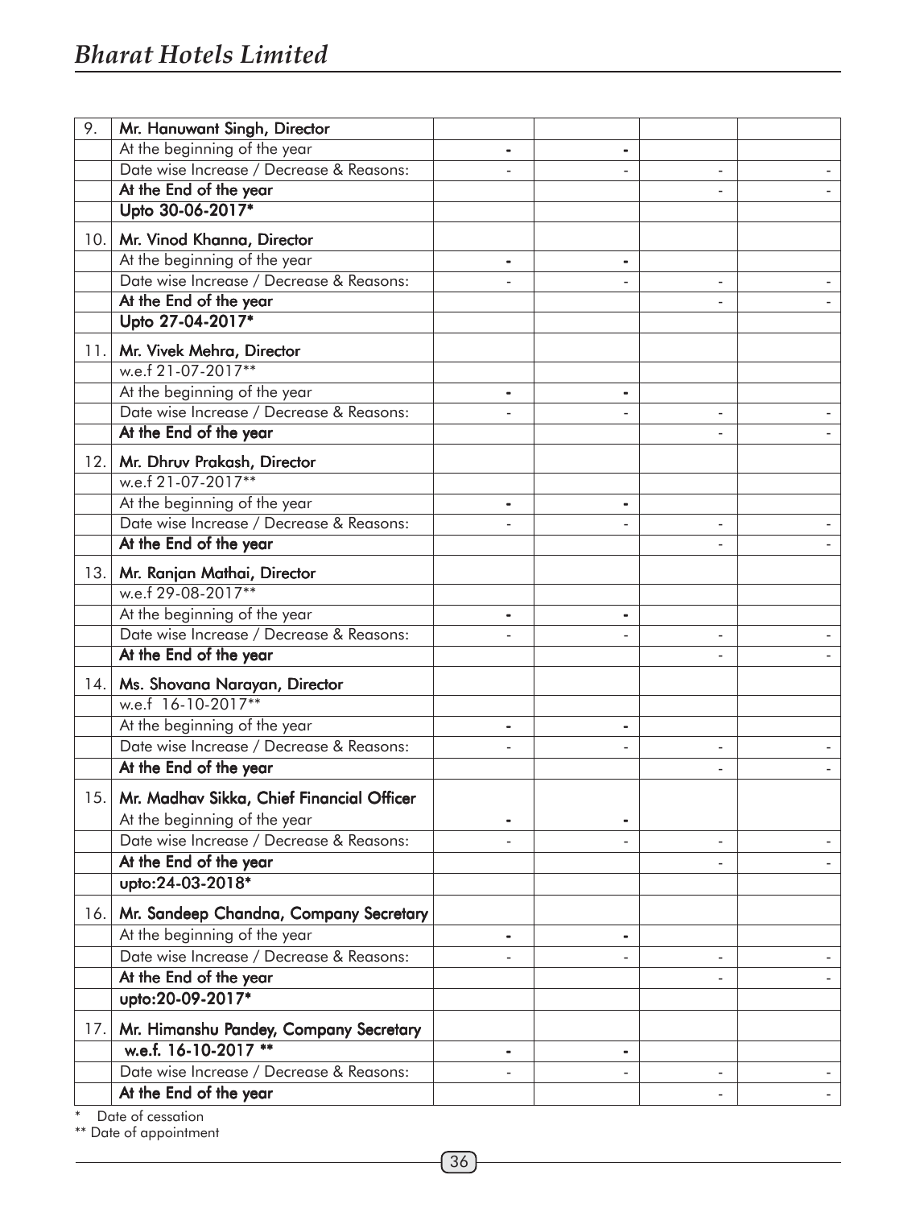| 9. | Mr. Hanuwant Singh, Director | | | | |
|---|---|---|---|---|---|
| | At the beginning of the year | - | - | | |
| | Date wise Increase / Decrease & Reasons: | - | - | - | - |
| | At the End of the year | | | - | - |
| | Upto 30-06-2017* | | | | |
| 10. | Mr. Vinod Khanna, Director | | | | |
| | At the beginning of the year | - | - | | |
| | Date wise Increase / Decrease & Reasons: | - | - | - | - |
| | At the End of the year | | | - | - |
| | Upto 27-04-2017* | | | | |
| 11. | Mr. Vivek Mehra, Director | | | | |
| | w.e.f 21-07-2017** | | | | |
| | At the beginning of the year | - | - | | |
| | Date wise Increase / Decrease & Reasons: | - | - | - | - |
| | At the End of the year | | | - | - |
| 12. | Mr. Dhruv Prakash, Director | | | | |
| | w.e.f 21-07-2017** | | | | |
| | At the beginning of the year | - | - | | |
| | Date wise Increase / Decrease & Reasons: | - | - | - | - |
| | At the End of the year | | | - | - |
| 13. | Mr. Ranjan Mathai, Director | | | | |
| | w.e.f 29-08-2017** | | | | |
| | At the beginning of the year | - | - | | |
| | Date wise Increase / Decrease & Reasons: | - | - | - | - |
| | At the End of the year | | | - | - |
| 14. | Ms. Shovana Narayan, Director | | | | |
| | w.e.f 16-10-2017** | | | | |
| | At the beginning of the year | - | - | | |
| | Date wise Increase / Decrease & Reasons: | - | - | - | - |
| | At the End of the year | | | - | - |
| 15. | Mr. Madhav Sikka, Chief Financial Officer | | | | |
| | At the beginning of the year | - | - | | |
| | Date wise Increase / Decrease & Reasons: | - | - | - | - |
| | At the End of the year | | | - | - |
| | upto:24-03-2018* | | | | |
| 16. | Mr. Sandeep Chandna, Company Secretary | | | | |
| | At the beginning of the year | - | - | | |
| | Date wise Increase / Decrease & Reasons: | - | - | - | - |
| | At the End of the year | | | - | - |
| | upto:20-09-2017* | | | | |
| 17. | Mr. Himanshu Pandey, Company Secretary | | | | |
| | w.e.f. 16-10-2017 ** | - | - | | |
| | Date wise Increase / Decrease & Reasons: | - | - | - | - |
| | At the End of the year | | | - | - |

\* Date of cessation

** Date of appointment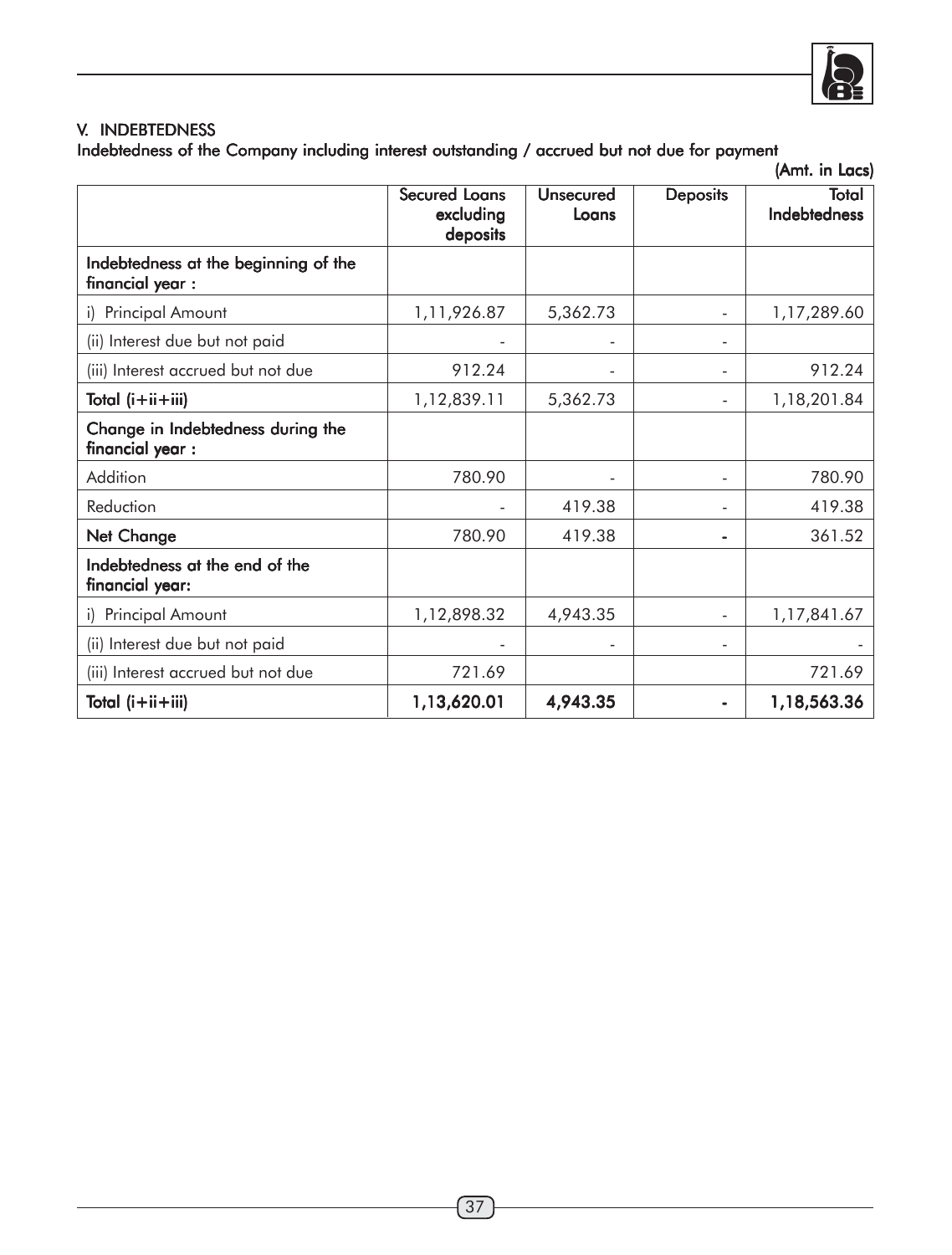## V. INDEBTEDNESS

Indebtedness of the Company including interest outstanding / accrued but not due for payment

(Amt. in Lacs)

| | Secured Loans excluding deposits | Unsecured Loans | Deposits | Total Indebtedness |
|---|---|---|---|---|
| **Indebtedness at the beginning of the financial year :** | | | | |
| i) Principal Amount | 1,11,926.87 | 5,362.73 | - | 1,17,289.60 |
| (ii) Interest due but not paid | - | - | - | |
| (iii) Interest accrued but not due | 912.24 | - | - | 912.24 |
| **Total (i+ii+iii)** | 1,12,839.11 | 5,362.73 | - | 1,18,201.84 |
| **Change in Indebtedness during the financial year :** | | | | |
| Addition | 780.90 | - | - | 780.90 |
| Reduction | - | 419.38 | - | 419.38 |
| **Net Change** | 780.90 | 419.38 | - | 361.52 |
| **Indebtedness at the end of the financial year:** | | | | |
| i) Principal Amount | 1,12,898.32 | 4,943.35 | - | 1,17,841.67 |
| (ii) Interest due but not paid | - | - | - | - |
| (iii) Interest accrued but not due | 721.69 | | | 721.69 |
| **Total (i+ii+iii)** | **1,13,620.01** | **4,943.35** | **-** | **1,18,563.36** |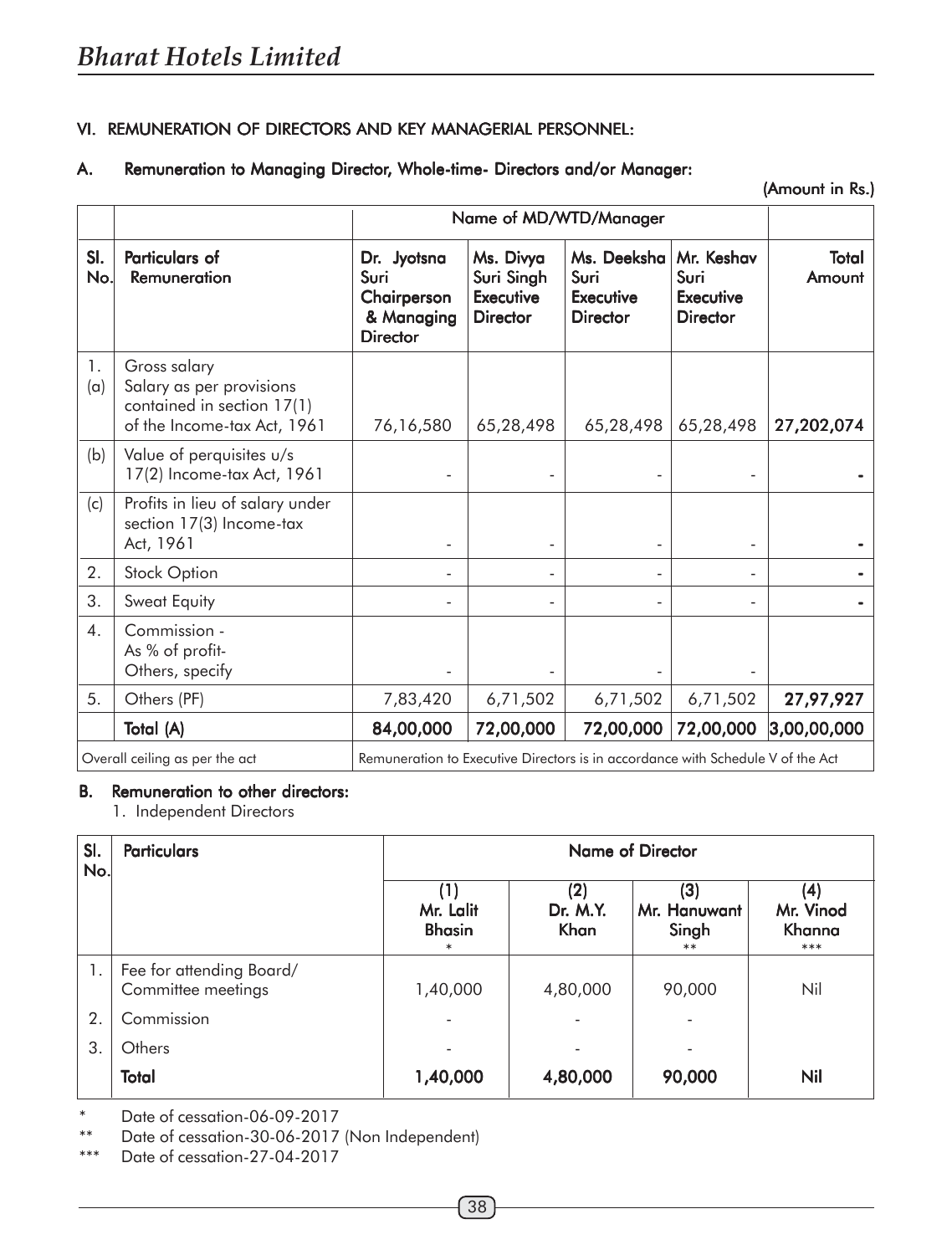## VI. REMUNERATION OF DIRECTORS AND KEY MANAGERIAL PERSONNEL:

### A. Remuneration to Managing Director, Whole-time- Directors and/or Manager:

(Amount in Rs.)

| | | Name of MD/WTD/Manager | | | | |
|---|---|---|---|---|---|---|
| Sl. No. | Particulars of Remuneration | Dr. Jyotsna Suri Chairperson & Managing Director | Ms. Divya Suri Singh Executive Director | Ms. Deeksha Suri Executive Director | Mr. Keshav Suri Executive Director | Total Amount |
| 1. (a) | Gross salary Salary as per provisions contained in section 17(1) of the Income-tax Act, 1961 | 76,16,580 | 65,28,498 | 65,28,498 | 65,28,498 | **27,202,074** |
| (b) | Value of perquisites u/s 17(2) Income-tax Act, 1961 | - | - | - | - | **-** |
| (c) | Profits in lieu of salary under section 17(3) Income-tax Act, 1961 | - | - | - | - | **-** |
| 2. | Stock Option | - | - | - | - | **-** |
| 3. | Sweat Equity | - | - | - | - | **-** |
| 4. | Commission - As % of profit- Others, specify | - | - | - | - | |
| 5. | Others (PF) | 7,83,420 | 6,71,502 | 6,71,502 | 6,71,502 | **27,97,927** |
| | **Total (A)** | **84,00,000** | **72,00,000** | **72,00,000** | **72,00,000** | **3,00,00,000** |
| Overall ceiling as per the act | | Remuneration to Executive Directors is in accordance with Schedule V of the Act | | | | |

### B. Remuneration to other directors:

1. Independent Directors

| Sl. No. | Particulars | Name of Director | | | |
|---|---|---|---|---|---|
| | | (1) Mr. Lalit Bhasin * | (2) Dr. M.Y. Khan | (3) Mr. Hanuwant Singh ** | (4) Mr. Vinod Khanna *** |
| 1. | Fee for attending Board/ Committee meetings | 1,40,000 | 4,80,000 | 90,000 | Nil |
| 2. | Commission | - | - | - | |
| 3. | Others | - | - | - | |
| | **Total** | **1,40,000** | **4,80,000** | **90,000** | **Nil** |

\* Date of cessation-06-09-2017

** Date of cessation-30-06-2017 (Non Independent)

*** Date of cessation-27-04-2017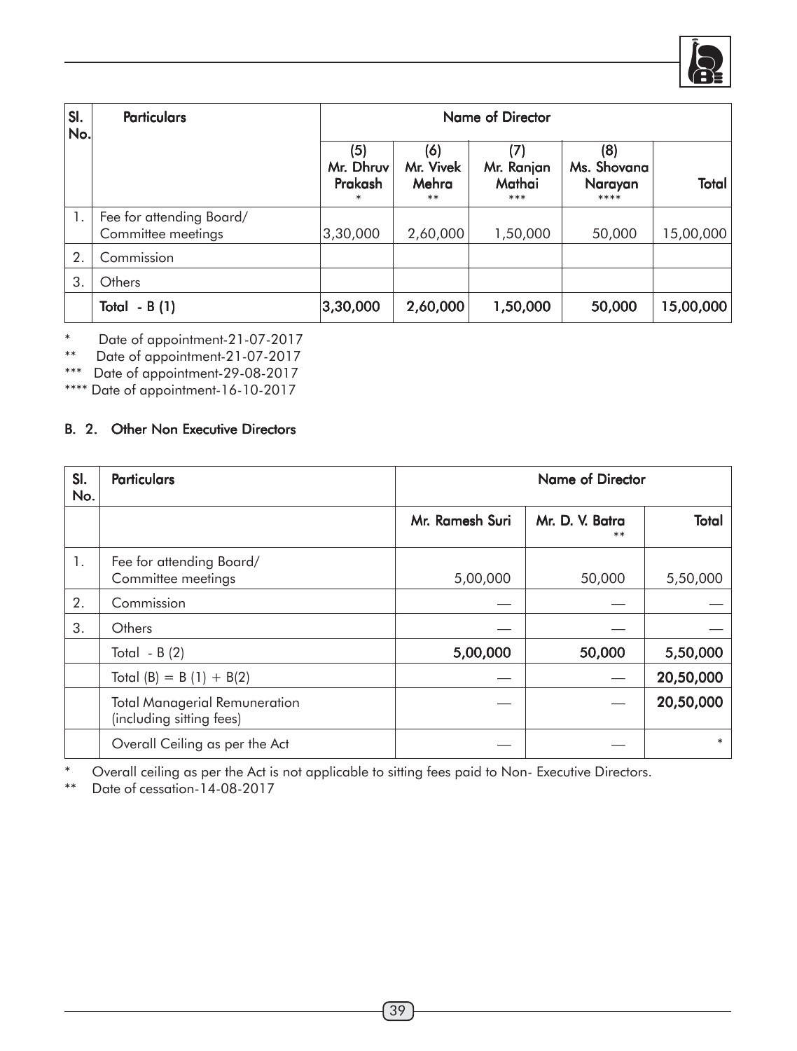| Sl. No. | Particulars | Name of Director | | | | |
|---|---|---|---|---|---|---|
| | | (5) Mr. Dhruv Prakash * | (6) Mr. Vivek Mehra ** | (7) Mr. Ranjan Mathai *** | (8) Ms. Shovana Narayan **** | Total |
| 1. | Fee for attending Board/ Committee meetings | 3,30,000 | 2,60,000 | 1,50,000 | 50,000 | 15,00,000 |
| 2. | Commission | | | | | |
| 3. | Others | | | | | |
| | **Total - B (1)** | **3,30,000** | **2,60,000** | **1,50,000** | **50,000** | **15,00,000** |

\* Date of appointment-21-07-2017

** Date of appointment-21-07-2017

*** Date of appointment-29-08-2017

**** Date of appointment-16-10-2017

### B. 2. Other Non Executive Directors

| Sl. No. | Particulars | Name of Director | | |
|---|---|---|---|---|
| | | Mr. Ramesh Suri | Mr. D. V. Batra ** | Total |
| 1. | Fee for attending Board/ Committee meetings | 5,00,000 | 50,000 | 5,50,000 |
| 2. | Commission | — | — | — |
| 3. | Others | — | — | — |
| | Total - B (2) | **5,00,000** | **50,000** | **5,50,000** |
| | Total (B) = B (1) + B(2) | — | — | **20,50,000** |
| | Total Managerial Remuneration (including sitting fees) | — | — | **20,50,000** |
| | Overall Ceiling as per the Act | — | — | * |

\* Overall ceiling as per the Act is not applicable to sitting fees paid to Non- Executive Directors.

** Date of cessation-14-08-2017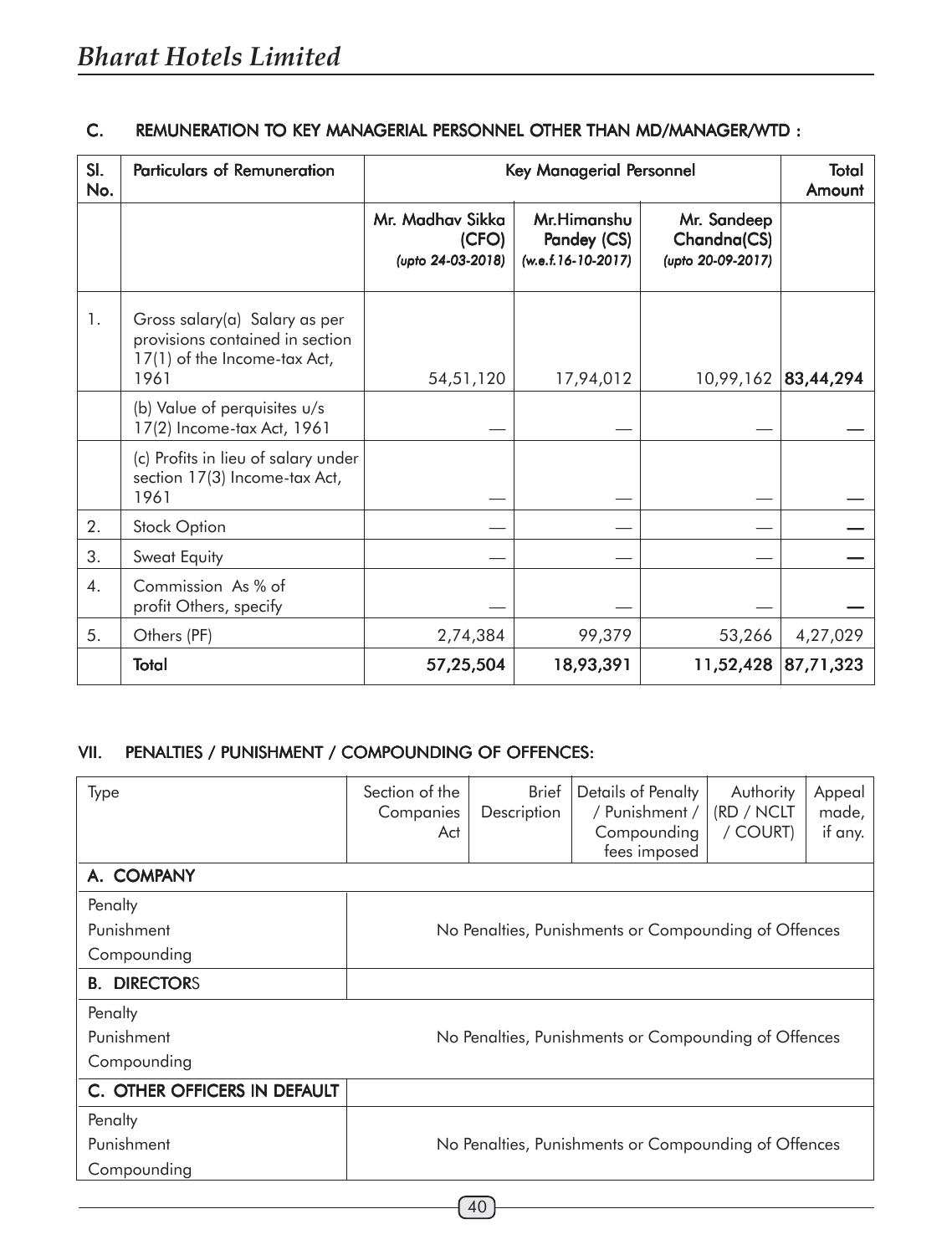### C. REMUNERATION TO KEY MANAGERIAL PERSONNEL OTHER THAN MD/MANAGER/WTD :

| Sl. No. | Particulars of Remuneration | Key Managerial Personnel | | | Total Amount |
|---|---|---|---|---|---|
| | | Mr. Madhav Sikka (CFO) *(upto 24-03-2018)* | Mr.Himanshu Pandey (CS) *(w.e.f.16-10-2017)* | Mr. Sandeep Chandna(CS) *(upto 20-09-2017)* | |
| 1. | Gross salary(a) Salary as per provisions contained in section 17(1) of the Income-tax Act, 1961 | 54,51,120 | 17,94,012 | 10,99,162 | **83,44,294** |
| | (b) Value of perquisites u/s 17(2) Income-tax Act, 1961 | — | — | — | — |
| | (c) Profits in lieu of salary under section 17(3) Income-tax Act, 1961 | — | — | — | — |
| 2. | Stock Option | — | — | — | — |
| 3. | Sweat Equity | — | — | — | — |
| 4. | Commission As % of profit Others, specify | — | — | — | — |
| 5. | Others (PF) | 2,74,384 | 99,379 | 53,266 | 4,27,029 |
| | **Total** | **57,25,504** | **18,93,391** | **11,52,428** | **87,71,323** |

### VII. PENALTIES / PUNISHMENT / COMPOUNDING OF OFFENCES:

| Type | Section of the Companies Act | Brief Description | Details of Penalty / Punishment / Compounding fees imposed | Authority (RD / NCLT / COURT) | Appeal made, if any. |
|---|---|---|---|---|---|
| **A. COMPANY** | | | | | |
| Penalty<br>Punishment<br>Compounding | No Penalties, Punishments or Compounding of Offences | | | | |
| **B. DIRECTORS** | | | | | |
| Penalty<br>Punishment<br>Compounding | No Penalties, Punishments or Compounding of Offences | | | | |
| **C. OTHER OFFICERS IN DEFAULT** | | | | | |
| Penalty<br>Punishment<br>Compounding | No Penalties, Punishments or Compounding of Offences | | | | |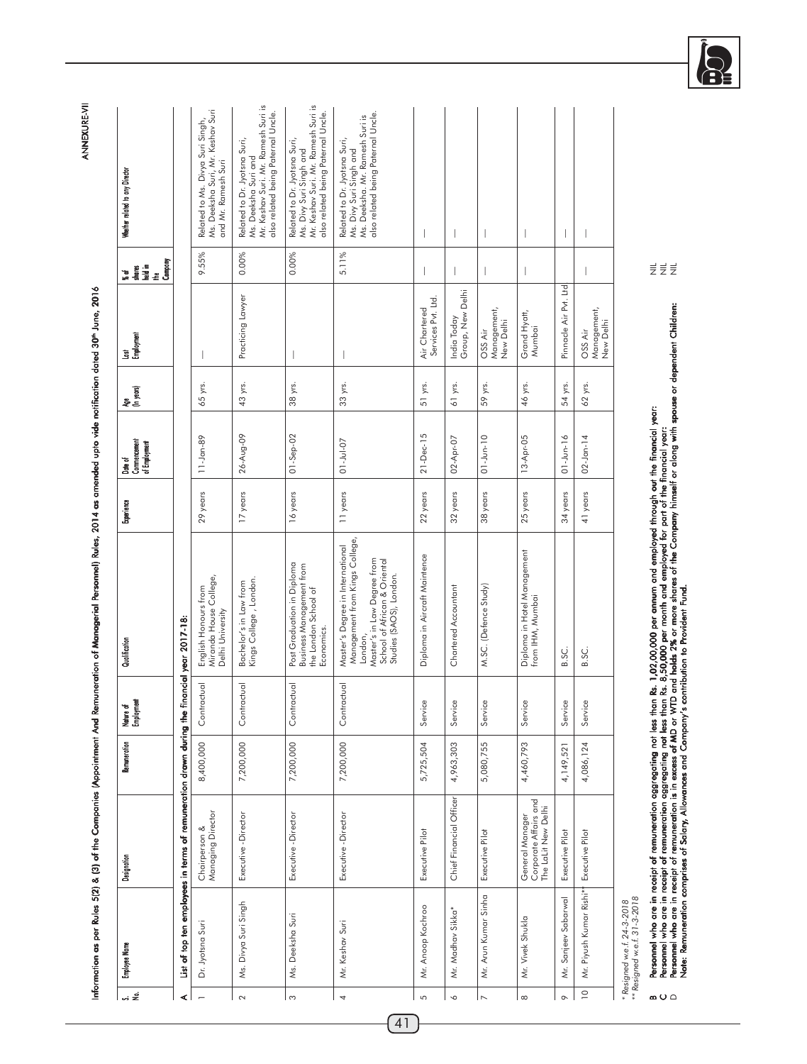ANNEXURE-VII

Information as per Rules 5(2) & (3) of the Companies (Appointment And Remuneration of Managerial Personnel) Rules, 2014 as amended upto vide notification dated 30th June, 2016

| S. No. | Employee Name | Designation | Remuneration | Nature of Employment | Qualification | Experience | Date of Commencement of Employment | Age (In years) | Last Employment | % of shares held in the Company | Whether related to any Director |
|---|---|---|---|---|---|---|---|---|---|---|---|
| A | List of top ten employees in terms of remuneration drawn during the financial year 2017-18: | | | | | | | | | | |
| 1 | Dr. Jyotsna Suri | Chairperson & Managing Director | 8,400,000 | Contractual | English Honours from Miranda House College, Delhi University | 29 years | 11-Jan-89 | 65 yrs. | — | 9.55% | Related to Ms. Divya Suri Singh, Ms. Deeksha Suri, Mr. Keshav Suri and Mr. Ramesh Suri |
| 2 | Ms. Divya Suri Singh | Executive -Director | 7,200,000 | Contractual | Bachelor's in Law from Kings College , London. | 17 years | 26-Aug-09 | 43 yrs. | Practicing Lawyer | 0.00% | Related to Dr. Jyotsna Suri, Ms. Deeksha Suri and Mr. Keshav Suri. Mr. Ramesh Suri is also related being Paternal Uncle. |
| 3 | Ms. Deeksha Suri | Executive -Director | 7,200,000 | Contractual | Post Graduation in Diploma Business Management from the London School of Economics. | 16 years | 01-Sep-02 | 38 yrs. | — | 0.00% | Related to Dr. Jyotsna Suri, Ms. Divy Suri Singh and Mr. Keshav Suri. Mr. Ramesh Suri is also related being Paternal Uncle. |
| 4 | Mr. Keshav Suri | Executive -Director | 7,200,000 | Contractual | Master's Degree in International Management from Kings College, London, Master's in Law Degree from School of African & Oriental Studies (SAOS), London. | 11 years | 01-Jul-07 | 33 yrs. | — | 5.11% | Related to Dr. Jyotsna Suri, Ms. Divy Suri Singh and Ms. Deeksha. Mr. Ramesh Suri is also related being Paternal Uncle. |
| 5 | Mr. Anoop Kochroo | Executive Pilot | 5,725,504 | Service | Diploma in Aircraft Maintence | 22 years | 21-Dec-15 | 51 yrs. | Air Chartered Services Pvt. Ltd. | — | — |
| 6 | Mr. Madhav Sikka* | Chief Financial Officer | 4,963,303 | Service | Chartered Accountant | 32 years | 02-Apr-07 | 61 yrs. | India Today Group, New Delhi | — | — |
| 7 | Mr. Arun Kumar Sinha | Executive Pilot | 5,080,755 | Service | M.SC. (Defence Study) | 38 years | 01-Jun-10 | 59 yrs. | OSS Air Management, New Delhi | — | — |
| 8 | Mr. Vivek Shukla | General Manager Corporate Affairs and The Lalit New Delhi | 4,460,793 | Service | Diploma in Hotel Management from IHM, Mumbai | 25 years | 13-Apr-05 | 46 yrs. | Grand Hyatt, Mumbai | — | — |
| 9 | Mr. Sanjeev Sabarwal | Executive Pilot | 4,149,521 | Service | B.SC. | 34 years | 01-Jun-16 | 54 yrs. | Pinnacle Air Pvt. Ltd | | — |
| 10 | Mr. Piyush Kumar Rishi** | Executive Pilot | 4,086,124 | Service | B.SC. | 41 years | 02-Jan-14 | 62 yrs. | OSS Air Management, New Delhi | — | — |

\* Resigned w.e.f. 24-3-2018
\*\* Resigned w.e.f. 31-3-2018

**B Personnel who are in receipt of remuneration aggregating not less than Rs. 1,02,00,000 per annum and employed through out the financial year:** NIL

**C Personnel who are in receipt of remuneration aggregating not less than Rs. 8,50,000 per month and employed for part of the financial year:** NIL

**D Personnel who are in receipt of remuneration is in excess of MD or WTD and holds 2% or more shares of the Company himself or along with spouse or dependent Children:** NIL

**Note: Remuneration comprises of Salary, Allowances and Company's contribution to Provident Fund.**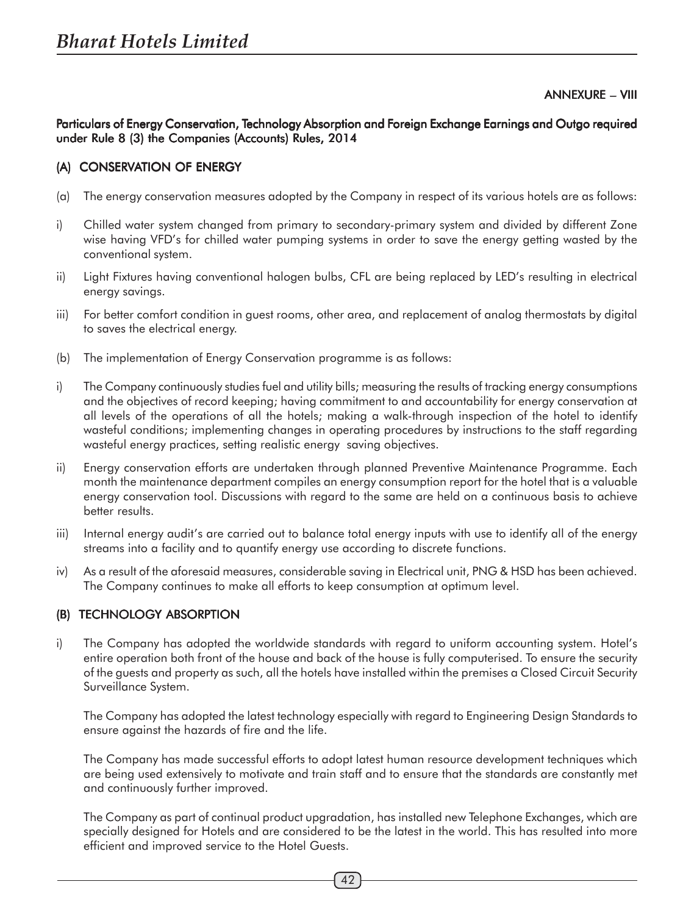ANNEXURE – VIII

**Particulars of Energy Conservation, Technology Absorption and Foreign Exchange Earnings and Outgo required under Rule 8 (3) the Companies (Accounts) Rules, 2014**

## (A) CONSERVATION OF ENERGY

(a) The energy conservation measures adopted by the Company in respect of its various hotels are as follows:

i) Chilled water system changed from primary to secondary-primary system and divided by different Zone wise having VFD's for chilled water pumping systems in order to save the energy getting wasted by the conventional system.

ii) Light Fixtures having conventional halogen bulbs, CFL are being replaced by LED's resulting in electrical energy savings.

iii) For better comfort condition in guest rooms, other area, and replacement of analog thermostats by digital to saves the electrical energy.

(b) The implementation of Energy Conservation programme is as follows:

i) The Company continuously studies fuel and utility bills; measuring the results of tracking energy consumptions and the objectives of record keeping; having commitment to and accountability for energy conservation at all levels of the operations of all the hotels; making a walk-through inspection of the hotel to identify wasteful conditions; implementing changes in operating procedures by instructions to the staff regarding wasteful energy practices, setting realistic energy saving objectives.

ii) Energy conservation efforts are undertaken through planned Preventive Maintenance Programme. Each month the maintenance department compiles an energy consumption report for the hotel that is a valuable energy conservation tool. Discussions with regard to the same are held on a continuous basis to achieve better results.

iii) Internal energy audit's are carried out to balance total energy inputs with use to identify all of the energy streams into a facility and to quantify energy use according to discrete functions.

iv) As a result of the aforesaid measures, considerable saving in Electrical unit, PNG & HSD has been achieved. The Company continues to make all efforts to keep consumption at optimum level.

## (B) TECHNOLOGY ABSORPTION

i) The Company has adopted the worldwide standards with regard to uniform accounting system. Hotel's entire operation both front of the house and back of the house is fully computerised. To ensure the security of the guests and property as such, all the hotels have installed within the premises a Closed Circuit Security Surveillance System.

The Company has adopted the latest technology especially with regard to Engineering Design Standards to ensure against the hazards of fire and the life.

The Company has made successful efforts to adopt latest human resource development techniques which are being used extensively to motivate and train staff and to ensure that the standards are constantly met and continuously further improved.

The Company as part of continual product upgradation, has installed new Telephone Exchanges, which are specially designed for Hotels and are considered to be the latest in the world. This has resulted into more efficient and improved service to the Hotel Guests.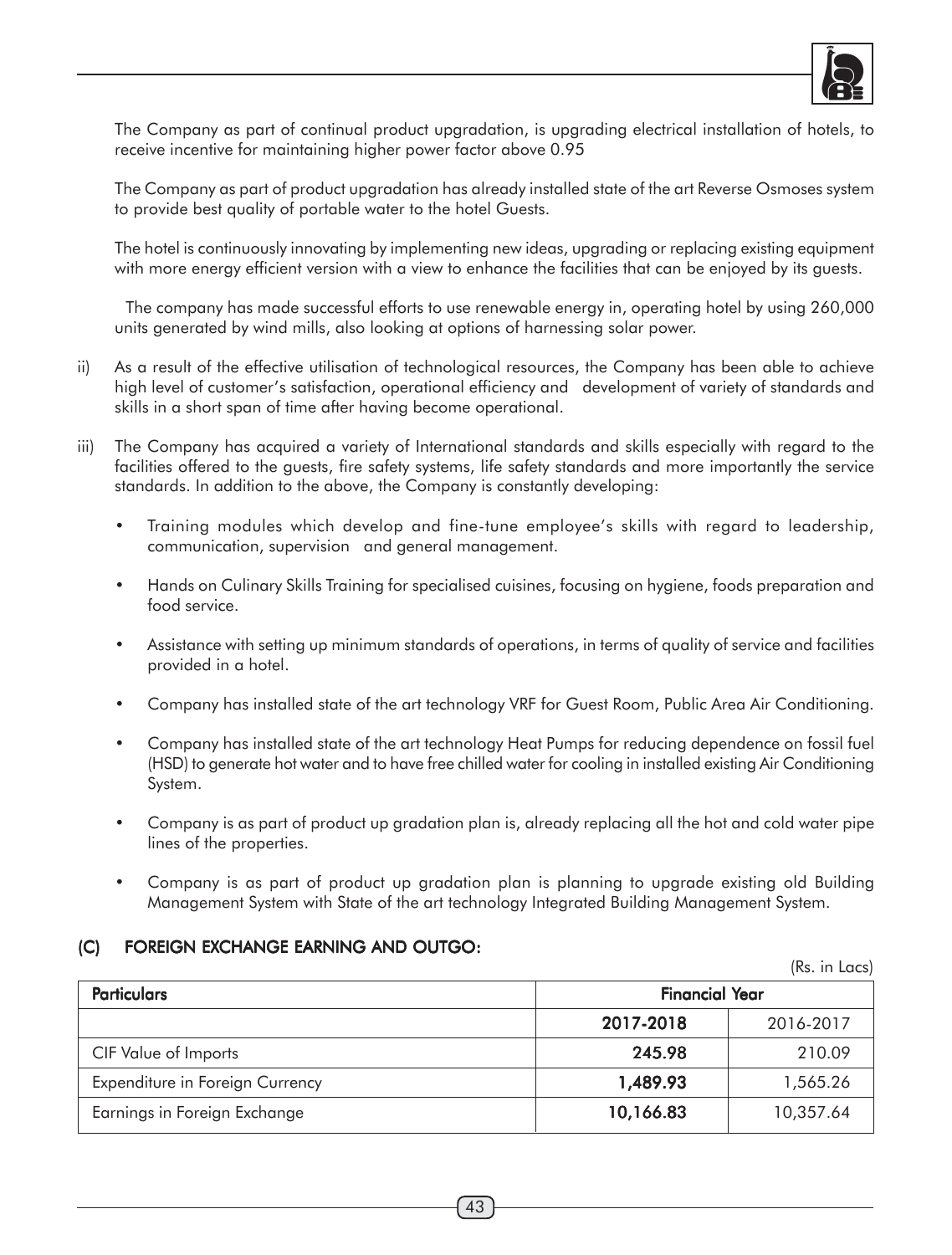The Company as part of continual product upgradation, is upgrading electrical installation of hotels, to receive incentive for maintaining higher power factor above 0.95

The Company as part of product upgradation has already installed state of the art Reverse Osmoses system to provide best quality of portable water to the hotel Guests.

The hotel is continuously innovating by implementing new ideas, upgrading or replacing existing equipment with more energy efficient version with a view to enhance the facilities that can be enjoyed by its guests.

The company has made successful efforts to use renewable energy in, operating hotel by using 260,000 units generated by wind mills, also looking at options of harnessing solar power.

ii) As a result of the effective utilisation of technological resources, the Company has been able to achieve high level of customer's satisfaction, operational efficiency and development of variety of standards and skills in a short span of time after having become operational.

iii) The Company has acquired a variety of International standards and skills especially with regard to the facilities offered to the guests, fire safety systems, life safety standards and more importantly the service standards. In addition to the above, the Company is constantly developing:

- Training modules which develop and fine-tune employee's skills with regard to leadership, communication, supervision and general management.
- Hands on Culinary Skills Training for specialised cuisines, focusing on hygiene, foods preparation and food service.
- Assistance with setting up minimum standards of operations, in terms of quality of service and facilities provided in a hotel.
- Company has installed state of the art technology VRF for Guest Room, Public Area Air Conditioning.
- Company has installed state of the art technology Heat Pumps for reducing dependence on fossil fuel (HSD) to generate hot water and to have free chilled water for cooling in installed existing Air Conditioning System.
- Company is as part of product up gradation plan is, already replacing all the hot and cold water pipe lines of the properties.
- Company is as part of product up gradation plan is planning to upgrade existing old Building Management System with State of the art technology Integrated Building Management System.

## (C) FOREIGN EXCHANGE EARNING AND OUTGO:

(Rs. in Lacs)

| Particulars | Financial Year | |
|---|---|---|
| | **2017-2018** | 2016-2017 |
| CIF Value of Imports | **245.98** | 210.09 |
| Expenditure in Foreign Currency | **1,489.93** | 1,565.26 |
| Earnings in Foreign Exchange | **10,166.83** | 10,357.64 |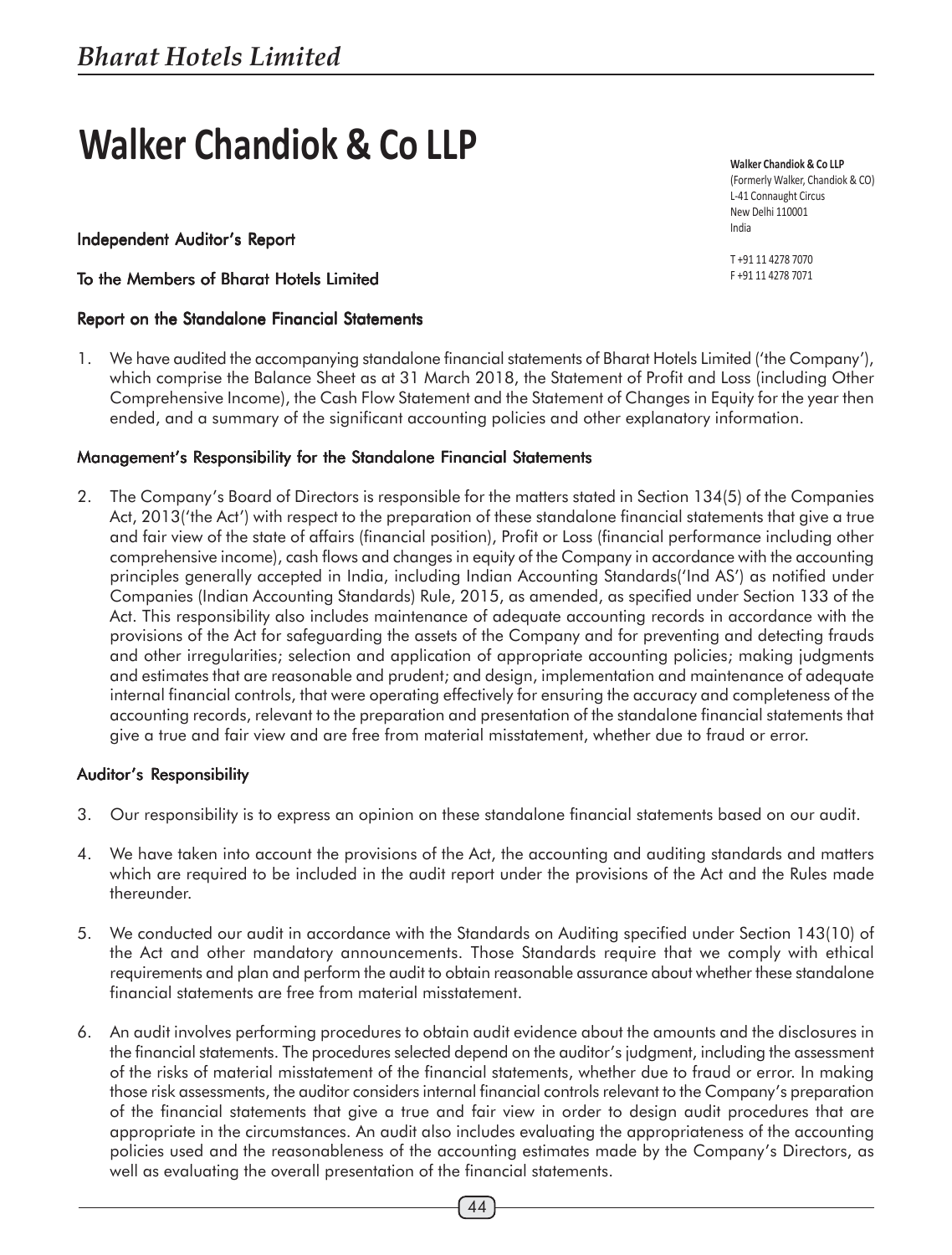# Walker Chandiok & Co LLP

**Walker Chandiok & Co LLP**
(Formerly Walker, Chandiok & CO)
L-41 Connaught Circus
New Delhi 110001
India

T +91 11 4278 7070
F +91 11 4278 7071

## Independent Auditor's Report

## To the Members of Bharat Hotels Limited

### Report on the Standalone Financial Statements

1. We have audited the accompanying standalone financial statements of Bharat Hotels Limited ('the Company'), which comprise the Balance Sheet as at 31 March 2018, the Statement of Profit and Loss (including Other Comprehensive Income), the Cash Flow Statement and the Statement of Changes in Equity for the year then ended, and a summary of the significant accounting policies and other explanatory information.

### Management's Responsibility for the Standalone Financial Statements

2. The Company's Board of Directors is responsible for the matters stated in Section 134(5) of the Companies Act, 2013('the Act') with respect to the preparation of these standalone financial statements that give a true and fair view of the state of affairs (financial position), Profit or Loss (financial performance including other comprehensive income), cash flows and changes in equity of the Company in accordance with the accounting principles generally accepted in India, including Indian Accounting Standards('Ind AS') as notified under Companies (Indian Accounting Standards) Rule, 2015, as amended, as specified under Section 133 of the Act. This responsibility also includes maintenance of adequate accounting records in accordance with the provisions of the Act for safeguarding the assets of the Company and for preventing and detecting frauds and other irregularities; selection and application of appropriate accounting policies; making judgments and estimates that are reasonable and prudent; and design, implementation and maintenance of adequate internal financial controls, that were operating effectively for ensuring the accuracy and completeness of the accounting records, relevant to the preparation and presentation of the standalone financial statements that give a true and fair view and are free from material misstatement, whether due to fraud or error.

### Auditor's Responsibility

3. Our responsibility is to express an opinion on these standalone financial statements based on our audit.

4. We have taken into account the provisions of the Act, the accounting and auditing standards and matters which are required to be included in the audit report under the provisions of the Act and the Rules made thereunder.

5. We conducted our audit in accordance with the Standards on Auditing specified under Section 143(10) of the Act and other mandatory announcements. Those Standards require that we comply with ethical requirements and plan and perform the audit to obtain reasonable assurance about whether these standalone financial statements are free from material misstatement.

6. An audit involves performing procedures to obtain audit evidence about the amounts and the disclosures in the financial statements. The procedures selected depend on the auditor's judgment, including the assessment of the risks of material misstatement of the financial statements, whether due to fraud or error. In making those risk assessments, the auditor considers internal financial controls relevant to the Company's preparation of the financial statements that give a true and fair view in order to design audit procedures that are appropriate in the circumstances. An audit also includes evaluating the appropriateness of the accounting policies used and the reasonableness of the accounting estimates made by the Company's Directors, as well as evaluating the overall presentation of the financial statements.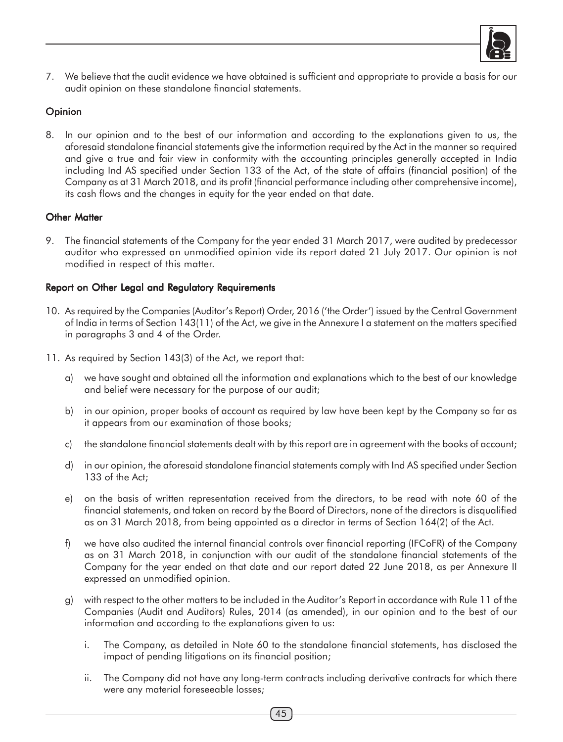7. We believe that the audit evidence we have obtained is sufficient and appropriate to provide a basis for our audit opinion on these standalone financial statements.

## Opinion

8. In our opinion and to the best of our information and according to the explanations given to us, the aforesaid standalone financial statements give the information required by the Act in the manner so required and give a true and fair view in conformity with the accounting principles generally accepted in India including Ind AS specified under Section 133 of the Act, of the state of affairs (financial position) of the Company as at 31 March 2018, and its profit (financial performance including other comprehensive income), its cash flows and the changes in equity for the year ended on that date.

## Other Matter

9. The financial statements of the Company for the year ended 31 March 2017, were audited by predecessor auditor who expressed an unmodified opinion vide its report dated 21 July 2017. Our opinion is not modified in respect of this matter.

## Report on Other Legal and Regulatory Requirements

10. As required by the Companies (Auditor's Report) Order, 2016 ('the Order') issued by the Central Government of India in terms of Section 143(11) of the Act, we give in the Annexure I a statement on the matters specified in paragraphs 3 and 4 of the Order.

11. As required by Section 143(3) of the Act, we report that:

    a) we have sought and obtained all the information and explanations which to the best of our knowledge and belief were necessary for the purpose of our audit;

    b) in our opinion, proper books of account as required by law have been kept by the Company so far as it appears from our examination of those books;

    c) the standalone financial statements dealt with by this report are in agreement with the books of account;

    d) in our opinion, the aforesaid standalone financial statements comply with Ind AS specified under Section 133 of the Act;

    e) on the basis of written representation received from the directors, to be read with note 60 of the financial statements, and taken on record by the Board of Directors, none of the directors is disqualified as on 31 March 2018, from being appointed as a director in terms of Section 164(2) of the Act.

    f) we have also audited the internal financial controls over financial reporting (IFCoFR) of the Company as on 31 March 2018, in conjunction with our audit of the standalone financial statements of the Company for the year ended on that date and our report dated 22 June 2018, as per Annexure II expressed an unmodified opinion.

    g) with respect to the other matters to be included in the Auditor's Report in accordance with Rule 11 of the Companies (Audit and Auditors) Rules, 2014 (as amended), in our opinion and to the best of our information and according to the explanations given to us:

        i. The Company, as detailed in Note 60 to the standalone financial statements, has disclosed the impact of pending litigations on its financial position;

        ii. The Company did not have any long-term contracts including derivative contracts for which there were any material foreseeable losses;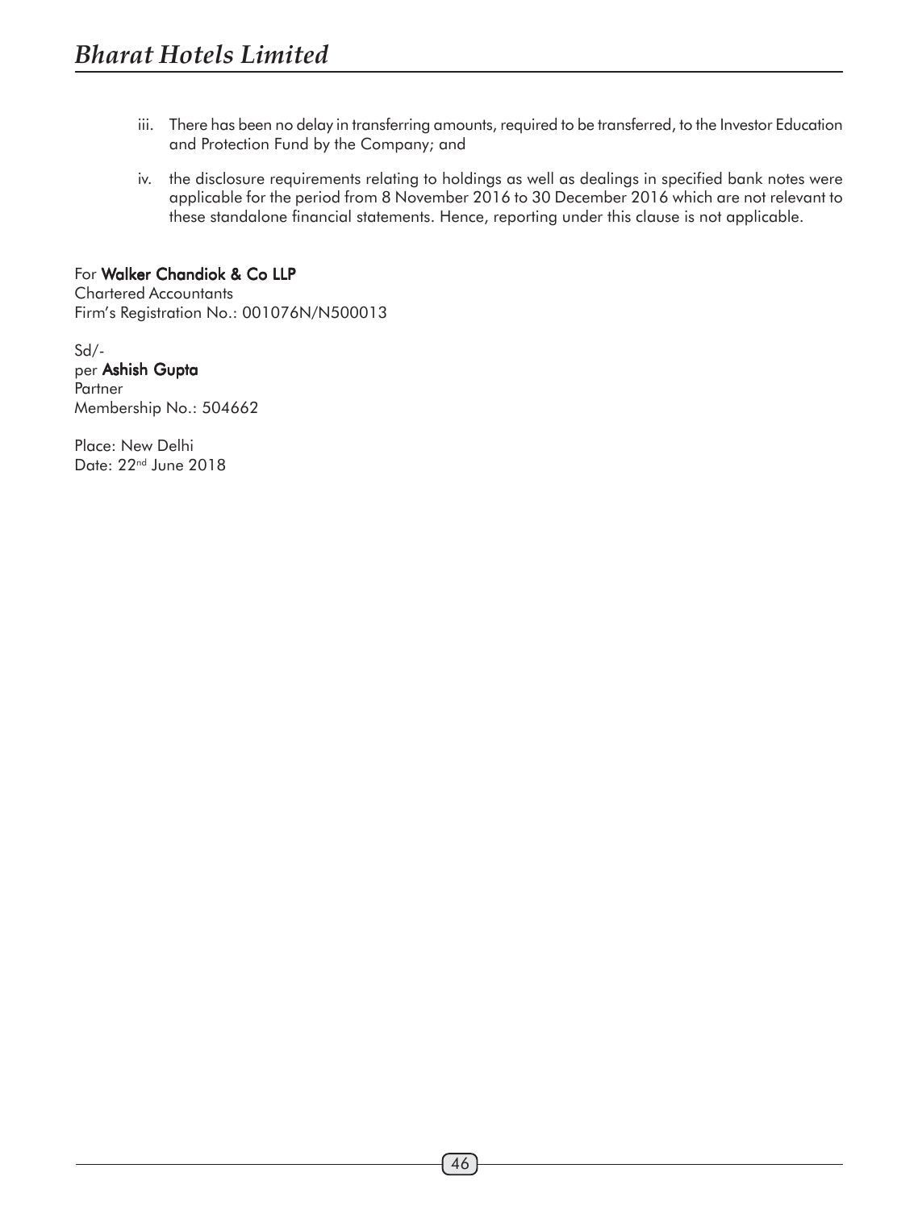iii. There has been no delay in transferring amounts, required to be transferred, to the Investor Education and Protection Fund by the Company; and

iv. the disclosure requirements relating to holdings as well as dealings in specified bank notes were applicable for the period from 8 November 2016 to 30 December 2016 which are not relevant to these standalone financial statements. Hence, reporting under this clause is not applicable.

For **Walker Chandiok & Co LLP**
Chartered Accountants
Firm's Registration No.: 001076N/N500013

Sd/-
per **Ashish Gupta**
Partner
Membership No.: 504662

Place: New Delhi
Date: 22nd June 2018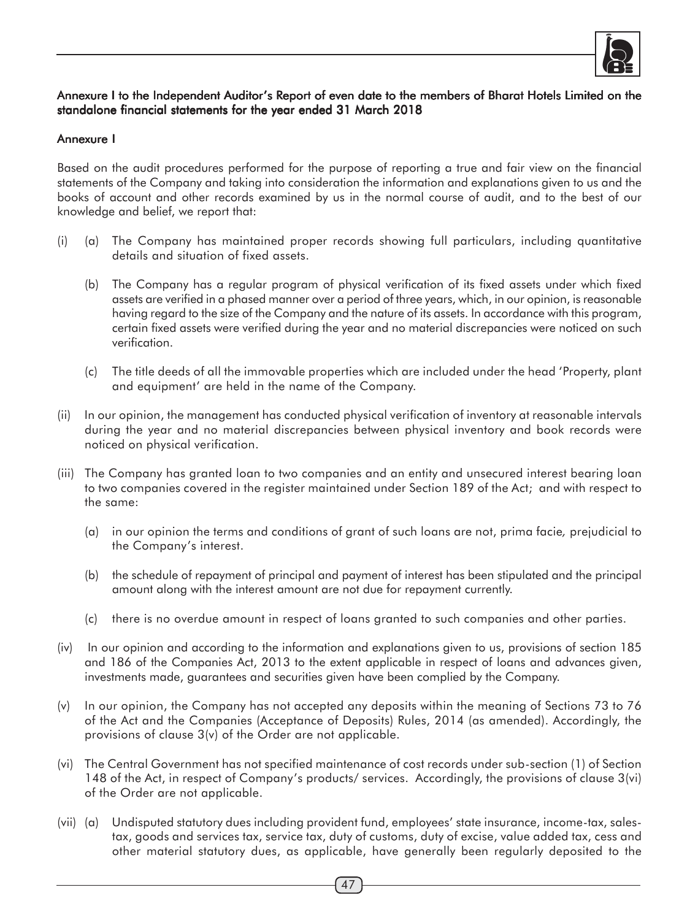**Annexure I to the Independent Auditor's Report of even date to the members of Bharat Hotels Limited on the standalone financial statements for the year ended 31 March 2018**

**Annexure I**

Based on the audit procedures performed for the purpose of reporting a true and fair view on the financial statements of the Company and taking into consideration the information and explanations given to us and the books of account and other records examined by us in the normal course of audit, and to the best of our knowledge and belief, we report that:

(i) (a) The Company has maintained proper records showing full particulars, including quantitative details and situation of fixed assets.

(b) The Company has a regular program of physical verification of its fixed assets under which fixed assets are verified in a phased manner over a period of three years, which, in our opinion, is reasonable having regard to the size of the Company and the nature of its assets. In accordance with this program, certain fixed assets were verified during the year and no material discrepancies were noticed on such verification.

(c) The title deeds of all the immovable properties which are included under the head 'Property, plant and equipment' are held in the name of the Company.

(ii) In our opinion, the management has conducted physical verification of inventory at reasonable intervals during the year and no material discrepancies between physical inventory and book records were noticed on physical verification.

(iii) The Company has granted loan to two companies and an entity and unsecured interest bearing loan to two companies covered in the register maintained under Section 189 of the Act; and with respect to the same:

(a) in our opinion the terms and conditions of grant of such loans are not, prima facie*,* prejudicial to the Company's interest.

(b) the schedule of repayment of principal and payment of interest has been stipulated and the principal amount along with the interest amount are not due for repayment currently.

(c) there is no overdue amount in respect of loans granted to such companies and other parties.

(iv) In our opinion and according to the information and explanations given to us, provisions of section 185 and 186 of the Companies Act, 2013 to the extent applicable in respect of loans and advances given, investments made, guarantees and securities given have been complied by the Company.

(v) In our opinion, the Company has not accepted any deposits within the meaning of Sections 73 to 76 of the Act and the Companies (Acceptance of Deposits) Rules, 2014 (as amended). Accordingly, the provisions of clause 3(v) of the Order are not applicable.

(vi) The Central Government has not specified maintenance of cost records under sub-section (1) of Section 148 of the Act, in respect of Company's products/ services. Accordingly, the provisions of clause 3(vi) of the Order are not applicable.

(vii) (a) Undisputed statutory dues including provident fund, employees' state insurance, income-tax, sales-tax, goods and services tax, service tax, duty of customs, duty of excise, value added tax, cess and other material statutory dues, as applicable, have generally been regularly deposited to the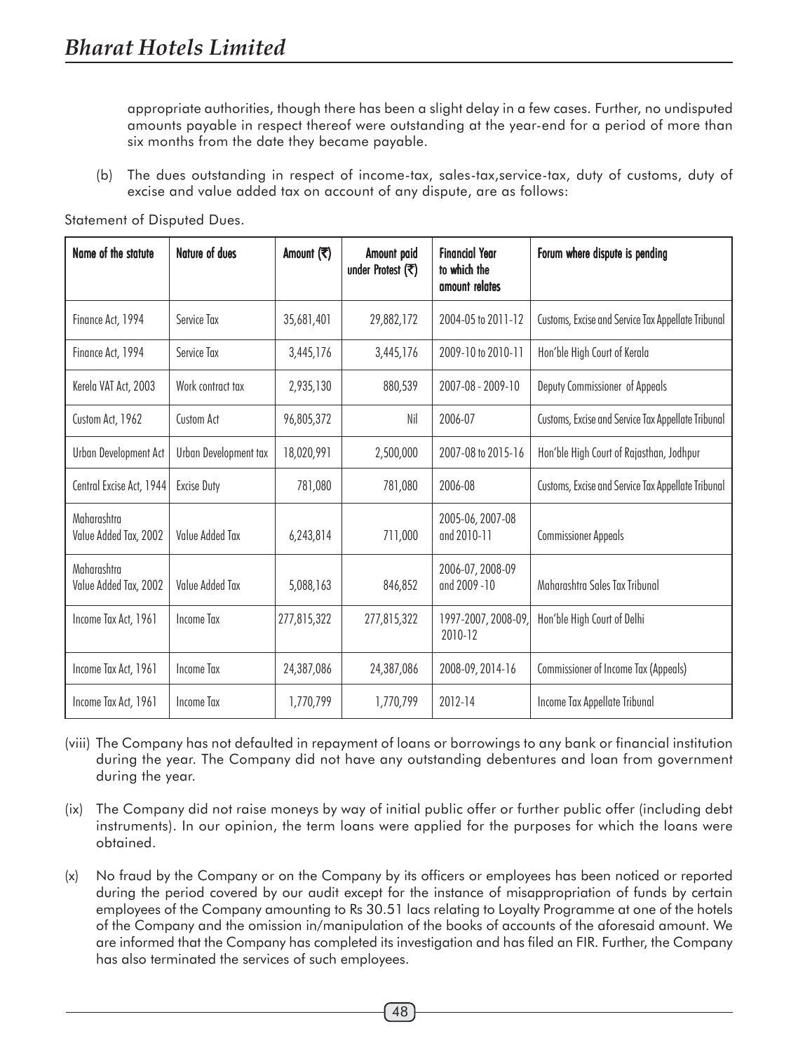appropriate authorities, though there has been a slight delay in a few cases. Further, no undisputed amounts payable in respect thereof were outstanding at the year-end for a period of more than six months from the date they became payable.

(b) The dues outstanding in respect of income-tax, sales-tax,service-tax, duty of customs, duty of excise and value added tax on account of any dispute, are as follows:

Statement of Disputed Dues.

| Name of the statute | Nature of dues | Amount (₹) | Amount paid under Protest (₹) | Financial Year to which the amount relates | Forum where dispute is pending |
|---|---|---|---|---|---|
| Finance Act, 1994 | Service Tax | 35,681,401 | 29,882,172 | 2004-05 to 2011-12 | Customs, Excise and Service Tax Appellate Tribunal |
| Finance Act, 1994 | Service Tax | 3,445,176 | 3,445,176 | 2009-10 to 2010-11 | Hon'ble High Court of Kerala |
| Kerela VAT Act, 2003 | Work contract tax | 2,935,130 | 880,539 | 2007-08 - 2009-10 | Deputy Commissioner of Appeals |
| Custom Act, 1962 | Custom Act | 96,805,372 | Nil | 2006-07 | Customs, Excise and Service Tax Appellate Tribunal |
| Urban Development Act | Urban Development tax | 18,020,991 | 2,500,000 | 2007-08 to 2015-16 | Hon'ble High Court of Rajasthan, Jodhpur |
| Central Excise Act, 1944 | Excise Duty | 781,080 | 781,080 | 2006-08 | Customs, Excise and Service Tax Appellate Tribunal |
| Maharashtra Value Added Tax, 2002 | Value Added Tax | 6,243,814 | 711,000 | 2005-06, 2007-08 and 2010-11 | Commissioner Appeals |
| Maharashtra Value Added Tax, 2002 | Value Added Tax | 5,088,163 | 846,852 | 2006-07, 2008-09 and 2009 -10 | Maharashtra Sales Tax Tribunal |
| Income Tax Act, 1961 | Income Tax | 277,815,322 | 277,815,322 | 1997-2007, 2008-09, 2010-12 | Hon'ble High Court of Delhi |
| Income Tax Act, 1961 | Income Tax | 24,387,086 | 24,387,086 | 2008-09, 2014-16 | Commissioner of Income Tax (Appeals) |
| Income Tax Act, 1961 | Income Tax | 1,770,799 | 1,770,799 | 2012-14 | Income Tax Appellate Tribunal |

(viii) The Company has not defaulted in repayment of loans or borrowings to any bank or financial institution during the year. The Company did not have any outstanding debentures and loan from government during the year.

(ix) The Company did not raise moneys by way of initial public offer or further public offer (including debt instruments). In our opinion, the term loans were applied for the purposes for which the loans were obtained.

(x) No fraud by the Company or on the Company by its officers or employees has been noticed or reported during the period covered by our audit except for the instance of misappropriation of funds by certain employees of the Company amounting to Rs 30.51 lacs relating to Loyalty Programme at one of the hotels of the Company and the omission in/manipulation of the books of accounts of the aforesaid amount. We are informed that the Company has completed its investigation and has filed an FIR. Further, the Company has also terminated the services of such employees.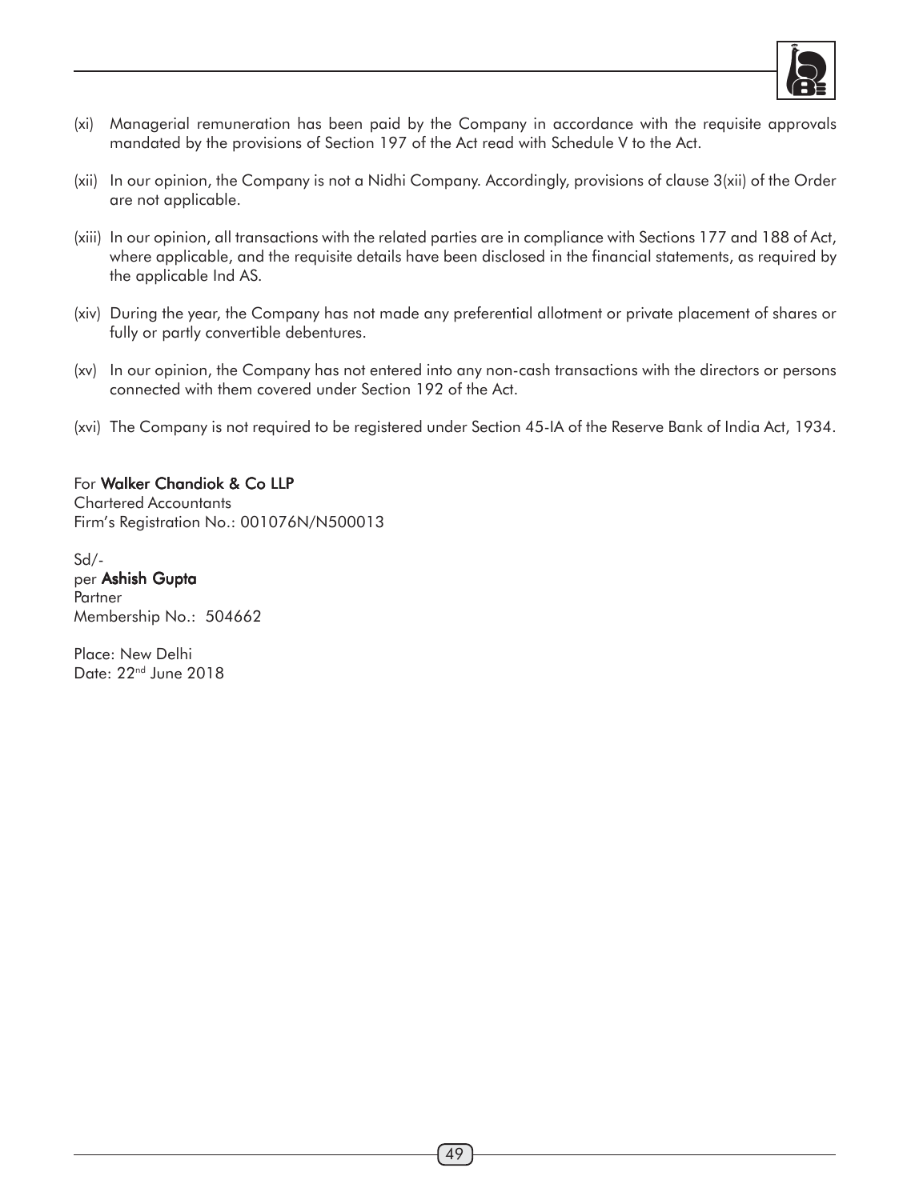(xi) Managerial remuneration has been paid by the Company in accordance with the requisite approvals mandated by the provisions of Section 197 of the Act read with Schedule V to the Act.

(xii) In our opinion, the Company is not a Nidhi Company. Accordingly, provisions of clause 3(xii) of the Order are not applicable.

(xiii) In our opinion, all transactions with the related parties are in compliance with Sections 177 and 188 of Act, where applicable, and the requisite details have been disclosed in the financial statements, as required by the applicable Ind AS.

(xiv) During the year, the Company has not made any preferential allotment or private placement of shares or fully or partly convertible debentures.

(xv) In our opinion, the Company has not entered into any non-cash transactions with the directors or persons connected with them covered under Section 192 of the Act.

(xvi) The Company is not required to be registered under Section 45-IA of the Reserve Bank of India Act, 1934.

For **Walker Chandiok & Co LLP**
Chartered Accountants
Firm's Registration No.: 001076N/N500013

Sd/-
per **Ashish Gupta**
Partner
Membership No.: 504662

Place: New Delhi
Date: 22nd June 2018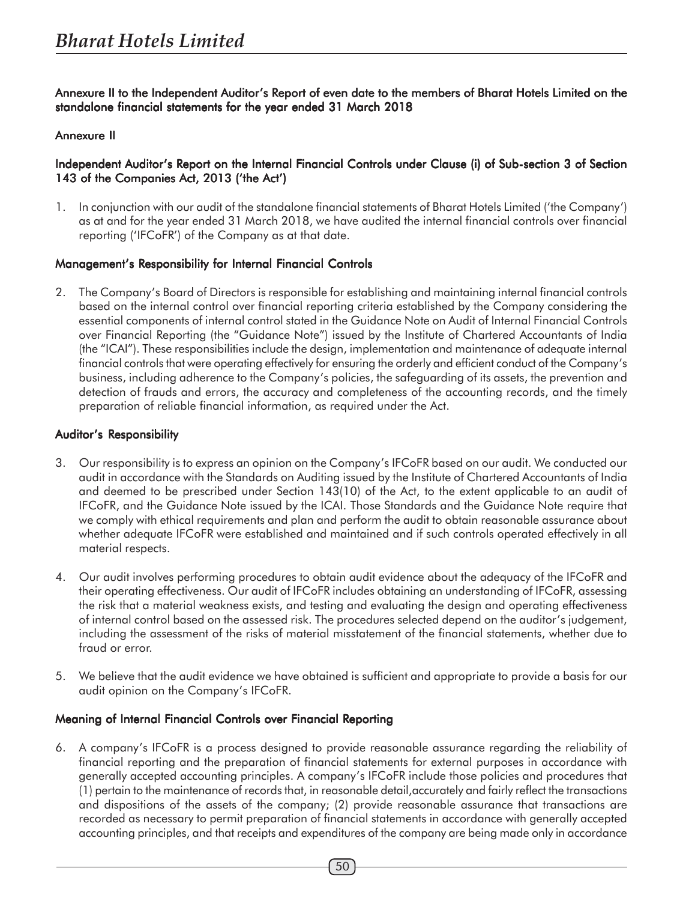**Annexure II to the Independent Auditor's Report of even date to the members of Bharat Hotels Limited on the standalone financial statements for the year ended 31 March 2018**

**Annexure II**

**Independent Auditor's Report on the Internal Financial Controls under Clause (i) of Sub-section 3 of Section 143 of the Companies Act, 2013 ('the Act')**

1. In conjunction with our audit of the standalone financial statements of Bharat Hotels Limited ('the Company') as at and for the year ended 31 March 2018, we have audited the internal financial controls over financial reporting ('IFCoFR') of the Company as at that date.

**Management's Responsibility for Internal Financial Controls**

2. The Company's Board of Directors is responsible for establishing and maintaining internal financial controls based on the internal control over financial reporting criteria established by the Company considering the essential components of internal control stated in the Guidance Note on Audit of Internal Financial Controls over Financial Reporting (the "Guidance Note") issued by the Institute of Chartered Accountants of India (the "ICAI"). These responsibilities include the design, implementation and maintenance of adequate internal financial controls that were operating effectively for ensuring the orderly and efficient conduct of the Company's business, including adherence to the Company's policies, the safeguarding of its assets, the prevention and detection of frauds and errors, the accuracy and completeness of the accounting records, and the timely preparation of reliable financial information, as required under the Act.

**Auditor's Responsibility**

3. Our responsibility is to express an opinion on the Company's IFCoFR based on our audit. We conducted our audit in accordance with the Standards on Auditing issued by the Institute of Chartered Accountants of India and deemed to be prescribed under Section 143(10) of the Act, to the extent applicable to an audit of IFCoFR, and the Guidance Note issued by the ICAI. Those Standards and the Guidance Note require that we comply with ethical requirements and plan and perform the audit to obtain reasonable assurance about whether adequate IFCoFR were established and maintained and if such controls operated effectively in all material respects.

4. Our audit involves performing procedures to obtain audit evidence about the adequacy of the IFCoFR and their operating effectiveness. Our audit of IFCoFR includes obtaining an understanding of IFCoFR, assessing the risk that a material weakness exists, and testing and evaluating the design and operating effectiveness of internal control based on the assessed risk. The procedures selected depend on the auditor's judgement, including the assessment of the risks of material misstatement of the financial statements, whether due to fraud or error.

5. We believe that the audit evidence we have obtained is sufficient and appropriate to provide a basis for our audit opinion on the Company's IFCoFR.

**Meaning of Internal Financial Controls over Financial Reporting**

6. A company's IFCoFR is a process designed to provide reasonable assurance regarding the reliability of financial reporting and the preparation of financial statements for external purposes in accordance with generally accepted accounting principles. A company's IFCoFR include those policies and procedures that (1) pertain to the maintenance of records that, in reasonable detail,accurately and fairly reflect the transactions and dispositions of the assets of the company; (2) provide reasonable assurance that transactions are recorded as necessary to permit preparation of financial statements in accordance with generally accepted accounting principles, and that receipts and expenditures of the company are being made only in accordance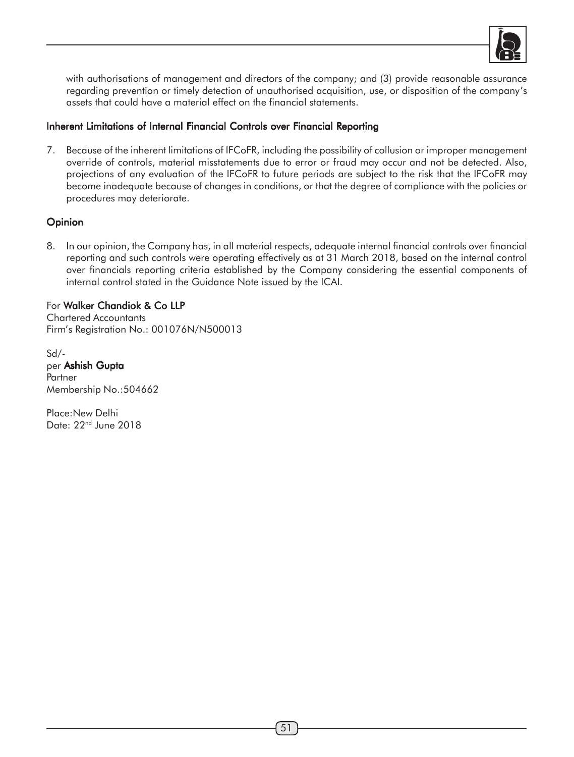with authorisations of management and directors of the company; and (3) provide reasonable assurance regarding prevention or timely detection of unauthorised acquisition, use, or disposition of the company's assets that could have a material effect on the financial statements.

## Inherent Limitations of Internal Financial Controls over Financial Reporting

7. Because of the inherent limitations of IFCoFR, including the possibility of collusion or improper management override of controls, material misstatements due to error or fraud may occur and not be detected. Also, projections of any evaluation of the IFCoFR to future periods are subject to the risk that the IFCoFR may become inadequate because of changes in conditions, or that the degree of compliance with the policies or procedures may deteriorate.

## Opinion

8. In our opinion, the Company has, in all material respects, adequate internal financial controls over financial reporting and such controls were operating effectively as at 31 March 2018, based on the internal control over financials reporting criteria established by the Company considering the essential components of internal control stated in the Guidance Note issued by the ICAI.

For **Walker Chandiok & Co LLP**
Chartered Accountants
Firm's Registration No.: 001076N/N500013

Sd/-
per **Ashish Gupta**
Partner
Membership No.:504662

Place:New Delhi
Date: 22nd June 2018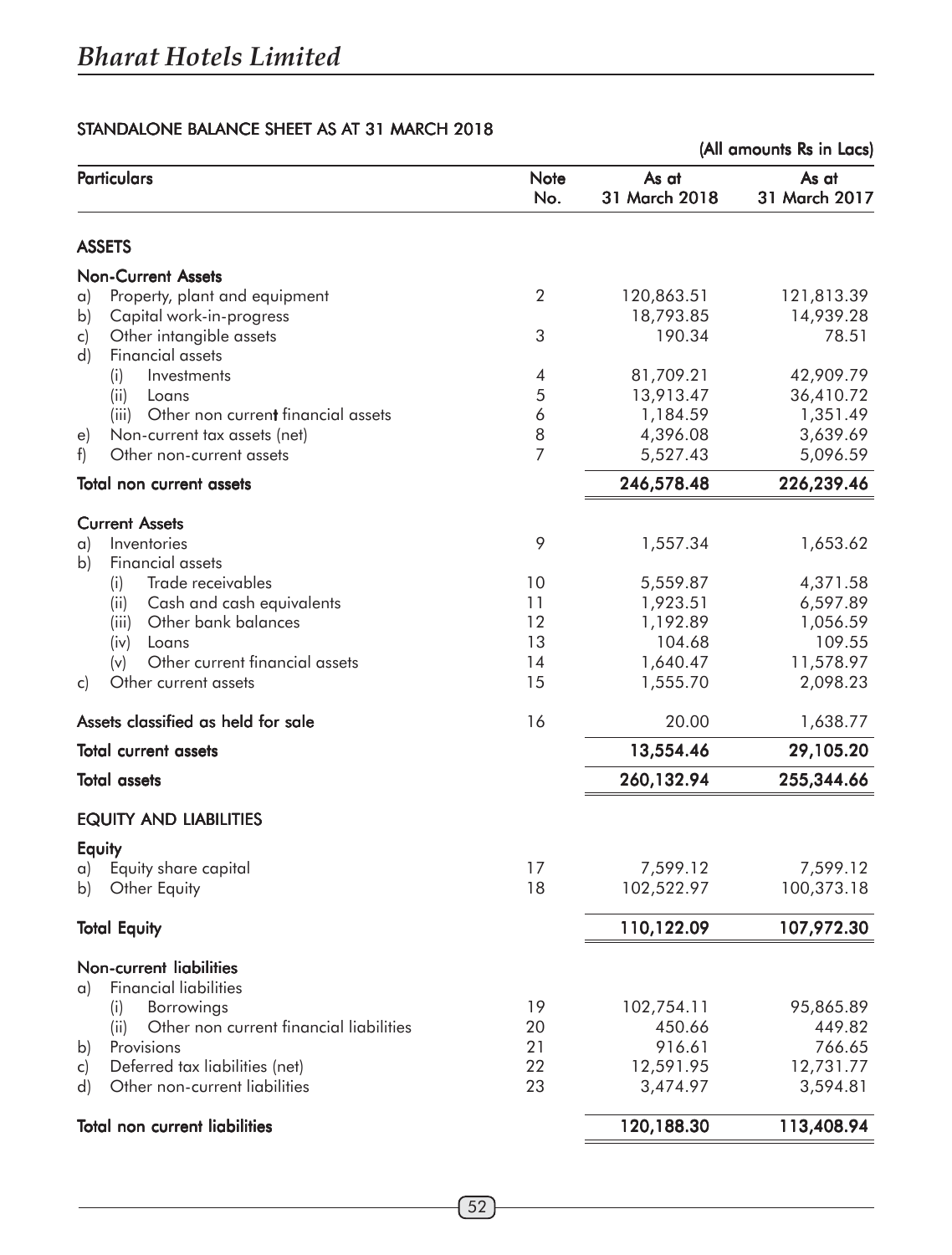## STANDALONE BALANCE SHEET AS AT 31 MARCH 2018

(All amounts Rs in Lacs)

| Particulars | Note No. | As at 31 March 2018 | As at 31 March 2017 |
|---|---|---|---|
| **ASSETS** | | | |
| **Non-Current Assets** | | | |
| a) Property, plant and equipment | 2 | 120,863.51 | 121,813.39 |
| b) Capital work-in-progress | | 18,793.85 | 14,939.28 |
| c) Other intangible assets | 3 | 190.34 | 78.51 |
| d) Financial assets | | | |
| (i) Investments | 4 | 81,709.21 | 42,909.79 |
| (ii) Loans | 5 | 13,913.47 | 36,410.72 |
| (iii) Other non current financial assets | 6 | 1,184.59 | 1,351.49 |
| e) Non-current tax assets (net) | 8 | 4,396.08 | 3,639.69 |
| f) Other non-current assets | 7 | 5,527.43 | 5,096.59 |
| **Total non current assets** | | **246,578.48** | **226,239.46** |
| **Current Assets** | | | |
| a) Inventories | 9 | 1,557.34 | 1,653.62 |
| b) Financial assets | | | |
| (i) Trade receivables | 10 | 5,559.87 | 4,371.58 |
| (ii) Cash and cash equivalents | 11 | 1,923.51 | 6,597.89 |
| (iii) Other bank balances | 12 | 1,192.89 | 1,056.59 |
| (iv) Loans | 13 | 104.68 | 109.55 |
| (v) Other current financial assets | 14 | 1,640.47 | 11,578.97 |
| c) Other current assets | 15 | 1,555.70 | 2,098.23 |
| **Assets classified as held for sale** | 16 | 20.00 | 1,638.77 |
| **Total current assets** | | **13,554.46** | **29,105.20** |
| **Total assets** | | **260,132.94** | **255,344.66** |
| **EQUITY AND LIABILITIES** | | | |
| **Equity** | | | |
| a) Equity share capital | 17 | 7,599.12 | 7,599.12 |
| b) Other Equity | 18 | 102,522.97 | 100,373.18 |
| **Total Equity** | | **110,122.09** | **107,972.30** |
| **Non-current liabilities** | | | |
| a) Financial liabilities | | | |
| (i) Borrowings | 19 | 102,754.11 | 95,865.89 |
| (ii) Other non current financial liabilities | 20 | 450.66 | 449.82 |
| b) Provisions | 21 | 916.61 | 766.65 |
| c) Deferred tax liabilities (net) | 22 | 12,591.95 | 12,731.77 |
| d) Other non-current liabilities | 23 | 3,474.97 | 3,594.81 |
| **Total non current liabilities** | | **120,188.30** | **113,408.94** |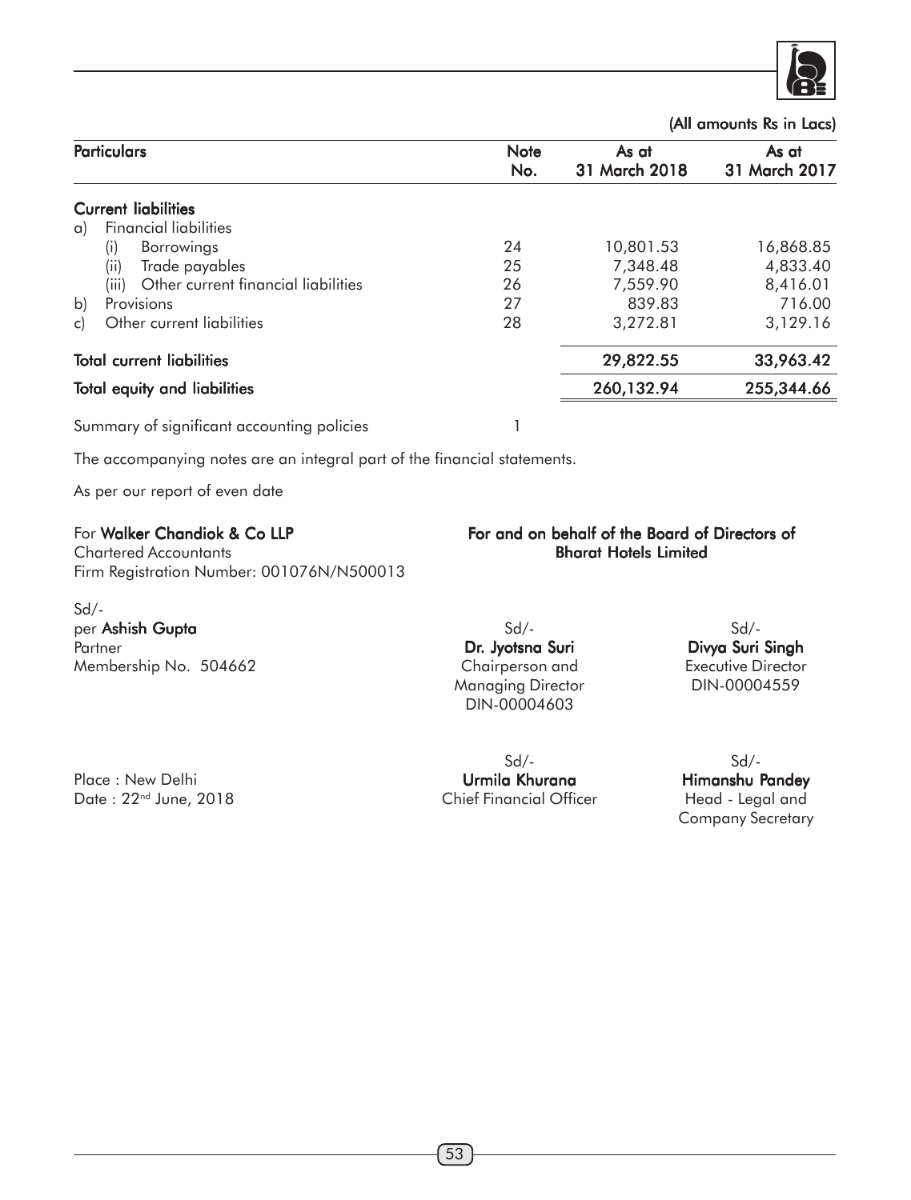(All amounts Rs in Lacs)

| Particulars | Note No. | As at 31 March 2018 | As at 31 March 2017 |
|---|---|---|---|
| **Current liabilities** | | | |
| a) Financial liabilities | | | |
| (i) Borrowings | 24 | 10,801.53 | 16,868.85 |
| (ii) Trade payables | 25 | 7,348.48 | 4,833.40 |
| (iii) Other current financial liabilities | 26 | 7,559.90 | 8,416.01 |
| b) Provisions | 27 | 839.83 | 716.00 |
| c) Other current liabilities | 28 | 3,272.81 | 3,129.16 |
| **Total current liabilities** | | **29,822.55** | **33,963.42** |
| **Total equity and liabilities** | | **260,132.94** | **255,344.66** |
| Summary of significant accounting policies | 1 | | |

The accompanying notes are an integral part of the financial statements.

As per our report of even date

For **Walker Chandiok & Co LLP**
Chartered Accountants
Firm Registration Number: 001076N/N500013

Sd/-
per **Ashish Gupta**
Partner
Membership No. 504662

**For and on behalf of the Board of Directors of Bharat Hotels Limited**

Sd/-
**Dr. Jyotsna Suri**
Chairperson and Managing Director
DIN-00004603

Sd/-
**Divya Suri Singh**
Executive Director
DIN-00004559

Place : New Delhi
Date : 22nd June, 2018

Sd/-
**Urmila Khurana**
Chief Financial Officer

Sd/-
**Himanshu Pandey**
Head - Legal and Company Secretary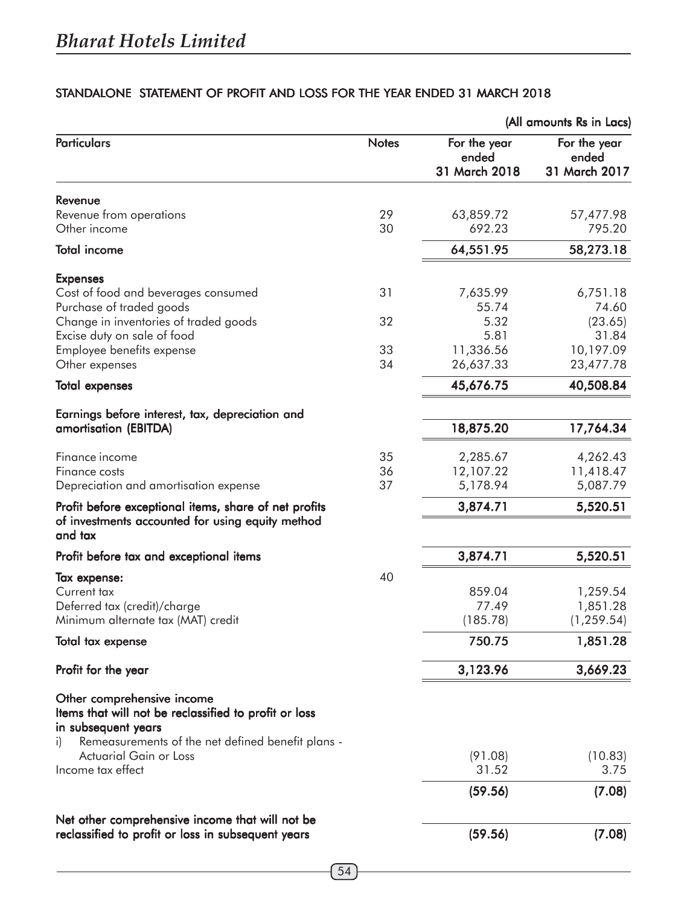## STANDALONE STATEMENT OF PROFIT AND LOSS FOR THE YEAR ENDED 31 MARCH 2018

(All amounts Rs in Lacs)

| Particulars | Notes | For the year ended 31 March 2018 | For the year ended 31 March 2017 |
|---|---|---|---|
| **Revenue** | | | |
| Revenue from operations | 29 | 63,859.72 | 57,477.98 |
| Other income | 30 | 692.23 | 795.20 |
| **Total income** | | **64,551.95** | **58,273.18** |
| **Expenses** | | | |
| Cost of food and beverages consumed | 31 | 7,635.99 | 6,751.18 |
| Purchase of traded goods | | 55.74 | 74.60 |
| Change in inventories of traded goods | 32 | 5.32 | (23.65) |
| Excise duty on sale of food | | 5.81 | 31.84 |
| Employee benefits expense | 33 | 11,336.56 | 10,197.09 |
| Other expenses | 34 | 26,637.33 | 23,477.78 |
| **Total expenses** | | **45,676.75** | **40,508.84** |
| **Earnings before interest, tax, depreciation and amortisation (EBITDA)** | | **18,875.20** | **17,764.34** |
| Finance income | 35 | 2,285.67 | 4,262.43 |
| Finance costs | 36 | 12,107.22 | 11,418.47 |
| Depreciation and amortisation expense | 37 | 5,178.94 | 5,087.79 |
| **Profit before exceptional items, share of net profits of investments accounted for using equity method and tax** | | **3,874.71** | **5,520.51** |
| **Profit before tax and exceptional items** | | **3,874.71** | **5,520.51** |
| **Tax expense:** | 40 | | |
| Current tax | | 859.04 | 1,259.54 |
| Deferred tax (credit)/charge | | 77.49 | 1,851.28 |
| Minimum alternate tax (MAT) credit | | (185.78) | (1,259.54) |
| **Total tax expense** | | **750.75** | **1,851.28** |
| **Profit for the year** | | **3,123.96** | **3,669.23** |
| **Other comprehensive income** | | | |
| **Items that will not be reclassified to profit or loss in subsequent years** | | | |
| i) Remeasurements of the net defined benefit plans - Actuarial Gain or Loss | | (91.08) | (10.83) |
| Income tax effect | | 31.52 | 3.75 |
| | | **(59.56)** | **(7.08)** |
| **Net other comprehensive income that will not be reclassified to profit or loss in subsequent years** | | **(59.56)** | **(7.08)** |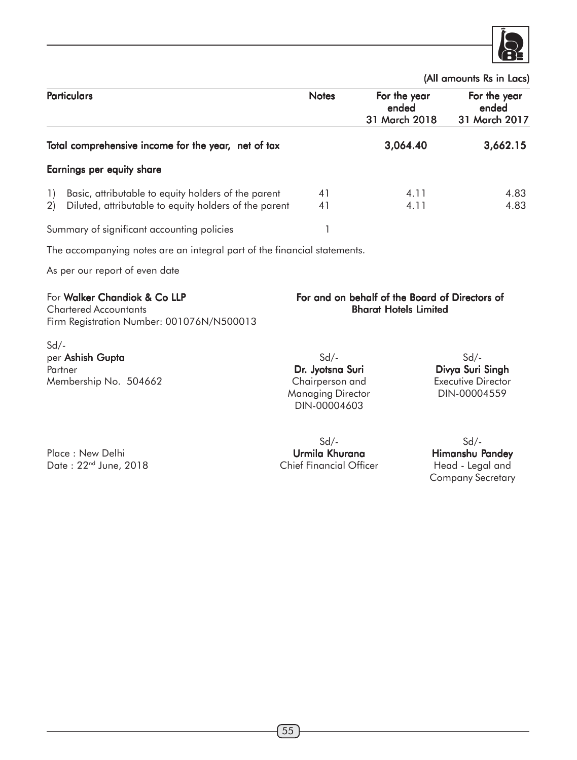(All amounts Rs in Lacs)

| Particulars | Notes | For the year ended 31 March 2018 | For the year ended 31 March 2017 |
|---|---|---|---|
| **Total comprehensive income for the year, net of tax** | | **3,064.40** | **3,662.15** |
| **Earnings per equity share** | | | |
| 1) Basic, attributable to equity holders of the parent | 41 | 4.11 | 4.83 |
| 2) Diluted, attributable to equity holders of the parent | 41 | 4.11 | 4.83 |
| Summary of significant accounting policies | 1 | | |

The accompanying notes are an integral part of the financial statements.

As per our report of even date

For **Walker Chandiok & Co LLP**
Chartered Accountants
Firm Registration Number: 001076N/N500013

Sd/-
per **Ashish Gupta**
Partner
Membership No. 504662

Place : New Delhi
Date : 22nd June, 2018

**For and on behalf of the Board of Directors of Bharat Hotels Limited**

Sd/-
**Dr. Jyotsna Suri**
Chairperson and Managing Director
DIN-00004603

Sd/-
**Divya Suri Singh**
Executive Director
DIN-00004559

Sd/-
**Urmila Khurana**
Chief Financial Officer

Sd/-
**Himanshu Pandey**
Head - Legal and Company Secretary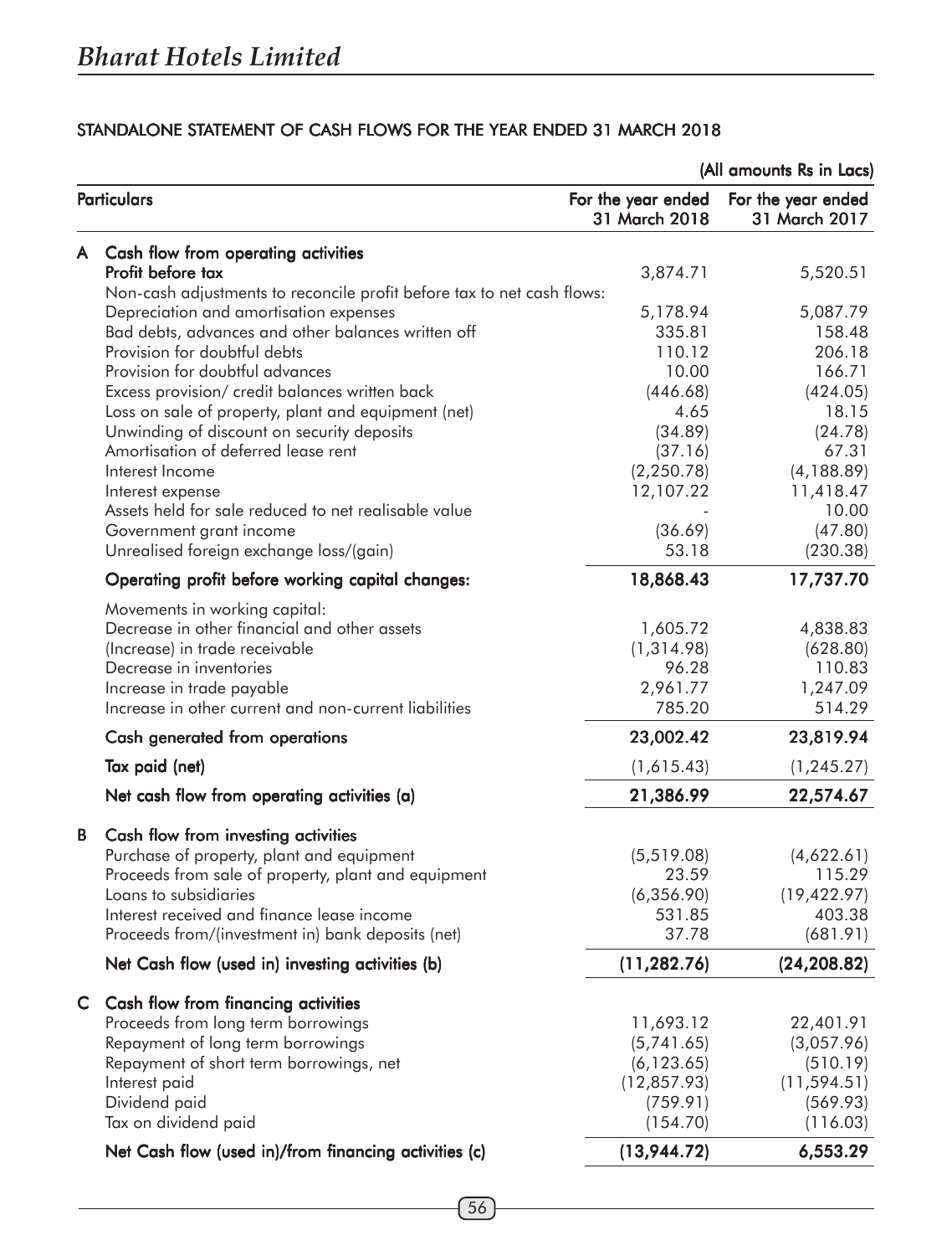## STANDALONE STATEMENT OF CASH FLOWS FOR THE YEAR ENDED 31 MARCH 2018

(All amounts Rs in Lacs)

| | Particulars | For the year ended 31 March 2018 | For the year ended 31 March 2017 |
|---|---|---|---|
| **A** | **Cash flow from operating activities** | | |
| | **Profit before tax** | 3,874.71 | 5,520.51 |
| | Non-cash adjustments to reconcile profit before tax to net cash flows: | | |
| | Depreciation and amortisation expenses | 5,178.94 | 5,087.79 |
| | Bad debts, advances and other balances written off | 335.81 | 158.48 |
| | Provision for doubtful debts | 110.12 | 206.18 |
| | Provision for doubtful advances | 10.00 | 166.71 |
| | Excess provision/ credit balances written back | (446.68) | (424.05) |
| | Loss on sale of property, plant and equipment (net) | 4.65 | 18.15 |
| | Unwinding of discount on security deposits | (34.89) | (24.78) |
| | Amortisation of deferred lease rent | (37.16) | 67.31 |
| | Interest Income | (2,250.78) | (4,188.89) |
| | Interest expense | 12,107.22 | 11,418.47 |
| | Assets held for sale reduced to net realisable value | - | 10.00 |
| | Government grant income | (36.69) | (47.80) |
| | Unrealised foreign exchange loss/(gain) | 53.18 | (230.38) |
| | **Operating profit before working capital changes:** | **18,868.43** | **17,737.70** |
| | Movements in working capital: | | |
| | Decrease in other financial and other assets | 1,605.72 | 4,838.83 |
| | (Increase) in trade receivable | (1,314.98) | (628.80) |
| | Decrease in inventories | 96.28 | 110.83 |
| | Increase in trade payable | 2,961.77 | 1,247.09 |
| | Increase in other current and non-current liabilities | 785.20 | 514.29 |
| | **Cash generated from operations** | **23,002.42** | **23,819.94** |
| | **Tax paid (net)** | (1,615.43) | (1,245.27) |
| | **Net cash flow from operating activities (a)** | **21,386.99** | **22,574.67** |
| **B** | **Cash flow from investing activities** | | |
| | Purchase of property, plant and equipment | (5,519.08) | (4,622.61) |
| | Proceeds from sale of property, plant and equipment | 23.59 | 115.29 |
| | Loans to subsidiaries | (6,356.90) | (19,422.97) |
| | Interest received and finance lease income | 531.85 | 403.38 |
| | Proceeds from/(investment in) bank deposits (net) | 37.78 | (681.91) |
| | **Net Cash flow (used in) investing activities (b)** | **(11,282.76)** | **(24,208.82)** |
| **C** | **Cash flow from financing activities** | | |
| | Proceeds from long term borrowings | 11,693.12 | 22,401.91 |
| | Repayment of long term borrowings | (5,741.65) | (3,057.96) |
| | Repayment of short term borrowings, net | (6,123.65) | (510.19) |
| | Interest paid | (12,857.93) | (11,594.51) |
| | Dividend paid | (759.91) | (569.93) |
| | Tax on dividend paid | (154.70) | (116.03) |
| | **Net Cash flow (used in)/from financing activities (c)** | **(13,944.72)** | **6,553.29** |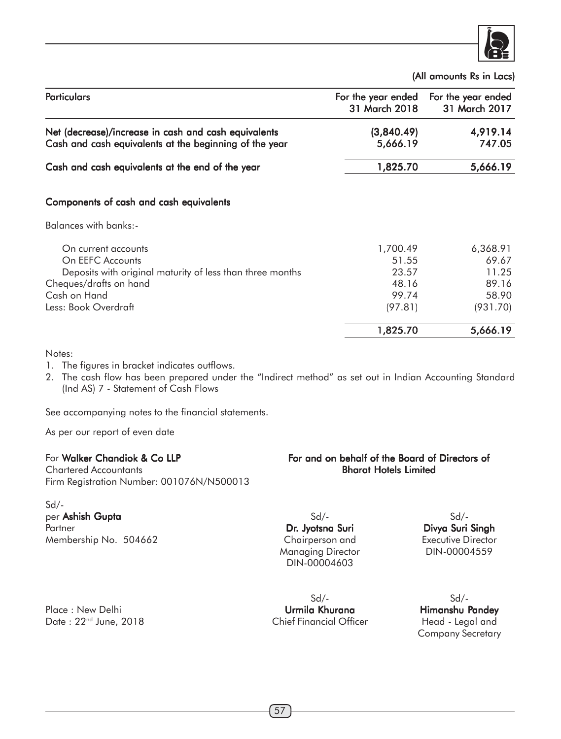(All amounts Rs in Lacs)

| Particulars | For the year ended 31 March 2018 | For the year ended 31 March 2017 |
|---|---|---|
| **Net (decrease)/increase in cash and cash equivalents** | **(3,840.49)** | **4,919.14** |
| **Cash and cash equivalents at the beginning of the year** | **5,666.19** | **747.05** |
| **Cash and cash equivalents at the end of the year** | **1,825.70** | **5,666.19** |
| | | |
| **Components of cash and cash equivalents** | | |
| Balances with banks:- | | |
| On current accounts | 1,700.49 | 6,368.91 |
| On EEFC Accounts | 51.55 | 69.67 |
| Deposits with original maturity of less than three months | 23.57 | 11.25 |
| Cheques/drafts on hand | 48.16 | 89.16 |
| Cash on Hand | 99.74 | 58.90 |
| Less: Book Overdraft | (97.81) | (931.70) |
| | 1,825.70 | 5,666.19 |

Notes:

1. The figures in bracket indicates outflows.
2. The cash flow has been prepared under the "Indirect method" as set out in Indian Accounting Standard (Ind AS) 7 - Statement of Cash Flows

See accompanying notes to the financial statements.

As per our report of even date

For **Walker Chandiok & Co LLP**
Chartered Accountants
Firm Registration Number: 001076N/N500013

Sd/-
per **Ashish Gupta**
Partner
Membership No. 504662

**For and on behalf of the Board of Directors of Bharat Hotels Limited**

Sd/-
**Dr. Jyotsna Suri**
Chairperson and Managing Director
DIN-00004603

Sd/-
**Divya Suri Singh**
Executive Director
DIN-00004559

Place : New Delhi
Date : 22nd June, 2018

Sd/-
**Urmila Khurana**
Chief Financial Officer

Sd/-
**Himanshu Pandey**
Head - Legal and Company Secretary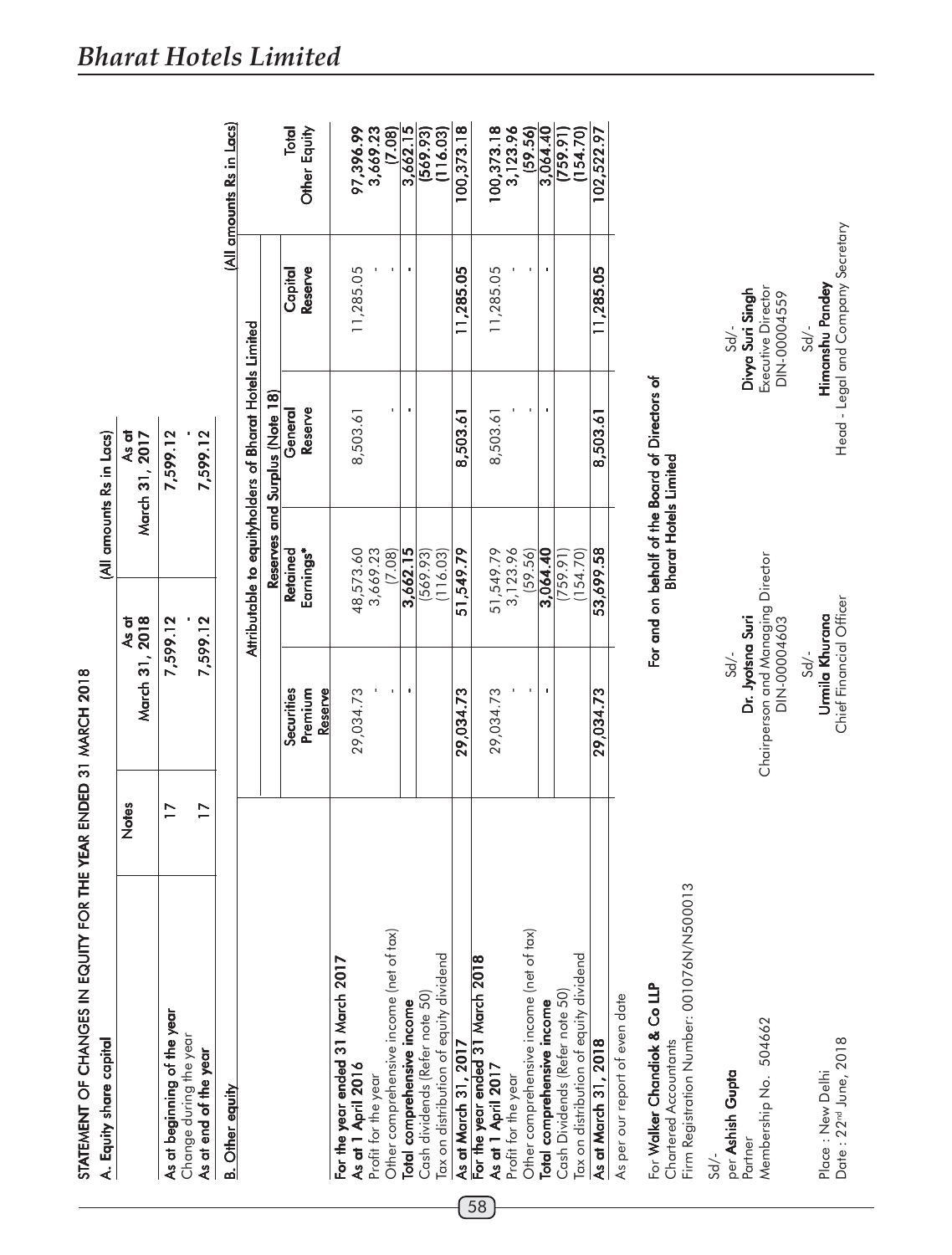# STATEMENT OF CHANGES IN EQUITY FOR THE YEAR ENDED 31 MARCH 2018

**A. Equity share capital**

(All amounts Rs in Lacs)

| | Notes | As at March 31, 2018 | As at March 31, 2017 |
|---|---|---|---|
| **As at beginning of the year** | 17 | 7,599.12 | 7,599.12 |
| Change during the year | | - | - |
| **As at end of the year** | 17 | 7,599.12 | 7,599.12 |

**B. Other equity**

(All amounts Rs in Lacs)

| | Attributable to equityholders of Bharat Hotels Limited | | | | | |
|---|---|---|---|---|---|---|
| | Reserves and Surplus (Note 18) | | | | | |
| | Securities Premium Reserve | Retained Earnings* | General Reserve | Capital Reserve | Total Other Equity |
| **For the year ended 31 March 2017** | | | | | |
| **As at 1 April 2016** | 29,034.73 | 48,573.60 | 8,503.61 | 11,285.05 | 97,396.99 |
| Profit for the year | - | 3,669.23 | | - | 3,669.23 |
| Other comprehensive income (net of tax) | - | (7.08) | - | - | (7.08) |
| **Total comprehensive income** | - | 3,662.15 | - | - | 3,662.15 |
| Cash dividends (Refer note 50) | | (569.93) | | | (569.93) |
| Tax on distribution of equity dividend | | (116.03) | | | (116.03) |
| **As at March 31, 2017** | 29,034.73 | 51,549.79 | 8,503.61 | 11,285.05 | 100,373.18 |
| **For the year ended 31 March 2018** | | | | | |
| **As at 1 April 2017** | 29,034.73 | 51,549.79 | 8,503.61 | 11,285.05 | 100,373.18 |
| Profit for the year | - | 3,123.96 | - | - | 3,123.96 |
| Other comprehensive income (net of tax) | - | (59.56) | - | - | (59.56) |
| **Total comprehensive income** | - | 3,064.40 | - | - | 3,064.40 |
| Cash Dividends (Refer note 50) | | (759.91) | | | (759.91) |
| Tax on distribution of equity dividend | | (154.70) | | | (154.70) |
| **As at March 31, 2018** | 29,034.73 | 53,699.58 | 8,503.61 | 11,285.05 | 102,522.97 |

As per our report of even date

For **Walker Chandiok & Co LLP**
Chartered Accountants
Firm Registration Number: 001076N/N500013

Sd/-
per **Ashish Gupta**
Partner
Membership No. 504662

Place : New Delhi
Date : 22nd June, 2018

**For and on behalf of the Board of Directors of Bharat Hotels Limited**

Sd/-
**Dr. Jyotsna Suri**
Chairperson and Managing Director
DIN-00004603

Sd/-
**Divya Suri Singh**
Executive Director
DIN-00004559

Sd/-
**Urmila Khurana**
Chief Financial Officer

Sd/-
**Himanshu Pandey**
Head - Legal and Company Secretary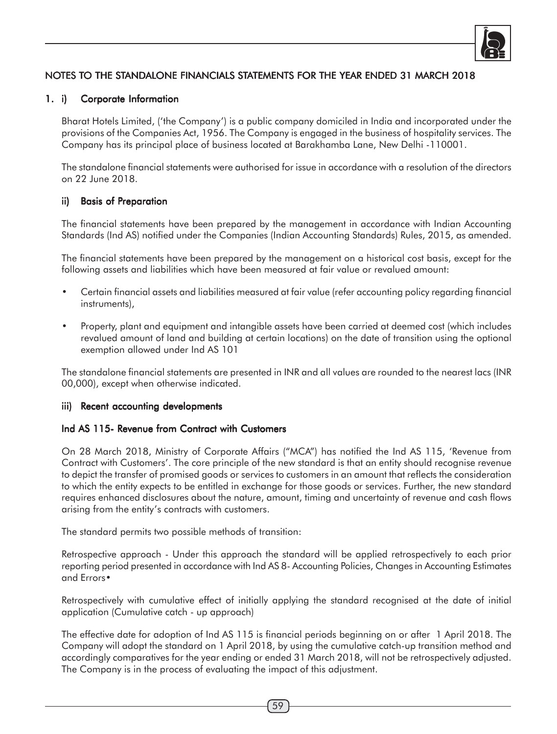## NOTES TO THE STANDALONE FINANCIALS STATEMENTS FOR THE YEAR ENDED 31 MARCH 2018

### 1. i) Corporate Information

Bharat Hotels Limited, ('the Company') is a public company domiciled in India and incorporated under the provisions of the Companies Act, 1956. The Company is engaged in the business of hospitality services. The Company has its principal place of business located at Barakhamba Lane, New Delhi -110001.

The standalone financial statements were authorised for issue in accordance with a resolution of the directors on 22 June 2018.

### ii) Basis of Preparation

The financial statements have been prepared by the management in accordance with Indian Accounting Standards (Ind AS) notified under the Companies (Indian Accounting Standards) Rules, 2015, as amended.

The financial statements have been prepared by the management on a historical cost basis, except for the following assets and liabilities which have been measured at fair value or revalued amount:

- Certain financial assets and liabilities measured at fair value (refer accounting policy regarding financial instruments),
- Property, plant and equipment and intangible assets have been carried at deemed cost (which includes revalued amount of land and building at certain locations) on the date of transition using the optional exemption allowed under Ind AS 101

The standalone financial statements are presented in INR and all values are rounded to the nearest lacs (INR 00,000), except when otherwise indicated.

### iii) Recent accounting developments

#### Ind AS 115- Revenue from Contract with Customers

On 28 March 2018, Ministry of Corporate Affairs ("MCA") has notified the Ind AS 115, 'Revenue from Contract with Customers'. The core principle of the new standard is that an entity should recognise revenue to depict the transfer of promised goods or services to customers in an amount that reflects the consideration to which the entity expects to be entitled in exchange for those goods or services. Further, the new standard requires enhanced disclosures about the nature, amount, timing and uncertainty of revenue and cash flows arising from the entity's contracts with customers.

The standard permits two possible methods of transition:

Retrospective approach - Under this approach the standard will be applied retrospectively to each prior reporting period presented in accordance with Ind AS 8- Accounting Policies, Changes in Accounting Estimates and Errors•

Retrospectively with cumulative effect of initially applying the standard recognised at the date of initial application (Cumulative catch - up approach)

The effective date for adoption of Ind AS 115 is financial periods beginning on or after 1 April 2018. The Company will adopt the standard on 1 April 2018, by using the cumulative catch-up transition method and accordingly comparatives for the year ending or ended 31 March 2018, will not be retrospectively adjusted. The Company is in the process of evaluating the impact of this adjustment.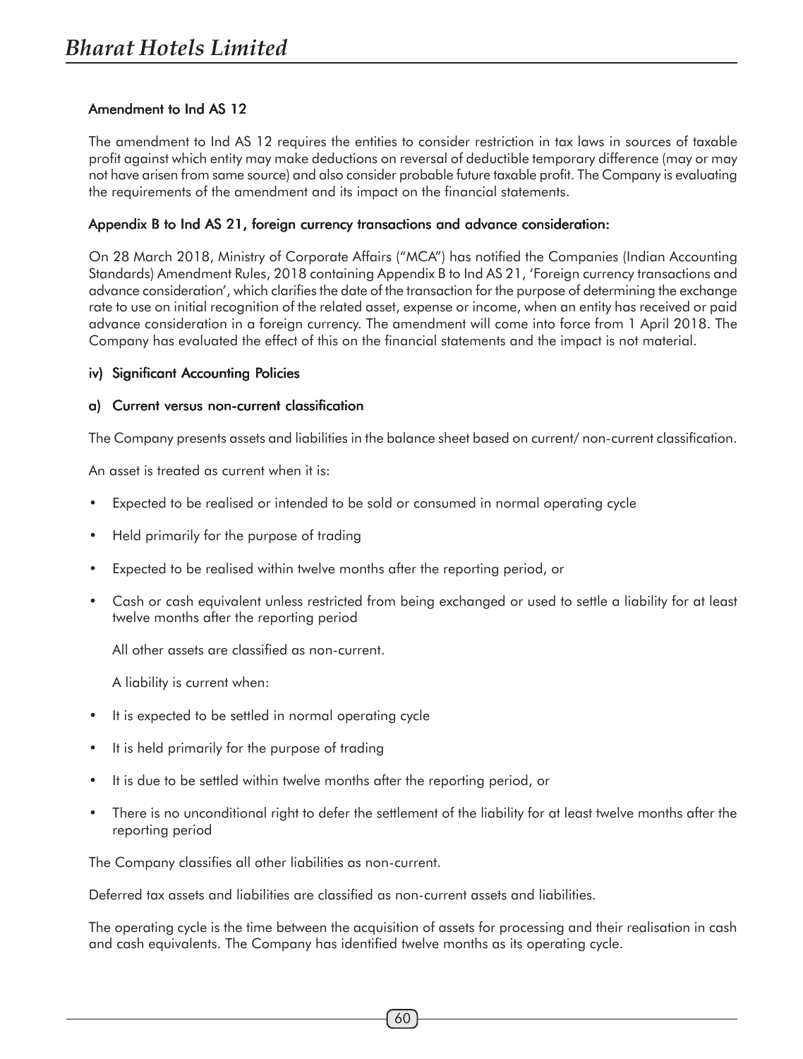### Amendment to Ind AS 12

The amendment to Ind AS 12 requires the entities to consider restriction in tax laws in sources of taxable profit against which entity may make deductions on reversal of deductible temporary difference (may or may not have arisen from same source) and also consider probable future taxable profit. The Company is evaluating the requirements of the amendment and its impact on the financial statements.

### Appendix B to Ind AS 21, foreign currency transactions and advance consideration:

On 28 March 2018, Ministry of Corporate Affairs ("MCA") has notified the Companies (Indian Accounting Standards) Amendment Rules, 2018 containing Appendix B to Ind AS 21, 'Foreign currency transactions and advance consideration', which clarifies the date of the transaction for the purpose of determining the exchange rate to use on initial recognition of the related asset, expense or income, when an entity has received or paid advance consideration in a foreign currency. The amendment will come into force from 1 April 2018. The Company has evaluated the effect of this on the financial statements and the impact is not material.

### iv) Significant Accounting Policies

### a) Current versus non-current classification

The Company presents assets and liabilities in the balance sheet based on current/ non-current classification.

An asset is treated as current when it is:

- Expected to be realised or intended to be sold or consumed in normal operating cycle
- Held primarily for the purpose of trading
- Expected to be realised within twelve months after the reporting period, or
- Cash or cash equivalent unless restricted from being exchanged or used to settle a liability for at least twelve months after the reporting period

All other assets are classified as non-current.

A liability is current when:

- It is expected to be settled in normal operating cycle
- It is held primarily for the purpose of trading
- It is due to be settled within twelve months after the reporting period, or
- There is no unconditional right to defer the settlement of the liability for at least twelve months after the reporting period

The Company classifies all other liabilities as non-current.

Deferred tax assets and liabilities are classified as non-current assets and liabilities.

The operating cycle is the time between the acquisition of assets for processing and their realisation in cash and cash equivalents. The Company has identified twelve months as its operating cycle.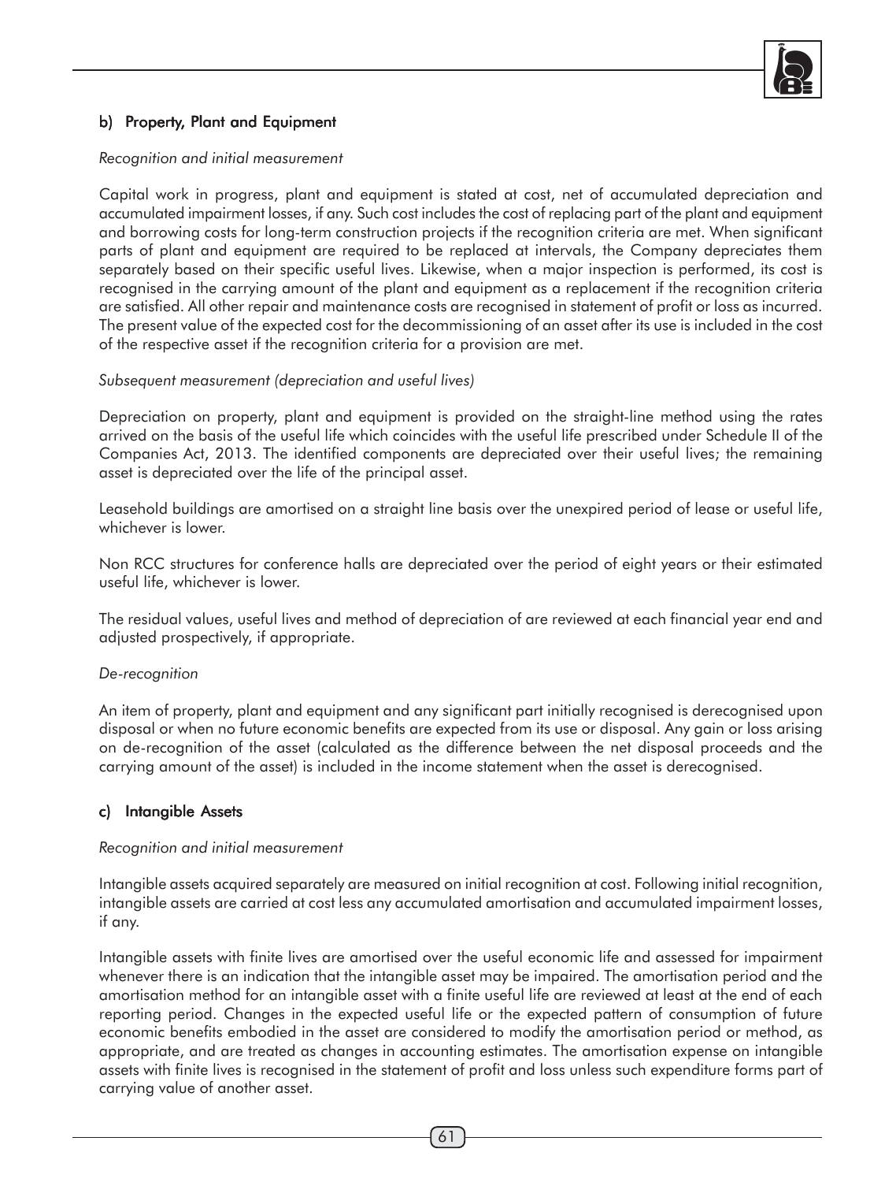### b) Property, Plant and Equipment

*Recognition and initial measurement*

Capital work in progress, plant and equipment is stated at cost, net of accumulated depreciation and accumulated impairment losses, if any. Such cost includes the cost of replacing part of the plant and equipment and borrowing costs for long-term construction projects if the recognition criteria are met. When significant parts of plant and equipment are required to be replaced at intervals, the Company depreciates them separately based on their specific useful lives. Likewise, when a major inspection is performed, its cost is recognised in the carrying amount of the plant and equipment as a replacement if the recognition criteria are satisfied. All other repair and maintenance costs are recognised in statement of profit or loss as incurred. The present value of the expected cost for the decommissioning of an asset after its use is included in the cost of the respective asset if the recognition criteria for a provision are met.

*Subsequent measurement (depreciation and useful lives)*

Depreciation on property, plant and equipment is provided on the straight-line method using the rates arrived on the basis of the useful life which coincides with the useful life prescribed under Schedule II of the Companies Act, 2013. The identified components are depreciated over their useful lives; the remaining asset is depreciated over the life of the principal asset.

Leasehold buildings are amortised on a straight line basis over the unexpired period of lease or useful life, whichever is lower.

Non RCC structures for conference halls are depreciated over the period of eight years or their estimated useful life, whichever is lower.

The residual values, useful lives and method of depreciation of are reviewed at each financial year end and adjusted prospectively, if appropriate.

*De-recognition*

An item of property, plant and equipment and any significant part initially recognised is derecognised upon disposal or when no future economic benefits are expected from its use or disposal. Any gain or loss arising on de-recognition of the asset (calculated as the difference between the net disposal proceeds and the carrying amount of the asset) is included in the income statement when the asset is derecognised.

### c) Intangible Assets

*Recognition and initial measurement*

Intangible assets acquired separately are measured on initial recognition at cost. Following initial recognition, intangible assets are carried at cost less any accumulated amortisation and accumulated impairment losses, if any.

Intangible assets with finite lives are amortised over the useful economic life and assessed for impairment whenever there is an indication that the intangible asset may be impaired. The amortisation period and the amortisation method for an intangible asset with a finite useful life are reviewed at least at the end of each reporting period. Changes in the expected useful life or the expected pattern of consumption of future economic benefits embodied in the asset are considered to modify the amortisation period or method, as appropriate, and are treated as changes in accounting estimates. The amortisation expense on intangible assets with finite lives is recognised in the statement of profit and loss unless such expenditure forms part of carrying value of another asset.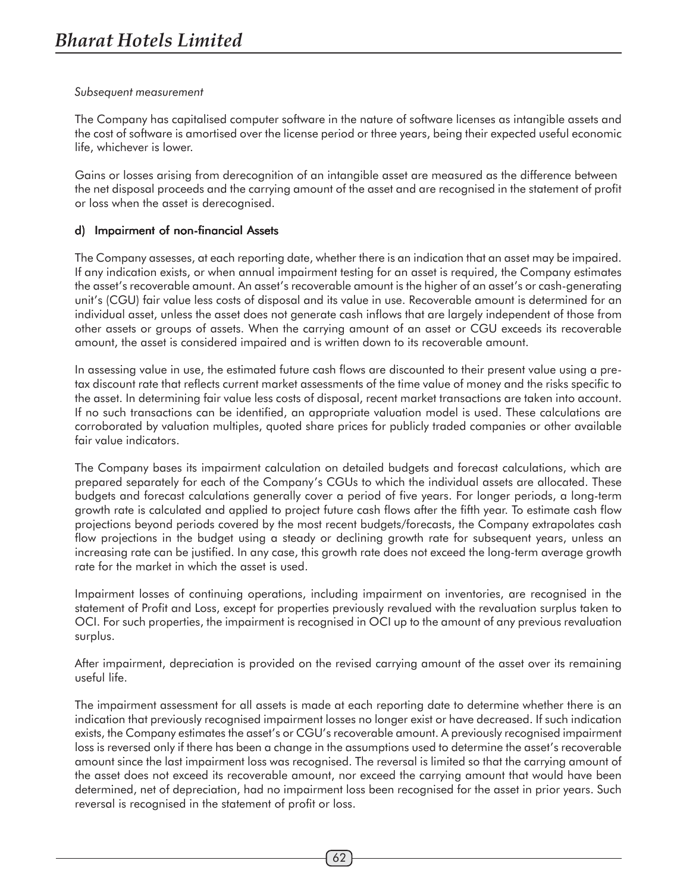*Subsequent measurement*

The Company has capitalised computer software in the nature of software licenses as intangible assets and the cost of software is amortised over the license period or three years, being their expected useful economic life, whichever is lower.

Gains or losses arising from derecognition of an intangible asset are measured as the difference between the net disposal proceeds and the carrying amount of the asset and are recognised in the statement of profit or loss when the asset is derecognised.

**d) Impairment of non-financial Assets**

The Company assesses, at each reporting date, whether there is an indication that an asset may be impaired. If any indication exists, or when annual impairment testing for an asset is required, the Company estimates the asset's recoverable amount. An asset's recoverable amount is the higher of an asset's or cash-generating unit's (CGU) fair value less costs of disposal and its value in use. Recoverable amount is determined for an individual asset, unless the asset does not generate cash inflows that are largely independent of those from other assets or groups of assets. When the carrying amount of an asset or CGU exceeds its recoverable amount, the asset is considered impaired and is written down to its recoverable amount.

In assessing value in use, the estimated future cash flows are discounted to their present value using a pre-tax discount rate that reflects current market assessments of the time value of money and the risks specific to the asset. In determining fair value less costs of disposal, recent market transactions are taken into account. If no such transactions can be identified, an appropriate valuation model is used. These calculations are corroborated by valuation multiples, quoted share prices for publicly traded companies or other available fair value indicators.

The Company bases its impairment calculation on detailed budgets and forecast calculations, which are prepared separately for each of the Company's CGUs to which the individual assets are allocated. These budgets and forecast calculations generally cover a period of five years. For longer periods, a long-term growth rate is calculated and applied to project future cash flows after the fifth year. To estimate cash flow projections beyond periods covered by the most recent budgets/forecasts, the Company extrapolates cash flow projections in the budget using a steady or declining growth rate for subsequent years, unless an increasing rate can be justified. In any case, this growth rate does not exceed the long-term average growth rate for the market in which the asset is used.

Impairment losses of continuing operations, including impairment on inventories, are recognised in the statement of Profit and Loss, except for properties previously revalued with the revaluation surplus taken to OCI. For such properties, the impairment is recognised in OCI up to the amount of any previous revaluation surplus.

After impairment, depreciation is provided on the revised carrying amount of the asset over its remaining useful life.

The impairment assessment for all assets is made at each reporting date to determine whether there is an indication that previously recognised impairment losses no longer exist or have decreased. If such indication exists, the Company estimates the asset's or CGU's recoverable amount. A previously recognised impairment loss is reversed only if there has been a change in the assumptions used to determine the asset's recoverable amount since the last impairment loss was recognised. The reversal is limited so that the carrying amount of the asset does not exceed its recoverable amount, nor exceed the carrying amount that would have been determined, net of depreciation, had no impairment loss been recognised for the asset in prior years. Such reversal is recognised in the statement of profit or loss.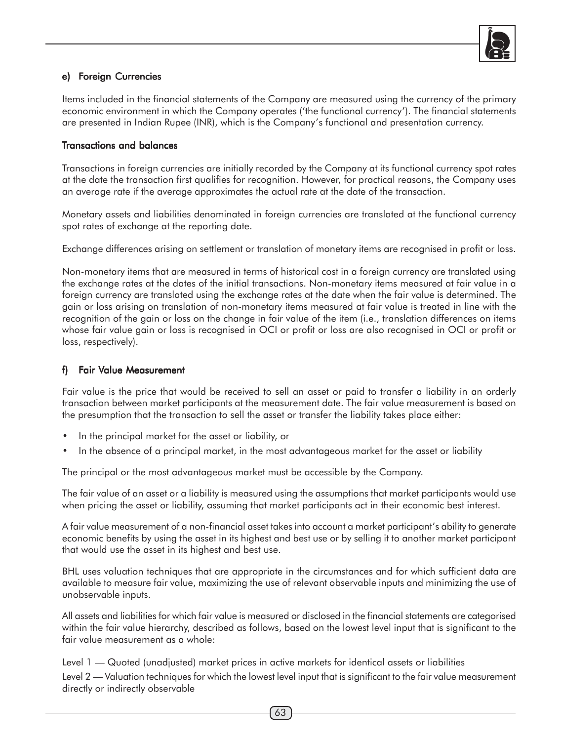### e) Foreign Currencies

Items included in the financial statements of the Company are measured using the currency of the primary economic environment in which the Company operates ('the functional currency'). The financial statements are presented in Indian Rupee (INR), which is the Company's functional and presentation currency.

#### Transactions and balances

Transactions in foreign currencies are initially recorded by the Company at its functional currency spot rates at the date the transaction first qualifies for recognition. However, for practical reasons, the Company uses an average rate if the average approximates the actual rate at the date of the transaction.

Monetary assets and liabilities denominated in foreign currencies are translated at the functional currency spot rates of exchange at the reporting date.

Exchange differences arising on settlement or translation of monetary items are recognised in profit or loss.

Non-monetary items that are measured in terms of historical cost in a foreign currency are translated using the exchange rates at the dates of the initial transactions. Non-monetary items measured at fair value in a foreign currency are translated using the exchange rates at the date when the fair value is determined. The gain or loss arising on translation of non-monetary items measured at fair value is treated in line with the recognition of the gain or loss on the change in fair value of the item (i.e., translation differences on items whose fair value gain or loss is recognised in OCI or profit or loss are also recognised in OCI or profit or loss, respectively).

### f) Fair Value Measurement

Fair value is the price that would be received to sell an asset or paid to transfer a liability in an orderly transaction between market participants at the measurement date. The fair value measurement is based on the presumption that the transaction to sell the asset or transfer the liability takes place either:

- In the principal market for the asset or liability, or
- In the absence of a principal market, in the most advantageous market for the asset or liability

The principal or the most advantageous market must be accessible by the Company.

The fair value of an asset or a liability is measured using the assumptions that market participants would use when pricing the asset or liability, assuming that market participants act in their economic best interest.

A fair value measurement of a non-financial asset takes into account a market participant's ability to generate economic benefits by using the asset in its highest and best use or by selling it to another market participant that would use the asset in its highest and best use.

BHL uses valuation techniques that are appropriate in the circumstances and for which sufficient data are available to measure fair value, maximizing the use of relevant observable inputs and minimizing the use of unobservable inputs.

All assets and liabilities for which fair value is measured or disclosed in the financial statements are categorised within the fair value hierarchy, described as follows, based on the lowest level input that is significant to the fair value measurement as a whole:

Level 1 — Quoted (unadjusted) market prices in active markets for identical assets or liabilities

Level 2 — Valuation techniques for which the lowest level input that is significant to the fair value measurement directly or indirectly observable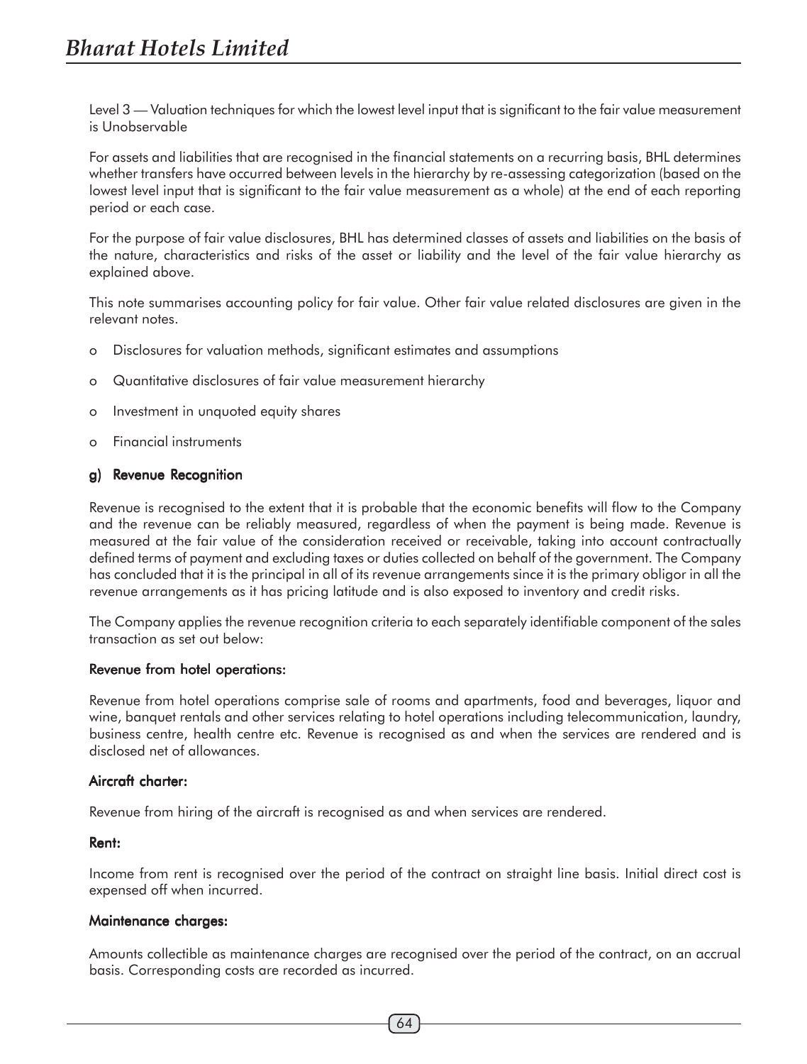Level 3 — Valuation techniques for which the lowest level input that is significant to the fair value measurement is Unobservable

For assets and liabilities that are recognised in the financial statements on a recurring basis, BHL determines whether transfers have occurred between levels in the hierarchy by re-assessing categorization (based on the lowest level input that is significant to the fair value measurement as a whole) at the end of each reporting period or each case.

For the purpose of fair value disclosures, BHL has determined classes of assets and liabilities on the basis of the nature, characteristics and risks of the asset or liability and the level of the fair value hierarchy as explained above.

This note summarises accounting policy for fair value. Other fair value related disclosures are given in the relevant notes.

- o Disclosures for valuation methods, significant estimates and assumptions
- o Quantitative disclosures of fair value measurement hierarchy
- o Investment in unquoted equity shares
- o Financial instruments

**g) Revenue Recognition**

Revenue is recognised to the extent that it is probable that the economic benefits will flow to the Company and the revenue can be reliably measured, regardless of when the payment is being made. Revenue is measured at the fair value of the consideration received or receivable, taking into account contractually defined terms of payment and excluding taxes or duties collected on behalf of the government. The Company has concluded that it is the principal in all of its revenue arrangements since it is the primary obligor in all the revenue arrangements as it has pricing latitude and is also exposed to inventory and credit risks.

The Company applies the revenue recognition criteria to each separately identifiable component of the sales transaction as set out below:

**Revenue from hotel operations:**

Revenue from hotel operations comprise sale of rooms and apartments, food and beverages, liquor and wine, banquet rentals and other services relating to hotel operations including telecommunication, laundry, business centre, health centre etc. Revenue is recognised as and when the services are rendered and is disclosed net of allowances.

**Aircraft charter:**

Revenue from hiring of the aircraft is recognised as and when services are rendered.

**Rent:**

Income from rent is recognised over the period of the contract on straight line basis. Initial direct cost is expensed off when incurred.

**Maintenance charges:**

Amounts collectible as maintenance charges are recognised over the period of the contract, on an accrual basis. Corresponding costs are recorded as incurred.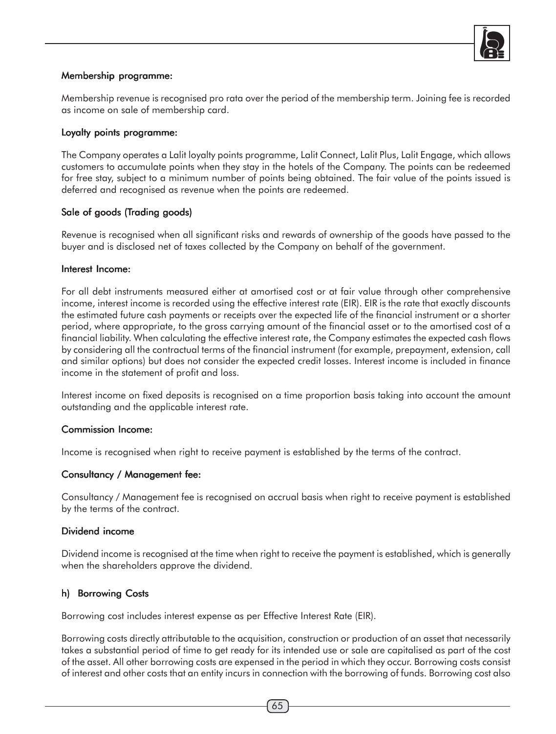#### Membership programme:

Membership revenue is recognised pro rata over the period of the membership term. Joining fee is recorded as income on sale of membership card.

#### Loyalty points programme:

The Company operates a Lalit loyalty points programme, Lalit Connect, Lalit Plus, Lalit Engage, which allows customers to accumulate points when they stay in the hotels of the Company. The points can be redeemed for free stay, subject to a minimum number of points being obtained. The fair value of the points issued is deferred and recognised as revenue when the points are redeemed.

#### Sale of goods (Trading goods)

Revenue is recognised when all significant risks and rewards of ownership of the goods have passed to the buyer and is disclosed net of taxes collected by the Company on behalf of the government.

#### Interest Income:

For all debt instruments measured either at amortised cost or at fair value through other comprehensive income, interest income is recorded using the effective interest rate (EIR). EIR is the rate that exactly discounts the estimated future cash payments or receipts over the expected life of the financial instrument or a shorter period, where appropriate, to the gross carrying amount of the financial asset or to the amortised cost of a financial liability. When calculating the effective interest rate, the Company estimates the expected cash flows by considering all the contractual terms of the financial instrument (for example, prepayment, extension, call and similar options) but does not consider the expected credit losses. Interest income is included in finance income in the statement of profit and loss.

Interest income on fixed deposits is recognised on a time proportion basis taking into account the amount outstanding and the applicable interest rate.

#### Commission Income:

Income is recognised when right to receive payment is established by the terms of the contract.

#### Consultancy / Management fee:

Consultancy / Management fee is recognised on accrual basis when right to receive payment is established by the terms of the contract.

#### Dividend income

Dividend income is recognised at the time when right to receive the payment is established, which is generally when the shareholders approve the dividend.

### h) Borrowing Costs

Borrowing cost includes interest expense as per Effective Interest Rate (EIR).

Borrowing costs directly attributable to the acquisition, construction or production of an asset that necessarily takes a substantial period of time to get ready for its intended use or sale are capitalised as part of the cost of the asset. All other borrowing costs are expensed in the period in which they occur. Borrowing costs consist of interest and other costs that an entity incurs in connection with the borrowing of funds. Borrowing cost also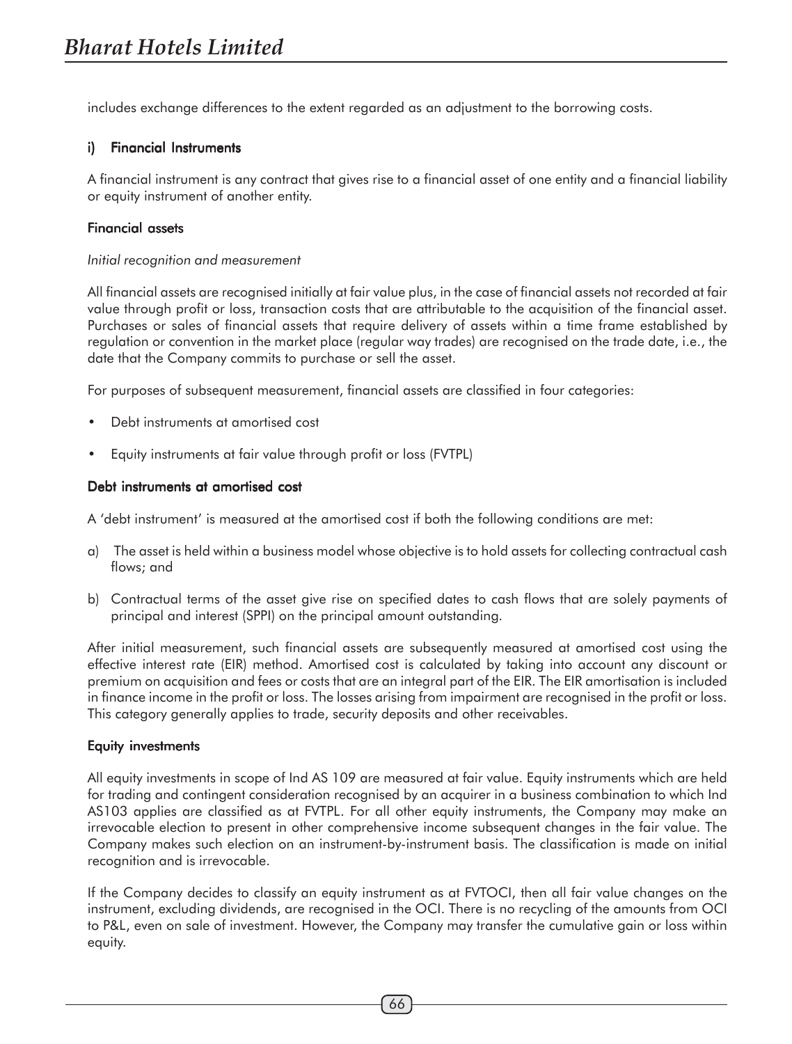includes exchange differences to the extent regarded as an adjustment to the borrowing costs.

### i) Financial Instruments

A financial instrument is any contract that gives rise to a financial asset of one entity and a financial liability or equity instrument of another entity.

#### Financial assets

*Initial recognition and measurement*

All financial assets are recognised initially at fair value plus, in the case of financial assets not recorded at fair value through profit or loss, transaction costs that are attributable to the acquisition of the financial asset. Purchases or sales of financial assets that require delivery of assets within a time frame established by regulation or convention in the market place (regular way trades) are recognised on the trade date, i.e., the date that the Company commits to purchase or sell the asset.

For purposes of subsequent measurement, financial assets are classified in four categories:

- Debt instruments at amortised cost
- Equity instruments at fair value through profit or loss (FVTPL)

#### Debt instruments at amortised cost

A 'debt instrument' is measured at the amortised cost if both the following conditions are met:

a) The asset is held within a business model whose objective is to hold assets for collecting contractual cash flows; and

b) Contractual terms of the asset give rise on specified dates to cash flows that are solely payments of principal and interest (SPPI) on the principal amount outstanding.

After initial measurement, such financial assets are subsequently measured at amortised cost using the effective interest rate (EIR) method. Amortised cost is calculated by taking into account any discount or premium on acquisition and fees or costs that are an integral part of the EIR. The EIR amortisation is included in finance income in the profit or loss. The losses arising from impairment are recognised in the profit or loss. This category generally applies to trade, security deposits and other receivables.

#### Equity investments

All equity investments in scope of Ind AS 109 are measured at fair value. Equity instruments which are held for trading and contingent consideration recognised by an acquirer in a business combination to which Ind AS103 applies are classified as at FVTPL. For all other equity instruments, the Company may make an irrevocable election to present in other comprehensive income subsequent changes in the fair value. The Company makes such election on an instrument-by-instrument basis. The classification is made on initial recognition and is irrevocable.

If the Company decides to classify an equity instrument as at FVTOCI, then all fair value changes on the instrument, excluding dividends, are recognised in the OCI. There is no recycling of the amounts from OCI to P&L, even on sale of investment. However, the Company may transfer the cumulative gain or loss within equity.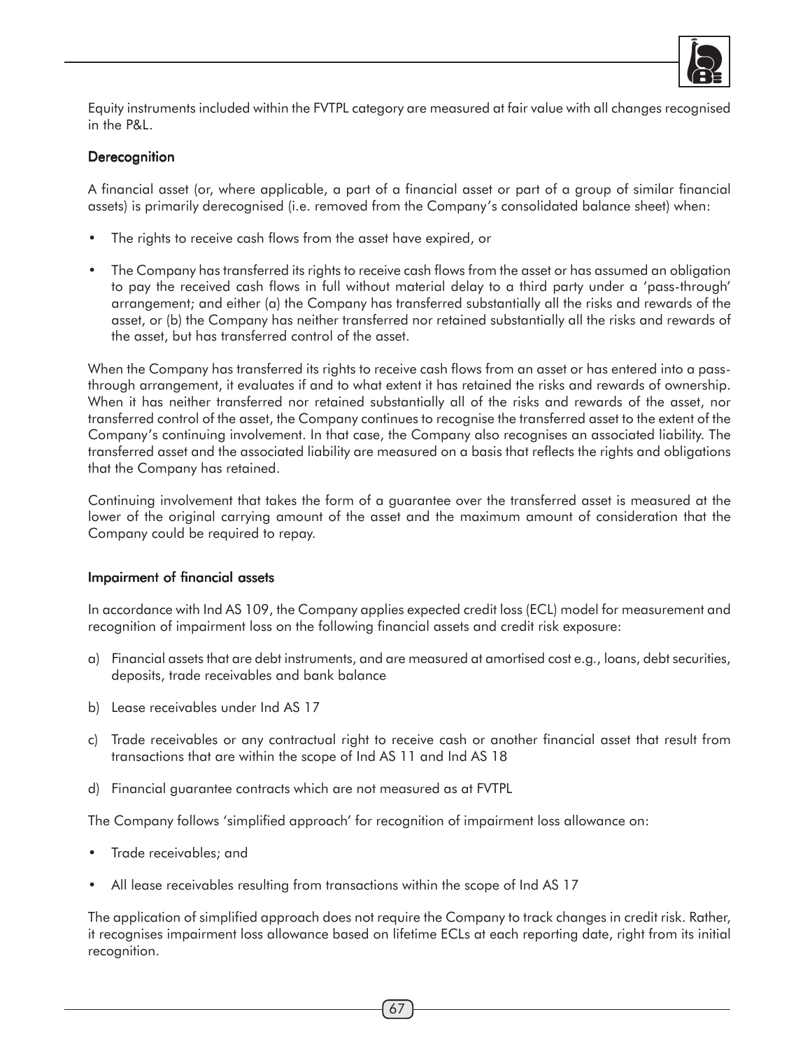Equity instruments included within the FVTPL category are measured at fair value with all changes recognised in the P&L.

### Derecognition

A financial asset (or, where applicable, a part of a financial asset or part of a group of similar financial assets) is primarily derecognised (i.e. removed from the Company's consolidated balance sheet) when:

- The rights to receive cash flows from the asset have expired, or
- The Company has transferred its rights to receive cash flows from the asset or has assumed an obligation to pay the received cash flows in full without material delay to a third party under a 'pass-through' arrangement; and either (a) the Company has transferred substantially all the risks and rewards of the asset, or (b) the Company has neither transferred nor retained substantially all the risks and rewards of the asset, but has transferred control of the asset.

When the Company has transferred its rights to receive cash flows from an asset or has entered into a pass-through arrangement, it evaluates if and to what extent it has retained the risks and rewards of ownership. When it has neither transferred nor retained substantially all of the risks and rewards of the asset, nor transferred control of the asset, the Company continues to recognise the transferred asset to the extent of the Company's continuing involvement. In that case, the Company also recognises an associated liability. The transferred asset and the associated liability are measured on a basis that reflects the rights and obligations that the Company has retained.

Continuing involvement that takes the form of a guarantee over the transferred asset is measured at the lower of the original carrying amount of the asset and the maximum amount of consideration that the Company could be required to repay.

### Impairment of financial assets

In accordance with Ind AS 109, the Company applies expected credit loss (ECL) model for measurement and recognition of impairment loss on the following financial assets and credit risk exposure:

a) Financial assets that are debt instruments, and are measured at amortised cost e.g., loans, debt securities, deposits, trade receivables and bank balance

b) Lease receivables under Ind AS 17

c) Trade receivables or any contractual right to receive cash or another financial asset that result from transactions that are within the scope of Ind AS 11 and Ind AS 18

d) Financial guarantee contracts which are not measured as at FVTPL

The Company follows 'simplified approach' for recognition of impairment loss allowance on:

- Trade receivables; and
- All lease receivables resulting from transactions within the scope of Ind AS 17

The application of simplified approach does not require the Company to track changes in credit risk. Rather, it recognises impairment loss allowance based on lifetime ECLs at each reporting date, right from its initial recognition.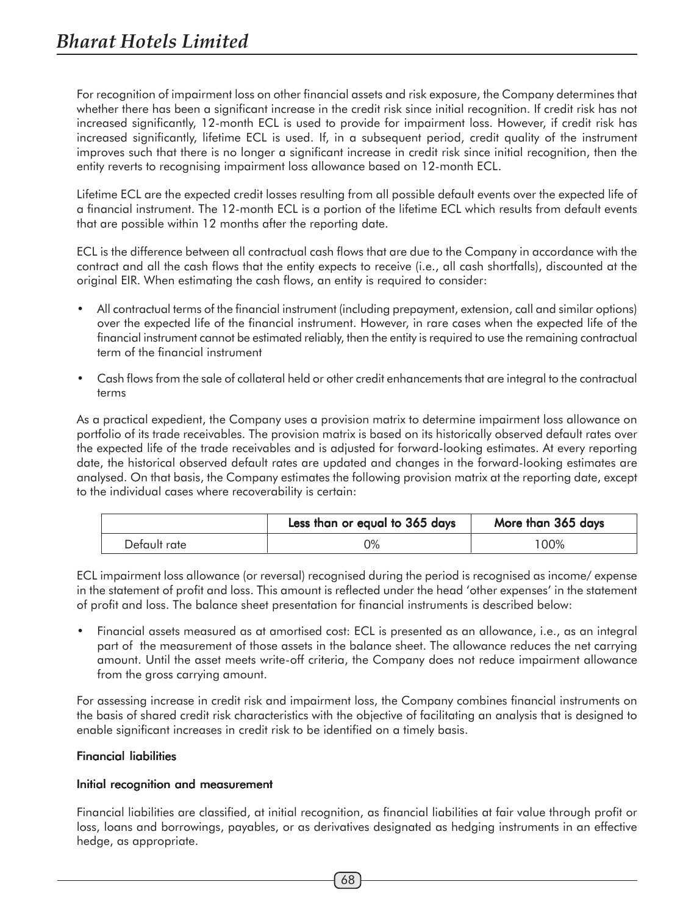For recognition of impairment loss on other financial assets and risk exposure, the Company determines that whether there has been a significant increase in the credit risk since initial recognition. If credit risk has not increased significantly, 12-month ECL is used to provide for impairment loss. However, if credit risk has increased significantly, lifetime ECL is used. If, in a subsequent period, credit quality of the instrument improves such that there is no longer a significant increase in credit risk since initial recognition, then the entity reverts to recognising impairment loss allowance based on 12-month ECL.

Lifetime ECL are the expected credit losses resulting from all possible default events over the expected life of a financial instrument. The 12-month ECL is a portion of the lifetime ECL which results from default events that are possible within 12 months after the reporting date.

ECL is the difference between all contractual cash flows that are due to the Company in accordance with the contract and all the cash flows that the entity expects to receive (i.e., all cash shortfalls), discounted at the original EIR. When estimating the cash flows, an entity is required to consider:

- All contractual terms of the financial instrument (including prepayment, extension, call and similar options) over the expected life of the financial instrument. However, in rare cases when the expected life of the financial instrument cannot be estimated reliably, then the entity is required to use the remaining contractual term of the financial instrument
- Cash flows from the sale of collateral held or other credit enhancements that are integral to the contractual terms

As a practical expedient, the Company uses a provision matrix to determine impairment loss allowance on portfolio of its trade receivables. The provision matrix is based on its historically observed default rates over the expected life of the trade receivables and is adjusted for forward-looking estimates. At every reporting date, the historical observed default rates are updated and changes in the forward-looking estimates are analysed. On that basis, the Company estimates the following provision matrix at the reporting date, except to the individual cases where recoverability is certain:

| | Less than or equal to 365 days | More than 365 days |
|---|---|---|
| Default rate | 0% | 100% |

ECL impairment loss allowance (or reversal) recognised during the period is recognised as income/ expense in the statement of profit and loss. This amount is reflected under the head 'other expenses' in the statement of profit and loss. The balance sheet presentation for financial instruments is described below:

- Financial assets measured as at amortised cost: ECL is presented as an allowance, i.e., as an integral part of the measurement of those assets in the balance sheet. The allowance reduces the net carrying amount. Until the asset meets write-off criteria, the Company does not reduce impairment allowance from the gross carrying amount.

For assessing increase in credit risk and impairment loss, the Company combines financial instruments on the basis of shared credit risk characteristics with the objective of facilitating an analysis that is designed to enable significant increases in credit risk to be identified on a timely basis.

**Financial liabilities**

**Initial recognition and measurement**

Financial liabilities are classified, at initial recognition, as financial liabilities at fair value through profit or loss, loans and borrowings, payables, or as derivatives designated as hedging instruments in an effective hedge, as appropriate.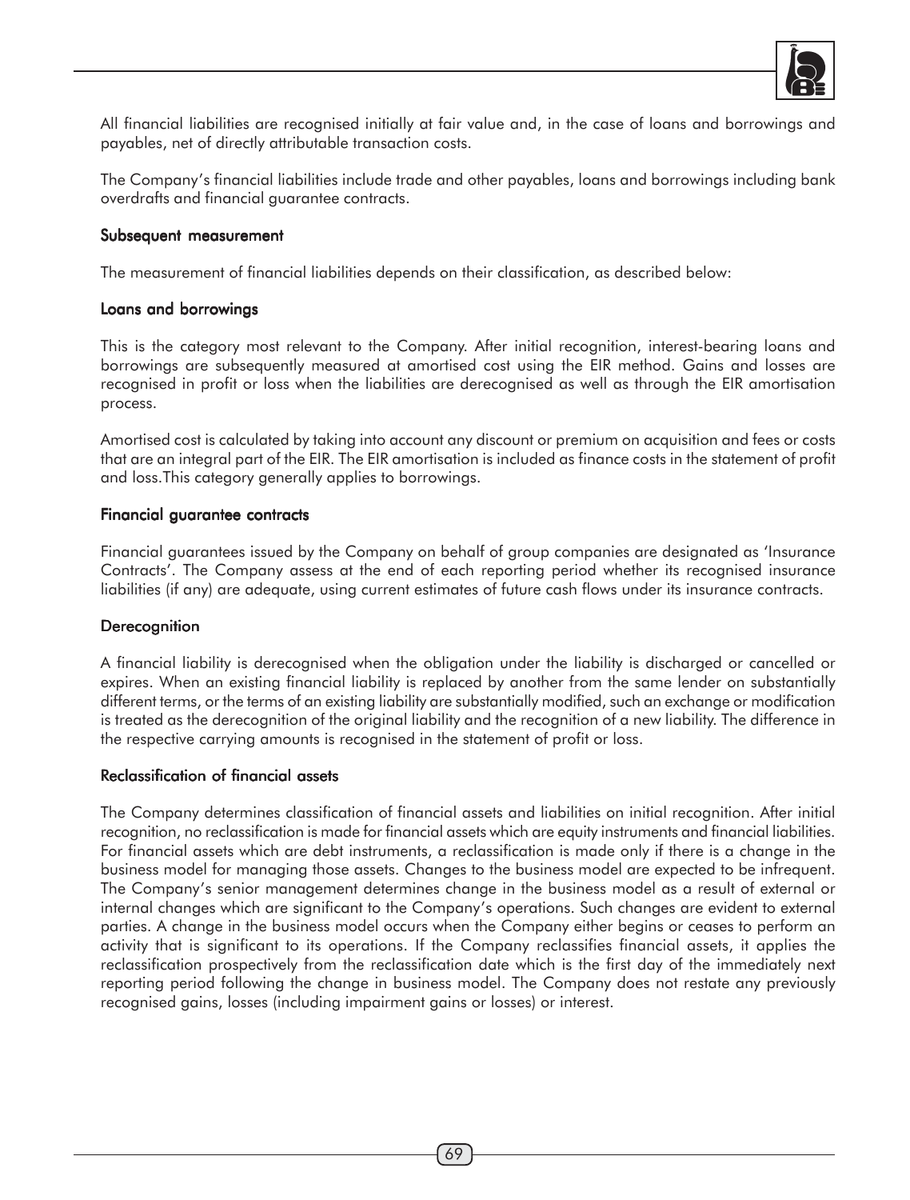All financial liabilities are recognised initially at fair value and, in the case of loans and borrowings and payables, net of directly attributable transaction costs.

The Company's financial liabilities include trade and other payables, loans and borrowings including bank overdrafts and financial guarantee contracts.

### Subsequent measurement

The measurement of financial liabilities depends on their classification, as described below:

### Loans and borrowings

This is the category most relevant to the Company. After initial recognition, interest-bearing loans and borrowings are subsequently measured at amortised cost using the EIR method. Gains and losses are recognised in profit or loss when the liabilities are derecognised as well as through the EIR amortisation process.

Amortised cost is calculated by taking into account any discount or premium on acquisition and fees or costs that are an integral part of the EIR. The EIR amortisation is included as finance costs in the statement of profit and loss.This category generally applies to borrowings.

### Financial guarantee contracts

Financial guarantees issued by the Company on behalf of group companies are designated as 'Insurance Contracts'. The Company assess at the end of each reporting period whether its recognised insurance liabilities (if any) are adequate, using current estimates of future cash flows under its insurance contracts.

### Derecognition

A financial liability is derecognised when the obligation under the liability is discharged or cancelled or expires. When an existing financial liability is replaced by another from the same lender on substantially different terms, or the terms of an existing liability are substantially modified, such an exchange or modification is treated as the derecognition of the original liability and the recognition of a new liability. The difference in the respective carrying amounts is recognised in the statement of profit or loss.

### Reclassification of financial assets

The Company determines classification of financial assets and liabilities on initial recognition. After initial recognition, no reclassification is made for financial assets which are equity instruments and financial liabilities. For financial assets which are debt instruments, a reclassification is made only if there is a change in the business model for managing those assets. Changes to the business model are expected to be infrequent. The Company's senior management determines change in the business model as a result of external or internal changes which are significant to the Company's operations. Such changes are evident to external parties. A change in the business model occurs when the Company either begins or ceases to perform an activity that is significant to its operations. If the Company reclassifies financial assets, it applies the reclassification prospectively from the reclassification date which is the first day of the immediately next reporting period following the change in business model. The Company does not restate any previously recognised gains, losses (including impairment gains or losses) or interest.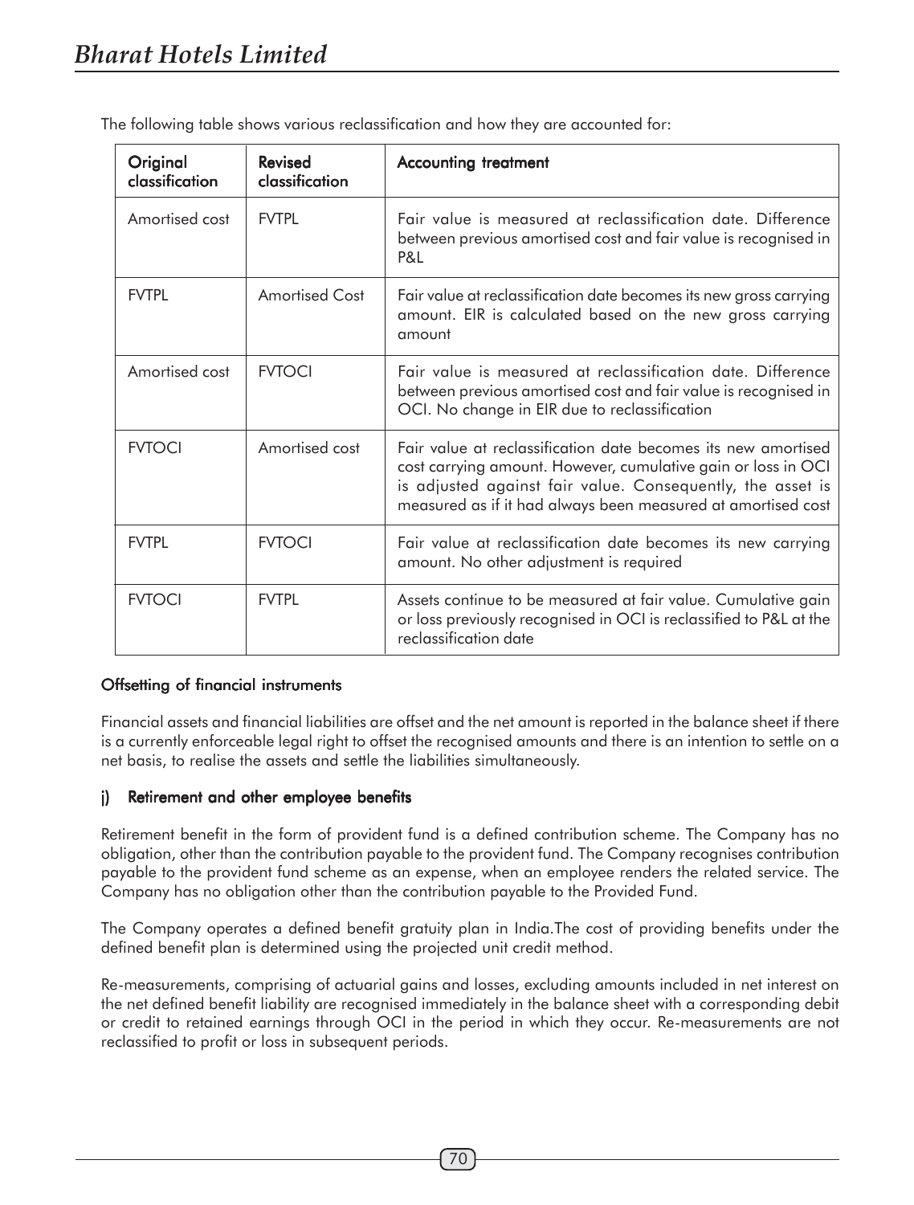The following table shows various reclassification and how they are accounted for:

| Original classification | Revised classification | Accounting treatment |
|---|---|---|
| Amortised cost | FVTPL | Fair value is measured at reclassification date. Difference between previous amortised cost and fair value is recognised in P&L |
| FVTPL | Amortised Cost | Fair value at reclassification date becomes its new gross carrying amount. EIR is calculated based on the new gross carrying amount |
| Amortised cost | FVTOCI | Fair value is measured at reclassification date. Difference between previous amortised cost and fair value is recognised in OCI. No change in EIR due to reclassification |
| FVTOCI | Amortised cost | Fair value at reclassification date becomes its new amortised cost carrying amount. However, cumulative gain or loss in OCI is adjusted against fair value. Consequently, the asset is measured as if it had always been measured at amortised cost |
| FVTPL | FVTOCI | Fair value at reclassification date becomes its new carrying amount. No other adjustment is required |
| FVTOCI | FVTPL | Assets continue to be measured at fair value. Cumulative gain or loss previously recognised in OCI is reclassified to P&L at the reclassification date |

**Offsetting of financial instruments**

Financial assets and financial liabilities are offset and the net amount is reported in the balance sheet if there is a currently enforceable legal right to offset the recognised amounts and there is an intention to settle on a net basis, to realise the assets and settle the liabilities simultaneously.

**j) Retirement and other employee benefits**

Retirement benefit in the form of provident fund is a defined contribution scheme. The Company has no obligation, other than the contribution payable to the provident fund. The Company recognises contribution payable to the provident fund scheme as an expense, when an employee renders the related service. The Company has no obligation other than the contribution payable to the Provided Fund.

The Company operates a defined benefit gratuity plan in India.The cost of providing benefits under the defined benefit plan is determined using the projected unit credit method.

Re-measurements, comprising of actuarial gains and losses, excluding amounts included in net interest on the net defined benefit liability are recognised immediately in the balance sheet with a corresponding debit or credit to retained earnings through OCI in the period in which they occur. Re-measurements are not reclassified to profit or loss in subsequent periods.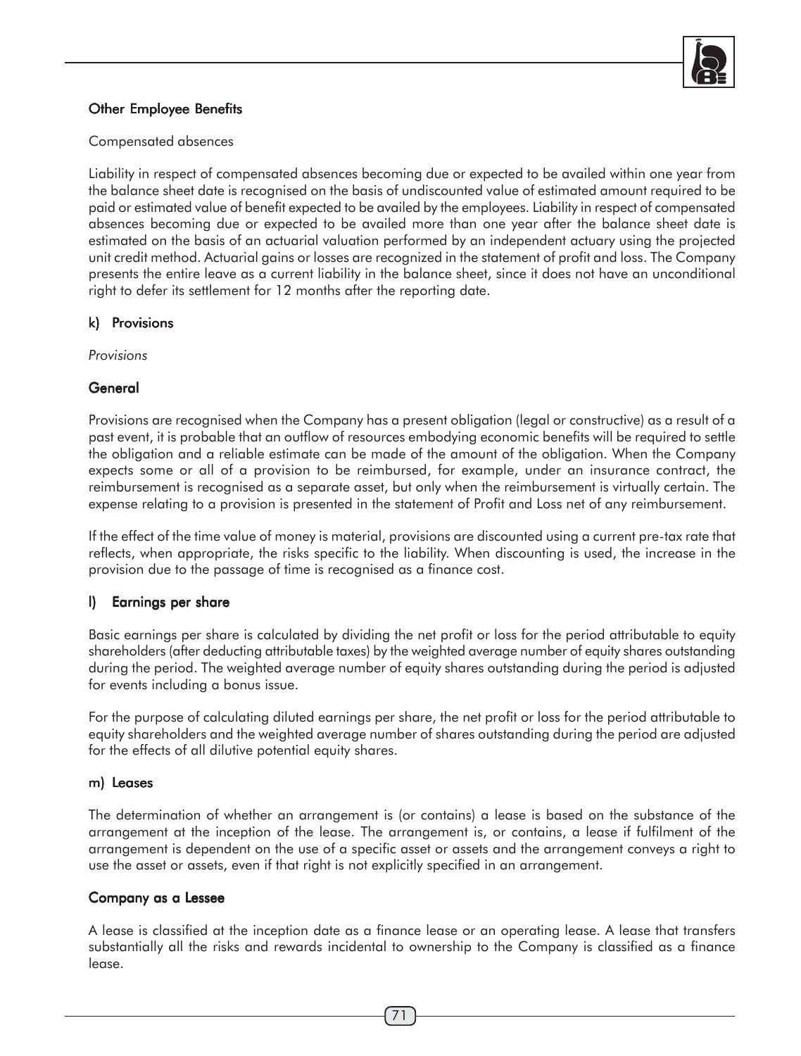### Other Employee Benefits

Compensated absences

Liability in respect of compensated absences becoming due or expected to be availed within one year from the balance sheet date is recognised on the basis of undiscounted value of estimated amount required to be paid or estimated value of benefit expected to be availed by the employees. Liability in respect of compensated absences becoming due or expected to be availed more than one year after the balance sheet date is estimated on the basis of an actuarial valuation performed by an independent actuary using the projected unit credit method. Actuarial gains or losses are recognized in the statement of profit and loss. The Company presents the entire leave as a current liability in the balance sheet, since it does not have an unconditional right to defer its settlement for 12 months after the reporting date.

### k) Provisions

*Provisions*

### General

Provisions are recognised when the Company has a present obligation (legal or constructive) as a result of a past event, it is probable that an outflow of resources embodying economic benefits will be required to settle the obligation and a reliable estimate can be made of the amount of the obligation. When the Company expects some or all of a provision to be reimbursed, for example, under an insurance contract, the reimbursement is recognised as a separate asset, but only when the reimbursement is virtually certain. The expense relating to a provision is presented in the statement of Profit and Loss net of any reimbursement.

If the effect of the time value of money is material, provisions are discounted using a current pre-tax rate that reflects, when appropriate, the risks specific to the liability. When discounting is used, the increase in the provision due to the passage of time is recognised as a finance cost.

### l) Earnings per share

Basic earnings per share is calculated by dividing the net profit or loss for the period attributable to equity shareholders (after deducting attributable taxes) by the weighted average number of equity shares outstanding during the period. The weighted average number of equity shares outstanding during the period is adjusted for events including a bonus issue.

For the purpose of calculating diluted earnings per share, the net profit or loss for the period attributable to equity shareholders and the weighted average number of shares outstanding during the period are adjusted for the effects of all dilutive potential equity shares.

### m) Leases

The determination of whether an arrangement is (or contains) a lease is based on the substance of the arrangement at the inception of the lease. The arrangement is, or contains, a lease if fulfilment of the arrangement is dependent on the use of a specific asset or assets and the arrangement conveys a right to use the asset or assets, even if that right is not explicitly specified in an arrangement.

### Company as a Lessee

A lease is classified at the inception date as a finance lease or an operating lease. A lease that transfers substantially all the risks and rewards incidental to ownership to the Company is classified as a finance lease.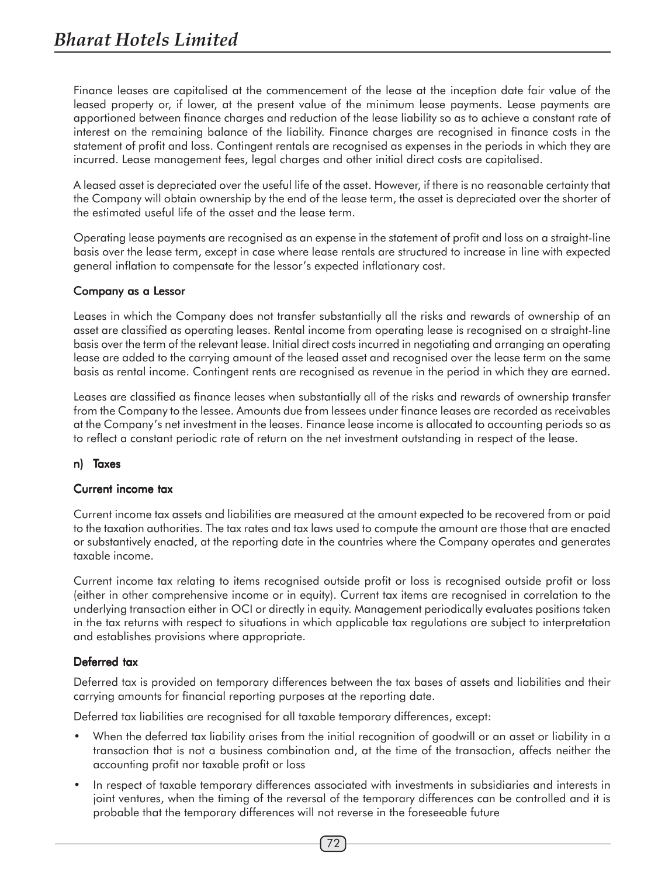Finance leases are capitalised at the commencement of the lease at the inception date fair value of the leased property or, if lower, at the present value of the minimum lease payments. Lease payments are apportioned between finance charges and reduction of the lease liability so as to achieve a constant rate of interest on the remaining balance of the liability. Finance charges are recognised in finance costs in the statement of profit and loss. Contingent rentals are recognised as expenses in the periods in which they are incurred. Lease management fees, legal charges and other initial direct costs are capitalised.

A leased asset is depreciated over the useful life of the asset. However, if there is no reasonable certainty that the Company will obtain ownership by the end of the lease term, the asset is depreciated over the shorter of the estimated useful life of the asset and the lease term.

Operating lease payments are recognised as an expense in the statement of profit and loss on a straight-line basis over the lease term, except in case where lease rentals are structured to increase in line with expected general inflation to compensate for the lessor's expected inflationary cost.

**Company as a Lessor**

Leases in which the Company does not transfer substantially all the risks and rewards of ownership of an asset are classified as operating leases. Rental income from operating lease is recognised on a straight-line basis over the term of the relevant lease. Initial direct costs incurred in negotiating and arranging an operating lease are added to the carrying amount of the leased asset and recognised over the lease term on the same basis as rental income. Contingent rents are recognised as revenue in the period in which they are earned.

Leases are classified as finance leases when substantially all of the risks and rewards of ownership transfer from the Company to the lessee. Amounts due from lessees under finance leases are recorded as receivables at the Company's net investment in the leases. Finance lease income is allocated to accounting periods so as to reflect a constant periodic rate of return on the net investment outstanding in respect of the lease.

**n) Taxes**

**Current income tax**

Current income tax assets and liabilities are measured at the amount expected to be recovered from or paid to the taxation authorities. The tax rates and tax laws used to compute the amount are those that are enacted or substantively enacted, at the reporting date in the countries where the Company operates and generates taxable income.

Current income tax relating to items recognised outside profit or loss is recognised outside profit or loss (either in other comprehensive income or in equity). Current tax items are recognised in correlation to the underlying transaction either in OCI or directly in equity. Management periodically evaluates positions taken in the tax returns with respect to situations in which applicable tax regulations are subject to interpretation and establishes provisions where appropriate.

**Deferred tax**

Deferred tax is provided on temporary differences between the tax bases of assets and liabilities and their carrying amounts for financial reporting purposes at the reporting date.

Deferred tax liabilities are recognised for all taxable temporary differences, except:

- When the deferred tax liability arises from the initial recognition of goodwill or an asset or liability in a transaction that is not a business combination and, at the time of the transaction, affects neither the accounting profit nor taxable profit or loss
- In respect of taxable temporary differences associated with investments in subsidiaries and interests in joint ventures, when the timing of the reversal of the temporary differences can be controlled and it is probable that the temporary differences will not reverse in the foreseeable future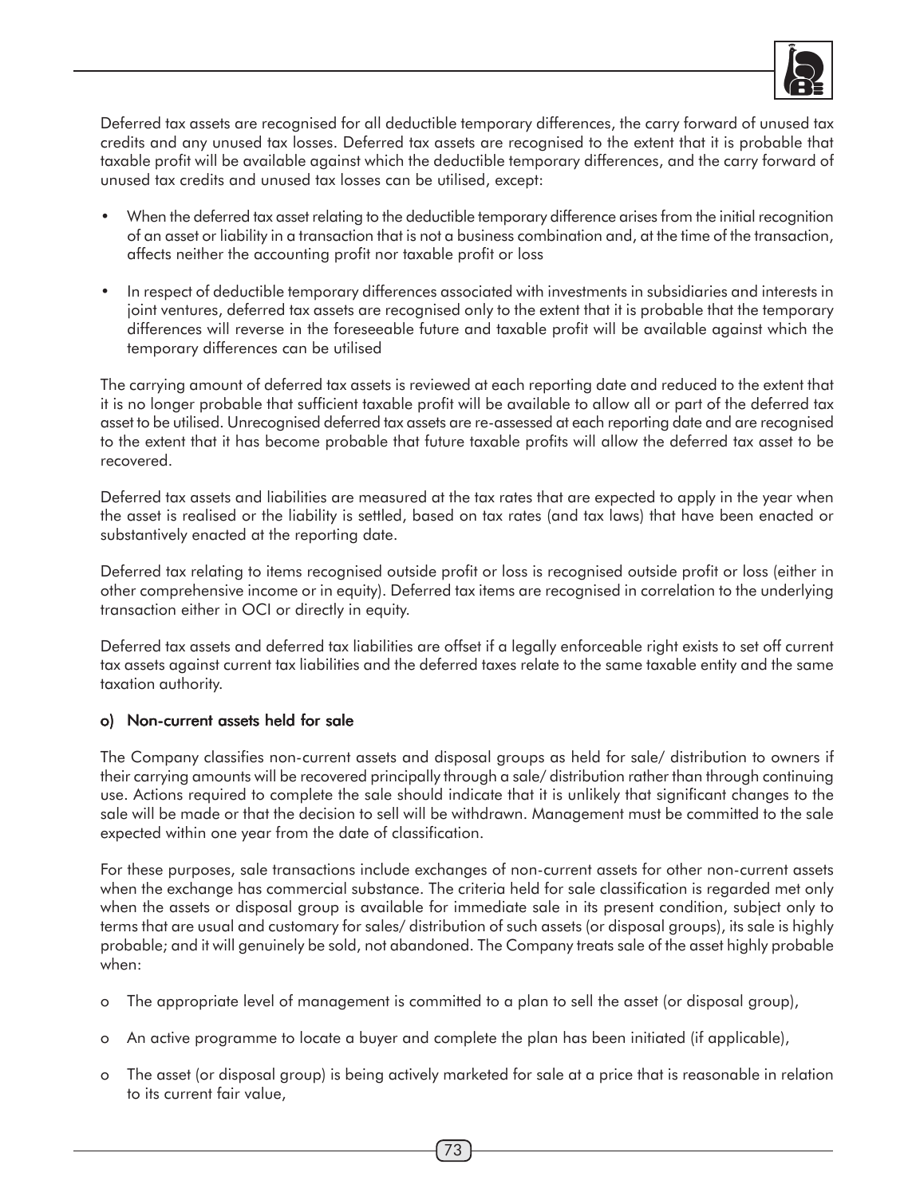Deferred tax assets are recognised for all deductible temporary differences, the carry forward of unused tax credits and any unused tax losses. Deferred tax assets are recognised to the extent that it is probable that taxable profit will be available against which the deductible temporary differences, and the carry forward of unused tax credits and unused tax losses can be utilised, except:

- When the deferred tax asset relating to the deductible temporary difference arises from the initial recognition of an asset or liability in a transaction that is not a business combination and, at the time of the transaction, affects neither the accounting profit nor taxable profit or loss
- In respect of deductible temporary differences associated with investments in subsidiaries and interests in joint ventures, deferred tax assets are recognised only to the extent that it is probable that the temporary differences will reverse in the foreseeable future and taxable profit will be available against which the temporary differences can be utilised

The carrying amount of deferred tax assets is reviewed at each reporting date and reduced to the extent that it is no longer probable that sufficient taxable profit will be available to allow all or part of the deferred tax asset to be utilised. Unrecognised deferred tax assets are re-assessed at each reporting date and are recognised to the extent that it has become probable that future taxable profits will allow the deferred tax asset to be recovered.

Deferred tax assets and liabilities are measured at the tax rates that are expected to apply in the year when the asset is realised or the liability is settled, based on tax rates (and tax laws) that have been enacted or substantively enacted at the reporting date.

Deferred tax relating to items recognised outside profit or loss is recognised outside profit or loss (either in other comprehensive income or in equity). Deferred tax items are recognised in correlation to the underlying transaction either in OCI or directly in equity.

Deferred tax assets and deferred tax liabilities are offset if a legally enforceable right exists to set off current tax assets against current tax liabilities and the deferred taxes relate to the same taxable entity and the same taxation authority.

**o) Non-current assets held for sale**

The Company classifies non-current assets and disposal groups as held for sale/ distribution to owners if their carrying amounts will be recovered principally through a sale/ distribution rather than through continuing use. Actions required to complete the sale should indicate that it is unlikely that significant changes to the sale will be made or that the decision to sell will be withdrawn. Management must be committed to the sale expected within one year from the date of classification.

For these purposes, sale transactions include exchanges of non-current assets for other non-current assets when the exchange has commercial substance. The criteria held for sale classification is regarded met only when the assets or disposal group is available for immediate sale in its present condition, subject only to terms that are usual and customary for sales/ distribution of such assets (or disposal groups), its sale is highly probable; and it will genuinely be sold, not abandoned. The Company treats sale of the asset highly probable when:

- o The appropriate level of management is committed to a plan to sell the asset (or disposal group),
- o An active programme to locate a buyer and complete the plan has been initiated (if applicable),
- o The asset (or disposal group) is being actively marketed for sale at a price that is reasonable in relation to its current fair value,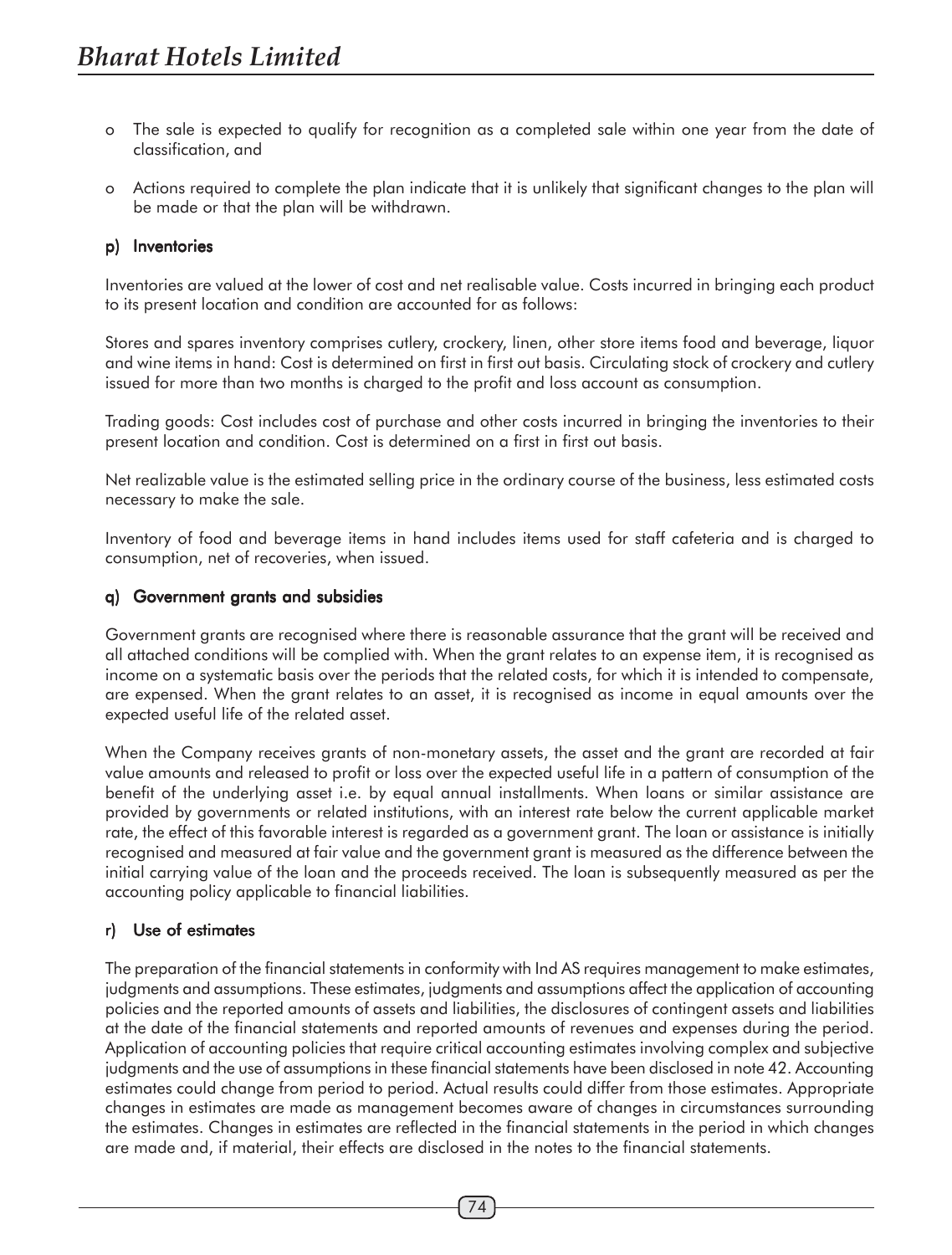- The sale is expected to qualify for recognition as a completed sale within one year from the date of classification, and
- Actions required to complete the plan indicate that it is unlikely that significant changes to the plan will be made or that the plan will be withdrawn.

### p) Inventories

Inventories are valued at the lower of cost and net realisable value. Costs incurred in bringing each product to its present location and condition are accounted for as follows:

Stores and spares inventory comprises cutlery, crockery, linen, other store items food and beverage, liquor and wine items in hand: Cost is determined on first in first out basis. Circulating stock of crockery and cutlery issued for more than two months is charged to the profit and loss account as consumption.

Trading goods: Cost includes cost of purchase and other costs incurred in bringing the inventories to their present location and condition. Cost is determined on a first in first out basis.

Net realizable value is the estimated selling price in the ordinary course of the business, less estimated costs necessary to make the sale.

Inventory of food and beverage items in hand includes items used for staff cafeteria and is charged to consumption, net of recoveries, when issued.

### q) Government grants and subsidies

Government grants are recognised where there is reasonable assurance that the grant will be received and all attached conditions will be complied with. When the grant relates to an expense item, it is recognised as income on a systematic basis over the periods that the related costs, for which it is intended to compensate, are expensed. When the grant relates to an asset, it is recognised as income in equal amounts over the expected useful life of the related asset.

When the Company receives grants of non-monetary assets, the asset and the grant are recorded at fair value amounts and released to profit or loss over the expected useful life in a pattern of consumption of the benefit of the underlying asset i.e. by equal annual installments. When loans or similar assistance are provided by governments or related institutions, with an interest rate below the current applicable market rate, the effect of this favorable interest is regarded as a government grant. The loan or assistance is initially recognised and measured at fair value and the government grant is measured as the difference between the initial carrying value of the loan and the proceeds received. The loan is subsequently measured as per the accounting policy applicable to financial liabilities.

### r) Use of estimates

The preparation of the financial statements in conformity with Ind AS requires management to make estimates, judgments and assumptions. These estimates, judgments and assumptions affect the application of accounting policies and the reported amounts of assets and liabilities, the disclosures of contingent assets and liabilities at the date of the financial statements and reported amounts of revenues and expenses during the period. Application of accounting policies that require critical accounting estimates involving complex and subjective judgments and the use of assumptions in these financial statements have been disclosed in note 42. Accounting estimates could change from period to period. Actual results could differ from those estimates. Appropriate changes in estimates are made as management becomes aware of changes in circumstances surrounding the estimates. Changes in estimates are reflected in the financial statements in the period in which changes are made and, if material, their effects are disclosed in the notes to the financial statements.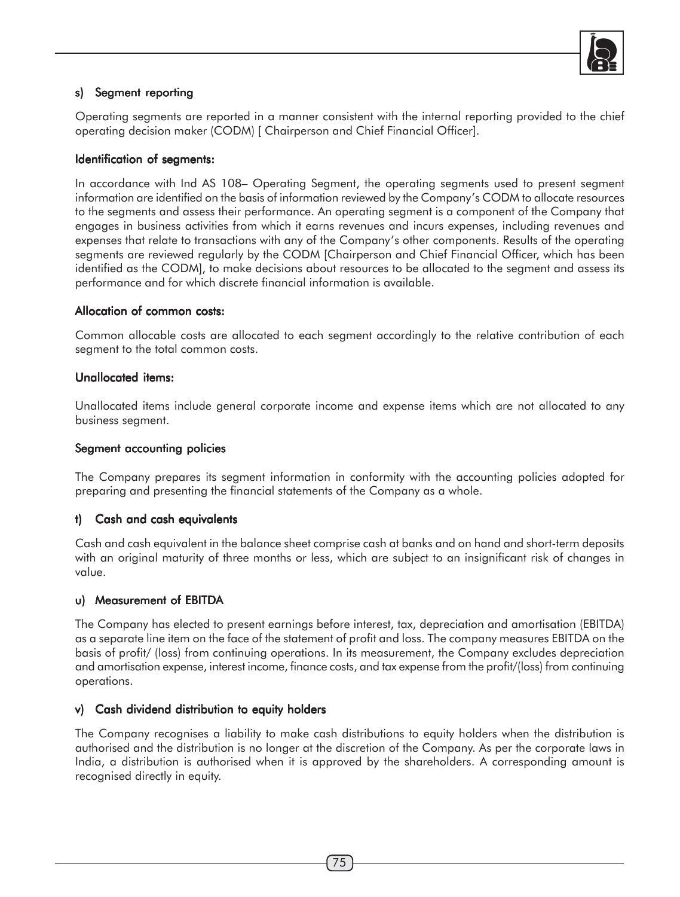### s) Segment reporting

Operating segments are reported in a manner consistent with the internal reporting provided to the chief operating decision maker (CODM) [ Chairperson and Chief Financial Officer].

#### Identification of segments:

In accordance with Ind AS 108– Operating Segment, the operating segments used to present segment information are identified on the basis of information reviewed by the Company's CODM to allocate resources to the segments and assess their performance. An operating segment is a component of the Company that engages in business activities from which it earns revenues and incurs expenses, including revenues and expenses that relate to transactions with any of the Company's other components. Results of the operating segments are reviewed regularly by the CODM [Chairperson and Chief Financial Officer, which has been identified as the CODM], to make decisions about resources to be allocated to the segment and assess its performance and for which discrete financial information is available.

#### Allocation of common costs:

Common allocable costs are allocated to each segment accordingly to the relative contribution of each segment to the total common costs.

#### Unallocated items:

Unallocated items include general corporate income and expense items which are not allocated to any business segment.

#### Segment accounting policies

The Company prepares its segment information in conformity with the accounting policies adopted for preparing and presenting the financial statements of the Company as a whole.

### t) Cash and cash equivalents

Cash and cash equivalent in the balance sheet comprise cash at banks and on hand and short-term deposits with an original maturity of three months or less, which are subject to an insignificant risk of changes in value.

### u) Measurement of EBITDA

The Company has elected to present earnings before interest, tax, depreciation and amortisation (EBITDA) as a separate line item on the face of the statement of profit and loss. The company measures EBITDA on the basis of profit/ (loss) from continuing operations. In its measurement, the Company excludes depreciation and amortisation expense, interest income, finance costs, and tax expense from the profit/(loss) from continuing operations.

### v) Cash dividend distribution to equity holders

The Company recognises a liability to make cash distributions to equity holders when the distribution is authorised and the distribution is no longer at the discretion of the Company. As per the corporate laws in India, a distribution is authorised when it is approved by the shareholders. A corresponding amount is recognised directly in equity.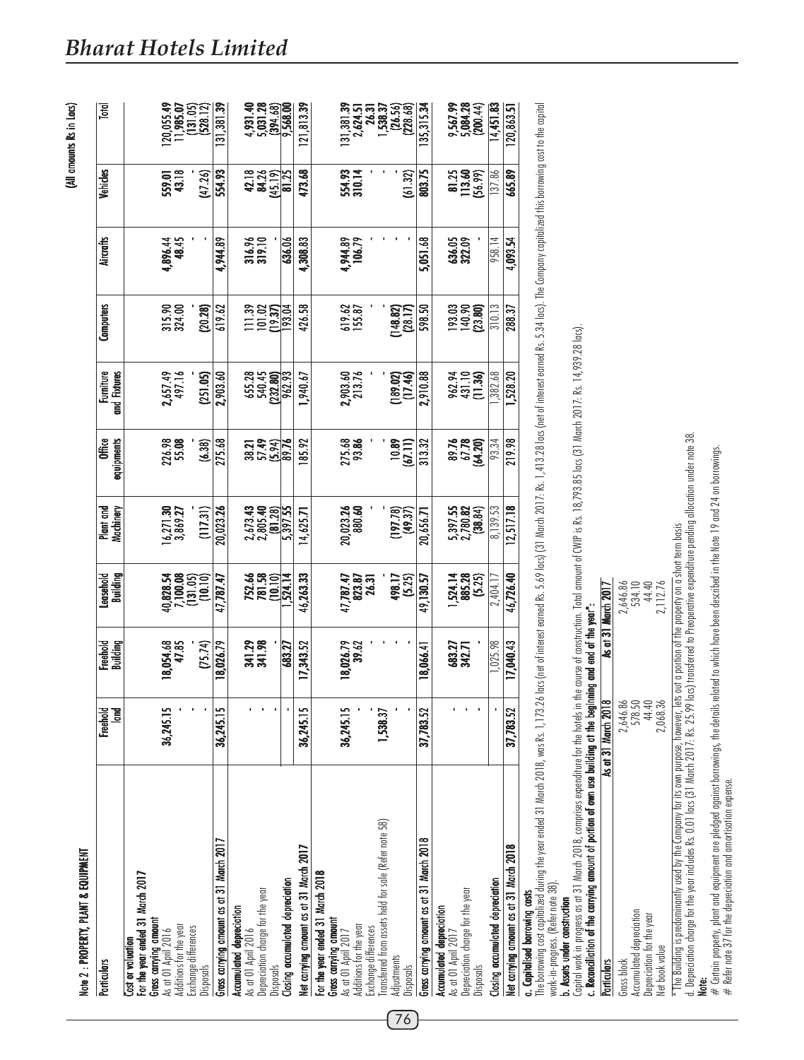## Note 2 : PROPERTY, PLANT & EQUIPMENT

(All amounts Rs in Lacs)

| Particulars | Freehold land | Freehold Building | Leasehold Building | Plant and Machinery | Office equipments | Furniture and Fixtures | Computers | Aircrafts | Vehicles | Total |
|---|---|---|---|---|---|---|---|---|---|---|
| **Cost or valuation** | | | | | | | | | | |
| **For the year ended 31 March 2017** | | | | | | | | | | |
| **Gross carrying amount** | | | | | | | | | | |
| As at 01 April 2016 | 36,245.15 | 18,054.68 | 40,828.54 | 16,271.30 | 226.98 | 2,657.49 | 315.90 | 4,896.44 | 559.01 | 120,055.49 |
| Additions for the year | - | 47.85 | 7,100.08 | 3,869.27 | 55.08 | 497.16 | 324.00 | 48.45 | 43.18 | 11,985.07 |
| Exchange differences | - | - | (131.05) | - | - | - | - | - | - | (131.05) |
| Disposals | - | (75.74) | (10.10) | (117.31) | (6.38) | (251.05) | (20.28) | - | (47.26) | (528.12) |
| **Gross carrying amount as at 31 March 2017** | 36,245.15 | 18,026.79 | 47,787.47 | 20,023.26 | 275.68 | 2,903.60 | 619.62 | 4,944.89 | 554.93 | 131,381.39 |
| **Accumulated depreciation** | | | | | | | | | | |
| As at 01 April 2016 | - | 341.29 | 752.66 | 2,673.43 | 38.21 | 655.28 | 111.39 | 316.96 | 42.18 | 4,931.40 |
| Depreciation charge for the year | - | 341.98 | 781.58 | 2,805.40 | 57.49 | 540.45 | 101.02 | 319.10 | 84.26 | 5,031.28 |
| Disposals | - | - | (10.10) | (81.28) | (5.94) | (232.80) | (19.37) | - | (45.19) | (394.68) |
| **Closing accumulated depreciation** | - | 683.27 | 1,524.14 | 5,397.55 | 89.76 | 962.93 | 193.04 | 636.06 | 81.25 | 9,568.00 |
| **Net carrying amount as at 31 March 2017** | 36,245.15 | 17,343.52 | 46,263.33 | 14,625.71 | 185.92 | 1,940.67 | 426.58 | 4,308.83 | 473.68 | 121,813.39 |
| **For the year ended 31 March 2018** | | | | | | | | | | |
| **Gross carrying amount** | | | | | | | | | | |
| As at 01 April 2017 | 36,245.15 | 18,026.79 | 47,787.47 | 20,023.26 | 275.68 | 2,903.60 | 619.62 | 4,944.89 | 554.93 | 131,381.39 |
| Additions for the year | - | 39.62 | 823.87 | 880.60 | 93.86 | 213.76 | 155.87 | 106.79 | 310.14 | 2,624.51 |
| Exchange differences | - | - | 26.31 | - | - | - | - | - | - | 26.31 |
| Transferred from assets held for sale (Refer note 58) | 1,538.37 | - | - | - | - | - | - | - | - | 1,538.37 |
| Adjustments | - | - | 498.17 | (197.78) | 10.89 | (189.02) | (148.82) | - | - | (26.56) |
| Disposals | - | - | (5.25) | (49.37) | (67.11) | (17.46) | (28.17) | - | (61.32) | (228.68) |
| **Gross carrying amount as at 31 March 2018** | 37,783.52 | 18,066.41 | 49,130.57 | 20,656.71 | 313.32 | 2,910.88 | 598.50 | 5,051.68 | 803.75 | 135,315.34 |
| **Accumulated depreciation** | | | | | | | | | | |
| As at 01 April 2017 | - | 683.27 | 1,524.14 | 5,397.55 | 89.76 | 962.94 | 193.03 | 636.05 | 81.25 | 9,567.99 |
| Depreciation charge for the year | - | 342.71 | 885.28 | 2,780.82 | 67.78 | 431.10 | 140.90 | 322.09 | 113.60 | 5,084.28 |
| Disposals | - | - | (5.25) | (38.84) | (64.20) | (11.36) | (23.80) | - | (56.99) | (200.44) |
| **Closing accumulated depreciation** | - | 1,025.98 | 2,404.17 | 8,139.53 | 93.34 | 1,382.68 | 310.13 | 958.14 | 137.86 | 14,451.83 |
| **Net carrying amount as at 31 March 2018** | 37,783.52 | 17,040.43 | 46,726.40 | 12,517.18 | 219.98 | 1,528.20 | 288.37 | 4,093.54 | 665.89 | 120,863.51 |

**a. Capitalised borrowing costs**

The borrowing cost capitalized during the year ended 31 March 2018, was Rs. 1,173.26 lacs (net of interest earned Rs. 5.69 lacs) (31 March 2017: Rs. 1,413.28 lacs (net of interest earned Rs. 5.34 lacs). The Company capitalized this borrowing cost to the capital work-in-progress. (Refer note 38).

**b. Assets under construction**

Capital work in progress as at 31 March 2018, comprises expenditure for the hotels in the course of construction. Total amount of CWIP is Rs. 18,793.85 lacs (31 March 2017: Rs. 14,939.28 lacs).

**c. Reconciliation of the carrying amount of portion of own use building at the beginning and end of the year*:**

| Particulars | As at 31 March 2018 | As at 31 March 2017 |
|---|---|---|
| Gross block | 2,646.86 | 2,646.86 |
| Accumulated depreciation | 578.50 | 534.10 |
| Depreciation for the year | 44.40 | 44.40 |
| Net book value | 2,068.36 | 2,112.76 |

\* The Building is predominantly used by the Company for its own purpose, however, lets out a portion of the property on a short term basis

d. Depreciation charge for the year includes Rs. 0.01 lacs (31 March 2017: Rs. 25.99 lacs) transferred to Preoperative expenditure pending allocation under note 38.

**Note:**

\# Certain property, plant and equipment are pledged against borrowings, the details related to which have been described in the Note 19 and 24 on borrowings.

\# Refer note 37 for the depreciation and amortisation expense.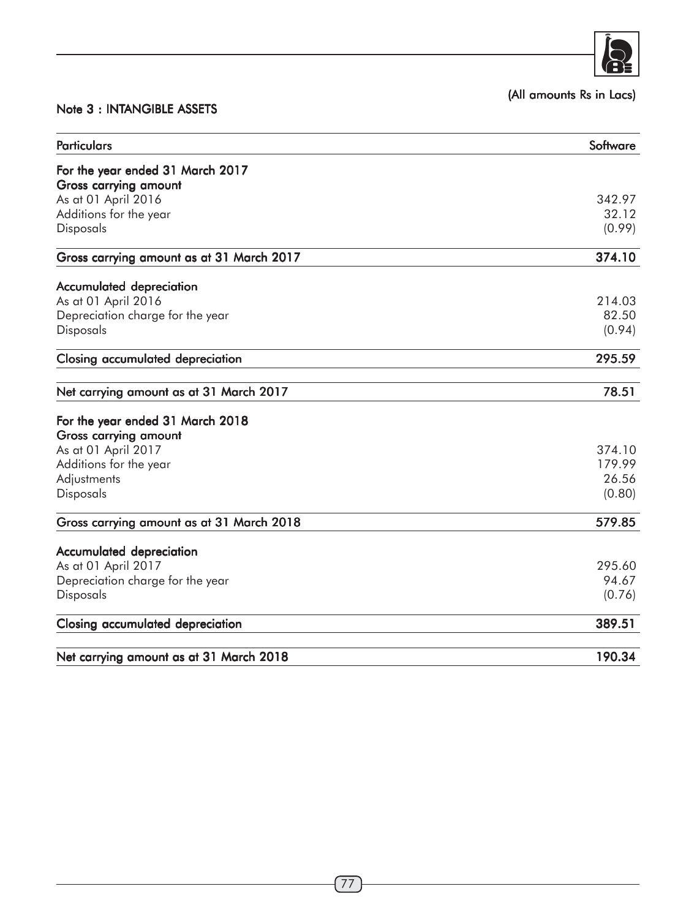(All amounts Rs in Lacs)

## Note 3 : INTANGIBLE ASSETS

| Particulars | Software |
|---|---|
| **For the year ended 31 March 2017** | |
| **Gross carrying amount** | |
| As at 01 April 2016 | 342.97 |
| Additions for the year | 32.12 |
| Disposals | (0.99) |
| **Gross carrying amount as at 31 March 2017** | **374.10** |
| **Accumulated depreciation** | |
| As at 01 April 2016 | 214.03 |
| Depreciation charge for the year | 82.50 |
| Disposals | (0.94) |
| **Closing accumulated depreciation** | **295.59** |
| **Net carrying amount as at 31 March 2017** | **78.51** |
| **For the year ended 31 March 2018** | |
| **Gross carrying amount** | |
| As at 01 April 2017 | 374.10 |
| Additions for the year | 179.99 |
| Adjustments | 26.56 |
| Disposals | (0.80) |
| **Gross carrying amount as at 31 March 2018** | **579.85** |
| **Accumulated depreciation** | |
| As at 01 April 2017 | 295.60 |
| Depreciation charge for the year | 94.67 |
| Disposals | (0.76) |
| **Closing accumulated depreciation** | **389.51** |
| **Net carrying amount as at 31 March 2018** | **190.34** |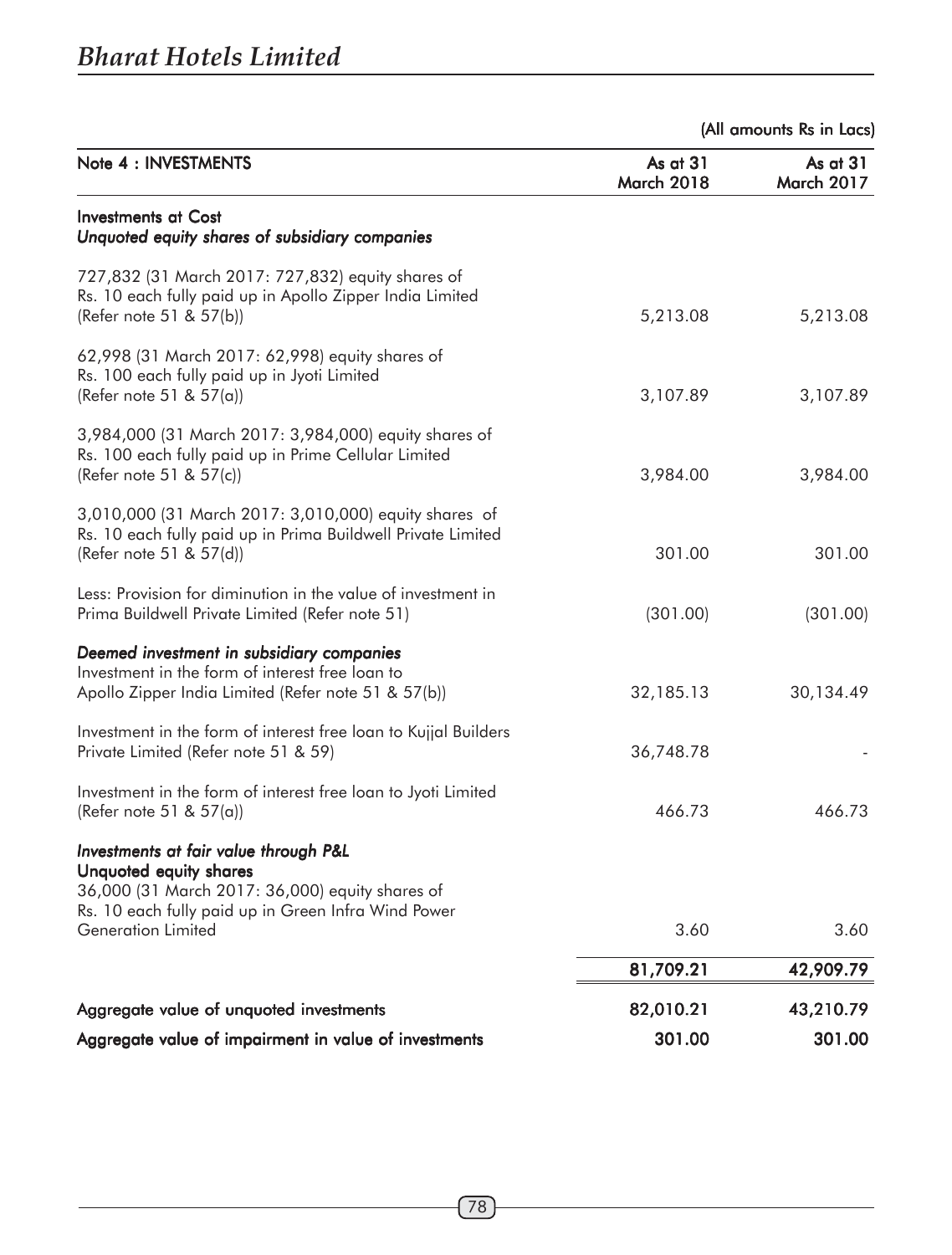(All amounts Rs in Lacs)

| Note 4 : INVESTMENTS | As at 31 March 2018 | As at 31 March 2017 |
|---|---|---|
| **Investments at Cost** | | |
| ***Unquoted equity shares of subsidiary companies*** | | |
| 727,832 (31 March 2017: 727,832) equity shares of Rs. 10 each fully paid up in Apollo Zipper India Limited (Refer note 51 & 57(b)) | 5,213.08 | 5,213.08 |
| 62,998 (31 March 2017: 62,998) equity shares of Rs. 100 each fully paid up in Jyoti Limited (Refer note 51 & 57(a)) | 3,107.89 | 3,107.89 |
| 3,984,000 (31 March 2017: 3,984,000) equity shares of Rs. 100 each fully paid up in Prime Cellular Limited (Refer note 51 & 57(c)) | 3,984.00 | 3,984.00 |
| 3,010,000 (31 March 2017: 3,010,000) equity shares of Rs. 10 each fully paid up in Prima Buildwell Private Limited (Refer note 51 & 57(d)) | 301.00 | 301.00 |
| Less: Provision for diminution in the value of investment in Prima Buildwell Private Limited (Refer note 51) | (301.00) | (301.00) |
| ***Deemed investment in subsidiary companies*** | | |
| Investment in the form of interest free loan to Apollo Zipper India Limited (Refer note 51 & 57(b)) | 32,185.13 | 30,134.49 |
| Investment in the form of interest free loan to Kujjal Builders Private Limited (Refer note 51 & 59) | 36,748.78 | - |
| Investment in the form of interest free loan to Jyoti Limited (Refer note 51 & 57(a)) | 466.73 | 466.73 |
| ***Investments at fair value through P&L*** | | |
| **Unquoted equity shares** | | |
| 36,000 (31 March 2017: 36,000) equity shares of Rs. 10 each fully paid up in Green Infra Wind Power Generation Limited | 3.60 | 3.60 |
| | **81,709.21** | **42,909.79** |
| **Aggregate value of unquoted investments** | **82,010.21** | **43,210.79** |
| **Aggregate value of impairment in value of investments** | **301.00** | **301.00** |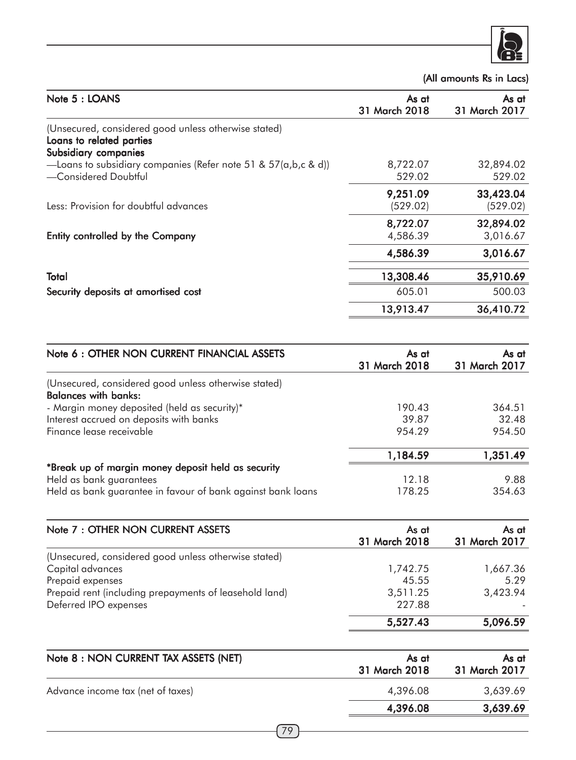(All amounts Rs in Lacs)

| Note 5 : LOANS | As at 31 March 2018 | As at 31 March 2017 |
|---|---|---|
| (Unsecured, considered good unless otherwise stated) | | |
| **Loans to related parties** | | |
| **Subsidiary companies** | | |
| —Loans to subsidiary companies (Refer note 51 & 57(a,b,c & d)) | 8,722.07 | 32,894.02 |
| —Considered Doubtful | 529.02 | 529.02 |
| | **9,251.09** | **33,423.04** |
| Less: Provision for doubtful advances | (529.02) | (529.02) |
| | **8,722.07** | **32,894.02** |
| **Entity controlled by the Company** | 4,586.39 | 3,016.67 |
| | **4,586.39** | **3,016.67** |
| **Total** | **13,308.46** | **35,910.69** |
| **Security deposits at amortised cost** | 605.01 | 500.03 |
| | **13,913.47** | **36,410.72** |

| Note 6 : OTHER NON CURRENT FINANCIAL ASSETS | As at 31 March 2018 | As at 31 March 2017 |
|---|---|---|
| (Unsecured, considered good unless otherwise stated) | | |
| **Balances with banks:** | | |
| - Margin money deposited (held as security)* | 190.43 | 364.51 |
| Interest accrued on deposits with banks | 39.87 | 32.48 |
| Finance lease receivable | 954.29 | 954.50 |
| | **1,184.59** | **1,351.49** |
| ***Break up of margin money deposit held as security** | | |
| Held as bank guarantees | 12.18 | 9.88 |
| Held as bank guarantee in favour of bank against bank loans | 178.25 | 354.63 |

| Note 7 : OTHER NON CURRENT ASSETS | As at 31 March 2018 | As at 31 March 2017 |
|---|---|---|
| (Unsecured, considered good unless otherwise stated) | | |
| Capital advances | 1,742.75 | 1,667.36 |
| Prepaid expenses | 45.55 | 5.29 |
| Prepaid rent (including prepayments of leasehold land) | 3,511.25 | 3,423.94 |
| Deferred IPO expenses | 227.88 | - |
| | **5,527.43** | **5,096.59** |

| Note 8 : NON CURRENT TAX ASSETS (NET) | As at 31 March 2018 | As at 31 March 2017 |
|---|---|---|
| Advance income tax (net of taxes) | 4,396.08 | 3,639.69 |
| | **4,396.08** | **3,639.69** |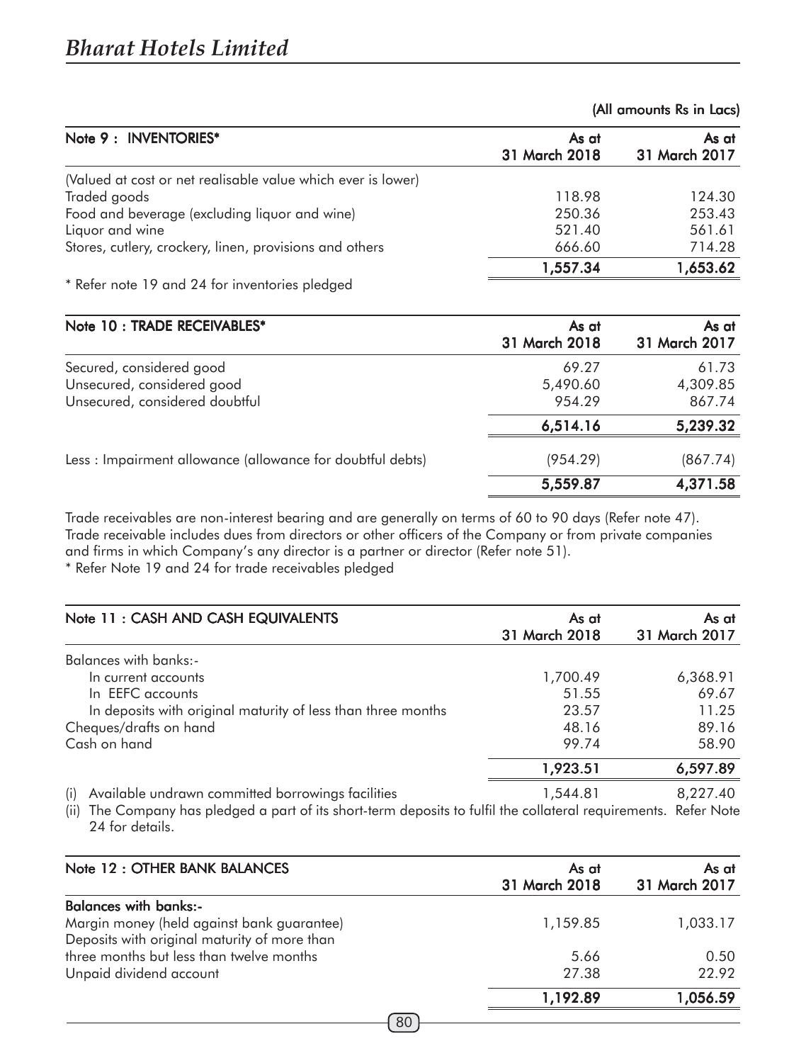(All amounts Rs in Lacs)

| Note 9 : INVENTORIES* | As at 31 March 2018 | As at 31 March 2017 |
|---|---|---|
| (Valued at cost or net realisable value which ever is lower) | | |
| Traded goods | 118.98 | 124.30 |
| Food and beverage (excluding liquor and wine) | 250.36 | 253.43 |
| Liquor and wine | 521.40 | 561.61 |
| Stores, cutlery, crockery, linen, provisions and others | 666.60 | 714.28 |
| | 1,557.34 | 1,653.62 |

* Refer note 19 and 24 for inventories pledged

| Note 10 : TRADE RECEIVABLES* | As at 31 March 2018 | As at 31 March 2017 |
|---|---|---|
| Secured, considered good | 69.27 | 61.73 |
| Unsecured, considered good | 5,490.60 | 4,309.85 |
| Unsecured, considered doubtful | 954.29 | 867.74 |
| | 6,514.16 | 5,239.32 |
| Less : Impairment allowance (allowance for doubtful debts) | (954.29) | (867.74) |
| | 5,559.87 | 4,371.58 |

Trade receivables are non-interest bearing and are generally on terms of 60 to 90 days (Refer note 47). Trade receivable includes dues from directors or other officers of the Company or from private companies and firms in which Company's any director is a partner or director (Refer note 51).

* Refer Note 19 and 24 for trade receivables pledged

| Note 11 : CASH AND CASH EQUIVALENTS | As at 31 March 2018 | As at 31 March 2017 |
|---|---|---|
| Balances with banks:- | | |
| In current accounts | 1,700.49 | 6,368.91 |
| In EEFC accounts | 51.55 | 69.67 |
| In deposits with original maturity of less than three months | 23.57 | 11.25 |
| Cheques/drafts on hand | 48.16 | 89.16 |
| Cash on hand | 99.74 | 58.90 |
| | 1,923.51 | 6,597.89 |
| (i) Available undrawn committed borrowings facilities | 1,544.81 | 8,227.40 |

(ii) The Company has pledged a part of its short-term deposits to fulfil the collateral requirements. Refer Note 24 for details.

| Note 12 : OTHER BANK BALANCES | As at 31 March 2018 | As at 31 March 2017 |
|---|---|---|
| **Balances with banks:-** | | |
| Margin money (held against bank guarantee) | 1,159.85 | 1,033.17 |
| Deposits with original maturity of more than three months but less than twelve months | 5.66 | 0.50 |
| Unpaid dividend account | 27.38 | 22.92 |
| | 1,192.89 | 1,056.59 |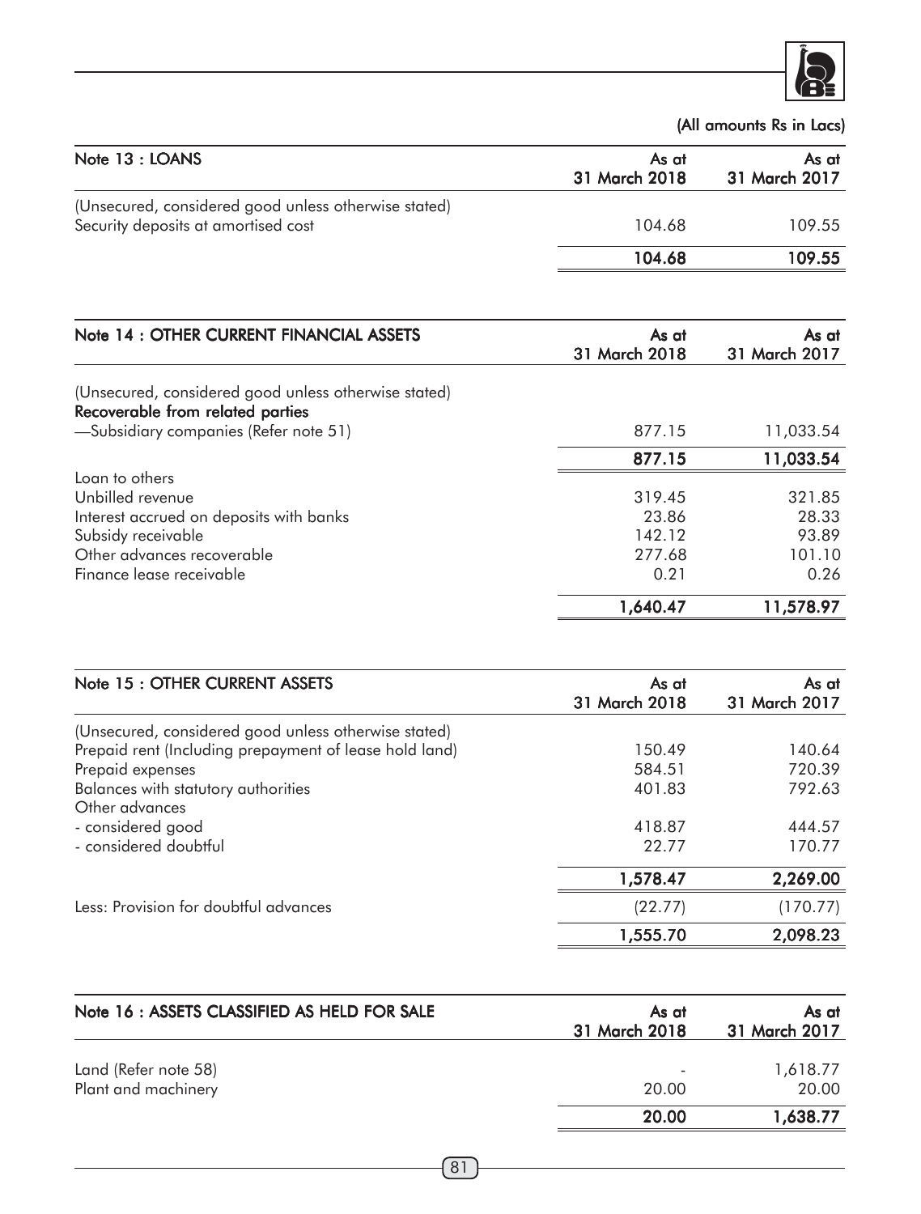(All amounts Rs in Lacs)

| Note 13 : LOANS | As at 31 March 2018 | As at 31 March 2017 |
|---|---|---|
| (Unsecured, considered good unless otherwise stated) | | |
| Security deposits at amortised cost | 104.68 | 109.55 |
| | **104.68** | **109.55** |

| Note 14 : OTHER CURRENT FINANCIAL ASSETS | As at 31 March 2018 | As at 31 March 2017 |
|---|---|---|
| (Unsecured, considered good unless otherwise stated) | | |
| **Recoverable from related parties** | | |
| —Subsidiary companies (Refer note 51) | 877.15 | 11,033.54 |
| | **877.15** | **11,033.54** |
| Loan to others | | |
| Unbilled revenue | 319.45 | 321.85 |
| Interest accrued on deposits with banks | 23.86 | 28.33 |
| Subsidy receivable | 142.12 | 93.89 |
| Other advances recoverable | 277.68 | 101.10 |
| Finance lease receivable | 0.21 | 0.26 |
| | **1,640.47** | **11,578.97** |

| Note 15 : OTHER CURRENT ASSETS | As at 31 March 2018 | As at 31 March 2017 |
|---|---|---|
| (Unsecured, considered good unless otherwise stated) | | |
| Prepaid rent (Including prepayment of lease hold land) | 150.49 | 140.64 |
| Prepaid expenses | 584.51 | 720.39 |
| Balances with statutory authorities | 401.83 | 792.63 |
| Other advances | | |
| - considered good | 418.87 | 444.57 |
| - considered doubtful | 22.77 | 170.77 |
| | **1,578.47** | **2,269.00** |
| Less: Provision for doubtful advances | (22.77) | (170.77) |
| | **1,555.70** | **2,098.23** |

| Note 16 : ASSETS CLASSIFIED AS HELD FOR SALE | As at 31 March 2018 | As at 31 March 2017 |
|---|---|---|
| Land (Refer note 58) | - | 1,618.77 |
| Plant and machinery | 20.00 | 20.00 |
| | **20.00** | **1,638.77** |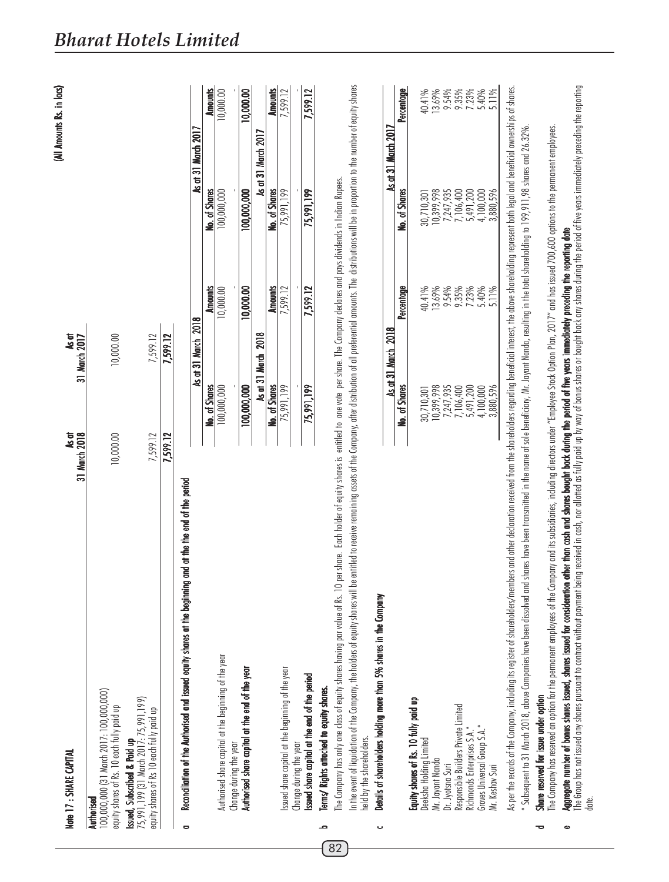(All Amounts Rs. in lacs)

## Note 17 : SHARE CAPITAL

| | As at 31 March 2018 | As at 31 March 2017 |
|---|---|---|
| **Authorised** | | |
| 100,000,000 (31 March 2017: 100,000,000) equity shares of Rs. 10 each fully paid up | 10,000.00 | 10,000.00 |
| **Issued, Subscribed & Paid up** | | |
| 75,991,199 (31 March 2017: 75,991,199) equity shares of Rs 10 each fully paid up | 7,599.12 | 7,599.12 |
| | **7,599.12** | **7,599.12** |

**a Reconciliation of the Authorised and issued equity shares at the beginning and at the end of the period**

| | As at 31 March 2018 | | As at 31 March 2017 | |
|---|---|---|---|---|
| | **No. of Shares** | **Amounts** | **No. of Shares** | **Amounts** |
| Authorised share capital at the beginning of the year | 100,000,000 | 10,000.00 | 100,000,000 | 10,000.00 |
| Change during the year | - | - | - | - |
| **Authorised share capital at the end of the year** | **100,000,000** | **10,000.00** | **100,000,000** | **10,000.00** |

| | As at 31 March 2018 | | As at 31 March 2017 | |
|---|---|---|---|---|
| | **No. of Shares** | **Amounts** | **No. of Shares** | **Amounts** |
| Issued share capital at the beginning of the year | 75,991,199 | 7,599.12 | 75,991,199 | 7,599.12 |
| Change during the year | - | - | - | - |
| **Issued share capital at the end of the period** | **75,991,199** | **7,599.12** | **75,991,199** | **7,599.12** |

**b Terms/ Rights attached to equity shares.**

The Company has only one class of equity shares having par value of Rs. 10 per share. Each holder of equity shares is entitled to one vote per share. The Company declares and pays dividends in Indian Rupees.

In the event of liquidation of the Company, the holders of equity shares will be entitled to receive remaining assets of the Company, after distribution of all preferential amounts. The distributions will be in proportion to the number of equity shares held by the shareholders.

**c Details of shareholders holding more than 5% shares in the Company**

| | As at 31 March 2018 | | As at 31 March 2017 | |
|---|---|---|---|---|
| | **No. of Shares** | **Percentage** | **No. of Shares** | **Percentage** |
| **Equity shares of Rs. 10 fully paid up** | | | | |
| Deeksha Holding Limited | 30,710,301 | 40.41% | 30,710,301 | 40.41% |
| Mr. Jayant Nanda | 10,399,998 | 13.69% | 10,399,998 | 13.69% |
| Dr. Jyotsna Suri | 7,247,935 | 9.54% | 7,247,935 | 9.54% |
| Responsible Builders Private Limited | 7,106,400 | 9.35% | 7,106,400 | 9.35% |
| Richmonds Enterprises S.A.* | 5,491,200 | 7.23% | 5,491,200 | 7.23% |
| Groves Universal Group S.A.* | 4,100,000 | 5.40% | 4,100,000 | 5.40% |
| Mr. Keshav Suri | 3,880,596 | 5.11% | 3,880,596 | 5.11% |

As per the records of the Company, including its register of shareholders/members and other declaration received from the shareholders regarding beneficial interest, the above shareholding represent both legal and beneficial ownerships of shares.

* Subsequent to 31 March 2018, above Companies have been dissolved and shares have been transmitted in the name of sole beneficiary, Mr. Jayant Nanda, resulting in the total shareholding to 199,911,98 shares and 26.32%.

**d Share reserved for issue under option**

The Company has reserved an option for the permanent employees of the Company and its subsidiaries, including directors under "Employee Stock Option Plan, 2017" and has issued 700,600 options to the permanent employees.

**e Aggregate number of bonus shares issued, shares issued for consideration other than cash and shares bought back during the period of five years immediately preceding the reporting date**

The Group has not issued any shares pursuant to contract without payment being received in cash, nor allotted as fully paid up by way of bonus shares or bought back any shares during the period of five years immediately preceding the reporting date.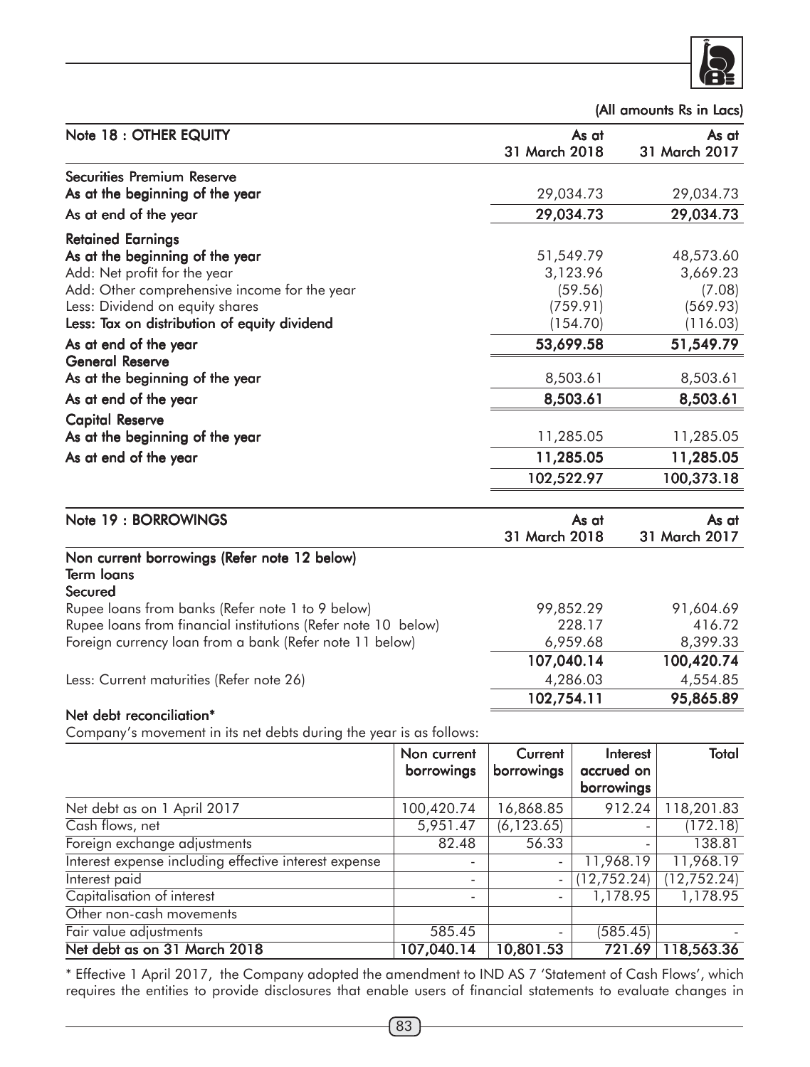(All amounts Rs in Lacs)

| Note 18 : OTHER EQUITY | As at 31 March 2018 | As at 31 March 2017 |
|---|---|---|
| **Securities Premium Reserve** | | |
| **As at the beginning of the year** | 29,034.73 | 29,034.73 |
| **As at end of the year** | **29,034.73** | **29,034.73** |
| **Retained Earnings** | | |
| **As at the beginning of the year** | 51,549.79 | 48,573.60 |
| Add: Net profit for the year | 3,123.96 | 3,669.23 |
| Add: Other comprehensive income for the year | (59.56) | (7.08) |
| Less: Dividend on equity shares | (759.91) | (569.93) |
| **Less: Tax on distribution of equity dividend** | (154.70) | (116.03) |
| **As at end of the year** | **53,699.58** | **51,549.79** |
| **General Reserve** | | |
| **As at the beginning of the year** | 8,503.61 | 8,503.61 |
| **As at end of the year** | **8,503.61** | **8,503.61** |
| **Capital Reserve** | | |
| **As at the beginning of the year** | 11,285.05 | 11,285.05 |
| **As at end of the year** | **11,285.05** | **11,285.05** |
| | **102,522.97** | **100,373.18** |

| Note 19 : BORROWINGS | As at 31 March 2018 | As at 31 March 2017 |
|---|---|---|
| **Non current borrowings (Refer note 12 below)** | | |
| **Term loans** | | |
| **Secured** | | |
| Rupee loans from banks (Refer note 1 to 9 below) | 99,852.29 | 91,604.69 |
| Rupee loans from financial institutions (Refer note 10 below) | 228.17 | 416.72 |
| Foreign currency loan from a bank (Refer note 11 below) | 6,959.68 | 8,399.33 |
| | **107,040.14** | **100,420.74** |
| Less: Current maturities (Refer note 26) | 4,286.03 | 4,554.85 |
| | **102,754.11** | **95,865.89** |

**Net debt reconciliation***

Company's movement in its net debts during the year is as follows:

| | Non current borrowings | Current borrowings | Interest accrued on borrowings | Total |
|---|---|---|---|---|
| Net debt as on 1 April 2017 | 100,420.74 | 16,868.85 | 912.24 | 118,201.83 |
| Cash flows, net | 5,951.47 | (6,123.65) | - | (172.18) |
| Foreign exchange adjustments | 82.48 | 56.33 | - | 138.81 |
| Interest expense including effective interest expense | - | - | 11,968.19 | 11,968.19 |
| Interest paid | - | - | (12,752.24) | (12,752.24) |
| Capitalisation of interest | - | - | 1,178.95 | 1,178.95 |
| Other non-cash movements | | | | |
| Fair value adjustments | 585.45 | - | (585.45) | - |
| **Net debt as on 31 March 2018** | **107,040.14** | **10,801.53** | **721.69** | **118,563.36** |

* Effective 1 April 2017, the Company adopted the amendment to IND AS 7 'Statement of Cash Flows', which requires the entities to provide disclosures that enable users of financial statements to evaluate changes in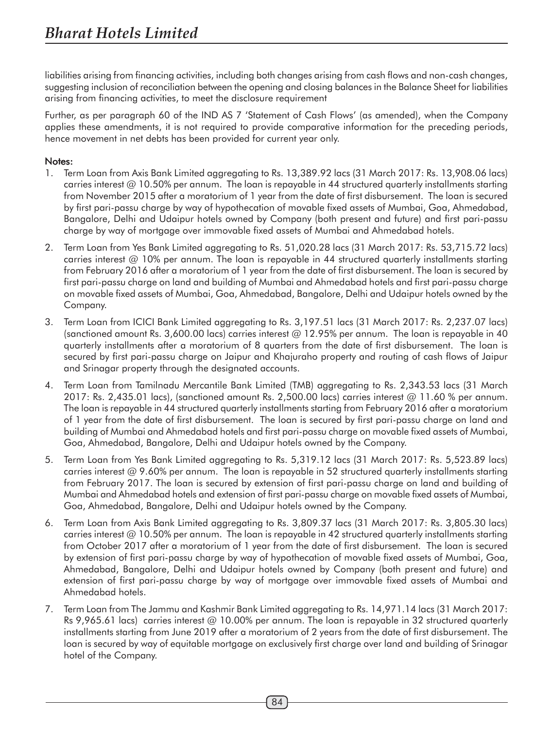liabilities arising from financing activities, including both changes arising from cash flows and non-cash changes, suggesting inclusion of reconciliation between the opening and closing balances in the Balance Sheet for liabilities arising from financing activities, to meet the disclosure requirement

Further, as per paragraph 60 of the IND AS 7 'Statement of Cash Flows' (as amended), when the Company applies these amendments, it is not required to provide comparative information for the preceding periods, hence movement in net debts has been provided for current year only.

**Notes:**

1. Term Loan from Axis Bank Limited aggregating to Rs. 13,389.92 lacs (31 March 2017: Rs. 13,908.06 lacs) carries interest @ 10.50% per annum. The loan is repayable in 44 structured quarterly installments starting from November 2015 after a moratorium of 1 year from the date of first disbursement. The loan is secured by first pari-passu charge by way of hypothecation of movable fixed assets of Mumbai, Goa, Ahmedabad, Bangalore, Delhi and Udaipur hotels owned by Company (both present and future) and first pari-passu charge by way of mortgage over immovable fixed assets of Mumbai and Ahmedabad hotels.
2. Term Loan from Yes Bank Limited aggregating to Rs. 51,020.28 lacs (31 March 2017: Rs. 53,715.72 lacs) carries interest @ 10% per annum. The loan is repayable in 44 structured quarterly installments starting from February 2016 after a moratorium of 1 year from the date of first disbursement. The loan is secured by first pari-passu charge on land and building of Mumbai and Ahmedabad hotels and first pari-passu charge on movable fixed assets of Mumbai, Goa, Ahmedabad, Bangalore, Delhi and Udaipur hotels owned by the Company.
3. Term Loan from ICICI Bank Limited aggregating to Rs. 3,197.51 lacs (31 March 2017: Rs. 2,237.07 lacs) (sanctioned amount Rs. 3,600.00 lacs) carries interest @ 12.95% per annum. The loan is repayable in 40 quarterly installments after a moratorium of 8 quarters from the date of first disbursement. The loan is secured by first pari-passu charge on Jaipur and Khajuraho property and routing of cash flows of Jaipur and Srinagar property through the designated accounts.
4. Term Loan from Tamilnadu Mercantile Bank Limited (TMB) aggregating to Rs. 2,343.53 lacs (31 March 2017: Rs. 2,435.01 lacs), (sanctioned amount Rs. 2,500.00 lacs) carries interest @ 11.60 % per annum. The loan is repayable in 44 structured quarterly installments starting from February 2016 after a moratorium of 1 year from the date of first disbursement. The loan is secured by first pari-passu charge on land and building of Mumbai and Ahmedabad hotels and first pari-passu charge on movable fixed assets of Mumbai, Goa, Ahmedabad, Bangalore, Delhi and Udaipur hotels owned by the Company.
5. Term Loan from Yes Bank Limited aggregating to Rs. 5,319.12 lacs (31 March 2017: Rs. 5,523.89 lacs) carries interest @ 9.60% per annum. The loan is repayable in 52 structured quarterly installments starting from February 2017. The loan is secured by extension of first pari-passu charge on land and building of Mumbai and Ahmedabad hotels and extension of first pari-passu charge on movable fixed assets of Mumbai, Goa, Ahmedabad, Bangalore, Delhi and Udaipur hotels owned by the Company.
6. Term Loan from Axis Bank Limited aggregating to Rs. 3,809.37 lacs (31 March 2017: Rs. 3,805.30 lacs) carries interest @ 10.50% per annum. The loan is repayable in 42 structured quarterly installments starting from October 2017 after a moratorium of 1 year from the date of first disbursement. The loan is secured by extension of first pari-passu charge by way of hypothecation of movable fixed assets of Mumbai, Goa, Ahmedabad, Bangalore, Delhi and Udaipur hotels owned by Company (both present and future) and extension of first pari-passu charge by way of mortgage over immovable fixed assets of Mumbai and Ahmedabad hotels.
7. Term Loan from The Jammu and Kashmir Bank Limited aggregating to Rs. 14,971.14 lacs (31 March 2017: Rs 9,965.61 lacs) carries interest @ 10.00% per annum. The loan is repayable in 32 structured quarterly installments starting from June 2019 after a moratorium of 2 years from the date of first disbursement. The loan is secured by way of equitable mortgage on exclusively first charge over land and building of Srinagar hotel of the Company.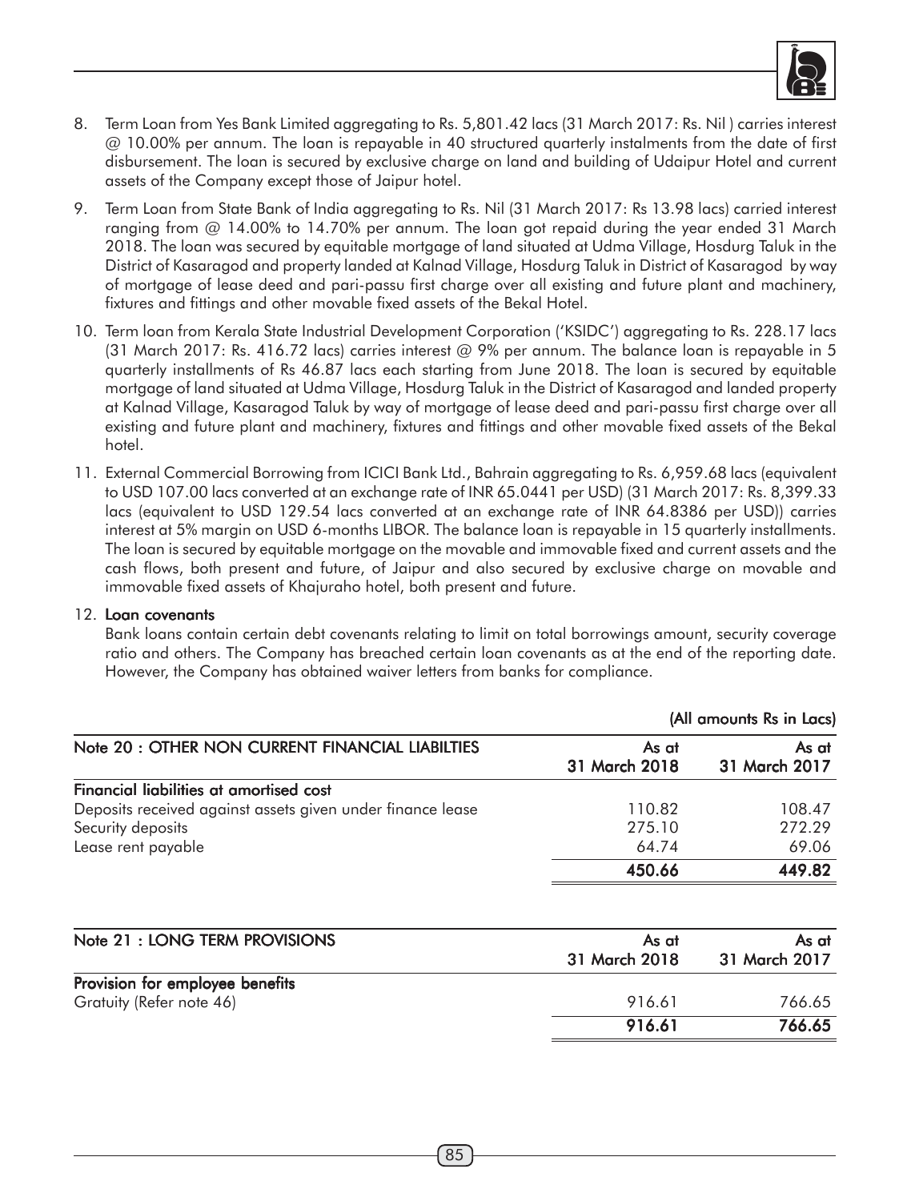8. Term Loan from Yes Bank Limited aggregating to Rs. 5,801.42 lacs (31 March 2017: Rs. Nil ) carries interest @ 10.00% per annum. The loan is repayable in 40 structured quarterly instalments from the date of first disbursement. The loan is secured by exclusive charge on land and building of Udaipur Hotel and current assets of the Company except those of Jaipur hotel.

9. Term Loan from State Bank of India aggregating to Rs. Nil (31 March 2017: Rs 13.98 lacs) carried interest ranging from @ 14.00% to 14.70% per annum. The loan got repaid during the year ended 31 March 2018. The loan was secured by equitable mortgage of land situated at Udma Village, Hosdurg Taluk in the District of Kasaragod and property landed at Kalnad Village, Hosdurg Taluk in District of Kasaragod by way of mortgage of lease deed and pari-passu first charge over all existing and future plant and machinery, fixtures and fittings and other movable fixed assets of the Bekal Hotel.

10. Term loan from Kerala State Industrial Development Corporation ('KSIDC') aggregating to Rs. 228.17 lacs (31 March 2017: Rs. 416.72 lacs) carries interest @ 9% per annum. The balance loan is repayable in 5 quarterly installments of Rs 46.87 lacs each starting from June 2018. The loan is secured by equitable mortgage of land situated at Udma Village, Hosdurg Taluk in the District of Kasaragod and landed property at Kalnad Village, Kasaragod Taluk by way of mortgage of lease deed and pari-passu first charge over all existing and future plant and machinery, fixtures and fittings and other movable fixed assets of the Bekal hotel.

11. External Commercial Borrowing from ICICI Bank Ltd., Bahrain aggregating to Rs. 6,959.68 lacs (equivalent to USD 107.00 lacs converted at an exchange rate of INR 65.0441 per USD) (31 March 2017: Rs. 8,399.33 lacs (equivalent to USD 129.54 lacs converted at an exchange rate of INR 64.8386 per USD)) carries interest at 5% margin on USD 6-months LIBOR. The balance loan is repayable in 15 quarterly installments. The loan is secured by equitable mortgage on the movable and immovable fixed and current assets and the cash flows, both present and future, of Jaipur and also secured by exclusive charge on movable and immovable fixed assets of Khajuraho hotel, both present and future.

12. **Loan covenants**

    Bank loans contain certain debt covenants relating to limit on total borrowings amount, security coverage ratio and others. The Company has breached certain loan covenants as at the end of the reporting date. However, the Company has obtained waiver letters from banks for compliance.

**(All amounts Rs in Lacs)**

| **Note 20 : OTHER NON CURRENT FINANCIAL LIABILTIES** | **As at 31 March 2018** | **As at 31 March 2017** |
|---|---|---|
| **Financial liabilities at amortised cost** | | |
| Deposits received against assets given under finance lease | 110.82 | 108.47 |
| Security deposits | 275.10 | 272.29 |
| Lease rent payable | 64.74 | 69.06 |
| | **450.66** | **449.82** |

| **Note 21 : LONG TERM PROVISIONS** | **As at 31 March 2018** | **As at 31 March 2017** |
|---|---|---|
| **Provision for employee benefits** | | |
| Gratuity (Refer note 46) | 916.61 | 766.65 |
| | **916.61** | **766.65** |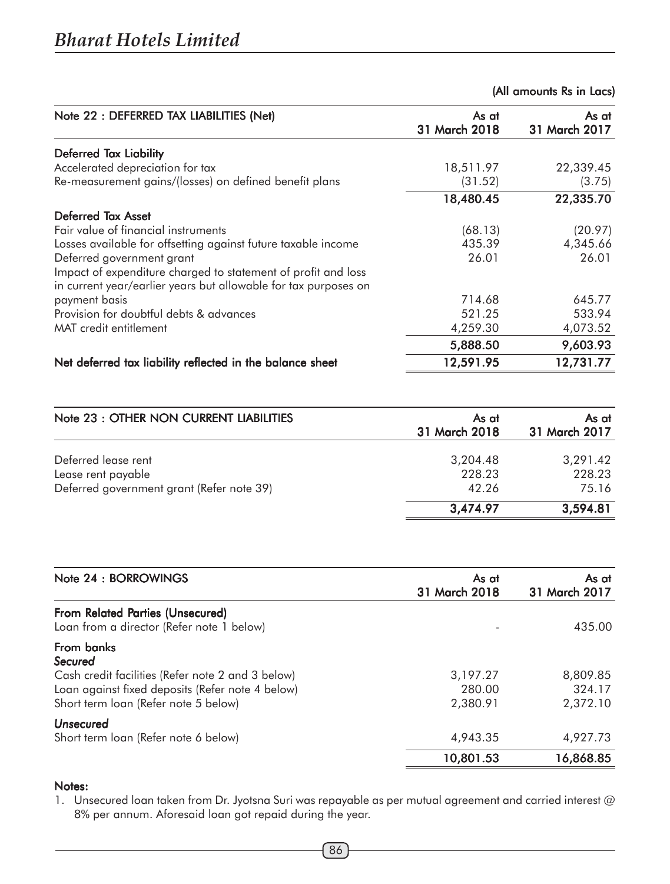(All amounts Rs in Lacs)

| Note 22 : DEFERRED TAX LIABILITIES (Net) | As at 31 March 2018 | As at 31 March 2017 |
|---|---|---|
| **Deferred Tax Liability** | | |
| Accelerated depreciation for tax | 18,511.97 | 22,339.45 |
| Re-measurement gains/(losses) on defined benefit plans | (31.52) | (3.75) |
| | **18,480.45** | **22,335.70** |
| **Deferred Tax Asset** | | |
| Fair value of financial instruments | (68.13) | (20.97) |
| Losses available for offsetting against future taxable income | 435.39 | 4,345.66 |
| Deferred government grant | 26.01 | 26.01 |
| Impact of expenditure charged to statement of profit and loss in current year/earlier years but allowable for tax purposes on payment basis | 714.68 | 645.77 |
| Provision for doubtful debts & advances | 521.25 | 533.94 |
| MAT credit entitlement | 4,259.30 | 4,073.52 |
| | **5,888.50** | **9,603.93** |
| **Net deferred tax liability reflected in the balance sheet** | **12,591.95** | **12,731.77** |

| Note 23 : OTHER NON CURRENT LIABILITIES | As at 31 March 2018 | As at 31 March 2017 |
|---|---|---|
| Deferred lease rent | 3,204.48 | 3,291.42 |
| Lease rent payable | 228.23 | 228.23 |
| Deferred government grant (Refer note 39) | 42.26 | 75.16 |
| | **3,474.97** | **3,594.81** |

| Note 24 : BORROWINGS | As at 31 March 2018 | As at 31 March 2017 |
|---|---|---|
| **From Related Parties (Unsecured)** | | |
| Loan from a director (Refer note 1 below) | - | 435.00 |
| **From banks** | | |
| ***Secured*** | | |
| Cash credit facilities (Refer note 2 and 3 below) | 3,197.27 | 8,809.85 |
| Loan against fixed deposits (Refer note 4 below) | 280.00 | 324.17 |
| Short term loan (Refer note 5 below) | 2,380.91 | 2,372.10 |
| ***Unsecured*** | | |
| Short term loan (Refer note 6 below) | 4,943.35 | 4,927.73 |
| | **10,801.53** | **16,868.85** |

**Notes:**

1. Unsecured loan taken from Dr. Jyotsna Suri was repayable as per mutual agreement and carried interest @ 8% per annum. Aforesaid loan got repaid during the year.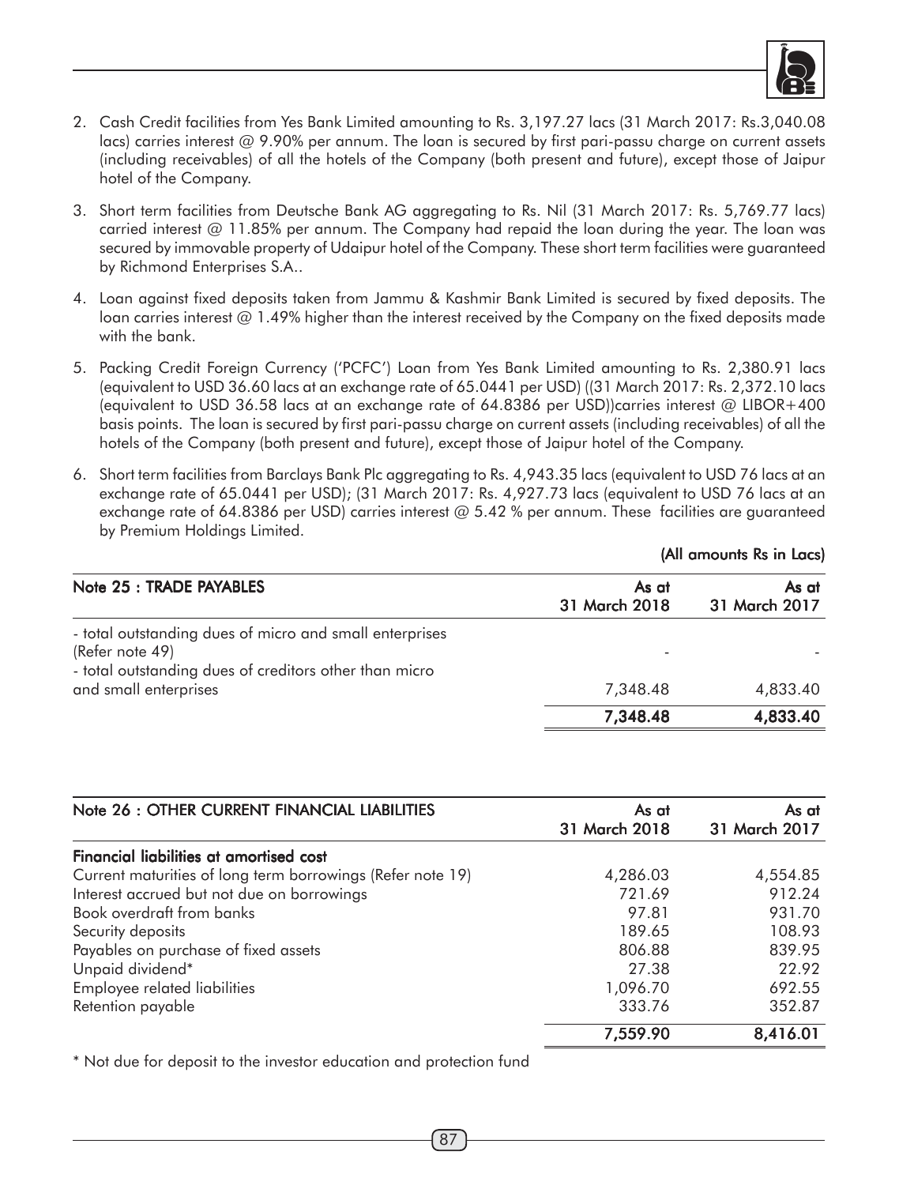2. Cash Credit facilities from Yes Bank Limited amounting to Rs. 3,197.27 lacs (31 March 2017: Rs.3,040.08 lacs) carries interest @ 9.90% per annum. The loan is secured by first pari-passu charge on current assets (including receivables) of all the hotels of the Company (both present and future), except those of Jaipur hotel of the Company.

3. Short term facilities from Deutsche Bank AG aggregating to Rs. Nil (31 March 2017: Rs. 5,769.77 lacs) carried interest @ 11.85% per annum. The Company had repaid the loan during the year. The loan was secured by immovable property of Udaipur hotel of the Company. These short term facilities were guaranteed by Richmond Enterprises S.A..

4. Loan against fixed deposits taken from Jammu & Kashmir Bank Limited is secured by fixed deposits. The loan carries interest @ 1.49% higher than the interest received by the Company on the fixed deposits made with the bank.

5. Packing Credit Foreign Currency ('PCFC') Loan from Yes Bank Limited amounting to Rs. 2,380.91 lacs (equivalent to USD 36.60 lacs at an exchange rate of 65.0441 per USD) ((31 March 2017: Rs. 2,372.10 lacs (equivalent to USD 36.58 lacs at an exchange rate of 64.8386 per USD))carries interest @ LIBOR+400 basis points. The loan is secured by first pari-passu charge on current assets (including receivables) of all the hotels of the Company (both present and future), except those of Jaipur hotel of the Company.

6. Short term facilities from Barclays Bank Plc aggregating to Rs. 4,943.35 lacs (equivalent to USD 76 lacs at an exchange rate of 65.0441 per USD); (31 March 2017: Rs. 4,927.73 lacs (equivalent to USD 76 lacs at an exchange rate of 64.8386 per USD) carries interest @ 5.42 % per annum. These facilities are guaranteed by Premium Holdings Limited.

**(All amounts Rs in Lacs)**

| **Note 25 : TRADE PAYABLES** | **As at 31 March 2018** | **As at 31 March 2017** |
|---|---|---|
| - total outstanding dues of micro and small enterprises (Refer note 49) | - | - |
| - total outstanding dues of creditors other than micro and small enterprises | 7,348.48 | 4,833.40 |
| | **7,348.48** | **4,833.40** |

| **Note 26 : OTHER CURRENT FINANCIAL LIABILITIES** | **As at 31 March 2018** | **As at 31 March 2017** |
|---|---|---|
| **Financial liabilities at amortised cost** | | |
| Current maturities of long term borrowings (Refer note 19) | 4,286.03 | 4,554.85 |
| Interest accrued but not due on borrowings | 721.69 | 912.24 |
| Book overdraft from banks | 97.81 | 931.70 |
| Security deposits | 189.65 | 108.93 |
| Payables on purchase of fixed assets | 806.88 | 839.95 |
| Unpaid dividend* | 27.38 | 22.92 |
| Employee related liabilities | 1,096.70 | 692.55 |
| Retention payable | 333.76 | 352.87 |
| | **7,559.90** | **8,416.01** |

* Not due for deposit to the investor education and protection fund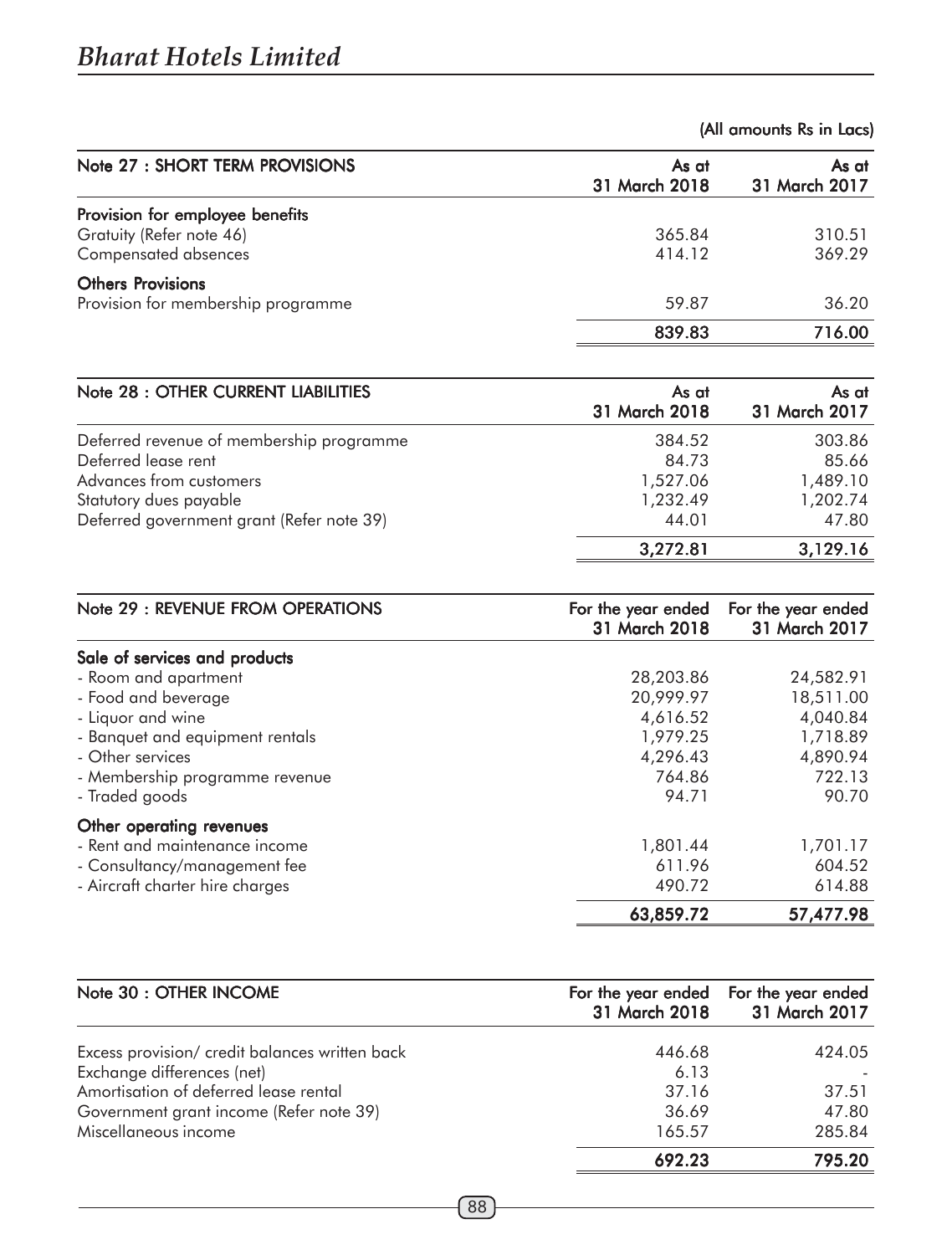(All amounts Rs in Lacs)

| Note 27 : SHORT TERM PROVISIONS | As at 31 March 2018 | As at 31 March 2017 |
|---|---|---|
| **Provision for employee benefits** | | |
| Gratuity (Refer note 46) | 365.84 | 310.51 |
| Compensated absences | 414.12 | 369.29 |
| **Others Provisions** | | |
| Provision for membership programme | 59.87 | 36.20 |
| | **839.83** | **716.00** |

| Note 28 : OTHER CURRENT LIABILITIES | As at 31 March 2018 | As at 31 March 2017 |
|---|---|---|
| Deferred revenue of membership programme | 384.52 | 303.86 |
| Deferred lease rent | 84.73 | 85.66 |
| Advances from customers | 1,527.06 | 1,489.10 |
| Statutory dues payable | 1,232.49 | 1,202.74 |
| Deferred government grant (Refer note 39) | 44.01 | 47.80 |
| | **3,272.81** | **3,129.16** |

| Note 29 : REVENUE FROM OPERATIONS | For the year ended 31 March 2018 | For the year ended 31 March 2017 |
|---|---|---|
| **Sale of services and products** | | |
| - Room and apartment | 28,203.86 | 24,582.91 |
| - Food and beverage | 20,999.97 | 18,511.00 |
| - Liquor and wine | 4,616.52 | 4,040.84 |
| - Banquet and equipment rentals | 1,979.25 | 1,718.89 |
| - Other services | 4,296.43 | 4,890.94 |
| - Membership programme revenue | 764.86 | 722.13 |
| - Traded goods | 94.71 | 90.70 |
| **Other operating revenues** | | |
| - Rent and maintenance income | 1,801.44 | 1,701.17 |
| - Consultancy/management fee | 611.96 | 604.52 |
| - Aircraft charter hire charges | 490.72 | 614.88 |
| | **63,859.72** | **57,477.98** |

| Note 30 : OTHER INCOME | For the year ended 31 March 2018 | For the year ended 31 March 2017 |
|---|---|---|
| Excess provision/ credit balances written back | 446.68 | 424.05 |
| Exchange differences (net) | 6.13 | - |
| Amortisation of deferred lease rental | 37.16 | 37.51 |
| Government grant income (Refer note 39) | 36.69 | 47.80 |
| Miscellaneous income | 165.57 | 285.84 |
| | **692.23** | **795.20** |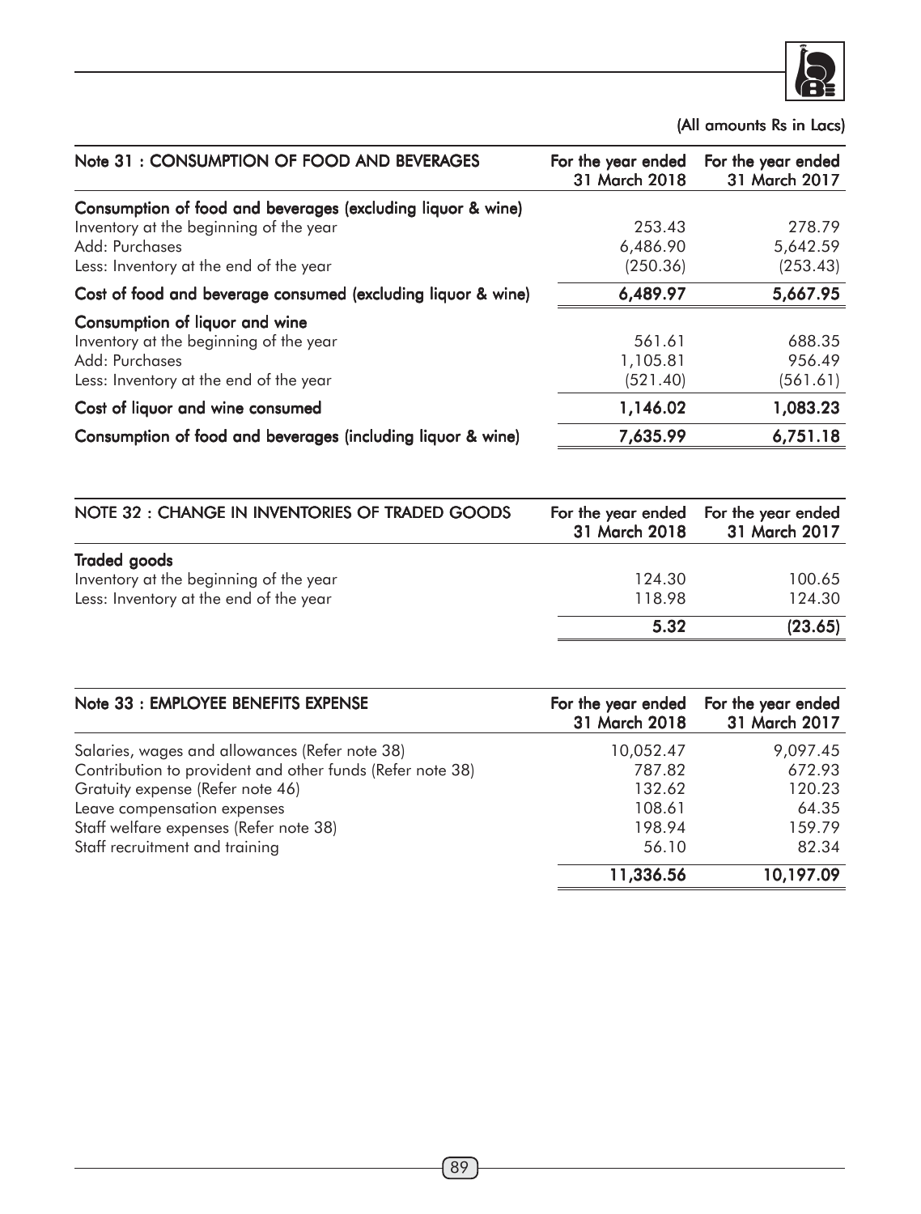(All amounts Rs in Lacs)

| Note 31 : CONSUMPTION OF FOOD AND BEVERAGES | For the year ended 31 March 2018 | For the year ended 31 March 2017 |
|---|---|---|
| **Consumption of food and beverages (excluding liquor & wine)** | | |
| Inventory at the beginning of the year | 253.43 | 278.79 |
| Add: Purchases | 6,486.90 | 5,642.59 |
| Less: Inventory at the end of the year | (250.36) | (253.43) |
| **Cost of food and beverage consumed (excluding liquor & wine)** | **6,489.97** | **5,667.95** |
| **Consumption of liquor and wine** | | |
| Inventory at the beginning of the year | 561.61 | 688.35 |
| Add: Purchases | 1,105.81 | 956.49 |
| Less: Inventory at the end of the year | (521.40) | (561.61) |
| **Cost of liquor and wine consumed** | **1,146.02** | **1,083.23** |
| **Consumption of food and beverages (including liquor & wine)** | **7,635.99** | **6,751.18** |

| NOTE 32 : CHANGE IN INVENTORIES OF TRADED GOODS | For the year ended 31 March 2018 | For the year ended 31 March 2017 |
|---|---|---|
| **Traded goods** | | |
| Inventory at the beginning of the year | 124.30 | 100.65 |
| Less: Inventory at the end of the year | 118.98 | 124.30 |
| | **5.32** | **(23.65)** |

| Note 33 : EMPLOYEE BENEFITS EXPENSE | For the year ended 31 March 2018 | For the year ended 31 March 2017 |
|---|---|---|
| Salaries, wages and allowances (Refer note 38) | 10,052.47 | 9,097.45 |
| Contribution to provident and other funds (Refer note 38) | 787.82 | 672.93 |
| Gratuity expense (Refer note 46) | 132.62 | 120.23 |
| Leave compensation expenses | 108.61 | 64.35 |
| Staff welfare expenses (Refer note 38) | 198.94 | 159.79 |
| Staff recruitment and training | 56.10 | 82.34 |
| | **11,336.56** | **10,197.09** |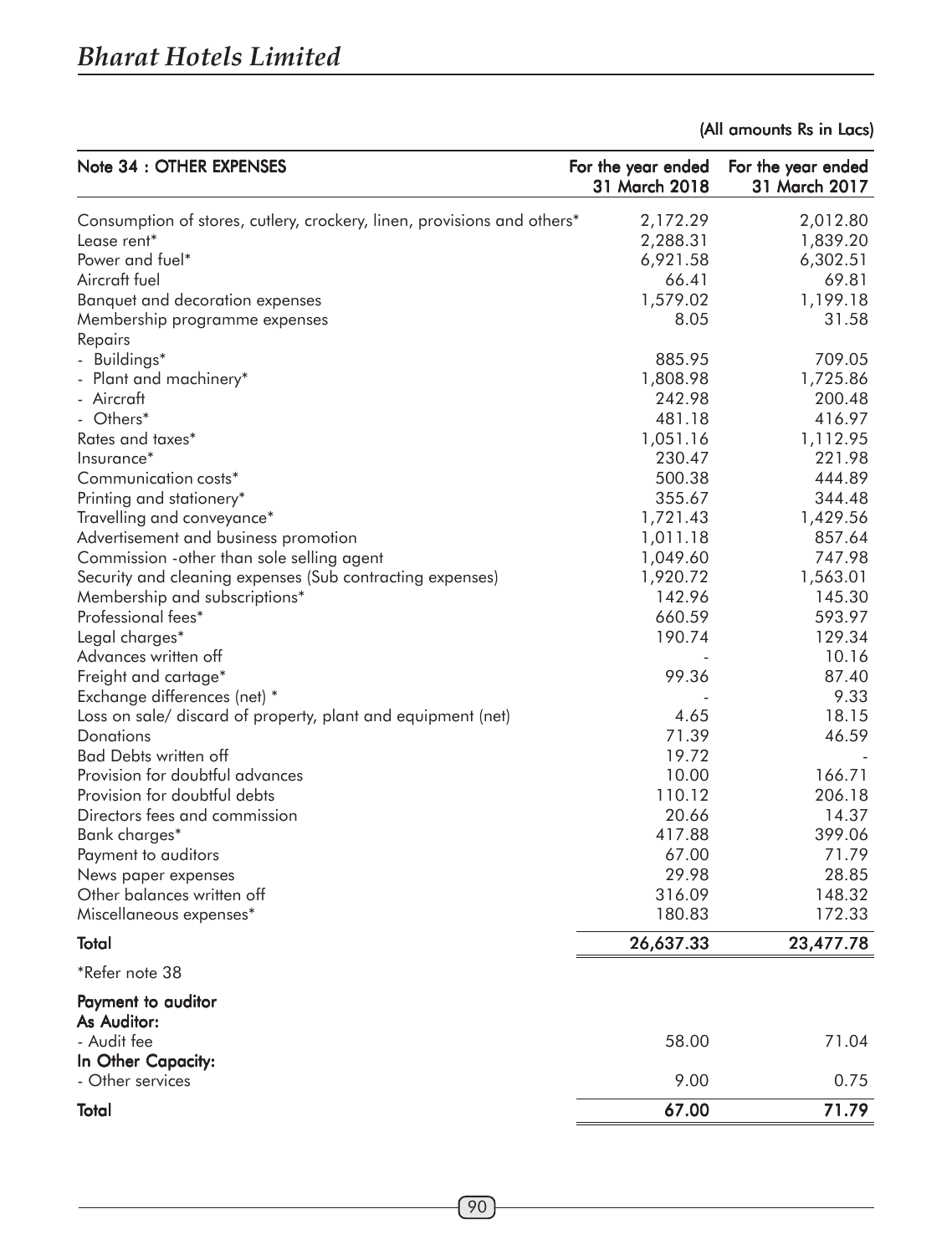(All amounts Rs in Lacs)

| Note 34 : OTHER EXPENSES | For the year ended 31 March 2018 | For the year ended 31 March 2017 |
|---|---|---|
| Consumption of stores, cutlery, crockery, linen, provisions and others* | 2,172.29 | 2,012.80 |
| Lease rent* | 2,288.31 | 1,839.20 |
| Power and fuel* | 6,921.58 | 6,302.51 |
| Aircraft fuel | 66.41 | 69.81 |
| Banquet and decoration expenses | 1,579.02 | 1,199.18 |
| Membership programme expenses | 8.05 | 31.58 |
| Repairs | | |
| - Buildings* | 885.95 | 709.05 |
| - Plant and machinery* | 1,808.98 | 1,725.86 |
| - Aircraft | 242.98 | 200.48 |
| - Others* | 481.18 | 416.97 |
| Rates and taxes* | 1,051.16 | 1,112.95 |
| Insurance* | 230.47 | 221.98 |
| Communication costs* | 500.38 | 444.89 |
| Printing and stationery* | 355.67 | 344.48 |
| Travelling and conveyance* | 1,721.43 | 1,429.56 |
| Advertisement and business promotion | 1,011.18 | 857.64 |
| Commission -other than sole selling agent | 1,049.60 | 747.98 |
| Security and cleaning expenses (Sub contracting expenses) | 1,920.72 | 1,563.01 |
| Membership and subscriptions* | 142.96 | 145.30 |
| Professional fees* | 660.59 | 593.97 |
| Legal charges* | 190.74 | 129.34 |
| Advances written off | - | 10.16 |
| Freight and cartage* | 99.36 | 87.40 |
| Exchange differences (net) * | - | 9.33 |
| Loss on sale/ discard of property, plant and equipment (net) | 4.65 | 18.15 |
| Donations | 71.39 | 46.59 |
| Bad Debts written off | 19.72 | - |
| Provision for doubtful advances | 10.00 | 166.71 |
| Provision for doubtful debts | 110.12 | 206.18 |
| Directors fees and commission | 20.66 | 14.37 |
| Bank charges* | 417.88 | 399.06 |
| Payment to auditors | 67.00 | 71.79 |
| News paper expenses | 29.98 | 28.85 |
| Other balances written off | 316.09 | 148.32 |
| Miscellaneous expenses* | 180.83 | 172.33 |
| **Total** | **26,637.33** | **23,477.78** |

*Refer note 38

| Payment to auditor | | |
|---|---|---|
| **As Auditor:** | | |
| - Audit fee | 58.00 | 71.04 |
| **In Other Capacity:** | | |
| - Other services | 9.00 | 0.75 |
| **Total** | **67.00** | **71.79** |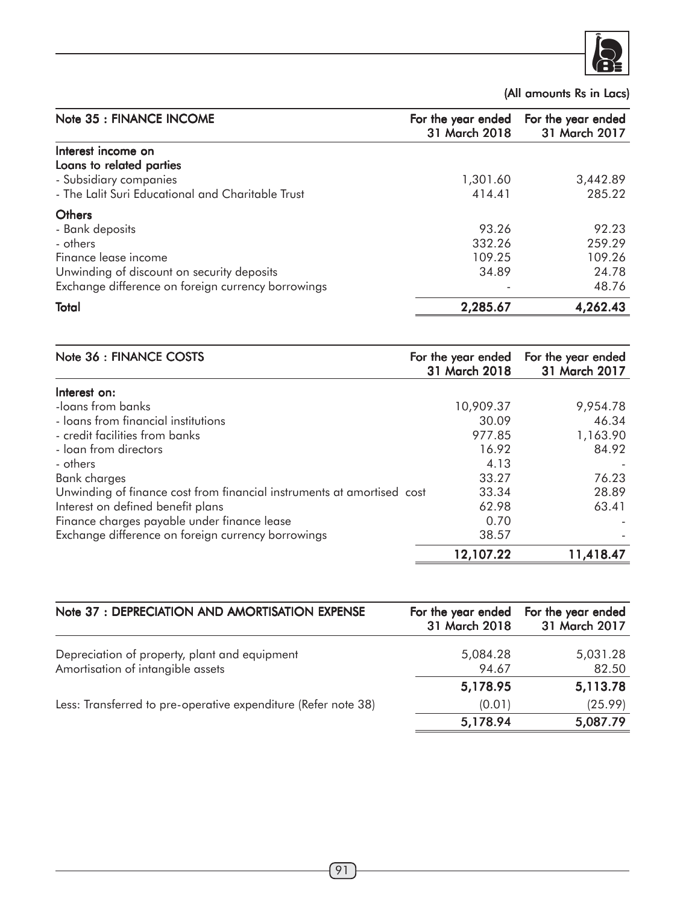(All amounts Rs in Lacs)

| Note 35 : FINANCE INCOME | For the year ended 31 March 2018 | For the year ended 31 March 2017 |
|---|---|---|
| **Interest income on** | | |
| **Loans to related parties** | | |
| - Subsidiary companies | 1,301.60 | 3,442.89 |
| - The Lalit Suri Educational and Charitable Trust | 414.41 | 285.22 |
| **Others** | | |
| - Bank deposits | 93.26 | 92.23 |
| - others | 332.26 | 259.29 |
| Finance lease income | 109.25 | 109.26 |
| Unwinding of discount on security deposits | 34.89 | 24.78 |
| Exchange difference on foreign currency borrowings | - | 48.76 |
| **Total** | **2,285.67** | **4,262.43** |

| Note 36 : FINANCE COSTS | For the year ended 31 March 2018 | For the year ended 31 March 2017 |
|---|---|---|
| **Interest on:** | | |
| -loans from banks | 10,909.37 | 9,954.78 |
| - loans from financial institutions | 30.09 | 46.34 |
| - credit facilities from banks | 977.85 | 1,163.90 |
| - loan from directors | 16.92 | 84.92 |
| - others | 4.13 | - |
| Bank charges | 33.27 | 76.23 |
| Unwinding of finance cost from financial instruments at amortised cost | 33.34 | 28.89 |
| Interest on defined benefit plans | 62.98 | 63.41 |
| Finance charges payable under finance lease | 0.70 | - |
| Exchange difference on foreign currency borrowings | 38.57 | - |
| | **12,107.22** | **11,418.47** |

| Note 37 : DEPRECIATION AND AMORTISATION EXPENSE | For the year ended 31 March 2018 | For the year ended 31 March 2017 |
|---|---|---|
| Depreciation of property, plant and equipment | 5,084.28 | 5,031.28 |
| Amortisation of intangible assets | 94.67 | 82.50 |
| | **5,178.95** | **5,113.78** |
| Less: Transferred to pre-operative expenditure (Refer note 38) | (0.01) | (25.99) |
| | **5,178.94** | **5,087.79** |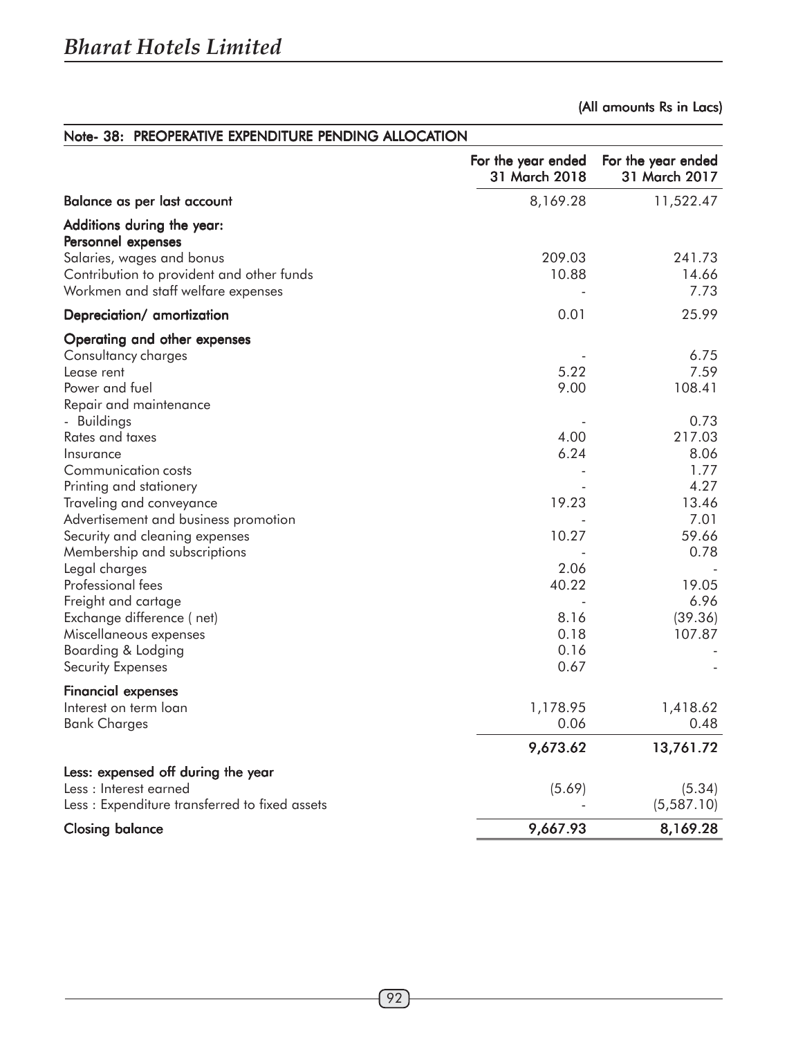(All amounts Rs in Lacs)

## Note- 38: PREOPERATIVE EXPENDITURE PENDING ALLOCATION

| | For the year ended 31 March 2018 | For the year ended 31 March 2017 |
|---|---|---|
| **Balance as per last account** | 8,169.28 | 11,522.47 |
| **Additions during the year:** | | |
| **Personnel expenses** | | |
| Salaries, wages and bonus | 209.03 | 241.73 |
| Contribution to provident and other funds | 10.88 | 14.66 |
| Workmen and staff welfare expenses | - | 7.73 |
| **Depreciation/ amortization** | 0.01 | 25.99 |
| **Operating and other expenses** | | |
| Consultancy charges | - | 6.75 |
| Lease rent | 5.22 | 7.59 |
| Power and fuel | 9.00 | 108.41 |
| Repair and maintenance | | |
| - Buildings | - | 0.73 |
| Rates and taxes | 4.00 | 217.03 |
| Insurance | 6.24 | 8.06 |
| Communication costs | - | 1.77 |
| Printing and stationery | - | 4.27 |
| Traveling and conveyance | 19.23 | 13.46 |
| Advertisement and business promotion | - | 7.01 |
| Security and cleaning expenses | 10.27 | 59.66 |
| Membership and subscriptions | - | 0.78 |
| Legal charges | 2.06 | - |
| Professional fees | 40.22 | 19.05 |
| Freight and cartage | - | 6.96 |
| Exchange difference ( net) | 8.16 | (39.36) |
| Miscellaneous expenses | 0.18 | 107.87 |
| Boarding & Lodging | 0.16 | - |
| Security Expenses | 0.67 | - |
| **Financial expenses** | | |
| Interest on term loan | 1,178.95 | 1,418.62 |
| Bank Charges | 0.06 | 0.48 |
| | **9,673.62** | **13,761.72** |
| **Less: expensed off during the year** | | |
| Less : Interest earned | (5.69) | (5.34) |
| Less : Expenditure transferred to fixed assets | - | (5,587.10) |
| **Closing balance** | **9,667.93** | **8,169.28** |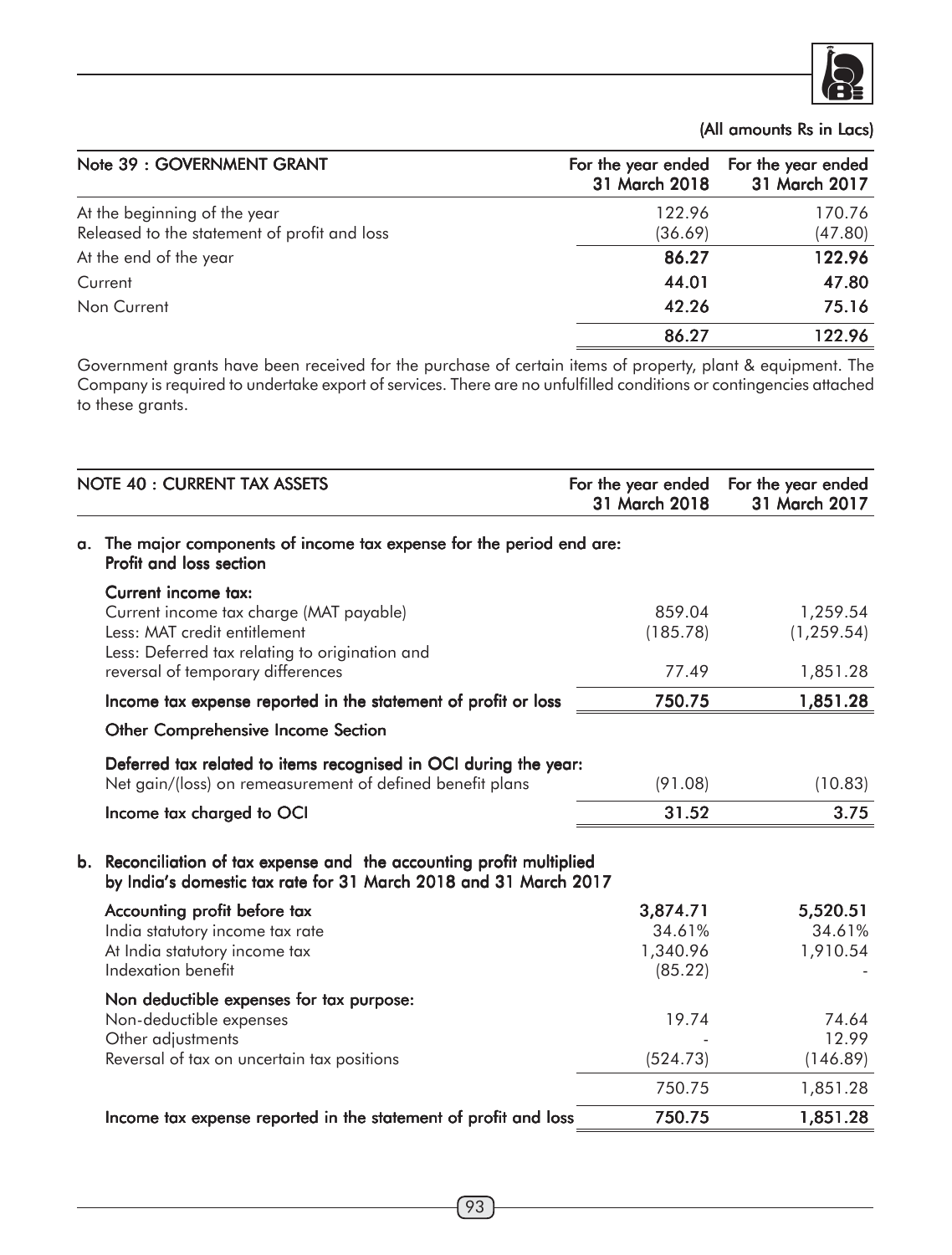(All amounts Rs in Lacs)

| Note 39 : GOVERNMENT GRANT | For the year ended 31 March 2018 | For the year ended 31 March 2017 |
|---|---|---|
| At the beginning of the year | 122.96 | 170.76 |
| Released to the statement of profit and loss | (36.69) | (47.80) |
| **At the end of the year** | **86.27** | **122.96** |
| Current | **44.01** | **47.80** |
| Non Current | **42.26** | **75.16** |
| | **86.27** | **122.96** |

Government grants have been received for the purchase of certain items of property, plant & equipment. The Company is required to undertake export of services. There are no unfulfilled conditions or contingencies attached to these grants.

| NOTE 40 : CURRENT TAX ASSETS | For the year ended 31 March 2018 | For the year ended 31 March 2017 |
|---|---|---|
| **a. The major components of income tax expense for the period end are: Profit and loss section** | | |
| **Current income tax:** | | |
| Current income tax charge (MAT payable) | 859.04 | 1,259.54 |
| Less: MAT credit entitlement | (185.78) | (1,259.54) |
| Less: Deferred tax relating to origination and reversal of temporary differences | 77.49 | 1,851.28 |
| **Income tax expense reported in the statement of profit or loss** | **750.75** | **1,851.28** |
| **Other Comprehensive Income Section** | | |
| **Deferred tax related to items recognised in OCI during the year:** | | |
| Net gain/(loss) on remeasurement of defined benefit plans | (91.08) | (10.83) |
| **Income tax charged to OCI** | **31.52** | **3.75** |
| **b. Reconciliation of tax expense and the accounting profit multiplied by India's domestic tax rate for 31 March 2018 and 31 March 2017** | | |
| **Accounting profit before tax** | **3,874.71** | **5,520.51** |
| India statutory income tax rate | 34.61% | 34.61% |
| At India statutory income tax | 1,340.96 | 1,910.54 |
| Indexation benefit | (85.22) | - |
| **Non deductible expenses for tax purpose:** | | |
| Non-deductible expenses | 19.74 | 74.64 |
| Other adjustments | - | 12.99 |
| Reversal of tax on uncertain tax positions | (524.73) | (146.89) |
| | 750.75 | 1,851.28 |
| **Income tax expense reported in the statement of profit and loss** | **750.75** | **1,851.28** |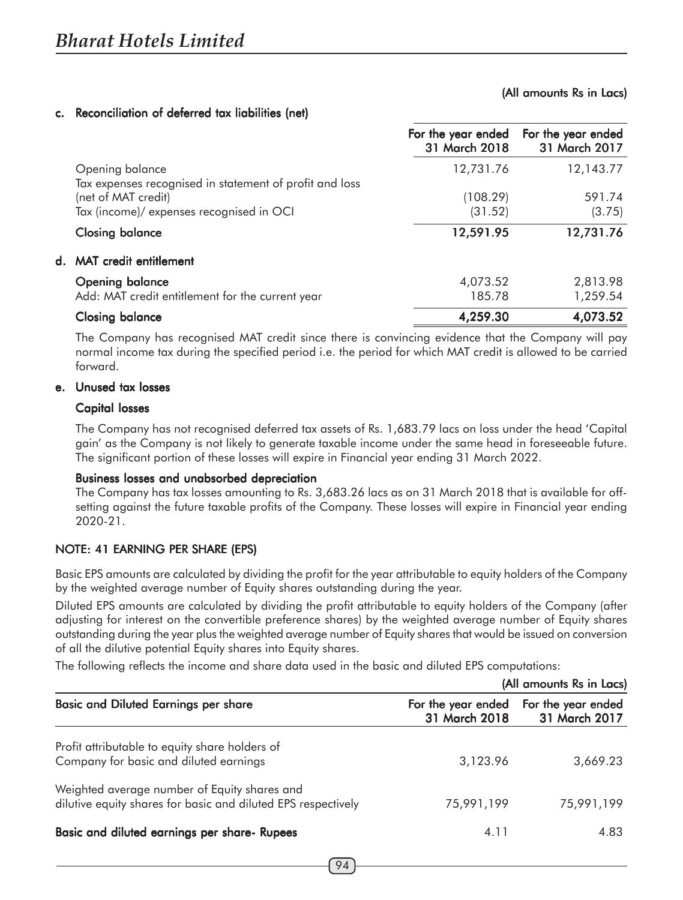(All amounts Rs in Lacs)

**c. Reconciliation of deferred tax liabilities (net)**

| | For the year ended 31 March 2018 | For the year ended 31 March 2017 |
|---|---|---|
| Opening balance | 12,731.76 | 12,143.77 |
| Tax expenses recognised in statement of profit and loss (net of MAT credit) | (108.29) | 591.74 |
| Tax (income)/ expenses recognised in OCI | (31.52) | (3.75) |
| **Closing balance** | **12,591.95** | **12,731.76** |

**d. MAT credit entitlement**

| | | |
|---|---|---|
| **Opening balance** | 4,073.52 | 2,813.98 |
| Add: MAT credit entitlement for the current year | 185.78 | 1,259.54 |
| **Closing balance** | **4,259.30** | **4,073.52** |

The Company has recognised MAT credit since there is convincing evidence that the Company will pay normal income tax during the specified period i.e. the period for which MAT credit is allowed to be carried forward.

**e. Unused tax losses**

**Capital losses**

The Company has not recognised deferred tax assets of Rs. 1,683.79 lacs on loss under the head 'Capital gain' as the Company is not likely to generate taxable income under the same head in foreseeable future. The significant portion of these losses will expire in Financial year ending 31 March 2022.

**Business losses and unabsorbed depreciation**

The Company has tax losses amounting to Rs. 3,683.26 lacs as on 31 March 2018 that is available for off-setting against the future taxable profits of the Company. These losses will expire in Financial year ending 2020-21.

## NOTE: 41 EARNING PER SHARE (EPS)

Basic EPS amounts are calculated by dividing the profit for the year attributable to equity holders of the Company by the weighted average number of Equity shares outstanding during the year.

Diluted EPS amounts are calculated by dividing the profit attributable to equity holders of the Company (after adjusting for interest on the convertible preference shares) by the weighted average number of Equity shares outstanding during the year plus the weighted average number of Equity shares that would be issued on conversion of all the dilutive potential Equity shares into Equity shares.

The following reflects the income and share data used in the basic and diluted EPS computations:

(All amounts Rs in Lacs)

| Basic and Diluted Earnings per share | For the year ended 31 March 2018 | For the year ended 31 March 2017 |
|---|---|---|
| Profit attributable to equity share holders of Company for basic and diluted earnings | 3,123.96 | 3,669.23 |
| Weighted average number of Equity shares and dilutive equity shares for basic and diluted EPS respectively | 75,991,199 | 75,991,199 |
| **Basic and diluted earnings per share- Rupees** | 4.11 | 4.83 |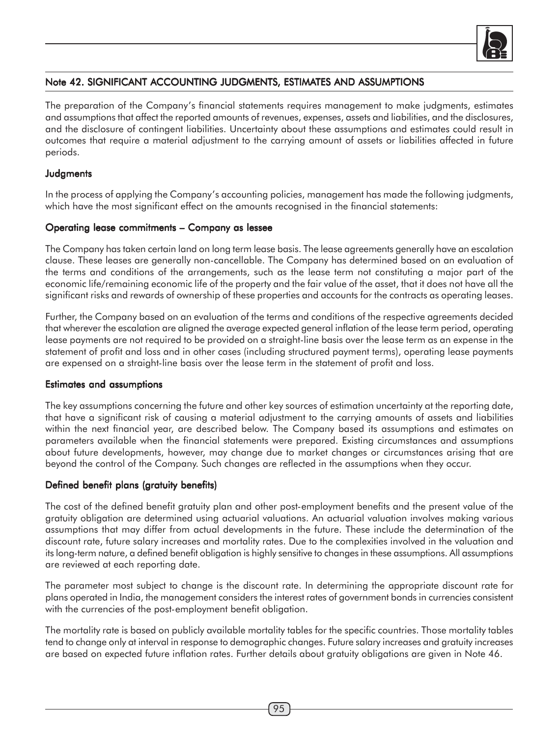## Note 42. SIGNIFICANT ACCOUNTING JUDGMENTS, ESTIMATES AND ASSUMPTIONS

The preparation of the Company's financial statements requires management to make judgments, estimates and assumptions that affect the reported amounts of revenues, expenses, assets and liabilities, and the disclosures, and the disclosure of contingent liabilities. Uncertainty about these assumptions and estimates could result in outcomes that require a material adjustment to the carrying amount of assets or liabilities affected in future periods.

### Judgments

In the process of applying the Company's accounting policies, management has made the following judgments, which have the most significant effect on the amounts recognised in the financial statements:

### Operating lease commitments – Company as lessee

The Company has taken certain land on long term lease basis. The lease agreements generally have an escalation clause. These leases are generally non-cancellable. The Company has determined based on an evaluation of the terms and conditions of the arrangements, such as the lease term not constituting a major part of the economic life/remaining economic life of the property and the fair value of the asset, that it does not have all the significant risks and rewards of ownership of these properties and accounts for the contracts as operating leases.

Further, the Company based on an evaluation of the terms and conditions of the respective agreements decided that wherever the escalation are aligned the average expected general inflation of the lease term period, operating lease payments are not required to be provided on a straight-line basis over the lease term as an expense in the statement of profit and loss and in other cases (including structured payment terms), operating lease payments are expensed on a straight-line basis over the lease term in the statement of profit and loss.

### Estimates and assumptions

The key assumptions concerning the future and other key sources of estimation uncertainty at the reporting date, that have a significant risk of causing a material adjustment to the carrying amounts of assets and liabilities within the next financial year, are described below. The Company based its assumptions and estimates on parameters available when the financial statements were prepared. Existing circumstances and assumptions about future developments, however, may change due to market changes or circumstances arising that are beyond the control of the Company. Such changes are reflected in the assumptions when they occur.

### Defined benefit plans (gratuity benefits)

The cost of the defined benefit gratuity plan and other post-employment benefits and the present value of the gratuity obligation are determined using actuarial valuations. An actuarial valuation involves making various assumptions that may differ from actual developments in the future. These include the determination of the discount rate, future salary increases and mortality rates. Due to the complexities involved in the valuation and its long-term nature, a defined benefit obligation is highly sensitive to changes in these assumptions. All assumptions are reviewed at each reporting date.

The parameter most subject to change is the discount rate. In determining the appropriate discount rate for plans operated in India, the management considers the interest rates of government bonds in currencies consistent with the currencies of the post-employment benefit obligation.

The mortality rate is based on publicly available mortality tables for the specific countries. Those mortality tables tend to change only at interval in response to demographic changes. Future salary increases and gratuity increases are based on expected future inflation rates. Further details about gratuity obligations are given in Note 46.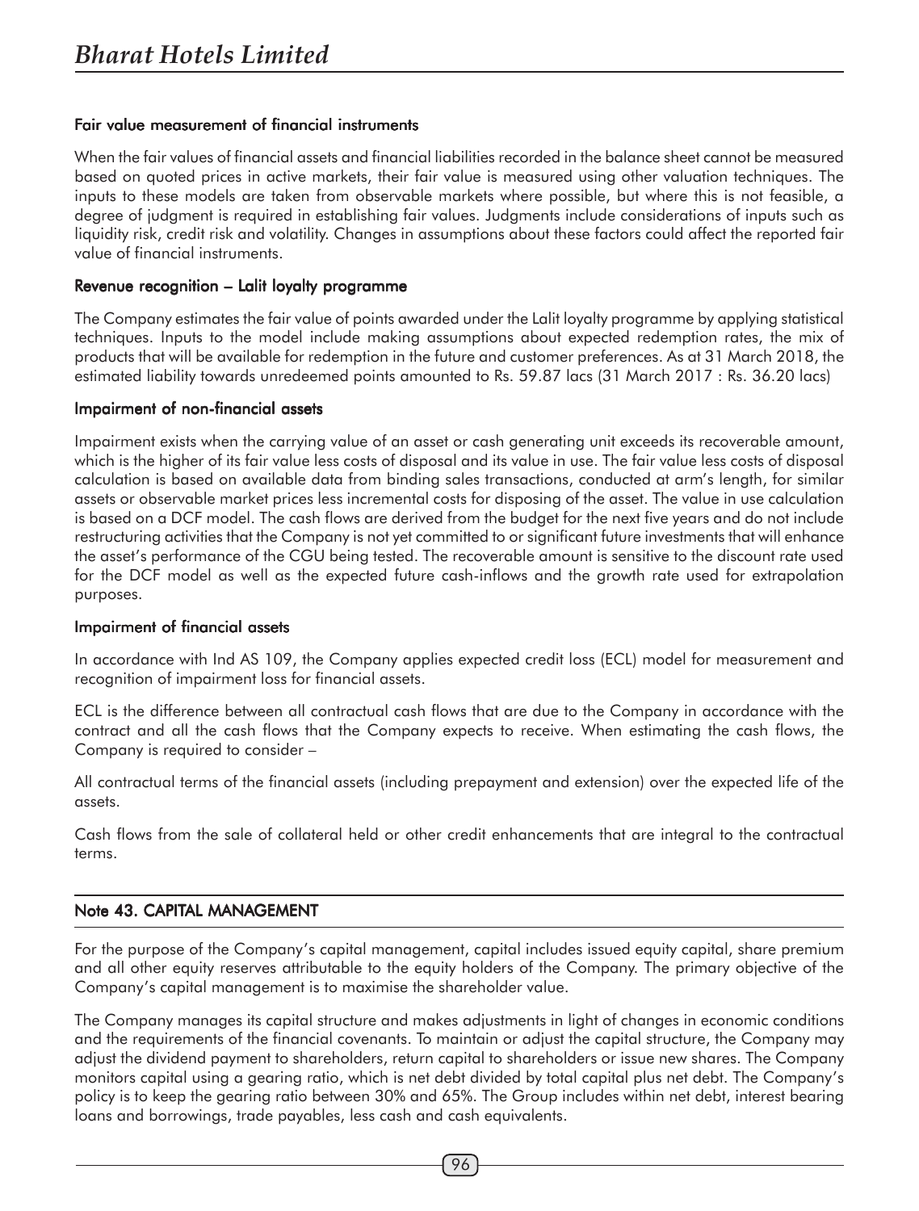#### Fair value measurement of financial instruments

When the fair values of financial assets and financial liabilities recorded in the balance sheet cannot be measured based on quoted prices in active markets, their fair value is measured using other valuation techniques. The inputs to these models are taken from observable markets where possible, but where this is not feasible, a degree of judgment is required in establishing fair values. Judgments include considerations of inputs such as liquidity risk, credit risk and volatility. Changes in assumptions about these factors could affect the reported fair value of financial instruments.

#### Revenue recognition – Lalit loyalty programme

The Company estimates the fair value of points awarded under the Lalit loyalty programme by applying statistical techniques. Inputs to the model include making assumptions about expected redemption rates, the mix of products that will be available for redemption in the future and customer preferences. As at 31 March 2018, the estimated liability towards unredeemed points amounted to Rs. 59.87 lacs (31 March 2017 : Rs. 36.20 lacs)

#### Impairment of non-financial assets

Impairment exists when the carrying value of an asset or cash generating unit exceeds its recoverable amount, which is the higher of its fair value less costs of disposal and its value in use. The fair value less costs of disposal calculation is based on available data from binding sales transactions, conducted at arm's length, for similar assets or observable market prices less incremental costs for disposing of the asset. The value in use calculation is based on a DCF model. The cash flows are derived from the budget for the next five years and do not include restructuring activities that the Company is not yet committed to or significant future investments that will enhance the asset's performance of the CGU being tested. The recoverable amount is sensitive to the discount rate used for the DCF model as well as the expected future cash-inflows and the growth rate used for extrapolation purposes.

#### Impairment of financial assets

In accordance with Ind AS 109, the Company applies expected credit loss (ECL) model for measurement and recognition of impairment loss for financial assets.

ECL is the difference between all contractual cash flows that are due to the Company in accordance with the contract and all the cash flows that the Company expects to receive. When estimating the cash flows, the Company is required to consider –

All contractual terms of the financial assets (including prepayment and extension) over the expected life of the assets.

Cash flows from the sale of collateral held or other credit enhancements that are integral to the contractual terms.

## Note 43. CAPITAL MANAGEMENT

For the purpose of the Company's capital management, capital includes issued equity capital, share premium and all other equity reserves attributable to the equity holders of the Company. The primary objective of the Company's capital management is to maximise the shareholder value.

The Company manages its capital structure and makes adjustments in light of changes in economic conditions and the requirements of the financial covenants. To maintain or adjust the capital structure, the Company may adjust the dividend payment to shareholders, return capital to shareholders or issue new shares. The Company monitors capital using a gearing ratio, which is net debt divided by total capital plus net debt. The Company's policy is to keep the gearing ratio between 30% and 65%. The Group includes within net debt, interest bearing loans and borrowings, trade payables, less cash and cash equivalents.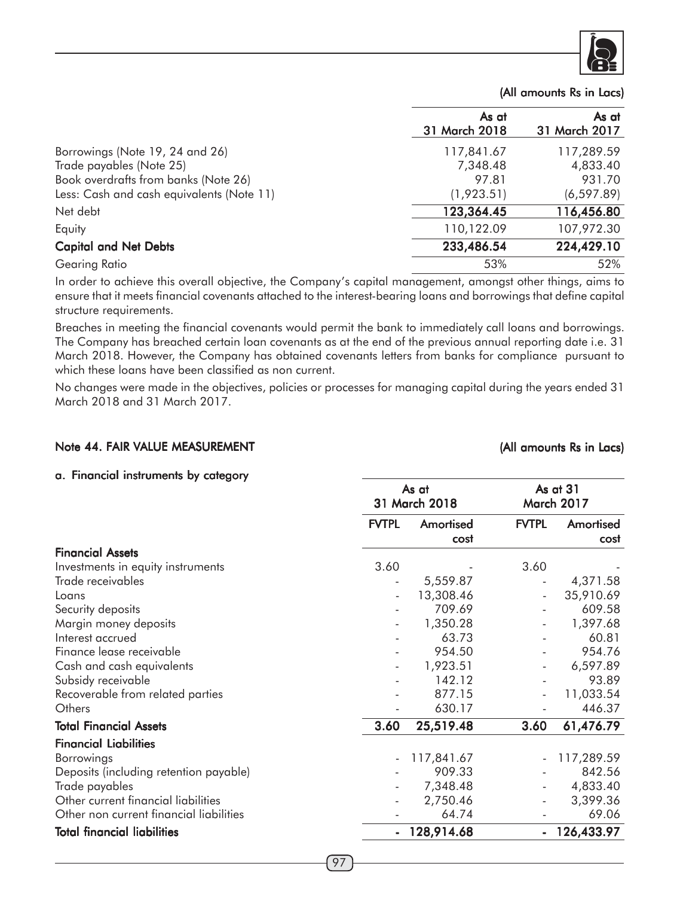(All amounts Rs in Lacs)

| | As at 31 March 2018 | As at 31 March 2017 |
|---|---|---|
| Borrowings (Note 19, 24 and 26) | 117,841.67 | 117,289.59 |
| Trade payables (Note 25) | 7,348.48 | 4,833.40 |
| Book overdrafts from banks (Note 26) | 97.81 | 931.70 |
| Less: Cash and cash equivalents (Note 11) | (1,923.51) | (6,597.89) |
| Net debt | 123,364.45 | 116,456.80 |
| Equity | 110,122.09 | 107,972.30 |
| **Capital and Net Debts** | **233,486.54** | **224,429.10** |
| Gearing Ratio | 53% | 52% |

In order to achieve this overall objective, the Company's capital management, amongst other things, aims to ensure that it meets financial covenants attached to the interest-bearing loans and borrowings that define capital structure requirements.

Breaches in meeting the financial covenants would permit the bank to immediately call loans and borrowings. The Company has breached certain loan covenants as at the end of the previous annual reporting date i.e. 31 March 2018. However, the Company has obtained covenants letters from banks for compliance pursuant to which these loans have been classified as non current.

No changes were made in the objectives, policies or processes for managing capital during the years ended 31 March 2018 and 31 March 2017.

## Note 44. FAIR VALUE MEASUREMENT

(All amounts Rs in Lacs)

### a. Financial instruments by category

| | As at 31 March 2018 | | As at 31 March 2017 | |
|---|---|---|---|---|
| | FVTPL | Amortised cost | FVTPL | Amortised cost |
| **Financial Assets** | | | | |
| Investments in equity instruments | 3.60 | - | 3.60 | - |
| Trade receivables | - | 5,559.87 | - | 4,371.58 |
| Loans | - | 13,308.46 | - | 35,910.69 |
| Security deposits | - | 709.69 | - | 609.58 |
| Margin money deposits | - | 1,350.28 | - | 1,397.68 |
| Interest accrued | - | 63.73 | - | 60.81 |
| Finance lease receivable | - | 954.50 | - | 954.76 |
| Cash and cash equivalents | - | 1,923.51 | - | 6,597.89 |
| Subsidy receivable | - | 142.12 | - | 93.89 |
| Recoverable from related parties | - | 877.15 | - | 11,033.54 |
| Others | - | 630.17 | - | 446.37 |
| **Total Financial Assets** | **3.60** | **25,519.48** | **3.60** | **61,476.79** |
| **Financial Liabilities** | | | | |
| Borrowings | - | 117,841.67 | - | 117,289.59 |
| Deposits (including retention payable) | - | 909.33 | - | 842.56 |
| Trade payables | - | 7,348.48 | - | 4,833.40 |
| Other current financial liabilities | - | 2,750.46 | - | 3,399.36 |
| Other non current financial liabilities | - | 64.74 | - | 69.06 |
| **Total financial liabilities** | **-** | **128,914.68** | **-** | **126,433.97** |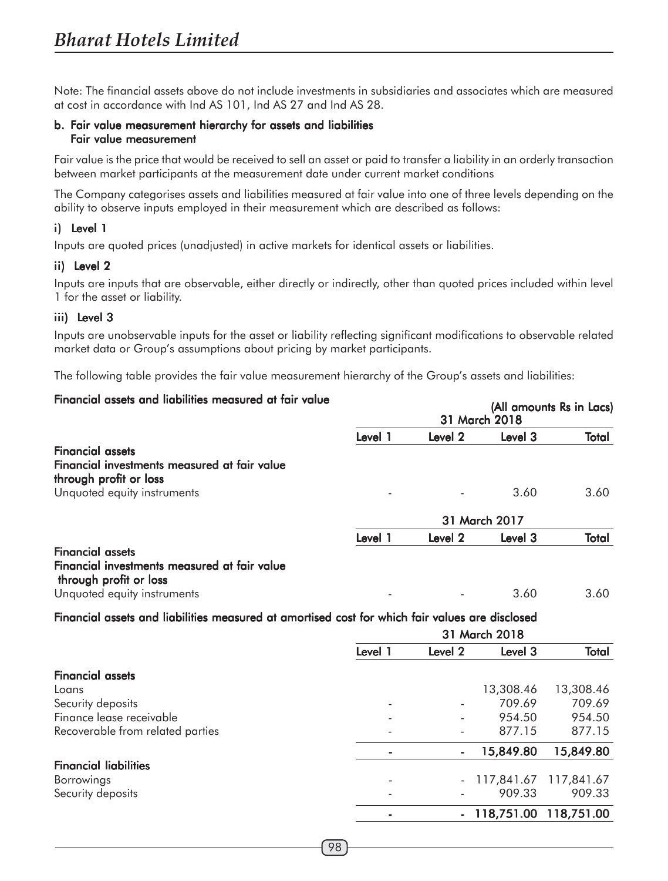Note: The financial assets above do not include investments in subsidiaries and associates which are measured at cost in accordance with Ind AS 101, Ind AS 27 and Ind AS 28.

**b. Fair value measurement hierarchy for assets and liabilities**
**Fair value measurement**

Fair value is the price that would be received to sell an asset or paid to transfer a liability in an orderly transaction between market participants at the measurement date under current market conditions

The Company categorises assets and liabilities measured at fair value into one of three levels depending on the ability to observe inputs employed in their measurement which are described as follows:

**i) Level 1**

Inputs are quoted prices (unadjusted) in active markets for identical assets or liabilities.

**ii) Level 2**

Inputs are inputs that are observable, either directly or indirectly, other than quoted prices included within level 1 for the asset or liability.

**iii) Level 3**

Inputs are unobservable inputs for the asset or liability reflecting significant modifications to observable related market data or Group's assumptions about pricing by market participants.

The following table provides the fair value measurement hierarchy of the Group's assets and liabilities:

**Financial assets and liabilities measured at fair value**

(All amounts Rs in Lacs)

| | 31 March 2018 | | | |
|---|---|---|---|---|
| | **Level 1** | **Level 2** | **Level 3** | **Total** |
| **Financial assets** | | | | |
| **Financial investments measured at fair value through profit or loss** | | | | |
| Unquoted equity instruments | - | - | 3.60 | 3.60 |

| | 31 March 2017 | | | |
|---|---|---|---|---|
| | **Level 1** | **Level 2** | **Level 3** | **Total** |
| **Financial assets** | | | | |
| **Financial investments measured at fair value through profit or loss** | | | | |
| Unquoted equity instruments | - | - | 3.60 | 3.60 |

**Financial assets and liabilities measured at amortised cost for which fair values are disclosed**

| | 31 March 2018 | | | |
|---|---|---|---|---|
| | Level 1 | Level 2 | Level 3 | Total |
| **Financial assets** | | | | |
| Loans | | | 13,308.46 | 13,308.46 |
| Security deposits | - | - | 709.69 | 709.69 |
| Finance lease receivable | - | - | 954.50 | 954.50 |
| Recoverable from related parties | - | - | 877.15 | 877.15 |
| | **-** | **-** | **15,849.80** | **15,849.80** |
| **Financial liabilities** | | | | |
| Borrowings | - | - | 117,841.67 | 117,841.67 |
| Security deposits | - | - | 909.33 | 909.33 |
| | **-** | **-** | **118,751.00** | **118,751.00** |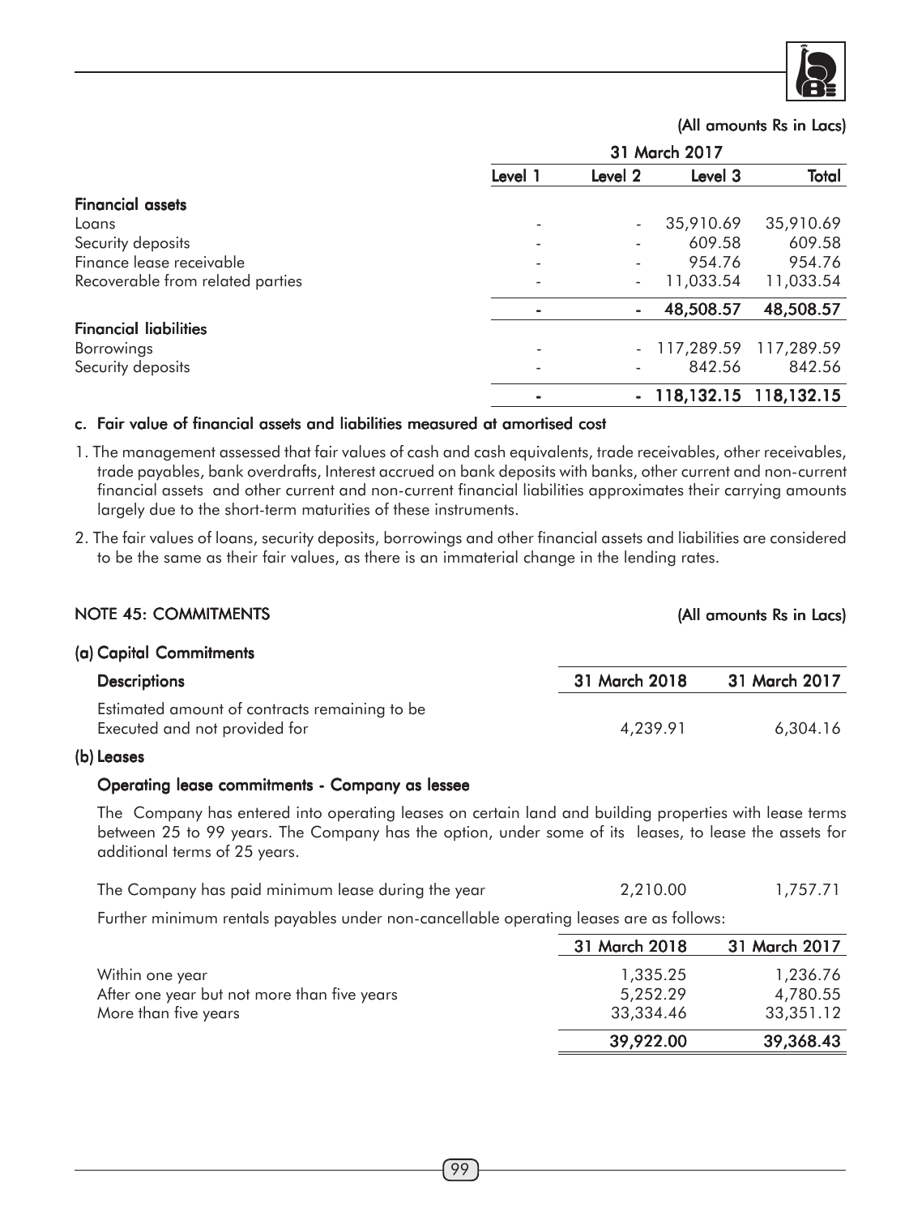(All amounts Rs in Lacs)

| | 31 March 2017 | | | |
|---|---|---|---|---|
| | Level 1 | Level 2 | Level 3 | Total |
| **Financial assets** | | | | |
| Loans | - | - | 35,910.69 | 35,910.69 |
| Security deposits | - | - | 609.58 | 609.58 |
| Finance lease receivable | - | - | 954.76 | 954.76 |
| Recoverable from related parties | - | - | 11,033.54 | 11,033.54 |
| | **-** | **-** | **48,508.57** | **48,508.57** |
| **Financial liabilities** | | | | |
| Borrowings | - | - | 117,289.59 | 117,289.59 |
| Security deposits | - | - | 842.56 | 842.56 |
| | **-** | **-** | **118,132.15** | **118,132.15** |

### c. Fair value of financial assets and liabilities measured at amortised cost

1. The management assessed that fair values of cash and cash equivalents, trade receivables, other receivables, trade payables, bank overdrafts, Interest accrued on bank deposits with banks, other current and non-current financial assets and other current and non-current financial liabilities approximates their carrying amounts largely due to the short-term maturities of these instruments.

2. The fair values of loans, security deposits, borrowings and other financial assets and liabilities are considered to be the same as their fair values, as there is an immaterial change in the lending rates.

## NOTE 45: COMMITMENTS

(All amounts Rs in Lacs)

### (a) Capital Commitments

| Descriptions | 31 March 2018 | 31 March 2017 |
|---|---|---|
| Estimated amount of contracts remaining to be Executed and not provided for | 4,239.91 | 6,304.16 |

### (b) Leases

**Operating lease commitments - Company as lessee**

The Company has entered into operating leases on certain land and building properties with lease terms between 25 to 99 years. The Company has the option, under some of its leases, to lease the assets for additional terms of 25 years.

| | | |
|---|---|---|
| The Company has paid minimum lease during the year | 2,210.00 | 1,757.71 |

Further minimum rentals payables under non-cancellable operating leases are as follows:

| | 31 March 2018 | 31 March 2017 |
|---|---|---|
| Within one year | 1,335.25 | 1,236.76 |
| After one year but not more than five years | 5,252.29 | 4,780.55 |
| More than five years | 33,334.46 | 33,351.12 |
| | **39,922.00** | **39,368.43** |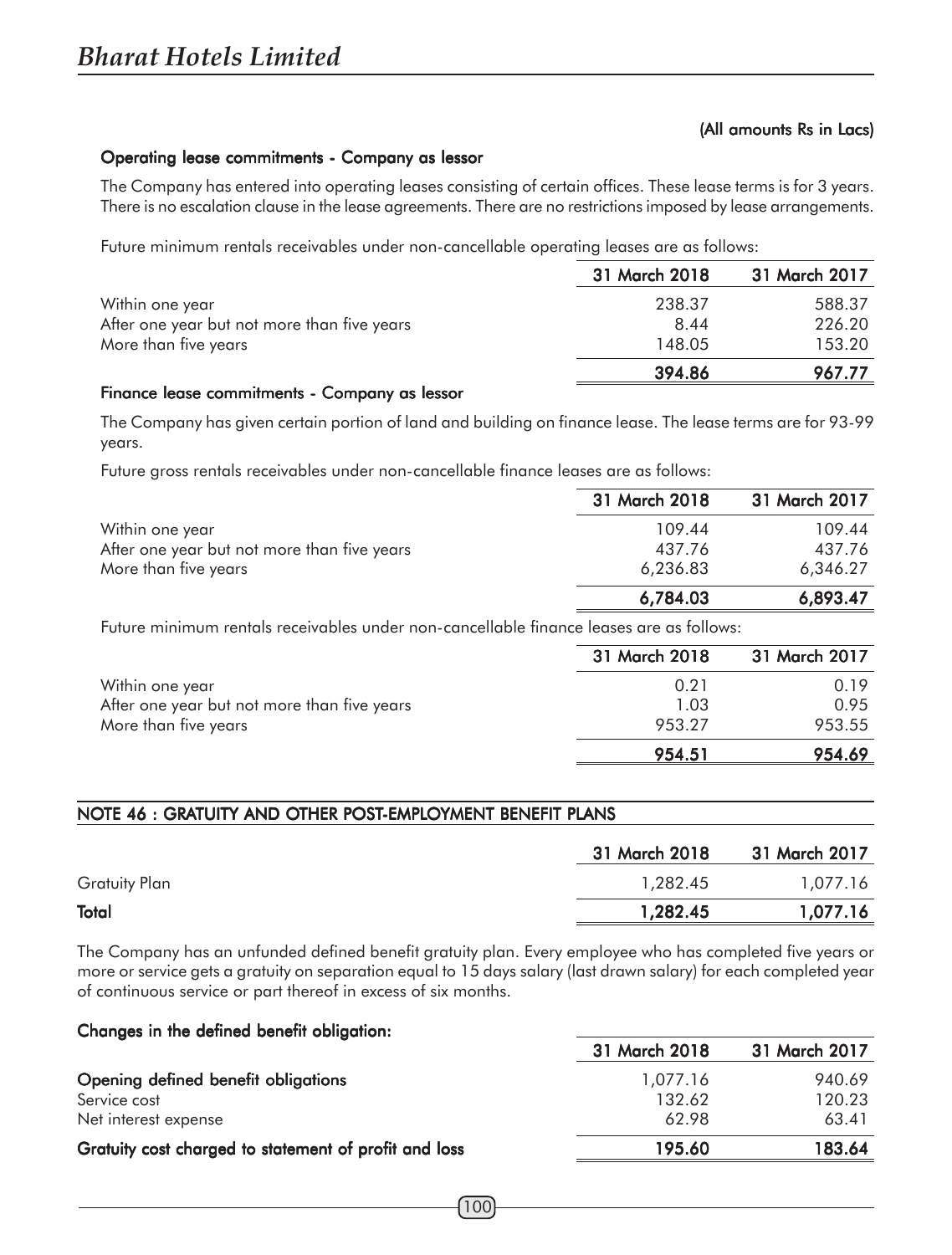(All amounts Rs in Lacs)

### Operating lease commitments - Company as lessor

The Company has entered into operating leases consisting of certain offices. These lease terms is for 3 years. There is no escalation clause in the lease agreements. There are no restrictions imposed by lease arrangements.

Future minimum rentals receivables under non-cancellable operating leases are as follows:

| | 31 March 2018 | 31 March 2017 |
|---|---|---|
| Within one year | 238.37 | 588.37 |
| After one year but not more than five years | 8.44 | 226.20 |
| More than five years | 148.05 | 153.20 |
| | **394.86** | **967.77** |

### Finance lease commitments - Company as lessor

The Company has given certain portion of land and building on finance lease. The lease terms are for 93-99 years.

Future gross rentals receivables under non-cancellable finance leases are as follows:

| | 31 March 2018 | 31 March 2017 |
|---|---|---|
| Within one year | 109.44 | 109.44 |
| After one year but not more than five years | 437.76 | 437.76 |
| More than five years | 6,236.83 | 6,346.27 |
| | **6,784.03** | **6,893.47** |

Future minimum rentals receivables under non-cancellable finance leases are as follows:

| | 31 March 2018 | 31 March 2017 |
|---|---|---|
| Within one year | 0.21 | 0.19 |
| After one year but not more than five years | 1.03 | 0.95 |
| More than five years | 953.27 | 953.55 |
| | **954.51** | **954.69** |

## NOTE 46 : GRATUITY AND OTHER POST-EMPLOYMENT BENEFIT PLANS

| | 31 March 2018 | 31 March 2017 |
|---|---|---|
| Gratuity Plan | 1,282.45 | 1,077.16 |
| **Total** | **1,282.45** | **1,077.16** |

The Company has an unfunded defined benefit gratuity plan. Every employee who has completed five years or more or service gets a gratuity on separation equal to 15 days salary (last drawn salary) for each completed year of continuous service or part thereof in excess of six months.

### Changes in the defined benefit obligation:

| | 31 March 2018 | 31 March 2017 |
|---|---|---|
| **Opening defined benefit obligations** | 1,077.16 | 940.69 |
| Service cost | 132.62 | 120.23 |
| Net interest expense | 62.98 | 63.41 |
| **Gratuity cost charged to statement of profit and loss** | **195.60** | **183.64** |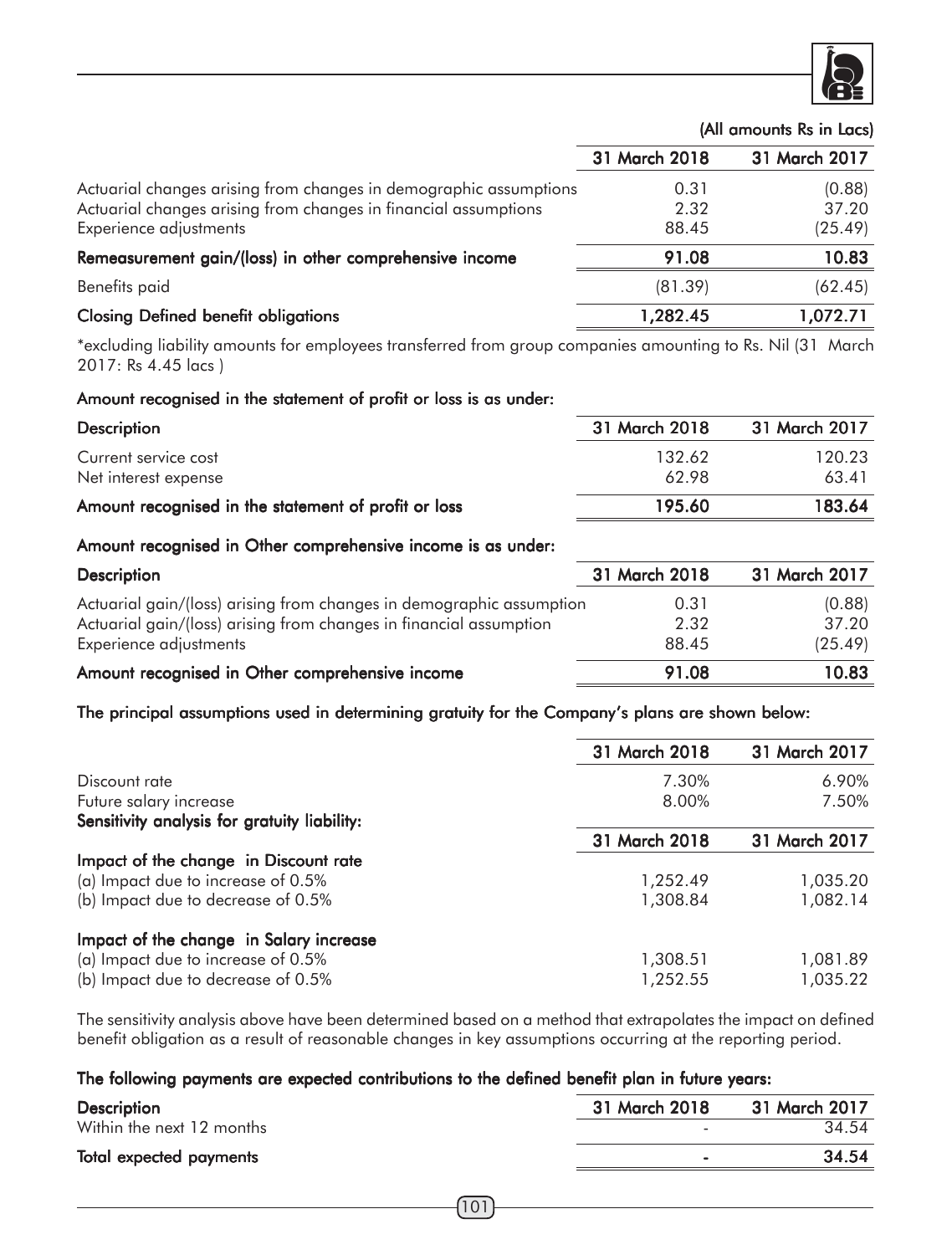(All amounts Rs in Lacs)

| | 31 March 2018 | 31 March 2017 |
|---|---|---|
| Actuarial changes arising from changes in demographic assumptions | 0.31 | (0.88) |
| Actuarial changes arising from changes in financial assumptions | 2.32 | 37.20 |
| Experience adjustments | 88.45 | (25.49) |
| **Remeasurement gain/(loss) in other comprehensive income** | **91.08** | **10.83** |
| Benefits paid | (81.39) | (62.45) |
| **Closing Defined benefit obligations** | **1,282.45** | **1,072.71** |

*excluding liability amounts for employees transferred from group companies amounting to Rs. Nil (31 March 2017: Rs 4.45 lacs )

**Amount recognised in the statement of profit or loss is as under:**

| Description | 31 March 2018 | 31 March 2017 |
|---|---|---|
| Current service cost | 132.62 | 120.23 |
| Net interest expense | 62.98 | 63.41 |
| **Amount recognised in the statement of profit or loss** | **195.60** | **183.64** |

**Amount recognised in Other comprehensive income is as under:**

| Description | 31 March 2018 | 31 March 2017 |
|---|---|---|
| Actuarial gain/(loss) arising from changes in demographic assumption | 0.31 | (0.88) |
| Actuarial gain/(loss) arising from changes in financial assumption | 2.32 | 37.20 |
| Experience adjustments | 88.45 | (25.49) |
| **Amount recognised in Other comprehensive income** | **91.08** | **10.83** |

**The principal assumptions used in determining gratuity for the Company's plans are shown below:**

| | 31 March 2018 | 31 March 2017 |
|---|---|---|
| Discount rate | 7.30% | 6.90% |
| Future salary increase | 8.00% | 7.50% |

**Sensitivity analysis for gratuity liability:**

| | 31 March 2018 | 31 March 2017 |
|---|---|---|
| **Impact of the change in Discount rate** | | |
| (a) Impact due to increase of 0.5% | 1,252.49 | 1,035.20 |
| (b) Impact due to decrease of 0.5% | 1,308.84 | 1,082.14 |
| **Impact of the change in Salary increase** | | |
| (a) Impact due to increase of 0.5% | 1,308.51 | 1,081.89 |
| (b) Impact due to decrease of 0.5% | 1,252.55 | 1,035.22 |

The sensitivity analysis above have been determined based on a method that extrapolates the impact on defined benefit obligation as a result of reasonable changes in key assumptions occurring at the reporting period.

**The following payments are expected contributions to the defined benefit plan in future years:**

| Description | 31 March 2018 | 31 March 2017 |
|---|---|---|
| Within the next 12 months | - | 34.54 |
| **Total expected payments** | **-** | **34.54** |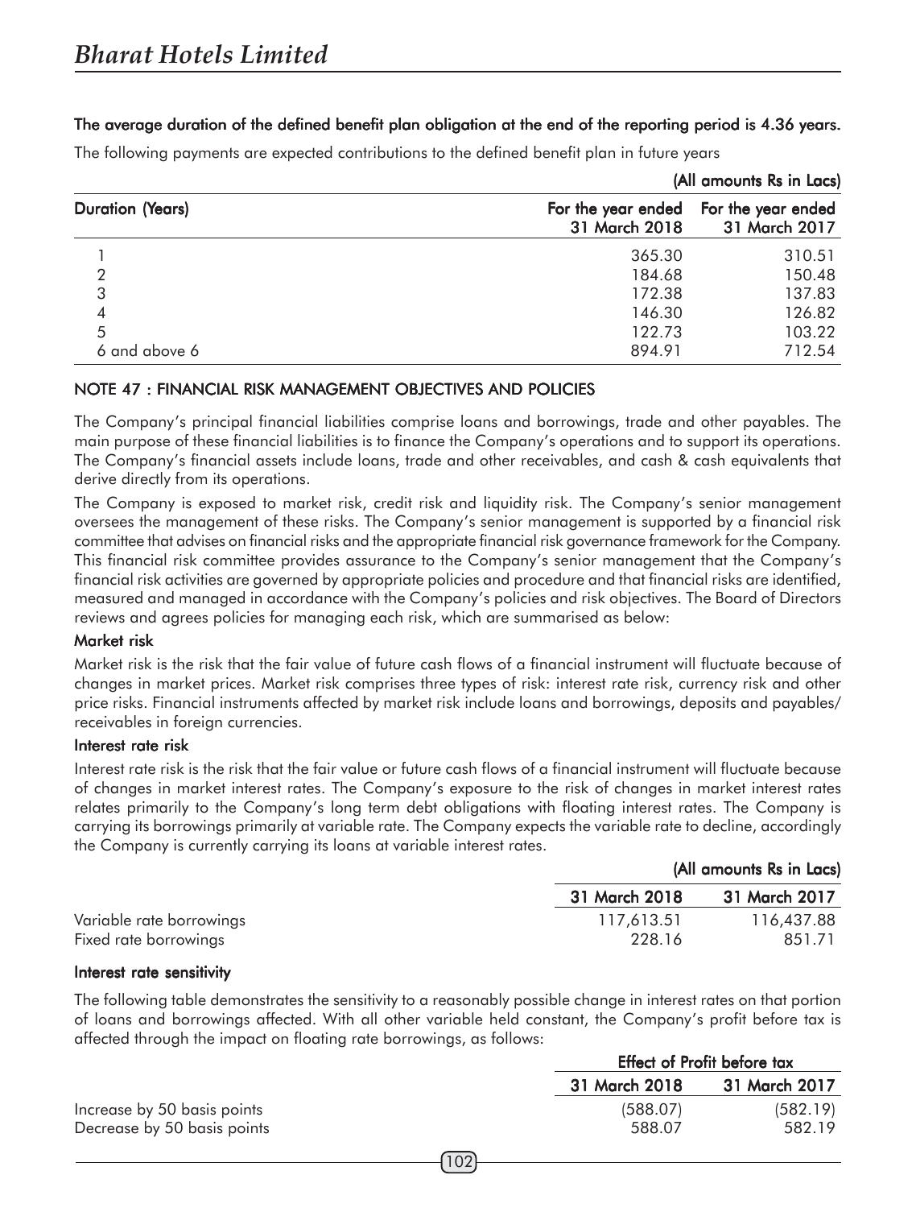**The average duration of the defined benefit plan obligation at the end of the reporting period is 4.36 years.**

The following payments are expected contributions to the defined benefit plan in future years

(All amounts Rs in Lacs)

| Duration (Years) | For the year ended 31 March 2018 | For the year ended 31 March 2017 |
|---|---|---|
| 1 | 365.30 | 310.51 |
| 2 | 184.68 | 150.48 |
| 3 | 172.38 | 137.83 |
| 4 | 146.30 | 126.82 |
| 5 | 122.73 | 103.22 |
| 6 and above 6 | 894.91 | 712.54 |

## NOTE 47 : FINANCIAL RISK MANAGEMENT OBJECTIVES AND POLICIES

The Company's principal financial liabilities comprise loans and borrowings, trade and other payables. The main purpose of these financial liabilities is to finance the Company's operations and to support its operations. The Company's financial assets include loans, trade and other receivables, and cash & cash equivalents that derive directly from its operations.

The Company is exposed to market risk, credit risk and liquidity risk. The Company's senior management oversees the management of these risks. The Company's senior management is supported by a financial risk committee that advises on financial risks and the appropriate financial risk governance framework for the Company. This financial risk committee provides assurance to the Company's senior management that the Company's financial risk activities are governed by appropriate policies and procedure and that financial risks are identified, measured and managed in accordance with the Company's policies and risk objectives. The Board of Directors reviews and agrees policies for managing each risk, which are summarised as below:

### Market risk

Market risk is the risk that the fair value of future cash flows of a financial instrument will fluctuate because of changes in market prices. Market risk comprises three types of risk: interest rate risk, currency risk and other price risks. Financial instruments affected by market risk include loans and borrowings, deposits and payables/ receivables in foreign currencies.

### Interest rate risk

Interest rate risk is the risk that the fair value or future cash flows of a financial instrument will fluctuate because of changes in market interest rates. The Company's exposure to the risk of changes in market interest rates relates primarily to the Company's long term debt obligations with floating interest rates. The Company is carrying its borrowings primarily at variable rate. The Company expects the variable rate to decline, accordingly the Company is currently carrying its loans at variable interest rates.

(All amounts Rs in Lacs)

| | 31 March 2018 | 31 March 2017 |
|---|---|---|
| Variable rate borrowings | 117,613.51 | 116,437.88 |
| Fixed rate borrowings | 228.16 | 851.71 |

### Interest rate sensitivity

The following table demonstrates the sensitivity to a reasonably possible change in interest rates on that portion of loans and borrowings affected. With all other variable held constant, the Company's profit before tax is affected through the impact on floating rate borrowings, as follows:

| | Effect of Profit before tax | |
|---|---|---|
| | 31 March 2018 | 31 March 2017 |
| Increase by 50 basis points | (588.07) | (582.19) |
| Decrease by 50 basis points | 588.07 | 582.19 |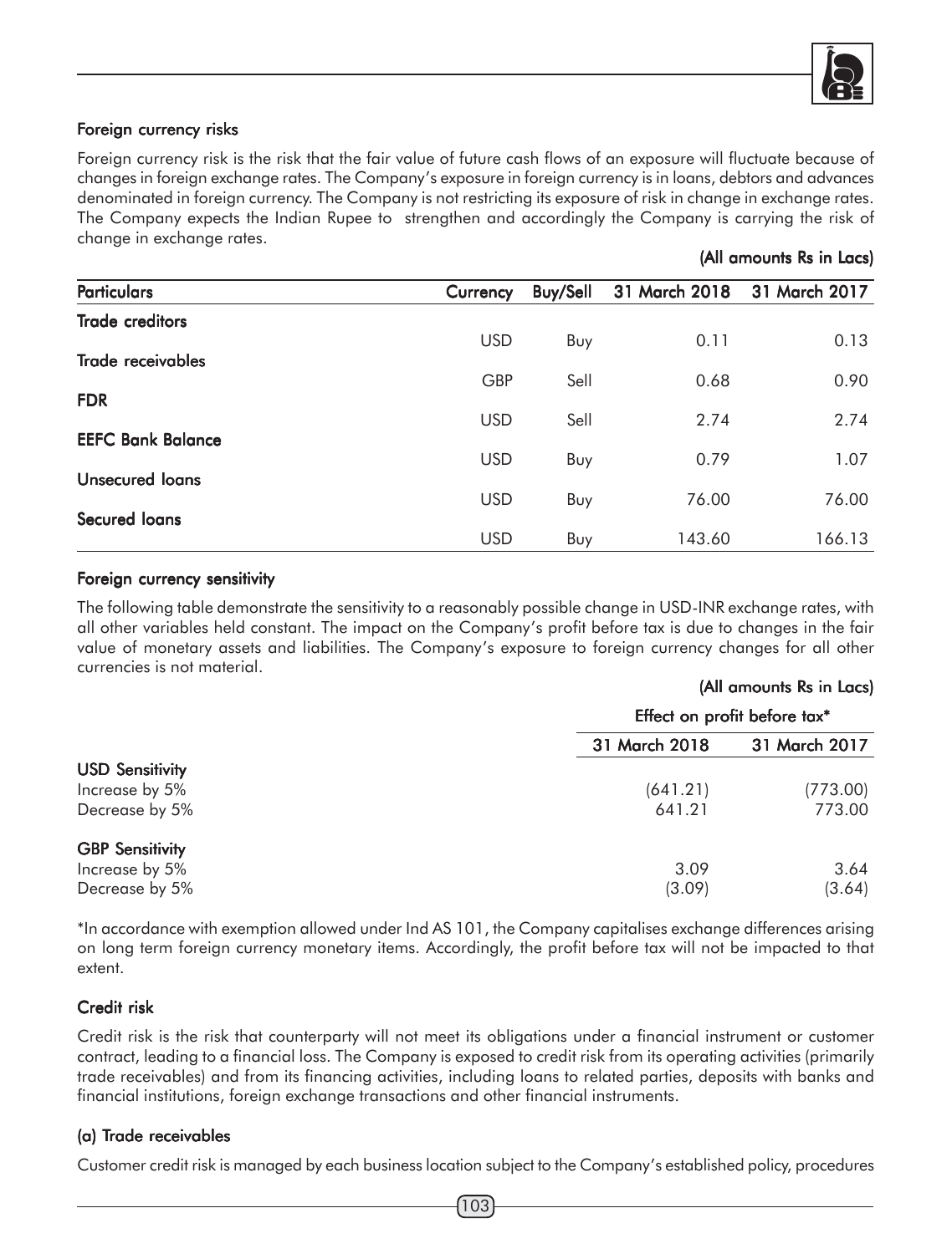### Foreign currency risks

Foreign currency risk is the risk that the fair value of future cash flows of an exposure will fluctuate because of changes in foreign exchange rates. The Company's exposure in foreign currency is in loans, debtors and advances denominated in foreign currency. The Company is not restricting its exposure of risk in change in exchange rates. The Company expects the Indian Rupee to strengthen and accordingly the Company is carrying the risk of change in exchange rates.

**(All amounts Rs in Lacs)**

| Particulars | Currency | Buy/Sell | 31 March 2018 | 31 March 2017 |
|---|---|---|---|---|
| **Trade creditors** | USD | Buy | 0.11 | 0.13 |
| **Trade receivables** | GBP | Sell | 0.68 | 0.90 |
| **FDR** | USD | Sell | 2.74 | 2.74 |
| **EEFC Bank Balance** | USD | Buy | 0.79 | 1.07 |
| **Unsecured loans** | USD | Buy | 76.00 | 76.00 |
| **Secured loans** | USD | Buy | 143.60 | 166.13 |

### Foreign currency sensitivity

The following table demonstrate the sensitivity to a reasonably possible change in USD-INR exchange rates, with all other variables held constant. The impact on the Company's profit before tax is due to changes in the fair value of monetary assets and liabilities. The Company's exposure to foreign currency changes for all other currencies is not material.

**(All amounts Rs in Lacs)**

| | Effect on profit before tax* | |
|---|---|---|
| | 31 March 2018 | 31 March 2017 |
| **USD Sensitivity** | | |
| Increase by 5% | (641.21) | (773.00) |
| Decrease by 5% | 641.21 | 773.00 |
| **GBP Sensitivity** | | |
| Increase by 5% | 3.09 | 3.64 |
| Decrease by 5% | (3.09) | (3.64) |

*In accordance with exemption allowed under Ind AS 101, the Company capitalises exchange differences arising on long term foreign currency monetary items. Accordingly, the profit before tax will not be impacted to that extent.

### Credit risk

Credit risk is the risk that counterparty will not meet its obligations under a financial instrument or customer contract, leading to a financial loss. The Company is exposed to credit risk from its operating activities (primarily trade receivables) and from its financing activities, including loans to related parties, deposits with banks and financial institutions, foreign exchange transactions and other financial instruments.

### (a) Trade receivables

Customer credit risk is managed by each business location subject to the Company's established policy, procedures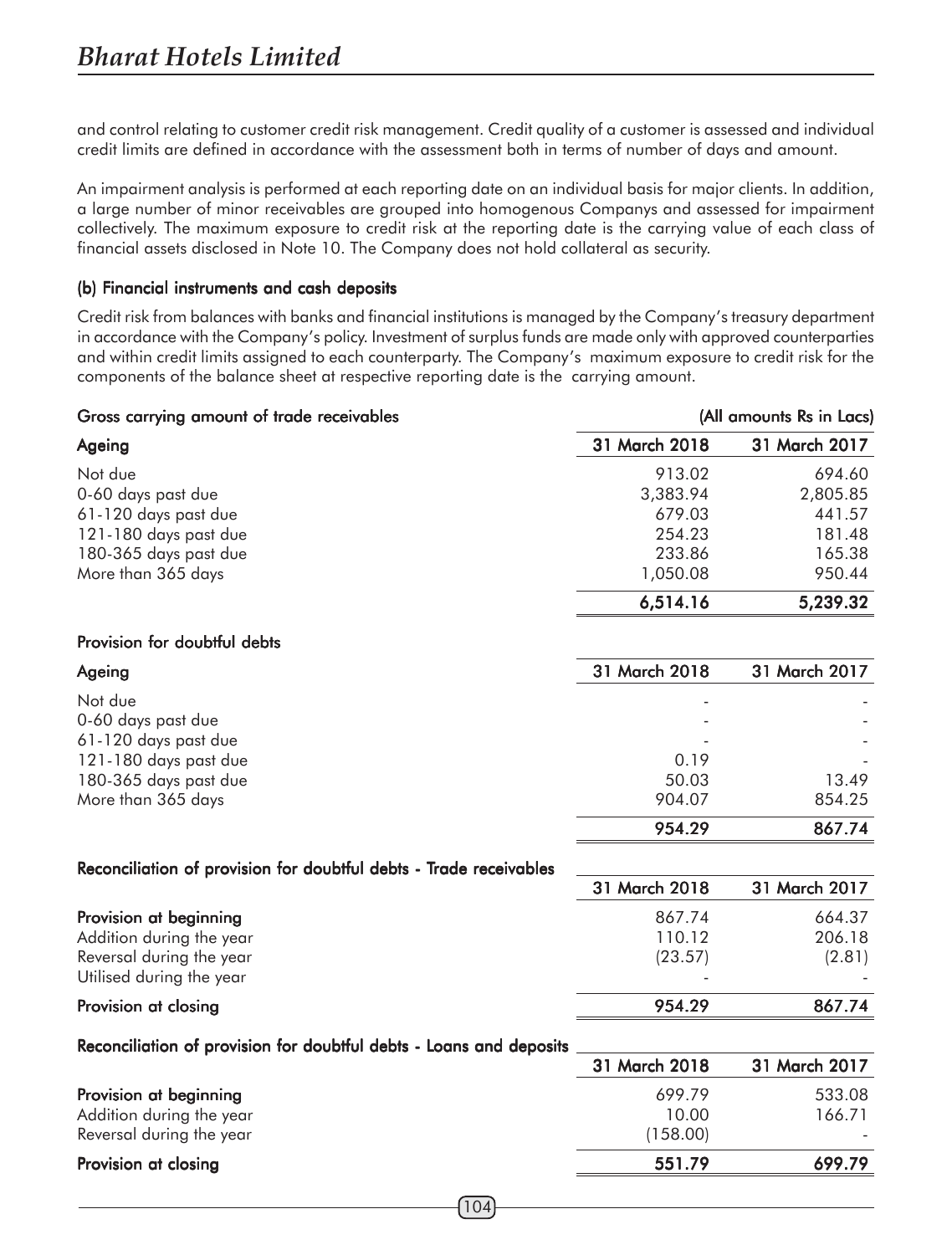and control relating to customer credit risk management. Credit quality of a customer is assessed and individual credit limits are defined in accordance with the assessment both in terms of number of days and amount.

An impairment analysis is performed at each reporting date on an individual basis for major clients. In addition, a large number of minor receivables are grouped into homogenous Companys and assessed for impairment collectively. The maximum exposure to credit risk at the reporting date is the carrying value of each class of financial assets disclosed in Note 10. The Company does not hold collateral as security.

### (b) Financial instruments and cash deposits

Credit risk from balances with banks and financial institutions is managed by the Company's treasury department in accordance with the Company's policy. Investment of surplus funds are made only with approved counterparties and within credit limits assigned to each counterparty. The Company's maximum exposure to credit risk for the components of the balance sheet at respective reporting date is the carrying amount.

**Gross carrying amount of trade receivables** (All amounts Rs in Lacs)

| Ageing | 31 March 2018 | 31 March 2017 |
|---|---|---|
| Not due | 913.02 | 694.60 |
| 0-60 days past due | 3,383.94 | 2,805.85 |
| 61-120 days past due | 679.03 | 441.57 |
| 121-180 days past due | 254.23 | 181.48 |
| 180-365 days past due | 233.86 | 165.38 |
| More than 365 days | 1,050.08 | 950.44 |
| | **6,514.16** | **5,239.32** |

**Provision for doubtful debts**

| Ageing | 31 March 2018 | 31 March 2017 |
|---|---|---|
| Not due | - | - |
| 0-60 days past due | - | - |
| 61-120 days past due | - | - |
| 121-180 days past due | 0.19 | - |
| 180-365 days past due | 50.03 | 13.49 |
| More than 365 days | 904.07 | 854.25 |
| | **954.29** | **867.74** |

**Reconciliation of provision for doubtful debts - Trade receivables**

| | 31 March 2018 | 31 March 2017 |
|---|---|---|
| **Provision at beginning** | 867.74 | 664.37 |
| Addition during the year | 110.12 | 206.18 |
| Reversal during the year | (23.57) | (2.81) |
| Utilised during the year | - | - |
| **Provision at closing** | **954.29** | **867.74** |

**Reconciliation of provision for doubtful debts - Loans and deposits**

| | 31 March 2018 | 31 March 2017 |
|---|---|---|
| **Provision at beginning** | 699.79 | 533.08 |
| Addition during the year | 10.00 | 166.71 |
| Reversal during the year | (158.00) | - |
| **Provision at closing** | **551.79** | **699.79** |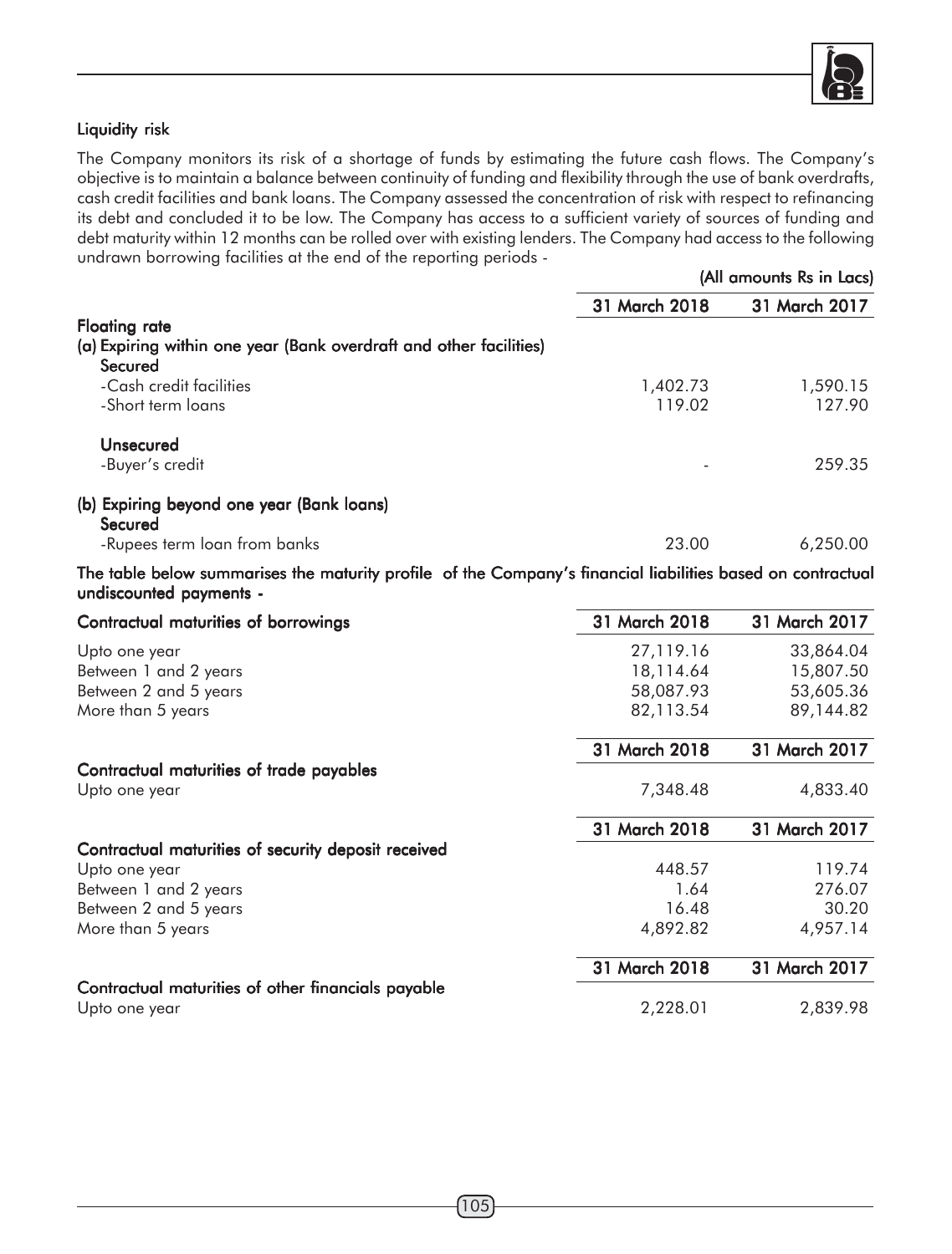### Liquidity risk

The Company monitors its risk of a shortage of funds by estimating the future cash flows. The Company's objective is to maintain a balance between continuity of funding and flexibility through the use of bank overdrafts, cash credit facilities and bank loans. The Company assessed the concentration of risk with respect to refinancing its debt and concluded it to be low. The Company has access to a sufficient variety of sources of funding and debt maturity within 12 months can be rolled over with existing lenders. The Company had access to the following undrawn borrowing facilities at the end of the reporting periods -

(All amounts Rs in Lacs)

| | 31 March 2018 | 31 March 2017 |
|---|---|---|
| **Floating rate** | | |
| **(a) Expiring within one year (Bank overdraft and other facilities)** | | |
| **Secured** | | |
| -Cash credit facilities | 1,402.73 | 1,590.15 |
| -Short term loans | 119.02 | 127.90 |
| **Unsecured** | | |
| -Buyer's credit | - | 259.35 |
| **(b) Expiring beyond one year (Bank loans)** | | |
| **Secured** | | |
| -Rupees term loan from banks | 23.00 | 6,250.00 |

**The table below summarises the maturity profile of the Company's financial liabilities based on contractual undiscounted payments -**

| Contractual maturities of borrowings | 31 March 2018 | 31 March 2017 |
|---|---|---|
| Upto one year | 27,119.16 | 33,864.04 |
| Between 1 and 2 years | 18,114.64 | 15,807.50 |
| Between 2 and 5 years | 58,087.93 | 53,605.36 |
| More than 5 years | 82,113.54 | 89,144.82 |

| | 31 March 2018 | 31 March 2017 |
|---|---|---|
| **Contractual maturities of trade payables** | | |
| Upto one year | 7,348.48 | 4,833.40 |

| | 31 March 2018 | 31 March 2017 |
|---|---|---|
| **Contractual maturities of security deposit received** | | |
| Upto one year | 448.57 | 119.74 |
| Between 1 and 2 years | 1.64 | 276.07 |
| Between 2 and 5 years | 16.48 | 30.20 |
| More than 5 years | 4,892.82 | 4,957.14 |

| | 31 March 2018 | 31 March 2017 |
|---|---|---|
| **Contractual maturities of other financials payable** | | |
| Upto one year | 2,228.01 | 2,839.98 |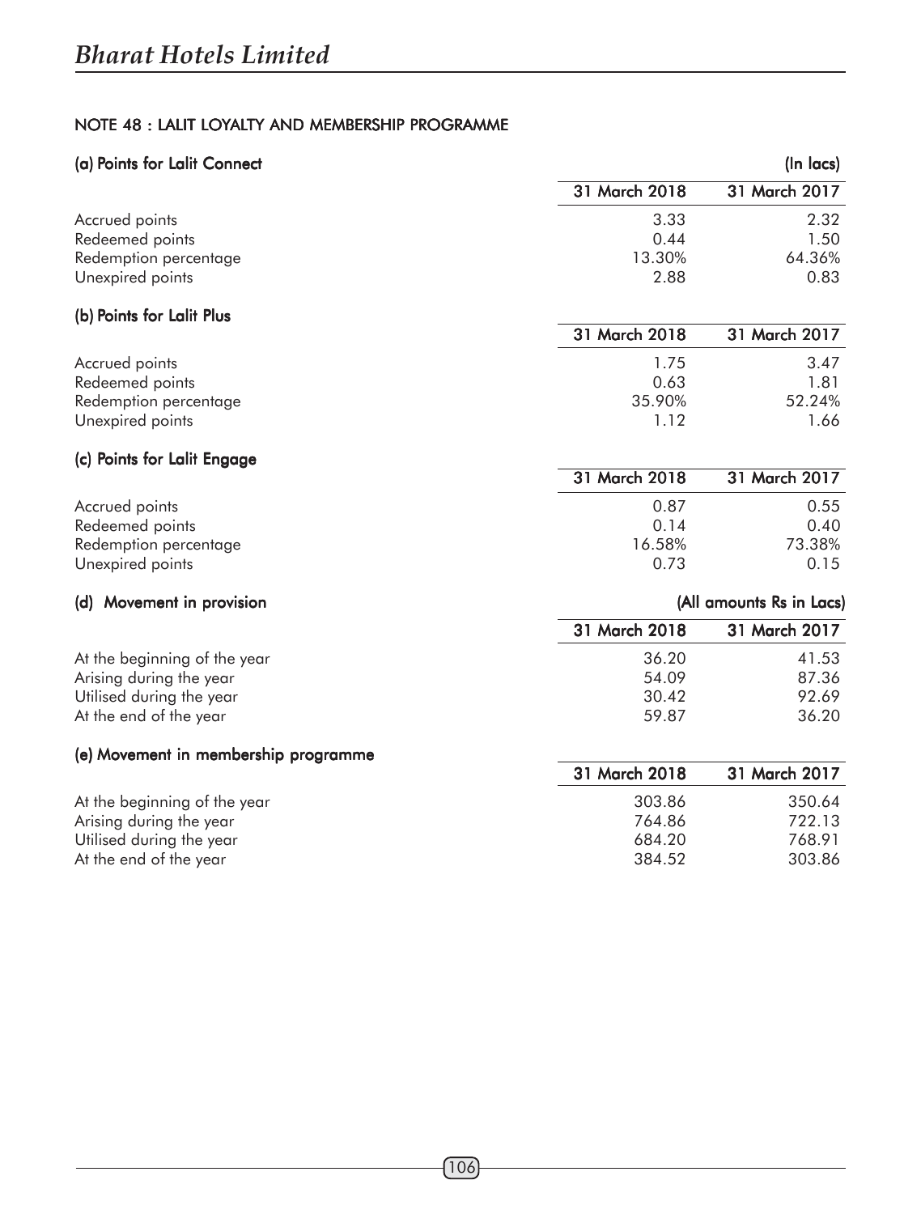## NOTE 48 : LALIT LOYALTY AND MEMBERSHIP PROGRAMME

### (a) Points for Lalit Connect

(In lacs)

| | 31 March 2018 | 31 March 2017 |
|---|---|---|
| Accrued points | 3.33 | 2.32 |
| Redeemed points | 0.44 | 1.50 |
| Redemption percentage | 13.30% | 64.36% |
| Unexpired points | 2.88 | 0.83 |

### (b) Points for Lalit Plus

| | 31 March 2018 | 31 March 2017 |
|---|---|---|
| Accrued points | 1.75 | 3.47 |
| Redeemed points | 0.63 | 1.81 |
| Redemption percentage | 35.90% | 52.24% |
| Unexpired points | 1.12 | 1.66 |

### (c) Points for Lalit Engage

| | 31 March 2018 | 31 March 2017 |
|---|---|---|
| Accrued points | 0.87 | 0.55 |
| Redeemed points | 0.14 | 0.40 |
| Redemption percentage | 16.58% | 73.38% |
| Unexpired points | 0.73 | 0.15 |

### (d) Movement in provision

(All amounts Rs in Lacs)

| | 31 March 2018 | 31 March 2017 |
|---|---|---|
| At the beginning of the year | 36.20 | 41.53 |
| Arising during the year | 54.09 | 87.36 |
| Utilised during the year | 30.42 | 92.69 |
| At the end of the year | 59.87 | 36.20 |

### (e) Movement in membership programme

| | 31 March 2018 | 31 March 2017 |
|---|---|---|
| At the beginning of the year | 303.86 | 350.64 |
| Arising during the year | 764.86 | 722.13 |
| Utilised during the year | 684.20 | 768.91 |
| At the end of the year | 384.52 | 303.86 |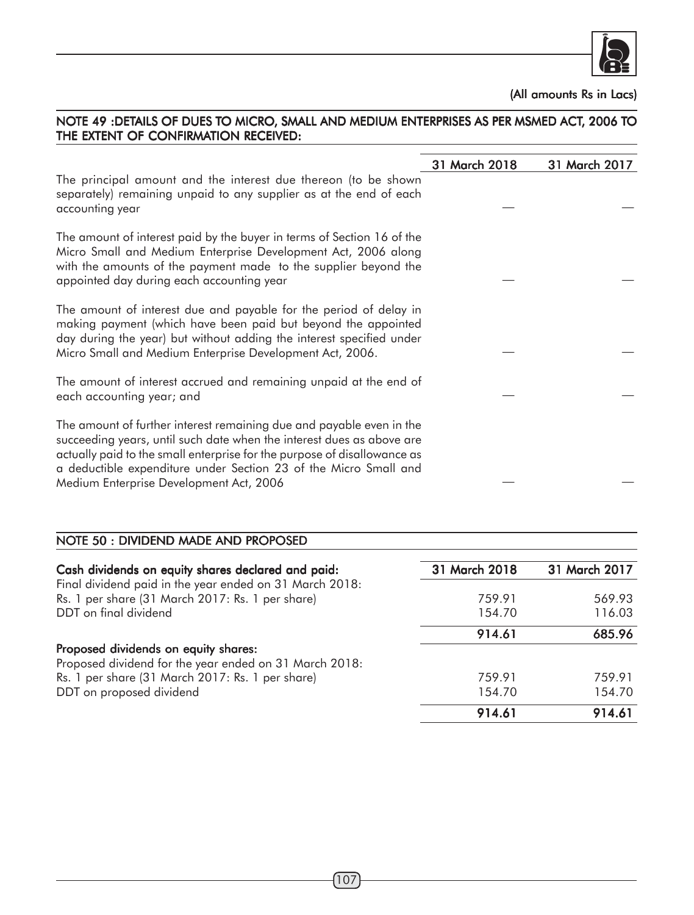(All amounts Rs in Lacs)

## NOTE 49 :DETAILS OF DUES TO MICRO, SMALL AND MEDIUM ENTERPRISES AS PER MSMED ACT, 2006 TO THE EXTENT OF CONFIRMATION RECEIVED:

| | 31 March 2018 | 31 March 2017 |
|---|---|---|
| The principal amount and the interest due thereon (to be shown separately) remaining unpaid to any supplier as at the end of each accounting year | — | — |
| The amount of interest paid by the buyer in terms of Section 16 of the Micro Small and Medium Enterprise Development Act, 2006 along with the amounts of the payment made to the supplier beyond the appointed day during each accounting year | — | — |
| The amount of interest due and payable for the period of delay in making payment (which have been paid but beyond the appointed day during the year) but without adding the interest specified under Micro Small and Medium Enterprise Development Act, 2006. | — | — |
| The amount of interest accrued and remaining unpaid at the end of each accounting year; and | — | — |
| The amount of further interest remaining due and payable even in the succeeding years, until such date when the interest dues as above are actually paid to the small enterprise for the purpose of disallowance as a deductible expenditure under Section 23 of the Micro Small and Medium Enterprise Development Act, 2006 | — | — |

## NOTE 50 : DIVIDEND MADE AND PROPOSED

| **Cash dividends on equity shares declared and paid:** | 31 March 2018 | 31 March 2017 |
|---|---|---|
| Final dividend paid in the year ended on 31 March 2018: Rs. 1 per share (31 March 2017: Rs. 1 per share) | 759.91 | 569.93 |
| DDT on final dividend | 154.70 | 116.03 |
| | **914.61** | **685.96** |
| **Proposed dividends on equity shares:** | | |
| Proposed dividend for the year ended on 31 March 2018: Rs. 1 per share (31 March 2017: Rs. 1 per share) | 759.91 | 759.91 |
| DDT on proposed dividend | 154.70 | 154.70 |
| | **914.61** | **914.61** |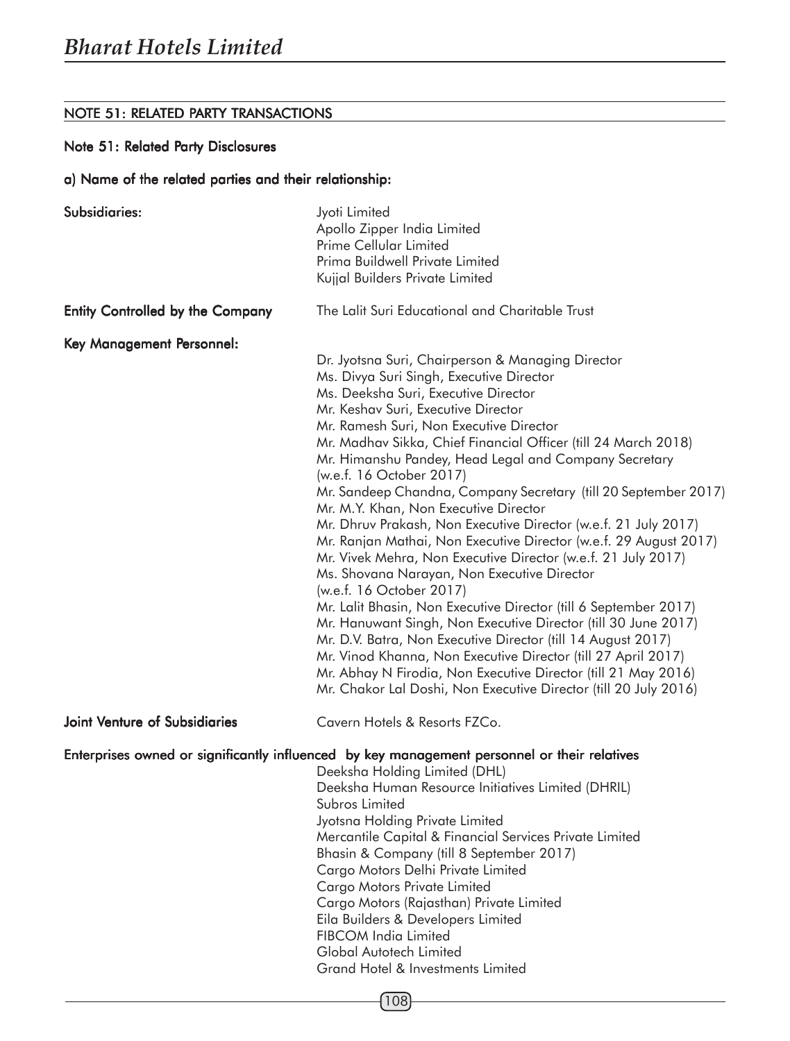## NOTE 51: RELATED PARTY TRANSACTIONS

### Note 51: Related Party Disclosures

#### a) Name of the related parties and their relationship:

**Subsidiaries:**

Jyoti Limited
Apollo Zipper India Limited
Prime Cellular Limited
Prima Buildwell Private Limited
Kujjal Builders Private Limited

**Entity Controlled by the Company**

The Lalit Suri Educational and Charitable Trust

**Key Management Personnel:**

Dr. Jyotsna Suri, Chairperson & Managing Director
Ms. Divya Suri Singh, Executive Director
Ms. Deeksha Suri, Executive Director
Mr. Keshav Suri, Executive Director
Mr. Ramesh Suri, Non Executive Director
Mr. Madhav Sikka, Chief Financial Officer (till 24 March 2018)
Mr. Himanshu Pandey, Head Legal and Company Secretary (w.e.f. 16 October 2017)
Mr. Sandeep Chandna, Company Secretary (till 20 September 2017)
Mr. M.Y. Khan, Non Executive Director
Mr. Dhruv Prakash, Non Executive Director (w.e.f. 21 July 2017)
Mr. Ranjan Mathai, Non Executive Director (w.e.f. 29 August 2017)
Mr. Vivek Mehra, Non Executive Director (w.e.f. 21 July 2017)
Ms. Shovana Narayan, Non Executive Director (w.e.f. 16 October 2017)
Mr. Lalit Bhasin, Non Executive Director (till 6 September 2017)
Mr. Hanuwant Singh, Non Executive Director (till 30 June 2017)
Mr. D.V. Batra, Non Executive Director (till 14 August 2017)
Mr. Vinod Khanna, Non Executive Director (till 27 April 2017)
Mr. Abhay N Firodia, Non Executive Director (till 21 May 2016)
Mr. Chakor Lal Doshi, Non Executive Director (till 20 July 2016)

**Joint Venture of Subsidiaries**

Cavern Hotels & Resorts FZCo.

**Enterprises owned or significantly influenced by key management personnel or their relatives**

Deeksha Holding Limited (DHL)
Deeksha Human Resource Initiatives Limited (DHRIL)
Subros Limited
Jyotsna Holding Private Limited
Mercantile Capital & Financial Services Private Limited
Bhasin & Company (till 8 September 2017)
Cargo Motors Delhi Private Limited
Cargo Motors Private Limited
Cargo Motors (Rajasthan) Private Limited
Eila Builders & Developers Limited
FIBCOM India Limited
Global Autotech Limited
Grand Hotel & Investments Limited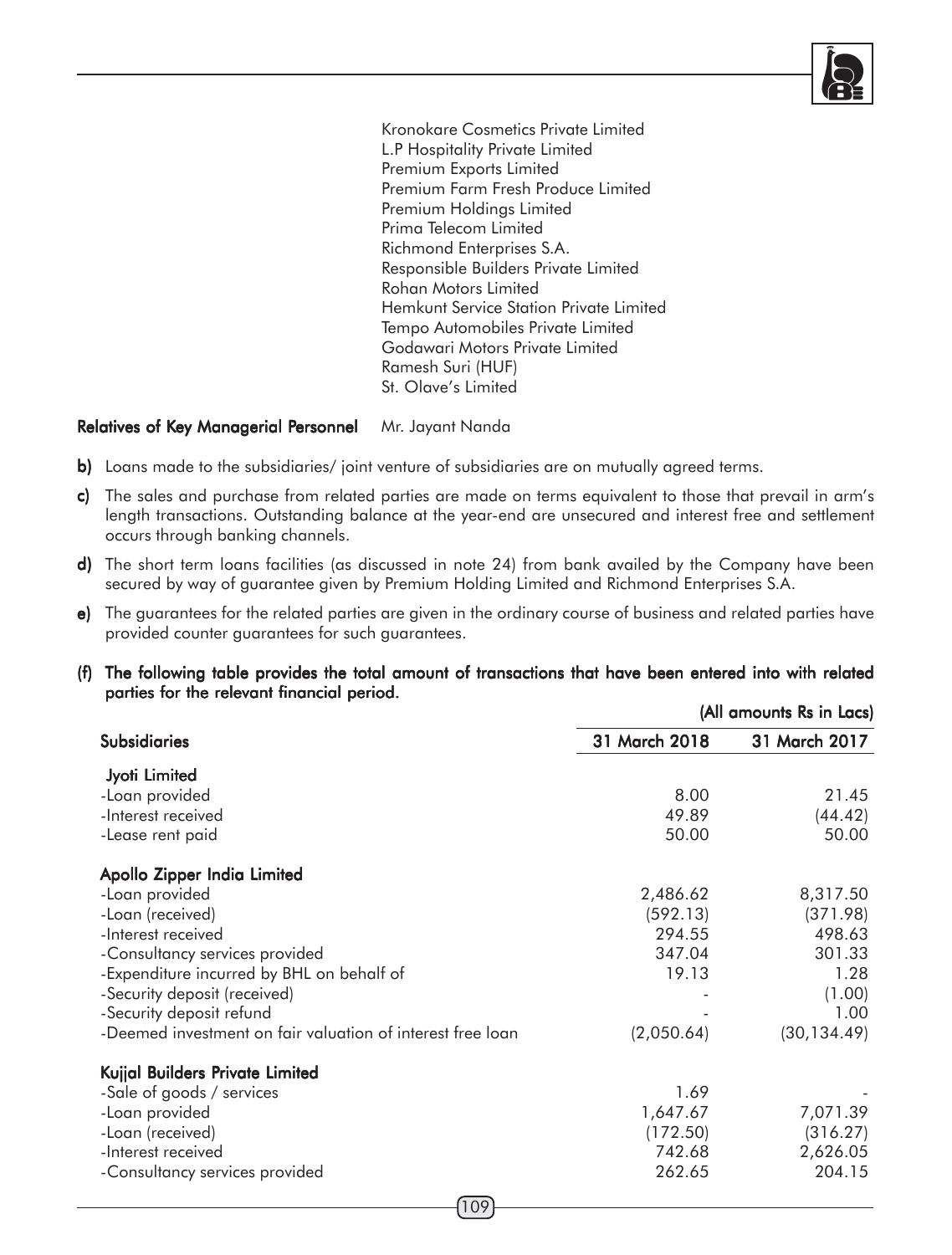Kronokare Cosmetics Private Limited
L.P Hospitality Private Limited
Premium Exports Limited
Premium Farm Fresh Produce Limited
Premium Holdings Limited
Prima Telecom Limited
Richmond Enterprises S.A.
Responsible Builders Private Limited
Rohan Motors Limited
Hemkunt Service Station Private Limited
Tempo Automobiles Private Limited
Godawari Motors Private Limited
Ramesh Suri (HUF)
St. Olave's Limited

**Relatives of Key Managerial Personnel** Mr. Jayant Nanda

**b)** Loans made to the subsidiaries/ joint venture of subsidiaries are on mutually agreed terms.

**c)** The sales and purchase from related parties are made on terms equivalent to those that prevail in arm's length transactions. Outstanding balance at the year-end are unsecured and interest free and settlement occurs through banking channels.

**d)** The short term loans facilities (as discussed in note 24) from bank availed by the Company have been secured by way of guarantee given by Premium Holding Limited and Richmond Enterprises S.A.

**e)** The guarantees for the related parties are given in the ordinary course of business and related parties have provided counter guarantees for such guarantees.

**(f) The following table provides the total amount of transactions that have been entered into with related parties for the relevant financial period.**

(All amounts Rs in Lacs)

| Subsidiaries | 31 March 2018 | 31 March 2017 |
|---|---|---|
| **Jyoti Limited** | | |
| -Loan provided | 8.00 | 21.45 |
| -Interest received | 49.89 | (44.42) |
| -Lease rent paid | 50.00 | 50.00 |
| **Apollo Zipper India Limited** | | |
| -Loan provided | 2,486.62 | 8,317.50 |
| -Loan (received) | (592.13) | (371.98) |
| -Interest received | 294.55 | 498.63 |
| -Consultancy services provided | 347.04 | 301.33 |
| -Expenditure incurred by BHL on behalf of | 19.13 | 1.28 |
| -Security deposit (received) | - | (1.00) |
| -Security deposit refund | - | 1.00 |
| -Deemed investment on fair valuation of interest free loan | (2,050.64) | (30,134.49) |
| **Kujjal Builders Private Limited** | | |
| -Sale of goods / services | 1.69 | - |
| -Loan provided | 1,647.67 | 7,071.39 |
| -Loan (received) | (172.50) | (316.27) |
| -Interest received | 742.68 | 2,626.05 |
| -Consultancy services provided | 262.65 | 204.15 |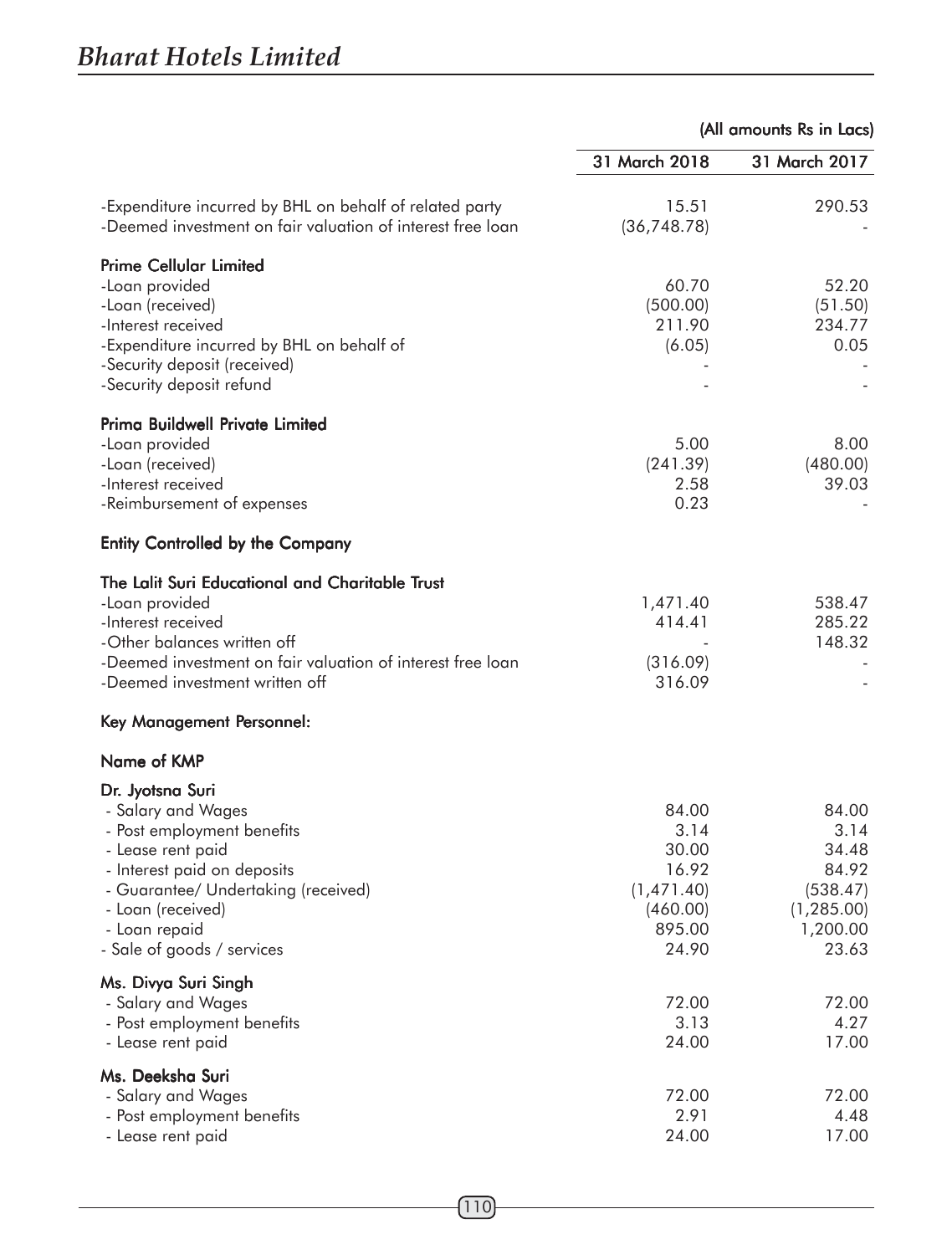(All amounts Rs in Lacs)

| | 31 March 2018 | 31 March 2017 |
|---|---|---|
| -Expenditure incurred by BHL on behalf of related party | 15.51 | 290.53 |
| -Deemed investment on fair valuation of interest free loan | (36,748.78) | - |
| **Prime Cellular Limited** | | |
| -Loan provided | 60.70 | 52.20 |
| -Loan (received) | (500.00) | (51.50) |
| -Interest received | 211.90 | 234.77 |
| -Expenditure incurred by BHL on behalf of | (6.05) | 0.05 |
| -Security deposit (received) | - | - |
| -Security deposit refund | - | - |
| **Prima Buildwell Private Limited** | | |
| -Loan provided | 5.00 | 8.00 |
| -Loan (received) | (241.39) | (480.00) |
| -Interest received | 2.58 | 39.03 |
| -Reimbursement of expenses | 0.23 | - |
| **Entity Controlled by the Company** | | |
| **The Lalit Suri Educational and Charitable Trust** | | |
| -Loan provided | 1,471.40 | 538.47 |
| -Interest received | 414.41 | 285.22 |
| -Other balances written off | - | 148.32 |
| -Deemed investment on fair valuation of interest free loan | (316.09) | - |
| -Deemed investment written off | 316.09 | - |
| **Key Management Personnel:** | | |
| **Name of KMP** | | |
| **Dr. Jyotsna Suri** | | |
| - Salary and Wages | 84.00 | 84.00 |
| - Post employment benefits | 3.14 | 3.14 |
| - Lease rent paid | 30.00 | 34.48 |
| - Interest paid on deposits | 16.92 | 84.92 |
| - Guarantee/ Undertaking (received) | (1,471.40) | (538.47) |
| - Loan (received) | (460.00) | (1,285.00) |
| - Loan repaid | 895.00 | 1,200.00 |
| - Sale of goods / services | 24.90 | 23.63 |
| **Ms. Divya Suri Singh** | | |
| - Salary and Wages | 72.00 | 72.00 |
| - Post employment benefits | 3.13 | 4.27 |
| - Lease rent paid | 24.00 | 17.00 |
| **Ms. Deeksha Suri** | | |
| - Salary and Wages | 72.00 | 72.00 |
| - Post employment benefits | 2.91 | 4.48 |
| - Lease rent paid | 24.00 | 17.00 |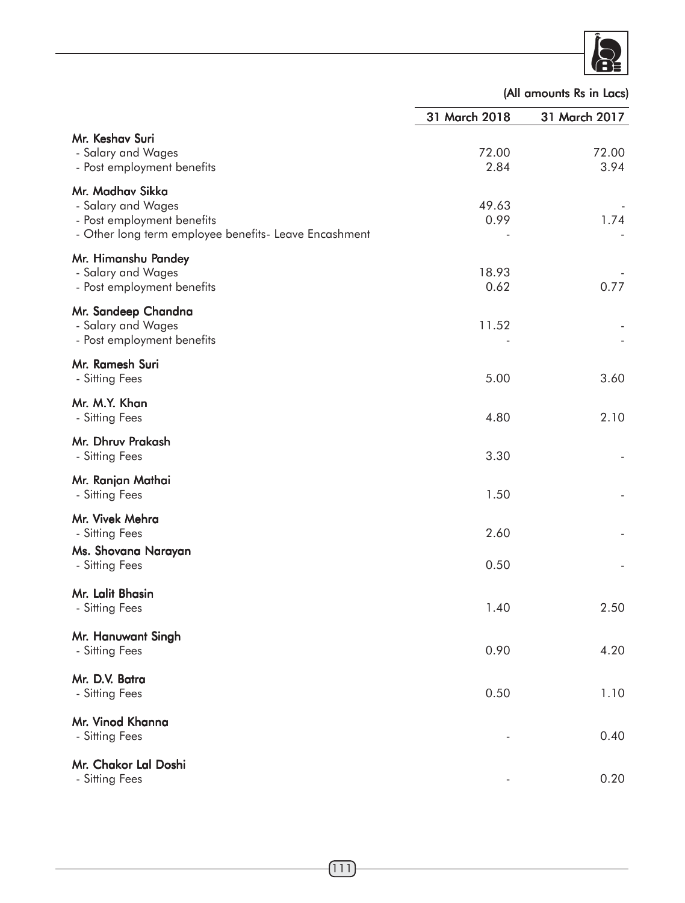(All amounts Rs in Lacs)

| | 31 March 2018 | 31 March 2017 |
|---|---|---|
| **Mr. Keshav Suri** | | |
| - Salary and Wages | 72.00 | 72.00 |
| - Post employment benefits | 2.84 | 3.94 |
| **Mr. Madhav Sikka** | | |
| - Salary and Wages | 49.63 | - |
| - Post employment benefits | 0.99 | 1.74 |
| - Other long term employee benefits- Leave Encashment | - | - |
| **Mr. Himanshu Pandey** | | |
| - Salary and Wages | 18.93 | - |
| - Post employment benefits | 0.62 | 0.77 |
| **Mr. Sandeep Chandna** | | |
| - Salary and Wages | 11.52 | - |
| - Post employment benefits | - | - |
| **Mr. Ramesh Suri** | | |
| - Sitting Fees | 5.00 | 3.60 |
| **Mr. M.Y. Khan** | | |
| - Sitting Fees | 4.80 | 2.10 |
| **Mr. Dhruv Prakash** | | |
| - Sitting Fees | 3.30 | - |
| **Mr. Ranjan Mathai** | | |
| - Sitting Fees | 1.50 | - |
| **Mr. Vivek Mehra** | | |
| - Sitting Fees | 2.60 | - |
| **Ms. Shovana Narayan** | | |
| - Sitting Fees | 0.50 | - |
| **Mr. Lalit Bhasin** | | |
| - Sitting Fees | 1.40 | 2.50 |
| **Mr. Hanuwant Singh** | | |
| - Sitting Fees | 0.90 | 4.20 |
| **Mr. D.V. Batra** | | |
| - Sitting Fees | 0.50 | 1.10 |
| **Mr. Vinod Khanna** | | |
| - Sitting Fees | - | 0.40 |
| **Mr. Chakor Lal Doshi** | | |
| - Sitting Fees | - | 0.20 |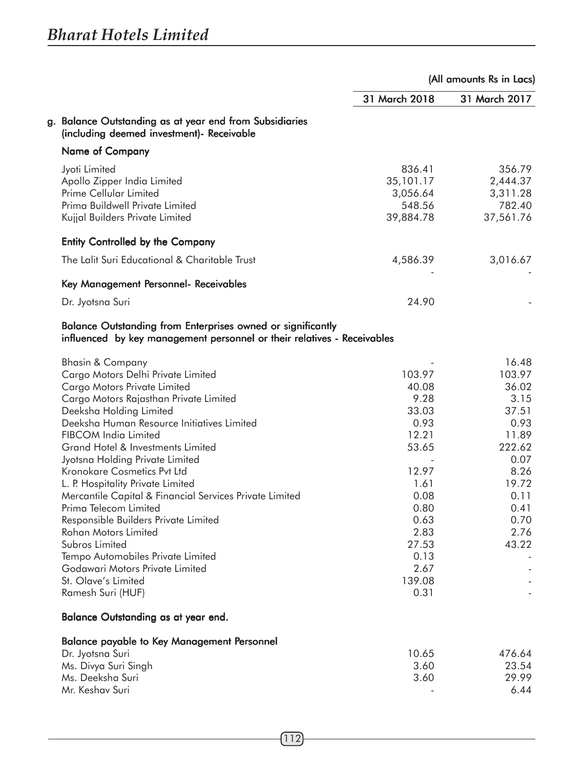(All amounts Rs in Lacs)

| | 31 March 2018 | 31 March 2017 |
|---|---|---|
| **g. Balance Outstanding as at year end from Subsidiaries (including deemed investment)- Receivable** | | |
| **Name of Company** | | |
| Jyoti Limited | 836.41 | 356.79 |
| Apollo Zipper India Limited | 35,101.17 | 2,444.37 |
| Prime Cellular Limited | 3,056.64 | 3,311.28 |
| Prima Buildwell Private Limited | 548.56 | 782.40 |
| Kujjal Builders Private Limited | 39,884.78 | 37,561.76 |
| **Entity Controlled by the Company** | | |
| The Lalit Suri Educational & Charitable Trust | 4,586.39 | 3,016.67 |
| | - | - |
| **Key Management Personnel- Receivables** | | |
| Dr. Jyotsna Suri | 24.90 | - |
| **Balance Outstanding from Enterprises owned or significantly influenced by key management personnel or their relatives - Receivables** | | |
| Bhasin & Company | - | 16.48 |
| Cargo Motors Delhi Private Limited | 103.97 | 103.97 |
| Cargo Motors Private Limited | 40.08 | 36.02 |
| Cargo Motors Rajasthan Private Limited | 9.28 | 3.15 |
| Deeksha Holding Limited | 33.03 | 37.51 |
| Deeksha Human Resource Initiatives Limited | 0.93 | 0.93 |
| FIBCOM India Limited | 12.21 | 11.89 |
| Grand Hotel & Investments Limited | 53.65 | 222.62 |
| Jyotsna Holding Private Limited | - | 0.07 |
| Kronokare Cosmetics Pvt Ltd | 12.97 | 8.26 |
| L. P. Hospitality Private Limited | 1.61 | 19.72 |
| Mercantile Capital & Financial Services Private Limited | 0.08 | 0.11 |
| Prima Telecom Limited | 0.80 | 0.41 |
| Responsible Builders Private Limited | 0.63 | 0.70 |
| Rohan Motors Limited | 2.83 | 2.76 |
| Subros Limited | 27.53 | 43.22 |
| Tempo Automobiles Private Limited | 0.13 | - |
| Godawari Motors Private Limited | 2.67 | - |
| St. Olave's Limited | 139.08 | - |
| Ramesh Suri (HUF) | 0.31 | - |
| **Balance Outstanding as at year end.** | | |
| **Balance payable to Key Management Personnel** | | |
| Dr. Jyotsna Suri | 10.65 | 476.64 |
| Ms. Divya Suri Singh | 3.60 | 23.54 |
| Ms. Deeksha Suri | 3.60 | 29.99 |
| Mr. Keshav Suri | - | 6.44 |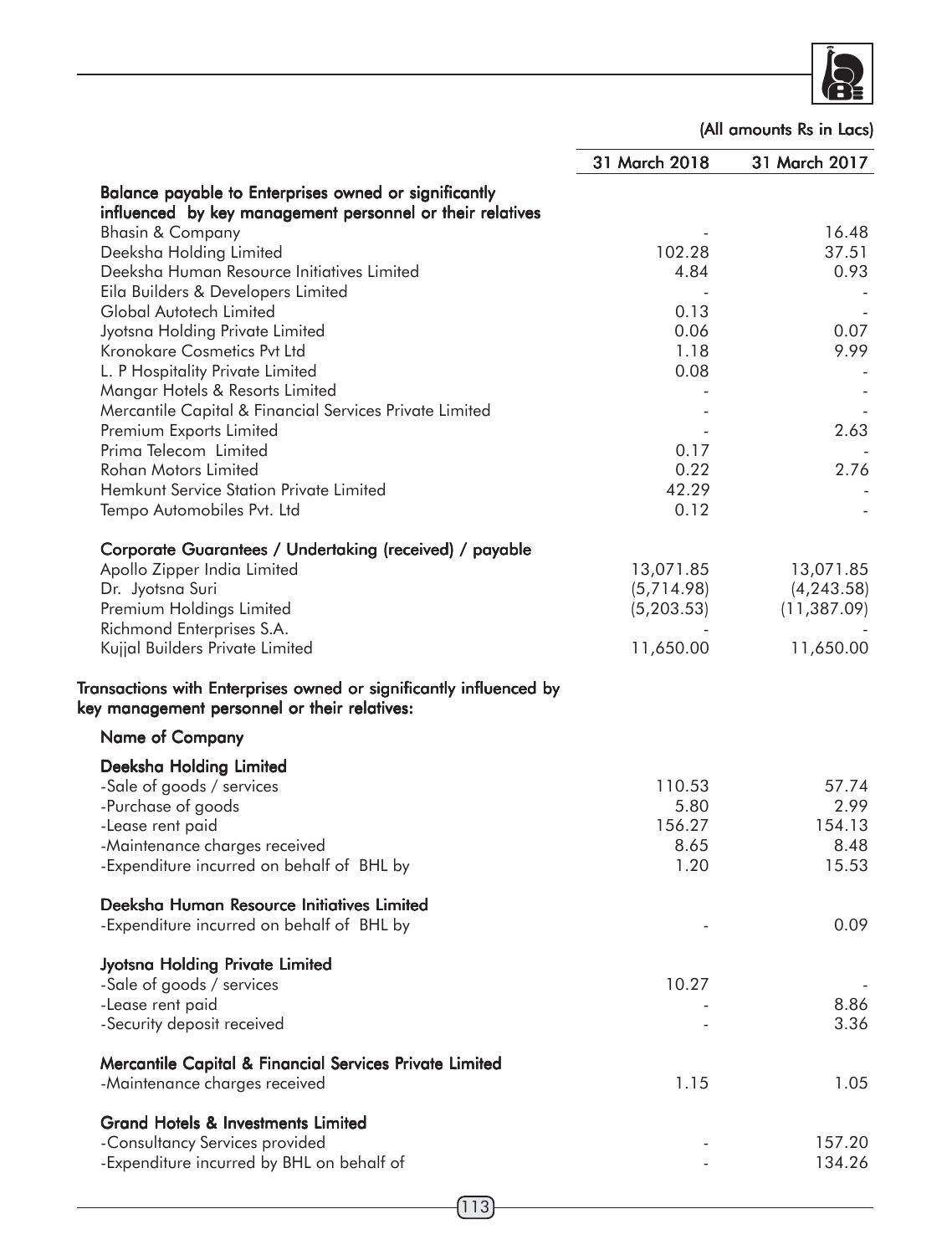(All amounts Rs in Lacs)

| | 31 March 2018 | 31 March 2017 |
|---|---|---|
| **Balance payable to Enterprises owned or significantly influenced by key management personnel or their relatives** | | |
| Bhasin & Company | - | 16.48 |
| Deeksha Holding Limited | 102.28 | 37.51 |
| Deeksha Human Resource Initiatives Limited | 4.84 | 0.93 |
| Eila Builders & Developers Limited | - | - |
| Global Autotech Limited | 0.13 | - |
| Jyotsna Holding Private Limited | 0.06 | 0.07 |
| Kronokare Cosmetics Pvt Ltd | 1.18 | 9.99 |
| L. P Hospitality Private Limited | 0.08 | - |
| Mangar Hotels & Resorts Limited | - | - |
| Mercantile Capital & Financial Services Private Limited | - | - |
| Premium Exports Limited | - | 2.63 |
| Prima Telecom Limited | 0.17 | - |
| Rohan Motors Limited | 0.22 | 2.76 |
| Hemkunt Service Station Private Limited | 42.29 | - |
| Tempo Automobiles Pvt. Ltd | 0.12 | - |
| **Corporate Guarantees / Undertaking (received) / payable** | | |
| Apollo Zipper India Limited | 13,071.85 | 13,071.85 |
| Dr. Jyotsna Suri | (5,714.98) | (4,243.58) |
| Premium Holdings Limited | (5,203.53) | (11,387.09) |
| Richmond Enterprises S.A. | - | - |
| Kujjal Builders Private Limited | 11,650.00 | 11,650.00 |

**Transactions with Enterprises owned or significantly influenced by key management personnel or their relatives:**

| Name of Company | 31 March 2018 | 31 March 2017 |
|---|---|---|
| **Deeksha Holding Limited** | | |
| -Sale of goods / services | 110.53 | 57.74 |
| -Purchase of goods | 5.80 | 2.99 |
| -Lease rent paid | 156.27 | 154.13 |
| -Maintenance charges received | 8.65 | 8.48 |
| -Expenditure incurred on behalf of BHL by | 1.20 | 15.53 |
| **Deeksha Human Resource Initiatives Limited** | | |
| -Expenditure incurred on behalf of BHL by | - | 0.09 |
| **Jyotsna Holding Private Limited** | | |
| -Sale of goods / services | 10.27 | - |
| -Lease rent paid | - | 8.86 |
| -Security deposit received | - | 3.36 |
| **Mercantile Capital & Financial Services Private Limited** | | |
| -Maintenance charges received | 1.15 | 1.05 |
| **Grand Hotels & Investments Limited** | | |
| -Consultancy Services provided | - | 157.20 |
| -Expenditure incurred by BHL on behalf of | - | 134.26 |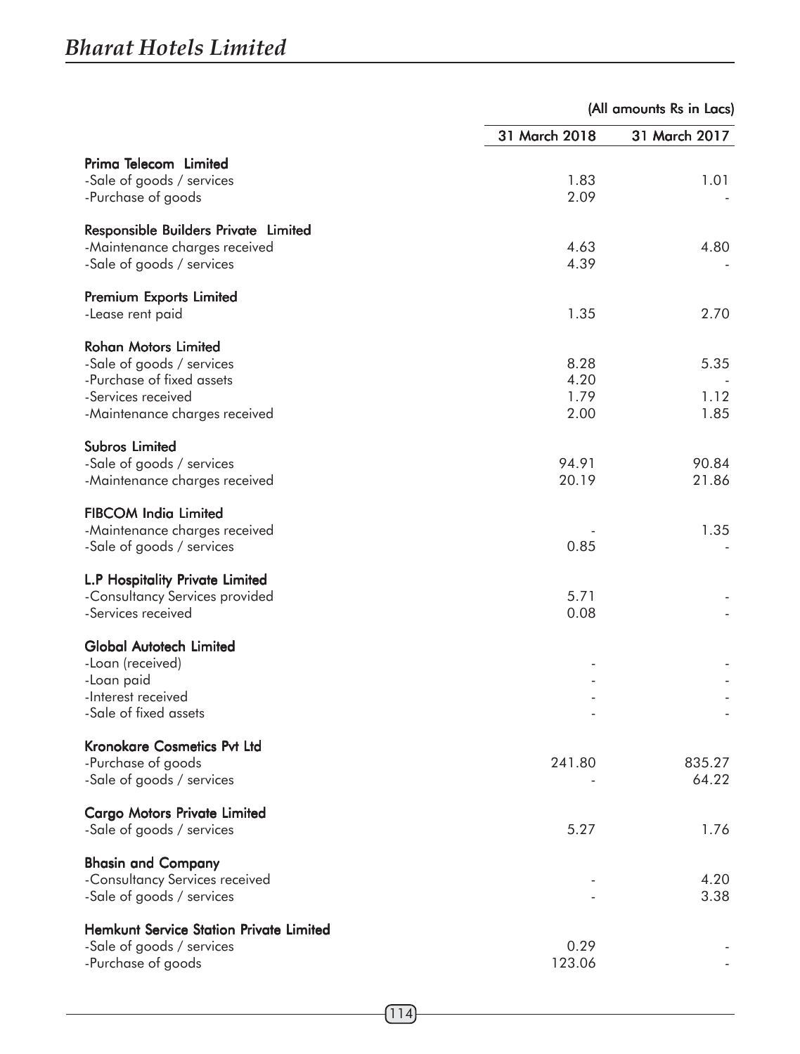(All amounts Rs in Lacs)

| | 31 March 2018 | 31 March 2017 |
|---|---|---|
| **Prima Telecom Limited** | | |
| -Sale of goods / services | 1.83 | 1.01 |
| -Purchase of goods | 2.09 | - |
| **Responsible Builders Private Limited** | | |
| -Maintenance charges received | 4.63 | 4.80 |
| -Sale of goods / services | 4.39 | - |
| **Premium Exports Limited** | | |
| -Lease rent paid | 1.35 | 2.70 |
| **Rohan Motors Limited** | | |
| -Sale of goods / services | 8.28 | 5.35 |
| -Purchase of fixed assets | 4.20 | - |
| -Services received | 1.79 | 1.12 |
| -Maintenance charges received | 2.00 | 1.85 |
| **Subros Limited** | | |
| -Sale of goods / services | 94.91 | 90.84 |
| -Maintenance charges received | 20.19 | 21.86 |
| **FIBCOM India Limited** | | |
| -Maintenance charges received | - | 1.35 |
| -Sale of goods / services | 0.85 | - |
| **L.P Hospitality Private Limited** | | |
| -Consultancy Services provided | 5.71 | - |
| -Services received | 0.08 | - |
| **Global Autotech Limited** | | |
| -Loan (received) | - | - |
| -Loan paid | - | - |
| -Interest received | - | - |
| -Sale of fixed assets | - | - |
| **Kronokare Cosmetics Pvt Ltd** | | |
| -Purchase of goods | 241.80 | 835.27 |
| -Sale of goods / services | - | 64.22 |
| **Cargo Motors Private Limited** | | |
| -Sale of goods / services | 5.27 | 1.76 |
| **Bhasin and Company** | | |
| -Consultancy Services received | - | 4.20 |
| -Sale of goods / services | - | 3.38 |
| **Hemkunt Service Station Private Limited** | | |
| -Sale of goods / services | 0.29 | - |
| -Purchase of goods | 123.06 | - |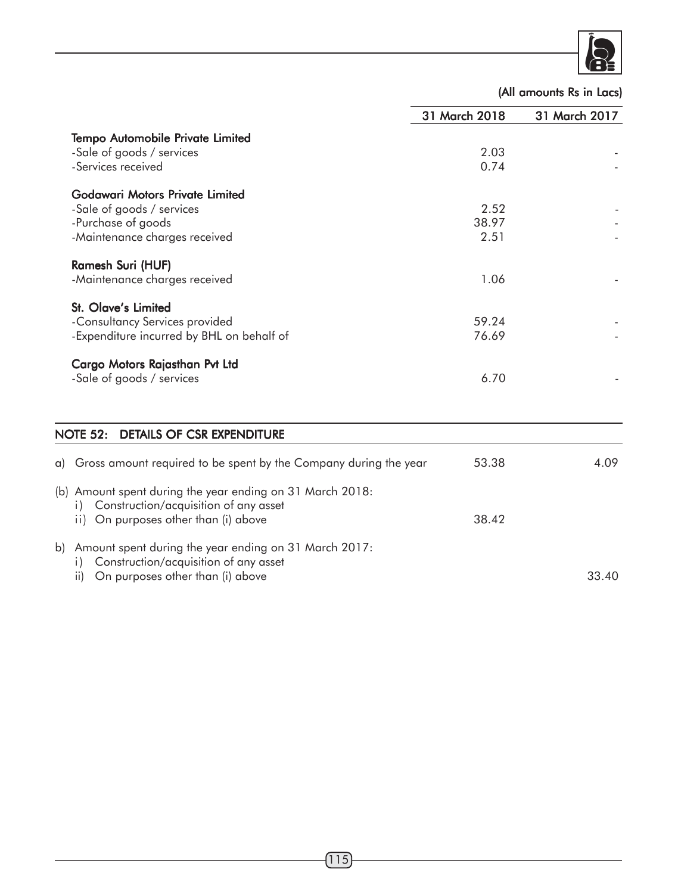(All amounts Rs in Lacs)

| | 31 March 2018 | 31 March 2017 |
|---|---|---|
| **Tempo Automobile Private Limited** | | |
| -Sale of goods / services | 2.03 | - |
| -Services received | 0.74 | - |
| **Godawari Motors Private Limited** | | |
| -Sale of goods / services | 2.52 | - |
| -Purchase of goods | 38.97 | - |
| -Maintenance charges received | 2.51 | - |
| **Ramesh Suri (HUF)** | | |
| -Maintenance charges received | 1.06 | - |
| **St. Olave's Limited** | | |
| -Consultancy Services provided | 59.24 | - |
| -Expenditure incurred by BHL on behalf of | 76.69 | - |
| **Cargo Motors Rajasthan Pvt Ltd** | | |
| -Sale of goods / services | 6.70 | - |

## NOTE 52: DETAILS OF CSR EXPENDITURE

| | | |
|---|---|---|
| a) Gross amount required to be spent by the Company during the year | 53.38 | 4.09 |
| (b) Amount spent during the year ending on 31 March 2018: | | |
| i) Construction/acquisition of any asset | | |
| ii) On purposes other than (i) above | 38.42 | |
| b) Amount spent during the year ending on 31 March 2017: | | |
| i) Construction/acquisition of any asset | | |
| ii) On purposes other than (i) above | | 33.40 |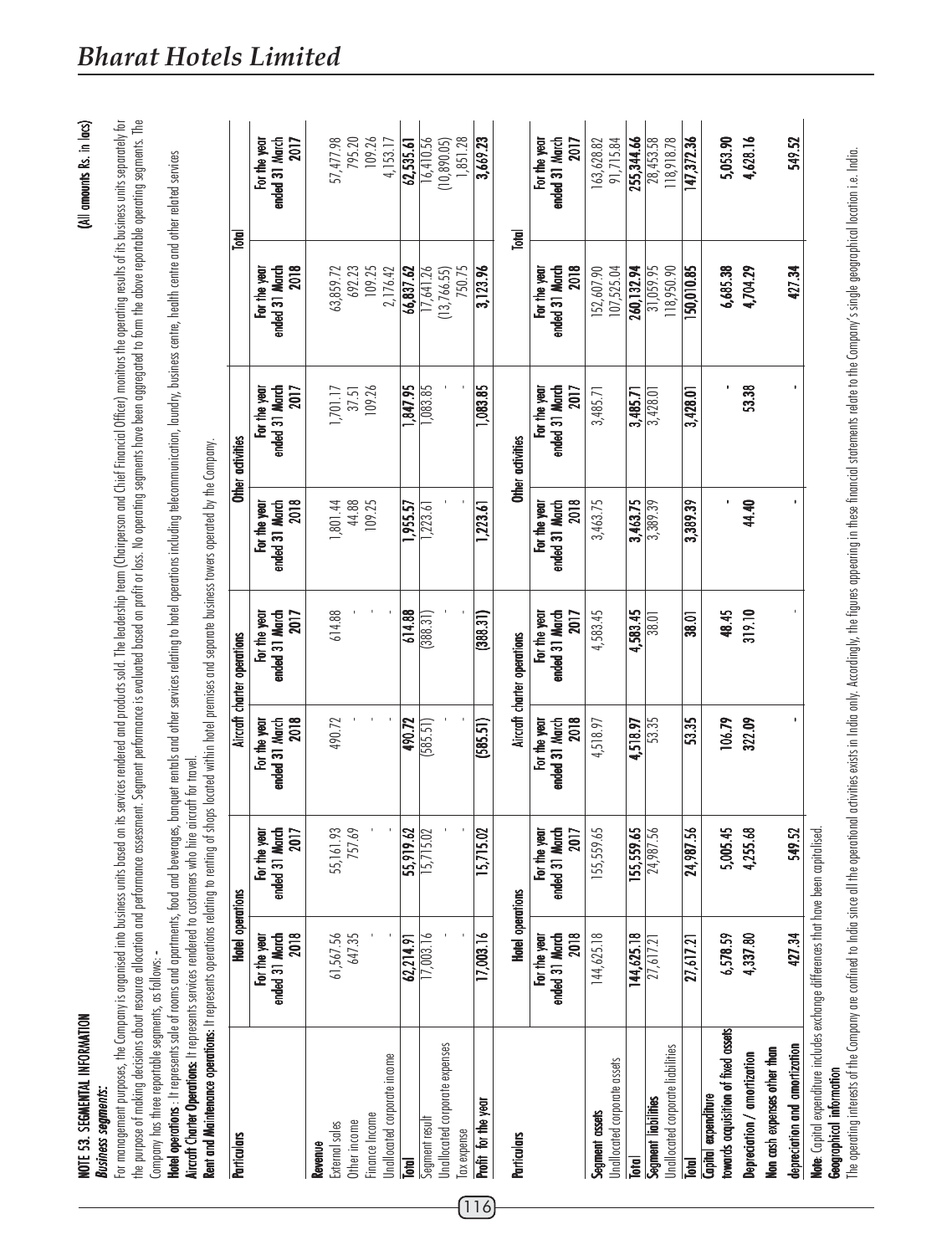## NOTE 53. SEGMENTAL INFORMATION

(All amounts Rs. in lacs)

***Business segments:***

For management purposes, the Company is organised into business units based on its services rendered and products sold. The leadership team (Chairperson and Chief Financial Officer) monitors the operating results of its business units separately for the purpose of making decisions about resource allocation and performance assessment. Segment performance is evaluated based on profit or loss. No operating segments have been aggregated to form the above reportable operating segments. The Company has three reportable segments, as follows: -

**Hotel operations** : It represents sale of rooms and apartments, food and beverages, banquet rentals and other services relating to hotel operations including telecommunication, laundry, business centre, health centre and other related services

**Aircraft Charter Operations**: It represents services rendered to customers who hire aircraft for travel.

**Rent and Maintenance operations:** It represents operations relating to renting of shops located within hotel premises and separate business towers operated by the Company.

| Particulars | Hotel operations | | Aircraft charter operations | | Other activities | | Total | |
|---|---|---|---|---|---|---|---|---|
| | For the year ended 31 March 2018 | For the year ended 31 March 2017 | For the year ended 31 March 2018 | For the year ended 31 March 2017 | For the year ended 31 March 2018 | For the year ended 31 March 2017 | For the year ended 31 March 2018 | For the year ended 31 March 2017 |
| **Revenue** | | | | | | | | |
| External sales | 61,567.56 | 55,161.93 | 490.72 | 614.88 | 1,801.44 | 1,701.17 | 63,859.72 | 57,477.98 |
| Other income | 647.35 | 757.69 | - | - | 44.88 | 37.51 | 692.23 | 795.20 |
| Finance Income | - | - | - | - | 109.25 | 109.26 | 109.25 | 109.26 |
| Unallocated corporate income | - | - | - | - | - | - | 2,176.42 | 4,153.17 |
| **Total** | **62,214.91** | **55,919.62** | **490.72** | **614.88** | **1,955.57** | **1,847.95** | **66,837.62** | **62,535.61** |
| Segment result | 17,003.16 | 15,715.02 | (585.51) | (388.31) | 1,223.61 | 1,083.85 | 17,641.26 | 16,410.56 |
| Unallocated corporate expenses | - | - | - | - | - | - | (13,766.55) | (10,890.05) |
| Tax expense | - | - | - | - | - | - | 750.75 | 1,851.28 |
| **Profit for the year** | **17,003.16** | **15,715.02** | **(585.51)** | **(388.31)** | **1,223.61** | **1,083.85** | **3,123.96** | **3,669.23** |

| Particulars | Hotel operations | | Aircraft charter operations | | Other activities | | Total | |
|---|---|---|---|---|---|---|---|---|
| | For the year ended 31 March 2018 | For the year ended 31 March 2017 | For the year ended 31 March 2018 | For the year ended 31 March 2017 | For the year ended 31 March 2018 | For the year ended 31 March 2017 | For the year ended 31 March 2018 | For the year ended 31 March 2017 |
| **Segment assets** | 144,625.18 | 155,559.65 | 4,518.97 | 4,583.45 | 3,463.75 | 3,485.71 | 152,607.90 | 163,628.82 |
| Unallocated corporate assets | | | | | | | 107,525.04 | 91,715.84 |
| **Total** | **144,625.18** | **155,559.65** | **4,518.97** | **4,583.45** | **3,463.75** | **3,485.71** | **260,132.94** | **255,344.66** |
| **Segment liabilities** | 27,617.21 | 24,987.56 | 53.35 | 38.01 | 3,389.39 | 3,428.01 | 31,059.95 | 28,453.58 |
| Unallocated corporate liabilities | | | | | | | 118,950.90 | 118,918.78 |
| **Total** | **27,617.21** | **24,987.56** | **53.35** | **38.01** | **3,389.39** | **3,428.01** | **150,010.85** | **147,372.36** |
| **Capital expenditure towards acquisition of fixed assets** | **6,578.59** | **5,005.45** | **106.79** | **48.45** | **-** | **-** | **6,685.38** | **5,053.90** |
| **Depreciation / amortization** | **4,337.80** | **4,255.68** | **322.09** | **319.10** | **44.40** | **53.38** | **4,704.29** | **4,628.16** |
| **Non cash expenses other than depreciation and amortization** | **427.34** | **549.52** | **-** | **-** | **-** | **-** | **427.34** | **549.52** |

**Note**: Capital expenditure includes exchange differences that have been capitalised.

**Geographical information**

The operating interests of the Company are confined to India since all the operational activities exists in India only. Accordingly, the figures appearing in these financial statements relate to the Company's single geographical location i.e. India.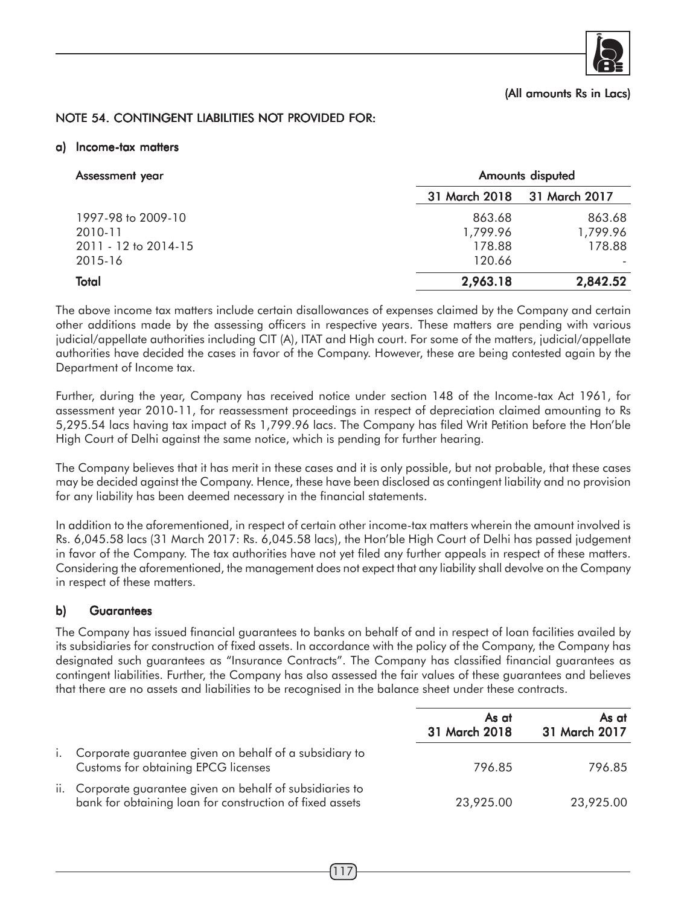(All amounts Rs in Lacs)

## NOTE 54. CONTINGENT LIABILITIES NOT PROVIDED FOR:

### a) Income-tax matters

| Assessment year | Amounts disputed | |
|---|---|---|
| | 31 March 2018 | 31 March 2017 |
| 1997-98 to 2009-10 | 863.68 | 863.68 |
| 2010-11 | 1,799.96 | 1,799.96 |
| 2011 - 12 to 2014-15 | 178.88 | 178.88 |
| 2015-16 | 120.66 | - |
| **Total** | **2,963.18** | **2,842.52** |

The above income tax matters include certain disallowances of expenses claimed by the Company and certain other additions made by the assessing officers in respective years. These matters are pending with various judicial/appellate authorities including CIT (A), ITAT and High court. For some of the matters, judicial/appellate authorities have decided the cases in favor of the Company. However, these are being contested again by the Department of Income tax.

Further, during the year, Company has received notice under section 148 of the Income-tax Act 1961, for assessment year 2010-11, for reassessment proceedings in respect of depreciation claimed amounting to Rs 5,295.54 lacs having tax impact of Rs 1,799.96 lacs. The Company has filed Writ Petition before the Hon'ble High Court of Delhi against the same notice, which is pending for further hearing.

The Company believes that it has merit in these cases and it is only possible, but not probable, that these cases may be decided against the Company. Hence, these have been disclosed as contingent liability and no provision for any liability has been deemed necessary in the financial statements.

In addition to the aforementioned, in respect of certain other income-tax matters wherein the amount involved is Rs. 6,045.58 lacs (31 March 2017: Rs. 6,045.58 lacs), the Hon'ble High Court of Delhi has passed judgement in favor of the Company. The tax authorities have not yet filed any further appeals in respect of these matters. Considering the aforementioned, the management does not expect that any liability shall devolve on the Company in respect of these matters.

### b) Guarantees

The Company has issued financial guarantees to banks on behalf of and in respect of loan facilities availed by its subsidiaries for construction of fixed assets. In accordance with the policy of the Company, the Company has designated such guarantees as "Insurance Contracts". The Company has classified financial guarantees as contingent liabilities. Further, the Company has also assessed the fair values of these guarantees and believes that there are no assets and liabilities to be recognised in the balance sheet under these contracts.

| | As at 31 March 2018 | As at 31 March 2017 |
|---|---|---|
| i. Corporate guarantee given on behalf of a subsidiary to Customs for obtaining EPCG licenses | 796.85 | 796.85 |
| ii. Corporate guarantee given on behalf of subsidiaries to bank for obtaining loan for construction of fixed assets | 23,925.00 | 23,925.00 |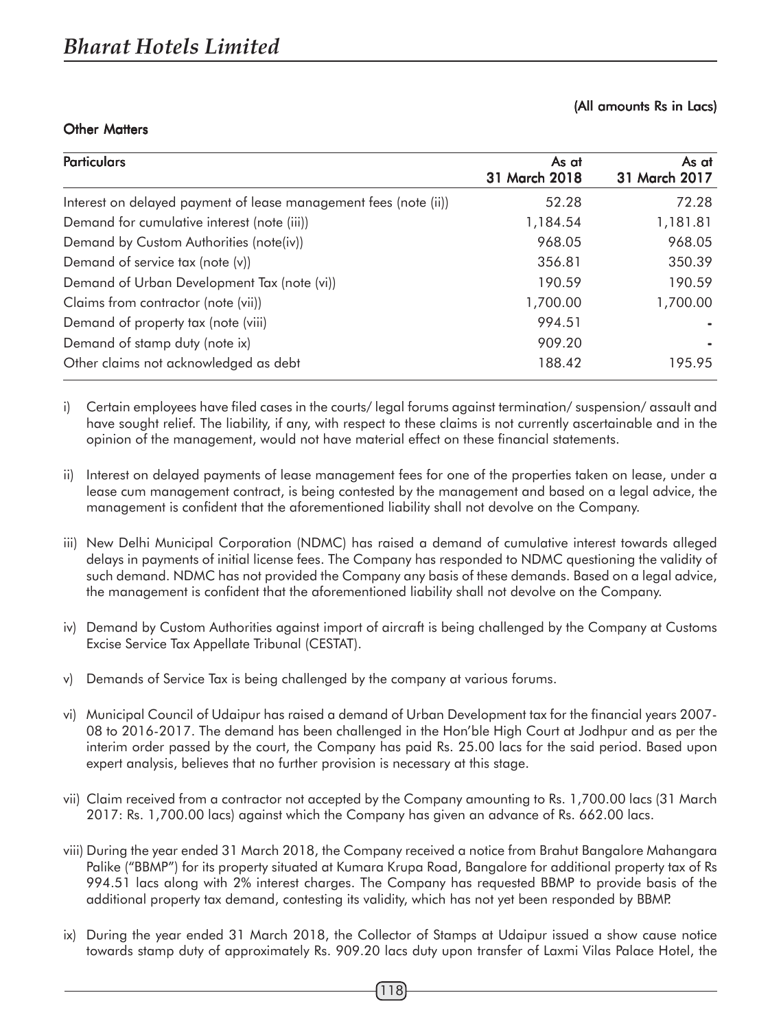(All amounts Rs in Lacs)

**Other Matters**

| Particulars | As at 31 March 2018 | As at 31 March 2017 |
|---|---|---|
| Interest on delayed payment of lease management fees (note (ii)) | 52.28 | 72.28 |
| Demand for cumulative interest (note (iii)) | 1,184.54 | 1,181.81 |
| Demand by Custom Authorities (note(iv)) | 968.05 | 968.05 |
| Demand of service tax (note (v)) | 356.81 | 350.39 |
| Demand of Urban Development Tax (note (vi)) | 190.59 | 190.59 |
| Claims from contractor (note (vii)) | 1,700.00 | 1,700.00 |
| Demand of property tax (note (viii) | 994.51 | - |
| Demand of stamp duty (note ix) | 909.20 | - |
| Other claims not acknowledged as debt | 188.42 | 195.95 |

i) Certain employees have filed cases in the courts/ legal forums against termination/ suspension/ assault and have sought relief. The liability, if any, with respect to these claims is not currently ascertainable and in the opinion of the management, would not have material effect on these financial statements.

ii) Interest on delayed payments of lease management fees for one of the properties taken on lease, under a lease cum management contract, is being contested by the management and based on a legal advice, the management is confident that the aforementioned liability shall not devolve on the Company.

iii) New Delhi Municipal Corporation (NDMC) has raised a demand of cumulative interest towards alleged delays in payments of initial license fees. The Company has responded to NDMC questioning the validity of such demand. NDMC has not provided the Company any basis of these demands. Based on a legal advice, the management is confident that the aforementioned liability shall not devolve on the Company.

iv) Demand by Custom Authorities against import of aircraft is being challenged by the Company at Customs Excise Service Tax Appellate Tribunal (CESTAT).

v) Demands of Service Tax is being challenged by the company at various forums.

vi) Municipal Council of Udaipur has raised a demand of Urban Development tax for the financial years 2007-08 to 2016-2017. The demand has been challenged in the Hon'ble High Court at Jodhpur and as per the interim order passed by the court, the Company has paid Rs. 25.00 lacs for the said period. Based upon expert analysis, believes that no further provision is necessary at this stage.

vii) Claim received from a contractor not accepted by the Company amounting to Rs. 1,700.00 lacs (31 March 2017: Rs. 1,700.00 lacs) against which the Company has given an advance of Rs. 662.00 lacs.

viii) During the year ended 31 March 2018, the Company received a notice from Brahut Bangalore Mahangara Palike ("BBMP") for its property situated at Kumara Krupa Road, Bangalore for additional property tax of Rs 994.51 lacs along with 2% interest charges. The Company has requested BBMP to provide basis of the additional property tax demand, contesting its validity, which has not yet been responded by BBMP.

ix) During the year ended 31 March 2018, the Collector of Stamps at Udaipur issued a show cause notice towards stamp duty of approximately Rs. 909.20 lacs duty upon transfer of Laxmi Vilas Palace Hotel, the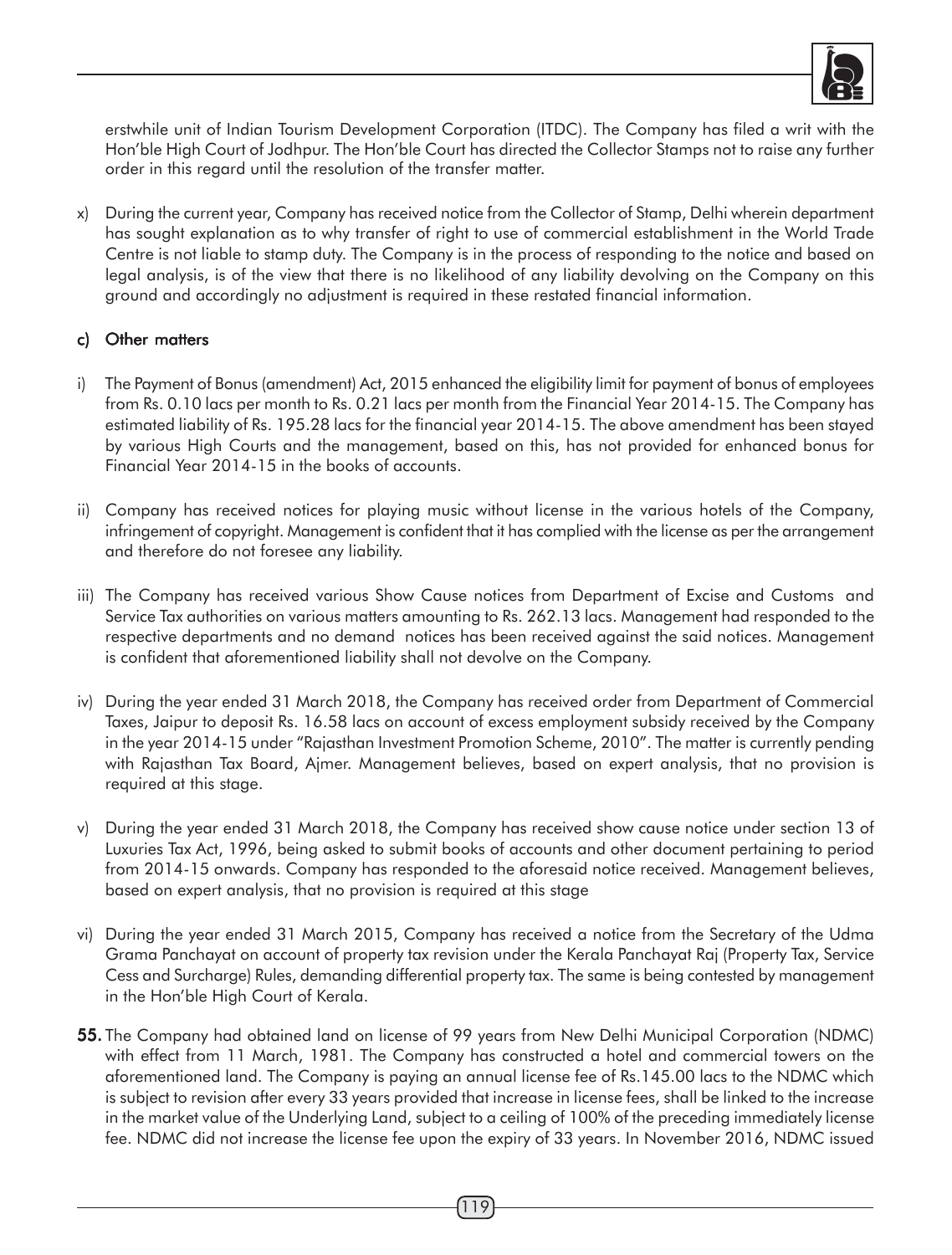erstwhile unit of Indian Tourism Development Corporation (ITDC). The Company has filed a writ with the Hon'ble High Court of Jodhpur. The Hon'ble Court has directed the Collector Stamps not to raise any further order in this regard until the resolution of the transfer matter.

x) During the current year, Company has received notice from the Collector of Stamp, Delhi wherein department has sought explanation as to why transfer of right to use of commercial establishment in the World Trade Centre is not liable to stamp duty. The Company is in the process of responding to the notice and based on legal analysis, is of the view that there is no likelihood of any liability devolving on the Company on this ground and accordingly no adjustment is required in these restated financial information.

### c) Other matters

i) The Payment of Bonus (amendment) Act, 2015 enhanced the eligibility limit for payment of bonus of employees from Rs. 0.10 lacs per month to Rs. 0.21 lacs per month from the Financial Year 2014-15. The Company has estimated liability of Rs. 195.28 lacs for the financial year 2014-15. The above amendment has been stayed by various High Courts and the management, based on this, has not provided for enhanced bonus for Financial Year 2014-15 in the books of accounts.

ii) Company has received notices for playing music without license in the various hotels of the Company, infringement of copyright. Management is confident that it has complied with the license as per the arrangement and therefore do not foresee any liability.

iii) The Company has received various Show Cause notices from Department of Excise and Customs and Service Tax authorities on various matters amounting to Rs. 262.13 lacs. Management had responded to the respective departments and no demand notices has been received against the said notices. Management is confident that aforementioned liability shall not devolve on the Company.

iv) During the year ended 31 March 2018, the Company has received order from Department of Commercial Taxes, Jaipur to deposit Rs. 16.58 lacs on account of excess employment subsidy received by the Company in the year 2014-15 under "Rajasthan Investment Promotion Scheme, 2010". The matter is currently pending with Rajasthan Tax Board, Ajmer. Management believes, based on expert analysis, that no provision is required at this stage.

v) During the year ended 31 March 2018, the Company has received show cause notice under section 13 of Luxuries Tax Act, 1996, being asked to submit books of accounts and other document pertaining to period from 2014-15 onwards. Company has responded to the aforesaid notice received. Management believes, based on expert analysis, that no provision is required at this stage

vi) During the year ended 31 March 2015, Company has received a notice from the Secretary of the Udma Grama Panchayat on account of property tax revision under the Kerala Panchayat Raj (Property Tax, Service Cess and Surcharge) Rules, demanding differential property tax. The same is being contested by management in the Hon'ble High Court of Kerala.

**55.** The Company had obtained land on license of 99 years from New Delhi Municipal Corporation (NDMC) with effect from 11 March, 1981. The Company has constructed a hotel and commercial towers on the aforementioned land. The Company is paying an annual license fee of Rs.145.00 lacs to the NDMC which is subject to revision after every 33 years provided that increase in license fees, shall be linked to the increase in the market value of the Underlying Land, subject to a ceiling of 100% of the preceding immediately license fee. NDMC did not increase the license fee upon the expiry of 33 years. In November 2016, NDMC issued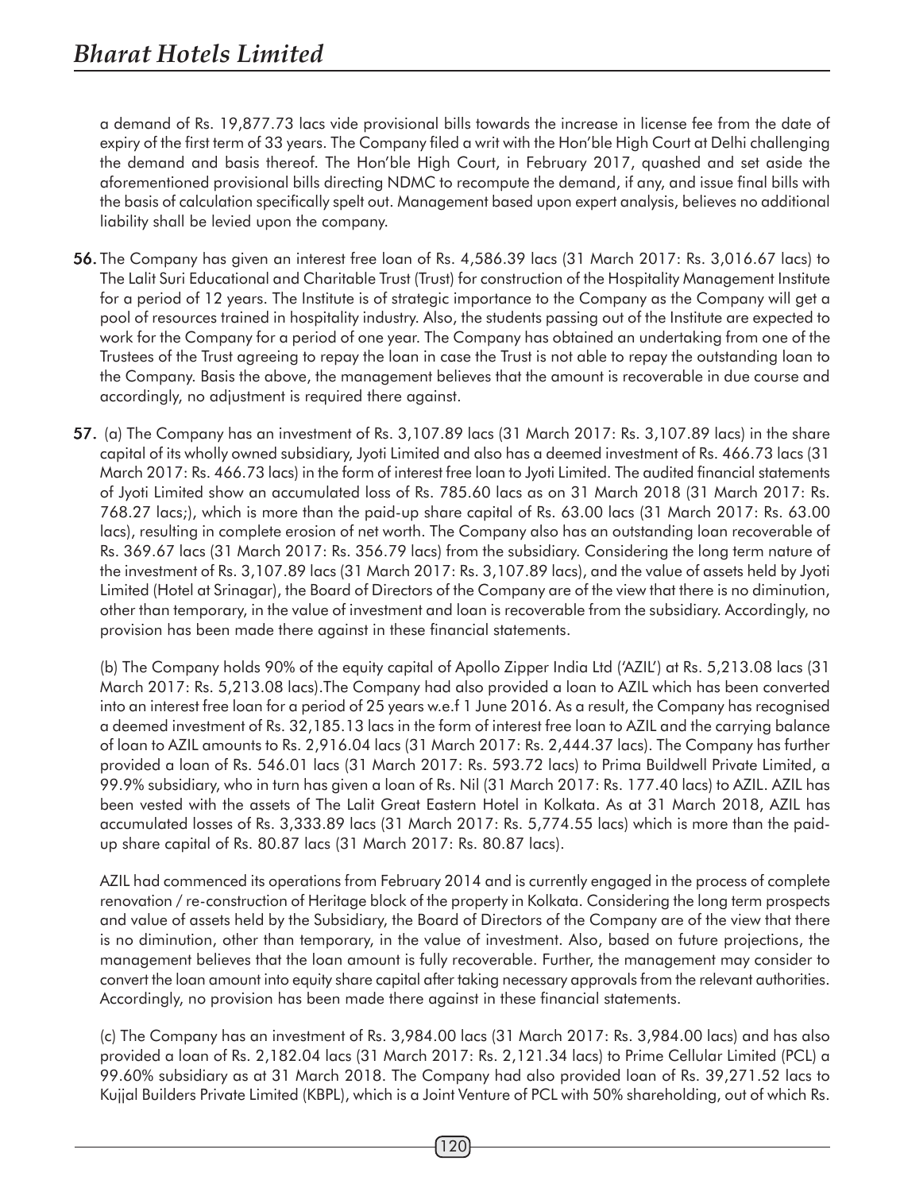a demand of Rs. 19,877.73 lacs vide provisional bills towards the increase in license fee from the date of expiry of the first term of 33 years. The Company filed a writ with the Hon'ble High Court at Delhi challenging the demand and basis thereof. The Hon'ble High Court, in February 2017, quashed and set aside the aforementioned provisional bills directing NDMC to recompute the demand, if any, and issue final bills with the basis of calculation specifically spelt out. Management based upon expert analysis, believes no additional liability shall be levied upon the company.

**56.** The Company has given an interest free loan of Rs. 4,586.39 lacs (31 March 2017: Rs. 3,016.67 lacs) to The Lalit Suri Educational and Charitable Trust (Trust) for construction of the Hospitality Management Institute for a period of 12 years. The Institute is of strategic importance to the Company as the Company will get a pool of resources trained in hospitality industry. Also, the students passing out of the Institute are expected to work for the Company for a period of one year. The Company has obtained an undertaking from one of the Trustees of the Trust agreeing to repay the loan in case the Trust is not able to repay the outstanding loan to the Company. Basis the above, the management believes that the amount is recoverable in due course and accordingly, no adjustment is required there against.

**57.** (a) The Company has an investment of Rs. 3,107.89 lacs (31 March 2017: Rs. 3,107.89 lacs) in the share capital of its wholly owned subsidiary, Jyoti Limited and also has a deemed investment of Rs. 466.73 lacs (31 March 2017: Rs. 466.73 lacs) in the form of interest free loan to Jyoti Limited. The audited financial statements of Jyoti Limited show an accumulated loss of Rs. 785.60 lacs as on 31 March 2018 (31 March 2017: Rs. 768.27 lacs;), which is more than the paid-up share capital of Rs. 63.00 lacs (31 March 2017: Rs. 63.00 lacs), resulting in complete erosion of net worth. The Company also has an outstanding loan recoverable of Rs. 369.67 lacs (31 March 2017: Rs. 356.79 lacs) from the subsidiary. Considering the long term nature of the investment of Rs. 3,107.89 lacs (31 March 2017: Rs. 3,107.89 lacs), and the value of assets held by Jyoti Limited (Hotel at Srinagar), the Board of Directors of the Company are of the view that there is no diminution, other than temporary, in the value of investment and loan is recoverable from the subsidiary. Accordingly, no provision has been made there against in these financial statements.

(b) The Company holds 90% of the equity capital of Apollo Zipper India Ltd ('AZIL') at Rs. 5,213.08 lacs (31 March 2017: Rs. 5,213.08 lacs).The Company had also provided a loan to AZIL which has been converted into an interest free loan for a period of 25 years w.e.f 1 June 2016. As a result, the Company has recognised a deemed investment of Rs. 32,185.13 lacs in the form of interest free loan to AZIL and the carrying balance of loan to AZIL amounts to Rs. 2,916.04 lacs (31 March 2017: Rs. 2,444.37 lacs). The Company has further provided a loan of Rs. 546.01 lacs (31 March 2017: Rs. 593.72 lacs) to Prima Buildwell Private Limited, a 99.9% subsidiary, who in turn has given a loan of Rs. Nil (31 March 2017: Rs. 177.40 lacs) to AZIL. AZIL has been vested with the assets of The Lalit Great Eastern Hotel in Kolkata. As at 31 March 2018, AZIL has accumulated losses of Rs. 3,333.89 lacs (31 March 2017: Rs. 5,774.55 lacs) which is more than the paid-up share capital of Rs. 80.87 lacs (31 March 2017: Rs. 80.87 lacs).

AZIL had commenced its operations from February 2014 and is currently engaged in the process of complete renovation / re-construction of Heritage block of the property in Kolkata. Considering the long term prospects and value of assets held by the Subsidiary, the Board of Directors of the Company are of the view that there is no diminution, other than temporary, in the value of investment. Also, based on future projections, the management believes that the loan amount is fully recoverable. Further, the management may consider to convert the loan amount into equity share capital after taking necessary approvals from the relevant authorities. Accordingly, no provision has been made there against in these financial statements.

(c) The Company has an investment of Rs. 3,984.00 lacs (31 March 2017: Rs. 3,984.00 lacs) and has also provided a loan of Rs. 2,182.04 lacs (31 March 2017: Rs. 2,121.34 lacs) to Prime Cellular Limited (PCL) a 99.60% subsidiary as at 31 March 2018. The Company had also provided loan of Rs. 39,271.52 lacs to Kujjal Builders Private Limited (KBPL), which is a Joint Venture of PCL with 50% shareholding, out of which Rs.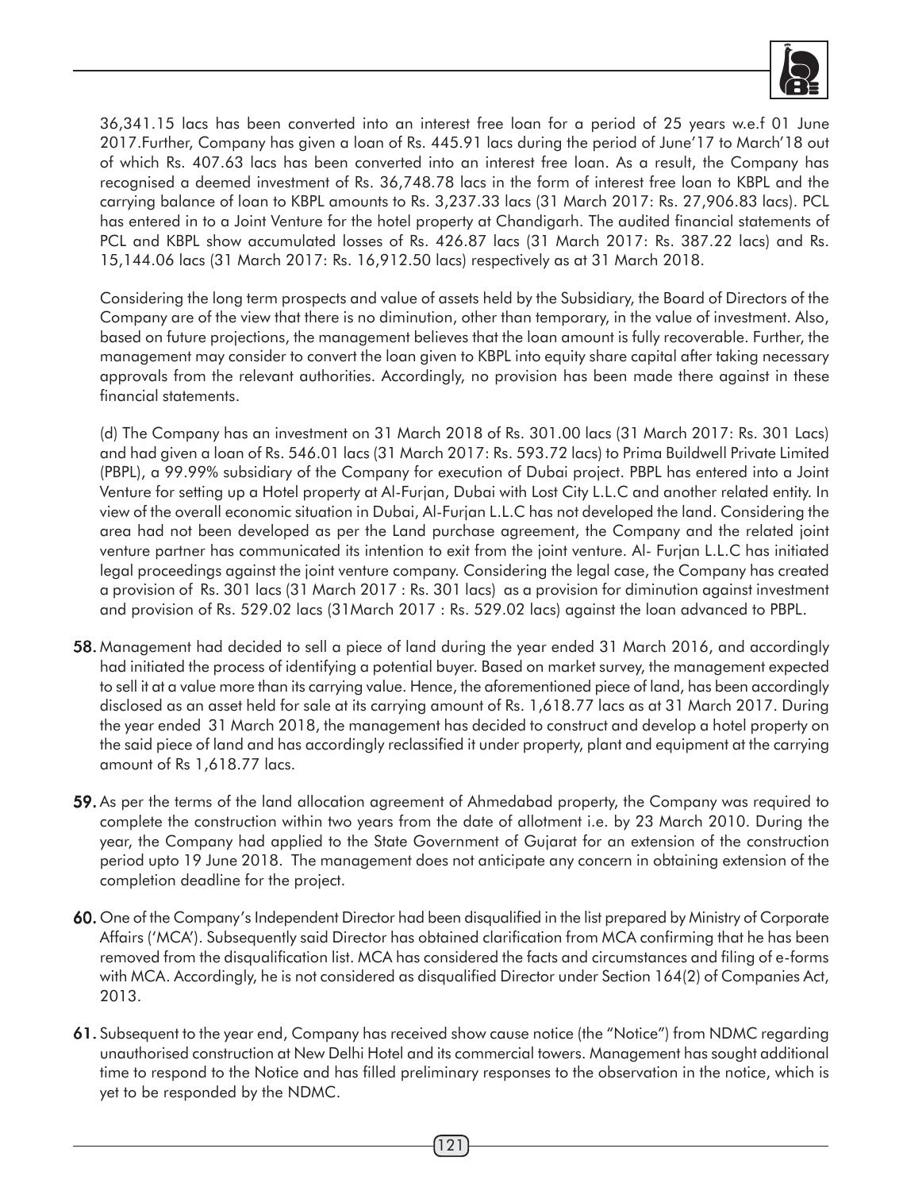36,341.15 lacs has been converted into an interest free loan for a period of 25 years w.e.f 01 June 2017.Further, Company has given a loan of Rs. 445.91 lacs during the period of June'17 to March'18 out of which Rs. 407.63 lacs has been converted into an interest free loan. As a result, the Company has recognised a deemed investment of Rs. 36,748.78 lacs in the form of interest free loan to KBPL and the carrying balance of loan to KBPL amounts to Rs. 3,237.33 lacs (31 March 2017: Rs. 27,906.83 lacs). PCL has entered in to a Joint Venture for the hotel property at Chandigarh. The audited financial statements of PCL and KBPL show accumulated losses of Rs. 426.87 lacs (31 March 2017: Rs. 387.22 lacs) and Rs. 15,144.06 lacs (31 March 2017: Rs. 16,912.50 lacs) respectively as at 31 March 2018.

Considering the long term prospects and value of assets held by the Subsidiary, the Board of Directors of the Company are of the view that there is no diminution, other than temporary, in the value of investment. Also, based on future projections, the management believes that the loan amount is fully recoverable. Further, the management may consider to convert the loan given to KBPL into equity share capital after taking necessary approvals from the relevant authorities. Accordingly, no provision has been made there against in these financial statements.

(d) The Company has an investment on 31 March 2018 of Rs. 301.00 lacs (31 March 2017: Rs. 301 Lacs) and had given a loan of Rs. 546.01 lacs (31 March 2017: Rs. 593.72 lacs) to Prima Buildwell Private Limited (PBPL), a 99.99% subsidiary of the Company for execution of Dubai project. PBPL has entered into a Joint Venture for setting up a Hotel property at Al-Furjan, Dubai with Lost City L.L.C and another related entity. In view of the overall economic situation in Dubai, Al-Furjan L.L.C has not developed the land. Considering the area had not been developed as per the Land purchase agreement, the Company and the related joint venture partner has communicated its intention to exit from the joint venture. Al- Furjan L.L.C has initiated legal proceedings against the joint venture company. Considering the legal case, the Company has created a provision of Rs. 301 lacs (31 March 2017 : Rs. 301 lacs) as a provision for diminution against investment and provision of Rs. 529.02 lacs (31March 2017 : Rs. 529.02 lacs) against the loan advanced to PBPL.

**58.** Management had decided to sell a piece of land during the year ended 31 March 2016, and accordingly had initiated the process of identifying a potential buyer. Based on market survey, the management expected to sell it at a value more than its carrying value. Hence, the aforementioned piece of land, has been accordingly disclosed as an asset held for sale at its carrying amount of Rs. 1,618.77 lacs as at 31 March 2017. During the year ended 31 March 2018, the management has decided to construct and develop a hotel property on the said piece of land and has accordingly reclassified it under property, plant and equipment at the carrying amount of Rs 1,618.77 lacs.

**59.** As per the terms of the land allocation agreement of Ahmedabad property, the Company was required to complete the construction within two years from the date of allotment i.e. by 23 March 2010. During the year, the Company had applied to the State Government of Gujarat for an extension of the construction period upto 19 June 2018. The management does not anticipate any concern in obtaining extension of the completion deadline for the project.

**60.** One of the Company's Independent Director had been disqualified in the list prepared by Ministry of Corporate Affairs ('MCA'). Subsequently said Director has obtained clarification from MCA confirming that he has been removed from the disqualification list. MCA has considered the facts and circumstances and filing of e-forms with MCA. Accordingly, he is not considered as disqualified Director under Section 164(2) of Companies Act, 2013.

**61.** Subsequent to the year end, Company has received show cause notice (the "Notice") from NDMC regarding unauthorised construction at New Delhi Hotel and its commercial towers. Management has sought additional time to respond to the Notice and has filled preliminary responses to the observation in the notice, which is yet to be responded by the NDMC.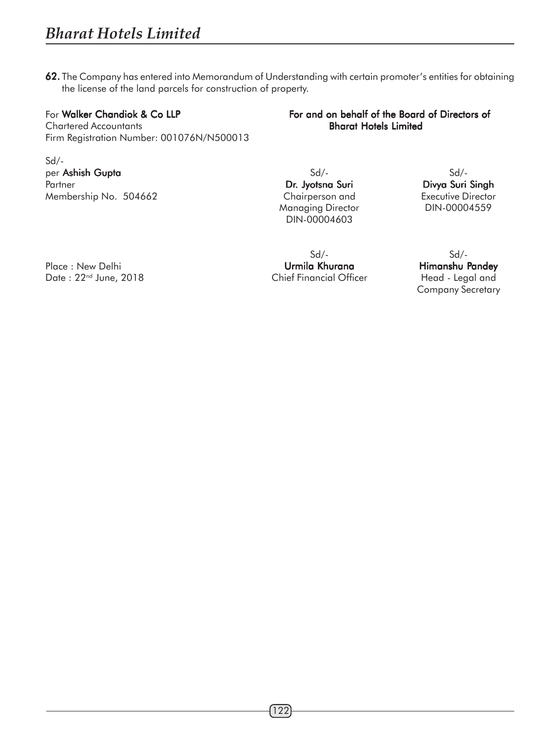**62.** The Company has entered into Memorandum of Understanding with certain promoter's entities for obtaining the license of the land parcels for construction of property.

For **Walker Chandiok & Co LLP**
Chartered Accountants
Firm Registration Number: 001076N/N500013

Sd/-
per **Ashish Gupta**
Partner
Membership No. 504662

**For and on behalf of the Board of Directors of Bharat Hotels Limited**

Sd/-
**Dr. Jyotsna Suri**
Chairperson and Managing Director
DIN-00004603

Sd/-
**Divya Suri Singh**
Executive Director
DIN-00004559

Place : New Delhi
Date : 22nd June, 2018

Sd/-
**Urmila Khurana**
Chief Financial Officer

Sd/-
**Himanshu Pandey**
Head - Legal and Company Secretary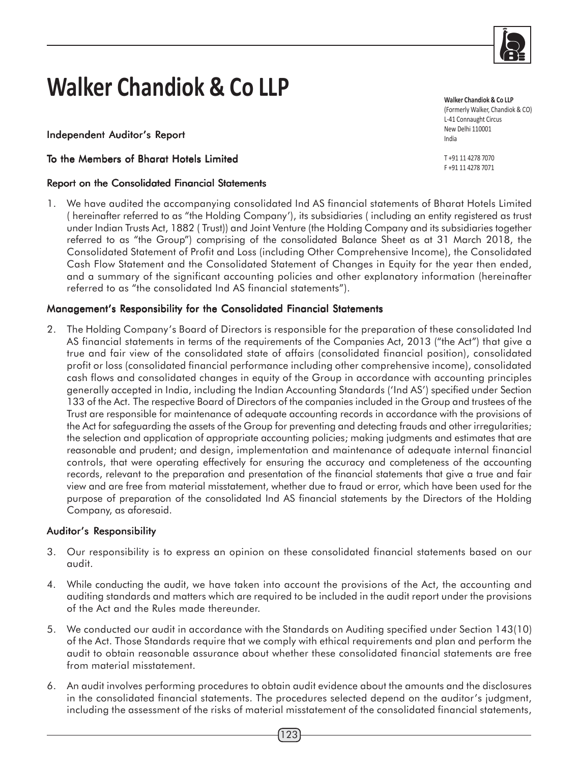# Walker Chandiok & Co LLP

**Walker Chandiok & Co LLP**
(Formerly Walker, Chandiok & CO)
L-41 Connaught Circus
New Delhi 110001
India

T +91 11 4278 7070
F +91 11 4278 7071

## Independent Auditor's Report

## To the Members of Bharat Hotels Limited

### Report on the Consolidated Financial Statements

1. We have audited the accompanying consolidated Ind AS financial statements of Bharat Hotels Limited ( hereinafter referred to as "the Holding Company'), its subsidiaries ( including an entity registered as trust under Indian Trusts Act, 1882 ( Trust)) and Joint Venture (the Holding Company and its subsidiaries together referred to as "the Group") comprising of the consolidated Balance Sheet as at 31 March 2018, the Consolidated Statement of Profit and Loss (including Other Comprehensive Income), the Consolidated Cash Flow Statement and the Consolidated Statement of Changes in Equity for the year then ended, and a summary of the significant accounting policies and other explanatory information (hereinafter referred to as "the consolidated Ind AS financial statements").

### Management's Responsibility for the Consolidated Financial Statements

2. The Holding Company's Board of Directors is responsible for the preparation of these consolidated Ind AS financial statements in terms of the requirements of the Companies Act, 2013 ("the Act") that give a true and fair view of the consolidated state of affairs (consolidated financial position), consolidated profit or loss (consolidated financial performance including other comprehensive income), consolidated cash flows and consolidated changes in equity of the Group in accordance with accounting principles generally accepted in India, including the Indian Accounting Standards ('Ind AS') specified under Section 133 of the Act. The respective Board of Directors of the companies included in the Group and trustees of the Trust are responsible for maintenance of adequate accounting records in accordance with the provisions of the Act for safeguarding the assets of the Group for preventing and detecting frauds and other irregularities; the selection and application of appropriate accounting policies; making judgments and estimates that are reasonable and prudent; and design, implementation and maintenance of adequate internal financial controls, that were operating effectively for ensuring the accuracy and completeness of the accounting records, relevant to the preparation and presentation of the financial statements that give a true and fair view and are free from material misstatement, whether due to fraud or error, which have been used for the purpose of preparation of the consolidated Ind AS financial statements by the Directors of the Holding Company, as aforesaid.

### Auditor's Responsibility

3. Our responsibility is to express an opinion on these consolidated financial statements based on our audit.

4. While conducting the audit, we have taken into account the provisions of the Act, the accounting and auditing standards and matters which are required to be included in the audit report under the provisions of the Act and the Rules made thereunder.

5. We conducted our audit in accordance with the Standards on Auditing specified under Section 143(10) of the Act. Those Standards require that we comply with ethical requirements and plan and perform the audit to obtain reasonable assurance about whether these consolidated financial statements are free from material misstatement.

6. An audit involves performing procedures to obtain audit evidence about the amounts and the disclosures in the consolidated financial statements. The procedures selected depend on the auditor's judgment, including the assessment of the risks of material misstatement of the consolidated financial statements,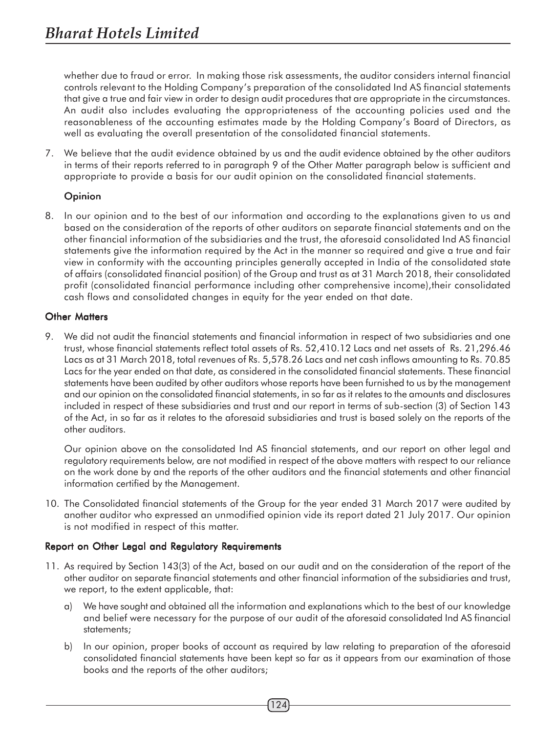whether due to fraud or error. In making those risk assessments, the auditor considers internal financial controls relevant to the Holding Company's preparation of the consolidated Ind AS financial statements that give a true and fair view in order to design audit procedures that are appropriate in the circumstances. An audit also includes evaluating the appropriateness of the accounting policies used and the reasonableness of the accounting estimates made by the Holding Company's Board of Directors, as well as evaluating the overall presentation of the consolidated financial statements.

7. We believe that the audit evidence obtained by us and the audit evidence obtained by the other auditors in terms of their reports referred to in paragraph 9 of the Other Matter paragraph below is sufficient and appropriate to provide a basis for our audit opinion on the consolidated financial statements.

### Opinion

8. In our opinion and to the best of our information and according to the explanations given to us and based on the consideration of the reports of other auditors on separate financial statements and on the other financial information of the subsidiaries and the trust, the aforesaid consolidated Ind AS financial statements give the information required by the Act in the manner so required and give a true and fair view in conformity with the accounting principles generally accepted in India of the consolidated state of affairs (consolidated financial position) of the Group and trust as at 31 March 2018, their consolidated profit (consolidated financial performance including other comprehensive income),their consolidated cash flows and consolidated changes in equity for the year ended on that date.

### Other Matters

9. We did not audit the financial statements and financial information in respect of two subsidiaries and one trust, whose financial statements reflect total assets of Rs. 52,410.12 Lacs and net assets of Rs. 21,296.46 Lacs as at 31 March 2018, total revenues of Rs. 5,578.26 Lacs and net cash inflows amounting to Rs. 70.85 Lacs for the year ended on that date, as considered in the consolidated financial statements. These financial statements have been audited by other auditors whose reports have been furnished to us by the management and our opinion on the consolidated financial statements, in so far as it relates to the amounts and disclosures included in respect of these subsidiaries and trust and our report in terms of sub-section (3) of Section 143 of the Act, in so far as it relates to the aforesaid subsidiaries and trust is based solely on the reports of the other auditors.

   Our opinion above on the consolidated Ind AS financial statements, and our report on other legal and regulatory requirements below, are not modified in respect of the above matters with respect to our reliance on the work done by and the reports of the other auditors and the financial statements and other financial information certified by the Management.

10. The Consolidated financial statements of the Group for the year ended 31 March 2017 were audited by another auditor who expressed an unmodified opinion vide its report dated 21 July 2017. Our opinion is not modified in respect of this matter.

### Report on Other Legal and Regulatory Requirements

11. As required by Section 143(3) of the Act, based on our audit and on the consideration of the report of the other auditor on separate financial statements and other financial information of the subsidiaries and trust, we report, to the extent applicable, that:

    a) We have sought and obtained all the information and explanations which to the best of our knowledge and belief were necessary for the purpose of our audit of the aforesaid consolidated Ind AS financial statements;

    b) In our opinion, proper books of account as required by law relating to preparation of the aforesaid consolidated financial statements have been kept so far as it appears from our examination of those books and the reports of the other auditors;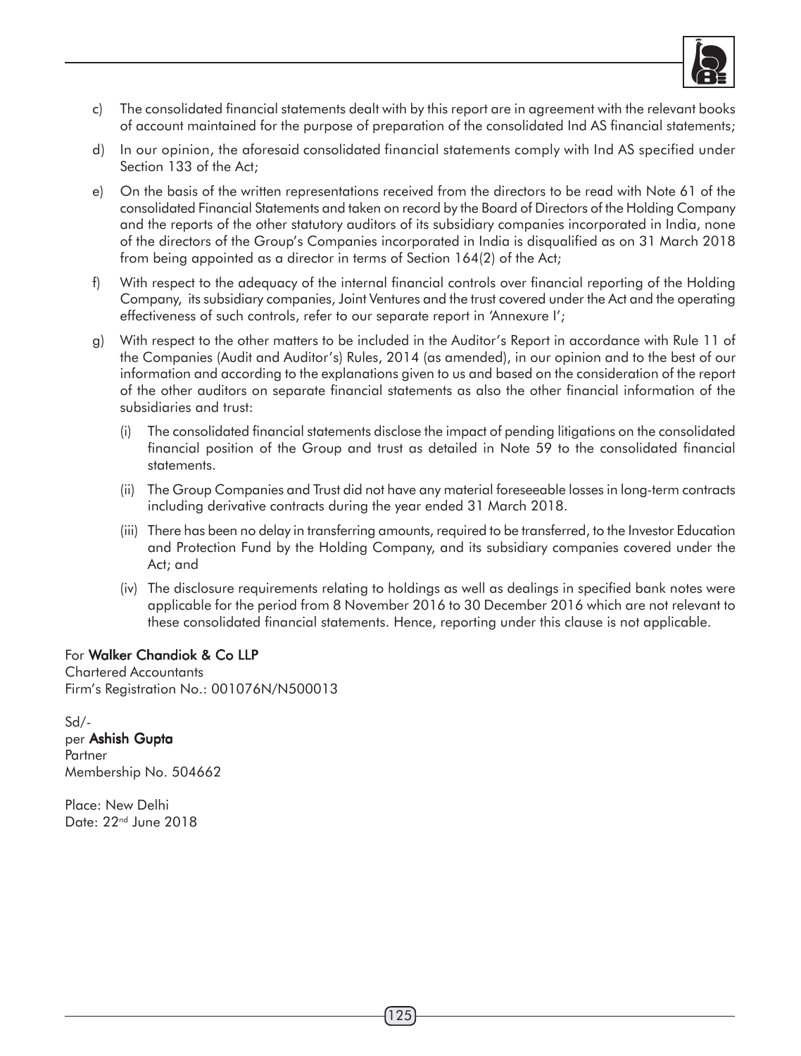c) The consolidated financial statements dealt with by this report are in agreement with the relevant books of account maintained for the purpose of preparation of the consolidated Ind AS financial statements;

d) In our opinion, the aforesaid consolidated financial statements comply with Ind AS specified under Section 133 of the Act;

e) On the basis of the written representations received from the directors to be read with Note 61 of the consolidated Financial Statements and taken on record by the Board of Directors of the Holding Company and the reports of the other statutory auditors of its subsidiary companies incorporated in India, none of the directors of the Group's Companies incorporated in India is disqualified as on 31 March 2018 from being appointed as a director in terms of Section 164(2) of the Act;

f) With respect to the adequacy of the internal financial controls over financial reporting of the Holding Company, its subsidiary companies, Joint Ventures and the trust covered under the Act and the operating effectiveness of such controls, refer to our separate report in 'Annexure I';

g) With respect to the other matters to be included in the Auditor's Report in accordance with Rule 11 of the Companies (Audit and Auditor's) Rules, 2014 (as amended), in our opinion and to the best of our information and according to the explanations given to us and based on the consideration of the report of the other auditors on separate financial statements as also the other financial information of the subsidiaries and trust:

   (i) The consolidated financial statements disclose the impact of pending litigations on the consolidated financial position of the Group and trust as detailed in Note 59 to the consolidated financial statements.

   (ii) The Group Companies and Trust did not have any material foreseeable losses in long-term contracts including derivative contracts during the year ended 31 March 2018.

   (iii) There has been no delay in transferring amounts, required to be transferred, to the Investor Education and Protection Fund by the Holding Company, and its subsidiary companies covered under the Act; and

   (iv) The disclosure requirements relating to holdings as well as dealings in specified bank notes were applicable for the period from 8 November 2016 to 30 December 2016 which are not relevant to these consolidated financial statements. Hence, reporting under this clause is not applicable.

For **Walker Chandiok & Co LLP**
Chartered Accountants
Firm's Registration No.: 001076N/N500013

Sd/-
per **Ashish Gupta**
Partner
Membership No. 504662

Place: New Delhi
Date: 22nd June 2018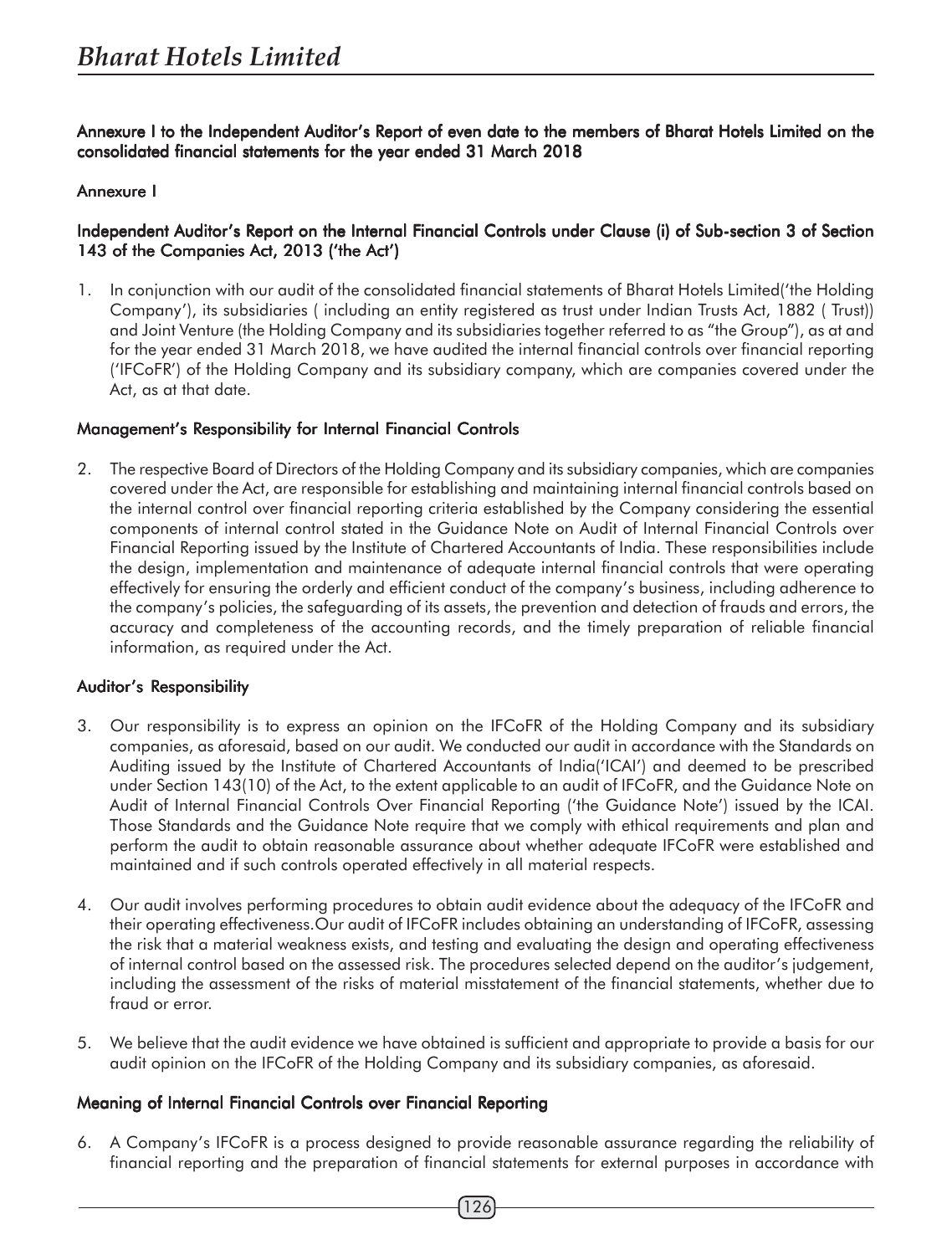**Annexure I to the Independent Auditor's Report of even date to the members of Bharat Hotels Limited on the consolidated financial statements for the year ended 31 March 2018**

**Annexure I**

**Independent Auditor's Report on the Internal Financial Controls under Clause (i) of Sub-section 3 of Section 143 of the Companies Act, 2013 ('the Act')**

1. In conjunction with our audit of the consolidated financial statements of Bharat Hotels Limited('the Holding Company'), its subsidiaries ( including an entity registered as trust under Indian Trusts Act, 1882 ( Trust)) and Joint Venture (the Holding Company and its subsidiaries together referred to as "the Group"), as at and for the year ended 31 March 2018, we have audited the internal financial controls over financial reporting ('IFCoFR') of the Holding Company and its subsidiary company, which are companies covered under the Act, as at that date.

**Management's Responsibility for Internal Financial Controls**

2. The respective Board of Directors of the Holding Company and its subsidiary companies, which are companies covered under the Act, are responsible for establishing and maintaining internal financial controls based on the internal control over financial reporting criteria established by the Company considering the essential components of internal control stated in the Guidance Note on Audit of Internal Financial Controls over Financial Reporting issued by the Institute of Chartered Accountants of India. These responsibilities include the design, implementation and maintenance of adequate internal financial controls that were operating effectively for ensuring the orderly and efficient conduct of the company's business, including adherence to the company's policies, the safeguarding of its assets, the prevention and detection of frauds and errors, the accuracy and completeness of the accounting records, and the timely preparation of reliable financial information, as required under the Act.

**Auditor's Responsibility**

3. Our responsibility is to express an opinion on the IFCoFR of the Holding Company and its subsidiary companies, as aforesaid, based on our audit. We conducted our audit in accordance with the Standards on Auditing issued by the Institute of Chartered Accountants of India('ICAI') and deemed to be prescribed under Section 143(10) of the Act, to the extent applicable to an audit of IFCoFR, and the Guidance Note on Audit of Internal Financial Controls Over Financial Reporting ('the Guidance Note') issued by the ICAI. Those Standards and the Guidance Note require that we comply with ethical requirements and plan and perform the audit to obtain reasonable assurance about whether adequate IFCoFR were established and maintained and if such controls operated effectively in all material respects.

4. Our audit involves performing procedures to obtain audit evidence about the adequacy of the IFCoFR and their operating effectiveness.Our audit of IFCoFR includes obtaining an understanding of IFCoFR, assessing the risk that a material weakness exists, and testing and evaluating the design and operating effectiveness of internal control based on the assessed risk. The procedures selected depend on the auditor's judgement, including the assessment of the risks of material misstatement of the financial statements, whether due to fraud or error.

5. We believe that the audit evidence we have obtained is sufficient and appropriate to provide a basis for our audit opinion on the IFCoFR of the Holding Company and its subsidiary companies, as aforesaid.

**Meaning of Internal Financial Controls over Financial Reporting**

6. A Company's IFCoFR is a process designed to provide reasonable assurance regarding the reliability of financial reporting and the preparation of financial statements for external purposes in accordance with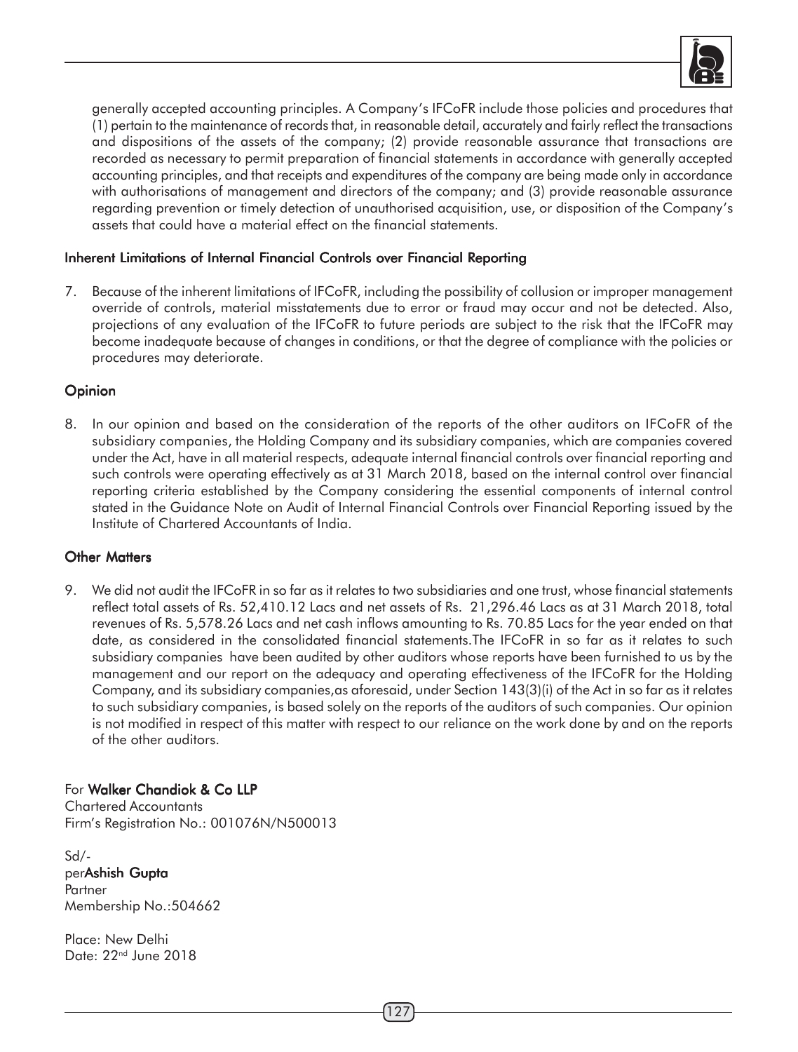generally accepted accounting principles. A Company's IFCoFR include those policies and procedures that (1) pertain to the maintenance of records that, in reasonable detail, accurately and fairly reflect the transactions and dispositions of the assets of the company; (2) provide reasonable assurance that transactions are recorded as necessary to permit preparation of financial statements in accordance with generally accepted accounting principles, and that receipts and expenditures of the company are being made only in accordance with authorisations of management and directors of the company; and (3) provide reasonable assurance regarding prevention or timely detection of unauthorised acquisition, use, or disposition of the Company's assets that could have a material effect on the financial statements.

### Inherent Limitations of Internal Financial Controls over Financial Reporting

7. Because of the inherent limitations of IFCoFR, including the possibility of collusion or improper management override of controls, material misstatements due to error or fraud may occur and not be detected. Also, projections of any evaluation of the IFCoFR to future periods are subject to the risk that the IFCoFR may become inadequate because of changes in conditions, or that the degree of compliance with the policies or procedures may deteriorate.

### Opinion

8. In our opinion and based on the consideration of the reports of the other auditors on IFCoFR of the subsidiary companies, the Holding Company and its subsidiary companies, which are companies covered under the Act, have in all material respects, adequate internal financial controls over financial reporting and such controls were operating effectively as at 31 March 2018, based on the internal control over financial reporting criteria established by the Company considering the essential components of internal control stated in the Guidance Note on Audit of Internal Financial Controls over Financial Reporting issued by the Institute of Chartered Accountants of India.

### Other Matters

9. We did not audit the IFCoFR in so far as it relates to two subsidiaries and one trust, whose financial statements reflect total assets of Rs. 52,410.12 Lacs and net assets of Rs. 21,296.46 Lacs as at 31 March 2018, total revenues of Rs. 5,578.26 Lacs and net cash inflows amounting to Rs. 70.85 Lacs for the year ended on that date, as considered in the consolidated financial statements.The IFCoFR in so far as it relates to such subsidiary companies have been audited by other auditors whose reports have been furnished to us by the management and our report on the adequacy and operating effectiveness of the IFCoFR for the Holding Company, and its subsidiary companies,as aforesaid, under Section 143(3)(i) of the Act in so far as it relates to such subsidiary companies, is based solely on the reports of the auditors of such companies. Our opinion is not modified in respect of this matter with respect to our reliance on the work done by and on the reports of the other auditors.

For **Walker Chandiok & Co LLP**
Chartered Accountants
Firm's Registration No.: 001076N/N500013

Sd/-
per**Ashish Gupta**
Partner
Membership No.:504662

Place: New Delhi
Date: 22nd June 2018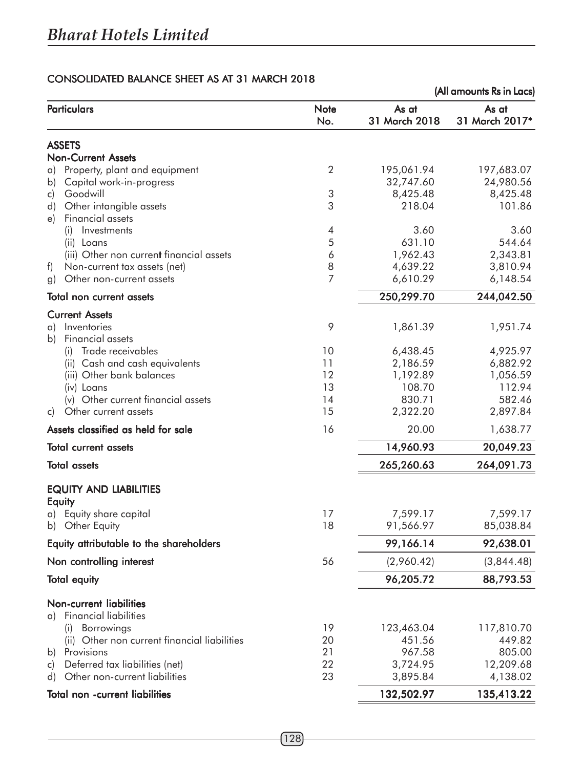# Bharat Hotels Limited

## CONSOLIDATED BALANCE SHEET AS AT 31 MARCH 2018

(All amounts Rs in Lacs)

| Particulars | Note No. | As at 31 March 2018 | As at 31 March 2017* |
|---|---|---|---|
| **ASSETS** | | | |
| **Non-Current Assets** | | | |
| a) Property, plant and equipment | 2 | 195,061.94 | 197,683.07 |
| b) Capital work-in-progress | | 32,747.60 | 24,980.56 |
| c) Goodwill | 3 | 8,425.48 | 8,425.48 |
| d) Other intangible assets | 3 | 218.04 | 101.86 |
| e) Financial assets | | | |
| (i) Investments | 4 | 3.60 | 3.60 |
| (ii) Loans | 5 | 631.10 | 544.64 |
| (iii) Other non current financial assets | 6 | 1,962.43 | 2,343.81 |
| f) Non-current tax assets (net) | 8 | 4,639.22 | 3,810.94 |
| g) Other non-current assets | 7 | 6,610.29 | 6,148.54 |
| **Total non current assets** | | **250,299.70** | **244,042.50** |
| **Current Assets** | | | |
| a) Inventories | 9 | 1,861.39 | 1,951.74 |
| b) Financial assets | | | |
| (i) Trade receivables | 10 | 6,438.45 | 4,925.97 |
| (ii) Cash and cash equivalents | 11 | 2,186.59 | 6,882.92 |
| (iii) Other bank balances | 12 | 1,192.89 | 1,056.59 |
| (iv) Loans | 13 | 108.70 | 112.94 |
| (v) Other current financial assets | 14 | 830.71 | 582.46 |
| c) Other current assets | 15 | 2,322.20 | 2,897.84 |
| **Assets classified as held for sale** | 16 | 20.00 | 1,638.77 |
| **Total current assets** | | **14,960.93** | **20,049.23** |
| **Total assets** | | **265,260.63** | **264,091.73** |
| **EQUITY AND LIABILITIES** | | | |
| **Equity** | | | |
| a) Equity share capital | 17 | 7,599.17 | 7,599.17 |
| b) Other Equity | 18 | 91,566.97 | 85,038.84 |
| **Equity attributable to the shareholders** | | **99,166.14** | **92,638.01** |
| **Non controlling interest** | 56 | (2,960.42) | (3,844.48) |
| **Total equity** | | **96,205.72** | **88,793.53** |
| **Non-current liabilities** | | | |
| a) Financial liabilities | | | |
| (i) Borrowings | 19 | 123,463.04 | 117,810.70 |
| (ii) Other non current financial liabilities | 20 | 451.56 | 449.82 |
| b) Provisions | 21 | 967.58 | 805.00 |
| c) Deferred tax liabilities (net) | 22 | 3,724.95 | 12,209.68 |
| d) Other non-current liabilities | 23 | 3,895.84 | 4,138.02 |
| **Total non -current liabilities** | | **132,502.97** | **135,413.22** |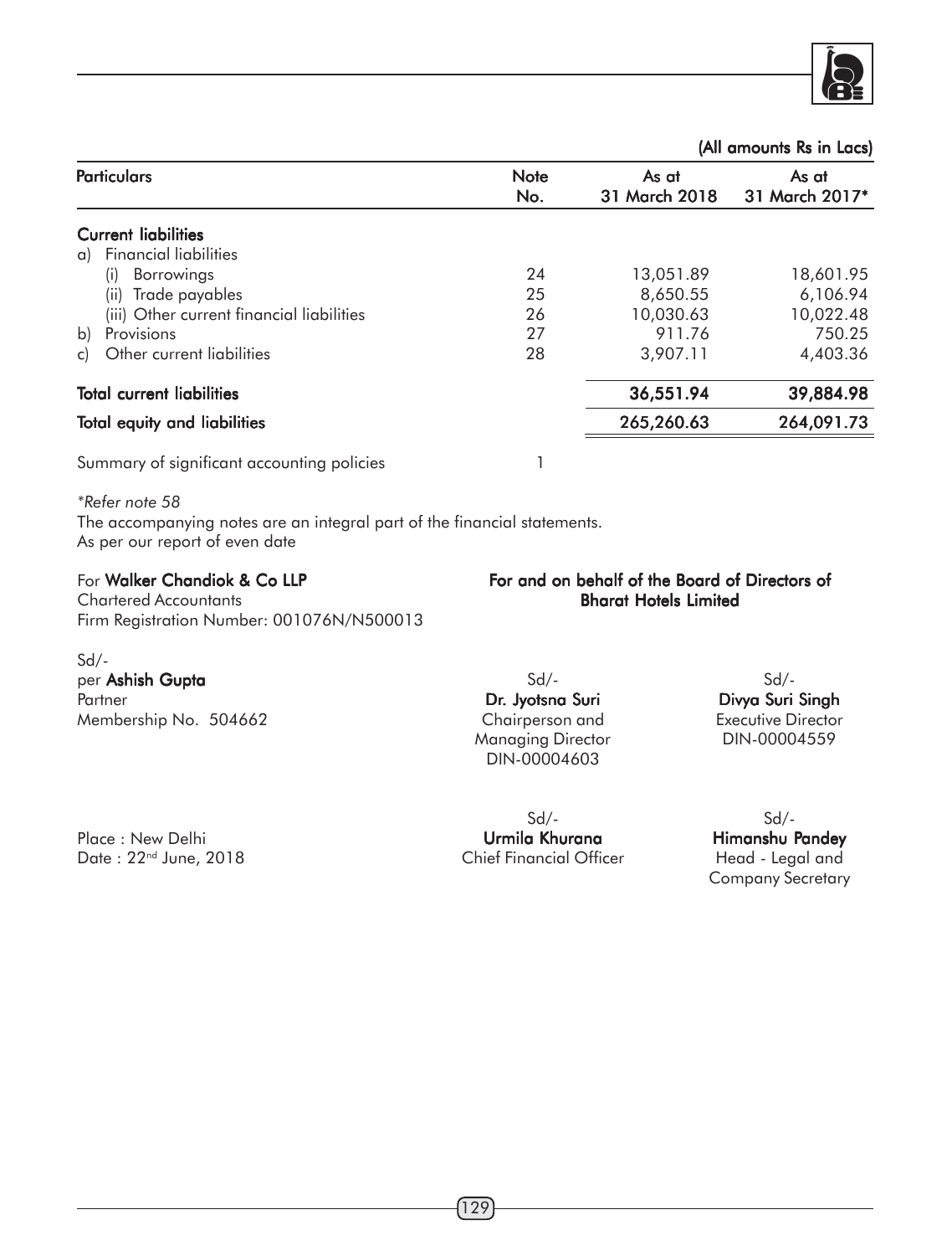(All amounts Rs in Lacs)

| Particulars | Note No. | As at 31 March 2018 | As at 31 March 2017* |
|---|---|---|---|
| **Current liabilities** | | | |
| a) Financial liabilities | | | |
| (i) Borrowings | 24 | 13,051.89 | 18,601.95 |
| (ii) Trade payables | 25 | 8,650.55 | 6,106.94 |
| (iii) Other current financial liabilities | 26 | 10,030.63 | 10,022.48 |
| b) Provisions | 27 | 911.76 | 750.25 |
| c) Other current liabilities | 28 | 3,907.11 | 4,403.36 |
| **Total current liabilities** | | **36,551.94** | **39,884.98** |
| **Total equity and liabilities** | | **265,260.63** | **264,091.73** |
| Summary of significant accounting policies | 1 | | |

*\*Refer note 58*

The accompanying notes are an integral part of the financial statements.
As per our report of even date

For **Walker Chandiok & Co LLP**
Chartered Accountants
Firm Registration Number: 001076N/N500013

Sd/-
per **Ashish Gupta**
Partner
Membership No. 504662

**For and on behalf of the Board of Directors of Bharat Hotels Limited**

Sd/-
**Dr. Jyotsna Suri**
Chairperson and Managing Director
DIN-00004603

Sd/-
**Divya Suri Singh**
Executive Director
DIN-00004559

Sd/-
**Urmila Khurana**
Chief Financial Officer

Sd/-
**Himanshu Pandey**
Head - Legal and Company Secretary

Place : New Delhi
Date : 22nd June, 2018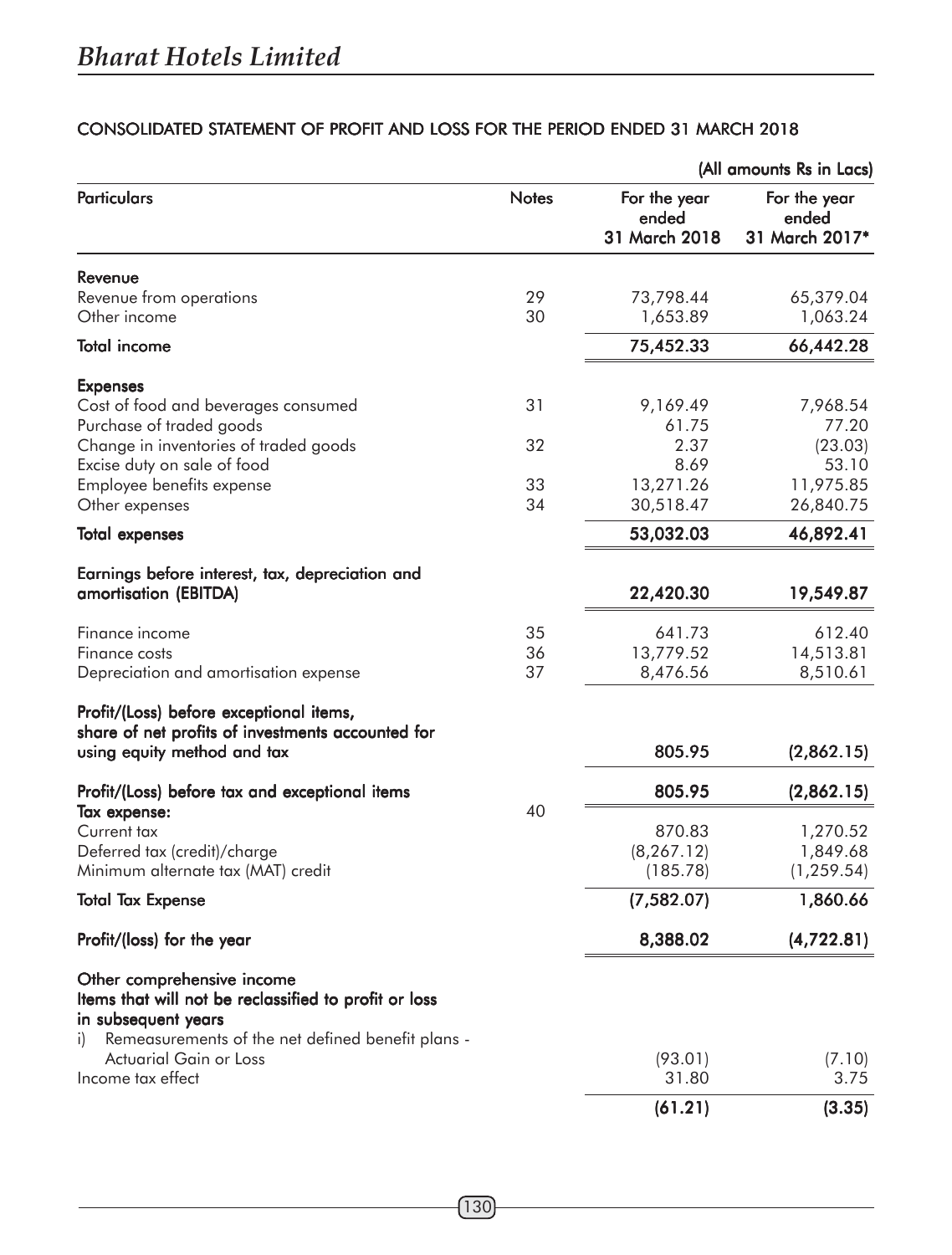## CONSOLIDATED STATEMENT OF PROFIT AND LOSS FOR THE PERIOD ENDED 31 MARCH 2018

(All amounts Rs in Lacs)

| Particulars | Notes | For the year ended 31 March 2018 | For the year ended 31 March 2017* |
|---|---|---|---|
| **Revenue** | | | |
| Revenue from operations | 29 | 73,798.44 | 65,379.04 |
| Other income | 30 | 1,653.89 | 1,063.24 |
| **Total income** | | **75,452.33** | **66,442.28** |
| **Expenses** | | | |
| Cost of food and beverages consumed | 31 | 9,169.49 | 7,968.54 |
| Purchase of traded goods | | 61.75 | 77.20 |
| Change in inventories of traded goods | 32 | 2.37 | (23.03) |
| Excise duty on sale of food | | 8.69 | 53.10 |
| Employee benefits expense | 33 | 13,271.26 | 11,975.85 |
| Other expenses | 34 | 30,518.47 | 26,840.75 |
| **Total expenses** | | **53,032.03** | **46,892.41** |
| **Earnings before interest, tax, depreciation and amortisation (EBITDA)** | | **22,420.30** | **19,549.87** |
| Finance income | 35 | 641.73 | 612.40 |
| Finance costs | 36 | 13,779.52 | 14,513.81 |
| Depreciation and amortisation expense | 37 | 8,476.56 | 8,510.61 |
| **Profit/(Loss) before exceptional items, share of net profits of investments accounted for using equity method and tax** | | **805.95** | **(2,862.15)** |
| **Profit/(Loss) before tax and exceptional items** | | **805.95** | **(2,862.15)** |
| **Tax expense:** | 40 | | |
| Current tax | | 870.83 | 1,270.52 |
| Deferred tax (credit)/charge | | (8,267.12) | 1,849.68 |
| Minimum alternate tax (MAT) credit | | (185.78) | (1,259.54) |
| **Total Tax Expense** | | **(7,582.07)** | **1,860.66** |
| **Profit/(loss) for the year** | | **8,388.02** | **(4,722.81)** |
| **Other comprehensive income** | | | |
| **Items that will not be reclassified to profit or loss in subsequent years** | | | |
| i) Remeasurements of the net defined benefit plans - Actuarial Gain or Loss | | (93.01) | (7.10) |
| Income tax effect | | 31.80 | 3.75 |
| | | **(61.21)** | **(3.35)** |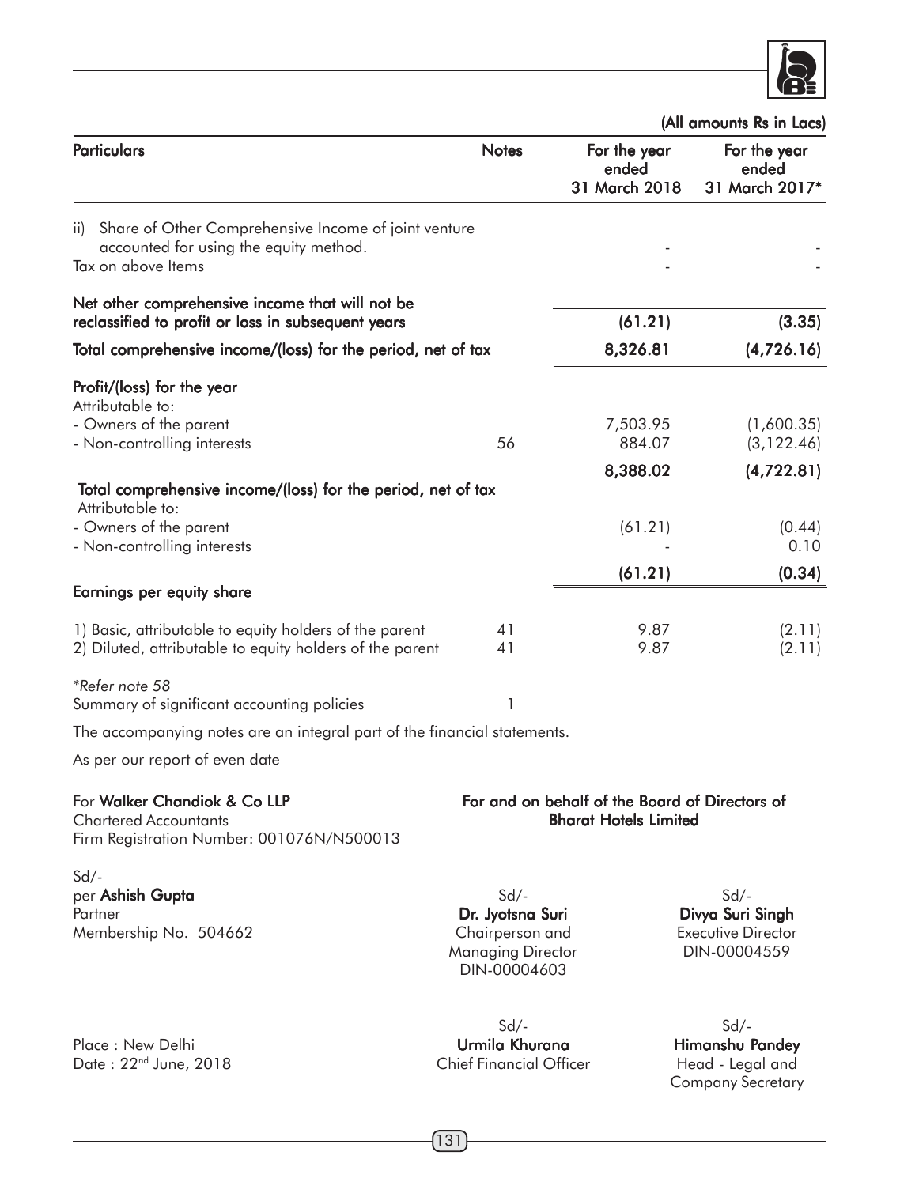(All amounts Rs in Lacs)

| Particulars | Notes | For the year ended 31 March 2018 | For the year ended 31 March 2017* |
|---|---|---|---|
| ii) Share of Other Comprehensive Income of joint venture accounted for using the equity method. | | - | - |
| Tax on above Items | | - | - |
| **Net other comprehensive income that will not be reclassified to profit or loss in subsequent years** | | **(61.21)** | **(3.35)** |
| **Total comprehensive income/(loss) for the period, net of tax** | | **8,326.81** | **(4,726.16)** |
| **Profit/(loss) for the year** | | | |
| Attributable to: | | | |
| - Owners of the parent | | 7,503.95 | (1,600.35) |
| - Non-controlling interests | 56 | 884.07 | (3,122.46) |
| | | **8,388.02** | **(4,722.81)** |
| **Total comprehensive income/(loss) for the period, net of tax** | | | |
| Attributable to: | | | |
| - Owners of the parent | | (61.21) | (0.44) |
| - Non-controlling interests | | - | 0.10 |
| | | **(61.21)** | **(0.34)** |
| **Earnings per equity share** | | | |
| 1) Basic, attributable to equity holders of the parent | 41 | 9.87 | (2.11) |
| 2) Diluted, attributable to equity holders of the parent | 41 | 9.87 | (2.11) |

*Refer note 58

Summary of significant accounting policies 1

The accompanying notes are an integral part of the financial statements.

As per our report of even date

For **Walker Chandiok & Co LLP**
Chartered Accountants
Firm Registration Number: 001076N/N500013

Sd/-
per **Ashish Gupta**
Partner
Membership No. 504662

**For and on behalf of the Board of Directors of Bharat Hotels Limited**

Sd/-
**Dr. Jyotsna Suri**
Chairperson and Managing Director
DIN-00004603

Sd/-
**Divya Suri Singh**
Executive Director
DIN-00004559

Sd/-
**Urmila Khurana**
Chief Financial Officer

Sd/-
**Himanshu Pandey**
Head - Legal and Company Secretary

Place : New Delhi
Date : 22nd June, 2018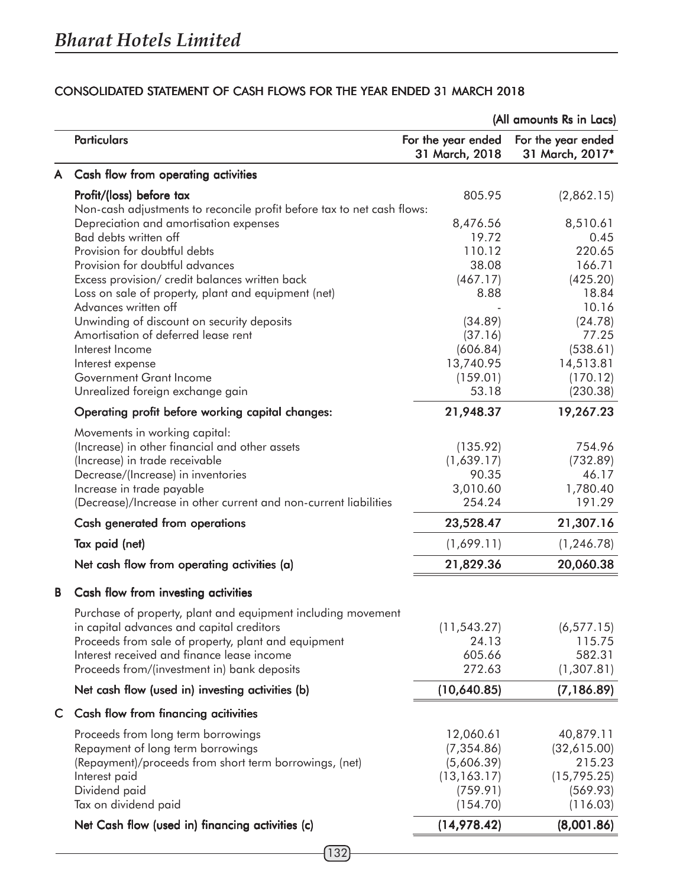# Bharat Hotels Limited

## CONSOLIDATED STATEMENT OF CASH FLOWS FOR THE YEAR ENDED 31 MARCH 2018

(All amounts Rs in Lacs)

| | Particulars | For the year ended 31 March, 2018 | For the year ended 31 March, 2017* |
|---|---|---|---|
| **A** | **Cash flow from operating activities** | | |
| | **Profit/(loss) before tax** | 805.95 | (2,862.15) |
| | Non-cash adjustments to reconcile profit before tax to net cash flows: | | |
| | Depreciation and amortisation expenses | 8,476.56 | 8,510.61 |
| | Bad debts written off | 19.72 | 0.45 |
| | Provision for doubtful debts | 110.12 | 220.65 |
| | Provision for doubtful advances | 38.08 | 166.71 |
| | Excess provision/ credit balances written back | (467.17) | (425.20) |
| | Loss on sale of property, plant and equipment (net) | 8.88 | 18.84 |
| | Advances written off | - | 10.16 |
| | Unwinding of discount on security deposits | (34.89) | (24.78) |
| | Amortisation of deferred lease rent | (37.16) | 77.25 |
| | Interest Income | (606.84) | (538.61) |
| | Interest expense | 13,740.95 | 14,513.81 |
| | Government Grant Income | (159.01) | (170.12) |
| | Unrealized foreign exchange gain | 53.18 | (230.38) |
| | **Operating profit before working capital changes:** | **21,948.37** | **19,267.23** |
| | Movements in working capital: | | |
| | (Increase) in other financial and other assets | (135.92) | 754.96 |
| | (Increase) in trade receivable | (1,639.17) | (732.89) |
| | Decrease/(Increase) in inventories | 90.35 | 46.17 |
| | Increase in trade payable | 3,010.60 | 1,780.40 |
| | (Decrease)/Increase in other current and non-current liabilities | 254.24 | 191.29 |
| | **Cash generated from operations** | **23,528.47** | **21,307.16** |
| | **Tax paid (net)** | (1,699.11) | (1,246.78) |
| | **Net cash flow from operating activities (a)** | **21,829.36** | **20,060.38** |
| **B** | **Cash flow from investing activities** | | |
| | Purchase of property, plant and equipment including movement in capital advances and capital creditors | (11,543.27) | (6,577.15) |
| | Proceeds from sale of property, plant and equipment | 24.13 | 115.75 |
| | Interest received and finance lease income | 605.66 | 582.31 |
| | Proceeds from/(investment in) bank deposits | 272.63 | (1,307.81) |
| | **Net cash flow (used in) investing activities (b)** | **(10,640.85)** | **(7,186.89)** |
| **C** | **Cash flow from financing acitivities** | | |
| | Proceeds from long term borrowings | 12,060.61 | 40,879.11 |
| | Repayment of long term borrowings | (7,354.86) | (32,615.00) |
| | (Repayment)/proceeds from short term borrowings, (net) | (5,606.39) | 215.23 |
| | Interest paid | (13,163.17) | (15,795.25) |
| | Dividend paid | (759.91) | (569.93) |
| | Tax on dividend paid | (154.70) | (116.03) |
| | **Net Cash flow (used in) financing activities (c)** | **(14,978.42)** | **(8,001.86)** |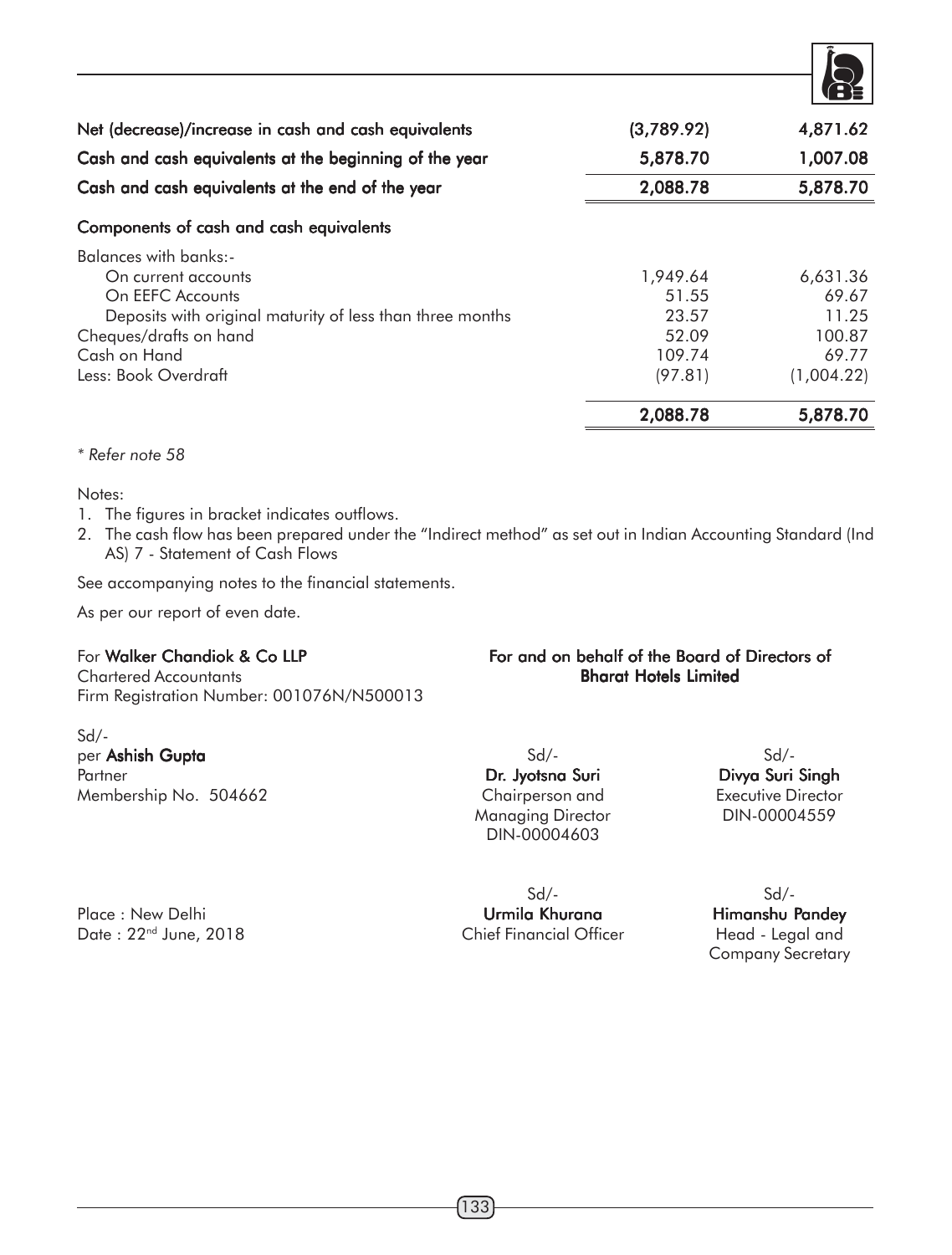| | | |
|---|---|---|
| **Net (decrease)/increase in cash and cash equivalents** | **(3,789.92)** | **4,871.62** |
| **Cash and cash equivalents at the beginning of the year** | **5,878.70** | **1,007.08** |
| **Cash and cash equivalents at the end of the year** | **2,088.78** | **5,878.70** |
| **Components of cash and cash equivalents** | | |
| Balances with banks:- | | |
| On current accounts | 1,949.64 | 6,631.36 |
| On EEFC Accounts | 51.55 | 69.67 |
| Deposits with original maturity of less than three months | 23.57 | 11.25 |
| Cheques/drafts on hand | 52.09 | 100.87 |
| Cash on Hand | 109.74 | 69.77 |
| Less: Book Overdraft | (97.81) | (1,004.22) |
| | **2,088.78** | **5,878.70** |

*\* Refer note 58*

Notes:

1. The figures in bracket indicates outflows.
2. The cash flow has been prepared under the "Indirect method" as set out in Indian Accounting Standard (Ind AS) 7 - Statement of Cash Flows

See accompanying notes to the financial statements.

As per our report of even date.

For **Walker Chandiok & Co LLP**
Chartered Accountants
Firm Registration Number: 001076N/N500013

Sd/-
per **Ashish Gupta**
Partner
Membership No. 504662

Place : New Delhi
Date : 22nd June, 2018

**For and on behalf of the Board of Directors of Bharat Hotels Limited**

Sd/-
**Dr. Jyotsna Suri**
Chairperson and Managing Director
DIN-00004603

Sd/-
**Divya Suri Singh**
Executive Director
DIN-00004559

Sd/-
**Urmila Khurana**
Chief Financial Officer

Sd/-
**Himanshu Pandey**
Head - Legal and Company Secretary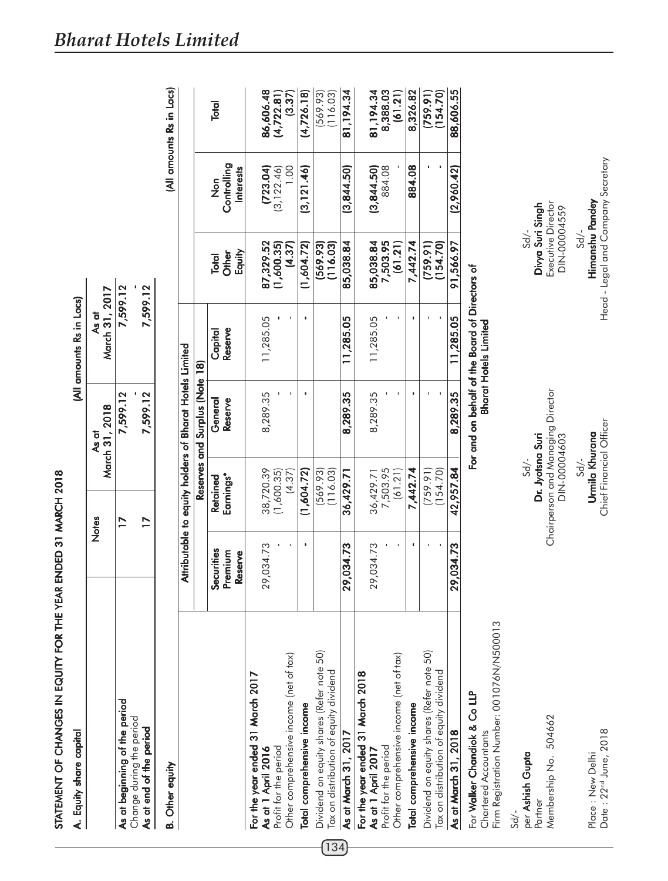## STATEMENT OF CHANGES IN EQUITY FOR THE YEAR ENDED 31 MARCH 2018

### A. Equity share capital

(All amounts Rs in Lacs)

| | Notes | As at March 31, 2018 | As at March 31, 2017 |
|---|---|---|---|
| **As at beginning of the period** | 17 | 7,599.12 | 7,599.12 |
| Change during the period | | - | - |
| **As at end of the period** | 17 | 7,599.12 | 7,599.12 |

### B. Other equity

(All amounts Rs in Lacs)

| | Attributable to equity holders of Bharat Hotels Limited | | | | | | | |
|---|---|---|---|---|---|---|---|---|
| | Reserves and Surplus (Note 18) | | | | | | | |
| | Securities Premium Reserve | Retained Earnings* | General Reserve | Capital Reserve | Total Other Equity | Non Controlling Interests | Total |
| **For the year ended 31 March 2017** | | | | | | | |
| **As at 1 April 2016** | 29,034.73 | 38,720.39 | 8,289.35 | 11,285.05 | 87,329.52 | (723.04) | 86,606.48 |
| Profit for the period | - | (1,600.35) | - | - | (1,600.35) | (3,122.46) | (4,722.81) |
| Other comprehensive income (net of tax) | - | (4.37) | - | - | (4.37) | 1.00 | (3.37) |
| **Total comprehensive income** | - | (1,604.72) | - | - | (1,604.72) | (3,121.46) | (4,726.18) |
| Dividend on equity shares (Refer note 50) | | (569.93) | | | (569.93) | | (569.93) |
| Tax on distribution of equity dividend | | (116.03) | | | (116.03) | | (116.03) |
| **As at March 31, 2017** | 29,034.73 | 36,429.71 | 8,289.35 | 11,285.05 | 85,038.84 | (3,844.50) | 81,194.34 |
| **For the year ended 31 March 2018** | | | | | | | |
| **As at 1 April 2017** | 29,034.73 | 36,429.71 | 8,289.35 | 11,285.05 | 85,038.84 | (3,844.50) | 81,194.34 |
| Profit for the period | - | 7,503.95 | - | - | 7,503.95 | 884.08 | 8,388.03 |
| Other comprehensive income (net of tax) | - | (61.21) | - | - | (61.21) | - | (61.21) |
| **Total comprehensive income** | - | 7,442.74 | - | - | 7,442.74 | 884.08 | 8,326.82 |
| Dividend on equity shares (Refer note 50) | - | (759.91) | - | - | (759.91) | - | (759.91) |
| Tax on distribution of equity dividend | - | (154.70) | - | - | (154.70) | - | (154.70) |
| **As at March 31, 2018** | 29,034.73 | 42,957.84 | 8,289.35 | 11,285.05 | 91,566.97 | (2,960.42) | 88,606.55 |

For **Walker Chandiok & Co LLP**
Chartered Accountants
Firm Registration Number: 001076N/N500013

Sd/-
per **Ashish Gupta**
Partner
Membership No. 504662

Place : New Delhi
Date : 22nd June, 2018

For and on behalf of the Board of Directors of
Bharat Hotels Limited

Sd/-
**Dr. Jyotsna Suri**
Chairperson and Managing Director
DIN-00004603

Sd/-
**Divya Suri Singh**
Executive Director
DIN-00004559

Sd/-
**Urmila Khurana**
Chief Financial Officer

Sd/-
**Himanshu Pandey**
Head - Legal and Company Secretary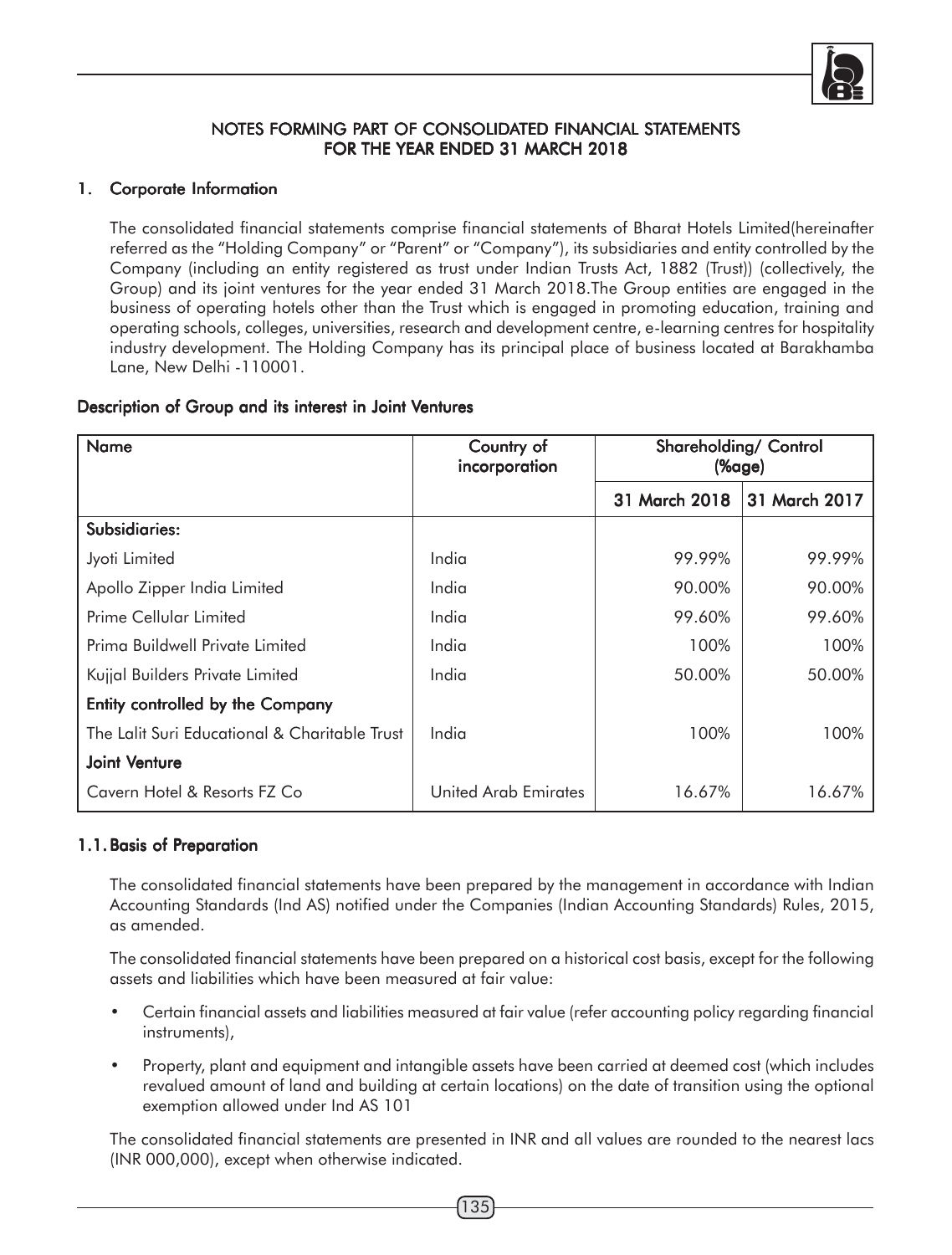# NOTES FORMING PART OF CONSOLIDATED FINANCIAL STATEMENTS FOR THE YEAR ENDED 31 MARCH 2018

## 1. Corporate Information

The consolidated financial statements comprise financial statements of Bharat Hotels Limited(hereinafter referred as the "Holding Company" or "Parent" or "Company"), its subsidiaries and entity controlled by the Company (including an entity registered as trust under Indian Trusts Act, 1882 (Trust)) (collectively, the Group) and its joint ventures for the year ended 31 March 2018.The Group entities are engaged in the business of operating hotels other than the Trust which is engaged in promoting education, training and operating schools, colleges, universities, research and development centre, e-learning centres for hospitality industry development. The Holding Company has its principal place of business located at Barakhamba Lane, New Delhi -110001.

### Description of Group and its interest in Joint Ventures

| Name | Country of incorporation | Shareholding/ Control (%age) | |
|---|---|---|---|
| | | 31 March 2018 | 31 March 2017 |
| **Subsidiaries:** | | | |
| Jyoti Limited | India | 99.99% | 99.99% |
| Apollo Zipper India Limited | India | 90.00% | 90.00% |
| Prime Cellular Limited | India | 99.60% | 99.60% |
| Prima Buildwell Private Limited | India | 100% | 100% |
| Kujjal Builders Private Limited | India | 50.00% | 50.00% |
| **Entity controlled by the Company** | | | |
| The Lalit Suri Educational & Charitable Trust | India | 100% | 100% |
| **Joint Venture** | | | |
| Cavern Hotel & Resorts FZ Co | United Arab Emirates | 16.67% | 16.67% |

## 1.1. Basis of Preparation

The consolidated financial statements have been prepared by the management in accordance with Indian Accounting Standards (Ind AS) notified under the Companies (Indian Accounting Standards) Rules, 2015, as amended.

The consolidated financial statements have been prepared on a historical cost basis, except for the following assets and liabilities which have been measured at fair value:

- Certain financial assets and liabilities measured at fair value (refer accounting policy regarding financial instruments),
- Property, plant and equipment and intangible assets have been carried at deemed cost (which includes revalued amount of land and building at certain locations) on the date of transition using the optional exemption allowed under Ind AS 101

The consolidated financial statements are presented in INR and all values are rounded to the nearest lacs (INR 000,000), except when otherwise indicated.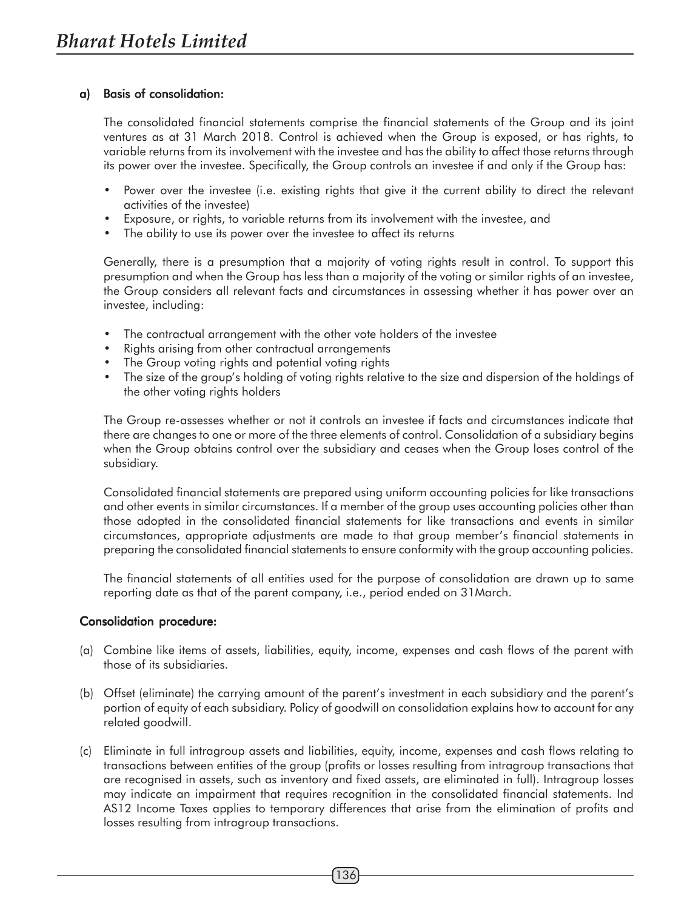#### a) Basis of consolidation:

The consolidated financial statements comprise the financial statements of the Group and its joint ventures as at 31 March 2018. Control is achieved when the Group is exposed, or has rights, to variable returns from its involvement with the investee and has the ability to affect those returns through its power over the investee. Specifically, the Group controls an investee if and only if the Group has:

- Power over the investee (i.e. existing rights that give it the current ability to direct the relevant activities of the investee)
- Exposure, or rights, to variable returns from its involvement with the investee, and
- The ability to use its power over the investee to affect its returns

Generally, there is a presumption that a majority of voting rights result in control. To support this presumption and when the Group has less than a majority of the voting or similar rights of an investee, the Group considers all relevant facts and circumstances in assessing whether it has power over an investee, including:

- The contractual arrangement with the other vote holders of the investee
- Rights arising from other contractual arrangements
- The Group voting rights and potential voting rights
- The size of the group's holding of voting rights relative to the size and dispersion of the holdings of the other voting rights holders

The Group re-assesses whether or not it controls an investee if facts and circumstances indicate that there are changes to one or more of the three elements of control. Consolidation of a subsidiary begins when the Group obtains control over the subsidiary and ceases when the Group loses control of the subsidiary.

Consolidated financial statements are prepared using uniform accounting policies for like transactions and other events in similar circumstances. If a member of the group uses accounting policies other than those adopted in the consolidated financial statements for like transactions and events in similar circumstances, appropriate adjustments are made to that group member's financial statements in preparing the consolidated financial statements to ensure conformity with the group accounting policies.

The financial statements of all entities used for the purpose of consolidation are drawn up to same reporting date as that of the parent company, i.e., period ended on 31March.

#### Consolidation procedure:

(a) Combine like items of assets, liabilities, equity, income, expenses and cash flows of the parent with those of its subsidiaries.

(b) Offset (eliminate) the carrying amount of the parent's investment in each subsidiary and the parent's portion of equity of each subsidiary. Policy of goodwill on consolidation explains how to account for any related goodwill.

(c) Eliminate in full intragroup assets and liabilities, equity, income, expenses and cash flows relating to transactions between entities of the group (profits or losses resulting from intragroup transactions that are recognised in assets, such as inventory and fixed assets, are eliminated in full). Intragroup losses may indicate an impairment that requires recognition in the consolidated financial statements. Ind AS12 Income Taxes applies to temporary differences that arise from the elimination of profits and losses resulting from intragroup transactions.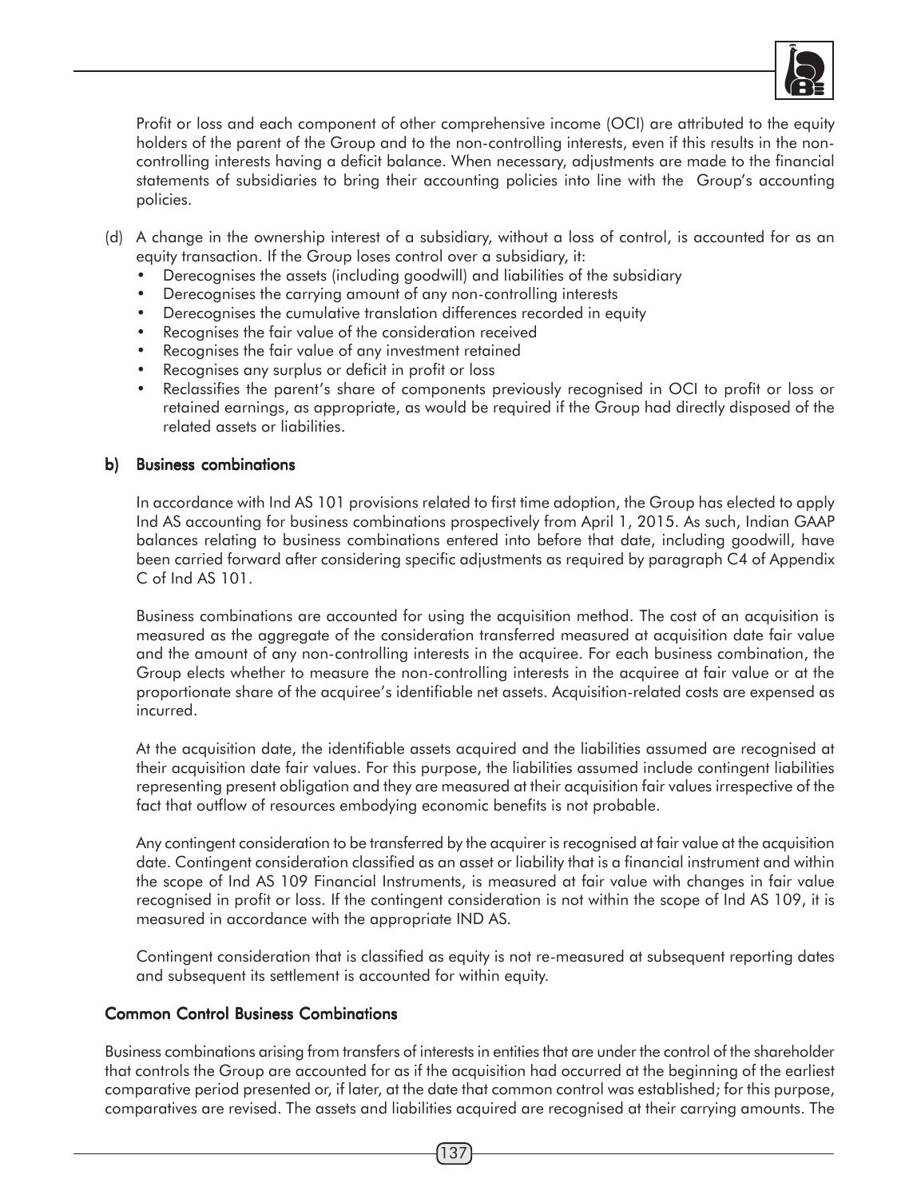Profit or loss and each component of other comprehensive income (OCI) are attributed to the equity holders of the parent of the Group and to the non-controlling interests, even if this results in the non-controlling interests having a deficit balance. When necessary, adjustments are made to the financial statements of subsidiaries to bring their accounting policies into line with the Group's accounting policies.

(d) A change in the ownership interest of a subsidiary, without a loss of control, is accounted for as an equity transaction. If the Group loses control over a subsidiary, it:

- Derecognises the assets (including goodwill) and liabilities of the subsidiary
- Derecognises the carrying amount of any non-controlling interests
- Derecognises the cumulative translation differences recorded in equity
- Recognises the fair value of the consideration received
- Recognises the fair value of any investment retained
- Recognises any surplus or deficit in profit or loss
- Reclassifies the parent's share of components previously recognised in OCI to profit or loss or retained earnings, as appropriate, as would be required if the Group had directly disposed of the related assets or liabilities.

**b) Business combinations**

In accordance with Ind AS 101 provisions related to first time adoption, the Group has elected to apply Ind AS accounting for business combinations prospectively from April 1, 2015. As such, Indian GAAP balances relating to business combinations entered into before that date, including goodwill, have been carried forward after considering specific adjustments as required by paragraph C4 of Appendix C of Ind AS 101.

Business combinations are accounted for using the acquisition method. The cost of an acquisition is measured as the aggregate of the consideration transferred measured at acquisition date fair value and the amount of any non-controlling interests in the acquiree. For each business combination, the Group elects whether to measure the non-controlling interests in the acquiree at fair value or at the proportionate share of the acquiree's identifiable net assets. Acquisition-related costs are expensed as incurred.

At the acquisition date, the identifiable assets acquired and the liabilities assumed are recognised at their acquisition date fair values. For this purpose, the liabilities assumed include contingent liabilities representing present obligation and they are measured at their acquisition fair values irrespective of the fact that outflow of resources embodying economic benefits is not probable.

Any contingent consideration to be transferred by the acquirer is recognised at fair value at the acquisition date. Contingent consideration classified as an asset or liability that is a financial instrument and within the scope of Ind AS 109 Financial Instruments, is measured at fair value with changes in fair value recognised in profit or loss. If the contingent consideration is not within the scope of Ind AS 109, it is measured in accordance with the appropriate IND AS.

Contingent consideration that is classified as equity is not re-measured at subsequent reporting dates and subsequent its settlement is accounted for within equity.

**Common Control Business Combinations**

Business combinations arising from transfers of interests in entities that are under the control of the shareholder that controls the Group are accounted for as if the acquisition had occurred at the beginning of the earliest comparative period presented or, if later, at the date that common control was established; for this purpose, comparatives are revised. The assets and liabilities acquired are recognised at their carrying amounts. The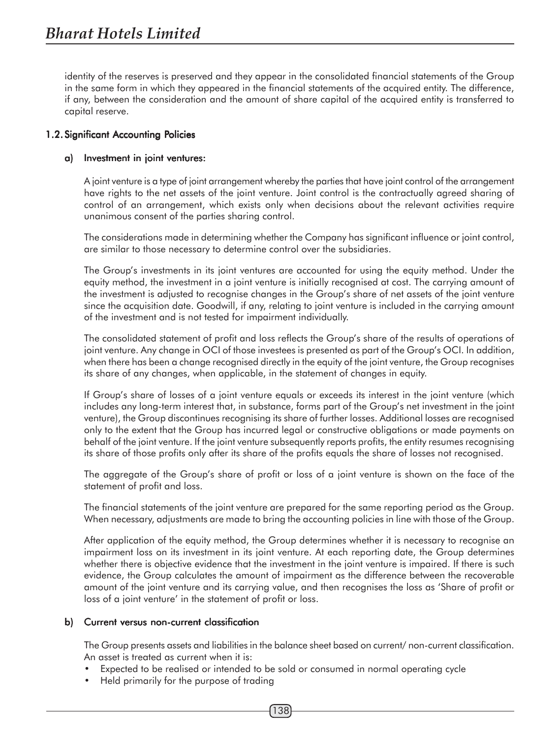identity of the reserves is preserved and they appear in the consolidated financial statements of the Group in the same form in which they appeared in the financial statements of the acquired entity. The difference, if any, between the consideration and the amount of share capital of the acquired entity is transferred to capital reserve.

## 1.2. Significant Accounting Policies

### a) Investment in joint ventures:

A joint venture is a type of joint arrangement whereby the parties that have joint control of the arrangement have rights to the net assets of the joint venture. Joint control is the contractually agreed sharing of control of an arrangement, which exists only when decisions about the relevant activities require unanimous consent of the parties sharing control.

The considerations made in determining whether the Company has significant influence or joint control, are similar to those necessary to determine control over the subsidiaries.

The Group's investments in its joint ventures are accounted for using the equity method. Under the equity method, the investment in a joint venture is initially recognised at cost. The carrying amount of the investment is adjusted to recognise changes in the Group's share of net assets of the joint venture since the acquisition date. Goodwill, if any, relating to joint venture is included in the carrying amount of the investment and is not tested for impairment individually.

The consolidated statement of profit and loss reflects the Group's share of the results of operations of joint venture. Any change in OCI of those investees is presented as part of the Group's OCI. In addition, when there has been a change recognised directly in the equity of the joint venture, the Group recognises its share of any changes, when applicable, in the statement of changes in equity.

If Group's share of losses of a joint venture equals or exceeds its interest in the joint venture (which includes any long-term interest that, in substance, forms part of the Group's net investment in the joint venture), the Group discontinues recognising its share of further losses. Additional losses are recognised only to the extent that the Group has incurred legal or constructive obligations or made payments on behalf of the joint venture. If the joint venture subsequently reports profits, the entity resumes recognising its share of those profits only after its share of the profits equals the share of losses not recognised.

The aggregate of the Group's share of profit or loss of a joint venture is shown on the face of the statement of profit and loss.

The financial statements of the joint venture are prepared for the same reporting period as the Group. When necessary, adjustments are made to bring the accounting policies in line with those of the Group.

After application of the equity method, the Group determines whether it is necessary to recognise an impairment loss on its investment in its joint venture. At each reporting date, the Group determines whether there is objective evidence that the investment in the joint venture is impaired. If there is such evidence, the Group calculates the amount of impairment as the difference between the recoverable amount of the joint venture and its carrying value, and then recognises the loss as 'Share of profit or loss of a joint venture' in the statement of profit or loss.

### b) Current versus non-current classification

The Group presents assets and liabilities in the balance sheet based on current/ non-current classification. An asset is treated as current when it is:

- Expected to be realised or intended to be sold or consumed in normal operating cycle
- Held primarily for the purpose of trading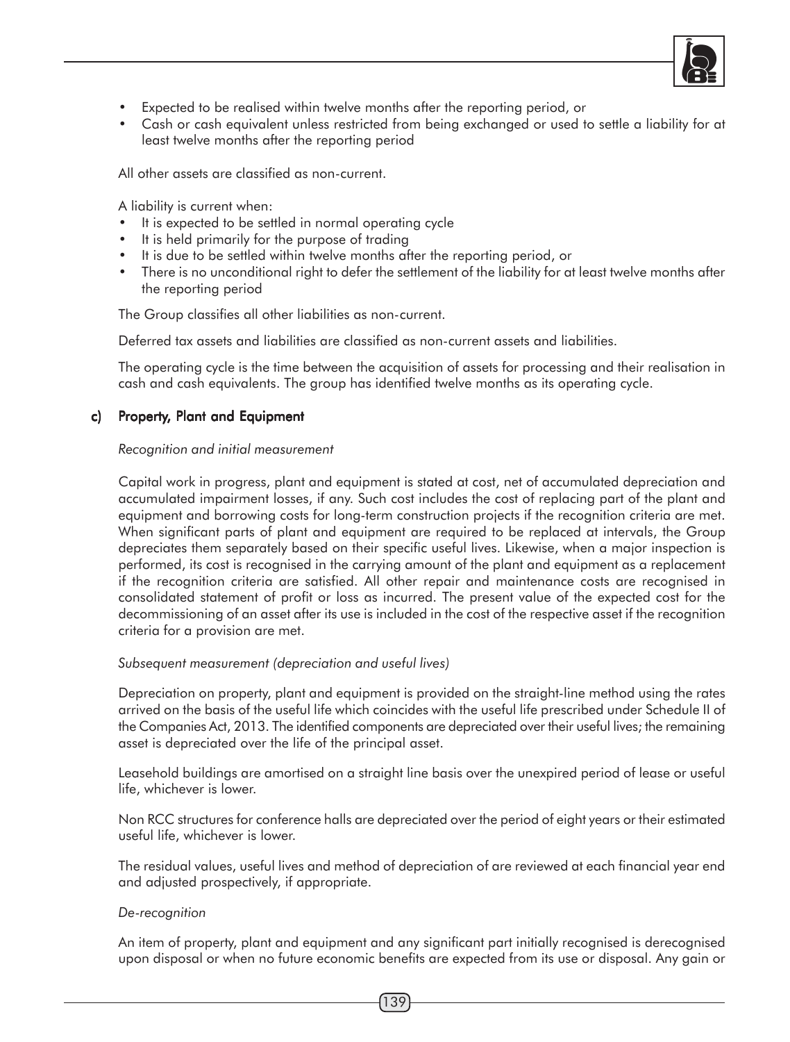- Expected to be realised within twelve months after the reporting period, or
- Cash or cash equivalent unless restricted from being exchanged or used to settle a liability for at least twelve months after the reporting period

All other assets are classified as non-current.

A liability is current when:

- It is expected to be settled in normal operating cycle
- It is held primarily for the purpose of trading
- It is due to be settled within twelve months after the reporting period, or
- There is no unconditional right to defer the settlement of the liability for at least twelve months after the reporting period

The Group classifies all other liabilities as non-current.

Deferred tax assets and liabilities are classified as non-current assets and liabilities.

The operating cycle is the time between the acquisition of assets for processing and their realisation in cash and cash equivalents. The group has identified twelve months as its operating cycle.

### c) Property, Plant and Equipment

*Recognition and initial measurement*

Capital work in progress, plant and equipment is stated at cost, net of accumulated depreciation and accumulated impairment losses, if any. Such cost includes the cost of replacing part of the plant and equipment and borrowing costs for long-term construction projects if the recognition criteria are met. When significant parts of plant and equipment are required to be replaced at intervals, the Group depreciates them separately based on their specific useful lives. Likewise, when a major inspection is performed, its cost is recognised in the carrying amount of the plant and equipment as a replacement if the recognition criteria are satisfied. All other repair and maintenance costs are recognised in consolidated statement of profit or loss as incurred. The present value of the expected cost for the decommissioning of an asset after its use is included in the cost of the respective asset if the recognition criteria for a provision are met.

*Subsequent measurement (depreciation and useful lives)*

Depreciation on property, plant and equipment is provided on the straight-line method using the rates arrived on the basis of the useful life which coincides with the useful life prescribed under Schedule II of the Companies Act, 2013. The identified components are depreciated over their useful lives; the remaining asset is depreciated over the life of the principal asset.

Leasehold buildings are amortised on a straight line basis over the unexpired period of lease or useful life, whichever is lower.

Non RCC structures for conference halls are depreciated over the period of eight years or their estimated useful life, whichever is lower.

The residual values, useful lives and method of depreciation of are reviewed at each financial year end and adjusted prospectively, if appropriate.

*De-recognition*

An item of property, plant and equipment and any significant part initially recognised is derecognised upon disposal or when no future economic benefits are expected from its use or disposal. Any gain or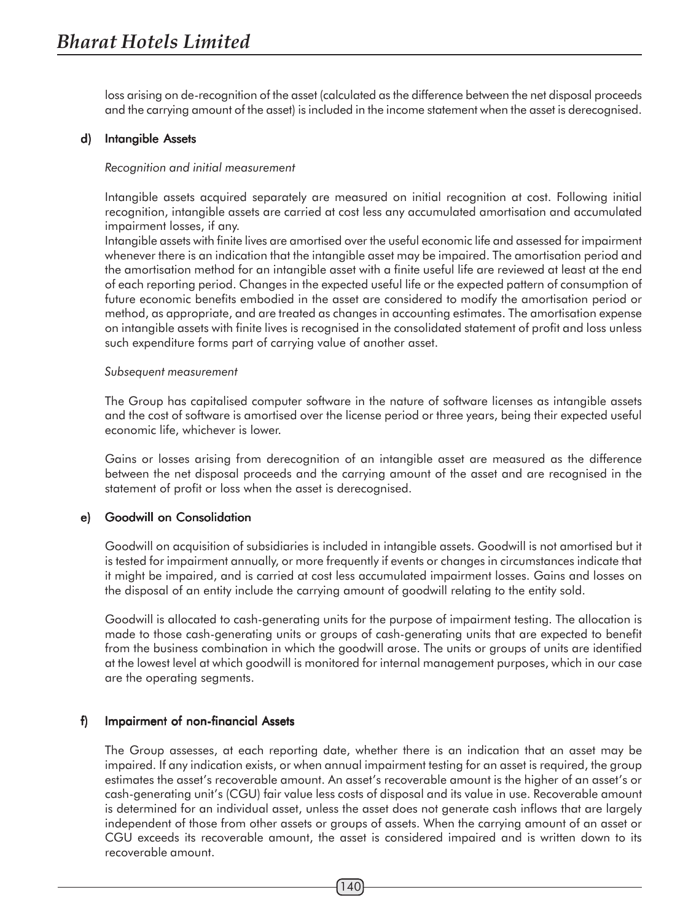loss arising on de-recognition of the asset (calculated as the difference between the net disposal proceeds and the carrying amount of the asset) is included in the income statement when the asset is derecognised.

### d) Intangible Assets

*Recognition and initial measurement*

Intangible assets acquired separately are measured on initial recognition at cost. Following initial recognition, intangible assets are carried at cost less any accumulated amortisation and accumulated impairment losses, if any.

Intangible assets with finite lives are amortised over the useful economic life and assessed for impairment whenever there is an indication that the intangible asset may be impaired. The amortisation period and the amortisation method for an intangible asset with a finite useful life are reviewed at least at the end of each reporting period. Changes in the expected useful life or the expected pattern of consumption of future economic benefits embodied in the asset are considered to modify the amortisation period or method, as appropriate, and are treated as changes in accounting estimates. The amortisation expense on intangible assets with finite lives is recognised in the consolidated statement of profit and loss unless such expenditure forms part of carrying value of another asset.

*Subsequent measurement*

The Group has capitalised computer software in the nature of software licenses as intangible assets and the cost of software is amortised over the license period or three years, being their expected useful economic life, whichever is lower.

Gains or losses arising from derecognition of an intangible asset are measured as the difference between the net disposal proceeds and the carrying amount of the asset and are recognised in the statement of profit or loss when the asset is derecognised.

### e) Goodwill on Consolidation

Goodwill on acquisition of subsidiaries is included in intangible assets. Goodwill is not amortised but it is tested for impairment annually, or more frequently if events or changes in circumstances indicate that it might be impaired, and is carried at cost less accumulated impairment losses. Gains and losses on the disposal of an entity include the carrying amount of goodwill relating to the entity sold.

Goodwill is allocated to cash-generating units for the purpose of impairment testing. The allocation is made to those cash-generating units or groups of cash-generating units that are expected to benefit from the business combination in which the goodwill arose. The units or groups of units are identified at the lowest level at which goodwill is monitored for internal management purposes, which in our case are the operating segments.

### f) Impairment of non-financial Assets

The Group assesses, at each reporting date, whether there is an indication that an asset may be impaired. If any indication exists, or when annual impairment testing for an asset is required, the group estimates the asset's recoverable amount. An asset's recoverable amount is the higher of an asset's or cash-generating unit's (CGU) fair value less costs of disposal and its value in use. Recoverable amount is determined for an individual asset, unless the asset does not generate cash inflows that are largely independent of those from other assets or groups of assets. When the carrying amount of an asset or CGU exceeds its recoverable amount, the asset is considered impaired and is written down to its recoverable amount.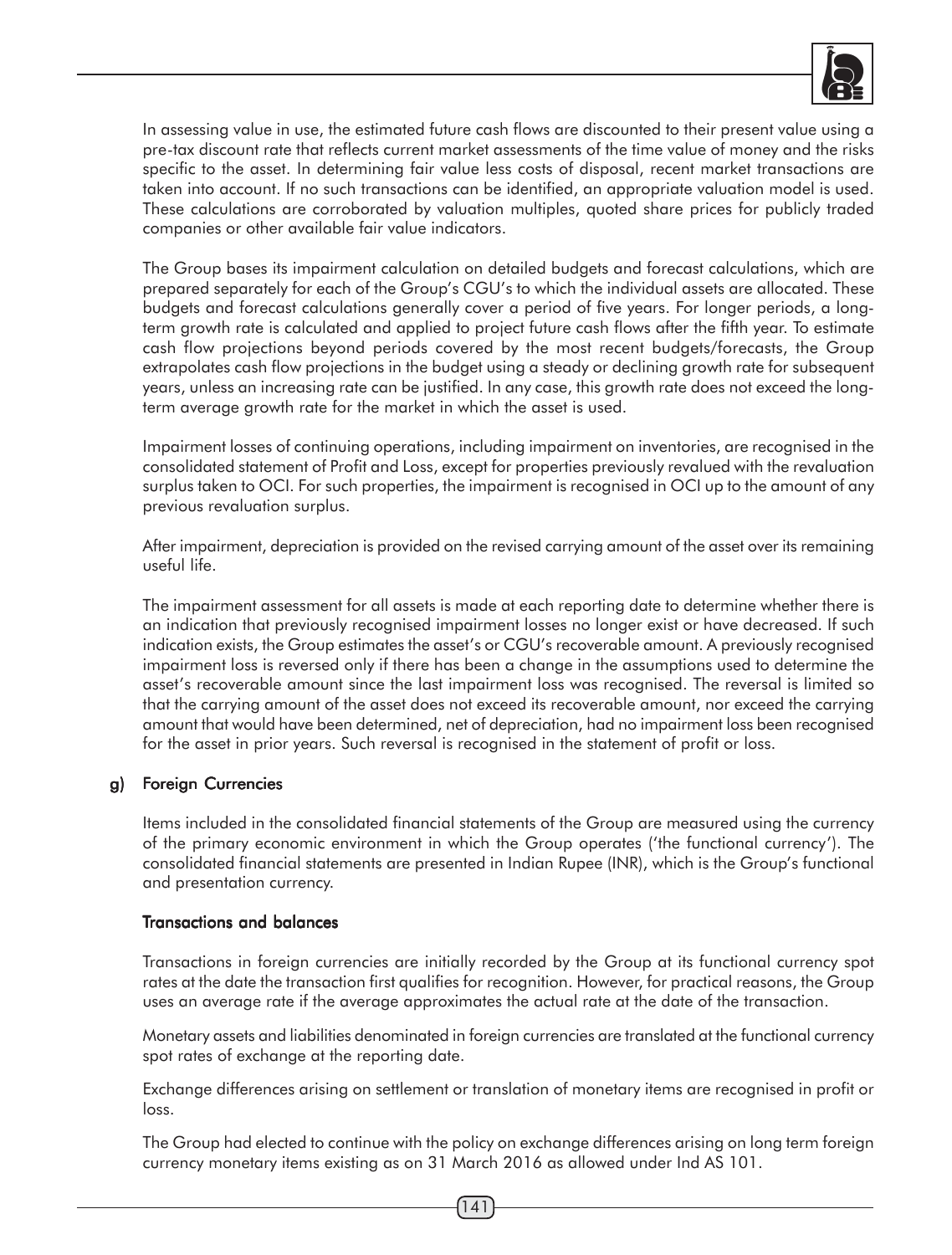In assessing value in use, the estimated future cash flows are discounted to their present value using a pre-tax discount rate that reflects current market assessments of the time value of money and the risks specific to the asset. In determining fair value less costs of disposal, recent market transactions are taken into account. If no such transactions can be identified, an appropriate valuation model is used. These calculations are corroborated by valuation multiples, quoted share prices for publicly traded companies or other available fair value indicators.

The Group bases its impairment calculation on detailed budgets and forecast calculations, which are prepared separately for each of the Group's CGU's to which the individual assets are allocated. These budgets and forecast calculations generally cover a period of five years. For longer periods, a long-term growth rate is calculated and applied to project future cash flows after the fifth year. To estimate cash flow projections beyond periods covered by the most recent budgets/forecasts, the Group extrapolates cash flow projections in the budget using a steady or declining growth rate for subsequent years, unless an increasing rate can be justified. In any case, this growth rate does not exceed the long-term average growth rate for the market in which the asset is used.

Impairment losses of continuing operations, including impairment on inventories, are recognised in the consolidated statement of Profit and Loss, except for properties previously revalued with the revaluation surplus taken to OCI. For such properties, the impairment is recognised in OCI up to the amount of any previous revaluation surplus.

After impairment, depreciation is provided on the revised carrying amount of the asset over its remaining useful life.

The impairment assessment for all assets is made at each reporting date to determine whether there is an indication that previously recognised impairment losses no longer exist or have decreased. If such indication exists, the Group estimates the asset's or CGU's recoverable amount. A previously recognised impairment loss is reversed only if there has been a change in the assumptions used to determine the asset's recoverable amount since the last impairment loss was recognised. The reversal is limited so that the carrying amount of the asset does not exceed its recoverable amount, nor exceed the carrying amount that would have been determined, net of depreciation, had no impairment loss been recognised for the asset in prior years. Such reversal is recognised in the statement of profit or loss.

### g) Foreign Currencies

Items included in the consolidated financial statements of the Group are measured using the currency of the primary economic environment in which the Group operates ('the functional currency'). The consolidated financial statements are presented in Indian Rupee (INR), which is the Group's functional and presentation currency.

#### Transactions and balances

Transactions in foreign currencies are initially recorded by the Group at its functional currency spot rates at the date the transaction first qualifies for recognition. However, for practical reasons, the Group uses an average rate if the average approximates the actual rate at the date of the transaction.

Monetary assets and liabilities denominated in foreign currencies are translated at the functional currency spot rates of exchange at the reporting date.

Exchange differences arising on settlement or translation of monetary items are recognised in profit or loss.

The Group had elected to continue with the policy on exchange differences arising on long term foreign currency monetary items existing as on 31 March 2016 as allowed under Ind AS 101.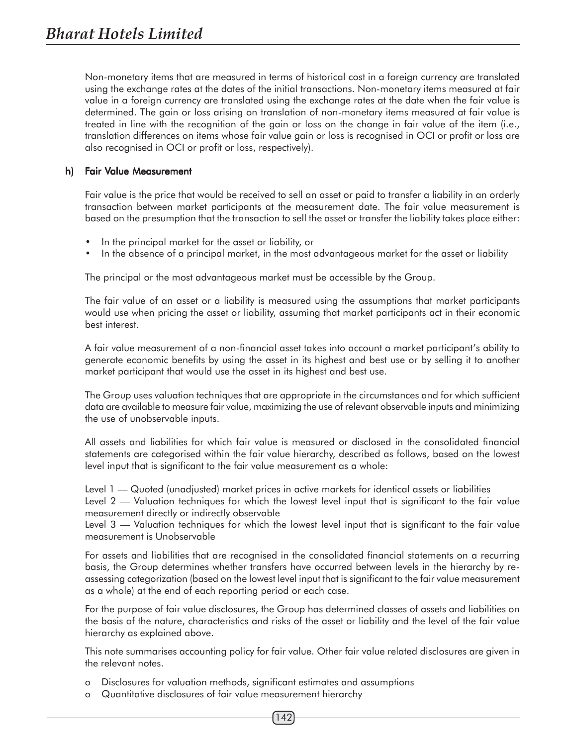Non-monetary items that are measured in terms of historical cost in a foreign currency are translated using the exchange rates at the dates of the initial transactions. Non-monetary items measured at fair value in a foreign currency are translated using the exchange rates at the date when the fair value is determined. The gain or loss arising on translation of non-monetary items measured at fair value is treated in line with the recognition of the gain or loss on the change in fair value of the item (i.e., translation differences on items whose fair value gain or loss is recognised in OCI or profit or loss are also recognised in OCI or profit or loss, respectively).

#### h) Fair Value Measurement

Fair value is the price that would be received to sell an asset or paid to transfer a liability in an orderly transaction between market participants at the measurement date. The fair value measurement is based on the presumption that the transaction to sell the asset or transfer the liability takes place either:

- In the principal market for the asset or liability, or
- In the absence of a principal market, in the most advantageous market for the asset or liability

The principal or the most advantageous market must be accessible by the Group.

The fair value of an asset or a liability is measured using the assumptions that market participants would use when pricing the asset or liability, assuming that market participants act in their economic best interest.

A fair value measurement of a non-financial asset takes into account a market participant's ability to generate economic benefits by using the asset in its highest and best use or by selling it to another market participant that would use the asset in its highest and best use.

The Group uses valuation techniques that are appropriate in the circumstances and for which sufficient data are available to measure fair value, maximizing the use of relevant observable inputs and minimizing the use of unobservable inputs.

All assets and liabilities for which fair value is measured or disclosed in the consolidated financial statements are categorised within the fair value hierarchy, described as follows, based on the lowest level input that is significant to the fair value measurement as a whole:

Level 1 — Quoted (unadjusted) market prices in active markets for identical assets or liabilities
Level 2 — Valuation techniques for which the lowest level input that is significant to the fair value measurement directly or indirectly observable
Level 3 — Valuation techniques for which the lowest level input that is significant to the fair value measurement is Unobservable

For assets and liabilities that are recognised in the consolidated financial statements on a recurring basis, the Group determines whether transfers have occurred between levels in the hierarchy by re-assessing categorization (based on the lowest level input that is significant to the fair value measurement as a whole) at the end of each reporting period or each case.

For the purpose of fair value disclosures, the Group has determined classes of assets and liabilities on the basis of the nature, characteristics and risks of the asset or liability and the level of the fair value hierarchy as explained above.

This note summarises accounting policy for fair value. Other fair value related disclosures are given in the relevant notes.

- o Disclosures for valuation methods, significant estimates and assumptions
- o Quantitative disclosures of fair value measurement hierarchy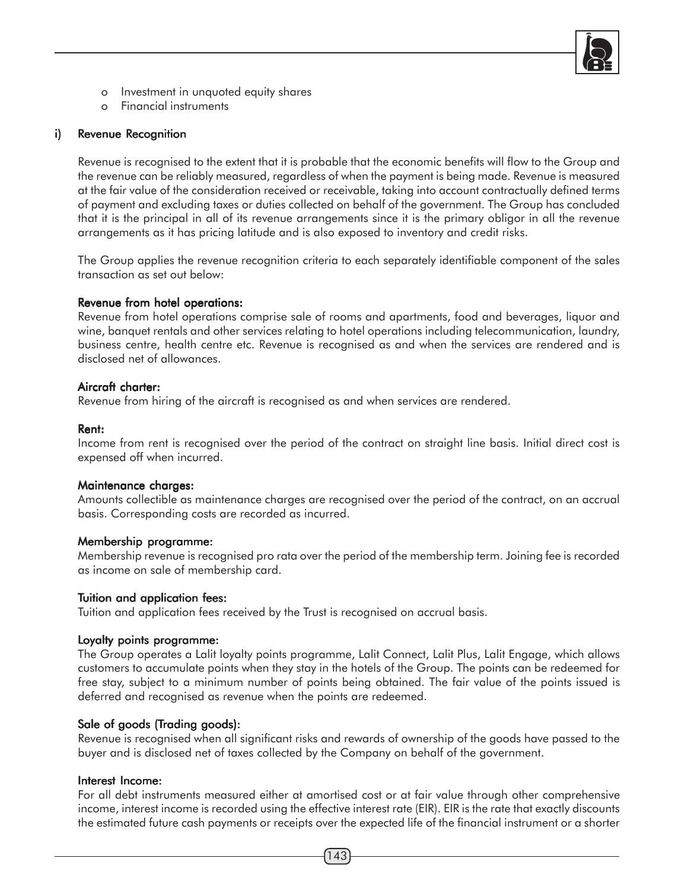- o Investment in unquoted equity shares
- o Financial instruments

### i) Revenue Recognition

Revenue is recognised to the extent that it is probable that the economic benefits will flow to the Group and the revenue can be reliably measured, regardless of when the payment is being made. Revenue is measured at the fair value of the consideration received or receivable, taking into account contractually defined terms of payment and excluding taxes or duties collected on behalf of the government. The Group has concluded that it is the principal in all of its revenue arrangements since it is the primary obligor in all the revenue arrangements as it has pricing latitude and is also exposed to inventory and credit risks.

The Group applies the revenue recognition criteria to each separately identifiable component of the sales transaction as set out below:

**Revenue from hotel operations:**
Revenue from hotel operations comprise sale of rooms and apartments, food and beverages, liquor and wine, banquet rentals and other services relating to hotel operations including telecommunication, laundry, business centre, health centre etc. Revenue is recognised as and when the services are rendered and is disclosed net of allowances.

**Aircraft charter:**
Revenue from hiring of the aircraft is recognised as and when services are rendered.

**Rent:**
Income from rent is recognised over the period of the contract on straight line basis. Initial direct cost is expensed off when incurred.

**Maintenance charges:**
Amounts collectible as maintenance charges are recognised over the period of the contract, on an accrual basis. Corresponding costs are recorded as incurred.

**Membership programme:**
Membership revenue is recognised pro rata over the period of the membership term. Joining fee is recorded as income on sale of membership card.

**Tuition and application fees:**
Tuition and application fees received by the Trust is recognised on accrual basis.

**Loyalty points programme:**
The Group operates a Lalit loyalty points programme, Lalit Connect, Lalit Plus, Lalit Engage, which allows customers to accumulate points when they stay in the hotels of the Group. The points can be redeemed for free stay, subject to a minimum number of points being obtained. The fair value of the points issued is deferred and recognised as revenue when the points are redeemed.

**Sale of goods (Trading goods):**
Revenue is recognised when all significant risks and rewards of ownership of the goods have passed to the buyer and is disclosed net of taxes collected by the Company on behalf of the government.

**Interest Income:**
For all debt instruments measured either at amortised cost or at fair value through other comprehensive income, interest income is recorded using the effective interest rate (EIR). EIR is the rate that exactly discounts the estimated future cash payments or receipts over the expected life of the financial instrument or a shorter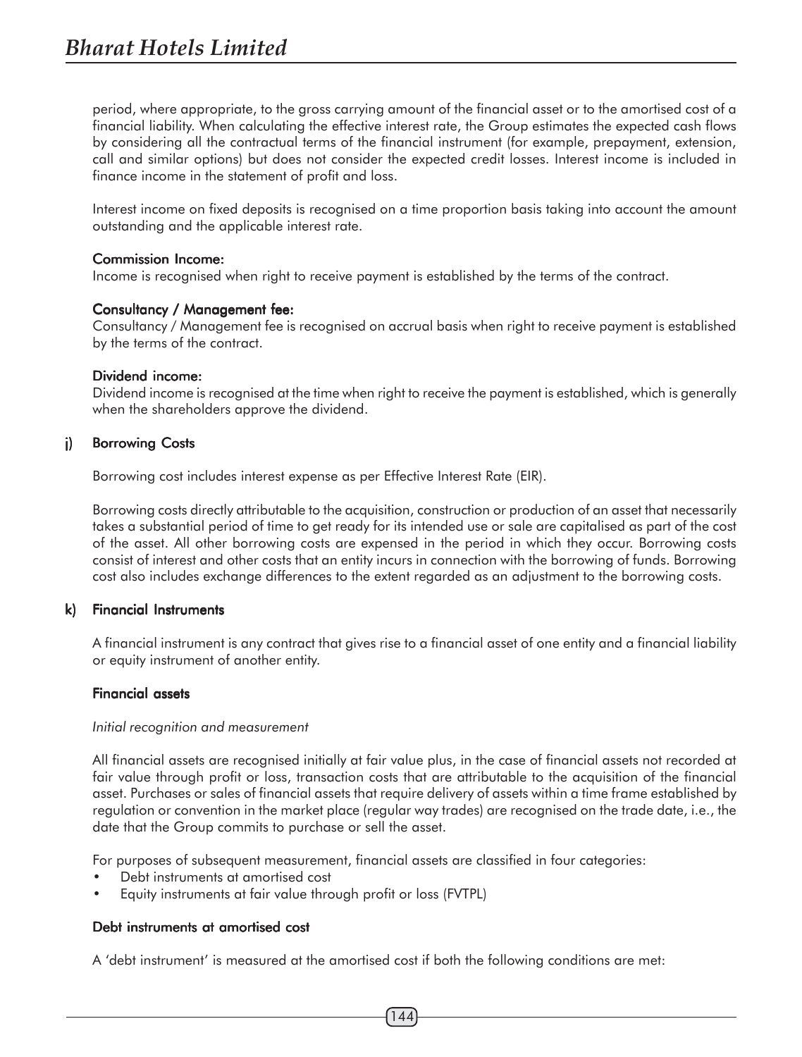period, where appropriate, to the gross carrying amount of the financial asset or to the amortised cost of a financial liability. When calculating the effective interest rate, the Group estimates the expected cash flows by considering all the contractual terms of the financial instrument (for example, prepayment, extension, call and similar options) but does not consider the expected credit losses. Interest income is included in finance income in the statement of profit and loss.

Interest income on fixed deposits is recognised on a time proportion basis taking into account the amount outstanding and the applicable interest rate.

**Commission Income:**
Income is recognised when right to receive payment is established by the terms of the contract.

**Consultancy / Management fee:**
Consultancy / Management fee is recognised on accrual basis when right to receive payment is established by the terms of the contract.

**Dividend income:**
Dividend income is recognised at the time when right to receive the payment is established, which is generally when the shareholders approve the dividend.

### j) Borrowing Costs

Borrowing cost includes interest expense as per Effective Interest Rate (EIR).

Borrowing costs directly attributable to the acquisition, construction or production of an asset that necessarily takes a substantial period of time to get ready for its intended use or sale are capitalised as part of the cost of the asset. All other borrowing costs are expensed in the period in which they occur. Borrowing costs consist of interest and other costs that an entity incurs in connection with the borrowing of funds. Borrowing cost also includes exchange differences to the extent regarded as an adjustment to the borrowing costs.

### k) Financial Instruments

A financial instrument is any contract that gives rise to a financial asset of one entity and a financial liability or equity instrument of another entity.

**Financial assets**

*Initial recognition and measurement*

All financial assets are recognised initially at fair value plus, in the case of financial assets not recorded at fair value through profit or loss, transaction costs that are attributable to the acquisition of the financial asset. Purchases or sales of financial assets that require delivery of assets within a time frame established by regulation or convention in the market place (regular way trades) are recognised on the trade date, i.e., the date that the Group commits to purchase or sell the asset.

For purposes of subsequent measurement, financial assets are classified in four categories:

- Debt instruments at amortised cost
- Equity instruments at fair value through profit or loss (FVTPL)

**Debt instruments at amortised cost**

A 'debt instrument' is measured at the amortised cost if both the following conditions are met: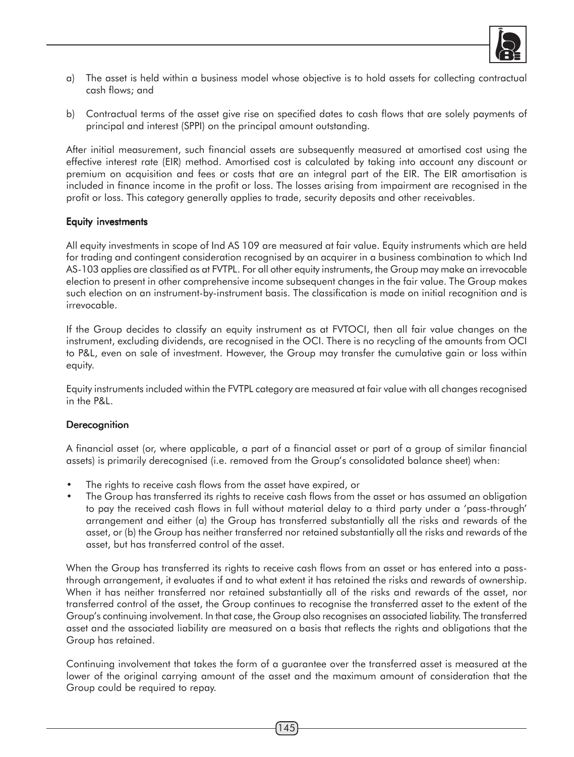a) The asset is held within a business model whose objective is to hold assets for collecting contractual cash flows; and

b) Contractual terms of the asset give rise on specified dates to cash flows that are solely payments of principal and interest (SPPI) on the principal amount outstanding.

After initial measurement, such financial assets are subsequently measured at amortised cost using the effective interest rate (EIR) method. Amortised cost is calculated by taking into account any discount or premium on acquisition and fees or costs that are an integral part of the EIR. The EIR amortisation is included in finance income in the profit or loss. The losses arising from impairment are recognised in the profit or loss. This category generally applies to trade, security deposits and other receivables.

**Equity investments**

All equity investments in scope of Ind AS 109 are measured at fair value. Equity instruments which are held for trading and contingent consideration recognised by an acquirer in a business combination to which Ind AS-103 applies are classified as at FVTPL. For all other equity instruments, the Group may make an irrevocable election to present in other comprehensive income subsequent changes in the fair value. The Group makes such election on an instrument-by-instrument basis. The classification is made on initial recognition and is irrevocable.

If the Group decides to classify an equity instrument as at FVTOCI, then all fair value changes on the instrument, excluding dividends, are recognised in the OCI. There is no recycling of the amounts from OCI to P&L, even on sale of investment. However, the Group may transfer the cumulative gain or loss within equity.

Equity instruments included within the FVTPL category are measured at fair value with all changes recognised in the P&L.

**Derecognition**

A financial asset (or, where applicable, a part of a financial asset or part of a group of similar financial assets) is primarily derecognised (i.e. removed from the Group's consolidated balance sheet) when:

- The rights to receive cash flows from the asset have expired, or
- The Group has transferred its rights to receive cash flows from the asset or has assumed an obligation to pay the received cash flows in full without material delay to a third party under a 'pass-through' arrangement and either (a) the Group has transferred substantially all the risks and rewards of the asset, or (b) the Group has neither transferred nor retained substantially all the risks and rewards of the asset, but has transferred control of the asset.

When the Group has transferred its rights to receive cash flows from an asset or has entered into a pass-through arrangement, it evaluates if and to what extent it has retained the risks and rewards of ownership. When it has neither transferred nor retained substantially all of the risks and rewards of the asset, nor transferred control of the asset, the Group continues to recognise the transferred asset to the extent of the Group's continuing involvement. In that case, the Group also recognises an associated liability. The transferred asset and the associated liability are measured on a basis that reflects the rights and obligations that the Group has retained.

Continuing involvement that takes the form of a guarantee over the transferred asset is measured at the lower of the original carrying amount of the asset and the maximum amount of consideration that the Group could be required to repay.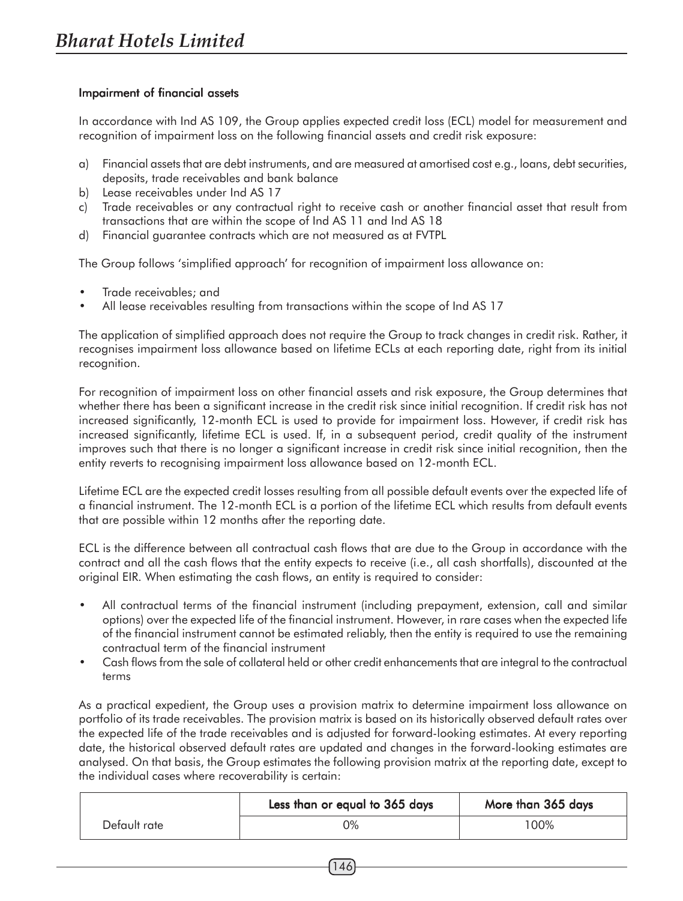### Impairment of financial assets

In accordance with Ind AS 109, the Group applies expected credit loss (ECL) model for measurement and recognition of impairment loss on the following financial assets and credit risk exposure:

a) Financial assets that are debt instruments, and are measured at amortised cost e.g., loans, debt securities, deposits, trade receivables and bank balance
b) Lease receivables under Ind AS 17
c) Trade receivables or any contractual right to receive cash or another financial asset that result from transactions that are within the scope of Ind AS 11 and Ind AS 18
d) Financial guarantee contracts which are not measured as at FVTPL

The Group follows 'simplified approach' for recognition of impairment loss allowance on:

- Trade receivables; and
- All lease receivables resulting from transactions within the scope of Ind AS 17

The application of simplified approach does not require the Group to track changes in credit risk. Rather, it recognises impairment loss allowance based on lifetime ECLs at each reporting date, right from its initial recognition.

For recognition of impairment loss on other financial assets and risk exposure, the Group determines that whether there has been a significant increase in the credit risk since initial recognition. If credit risk has not increased significantly, 12-month ECL is used to provide for impairment loss. However, if credit risk has increased significantly, lifetime ECL is used. If, in a subsequent period, credit quality of the instrument improves such that there is no longer a significant increase in credit risk since initial recognition, then the entity reverts to recognising impairment loss allowance based on 12-month ECL.

Lifetime ECL are the expected credit losses resulting from all possible default events over the expected life of a financial instrument. The 12-month ECL is a portion of the lifetime ECL which results from default events that are possible within 12 months after the reporting date.

ECL is the difference between all contractual cash flows that are due to the Group in accordance with the contract and all the cash flows that the entity expects to receive (i.e., all cash shortfalls), discounted at the original EIR. When estimating the cash flows, an entity is required to consider:

- All contractual terms of the financial instrument (including prepayment, extension, call and similar options) over the expected life of the financial instrument. However, in rare cases when the expected life of the financial instrument cannot be estimated reliably, then the entity is required to use the remaining contractual term of the financial instrument
- Cash flows from the sale of collateral held or other credit enhancements that are integral to the contractual terms

As a practical expedient, the Group uses a provision matrix to determine impairment loss allowance on portfolio of its trade receivables. The provision matrix is based on its historically observed default rates over the expected life of the trade receivables and is adjusted for forward-looking estimates. At every reporting date, the historical observed default rates are updated and changes in the forward-looking estimates are analysed. On that basis, the Group estimates the following provision matrix at the reporting date, except to the individual cases where recoverability is certain:

| | Less than or equal to 365 days | More than 365 days |
|---|---|---|
| Default rate | 0% | 100% |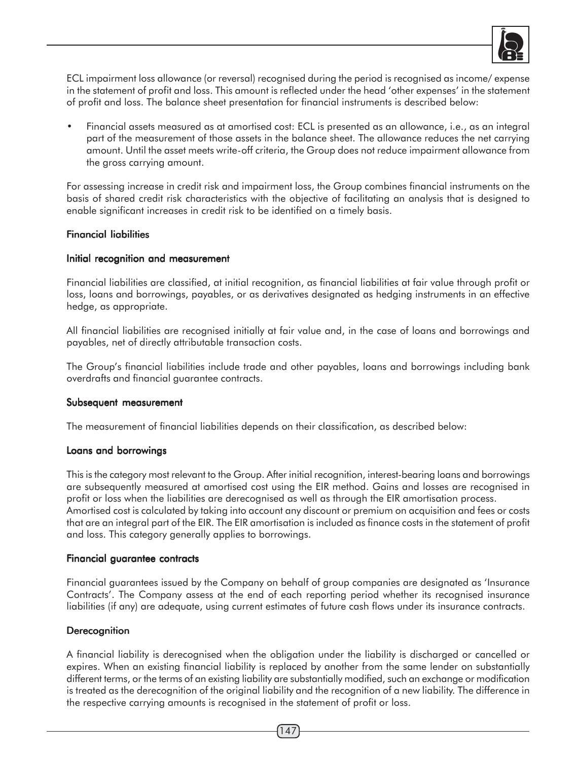ECL impairment loss allowance (or reversal) recognised during the period is recognised as income/ expense in the statement of profit and loss. This amount is reflected under the head 'other expenses' in the statement of profit and loss. The balance sheet presentation for financial instruments is described below:

- Financial assets measured as at amortised cost: ECL is presented as an allowance, i.e., as an integral part of the measurement of those assets in the balance sheet. The allowance reduces the net carrying amount. Until the asset meets write-off criteria, the Group does not reduce impairment allowance from the gross carrying amount.

For assessing increase in credit risk and impairment loss, the Group combines financial instruments on the basis of shared credit risk characteristics with the objective of facilitating an analysis that is designed to enable significant increases in credit risk to be identified on a timely basis.

**Financial liabilities**

**Initial recognition and measurement**

Financial liabilities are classified, at initial recognition, as financial liabilities at fair value through profit or loss, loans and borrowings, payables, or as derivatives designated as hedging instruments in an effective hedge, as appropriate.

All financial liabilities are recognised initially at fair value and, in the case of loans and borrowings and payables, net of directly attributable transaction costs.

The Group's financial liabilities include trade and other payables, loans and borrowings including bank overdrafts and financial guarantee contracts.

**Subsequent measurement**

The measurement of financial liabilities depends on their classification, as described below:

**Loans and borrowings**

This is the category most relevant to the Group. After initial recognition, interest-bearing loans and borrowings are subsequently measured at amortised cost using the EIR method. Gains and losses are recognised in profit or loss when the liabilities are derecognised as well as through the EIR amortisation process.
Amortised cost is calculated by taking into account any discount or premium on acquisition and fees or costs that are an integral part of the EIR. The EIR amortisation is included as finance costs in the statement of profit and loss. This category generally applies to borrowings.

**Financial guarantee contracts**

Financial guarantees issued by the Company on behalf of group companies are designated as 'Insurance Contracts'. The Company assess at the end of each reporting period whether its recognised insurance liabilities (if any) are adequate, using current estimates of future cash flows under its insurance contracts.

**Derecognition**

A financial liability is derecognised when the obligation under the liability is discharged or cancelled or expires. When an existing financial liability is replaced by another from the same lender on substantially different terms, or the terms of an existing liability are substantially modified, such an exchange or modification is treated as the derecognition of the original liability and the recognition of a new liability. The difference in the respective carrying amounts is recognised in the statement of profit or loss.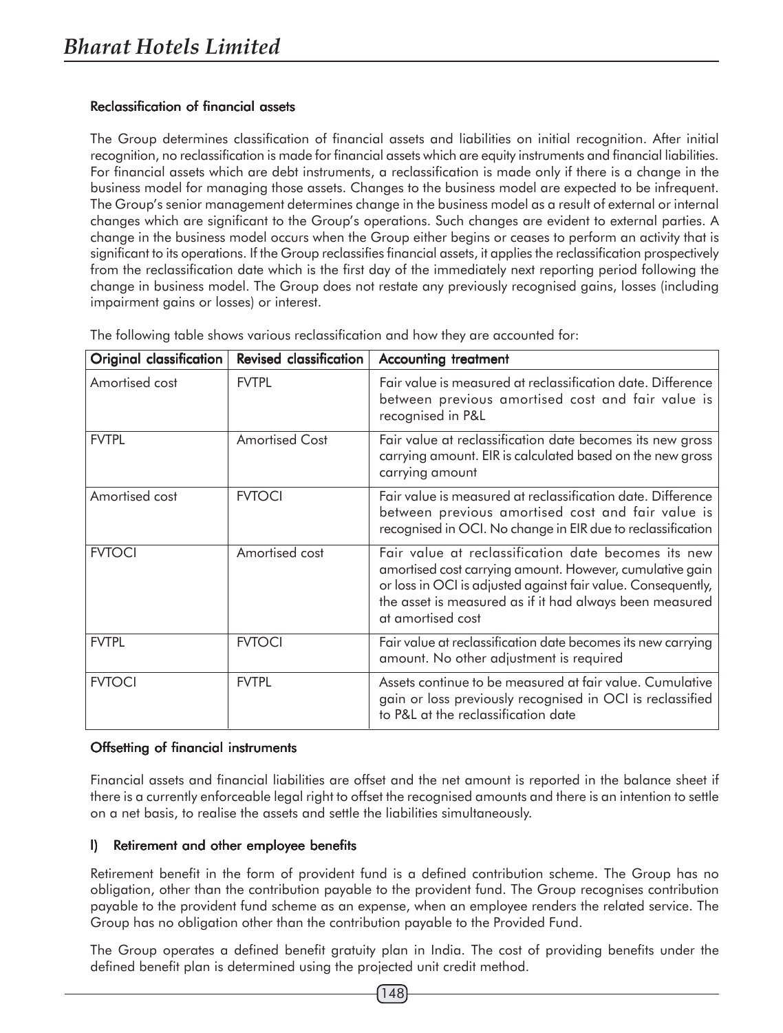#### Reclassification of financial assets

The Group determines classification of financial assets and liabilities on initial recognition. After initial recognition, no reclassification is made for financial assets which are equity instruments and financial liabilities. For financial assets which are debt instruments, a reclassification is made only if there is a change in the business model for managing those assets. Changes to the business model are expected to be infrequent. The Group's senior management determines change in the business model as a result of external or internal changes which are significant to the Group's operations. Such changes are evident to external parties. A change in the business model occurs when the Group either begins or ceases to perform an activity that is significant to its operations. If the Group reclassifies financial assets, it applies the reclassification prospectively from the reclassification date which is the first day of the immediately next reporting period following the change in business model. The Group does not restate any previously recognised gains, losses (including impairment gains or losses) or interest.

The following table shows various reclassification and how they are accounted for:

| Original classification | Revised classification | Accounting treatment |
|---|---|---|
| Amortised cost | FVTPL | Fair value is measured at reclassification date. Difference between previous amortised cost and fair value is recognised in P&L |
| FVTPL | Amortised Cost | Fair value at reclassification date becomes its new gross carrying amount. EIR is calculated based on the new gross carrying amount |
| Amortised cost | FVTOCI | Fair value is measured at reclassification date. Difference between previous amortised cost and fair value is recognised in OCI. No change in EIR due to reclassification |
| FVTOCI | Amortised cost | Fair value at reclassification date becomes its new amortised cost carrying amount. However, cumulative gain or loss in OCI is adjusted against fair value. Consequently, the asset is measured as if it had always been measured at amortised cost |
| FVTPL | FVTOCI | Fair value at reclassification date becomes its new carrying amount. No other adjustment is required |
| FVTOCI | FVTPL | Assets continue to be measured at fair value. Cumulative gain or loss previously recognised in OCI is reclassified to P&L at the reclassification date |

#### Offsetting of financial instruments

Financial assets and financial liabilities are offset and the net amount is reported in the balance sheet if there is a currently enforceable legal right to offset the recognised amounts and there is an intention to settle on a net basis, to realise the assets and settle the liabilities simultaneously.

#### l) Retirement and other employee benefits

Retirement benefit in the form of provident fund is a defined contribution scheme. The Group has no obligation, other than the contribution payable to the provident fund. The Group recognises contribution payable to the provident fund scheme as an expense, when an employee renders the related service. The Group has no obligation other than the contribution payable to the Provided Fund.

The Group operates a defined benefit gratuity plan in India. The cost of providing benefits under the defined benefit plan is determined using the projected unit credit method.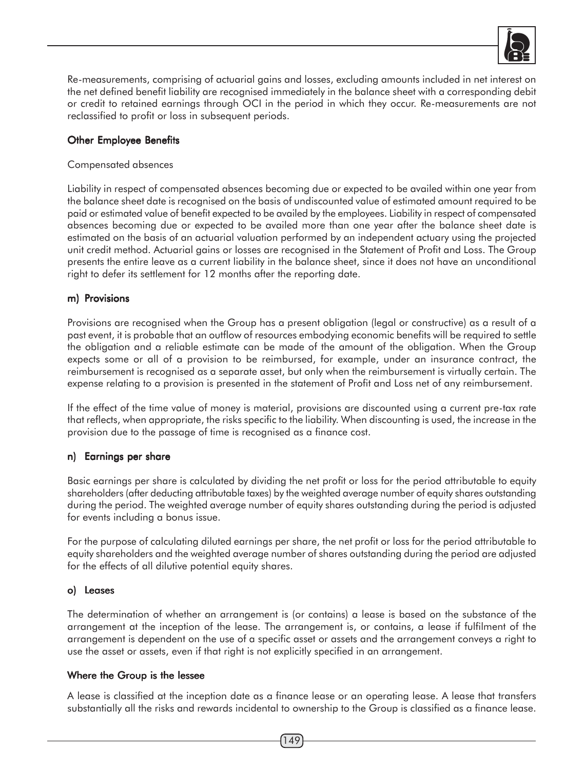Re-measurements, comprising of actuarial gains and losses, excluding amounts included in net interest on the net defined benefit liability are recognised immediately in the balance sheet with a corresponding debit or credit to retained earnings through OCI in the period in which they occur. Re-measurements are not reclassified to profit or loss in subsequent periods.

### Other Employee Benefits

Compensated absences

Liability in respect of compensated absences becoming due or expected to be availed within one year from the balance sheet date is recognised on the basis of undiscounted value of estimated amount required to be paid or estimated value of benefit expected to be availed by the employees. Liability in respect of compensated absences becoming due or expected to be availed more than one year after the balance sheet date is estimated on the basis of an actuarial valuation performed by an independent actuary using the projected unit credit method. Actuarial gains or losses are recognised in the Statement of Profit and Loss. The Group presents the entire leave as a current liability in the balance sheet, since it does not have an unconditional right to defer its settlement for 12 months after the reporting date.

### m) Provisions

Provisions are recognised when the Group has a present obligation (legal or constructive) as a result of a past event, it is probable that an outflow of resources embodying economic benefits will be required to settle the obligation and a reliable estimate can be made of the amount of the obligation. When the Group expects some or all of a provision to be reimbursed, for example, under an insurance contract, the reimbursement is recognised as a separate asset, but only when the reimbursement is virtually certain. The expense relating to a provision is presented in the statement of Profit and Loss net of any reimbursement.

If the effect of the time value of money is material, provisions are discounted using a current pre-tax rate that reflects, when appropriate, the risks specific to the liability. When discounting is used, the increase in the provision due to the passage of time is recognised as a finance cost.

### n) Earnings per share

Basic earnings per share is calculated by dividing the net profit or loss for the period attributable to equity shareholders (after deducting attributable taxes) by the weighted average number of equity shares outstanding during the period. The weighted average number of equity shares outstanding during the period is adjusted for events including a bonus issue.

For the purpose of calculating diluted earnings per share, the net profit or loss for the period attributable to equity shareholders and the weighted average number of shares outstanding during the period are adjusted for the effects of all dilutive potential equity shares.

### o) Leases

The determination of whether an arrangement is (or contains) a lease is based on the substance of the arrangement at the inception of the lease. The arrangement is, or contains, a lease if fulfilment of the arrangement is dependent on the use of a specific asset or assets and the arrangement conveys a right to use the asset or assets, even if that right is not explicitly specified in an arrangement.

### Where the Group is the lessee

A lease is classified at the inception date as a finance lease or an operating lease. A lease that transfers substantially all the risks and rewards incidental to ownership to the Group is classified as a finance lease.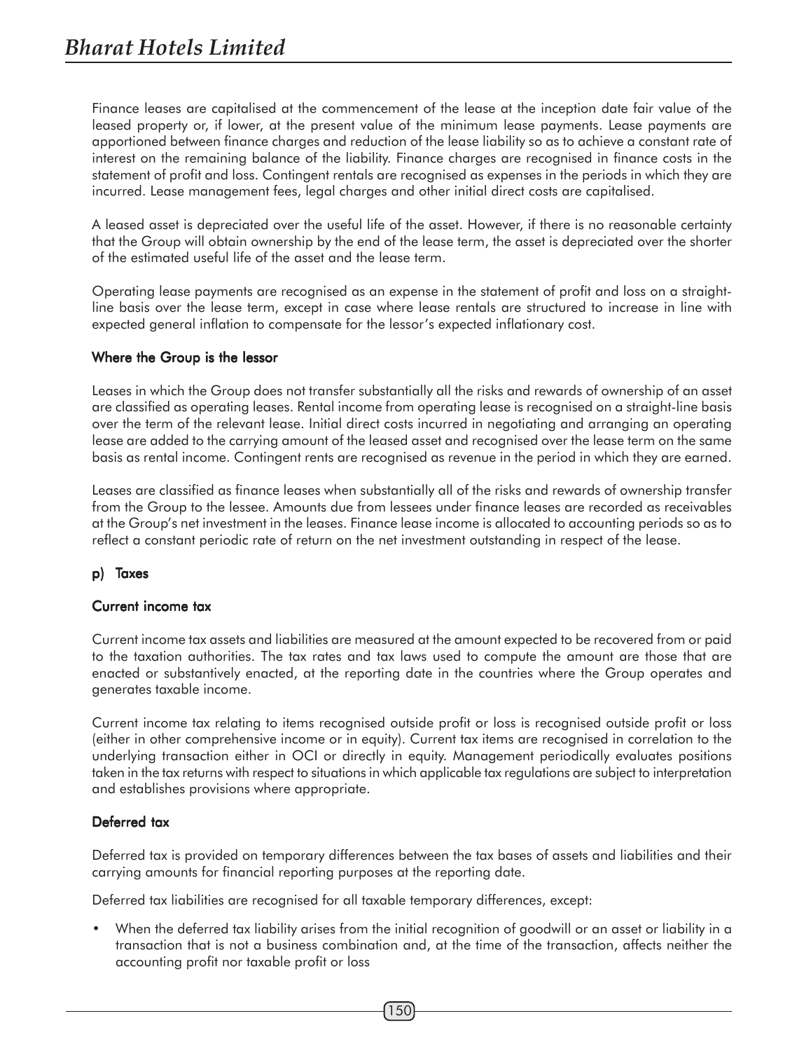Finance leases are capitalised at the commencement of the lease at the inception date fair value of the leased property or, if lower, at the present value of the minimum lease payments. Lease payments are apportioned between finance charges and reduction of the lease liability so as to achieve a constant rate of interest on the remaining balance of the liability. Finance charges are recognised in finance costs in the statement of profit and loss. Contingent rentals are recognised as expenses in the periods in which they are incurred. Lease management fees, legal charges and other initial direct costs are capitalised.

A leased asset is depreciated over the useful life of the asset. However, if there is no reasonable certainty that the Group will obtain ownership by the end of the lease term, the asset is depreciated over the shorter of the estimated useful life of the asset and the lease term.

Operating lease payments are recognised as an expense in the statement of profit and loss on a straight-line basis over the lease term, except in case where lease rentals are structured to increase in line with expected general inflation to compensate for the lessor's expected inflationary cost.

**Where the Group is the lessor**

Leases in which the Group does not transfer substantially all the risks and rewards of ownership of an asset are classified as operating leases. Rental income from operating lease is recognised on a straight-line basis over the term of the relevant lease. Initial direct costs incurred in negotiating and arranging an operating lease are added to the carrying amount of the leased asset and recognised over the lease term on the same basis as rental income. Contingent rents are recognised as revenue in the period in which they are earned.

Leases are classified as finance leases when substantially all of the risks and rewards of ownership transfer from the Group to the lessee. Amounts due from lessees under finance leases are recorded as receivables at the Group's net investment in the leases. Finance lease income is allocated to accounting periods so as to reflect a constant periodic rate of return on the net investment outstanding in respect of the lease.

**p) Taxes**

**Current income tax**

Current income tax assets and liabilities are measured at the amount expected to be recovered from or paid to the taxation authorities. The tax rates and tax laws used to compute the amount are those that are enacted or substantively enacted, at the reporting date in the countries where the Group operates and generates taxable income.

Current income tax relating to items recognised outside profit or loss is recognised outside profit or loss (either in other comprehensive income or in equity). Current tax items are recognised in correlation to the underlying transaction either in OCI or directly in equity. Management periodically evaluates positions taken in the tax returns with respect to situations in which applicable tax regulations are subject to interpretation and establishes provisions where appropriate.

**Deferred tax**

Deferred tax is provided on temporary differences between the tax bases of assets and liabilities and their carrying amounts for financial reporting purposes at the reporting date.

Deferred tax liabilities are recognised for all taxable temporary differences, except:

- When the deferred tax liability arises from the initial recognition of goodwill or an asset or liability in a transaction that is not a business combination and, at the time of the transaction, affects neither the accounting profit nor taxable profit or loss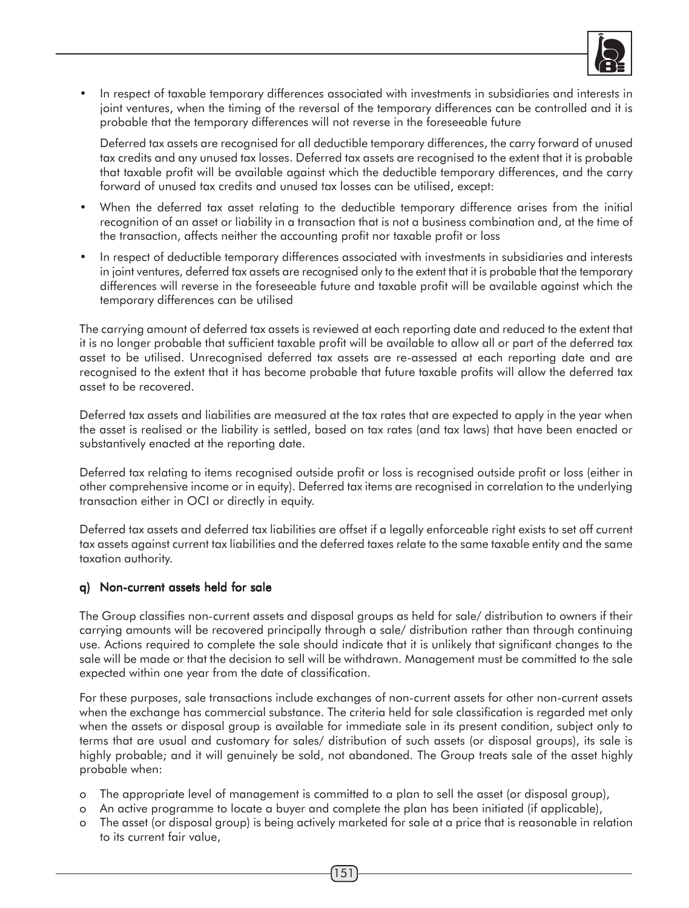- In respect of taxable temporary differences associated with investments in subsidiaries and interests in joint ventures, when the timing of the reversal of the temporary differences can be controlled and it is probable that the temporary differences will not reverse in the foreseeable future

  Deferred tax assets are recognised for all deductible temporary differences, the carry forward of unused tax credits and any unused tax losses. Deferred tax assets are recognised to the extent that it is probable that taxable profit will be available against which the deductible temporary differences, and the carry forward of unused tax credits and unused tax losses can be utilised, except:

- When the deferred tax asset relating to the deductible temporary difference arises from the initial recognition of an asset or liability in a transaction that is not a business combination and, at the time of the transaction, affects neither the accounting profit nor taxable profit or loss
- In respect of deductible temporary differences associated with investments in subsidiaries and interests in joint ventures, deferred tax assets are recognised only to the extent that it is probable that the temporary differences will reverse in the foreseeable future and taxable profit will be available against which the temporary differences can be utilised

The carrying amount of deferred tax assets is reviewed at each reporting date and reduced to the extent that it is no longer probable that sufficient taxable profit will be available to allow all or part of the deferred tax asset to be utilised. Unrecognised deferred tax assets are re-assessed at each reporting date and are recognised to the extent that it has become probable that future taxable profits will allow the deferred tax asset to be recovered.

Deferred tax assets and liabilities are measured at the tax rates that are expected to apply in the year when the asset is realised or the liability is settled, based on tax rates (and tax laws) that have been enacted or substantively enacted at the reporting date.

Deferred tax relating to items recognised outside profit or loss is recognised outside profit or loss (either in other comprehensive income or in equity). Deferred tax items are recognised in correlation to the underlying transaction either in OCI or directly in equity.

Deferred tax assets and deferred tax liabilities are offset if a legally enforceable right exists to set off current tax assets against current tax liabilities and the deferred taxes relate to the same taxable entity and the same taxation authority.

#### q) Non-current assets held for sale

The Group classifies non-current assets and disposal groups as held for sale/ distribution to owners if their carrying amounts will be recovered principally through a sale/ distribution rather than through continuing use. Actions required to complete the sale should indicate that it is unlikely that significant changes to the sale will be made or that the decision to sell will be withdrawn. Management must be committed to the sale expected within one year from the date of classification.

For these purposes, sale transactions include exchanges of non-current assets for other non-current assets when the exchange has commercial substance. The criteria held for sale classification is regarded met only when the assets or disposal group is available for immediate sale in its present condition, subject only to terms that are usual and customary for sales/ distribution of such assets (or disposal groups), its sale is highly probable; and it will genuinely be sold, not abandoned. The Group treats sale of the asset highly probable when:

- o The appropriate level of management is committed to a plan to sell the asset (or disposal group),
- o An active programme to locate a buyer and complete the plan has been initiated (if applicable),
- o The asset (or disposal group) is being actively marketed for sale at a price that is reasonable in relation to its current fair value,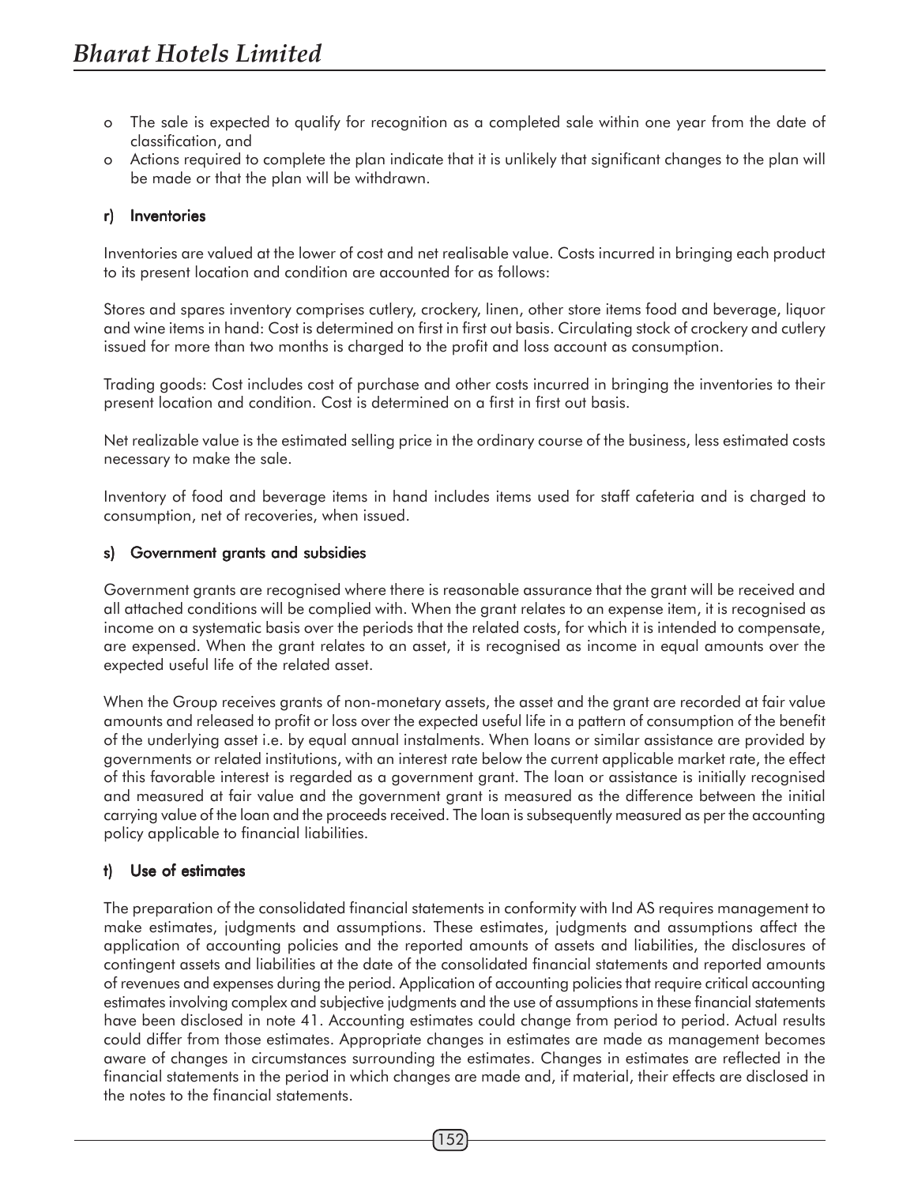- o The sale is expected to qualify for recognition as a completed sale within one year from the date of classification, and
- o Actions required to complete the plan indicate that it is unlikely that significant changes to the plan will be made or that the plan will be withdrawn.

### r) Inventories

Inventories are valued at the lower of cost and net realisable value. Costs incurred in bringing each product to its present location and condition are accounted for as follows:

Stores and spares inventory comprises cutlery, crockery, linen, other store items food and beverage, liquor and wine items in hand: Cost is determined on first in first out basis. Circulating stock of crockery and cutlery issued for more than two months is charged to the profit and loss account as consumption.

Trading goods: Cost includes cost of purchase and other costs incurred in bringing the inventories to their present location and condition. Cost is determined on a first in first out basis.

Net realizable value is the estimated selling price in the ordinary course of the business, less estimated costs necessary to make the sale.

Inventory of food and beverage items in hand includes items used for staff cafeteria and is charged to consumption, net of recoveries, when issued.

### s) Government grants and subsidies

Government grants are recognised where there is reasonable assurance that the grant will be received and all attached conditions will be complied with. When the grant relates to an expense item, it is recognised as income on a systematic basis over the periods that the related costs, for which it is intended to compensate, are expensed. When the grant relates to an asset, it is recognised as income in equal amounts over the expected useful life of the related asset.

When the Group receives grants of non-monetary assets, the asset and the grant are recorded at fair value amounts and released to profit or loss over the expected useful life in a pattern of consumption of the benefit of the underlying asset i.e. by equal annual instalments. When loans or similar assistance are provided by governments or related institutions, with an interest rate below the current applicable market rate, the effect of this favorable interest is regarded as a government grant. The loan or assistance is initially recognised and measured at fair value and the government grant is measured as the difference between the initial carrying value of the loan and the proceeds received. The loan is subsequently measured as per the accounting policy applicable to financial liabilities.

### t) Use of estimates

The preparation of the consolidated financial statements in conformity with Ind AS requires management to make estimates, judgments and assumptions. These estimates, judgments and assumptions affect the application of accounting policies and the reported amounts of assets and liabilities, the disclosures of contingent assets and liabilities at the date of the consolidated financial statements and reported amounts of revenues and expenses during the period. Application of accounting policies that require critical accounting estimates involving complex and subjective judgments and the use of assumptions in these financial statements have been disclosed in note 41. Accounting estimates could change from period to period. Actual results could differ from those estimates. Appropriate changes in estimates are made as management becomes aware of changes in circumstances surrounding the estimates. Changes in estimates are reflected in the financial statements in the period in which changes are made and, if material, their effects are disclosed in the notes to the financial statements.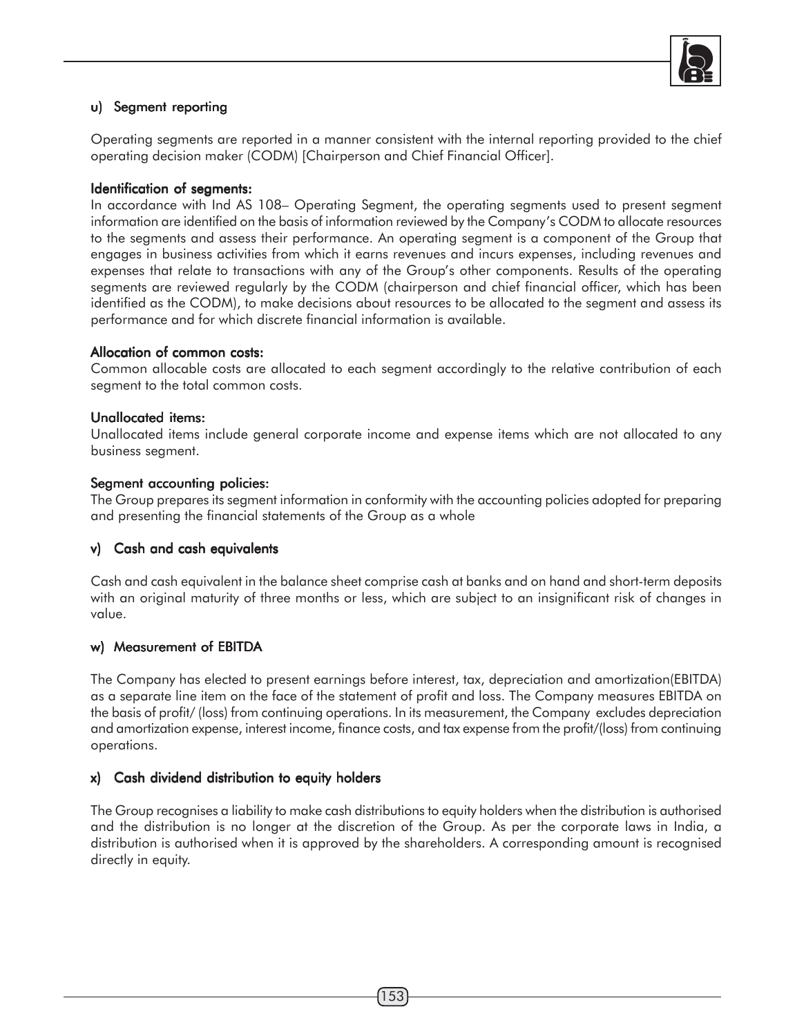### u) Segment reporting

Operating segments are reported in a manner consistent with the internal reporting provided to the chief operating decision maker (CODM) [Chairperson and Chief Financial Officer].

**Identification of segments:**

In accordance with Ind AS 108– Operating Segment, the operating segments used to present segment information are identified on the basis of information reviewed by the Company's CODM to allocate resources to the segments and assess their performance. An operating segment is a component of the Group that engages in business activities from which it earns revenues and incurs expenses, including revenues and expenses that relate to transactions with any of the Group's other components. Results of the operating segments are reviewed regularly by the CODM (chairperson and chief financial officer, which has been identified as the CODM), to make decisions about resources to be allocated to the segment and assess its performance and for which discrete financial information is available.

**Allocation of common costs:**

Common allocable costs are allocated to each segment accordingly to the relative contribution of each segment to the total common costs.

**Unallocated items:**

Unallocated items include general corporate income and expense items which are not allocated to any business segment.

**Segment accounting policies:**

The Group prepares its segment information in conformity with the accounting policies adopted for preparing and presenting the financial statements of the Group as a whole

### v) Cash and cash equivalents

Cash and cash equivalent in the balance sheet comprise cash at banks and on hand and short-term deposits with an original maturity of three months or less, which are subject to an insignificant risk of changes in value.

### w) Measurement of EBITDA

The Company has elected to present earnings before interest, tax, depreciation and amortization(EBITDA) as a separate line item on the face of the statement of profit and loss. The Company measures EBITDA on the basis of profit/ (loss) from continuing operations. In its measurement, the Company excludes depreciation and amortization expense, interest income, finance costs, and tax expense from the profit/(loss) from continuing operations.

### x) Cash dividend distribution to equity holders

The Group recognises a liability to make cash distributions to equity holders when the distribution is authorised and the distribution is no longer at the discretion of the Group. As per the corporate laws in India, a distribution is authorised when it is approved by the shareholders. A corresponding amount is recognised directly in equity.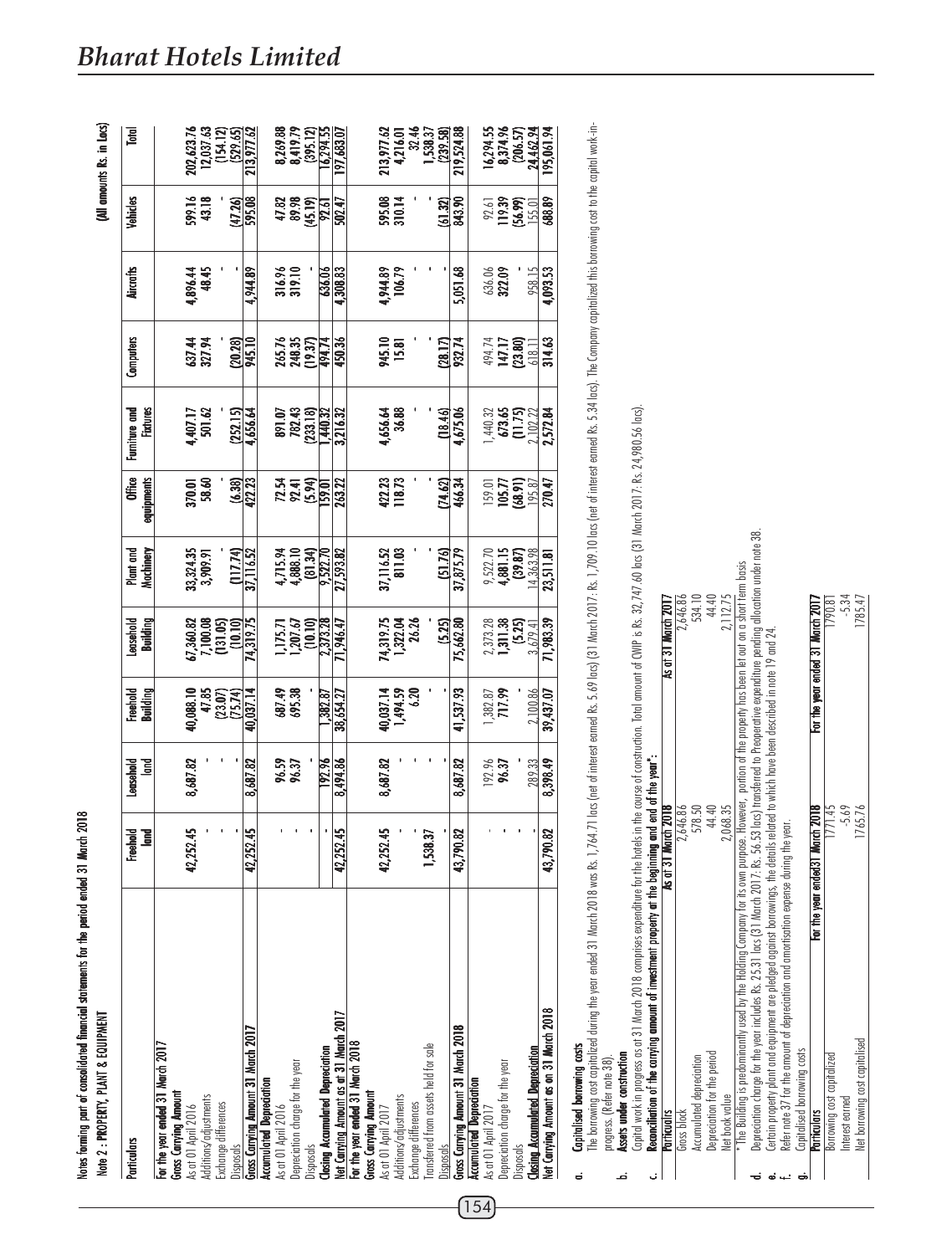Notes forming part of consolidated financial statements for the period ended 31 March 2018

## Note 2 : PROPERTY, PLANT & EQUIPMENT

(All amounts Rs. in Lacs)

| Particulars | Freehold land | Leasehold land | Freehold Building | Leasehold Building | Plant and Machinery | Office equipments | Furniture and Fixtures | Computers | Aircrafts | Vehicles | Total |
|---|---|---|---|---|---|---|---|---|---|---|---|
| **For the year ended 31 March 2017** | | | | | | | | | | | |
| **Gross Carrying Amount** | | | | | | | | | | | |
| As at 01 April 2016 | 42,252.45 | 8,687.82 | 40,088.10 | 67,360.82 | 33,324.35 | 370.01 | 4,407.17 | 637.44 | 4,896.44 | 599.16 | 202,623.76 |
| Additions/adjustments | - | - | 47.85 | 7,100.08 | 3,909.91 | 58.60 | 501.62 | 327.94 | 48.45 | 43.18 | 12,037.63 |
| Exchange differences | - | - | (23.07) | (131.05) | - | - | - | - | - | - | (154.12) |
| Disposals | - | - | (75.74) | (10.10) | (117.74) | (6.38) | (252.15) | (20.28) | - | (47.26) | (529.65) |
| **Gross Carrying Amount 31 March 2017** | 42,252.45 | 8,687.82 | 40,037.14 | 74,319.75 | 37,116.52 | 422.23 | 4,656.64 | 945.10 | 4,944.89 | 595.08 | 213,977.62 |
| **Accumulated Depreciation** | | | | | | | | | | | |
| As at 01 April 2016 | - | 96.59 | 687.49 | 1,175.71 | 4,715.94 | 72.54 | 891.07 | 265.76 | 316.96 | 47.82 | 8,269.88 |
| Depreciation charge for the year | - | 96.37 | 695.38 | 1,207.67 | 4,888.10 | 92.41 | 782.43 | 248.35 | 319.10 | 89.98 | 8,419.79 |
| Disposals | - | - | - | (10.10) | (81.34) | (5.94) | (233.18) | (19.37) | - | (45.19) | (395.12) |
| **Closing Accumulated Depreciation** | - | 192.96 | 1,382.87 | 2,373.28 | 9,522.70 | 159.01 | 1,440.32 | 494.74 | 636.06 | 92.61 | 16,294.55 |
| **Net Carrying Amount as at 31 March 2017** | 42,252.45 | 8,494.86 | 38,654.27 | 71,946.47 | 27,593.82 | 263.22 | 3,216.32 | 450.36 | 4,308.83 | 502.47 | 197,683.07 |
| **For the year ended 31 March 2018** | | | | | | | | | | | |
| **Gross Carrying Amount** | | | | | | | | | | | |
| As at 01 April 2017 | 42,252.45 | 8,687.82 | 40,037.14 | 74,319.75 | 37,116.52 | 422.23 | 4,656.64 | 945.10 | 4,944.89 | 595.08 | 213,977.62 |
| Additions/adjustments | - | - | 1,494.59 | 1,322.04 | 811.03 | 118.73 | 36.88 | 15.81 | 106.79 | 310.14 | 4,216.01 |
| Exchange differences | - | - | 6.20 | 26.26 | - | - | - | - | - | - | 32.46 |
| Transferred from assets held for sale | 1,538.37 | - | - | - | - | - | - | - | - | - | 1,538.37 |
| Disposals | - | - | - | (5.25) | (51.76) | (74.62) | (18.46) | (28.17) | - | (61.32) | (239.58) |
| **Gross Carrying Amount 31 March 2018** | 43,790.82 | 8,687.82 | 41,537.93 | 75,662.80 | 37,875.79 | 466.34 | 4,675.06 | 932.74 | 5,051.68 | 843.90 | 219,524.88 |
| **Accumulated Depreciation** | | | | | | | | | | | |
| As at 01 April 2017 | - | 192.96 | 1,382.87 | 2,373.28 | 9,522.70 | 159.01 | 1,440.32 | 494.74 | 636.06 | 92.61 | 16,294.55 |
| Depreciation charge for the year | - | 96.37 | 717.99 | 1,311.38 | 4,881.15 | 105.77 | 673.65 | 147.17 | 322.09 | 119.39 | 8,374.96 |
| Disposals | - | - | - | (5.25) | (39.87) | (68.91) | (11.75) | (23.80) | - | (56.99) | (206.57) |
| **Closing Accumulated Depreciation** | - | 289.33 | 2,100.86 | 3,679.41 | 14,363.98 | 195.87 | 2,102.22 | 618.11 | 958.15 | 155.01 | 24,462.94 |
| **Net Carrying Amount as on 31 March 2018** | 43,790.82 | 8,398.49 | 39,437.07 | 71,983.39 | 23,511.81 | 270.47 | 2,572.84 | 314.63 | 4,093.53 | 688.89 | 195,061.94 |

a. **Capitalised borrowing costs**

The borrowing cost capitalized during the year ended 31 March 2018 was Rs. 1,764.71 lacs (net of interest earned Rs. 5.69 lacs) (31 March 2017: Rs. 1,709.10 lacs (net of interest earned Rs. 5.34 lacs). The Company capitalized this borrowing cost to the capital work-in-progress. (Refer note 38).

b. **Assets under construction**

Capital work in progress as at 31 March 2018 comprises expenditure for the hotels in the course of construction. Total amount of CWIP is Rs. 32,747.60 lacs (31 March 2017: Rs. 24,980.56 lacs).

c. **Reconciliation of the carrying amount of investment property at the beginning and end of the year*:**

| Particulars | As at 31 March 2018 | As at 31 March 2017 |
|---|---|---|
| Gross block | 2,646.86 | 2,646.86 |
| Accumulated depreciation | 578.50 | 534.10 |
| Depreciation for the period | 44.40 | 44.40 |
| Net book value | 2,068.35 | 2,112.75 |

\* The Building is predominantly used by the Holding Company for its own purpose. However, portion of the property has been let out on a short term basis

d. Depreciation charge for the year includes Rs. 25.31 lacs (31 March 2017: Rs. 56.53 lacs) transferred to Preoperative expenditure pending allocation under note 38.

e. Certain property plant and equipment are pledged against borrowings, the details related to which have been described in note 19 and 24.

f. Refer note 37 for the amount of depreciation and amortisation expense during the year.

g. Capitalised borrowing costs

| Particulars | For the year ended 31 March 2018 | For the year ended 31 March 2017 |
|---|---|---|
| Borrowing cost capitalized | 1771.45 | 1790.81 |
| Interest earned | -5.69 | -5.34 |
| Net borrowing cost capitalised | 1765.76 | 1785.47 |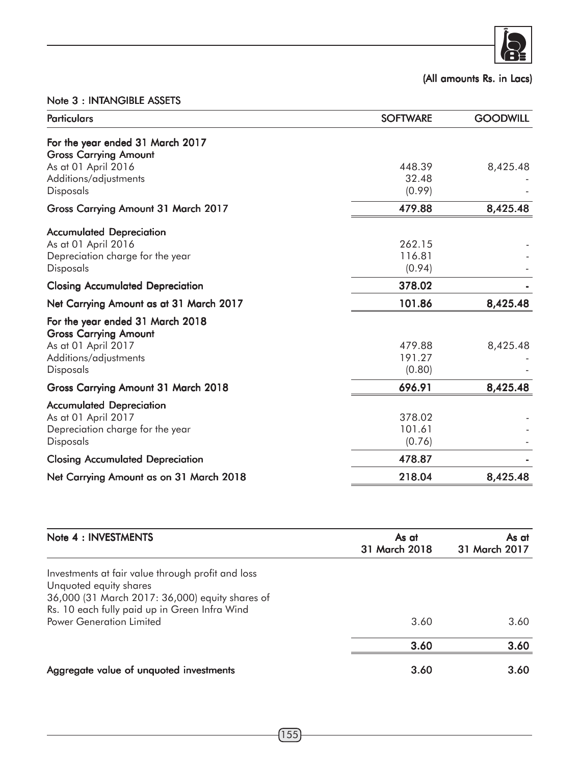(All amounts Rs. in Lacs)

## Note 3 : INTANGIBLE ASSETS

| Particulars | SOFTWARE | GOODWILL |
|---|---|---|
| **For the year ended 31 March 2017** | | |
| **Gross Carrying Amount** | | |
| As at 01 April 2016 | 448.39 | 8,425.48 |
| Additions/adjustments | 32.48 | - |
| Disposals | (0.99) | - |
| **Gross Carrying Amount 31 March 2017** | **479.88** | **8,425.48** |
| **Accumulated Depreciation** | | |
| As at 01 April 2016 | 262.15 | - |
| Depreciation charge for the year | 116.81 | - |
| Disposals | (0.94) | - |
| **Closing Accumulated Depreciation** | **378.02** | **-** |
| **Net Carrying Amount as at 31 March 2017** | **101.86** | **8,425.48** |
| **For the year ended 31 March 2018** | | |
| **Gross Carrying Amount** | | |
| As at 01 April 2017 | 479.88 | 8,425.48 |
| Additions/adjustments | 191.27 | - |
| Disposals | (0.80) | - |
| **Gross Carrying Amount 31 March 2018** | **696.91** | **8,425.48** |
| **Accumulated Depreciation** | | |
| As at 01 April 2017 | 378.02 | - |
| Depreciation charge for the year | 101.61 | - |
| Disposals | (0.76) | - |
| **Closing Accumulated Depreciation** | **478.87** | **-** |
| **Net Carrying Amount as on 31 March 2018** | **218.04** | **8,425.48** |

| Note 4 : INVESTMENTS | As at 31 March 2018 | As at 31 March 2017 |
|---|---|---|
| Investments at fair value through profit and loss | | |
| Unquoted equity shares | | |
| 36,000 (31 March 2017: 36,000) equity shares of Rs. 10 each fully paid up in Green Infra Wind Power Generation Limited | 3.60 | 3.60 |
| | **3.60** | **3.60** |
| **Aggregate value of unquoted investments** | 3.60 | 3.60 |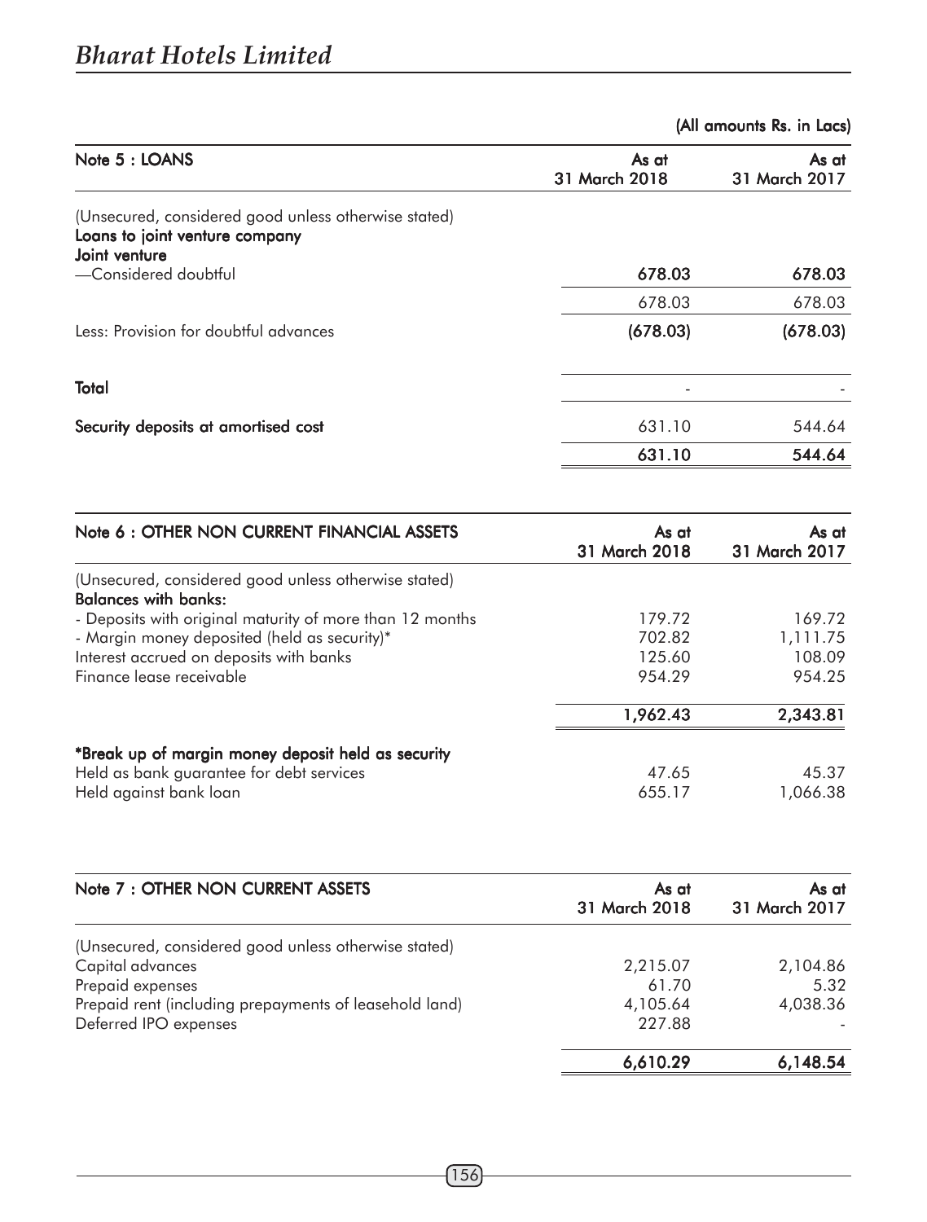(All amounts Rs. in Lacs)

| Note 5 : LOANS | As at 31 March 2018 | As at 31 March 2017 |
|---|---|---|
| (Unsecured, considered good unless otherwise stated) | | |
| **Loans to joint venture company** | | |
| **Joint venture** | | |
| —Considered doubtful | **678.03** | **678.03** |
| | 678.03 | 678.03 |
| Less: Provision for doubtful advances | **(678.03)** | **(678.03)** |
| **Total** | - | - |
| **Security deposits at amortised cost** | 631.10 | 544.64 |
| | **631.10** | **544.64** |

| Note 6 : OTHER NON CURRENT FINANCIAL ASSETS | As at 31 March 2018 | As at 31 March 2017 |
|---|---|---|
| (Unsecured, considered good unless otherwise stated) | | |
| **Balances with banks:** | | |
| - Deposits with original maturity of more than 12 months | 179.72 | 169.72 |
| - Margin money deposited (held as security)* | 702.82 | 1,111.75 |
| Interest accrued on deposits with banks | 125.60 | 108.09 |
| Finance lease receivable | 954.29 | 954.25 |
| | **1,962.43** | **2,343.81** |
| ***Break up of margin money deposit held as security** | | |
| Held as bank guarantee for debt services | 47.65 | 45.37 |
| Held against bank loan | 655.17 | 1,066.38 |

| Note 7 : OTHER NON CURRENT ASSETS | As at 31 March 2018 | As at 31 March 2017 |
|---|---|---|
| (Unsecured, considered good unless otherwise stated) | | |
| Capital advances | 2,215.07 | 2,104.86 |
| Prepaid expenses | 61.70 | 5.32 |
| Prepaid rent (including prepayments of leasehold land) | 4,105.64 | 4,038.36 |
| Deferred IPO expenses | 227.88 | - |
| | **6,610.29** | **6,148.54** |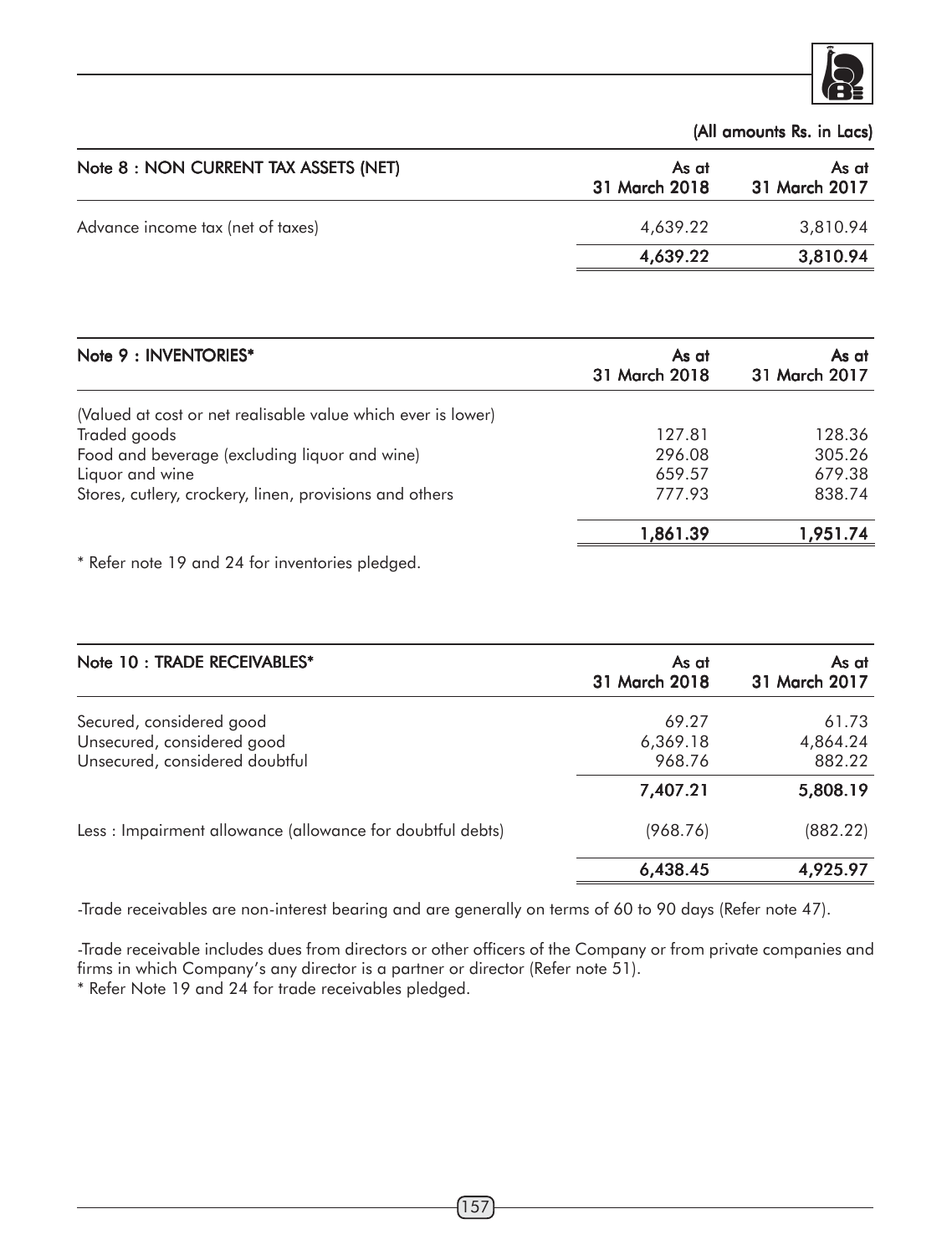(All amounts Rs. in Lacs)

| Note 8 : NON CURRENT TAX ASSETS (NET) | As at 31 March 2018 | As at 31 March 2017 |
|---|---|---|
| Advance income tax (net of taxes) | 4,639.22 | 3,810.94 |
| | **4,639.22** | **3,810.94** |

| Note 9 : INVENTORIES* | As at 31 March 2018 | As at 31 March 2017 |
|---|---|---|
| (Valued at cost or net realisable value which ever is lower) | | |
| Traded goods | 127.81 | 128.36 |
| Food and beverage (excluding liquor and wine) | 296.08 | 305.26 |
| Liquor and wine | 659.57 | 679.38 |
| Stores, cutlery, crockery, linen, provisions and others | 777.93 | 838.74 |
| | **1,861.39** | **1,951.74** |

* Refer note 19 and 24 for inventories pledged.

| Note 10 : TRADE RECEIVABLES* | As at 31 March 2018 | As at 31 March 2017 |
|---|---|---|
| Secured, considered good | 69.27 | 61.73 |
| Unsecured, considered good | 6,369.18 | 4,864.24 |
| Unsecured, considered doubtful | 968.76 | 882.22 |
| | **7,407.21** | **5,808.19** |
| Less : Impairment allowance (allowance for doubtful debts) | (968.76) | (882.22) |
| | **6,438.45** | **4,925.97** |

-Trade receivables are non-interest bearing and are generally on terms of 60 to 90 days (Refer note 47).

-Trade receivable includes dues from directors or other officers of the Company or from private companies and firms in which Company's any director is a partner or director (Refer note 51).

* Refer Note 19 and 24 for trade receivables pledged.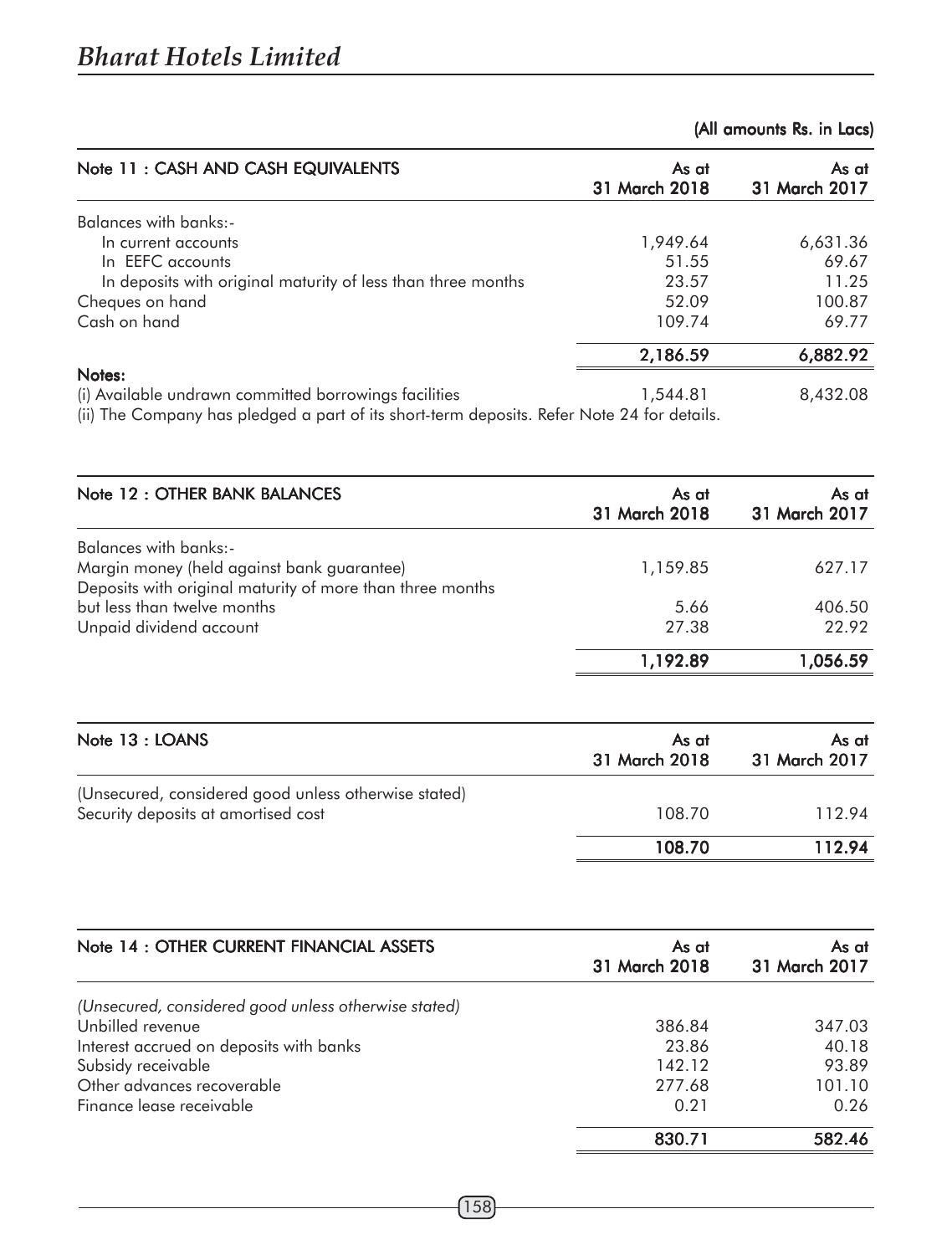(All amounts Rs. in Lacs)

| Note 11 : CASH AND CASH EQUIVALENTS | As at 31 March 2018 | As at 31 March 2017 |
|---|---|---|
| Balances with banks:- | | |
| In current accounts | 1,949.64 | 6,631.36 |
| In EEFC accounts | 51.55 | 69.67 |
| In deposits with original maturity of less than three months | 23.57 | 11.25 |
| Cheques on hand | 52.09 | 100.87 |
| Cash on hand | 109.74 | 69.77 |
| | **2,186.59** | **6,882.92** |

**Notes:**

| | | |
|---|---|---|
| (i) Available undrawn committed borrowings facilities | 1,544.81 | 8,432.08 |

(ii) The Company has pledged a part of its short-term deposits. Refer Note 24 for details.

| Note 12 : OTHER BANK BALANCES | As at 31 March 2018 | As at 31 March 2017 |
|---|---|---|
| Balances with banks:- | | |
| Margin money (held against bank guarantee) | 1,159.85 | 627.17 |
| Deposits with original maturity of more than three months but less than twelve months | 5.66 | 406.50 |
| Unpaid dividend account | 27.38 | 22.92 |
| | **1,192.89** | **1,056.59** |

| Note 13 : LOANS | As at 31 March 2018 | As at 31 March 2017 |
|---|---|---|
| (Unsecured, considered good unless otherwise stated) | | |
| Security deposits at amortised cost | 108.70 | 112.94 |
| | **108.70** | **112.94** |

| Note 14 : OTHER CURRENT FINANCIAL ASSETS | As at 31 March 2018 | As at 31 March 2017 |
|---|---|---|
| *(Unsecured, considered good unless otherwise stated)* | | |
| Unbilled revenue | 386.84 | 347.03 |
| Interest accrued on deposits with banks | 23.86 | 40.18 |
| Subsidy receivable | 142.12 | 93.89 |
| Other advances recoverable | 277.68 | 101.10 |
| Finance lease receivable | 0.21 | 0.26 |
| | **830.71** | **582.46** |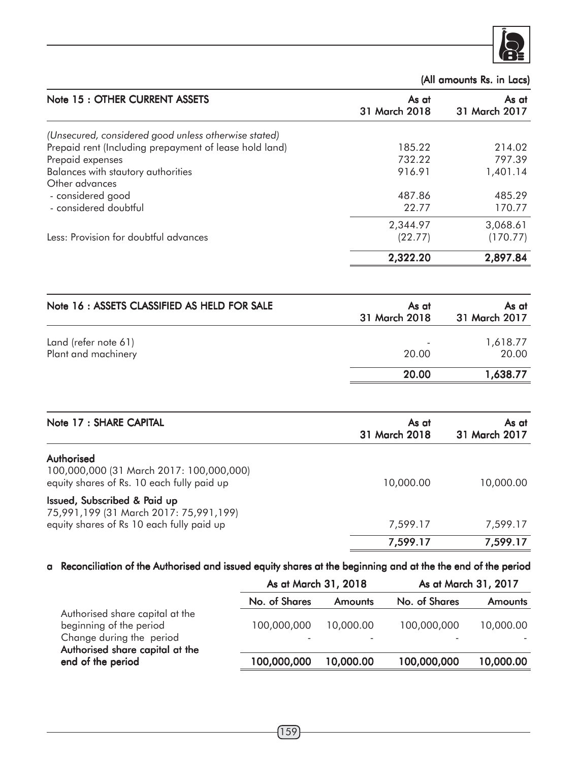(All amounts Rs. in Lacs)

| Note 15 : OTHER CURRENT ASSETS | As at 31 March 2018 | As at 31 March 2017 |
|---|---|---|
| *(Unsecured, considered good unless otherwise stated)* | | |
| Prepaid rent (Including prepayment of lease hold land) | 185.22 | 214.02 |
| Prepaid expenses | 732.22 | 797.39 |
| Balances with stautory authorities | 916.91 | 1,401.14 |
| Other advances | | |
| - considered good | 487.86 | 485.29 |
| - considered doubtful | 22.77 | 170.77 |
| | 2,344.97 | 3,068.61 |
| Less: Provision for doubtful advances | (22.77) | (170.77) |
| | **2,322.20** | **2,897.84** |

| Note 16 : ASSETS CLASSIFIED AS HELD FOR SALE | As at 31 March 2018 | As at 31 March 2017 |
|---|---|---|
| Land (refer note 61) | - | 1,618.77 |
| Plant and machinery | 20.00 | 20.00 |
| | **20.00** | **1,638.77** |

| Note 17 : SHARE CAPITAL | As at 31 March 2018 | As at 31 March 2017 |
|---|---|---|
| **Authorised** | | |
| 100,000,000 (31 March 2017: 100,000,000) equity shares of Rs. 10 each fully paid up | 10,000.00 | 10,000.00 |
| **Issued, Subscribed & Paid up** | | |
| 75,991,199 (31 March 2017: 75,991,199) equity shares of Rs 10 each fully paid up | 7,599.17 | 7,599.17 |
| | 7,599.17 | 7,599.17 |

**a Reconciliation of the Authorised and issued equity shares at the beginning and at the the end of the period**

| | As at March 31, 2018 | | As at March 31, 2017 | |
|---|---|---|---|---|
| | No. of Shares | Amounts | No. of Shares | Amounts |
| Authorised share capital at the beginning of the period | 100,000,000 | 10,000.00 | 100,000,000 | 10,000.00 |
| Change during the period | - | - | - | - |
| **Authorised share capital at the end of the period** | **100,000,000** | **10,000.00** | **100,000,000** | **10,000.00** |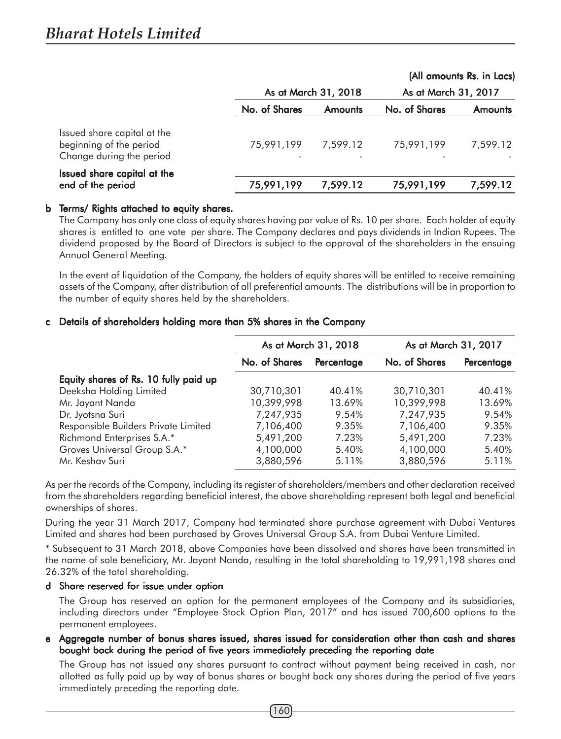(All amounts Rs. in Lacs)

| | As at March 31, 2018 | | As at March 31, 2017 | |
|---|---|---|---|---|
| | No. of Shares | Amounts | No. of Shares | Amounts |
| Issued share capital at the beginning of the period | 75,991,199 | 7,599.12 | 75,991,199 | 7,599.12 |
| Change during the period | - | - | - | - |
| **Issued share capital at the end of the period** | **75,991,199** | **7,599.12** | **75,991,199** | **7,599.12** |

**b Terms/ Rights attached to equity shares.**

The Company has only one class of equity shares having par value of Rs. 10 per share. Each holder of equity shares is entitled to one vote per share. The Company declares and pays dividends in Indian Rupees. The dividend proposed by the Board of Directors is subject to the approval of the shareholders in the ensuing Annual General Meeting.

In the event of liquidation of the Company, the holders of equity shares will be entitled to receive remaining assets of the Company, after distribution of all preferential amounts. The distributions will be in proportion to the number of equity shares held by the shareholders.

**c Details of shareholders holding more than 5% shares in the Company**

| | As at March 31, 2018 | | As at March 31, 2017 | |
|---|---|---|---|---|
| | No. of Shares | Percentage | No. of Shares | Percentage |
| **Equity shares of Rs. 10 fully paid up** | | | | |
| Deeksha Holding Limited | 30,710,301 | 40.41% | 30,710,301 | 40.41% |
| Mr. Jayant Nanda | 10,399,998 | 13.69% | 10,399,998 | 13.69% |
| Dr. Jyotsna Suri | 7,247,935 | 9.54% | 7,247,935 | 9.54% |
| Responsible Builders Private Limited | 7,106,400 | 9.35% | 7,106,400 | 9.35% |
| Richmond Enterprises S.A.* | 5,491,200 | 7.23% | 5,491,200 | 7.23% |
| Groves Universal Group S.A.* | 4,100,000 | 5.40% | 4,100,000 | 5.40% |
| Mr. Keshav Suri | 3,880,596 | 5.11% | 3,880,596 | 5.11% |

As per the records of the Company, including its register of shareholders/members and other declaration received from the shareholders regarding beneficial interest, the above shareholding represent both legal and beneficial ownerships of shares.

During the year 31 March 2017, Company had terminated share purchase agreement with Dubai Ventures Limited and shares had been purchased by Groves Universal Group S.A. from Dubai Venture Limited.

* Subsequent to 31 March 2018, above Companies have been dissolved and shares have been transmitted in the name of sole beneficiary, Mr. Jayant Nanda, resulting in the total shareholding to 19,991,198 shares and 26.32% of the total shareholding.

**d Share reserved for issue under option**

The Group has reserved an option for the permanent employees of the Company and its subsidiaries, including directors under "Employee Stock Option Plan, 2017" and has issued 700,600 options to the permanent employees.

**e Aggregate number of bonus shares issued, shares issued for consideration other than cash and shares bought back during the period of five years immediately preceding the reporting date**

The Group has not issued any shares pursuant to contract without payment being received in cash, nor allotted as fully paid up by way of bonus shares or bought back any shares during the period of five years immediately preceding the reporting date.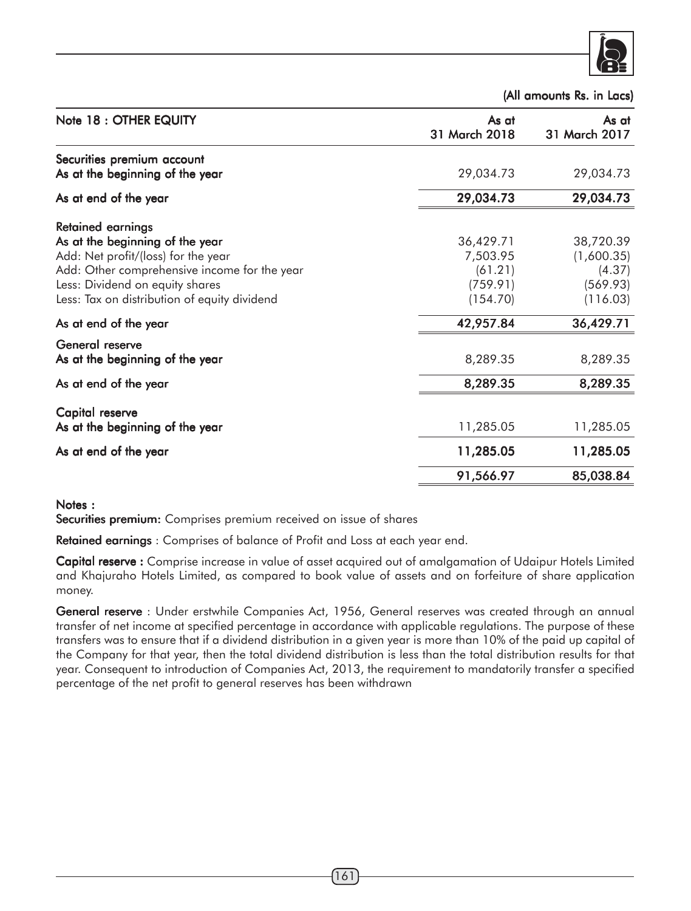(All amounts Rs. in Lacs)

| Note 18 : OTHER EQUITY | As at 31 March 2018 | As at 31 March 2017 |
|---|---|---|
| **Securities premium account** | | |
| **As at the beginning of the year** | 29,034.73 | 29,034.73 |
| **As at end of the year** | **29,034.73** | **29,034.73** |
| **Retained earnings** | | |
| **As at the beginning of the year** | 36,429.71 | 38,720.39 |
| Add: Net profit/(loss) for the year | 7,503.95 | (1,600.35) |
| Add: Other comprehensive income for the year | (61.21) | (4.37) |
| Less: Dividend on equity shares | (759.91) | (569.93) |
| Less: Tax on distribution of equity dividend | (154.70) | (116.03) |
| **As at end of the year** | **42,957.84** | **36,429.71** |
| **General reserve** | | |
| **As at the beginning of the year** | 8,289.35 | 8,289.35 |
| **As at end of the year** | **8,289.35** | **8,289.35** |
| **Capital reserve** | | |
| **As at the beginning of the year** | 11,285.05 | 11,285.05 |
| **As at end of the year** | **11,285.05** | **11,285.05** |
| | **91,566.97** | **85,038.84** |

**Notes :**

**Securities premium:** Comprises premium received on issue of shares

**Retained earnings** : Comprises of balance of Profit and Loss at each year end.

**Capital reserve :** Comprise increase in value of asset acquired out of amalgamation of Udaipur Hotels Limited and Khajuraho Hotels Limited, as compared to book value of assets and on forfeiture of share application money.

**General reserve** : Under erstwhile Companies Act, 1956, General reserves was created through an annual transfer of net income at specified percentage in accordance with applicable regulations. The purpose of these transfers was to ensure that if a dividend distribution in a given year is more than 10% of the paid up capital of the Company for that year, then the total dividend distribution is less than the total distribution results for that year. Consequent to introduction of Companies Act, 2013, the requirement to mandatorily transfer a specified percentage of the net profit to general reserves has been withdrawn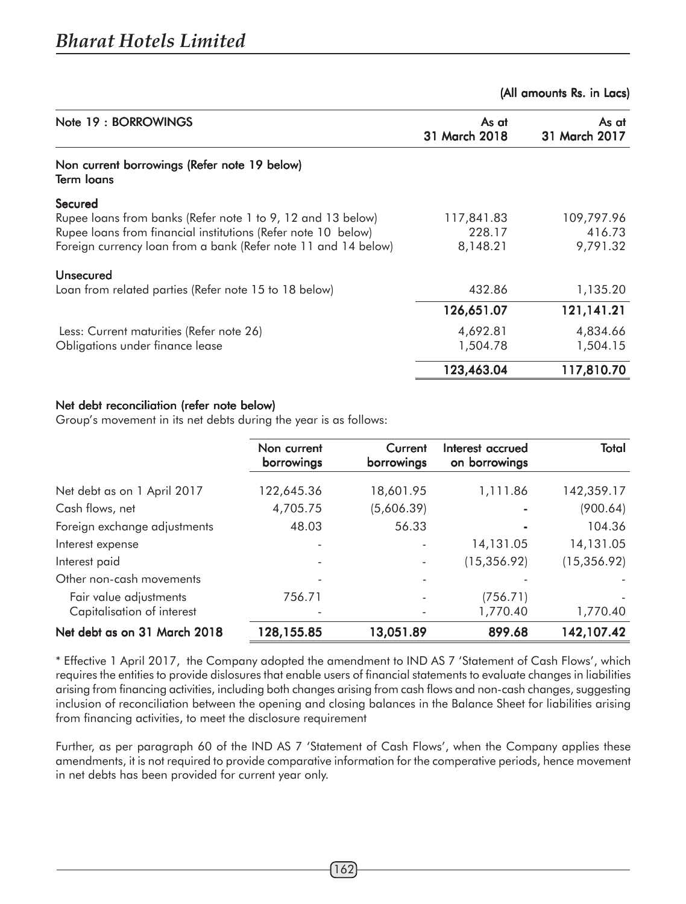(All amounts Rs. in Lacs)

| Note 19 : BORROWINGS | As at 31 March 2018 | As at 31 March 2017 |
|---|---|---|
| **Non current borrowings (Refer note 19 below)** | | |
| **Term loans** | | |
| **Secured** | | |
| Rupee loans from banks (Refer note 1 to 9, 12 and 13 below) | 117,841.83 | 109,797.96 |
| Rupee loans from financial institutions (Refer note 10 below) | 228.17 | 416.73 |
| Foreign currency loan from a bank (Refer note 11 and 14 below) | 8,148.21 | 9,791.32 |
| **Unsecured** | | |
| Loan from related parties (Refer note 15 to 18 below) | 432.86 | 1,135.20 |
| | **126,651.07** | **121,141.21** |
| Less: Current maturities (Refer note 26) | 4,692.81 | 4,834.66 |
| Obligations under finance lease | 1,504.78 | 1,504.15 |
| | **123,463.04** | **117,810.70** |

**Net debt reconciliation (refer note below)**

Group's movement in its net debts during the year is as follows:

| | Non current borrowings | Current borrowings | Interest accrued on borrowings | Total |
|---|---|---|---|---|
| Net debt as on 1 April 2017 | 122,645.36 | 18,601.95 | 1,111.86 | 142,359.17 |
| Cash flows, net | 4,705.75 | (5,606.39) | - | (900.64) |
| Foreign exchange adjustments | 48.03 | 56.33 | - | 104.36 |
| Interest expense | - | - | 14,131.05 | 14,131.05 |
| Interest paid | - | - | (15,356.92) | (15,356.92) |
| Other non-cash movements | - | - | - | - |
| Fair value adjustments | 756.71 | - | (756.71) | - |
| Capitalisation of interest | - | - | 1,770.40 | 1,770.40 |
| **Net debt as on 31 March 2018** | **128,155.85** | **13,051.89** | **899.68** | **142,107.42** |

* Effective 1 April 2017, the Company adopted the amendment to IND AS 7 'Statement of Cash Flows', which requires the entities to provide dislosures that enable users of financial statements to evaluate changes in liabilities arising from financing activities, including both changes arising from cash flows and non-cash changes, suggesting inclusion of reconciliation between the opening and closing balances in the Balance Sheet for liabilities arising from financing activities, to meet the disclosure requirement

Further, as per paragraph 60 of the IND AS 7 'Statement of Cash Flows', when the Company applies these amendments, it is not required to provide comparative information for the comperative periods, hence movement in net debts has been provided for current year only.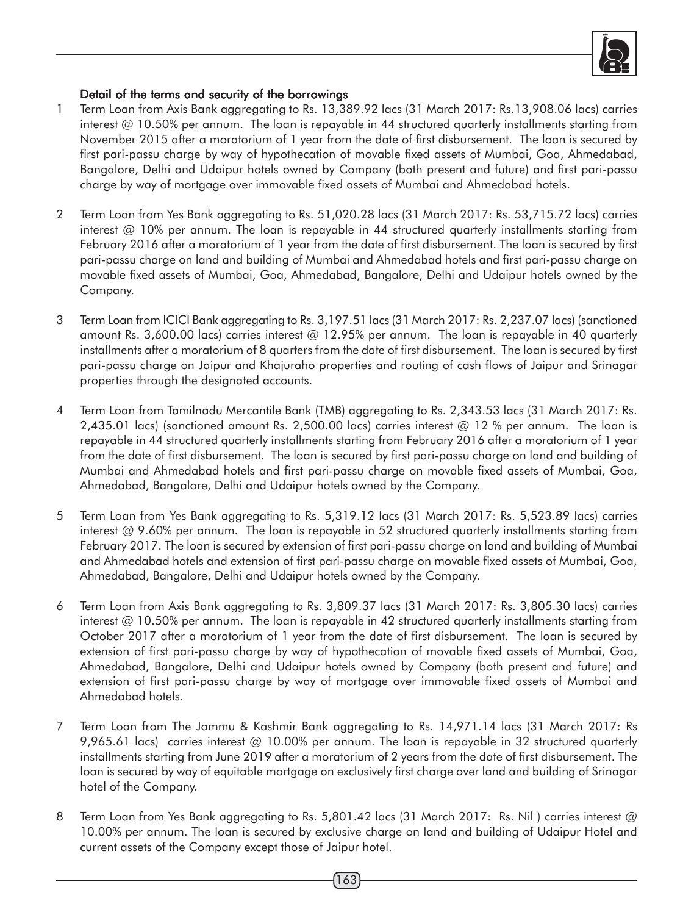### Detail of the terms and security of the borrowings

1. Term Loan from Axis Bank aggregating to Rs. 13,389.92 lacs (31 March 2017: Rs.13,908.06 lacs) carries interest @ 10.50% per annum. The loan is repayable in 44 structured quarterly installments starting from November 2015 after a moratorium of 1 year from the date of first disbursement. The loan is secured by first pari-passu charge by way of hypothecation of movable fixed assets of Mumbai, Goa, Ahmedabad, Bangalore, Delhi and Udaipur hotels owned by Company (both present and future) and first pari-passu charge by way of mortgage over immovable fixed assets of Mumbai and Ahmedabad hotels.

2. Term Loan from Yes Bank aggregating to Rs. 51,020.28 lacs (31 March 2017: Rs. 53,715.72 lacs) carries interest @ 10% per annum. The loan is repayable in 44 structured quarterly installments starting from February 2016 after a moratorium of 1 year from the date of first disbursement. The loan is secured by first pari-passu charge on land and building of Mumbai and Ahmedabad hotels and first pari-passu charge on movable fixed assets of Mumbai, Goa, Ahmedabad, Bangalore, Delhi and Udaipur hotels owned by the Company.

3. Term Loan from ICICI Bank aggregating to Rs. 3,197.51 lacs (31 March 2017: Rs. 2,237.07 lacs) (sanctioned amount Rs. 3,600.00 lacs) carries interest @ 12.95% per annum. The loan is repayable in 40 quarterly installments after a moratorium of 8 quarters from the date of first disbursement. The loan is secured by first pari-passu charge on Jaipur and Khajuraho properties and routing of cash flows of Jaipur and Srinagar properties through the designated accounts.

4. Term Loan from Tamilnadu Mercantile Bank (TMB) aggregating to Rs. 2,343.53 lacs (31 March 2017: Rs. 2,435.01 lacs) (sanctioned amount Rs. 2,500.00 lacs) carries interest @ 12 % per annum. The loan is repayable in 44 structured quarterly installments starting from February 2016 after a moratorium of 1 year from the date of first disbursement. The loan is secured by first pari-passu charge on land and building of Mumbai and Ahmedabad hotels and first pari-passu charge on movable fixed assets of Mumbai, Goa, Ahmedabad, Bangalore, Delhi and Udaipur hotels owned by the Company.

5. Term Loan from Yes Bank aggregating to Rs. 5,319.12 lacs (31 March 2017: Rs. 5,523.89 lacs) carries interest @ 9.60% per annum. The loan is repayable in 52 structured quarterly installments starting from February 2017. The loan is secured by extension of first pari-passu charge on land and building of Mumbai and Ahmedabad hotels and extension of first pari-passu charge on movable fixed assets of Mumbai, Goa, Ahmedabad, Bangalore, Delhi and Udaipur hotels owned by the Company.

6. Term Loan from Axis Bank aggregating to Rs. 3,809.37 lacs (31 March 2017: Rs. 3,805.30 lacs) carries interest @ 10.50% per annum. The loan is repayable in 42 structured quarterly installments starting from October 2017 after a moratorium of 1 year from the date of first disbursement. The loan is secured by extension of first pari-passu charge by way of hypothecation of movable fixed assets of Mumbai, Goa, Ahmedabad, Bangalore, Delhi and Udaipur hotels owned by Company (both present and future) and extension of first pari-passu charge by way of mortgage over immovable fixed assets of Mumbai and Ahmedabad hotels.

7. Term Loan from The Jammu & Kashmir Bank aggregating to Rs. 14,971.14 lacs (31 March 2017: Rs 9,965.61 lacs) carries interest @ 10.00% per annum. The loan is repayable in 32 structured quarterly installments starting from June 2019 after a moratorium of 2 years from the date of first disbursement. The loan is secured by way of equitable mortgage on exclusively first charge over land and building of Srinagar hotel of the Company.

8. Term Loan from Yes Bank aggregating to Rs. 5,801.42 lacs (31 March 2017: Rs. Nil ) carries interest @ 10.00% per annum. The loan is secured by exclusive charge on land and building of Udaipur Hotel and current assets of the Company except those of Jaipur hotel.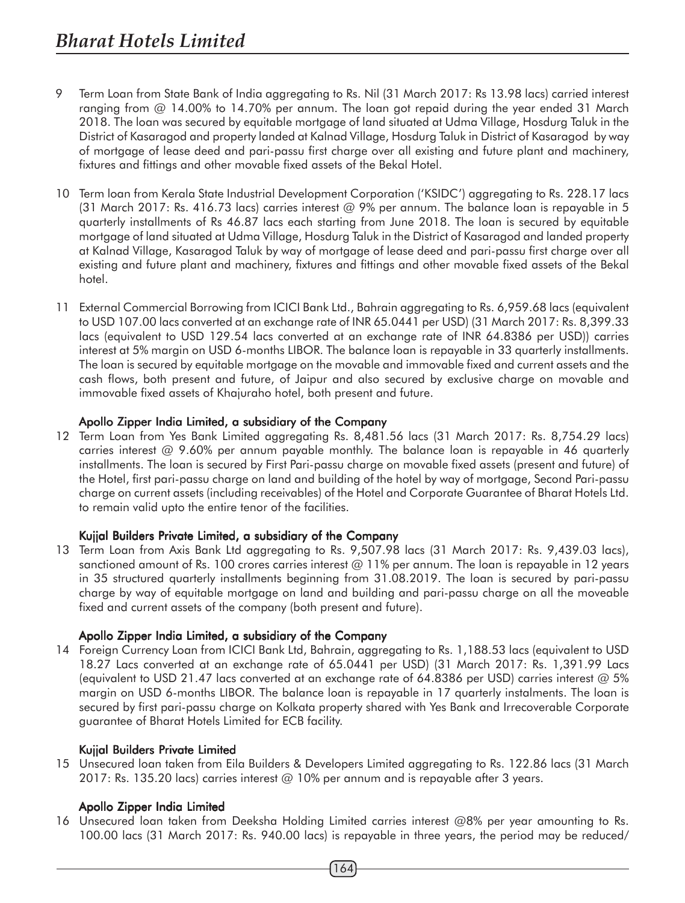9 Term Loan from State Bank of India aggregating to Rs. Nil (31 March 2017: Rs 13.98 lacs) carried interest ranging from @ 14.00% to 14.70% per annum. The loan got repaid during the year ended 31 March 2018. The loan was secured by equitable mortgage of land situated at Udma Village, Hosdurg Taluk in the District of Kasaragod and property landed at Kalnad Village, Hosdurg Taluk in District of Kasaragod by way of mortgage of lease deed and pari-passu first charge over all existing and future plant and machinery, fixtures and fittings and other movable fixed assets of the Bekal Hotel.

10 Term loan from Kerala State Industrial Development Corporation ('KSIDC') aggregating to Rs. 228.17 lacs (31 March 2017: Rs. 416.73 lacs) carries interest @ 9% per annum. The balance loan is repayable in 5 quarterly installments of Rs 46.87 lacs each starting from June 2018. The loan is secured by equitable mortgage of land situated at Udma Village, Hosdurg Taluk in the District of Kasaragod and landed property at Kalnad Village, Kasaragod Taluk by way of mortgage of lease deed and pari-passu first charge over all existing and future plant and machinery, fixtures and fittings and other movable fixed assets of the Bekal hotel.

11 External Commercial Borrowing from ICICI Bank Ltd., Bahrain aggregating to Rs. 6,959.68 lacs (equivalent to USD 107.00 lacs converted at an exchange rate of INR 65.0441 per USD) (31 March 2017: Rs. 8,399.33 lacs (equivalent to USD 129.54 lacs converted at an exchange rate of INR 64.8386 per USD)) carries interest at 5% margin on USD 6-months LIBOR. The balance loan is repayable in 33 quarterly installments. The loan is secured by equitable mortgage on the movable and immovable fixed and current assets and the cash flows, both present and future, of Jaipur and also secured by exclusive charge on movable and immovable fixed assets of Khajuraho hotel, both present and future.

**Apollo Zipper India Limited, a subsidiary of the Company**

12 Term Loan from Yes Bank Limited aggregating Rs. 8,481.56 lacs (31 March 2017: Rs. 8,754.29 lacs) carries interest @ 9.60% per annum payable monthly. The balance loan is repayable in 46 quarterly installments. The loan is secured by First Pari-passu charge on movable fixed assets (present and future) of the Hotel, first pari-passu charge on land and building of the hotel by way of mortgage, Second Pari-passu charge on current assets (including receivables) of the Hotel and Corporate Guarantee of Bharat Hotels Ltd. to remain valid upto the entire tenor of the facilities.

**Kujjal Builders Private Limited, a subsidiary of the Company**

13 Term Loan from Axis Bank Ltd aggregating to Rs. 9,507.98 lacs (31 March 2017: Rs. 9,439.03 lacs), sanctioned amount of Rs. 100 crores carries interest @ 11% per annum. The loan is repayable in 12 years in 35 structured quarterly installments beginning from 31.08.2019. The loan is secured by pari-passu charge by way of equitable mortgage on land and building and pari-passu charge on all the moveable fixed and current assets of the company (both present and future).

**Apollo Zipper India Limited, a subsidiary of the Company**

14 Foreign Currency Loan from ICICI Bank Ltd, Bahrain, aggregating to Rs. 1,188.53 lacs (equivalent to USD 18.27 Lacs converted at an exchange rate of 65.0441 per USD) (31 March 2017: Rs. 1,391.99 Lacs (equivalent to USD 21.47 lacs converted at an exchange rate of 64.8386 per USD) carries interest @ 5% margin on USD 6-months LIBOR. The balance loan is repayable in 17 quarterly instalments. The loan is secured by first pari-passu charge on Kolkata property shared with Yes Bank and Irrecoverable Corporate guarantee of Bharat Hotels Limited for ECB facility.

**Kujjal Builders Private Limited**

15 Unsecured loan taken from Eila Builders & Developers Limited aggregating to Rs. 122.86 lacs (31 March 2017: Rs. 135.20 lacs) carries interest @ 10% per annum and is repayable after 3 years.

**Apollo Zipper India Limited**

16 Unsecured loan taken from Deeksha Holding Limited carries interest @8% per year amounting to Rs. 100.00 lacs (31 March 2017: Rs. 940.00 lacs) is repayable in three years, the period may be reduced/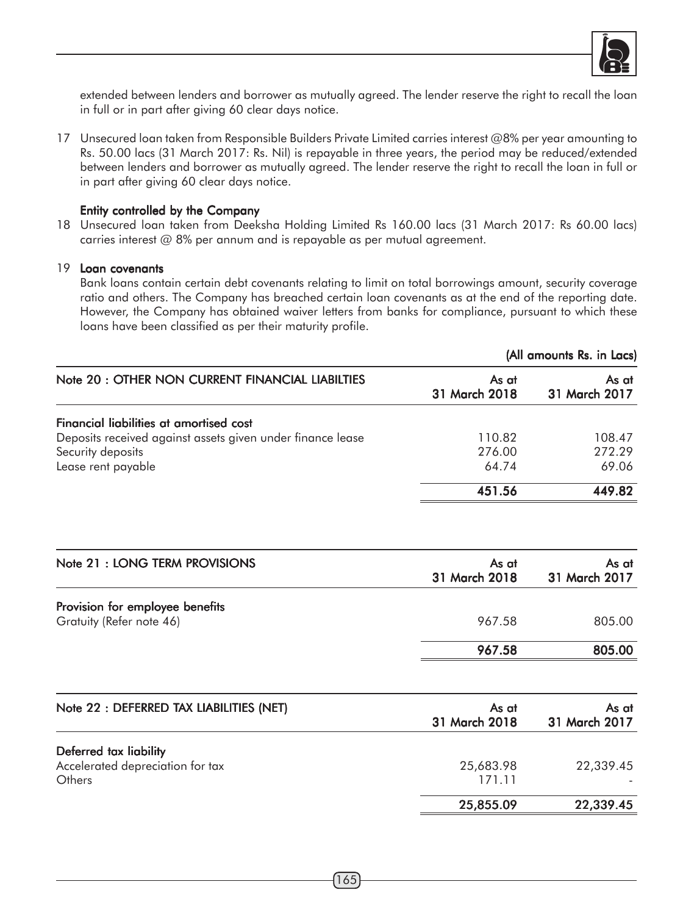extended between lenders and borrower as mutually agreed. The lender reserve the right to recall the loan in full or in part after giving 60 clear days notice.

17 Unsecured loan taken from Responsible Builders Private Limited carries interest @8% per year amounting to Rs. 50.00 lacs (31 March 2017: Rs. Nil) is repayable in three years, the period may be reduced/extended between lenders and borrower as mutually agreed. The lender reserve the right to recall the loan in full or in part after giving 60 clear days notice.

**Entity controlled by the Company**

18 Unsecured loan taken from Deeksha Holding Limited Rs 160.00 lacs (31 March 2017: Rs 60.00 lacs) carries interest @ 8% per annum and is repayable as per mutual agreement.

19 **Loan covenants**

Bank loans contain certain debt covenants relating to limit on total borrowings amount, security coverage ratio and others. The Company has breached certain loan covenants as at the end of the reporting date. However, the Company has obtained waiver letters from banks for compliance, pursuant to which these loans have been classified as per their maturity profile.

**(All amounts Rs. in Lacs)**

| Note 20 : OTHER NON CURRENT FINANCIAL LIABILTIES | As at 31 March 2018 | As at 31 March 2017 |
|---|---|---|
| **Financial liabilities at amortised cost** | | |
| Deposits received against assets given under finance lease | 110.82 | 108.47 |
| Security deposits | 276.00 | 272.29 |
| Lease rent payable | 64.74 | 69.06 |
| | **451.56** | **449.82** |

| Note 21 : LONG TERM PROVISIONS | As at 31 March 2018 | As at 31 March 2017 |
|---|---|---|
| **Provision for employee benefits** | | |
| Gratuity (Refer note 46) | 967.58 | 805.00 |
| | **967.58** | **805.00** |

| Note 22 : DEFERRED TAX LIABILITIES (NET) | As at 31 March 2018 | As at 31 March 2017 |
|---|---|---|
| **Deferred tax liability** | | |
| Accelerated depreciation for tax | 25,683.98 | 22,339.45 |
| Others | 171.11 | - |
| | **25,855.09** | **22,339.45** |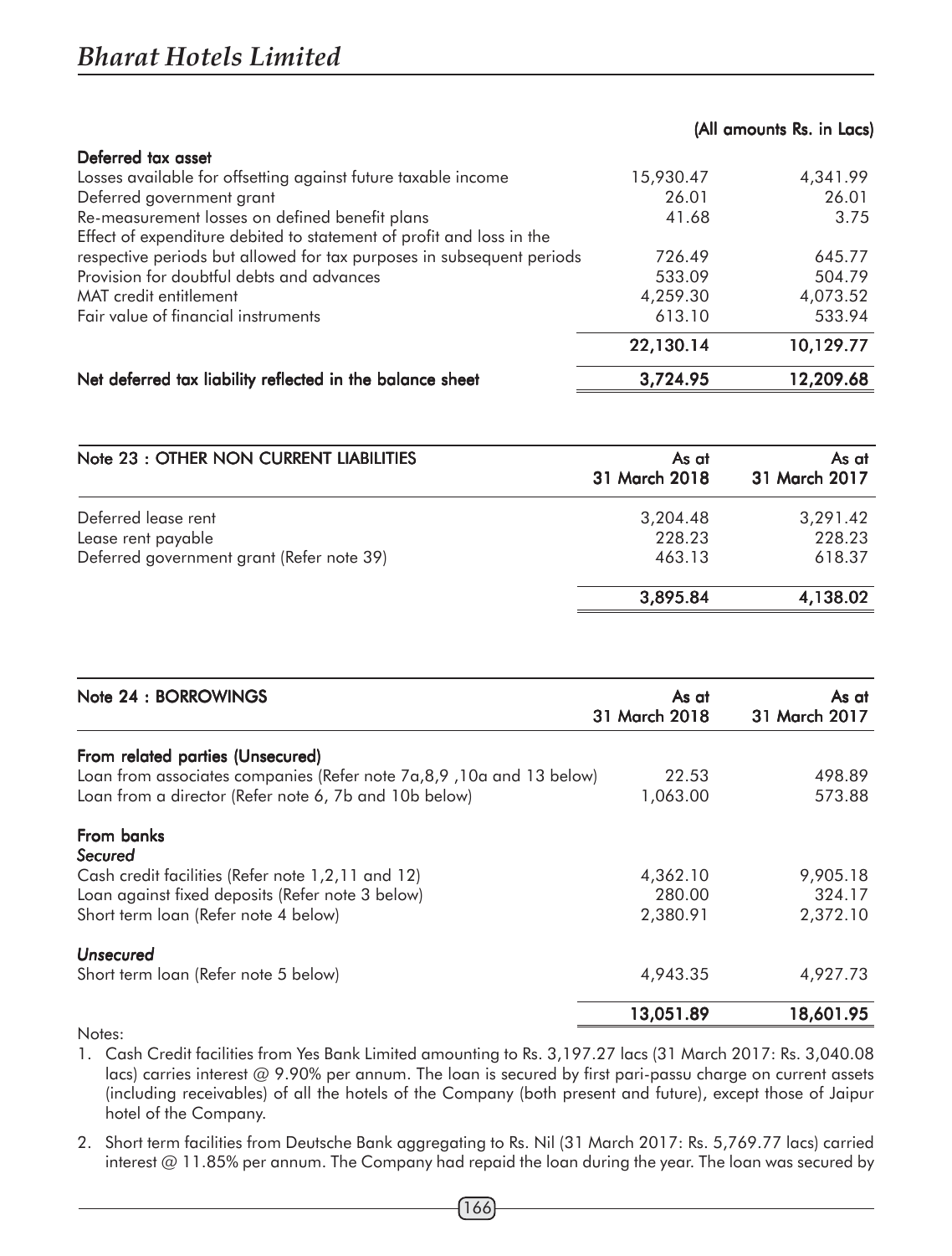(All amounts Rs. in Lacs)

| | | |
|---|---|---|
| **Deferred tax asset** | | |
| Losses available for offsetting against future taxable income | 15,930.47 | 4,341.99 |
| Deferred government grant | 26.01 | 26.01 |
| Re-measurement losses on defined benefit plans | 41.68 | 3.75 |
| Effect of expenditure debited to statement of profit and loss in the respective periods but allowed for tax purposes in subsequent periods | 726.49 | 645.77 |
| Provision for doubtful debts and advances | 533.09 | 504.79 |
| MAT credit entitlement | 4,259.30 | 4,073.52 |
| Fair value of financial instruments | 613.10 | 533.94 |
| | **22,130.14** | **10,129.77** |
| **Net deferred tax liability reflected in the balance sheet** | **3,724.95** | **12,209.68** |

| Note 23 : OTHER NON CURRENT LIABILITIES | As at 31 March 2018 | As at 31 March 2017 |
|---|---|---|
| Deferred lease rent | 3,204.48 | 3,291.42 |
| Lease rent payable | 228.23 | 228.23 |
| Deferred government grant (Refer note 39) | 463.13 | 618.37 |
| | **3,895.84** | **4,138.02** |

| Note 24 : BORROWINGS | As at 31 March 2018 | As at 31 March 2017 |
|---|---|---|
| **From related parties (Unsecured)** | | |
| Loan from associates companies (Refer note 7a,8,9 ,10a and 13 below) | 22.53 | 498.89 |
| Loan from a director (Refer note 6, 7b and 10b below) | 1,063.00 | 573.88 |
| **From banks** | | |
| ***Secured*** | | |
| Cash credit facilities (Refer note 1,2,11 and 12) | 4,362.10 | 9,905.18 |
| Loan against fixed deposits (Refer note 3 below) | 280.00 | 324.17 |
| Short term loan (Refer note 4 below) | 2,380.91 | 2,372.10 |
| ***Unsecured*** | | |
| Short term loan (Refer note 5 below) | 4,943.35 | 4,927.73 |
| | **13,051.89** | **18,601.95** |

Notes:

1. Cash Credit facilities from Yes Bank Limited amounting to Rs. 3,197.27 lacs (31 March 2017: Rs. 3,040.08 lacs) carries interest @ 9.90% per annum. The loan is secured by first pari-passu charge on current assets (including receivables) of all the hotels of the Company (both present and future), except those of Jaipur hotel of the Company.

2. Short term facilities from Deutsche Bank aggregating to Rs. Nil (31 March 2017: Rs. 5,769.77 lacs) carried interest @ 11.85% per annum. The Company had repaid the loan during the year. The loan was secured by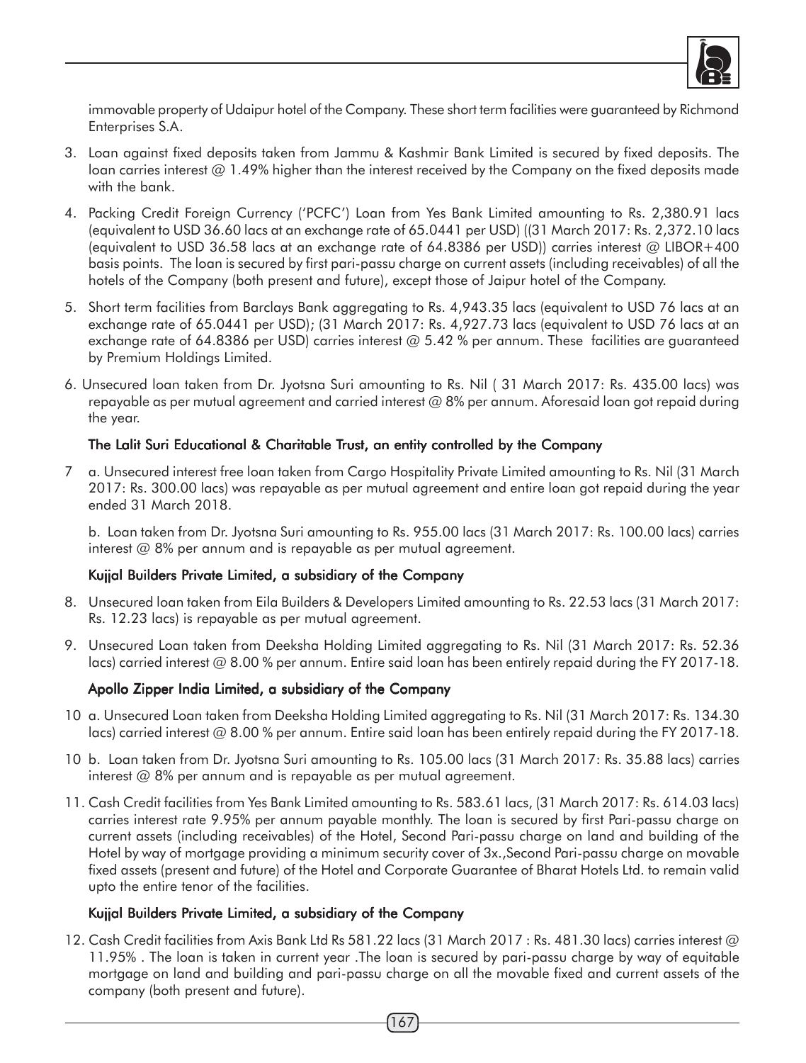immovable property of Udaipur hotel of the Company. These short term facilities were guaranteed by Richmond Enterprises S.A.

3. Loan against fixed deposits taken from Jammu & Kashmir Bank Limited is secured by fixed deposits. The loan carries interest @ 1.49% higher than the interest received by the Company on the fixed deposits made with the bank.

4. Packing Credit Foreign Currency ('PCFC') Loan from Yes Bank Limited amounting to Rs. 2,380.91 lacs (equivalent to USD 36.60 lacs at an exchange rate of 65.0441 per USD) ((31 March 2017: Rs. 2,372.10 lacs (equivalent to USD 36.58 lacs at an exchange rate of 64.8386 per USD)) carries interest @ LIBOR+400 basis points. The loan is secured by first pari-passu charge on current assets (including receivables) of all the hotels of the Company (both present and future), except those of Jaipur hotel of the Company.

5. Short term facilities from Barclays Bank aggregating to Rs. 4,943.35 lacs (equivalent to USD 76 lacs at an exchange rate of 65.0441 per USD); (31 March 2017: Rs. 4,927.73 lacs (equivalent to USD 76 lacs at an exchange rate of 64.8386 per USD) carries interest @ 5.42 % per annum. These facilities are guaranteed by Premium Holdings Limited.

6. Unsecured loan taken from Dr. Jyotsna Suri amounting to Rs. Nil ( 31 March 2017: Rs. 435.00 lacs) was repayable as per mutual agreement and carried interest @ 8% per annum. Aforesaid loan got repaid during the year.

**The Lalit Suri Educational & Charitable Trust, an entity controlled by the Company**

7 a. Unsecured interest free loan taken from Cargo Hospitality Private Limited amounting to Rs. Nil (31 March 2017: Rs. 300.00 lacs) was repayable as per mutual agreement and entire loan got repaid during the year ended 31 March 2018.

   b. Loan taken from Dr. Jyotsna Suri amounting to Rs. 955.00 lacs (31 March 2017: Rs. 100.00 lacs) carries interest @ 8% per annum and is repayable as per mutual agreement.

**Kujjal Builders Private Limited, a subsidiary of the Company**

8. Unsecured loan taken from Eila Builders & Developers Limited amounting to Rs. 22.53 lacs (31 March 2017: Rs. 12.23 lacs) is repayable as per mutual agreement.

9. Unsecured Loan taken from Deeksha Holding Limited aggregating to Rs. Nil (31 March 2017: Rs. 52.36 lacs) carried interest @ 8.00 % per annum. Entire said loan has been entirely repaid during the FY 2017-18.

**Apollo Zipper India Limited, a subsidiary of the Company**

10 a. Unsecured Loan taken from Deeksha Holding Limited aggregating to Rs. Nil (31 March 2017: Rs. 134.30 lacs) carried interest @ 8.00 % per annum. Entire said loan has been entirely repaid during the FY 2017-18.

10 b. Loan taken from Dr. Jyotsna Suri amounting to Rs. 105.00 lacs (31 March 2017: Rs. 35.88 lacs) carries interest @ 8% per annum and is repayable as per mutual agreement.

11. Cash Credit facilities from Yes Bank Limited amounting to Rs. 583.61 lacs, (31 March 2017: Rs. 614.03 lacs) carries interest rate 9.95% per annum payable monthly. The loan is secured by first Pari-passu charge on current assets (including receivables) of the Hotel, Second Pari-passu charge on land and building of the Hotel by way of mortgage providing a minimum security cover of 3x.,Second Pari-passu charge on movable fixed assets (present and future) of the Hotel and Corporate Guarantee of Bharat Hotels Ltd. to remain valid upto the entire tenor of the facilities.

**Kujjal Builders Private Limited, a subsidiary of the Company**

12. Cash Credit facilities from Axis Bank Ltd Rs 581.22 lacs (31 March 2017 : Rs. 481.30 lacs) carries interest @ 11.95% . The loan is taken in current year .The loan is secured by pari-passu charge by way of equitable mortgage on land and building and pari-passu charge on all the movable fixed and current assets of the company (both present and future).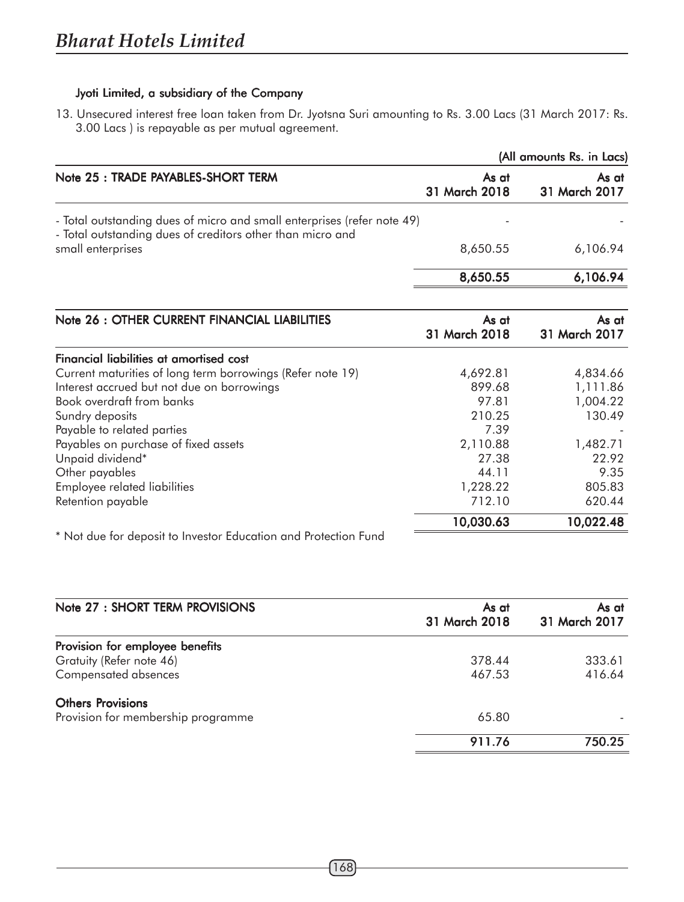**Jyoti Limited, a subsidiary of the Company**

13. Unsecured interest free loan taken from Dr. Jyotsna Suri amounting to Rs. 3.00 Lacs (31 March 2017: Rs. 3.00 Lacs ) is repayable as per mutual agreement.

(All amounts Rs. in Lacs)

| Note 25 : TRADE PAYABLES-SHORT TERM | As at 31 March 2018 | As at 31 March 2017 |
|---|---|---|
| - Total outstanding dues of micro and small enterprises (refer note 49) | - | - |
| - Total outstanding dues of creditors other than micro and small enterprises | 8,650.55 | 6,106.94 |
| | **8,650.55** | **6,106.94** |

| Note 26 : OTHER CURRENT FINANCIAL LIABILITIES | As at 31 March 2018 | As at 31 March 2017 |
|---|---|---|
| **Financial liabilities at amortised cost** | | |
| Current maturities of long term borrowings (Refer note 19) | 4,692.81 | 4,834.66 |
| Interest accrued but not due on borrowings | 899.68 | 1,111.86 |
| Book overdraft from banks | 97.81 | 1,004.22 |
| Sundry deposits | 210.25 | 130.49 |
| Payable to related parties | 7.39 | - |
| Payables on purchase of fixed assets | 2,110.88 | 1,482.71 |
| Unpaid dividend* | 27.38 | 22.92 |
| Other payables | 44.11 | 9.35 |
| Employee related liabilities | 1,228.22 | 805.83 |
| Retention payable | 712.10 | 620.44 |
| | **10,030.63** | **10,022.48** |

* Not due for deposit to Investor Education and Protection Fund

| Note 27 : SHORT TERM PROVISIONS | As at 31 March 2018 | As at 31 March 2017 |
|---|---|---|
| **Provision for employee benefits** | | |
| Gratuity (Refer note 46) | 378.44 | 333.61 |
| Compensated absences | 467.53 | 416.64 |
| **Others Provisions** | | |
| Provision for membership programme | 65.80 | - |
| | **911.76** | **750.25** |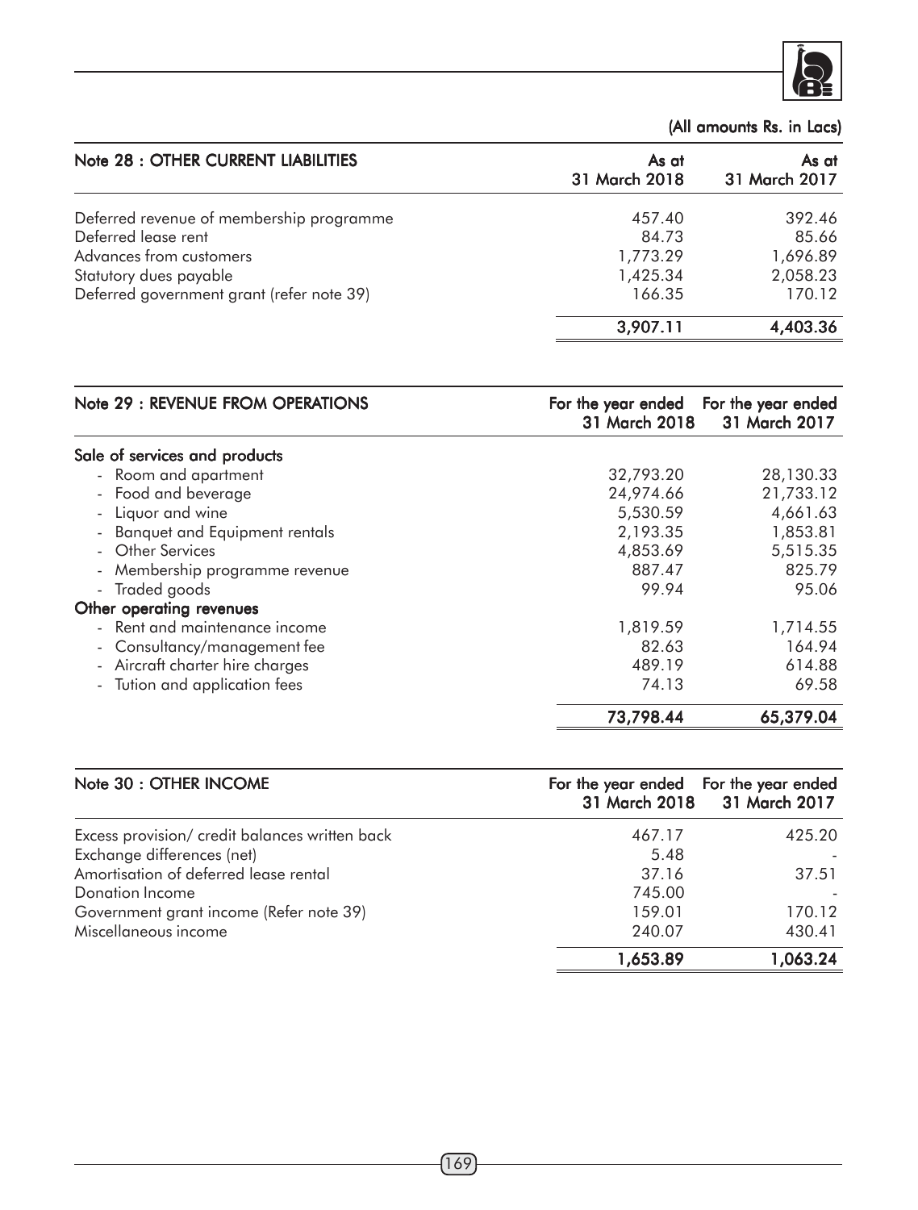(All amounts Rs. in Lacs)

| Note 28 : OTHER CURRENT LIABILITIES | As at 31 March 2018 | As at 31 March 2017 |
|---|---|---|
| Deferred revenue of membership programme | 457.40 | 392.46 |
| Deferred lease rent | 84.73 | 85.66 |
| Advances from customers | 1,773.29 | 1,696.89 |
| Statutory dues payable | 1,425.34 | 2,058.23 |
| Deferred government grant (refer note 39) | 166.35 | 170.12 |
| | **3,907.11** | **4,403.36** |

| Note 29 : REVENUE FROM OPERATIONS | For the year ended 31 March 2018 | For the year ended 31 March 2017 |
|---|---|---|
| **Sale of services and products** | | |
| - Room and apartment | 32,793.20 | 28,130.33 |
| - Food and beverage | 24,974.66 | 21,733.12 |
| - Liquor and wine | 5,530.59 | 4,661.63 |
| - Banquet and Equipment rentals | 2,193.35 | 1,853.81 |
| - Other Services | 4,853.69 | 5,515.35 |
| - Membership programme revenue | 887.47 | 825.79 |
| - Traded goods | 99.94 | 95.06 |
| **Other operating revenues** | | |
| - Rent and maintenance income | 1,819.59 | 1,714.55 |
| - Consultancy/management fee | 82.63 | 164.94 |
| - Aircraft charter hire charges | 489.19 | 614.88 |
| - Tution and application fees | 74.13 | 69.58 |
| | **73,798.44** | **65,379.04** |

| Note 30 : OTHER INCOME | For the year ended 31 March 2018 | For the year ended 31 March 2017 |
|---|---|---|
| Excess provision/ credit balances written back | 467.17 | 425.20 |
| Exchange differences (net) | 5.48 | - |
| Amortisation of deferred lease rental | 37.16 | 37.51 |
| Donation Income | 745.00 | - |
| Government grant income (Refer note 39) | 159.01 | 170.12 |
| Miscellaneous income | 240.07 | 430.41 |
| | **1,653.89** | **1,063.24** |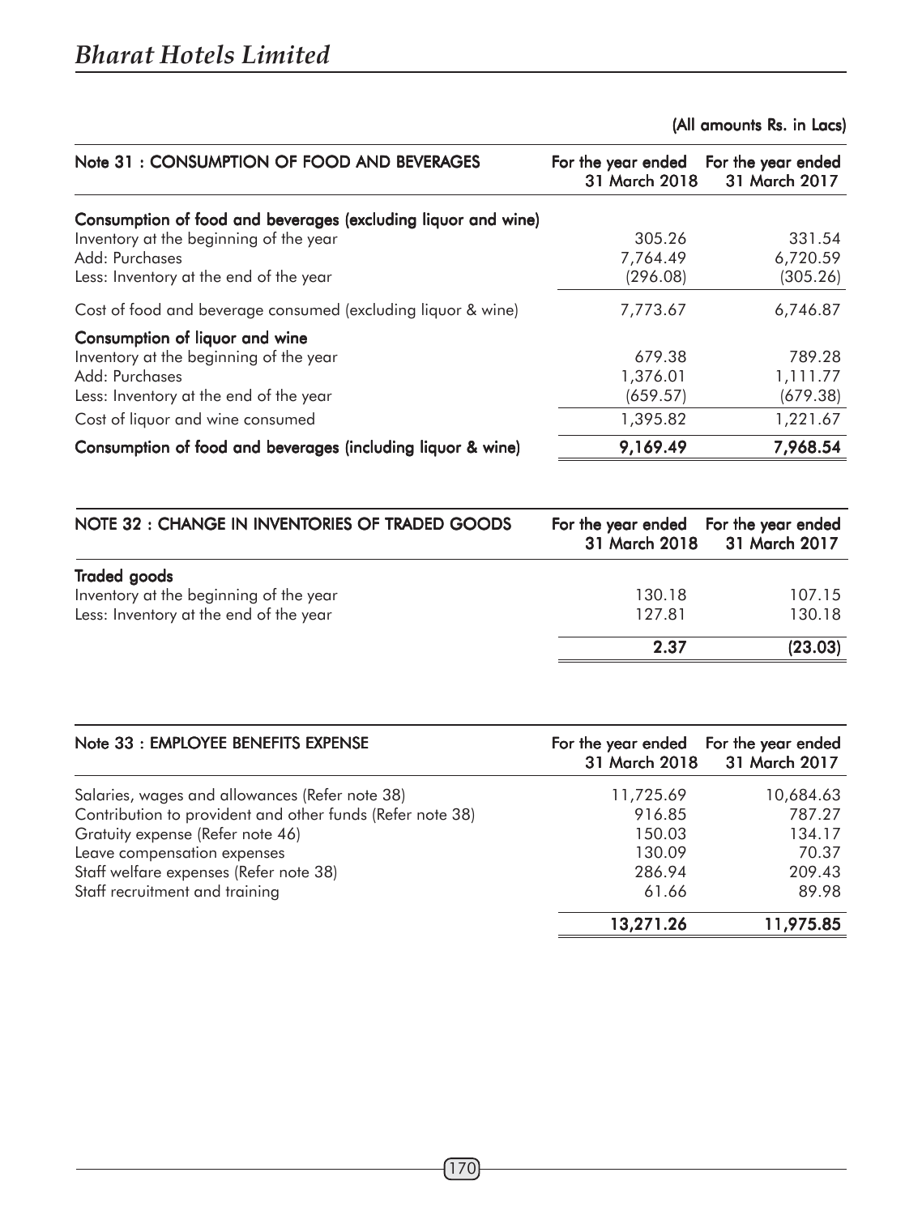(All amounts Rs. in Lacs)

| Note 31 : CONSUMPTION OF FOOD AND BEVERAGES | For the year ended 31 March 2018 | For the year ended 31 March 2017 |
|---|---|---|
| **Consumption of food and beverages (excluding liquor and wine)** | | |
| Inventory at the beginning of the year | 305.26 | 331.54 |
| Add: Purchases | 7,764.49 | 6,720.59 |
| Less: Inventory at the end of the year | (296.08) | (305.26) |
| Cost of food and beverage consumed (excluding liquor & wine) | 7,773.67 | 6,746.87 |
| **Consumption of liquor and wine** | | |
| Inventory at the beginning of the year | 679.38 | 789.28 |
| Add: Purchases | 1,376.01 | 1,111.77 |
| Less: Inventory at the end of the year | (659.57) | (679.38) |
| Cost of liquor and wine consumed | 1,395.82 | 1,221.67 |
| **Consumption of food and beverages (including liquor & wine)** | **9,169.49** | **7,968.54** |

| NOTE 32 : CHANGE IN INVENTORIES OF TRADED GOODS | For the year ended 31 March 2018 | For the year ended 31 March 2017 |
|---|---|---|
| **Traded goods** | | |
| Inventory at the beginning of the year | 130.18 | 107.15 |
| Less: Inventory at the end of the year | 127.81 | 130.18 |
| | **2.37** | **(23.03)** |

| Note 33 : EMPLOYEE BENEFITS EXPENSE | For the year ended 31 March 2018 | For the year ended 31 March 2017 |
|---|---|---|
| Salaries, wages and allowances (Refer note 38) | 11,725.69 | 10,684.63 |
| Contribution to provident and other funds (Refer note 38) | 916.85 | 787.27 |
| Gratuity expense (Refer note 46) | 150.03 | 134.17 |
| Leave compensation expenses | 130.09 | 70.37 |
| Staff welfare expenses (Refer note 38) | 286.94 | 209.43 |
| Staff recruitment and training | 61.66 | 89.98 |
| | **13,271.26** | **11,975.85** |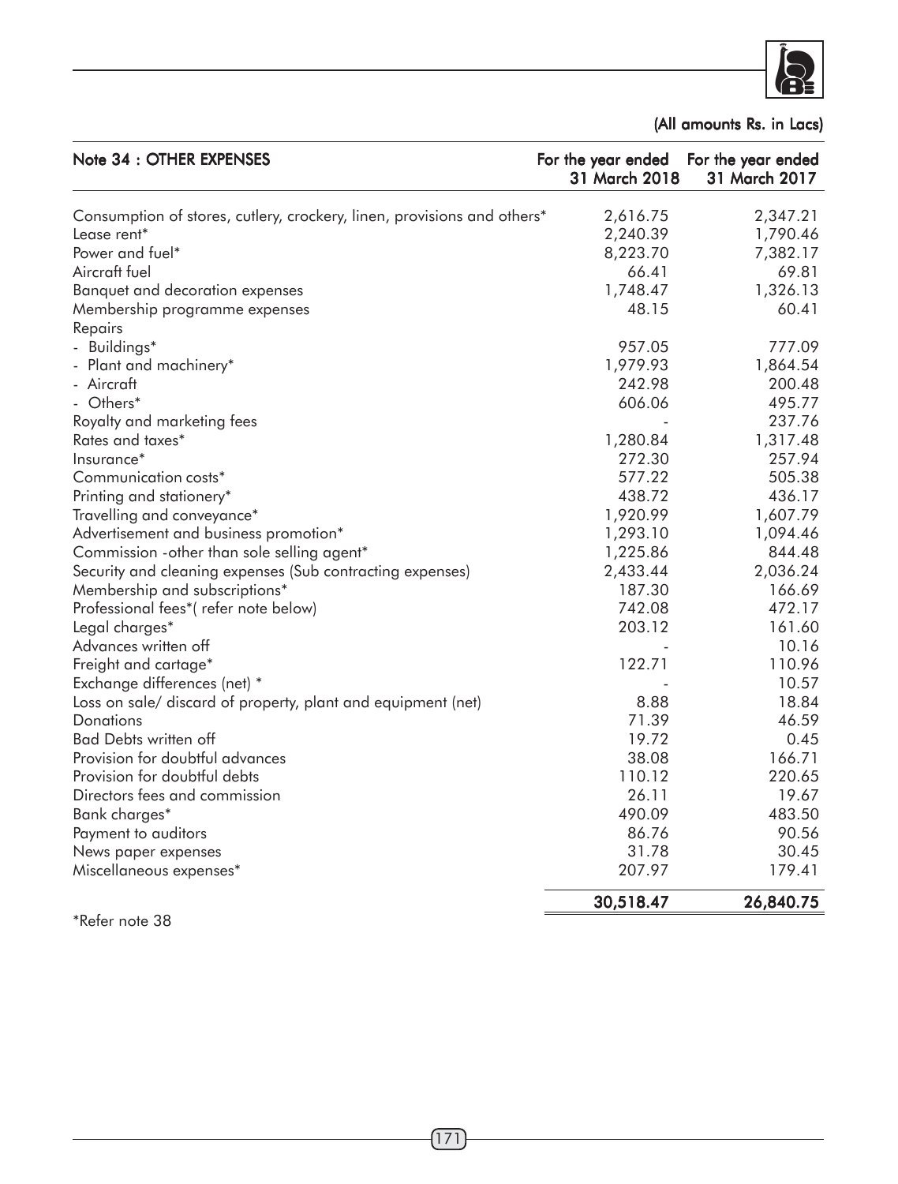(All amounts Rs. in Lacs)

| Note 34 : OTHER EXPENSES | For the year ended 31 March 2018 | For the year ended 31 March 2017 |
|---|---|---|
| Consumption of stores, cutlery, crockery, linen, provisions and others* | 2,616.75 | 2,347.21 |
| Lease rent* | 2,240.39 | 1,790.46 |
| Power and fuel* | 8,223.70 | 7,382.17 |
| Aircraft fuel | 66.41 | 69.81 |
| Banquet and decoration expenses | 1,748.47 | 1,326.13 |
| Membership programme expenses | 48.15 | 60.41 |
| Repairs | | |
| - Buildings* | 957.05 | 777.09 |
| - Plant and machinery* | 1,979.93 | 1,864.54 |
| - Aircraft | 242.98 | 200.48 |
| - Others* | 606.06 | 495.77 |
| Royalty and marketing fees | - | 237.76 |
| Rates and taxes* | 1,280.84 | 1,317.48 |
| Insurance* | 272.30 | 257.94 |
| Communication costs* | 577.22 | 505.38 |
| Printing and stationery* | 438.72 | 436.17 |
| Travelling and conveyance* | 1,920.99 | 1,607.79 |
| Advertisement and business promotion* | 1,293.10 | 1,094.46 |
| Commission -other than sole selling agent* | 1,225.86 | 844.48 |
| Security and cleaning expenses (Sub contracting expenses) | 2,433.44 | 2,036.24 |
| Membership and subscriptions* | 187.30 | 166.69 |
| Professional fees*( refer note below) | 742.08 | 472.17 |
| Legal charges* | 203.12 | 161.60 |
| Advances written off | - | 10.16 |
| Freight and cartage* | 122.71 | 110.96 |
| Exchange differences (net) * | - | 10.57 |
| Loss on sale/ discard of property, plant and equipment (net) | 8.88 | 18.84 |
| Donations | 71.39 | 46.59 |
| Bad Debts written off | 19.72 | 0.45 |
| Provision for doubtful advances | 38.08 | 166.71 |
| Provision for doubtful debts | 110.12 | 220.65 |
| Directors fees and commission | 26.11 | 19.67 |
| Bank charges* | 490.09 | 483.50 |
| Payment to auditors | 86.76 | 90.56 |
| News paper expenses | 31.78 | 30.45 |
| Miscellaneous expenses* | 207.97 | 179.41 |
| | **30,518.47** | **26,840.75** |

*Refer note 38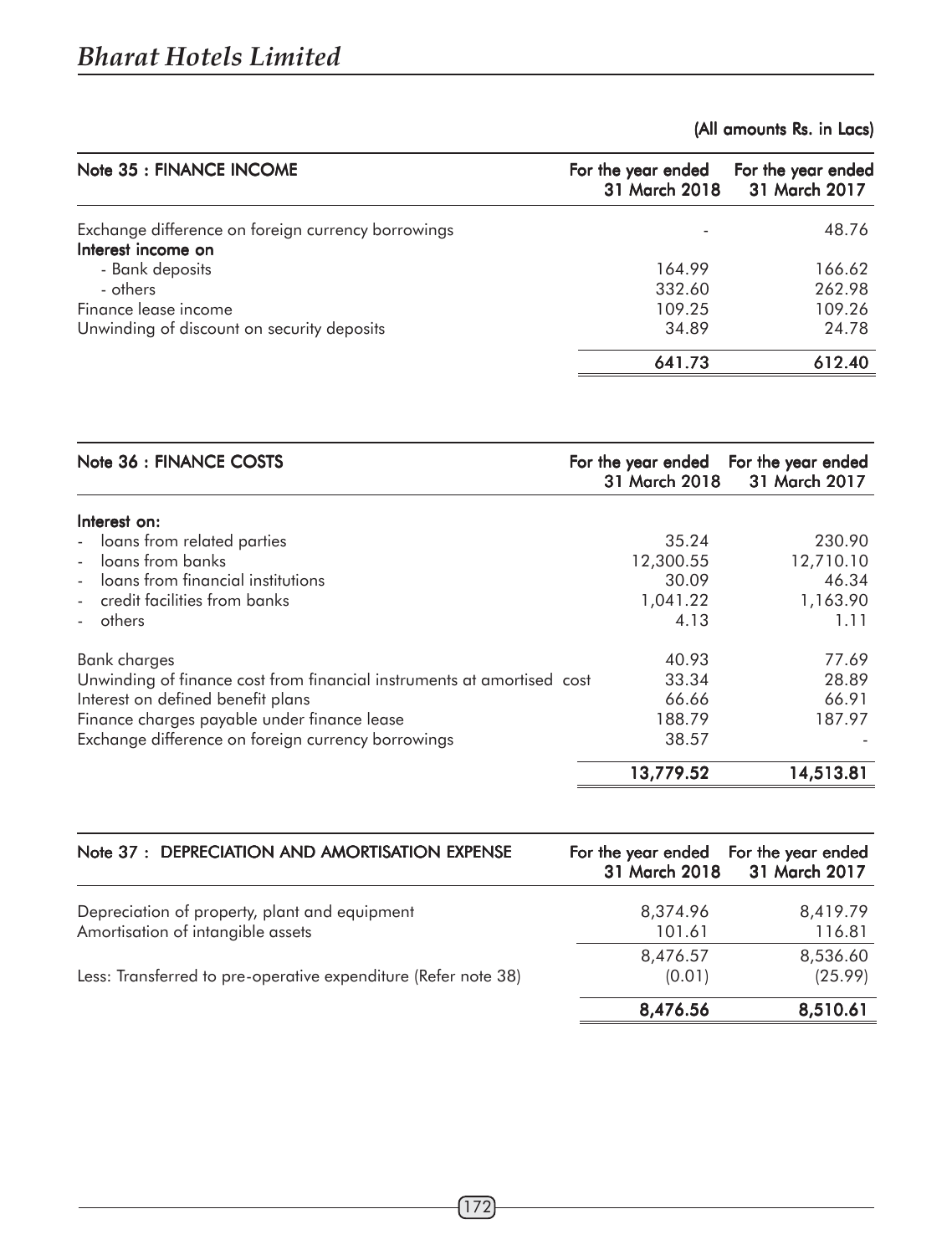(All amounts Rs. in Lacs)

| Note 35 : FINANCE INCOME | For the year ended 31 March 2018 | For the year ended 31 March 2017 |
|---|---|---|
| Exchange difference on foreign currency borrowings | - | 48.76 |
| **Interest income on** | | |
| - Bank deposits | 164.99 | 166.62 |
| - others | 332.60 | 262.98 |
| Finance lease income | 109.25 | 109.26 |
| Unwinding of discount on security deposits | 34.89 | 24.78 |
| | **641.73** | **612.40** |

| Note 36 : FINANCE COSTS | For the year ended 31 March 2018 | For the year ended 31 March 2017 |
|---|---|---|
| **Interest on:** | | |
| - loans from related parties | 35.24 | 230.90 |
| - loans from banks | 12,300.55 | 12,710.10 |
| - loans from financial institutions | 30.09 | 46.34 |
| - credit facilities from banks | 1,041.22 | 1,163.90 |
| - others | 4.13 | 1.11 |
| Bank charges | 40.93 | 77.69 |
| Unwinding of finance cost from financial instruments at amortised cost | 33.34 | 28.89 |
| Interest on defined benefit plans | 66.66 | 66.91 |
| Finance charges payable under finance lease | 188.79 | 187.97 |
| Exchange difference on foreign currency borrowings | 38.57 | - |
| | **13,779.52** | **14,513.81** |

| Note 37 : DEPRECIATION AND AMORTISATION EXPENSE | For the year ended 31 March 2018 | For the year ended 31 March 2017 |
|---|---|---|
| Depreciation of property, plant and equipment | 8,374.96 | 8,419.79 |
| Amortisation of intangible assets | 101.61 | 116.81 |
| | 8,476.57 | 8,536.60 |
| Less: Transferred to pre-operative expenditure (Refer note 38) | (0.01) | (25.99) |
| | **8,476.56** | **8,510.61** |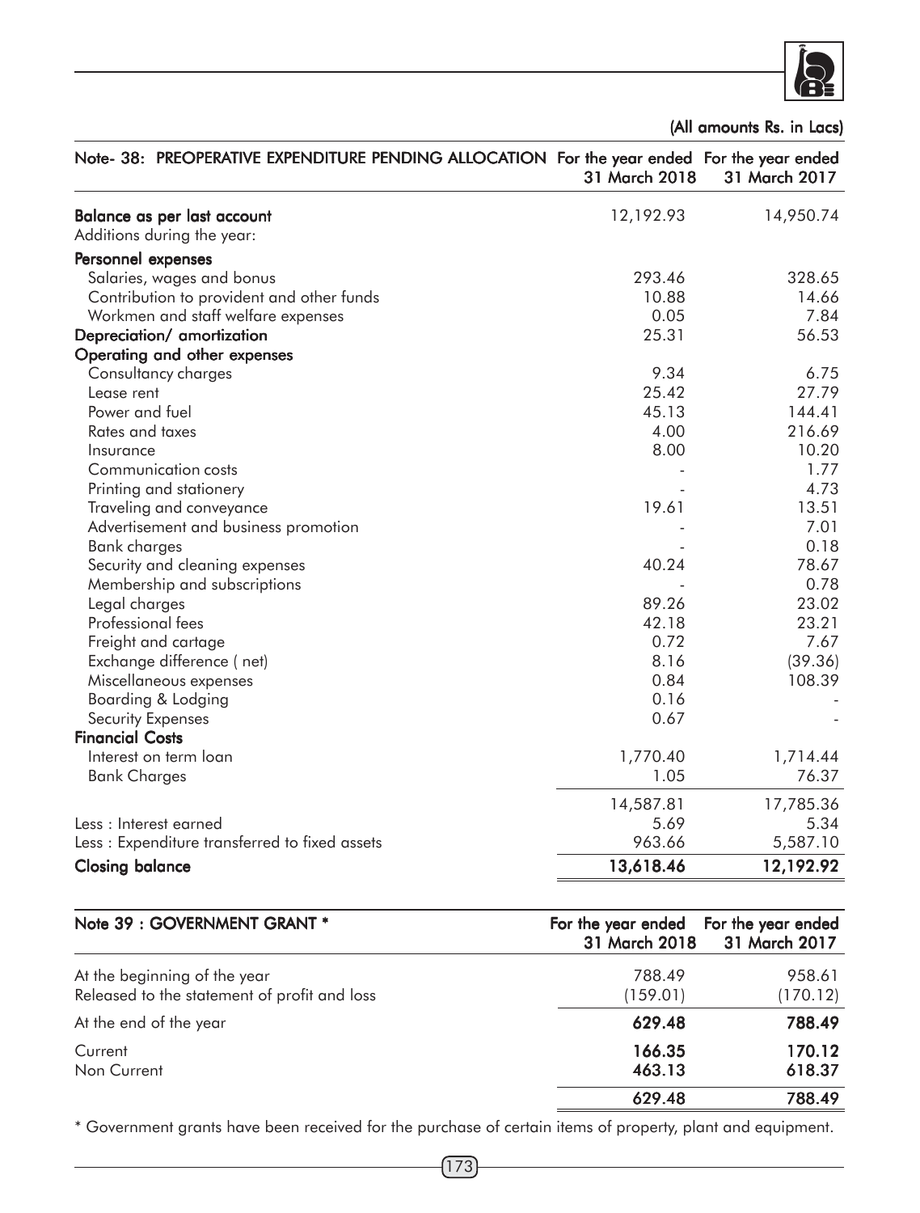(All amounts Rs. in Lacs)

| Note- 38: PREOPERATIVE EXPENDITURE PENDING ALLOCATION | For the year ended 31 March 2018 | For the year ended 31 March 2017 |
|---|---|---|
| **Balance as per last account** | 12,192.93 | 14,950.74 |
| Additions during the year: | | |
| **Personnel expenses** | | |
| Salaries, wages and bonus | 293.46 | 328.65 |
| Contribution to provident and other funds | 10.88 | 14.66 |
| Workmen and staff welfare expenses | 0.05 | 7.84 |
| **Depreciation/ amortization** | 25.31 | 56.53 |
| **Operating and other expenses** | | |
| Consultancy charges | 9.34 | 6.75 |
| Lease rent | 25.42 | 27.79 |
| Power and fuel | 45.13 | 144.41 |
| Rates and taxes | 4.00 | 216.69 |
| Insurance | 8.00 | 10.20 |
| Communication costs | - | 1.77 |
| Printing and stationery | - | 4.73 |
| Traveling and conveyance | 19.61 | 13.51 |
| Advertisement and business promotion | - | 7.01 |
| Bank charges | - | 0.18 |
| Security and cleaning expenses | 40.24 | 78.67 |
| Membership and subscriptions | - | 0.78 |
| Legal charges | 89.26 | 23.02 |
| Professional fees | 42.18 | 23.21 |
| Freight and cartage | 0.72 | 7.67 |
| Exchange difference ( net) | 8.16 | (39.36) |
| Miscellaneous expenses | 0.84 | 108.39 |
| Boarding & Lodging | 0.16 | - |
| Security Expenses | 0.67 | - |
| **Financial Costs** | | |
| Interest on term loan | 1,770.40 | 1,714.44 |
| Bank Charges | 1.05 | 76.37 |
| | 14,587.81 | 17,785.36 |
| Less : Interest earned | 5.69 | 5.34 |
| Less : Expenditure transferred to fixed assets | 963.66 | 5,587.10 |
| **Closing balance** | **13,618.46** | **12,192.92** |

| Note 39 : GOVERNMENT GRANT * | For the year ended 31 March 2018 | For the year ended 31 March 2017 |
|---|---|---|
| At the beginning of the year | 788.49 | 958.61 |
| Released to the statement of profit and loss | (159.01) | (170.12) |
| At the end of the year | **629.48** | **788.49** |
| Current | **166.35** | **170.12** |
| Non Current | **463.13** | **618.37** |
| | **629.48** | **788.49** |

* Government grants have been received for the purchase of certain items of property, plant and equipment.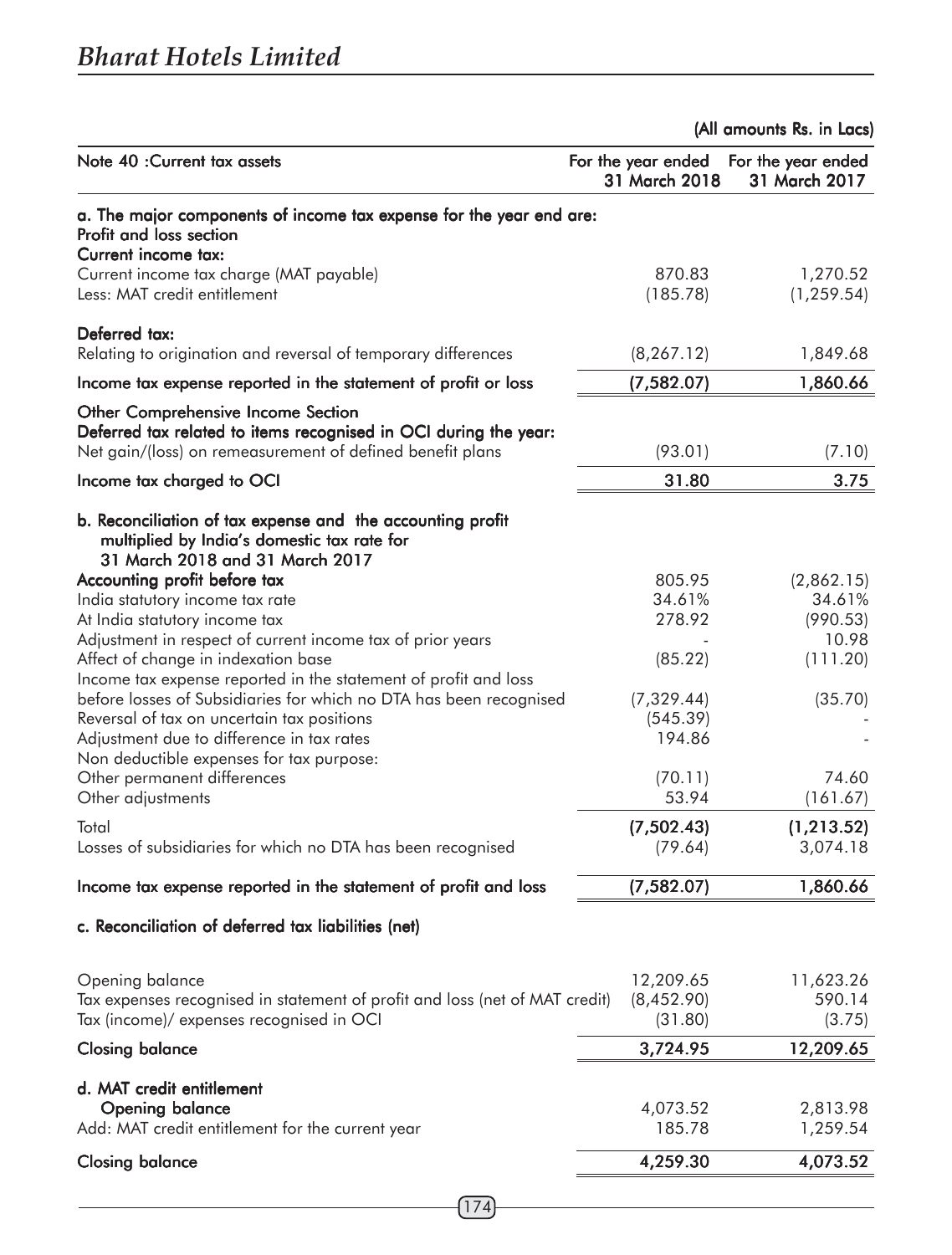(All amounts Rs. in Lacs)

| Note 40 :Current tax assets | For the year ended 31 March 2018 | For the year ended 31 March 2017 |
|---|---|---|
| **a. The major components of income tax expense for the year end are:** | | |
| **Profit and loss section** | | |
| **Current income tax:** | | |
| Current income tax charge (MAT payable) | 870.83 | 1,270.52 |
| Less: MAT credit entitlement | (185.78) | (1,259.54) |
| **Deferred tax:** | | |
| Relating to origination and reversal of temporary differences | (8,267.12) | 1,849.68 |
| **Income tax expense reported in the statement of profit or loss** | **(7,582.07)** | **1,860.66** |
| **Other Comprehensive Income Section** | | |
| **Deferred tax related to items recognised in OCI during the year:** | | |
| Net gain/(loss) on remeasurement of defined benefit plans | (93.01) | (7.10) |
| **Income tax charged to OCI** | **31.80** | **3.75** |
| **b. Reconciliation of tax expense and the accounting profit multiplied by India's domestic tax rate for 31 March 2018 and 31 March 2017** | | |
| **Accounting profit before tax** | 805.95 | (2,862.15) |
| India statutory income tax rate | 34.61% | 34.61% |
| At India statutory income tax | 278.92 | (990.53) |
| Adjustment in respect of current income tax of prior years | - | 10.98 |
| Affect of change in indexation base | (85.22) | (111.20) |
| Income tax expense reported in the statement of profit and loss before losses of Subsidiaries for which no DTA has been recognised | (7,329.44) | (35.70) |
| Reversal of tax on uncertain tax positions | (545.39) | - |
| Adjustment due to difference in tax rates | 194.86 | - |
| Non deductible expenses for tax purpose: | | |
| Other permanent differences | (70.11) | 74.60 |
| Other adjustments | 53.94 | (161.67) |
| Total | **(7,502.43)** | **(1,213.52)** |
| Losses of subsidiaries for which no DTA has been recognised | (79.64) | 3,074.18 |
| **Income tax expense reported in the statement of profit and loss** | **(7,582.07)** | **1,860.66** |
| **c. Reconciliation of deferred tax liabilities (net)** | | |
| Opening balance | 12,209.65 | 11,623.26 |
| Tax expenses recognised in statement of profit and loss (net of MAT credit) | (8,452.90) | 590.14 |
| Tax (income)/ expenses recognised in OCI | (31.80) | (3.75) |
| **Closing balance** | **3,724.95** | **12,209.65** |
| **d. MAT credit entitlement** | | |
| **Opening balance** | 4,073.52 | 2,813.98 |
| Add: MAT credit entitlement for the current year | 185.78 | 1,259.54 |
| **Closing balance** | **4,259.30** | **4,073.52** |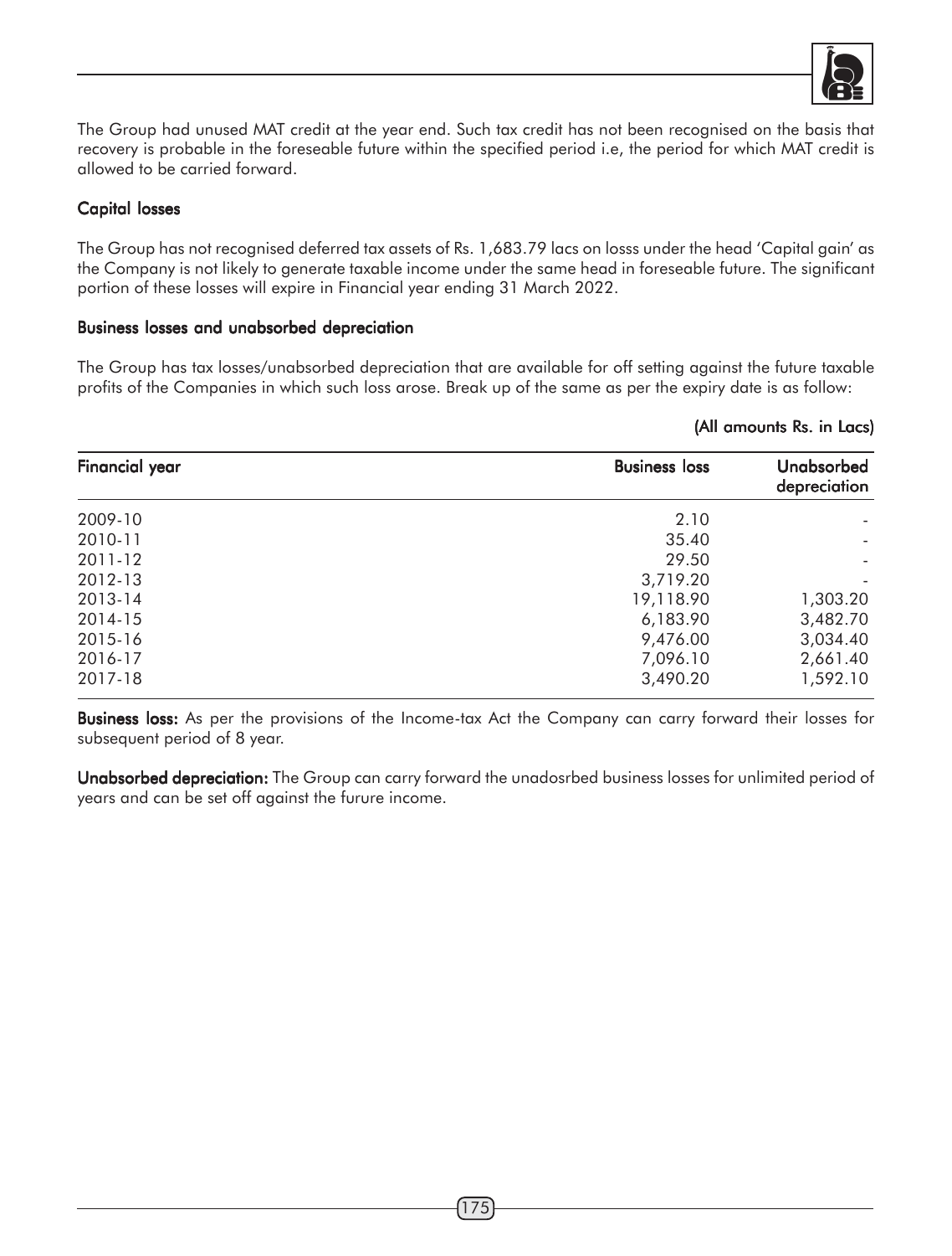The Group had unused MAT credit at the year end. Such tax credit has not been recognised on the basis that recovery is probable in the foreseable future within the specified period i.e, the period for which MAT credit is allowed to be carried forward.

### Capital losses

The Group has not recognised deferred tax assets of Rs. 1,683.79 lacs on losss under the head 'Capital gain' as the Company is not likely to generate taxable income under the same head in foreseable future. The significant portion of these losses will expire in Financial year ending 31 March 2022.

### Business losses and unabsorbed depreciation

The Group has tax losses/unabsorbed depreciation that are available for off setting against the future taxable profits of the Companies in which such loss arose. Break up of the same as per the expiry date is as follow:

**(All amounts Rs. in Lacs)**

| Financial year | Business loss | Unabsorbed depreciation |
|---|---|---|
| 2009-10 | 2.10 | - |
| 2010-11 | 35.40 | - |
| 2011-12 | 29.50 | - |
| 2012-13 | 3,719.20 | - |
| 2013-14 | 19,118.90 | 1,303.20 |
| 2014-15 | 6,183.90 | 3,482.70 |
| 2015-16 | 9,476.00 | 3,034.40 |
| 2016-17 | 7,096.10 | 2,661.40 |
| 2017-18 | 3,490.20 | 1,592.10 |

**Business loss:** As per the provisions of the Income-tax Act the Company can carry forward their losses for subsequent period of 8 year.

**Unabsorbed depreciation:** The Group can carry forward the unadosrbed business losses for unlimited period of years and can be set off against the furure income.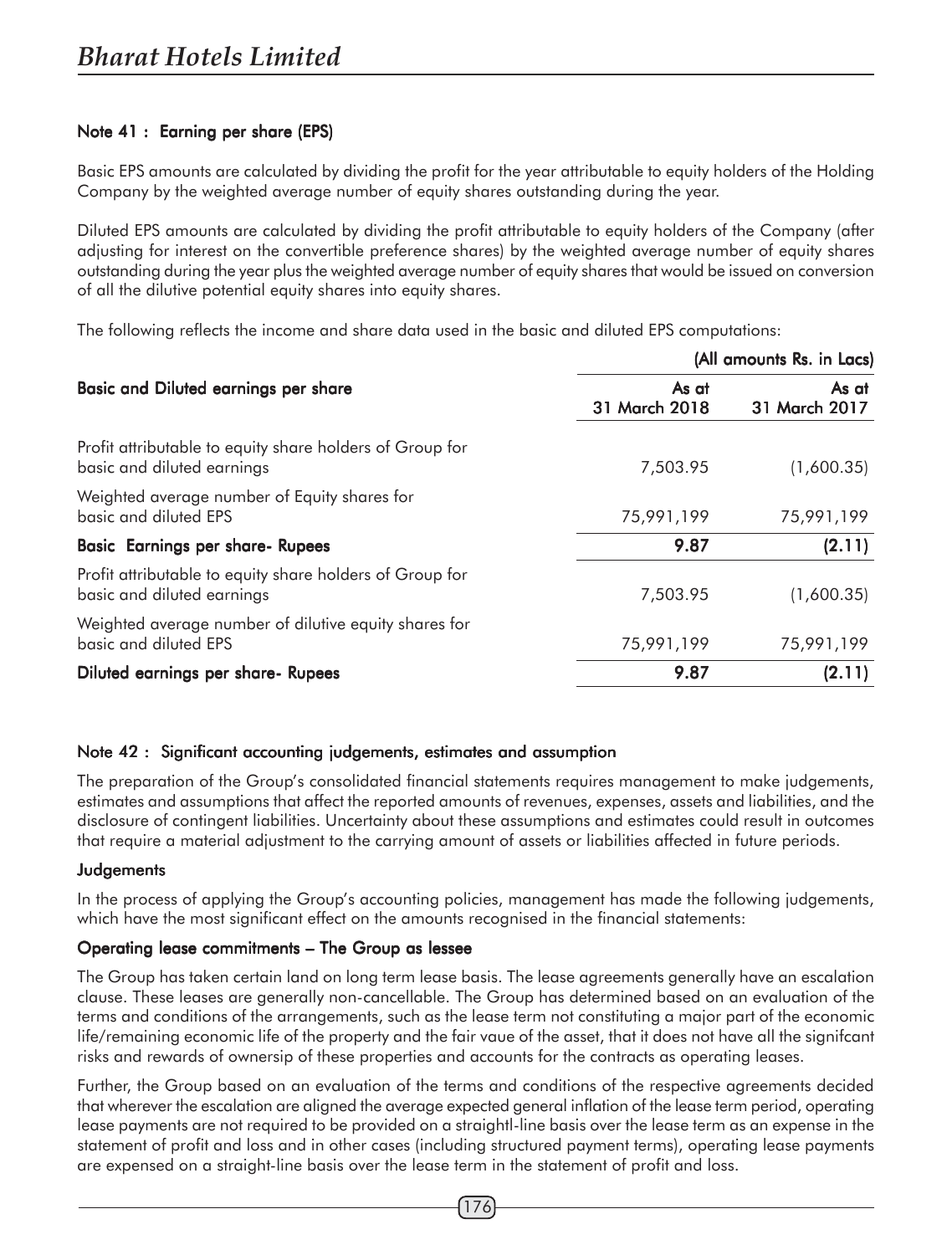## Note 41 : Earning per share (EPS)

Basic EPS amounts are calculated by dividing the profit for the year attributable to equity holders of the Holding Company by the weighted average number of equity shares outstanding during the year.

Diluted EPS amounts are calculated by dividing the profit attributable to equity holders of the Company (after adjusting for interest on the convertible preference shares) by the weighted average number of equity shares outstanding during the year plus the weighted average number of equity shares that would be issued on conversion of all the dilutive potential equity shares into equity shares.

The following reflects the income and share data used in the basic and diluted EPS computations:

(All amounts Rs. in Lacs)

| Basic and Diluted earnings per share | As at 31 March 2018 | As at 31 March 2017 |
|---|---|---|
| Profit attributable to equity share holders of Group for basic and diluted earnings | 7,503.95 | (1,600.35) |
| Weighted average number of Equity shares for basic and diluted EPS | 75,991,199 | 75,991,199 |
| **Basic Earnings per share- Rupees** | **9.87** | **(2.11)** |
| Profit attributable to equity share holders of Group for basic and diluted earnings | 7,503.95 | (1,600.35) |
| Weighted average number of dilutive equity shares for basic and diluted EPS | 75,991,199 | 75,991,199 |
| **Diluted earnings per share- Rupees** | **9.87** | **(2.11)** |

## Note 42 : Significant accounting judgements, estimates and assumption

The preparation of the Group's consolidated financial statements requires management to make judgements, estimates and assumptions that affect the reported amounts of revenues, expenses, assets and liabilities, and the disclosure of contingent liabilities. Uncertainty about these assumptions and estimates could result in outcomes that require a material adjustment to the carrying amount of assets or liabilities affected in future periods.

### Judgements

In the process of applying the Group's accounting policies, management has made the following judgements, which have the most significant effect on the amounts recognised in the financial statements:

### Operating lease commitments – The Group as lessee

The Group has taken certain land on long term lease basis. The lease agreements generally have an escalation clause. These leases are generally non-cancellable. The Group has determined based on an evaluation of the terms and conditions of the arrangements, such as the lease term not constituting a major part of the economic life/remaining economic life of the property and the fair vaue of the asset, that it does not have all the signifcant risks and rewards of ownersip of these properties and accounts for the contracts as operating leases.

Further, the Group based on an evaluation of the terms and conditions of the respective agreements decided that wherever the escalation are aligned the average expected general inflation of the lease term period, operating lease payments are not required to be provided on a straightl-line basis over the lease term as an expense in the statement of profit and loss and in other cases (including structured payment terms), operating lease payments are expensed on a straight-line basis over the lease term in the statement of profit and loss.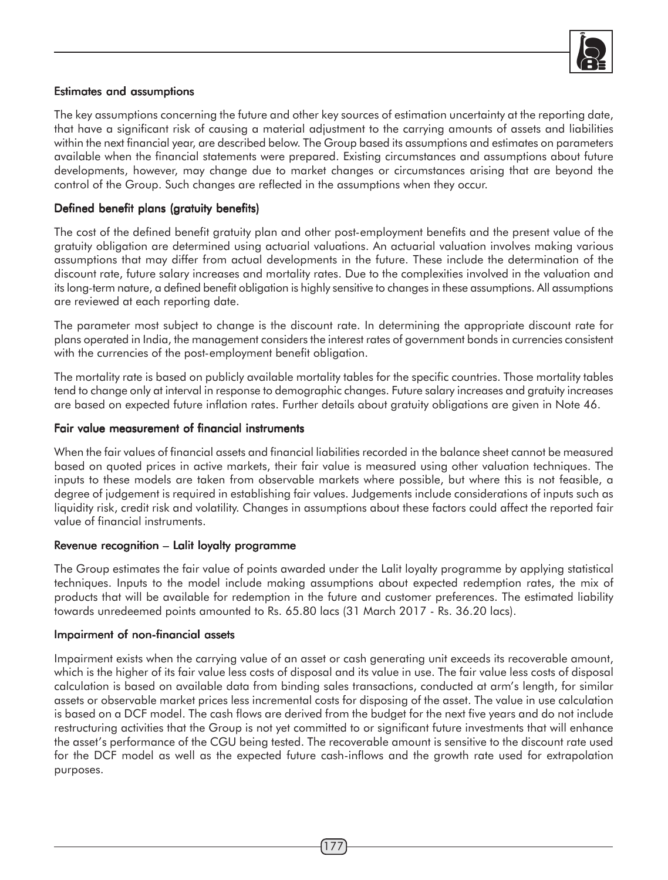### Estimates and assumptions

The key assumptions concerning the future and other key sources of estimation uncertainty at the reporting date, that have a significant risk of causing a material adjustment to the carrying amounts of assets and liabilities within the next financial year, are described below. The Group based its assumptions and estimates on parameters available when the financial statements were prepared. Existing circumstances and assumptions about future developments, however, may change due to market changes or circumstances arising that are beyond the control of the Group. Such changes are reflected in the assumptions when they occur.

### Defined benefit plans (gratuity benefits)

The cost of the defined benefit gratuity plan and other post-employment benefits and the present value of the gratuity obligation are determined using actuarial valuations. An actuarial valuation involves making various assumptions that may differ from actual developments in the future. These include the determination of the discount rate, future salary increases and mortality rates. Due to the complexities involved in the valuation and its long-term nature, a defined benefit obligation is highly sensitive to changes in these assumptions. All assumptions are reviewed at each reporting date.

The parameter most subject to change is the discount rate. In determining the appropriate discount rate for plans operated in India, the management considers the interest rates of government bonds in currencies consistent with the currencies of the post-employment benefit obligation.

The mortality rate is based on publicly available mortality tables for the specific countries. Those mortality tables tend to change only at interval in response to demographic changes. Future salary increases and gratuity increases are based on expected future inflation rates. Further details about gratuity obligations are given in Note 46.

### Fair value measurement of financial instruments

When the fair values of financial assets and financial liabilities recorded in the balance sheet cannot be measured based on quoted prices in active markets, their fair value is measured using other valuation techniques. The inputs to these models are taken from observable markets where possible, but where this is not feasible, a degree of judgement is required in establishing fair values. Judgements include considerations of inputs such as liquidity risk, credit risk and volatility. Changes in assumptions about these factors could affect the reported fair value of financial instruments.

### Revenue recognition – Lalit loyalty programme

The Group estimates the fair value of points awarded under the Lalit loyalty programme by applying statistical techniques. Inputs to the model include making assumptions about expected redemption rates, the mix of products that will be available for redemption in the future and customer preferences. The estimated liability towards unredeemed points amounted to Rs. 65.80 lacs (31 March 2017 - Rs. 36.20 lacs).

### Impairment of non-financial assets

Impairment exists when the carrying value of an asset or cash generating unit exceeds its recoverable amount, which is the higher of its fair value less costs of disposal and its value in use. The fair value less costs of disposal calculation is based on available data from binding sales transactions, conducted at arm's length, for similar assets or observable market prices less incremental costs for disposing of the asset. The value in use calculation is based on a DCF model. The cash flows are derived from the budget for the next five years and do not include restructuring activities that the Group is not yet committed to or significant future investments that will enhance the asset's performance of the CGU being tested. The recoverable amount is sensitive to the discount rate used for the DCF model as well as the expected future cash-inflows and the growth rate used for extrapolation purposes.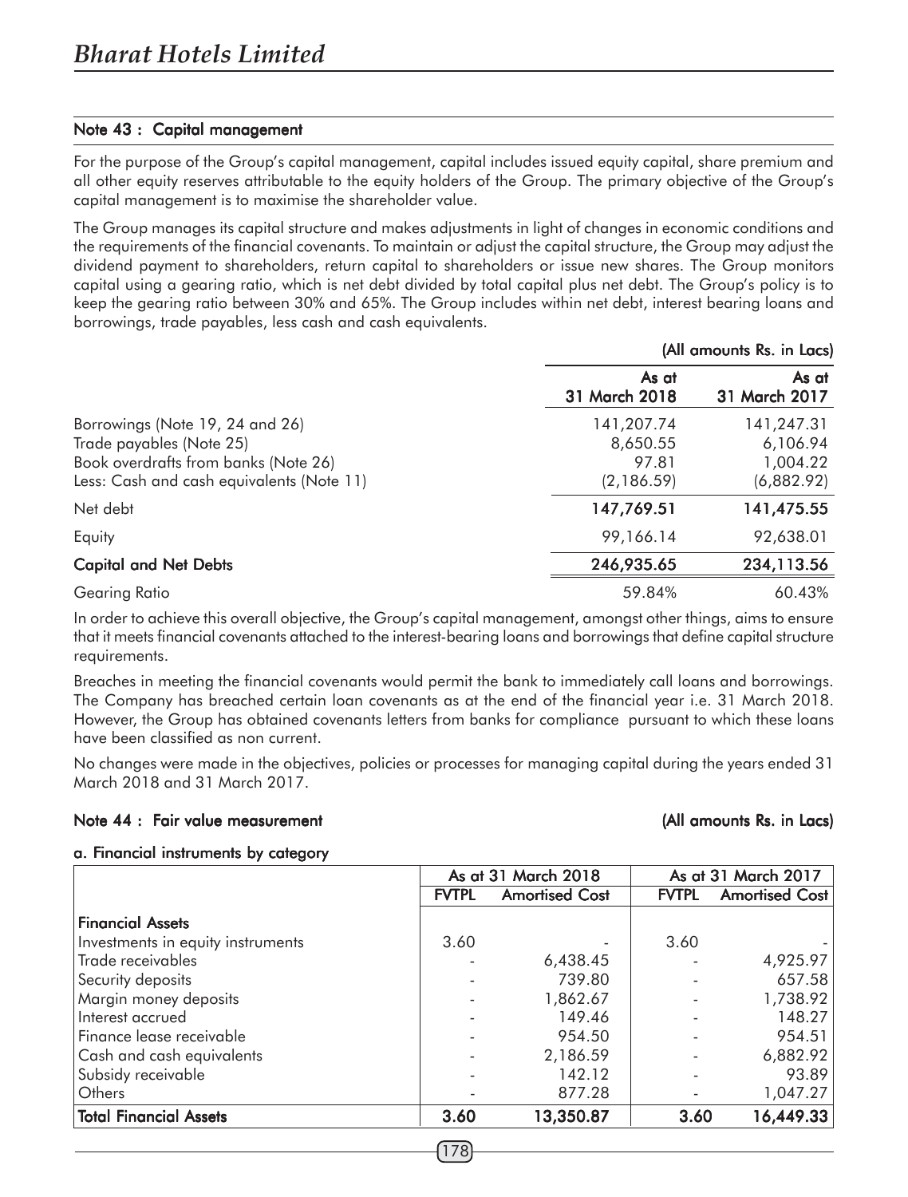## Note 43 : Capital management

For the purpose of the Group's capital management, capital includes issued equity capital, share premium and all other equity reserves attributable to the equity holders of the Group. The primary objective of the Group's capital management is to maximise the shareholder value.

The Group manages its capital structure and makes adjustments in light of changes in economic conditions and the requirements of the financial covenants. To maintain or adjust the capital structure, the Group may adjust the dividend payment to shareholders, return capital to shareholders or issue new shares. The Group monitors capital using a gearing ratio, which is net debt divided by total capital plus net debt. The Group's policy is to keep the gearing ratio between 30% and 65%. The Group includes within net debt, interest bearing loans and borrowings, trade payables, less cash and cash equivalents.

(All amounts Rs. in Lacs)

| | As at 31 March 2018 | As at 31 March 2017 |
|---|---|---|
| Borrowings (Note 19, 24 and 26) | 141,207.74 | 141,247.31 |
| Trade payables (Note 25) | 8,650.55 | 6,106.94 |
| Book overdrafts from banks (Note 26) | 97.81 | 1,004.22 |
| Less: Cash and cash equivalents (Note 11) | (2,186.59) | (6,882.92) |
| **Net debt** | **147,769.51** | **141,475.55** |
| Equity | 99,166.14 | 92,638.01 |
| **Capital and Net Debts** | **246,935.65** | **234,113.56** |
| Gearing Ratio | 59.84% | 60.43% |

In order to achieve this overall objective, the Group's capital management, amongst other things, aims to ensure that it meets financial covenants attached to the interest-bearing loans and borrowings that define capital structure requirements.

Breaches in meeting the financial covenants would permit the bank to immediately call loans and borrowings. The Company has breached certain loan covenants as at the end of the financial year i.e. 31 March 2018. However, the Group has obtained covenants letters from banks for compliance pursuant to which these loans have been classified as non current.

No changes were made in the objectives, policies or processes for managing capital during the years ended 31 March 2018 and 31 March 2017.

## Note 44 : Fair value measurement

(All amounts Rs. in Lacs)

### a. Financial instruments by category

| | As at 31 March 2018 | | As at 31 March 2017 | |
|---|---|---|---|---|
| | FVTPL | Amortised Cost | FVTPL | Amortised Cost |
| **Financial Assets** | | | | |
| Investments in equity instruments | 3.60 | - | 3.60 | - |
| Trade receivables | - | 6,438.45 | - | 4,925.97 |
| Security deposits | - | 739.80 | - | 657.58 |
| Margin money deposits | - | 1,862.67 | - | 1,738.92 |
| Interest accrued | - | 149.46 | - | 148.27 |
| Finance lease receivable | - | 954.50 | - | 954.51 |
| Cash and cash equivalents | - | 2,186.59 | - | 6,882.92 |
| Subsidy receivable | - | 142.12 | - | 93.89 |
| Others | - | 877.28 | - | 1,047.27 |
| **Total Financial Assets** | **3.60** | **13,350.87** | **3.60** | **16,449.33** |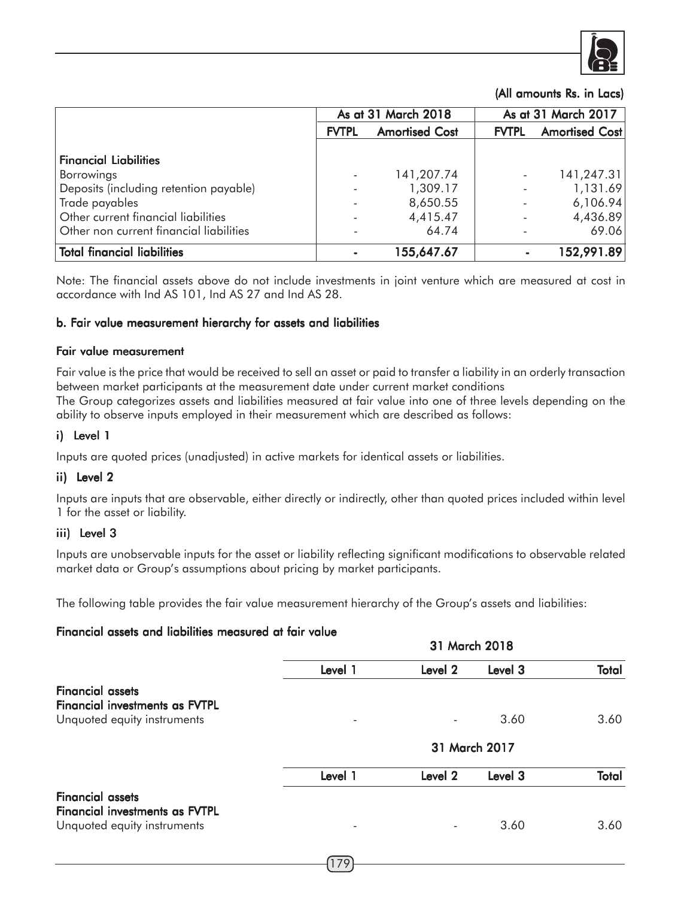(All amounts Rs. in Lacs)

| | As at 31 March 2018 | | As at 31 March 2017 | |
|---|---|---|---|---|
| | **FVTPL** | **Amortised Cost** | **FVTPL** | **Amortised Cost** |
| **Financial Liabilities** | | | | |
| Borrowings | - | 141,207.74 | - | 141,247.31 |
| Deposits (including retention payable) | - | 1,309.17 | - | 1,131.69 |
| Trade payables | - | 8,650.55 | - | 6,106.94 |
| Other current financial liabilities | - | 4,415.47 | - | 4,436.89 |
| Other non current financial liabilities | - | 64.74 | - | 69.06 |
| **Total financial liabilities** | **-** | **155,647.67** | **-** | **152,991.89** |

Note: The financial assets above do not include investments in joint venture which are measured at cost in accordance with Ind AS 101, Ind AS 27 and Ind AS 28.

### b. Fair value measurement hierarchy for assets and liabilities

#### Fair value measurement

Fair value is the price that would be received to sell an asset or paid to transfer a liability in an orderly transaction between market participants at the measurement date under current market conditions

The Group categorizes assets and liabilities measured at fair value into one of three levels depending on the ability to observe inputs employed in their measurement which are described as follows:

#### i) Level 1

Inputs are quoted prices (unadjusted) in active markets for identical assets or liabilities.

#### ii) Level 2

Inputs are inputs that are observable, either directly or indirectly, other than quoted prices included within level 1 for the asset or liability.

#### iii) Level 3

Inputs are unobservable inputs for the asset or liability reflecting significant modifications to observable related market data or Group's assumptions about pricing by market participants.

The following table provides the fair value measurement hierarchy of the Group's assets and liabilities:

#### Financial assets and liabilities measured at fair value

| | 31 March 2018 | | | |
|---|---|---|---|---|
| | **Level 1** | **Level 2** | **Level 3** | **Total** |
| **Financial assets** | | | | |
| **Financial investments as FVTPL** | | | | |
| Unquoted equity instruments | - | - | 3.60 | 3.60 |

| | 31 March 2017 | | | |
|---|---|---|---|---|
| | **Level 1** | **Level 2** | **Level 3** | **Total** |
| **Financial assets** | | | | |
| **Financial investments as FVTPL** | | | | |
| Unquoted equity instruments | - | - | 3.60 | 3.60 |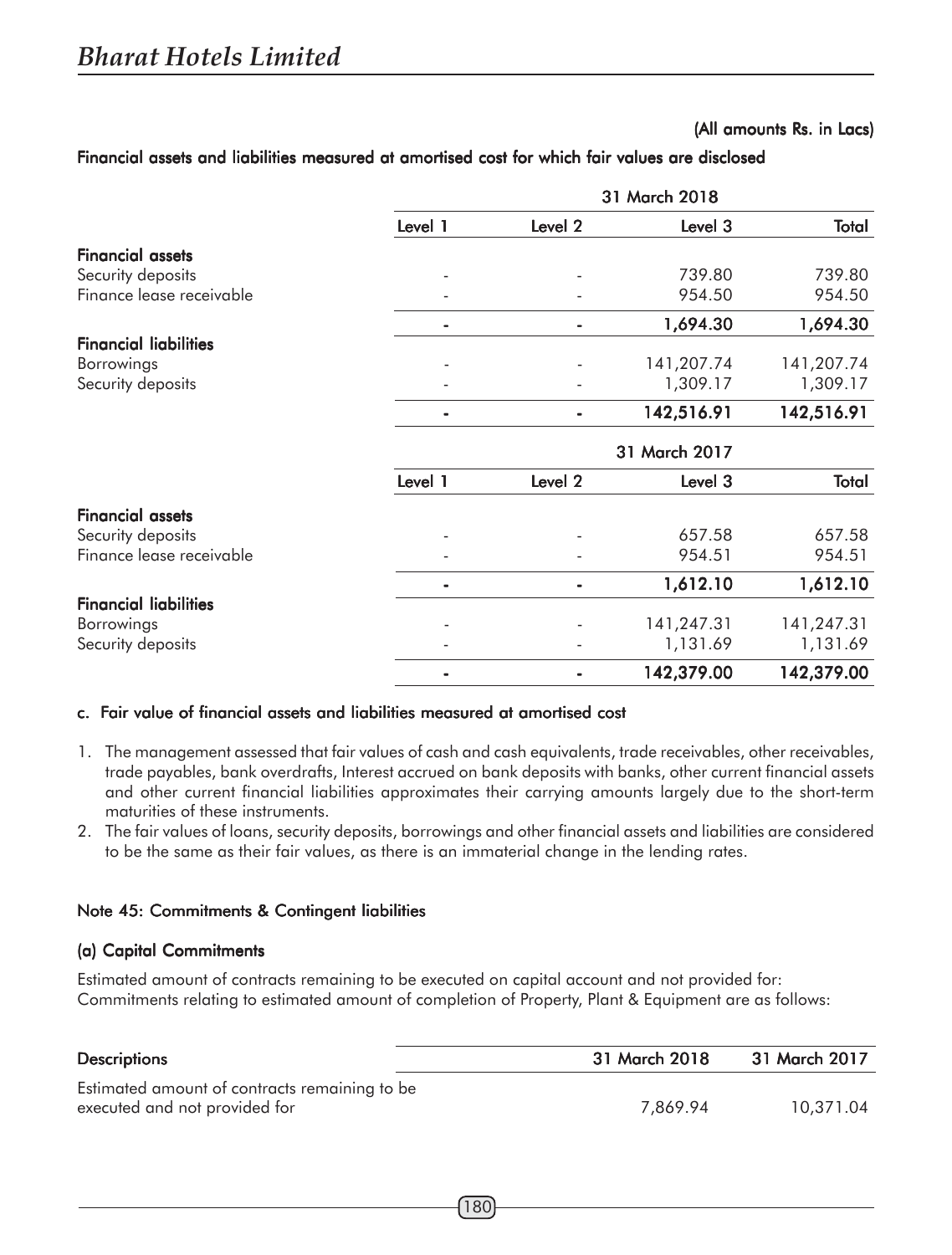(All amounts Rs. in Lacs)

**Financial assets and liabilities measured at amortised cost for which fair values are disclosed**

| | 31 March 2018 | | | |
|---|---|---|---|---|
| | Level 1 | Level 2 | Level 3 | Total |
| **Financial assets** | | | | |
| Security deposits | - | - | 739.80 | 739.80 |
| Finance lease receivable | - | - | 954.50 | 954.50 |
| | **-** | **-** | **1,694.30** | **1,694.30** |
| **Financial liabilities** | | | | |
| Borrowings | - | - | 141,207.74 | 141,207.74 |
| Security deposits | - | - | 1,309.17 | 1,309.17 |
| | **-** | **-** | **142,516.91** | **142,516.91** |

| | 31 March 2017 | | | |
|---|---|---|---|---|
| | Level 1 | Level 2 | Level 3 | Total |
| **Financial assets** | | | | |
| Security deposits | - | - | 657.58 | 657.58 |
| Finance lease receivable | - | - | 954.51 | 954.51 |
| | **-** | **-** | **1,612.10** | **1,612.10** |
| **Financial liabilities** | | | | |
| Borrowings | - | - | 141,247.31 | 141,247.31 |
| Security deposits | - | - | 1,131.69 | 1,131.69 |
| | **-** | **-** | **142,379.00** | **142,379.00** |

**c. Fair value of financial assets and liabilities measured at amortised cost**

1. The management assessed that fair values of cash and cash equivalents, trade receivables, other receivables, trade payables, bank overdrafts, Interest accrued on bank deposits with banks, other current financial assets and other current financial liabilities approximates their carrying amounts largely due to the short-term maturities of these instruments.
2. The fair values of loans, security deposits, borrowings and other financial assets and liabilities are considered to be the same as their fair values, as there is an immaterial change in the lending rates.

**Note 45: Commitments & Contingent liabilities**

**(a) Capital Commitments**

Estimated amount of contracts remaining to be executed on capital account and not provided for:
Commitments relating to estimated amount of completion of Property, Plant & Equipment are as follows:

| Descriptions | 31 March 2018 | 31 March 2017 |
|---|---|---|
| Estimated amount of contracts remaining to be executed and not provided for | 7,869.94 | 10,371.04 |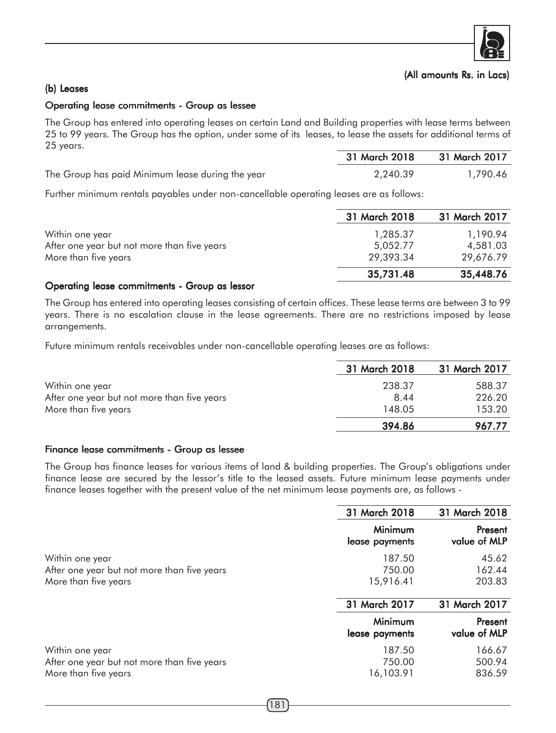(All amounts Rs. in Lacs)

### (b) Leases

#### Operating lease commitments - Group as lessee

The Group has entered into operating leases on certain Land and Building properties with lease terms between 25 to 99 years. The Group has the option, under some of its leases, to lease the assets for additional terms of 25 years.

| | 31 March 2018 | 31 March 2017 |
|---|---|---|
| The Group has paid Minimum lease during the year | 2,240.39 | 1,790.46 |

Further minimum rentals payables under non-cancellable operating leases are as follows:

| | 31 March 2018 | 31 March 2017 |
|---|---|---|
| Within one year | 1,285.37 | 1,190.94 |
| After one year but not more than five years | 5,052.77 | 4,581.03 |
| More than five years | 29,393.34 | 29,676.79 |
| | **35,731.48** | **35,448.76** |

#### Operating lease commitments - Group as lessor

The Group has entered into operating leases consisting of certain offices. These lease terms are between 3 to 99 years. There is no escalation clause in the lease agreements. There are no restrictions imposed by lease arrangements.

Future minimum rentals receivables under non-cancellable operating leases are as follows:

| | 31 March 2018 | 31 March 2017 |
|---|---|---|
| Within one year | 238.37 | 588.37 |
| After one year but not more than five years | 8.44 | 226.20 |
| More than five years | 148.05 | 153.20 |
| | **394.86** | **967.77** |

#### Finance lease commitments - Group as lessee

The Group has finance leases for various items of land & building properties. The Group's obligations under finance lease are secured by the lessor's title to the leased assets. Future minimum lease payments under finance leases together with the present value of the net minimum lease payments are, as follows -

| | 31 March 2018 | 31 March 2018 |
|---|---|---|
| | Minimum lease payments | Present value of MLP |
| Within one year | 187.50 | 45.62 |
| After one year but not more than five years | 750.00 | 162.44 |
| More than five years | 15,916.41 | 203.83 |

| | 31 March 2017 | 31 March 2017 |
|---|---|---|
| | Minimum lease payments | Present value of MLP |
| Within one year | 187.50 | 166.67 |
| After one year but not more than five years | 750.00 | 500.94 |
| More than five years | 16,103.91 | 836.59 |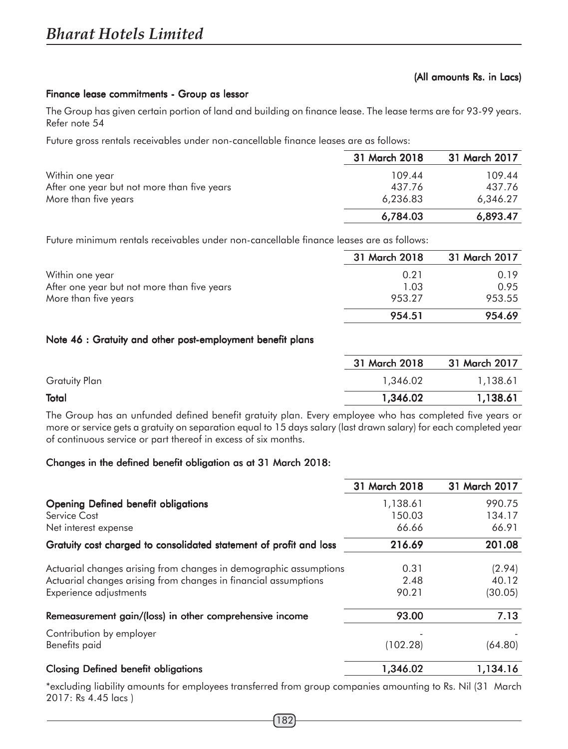(All amounts Rs. in Lacs)

### Finance lease commitments - Group as lessor

The Group has given certain portion of land and building on finance lease. The lease terms are for 93-99 years. Refer note 54

Future gross rentals receivables under non-cancellable finance leases are as follows:

| | 31 March 2018 | 31 March 2017 |
|---|---|---|
| Within one year | 109.44 | 109.44 |
| After one year but not more than five years | 437.76 | 437.76 |
| More than five years | 6,236.83 | 6,346.27 |
| | 6,784.03 | 6,893.47 |

Future minimum rentals receivables under non-cancellable finance leases are as follows:

| | 31 March 2018 | 31 March 2017 |
|---|---|---|
| Within one year | 0.21 | 0.19 |
| After one year but not more than five years | 1.03 | 0.95 |
| More than five years | 953.27 | 953.55 |
| | 954.51 | 954.69 |

### Note 46 : Gratuity and other post-employment benefit plans

| | 31 March 2018 | 31 March 2017 |
|---|---|---|
| Gratuity Plan | 1,346.02 | 1,138.61 |
| **Total** | **1,346.02** | **1,138.61** |

The Group has an unfunded defined benefit gratuity plan. Every employee who has completed five years or more or service gets a gratuity on separation equal to 15 days salary (last drawn salary) for each completed year of continuous service or part thereof in excess of six months.

### Changes in the defined benefit obligation as at 31 March 2018:

| | 31 March 2018 | 31 March 2017 |
|---|---|---|
| **Opening Defined benefit obligations** | 1,138.61 | 990.75 |
| Service Cost | 150.03 | 134.17 |
| Net interest expense | 66.66 | 66.91 |
| **Gratuity cost charged to consolidated statement of profit and loss** | **216.69** | **201.08** |
| Actuarial changes arising from changes in demographic assumptions | 0.31 | (2.94) |
| Actuarial changes arising from changes in financial assumptions | 2.48 | 40.12 |
| Experience adjustments | 90.21 | (30.05) |
| **Remeasurement gain/(loss) in other comprehensive income** | **93.00** | **7.13** |
| Contribution by employer | - | - |
| Benefits paid | (102.28) | (64.80) |
| **Closing Defined benefit obligations** | **1,346.02** | **1,134.16** |

*excluding liability amounts for employees transferred from group companies amounting to Rs. Nil (31 March 2017: Rs 4.45 lacs )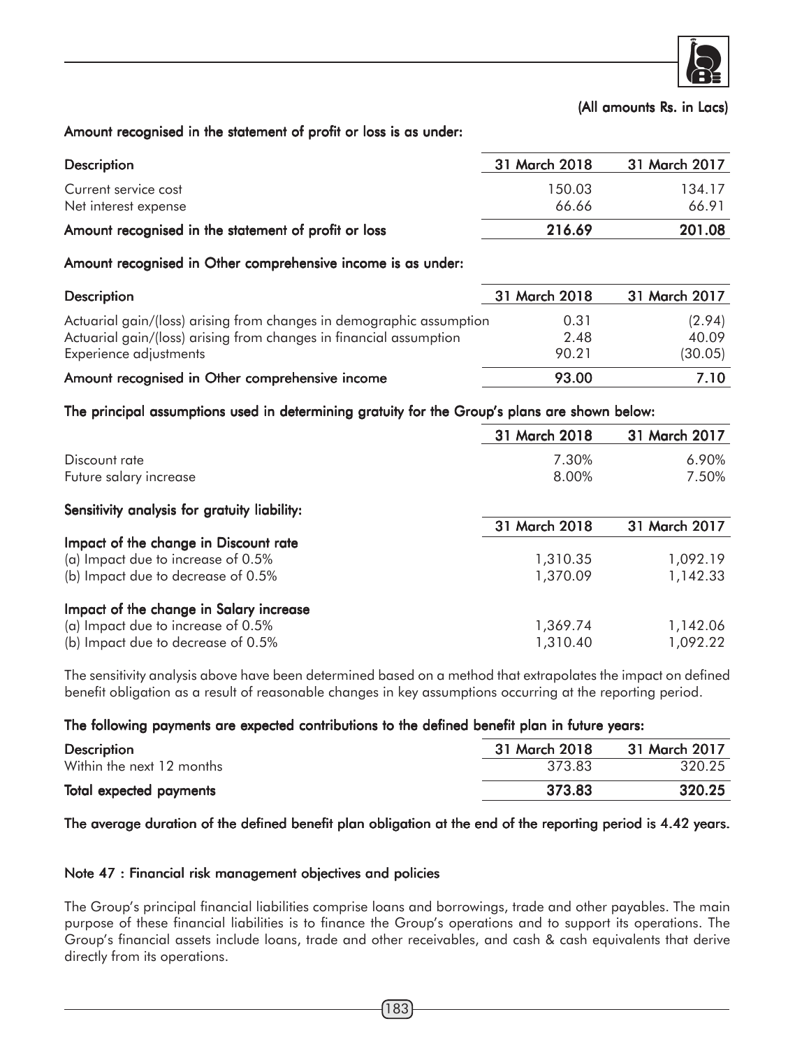(All amounts Rs. in Lacs)

**Amount recognised in the statement of profit or loss is as under:**

| Description | 31 March 2018 | 31 March 2017 |
|---|---|---|
| Current service cost | 150.03 | 134.17 |
| Net interest expense | 66.66 | 66.91 |
| **Amount recognised in the statement of profit or loss** | **216.69** | **201.08** |

**Amount recognised in Other comprehensive income is as under:**

| Description | 31 March 2018 | 31 March 2017 |
|---|---|---|
| Actuarial gain/(loss) arising from changes in demographic assumption | 0.31 | (2.94) |
| Actuarial gain/(loss) arising from changes in financial assumption | 2.48 | 40.09 |
| Experience adjustments | 90.21 | (30.05) |
| **Amount recognised in Other comprehensive income** | **93.00** | **7.10** |

**The principal assumptions used in determining gratuity for the Group's plans are shown below:**

| | 31 March 2018 | 31 March 2017 |
|---|---|---|
| Discount rate | 7.30% | 6.90% |
| Future salary increase | 8.00% | 7.50% |

**Sensitivity analysis for gratuity liability:**

| | 31 March 2018 | 31 March 2017 |
|---|---|---|
| **Impact of the change in Discount rate** | | |
| (a) Impact due to increase of 0.5% | 1,310.35 | 1,092.19 |
| (b) Impact due to decrease of 0.5% | 1,370.09 | 1,142.33 |
| **Impact of the change in Salary increase** | | |
| (a) Impact due to increase of 0.5% | 1,369.74 | 1,142.06 |
| (b) Impact due to decrease of 0.5% | 1,310.40 | 1,092.22 |

The sensitivity analysis above have been determined based on a method that extrapolates the impact on defined benefit obligation as a result of reasonable changes in key assumptions occurring at the reporting period.

**The following payments are expected contributions to the defined benefit plan in future years:**

| Description | 31 March 2018 | 31 March 2017 |
|---|---|---|
| Within the next 12 months | 373.83 | 320.25 |
| **Total expected payments** | **373.83** | **320.25** |

**The average duration of the defined benefit plan obligation at the end of the reporting period is 4.42 years.**

## Note 47 : Financial risk management objectives and policies

The Group's principal financial liabilities comprise loans and borrowings, trade and other payables. The main purpose of these financial liabilities is to finance the Group's operations and to support its operations. The Group's financial assets include loans, trade and other receivables, and cash & cash equivalents that derive directly from its operations.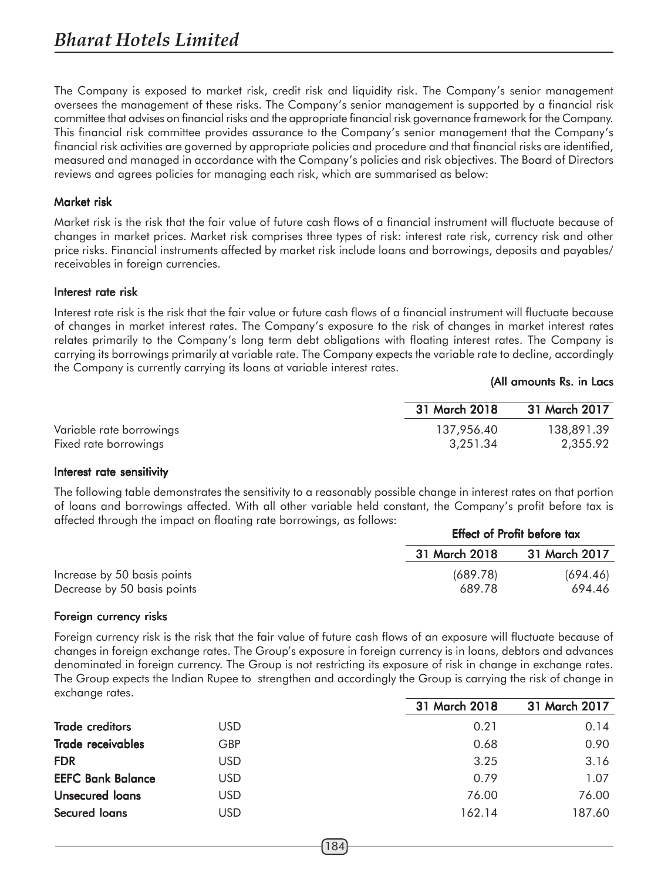The Company is exposed to market risk, credit risk and liquidity risk. The Company's senior management oversees the management of these risks. The Company's senior management is supported by a financial risk committee that advises on financial risks and the appropriate financial risk governance framework for the Company. This financial risk committee provides assurance to the Company's senior management that the Company's financial risk activities are governed by appropriate policies and procedure and that financial risks are identified, measured and managed in accordance with the Company's policies and risk objectives. The Board of Directors reviews and agrees policies for managing each risk, which are summarised as below:

**Market risk**

Market risk is the risk that the fair value of future cash flows of a financial instrument will fluctuate because of changes in market prices. Market risk comprises three types of risk: interest rate risk, currency risk and other price risks. Financial instruments affected by market risk include loans and borrowings, deposits and payables/ receivables in foreign currencies.

**Interest rate risk**

Interest rate risk is the risk that the fair value or future cash flows of a financial instrument will fluctuate because of changes in market interest rates. The Company's exposure to the risk of changes in market interest rates relates primarily to the Company's long term debt obligations with floating interest rates. The Company is carrying its borrowings primarily at variable rate. The Company expects the variable rate to decline, accordingly the Company is currently carrying its loans at variable interest rates.

**(All amounts Rs. in Lacs**

| | 31 March 2018 | 31 March 2017 |
|---|---|---|
| Variable rate borrowings | 137,956.40 | 138,891.39 |
| Fixed rate borrowings | 3,251.34 | 2,355.92 |

**Interest rate sensitivity**

The following table demonstrates the sensitivity to a reasonably possible change in interest rates on that portion of loans and borrowings affected. With all other variable held constant, the Company's profit before tax is affected through the impact on floating rate borrowings, as follows:

| | Effect of Profit before tax | |
|---|---|---|
| | 31 March 2018 | 31 March 2017 |
| Increase by 50 basis points | (689.78) | (694.46) |
| Decrease by 50 basis points | 689.78 | 694.46 |

**Foreign currency risks**

Foreign currency risk is the risk that the fair value of future cash flows of an exposure will fluctuate because of changes in foreign exchange rates. The Group's exposure in foreign currency is in loans, debtors and advances denominated in foreign currency. The Group is not restricting its exposure of risk in change in exchange rates. The Group expects the Indian Rupee to strengthen and accordingly the Group is carrying the risk of change in exchange rates.

| | | 31 March 2018 | 31 March 2017 |
|---|---|---|---|
| **Trade creditors** | USD | 0.21 | 0.14 |
| **Trade receivables** | GBP | 0.68 | 0.90 |
| **FDR** | USD | 3.25 | 3.16 |
| **EEFC Bank Balance** | USD | 0.79 | 1.07 |
| **Unsecured loans** | USD | 76.00 | 76.00 |
| **Secured loans** | USD | 162.14 | 187.60 |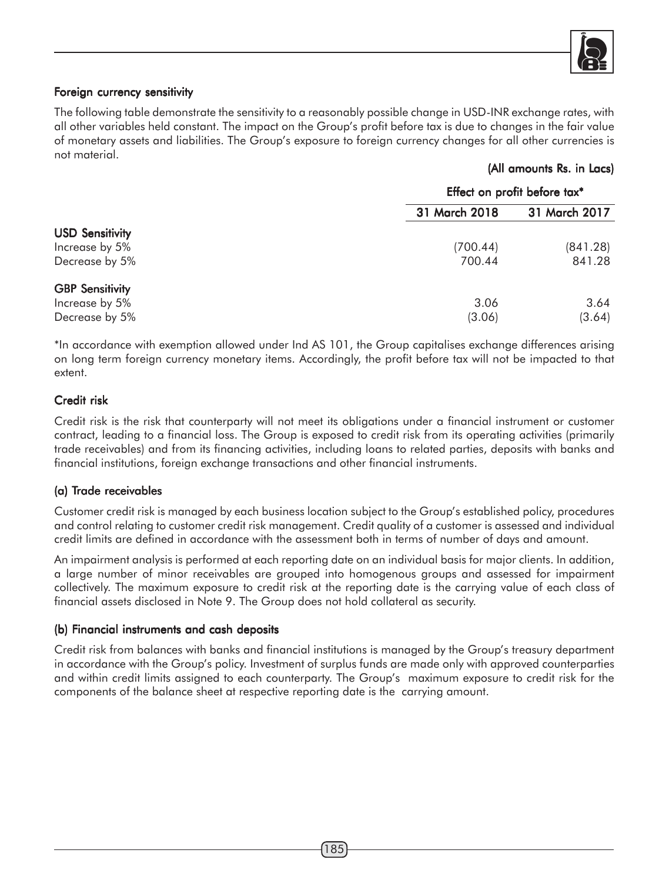### Foreign currency sensitivity

The following table demonstrate the sensitivity to a reasonably possible change in USD-INR exchange rates, with all other variables held constant. The impact on the Group's profit before tax is due to changes in the fair value of monetary assets and liabilities. The Group's exposure to foreign currency changes for all other currencies is not material.

**(All amounts Rs. in Lacs)**

| | Effect on profit before tax* | |
|---|---|---|
| | 31 March 2018 | 31 March 2017 |
| **USD Sensitivity** | | |
| Increase by 5% | (700.44) | (841.28) |
| Decrease by 5% | 700.44 | 841.28 |
| **GBP Sensitivity** | | |
| Increase by 5% | 3.06 | 3.64 |
| Decrease by 5% | (3.06) | (3.64) |

*In accordance with exemption allowed under Ind AS 101, the Group capitalises exchange differences arising on long term foreign currency monetary items. Accordingly, the profit before tax will not be impacted to that extent.

### Credit risk

Credit risk is the risk that counterparty will not meet its obligations under a financial instrument or customer contract, leading to a financial loss. The Group is exposed to credit risk from its operating activities (primarily trade receivables) and from its financing activities, including loans to related parties, deposits with banks and financial institutions, foreign exchange transactions and other financial instruments.

#### (a) Trade receivables

Customer credit risk is managed by each business location subject to the Group's established policy, procedures and control relating to customer credit risk management. Credit quality of a customer is assessed and individual credit limits are defined in accordance with the assessment both in terms of number of days and amount.

An impairment analysis is performed at each reporting date on an individual basis for major clients. In addition, a large number of minor receivables are grouped into homogenous groups and assessed for impairment collectively. The maximum exposure to credit risk at the reporting date is the carrying value of each class of financial assets disclosed in Note 9. The Group does not hold collateral as security.

#### (b) Financial instruments and cash deposits

Credit risk from balances with banks and financial institutions is managed by the Group's treasury department in accordance with the Group's policy. Investment of surplus funds are made only with approved counterparties and within credit limits assigned to each counterparty. The Group's maximum exposure to credit risk for the components of the balance sheet at respective reporting date is the carrying amount.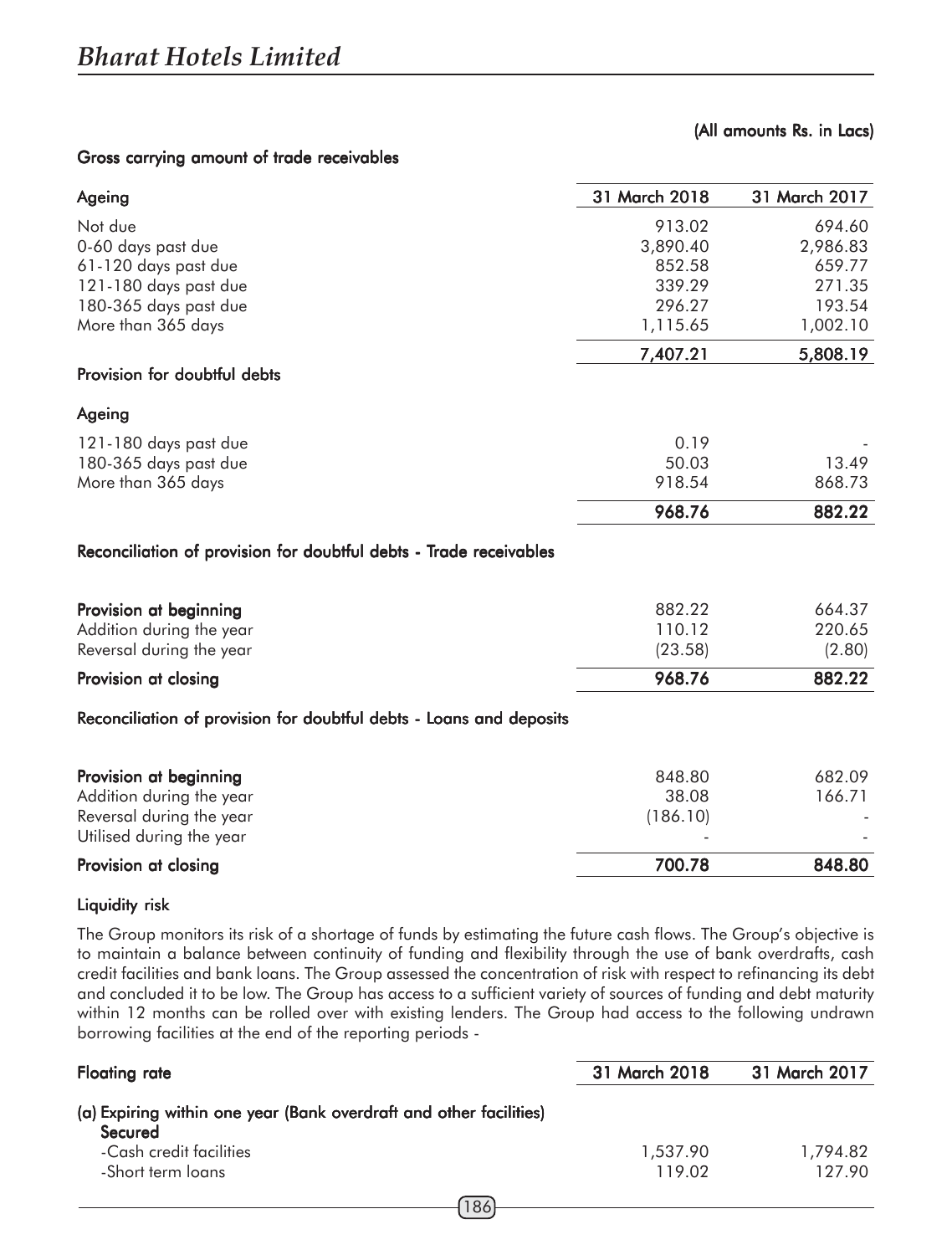(All amounts Rs. in Lacs)

**Gross carrying amount of trade receivables**

| Ageing | 31 March 2018 | 31 March 2017 |
|---|---|---|
| Not due | 913.02 | 694.60 |
| 0-60 days past due | 3,890.40 | 2,986.83 |
| 61-120 days past due | 852.58 | 659.77 |
| 121-180 days past due | 339.29 | 271.35 |
| 180-365 days past due | 296.27 | 193.54 |
| More than 365 days | 1,115.65 | 1,002.10 |
| | **7,407.21** | **5,808.19** |

**Provision for doubtful debts**

| Ageing | | |
|---|---|---|
| 121-180 days past due | 0.19 | - |
| 180-365 days past due | 50.03 | 13.49 |
| More than 365 days | 918.54 | 868.73 |
| | **968.76** | **882.22** |

**Reconciliation of provision for doubtful debts - Trade receivables**

| | | |
|---|---|---|
| **Provision at beginning** | 882.22 | 664.37 |
| Addition during the year | 110.12 | 220.65 |
| Reversal during the year | (23.58) | (2.80) |
| **Provision at closing** | **968.76** | **882.22** |

**Reconciliation of provision for doubtful debts - Loans and deposits**

| | | |
|---|---|---|
| **Provision at beginning** | 848.80 | 682.09 |
| Addition during the year | 38.08 | 166.71 |
| Reversal during the year | (186.10) | - |
| Utilised during the year | - | - |
| **Provision at closing** | **700.78** | **848.80** |

**Liquidity risk**

The Group monitors its risk of a shortage of funds by estimating the future cash flows. The Group's objective is to maintain a balance between continuity of funding and flexibility through the use of bank overdrafts, cash credit facilities and bank loans. The Group assessed the concentration of risk with respect to refinancing its debt and concluded it to be low. The Group has access to a sufficient variety of sources of funding and debt maturity within 12 months can be rolled over with existing lenders. The Group had access to the following undrawn borrowing facilities at the end of the reporting periods -

| Floating rate | 31 March 2018 | 31 March 2017 |
|---|---|---|
| (a) Expiring within one year (Bank overdraft and other facilities) | | |
| **Secured** | | |
| -Cash credit facilities | 1,537.90 | 1,794.82 |
| -Short term loans | 119.02 | 127.90 |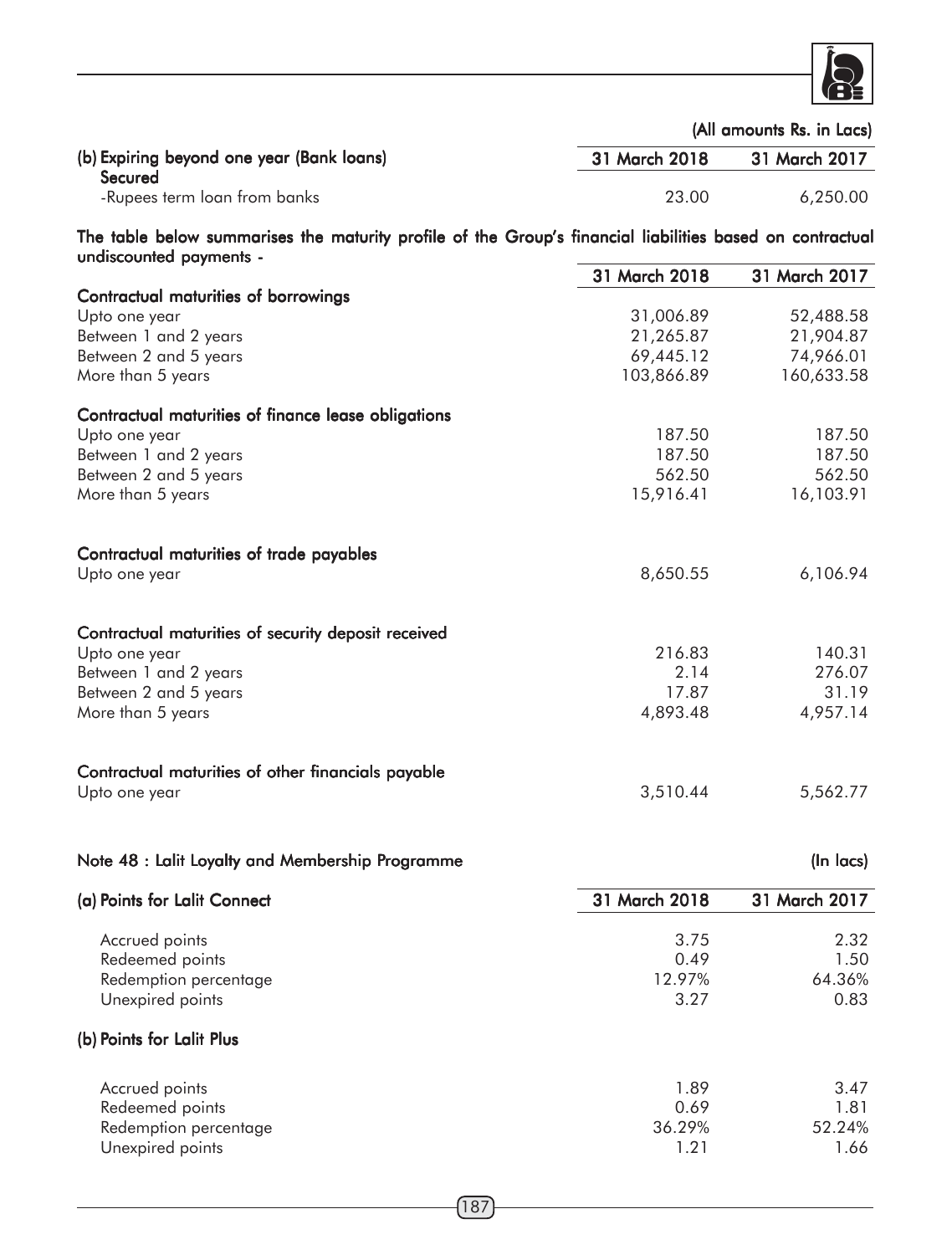(All amounts Rs. in Lacs)

| (b) Expiring beyond one year (Bank loans) | 31 March 2018 | 31 March 2017 |
|---|---|---|
| Secured | | |
| -Rupees term loan from banks | 23.00 | 6,250.00 |

**The table below summarises the maturity profile of the Group's financial liabilities based on contractual undiscounted payments -**

| | 31 March 2018 | 31 March 2017 |
|---|---|---|
| **Contractual maturities of borrowings** | | |
| Upto one year | 31,006.89 | 52,488.58 |
| Between 1 and 2 years | 21,265.87 | 21,904.87 |
| Between 2 and 5 years | 69,445.12 | 74,966.01 |
| More than 5 years | 103,866.89 | 160,633.58 |
| **Contractual maturities of finance lease obligations** | | |
| Upto one year | 187.50 | 187.50 |
| Between 1 and 2 years | 187.50 | 187.50 |
| Between 2 and 5 years | 562.50 | 562.50 |
| More than 5 years | 15,916.41 | 16,103.91 |
| **Contractual maturities of trade payables** | | |
| Upto one year | 8,650.55 | 6,106.94 |
| **Contractual maturities of security deposit received** | | |
| Upto one year | 216.83 | 140.31 |
| Between 1 and 2 years | 2.14 | 276.07 |
| Between 2 and 5 years | 17.87 | 31.19 |
| More than 5 years | 4,893.48 | 4,957.14 |
| **Contractual maturities of other financials payable** | | |
| Upto one year | 3,510.44 | 5,562.77 |

## Note 48 : Lalit Loyalty and Membership Programme

(In lacs)

| (a) Points for Lalit Connect | 31 March 2018 | 31 March 2017 |
|---|---|---|
| Accrued points | 3.75 | 2.32 |
| Redeemed points | 0.49 | 1.50 |
| Redemption percentage | 12.97% | 64.36% |
| Unexpired points | 3.27 | 0.83 |
| **(b) Points for Lalit Plus** | | |
| Accrued points | 1.89 | 3.47 |
| Redeemed points | 0.69 | 1.81 |
| Redemption percentage | 36.29% | 52.24% |
| Unexpired points | 1.21 | 1.66 |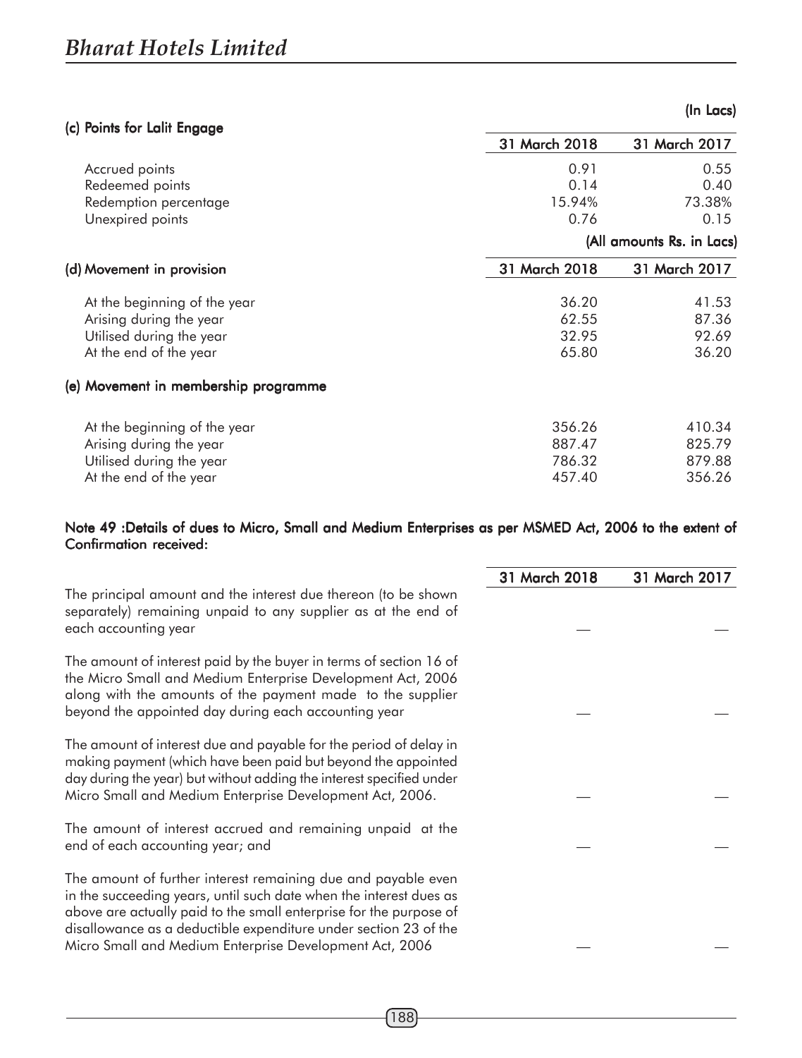(In Lacs)

**(c) Points for Lalit Engage**

| | 31 March 2018 | 31 March 2017 |
|---|---|---|
| Accrued points | 0.91 | 0.55 |
| Redeemed points | 0.14 | 0.40 |
| Redemption percentage | 15.94% | 73.38% |
| Unexpired points | 0.76 | 0.15 |

(All amounts Rs. in Lacs)

**(d) Movement in provision**

| | 31 March 2018 | 31 March 2017 |
|---|---|---|
| At the beginning of the year | 36.20 | 41.53 |
| Arising during the year | 62.55 | 87.36 |
| Utilised during the year | 32.95 | 92.69 |
| At the end of the year | 65.80 | 36.20 |

**(e) Movement in membership programme**

| | 31 March 2018 | 31 March 2017 |
|---|---|---|
| At the beginning of the year | 356.26 | 410.34 |
| Arising during the year | 887.47 | 825.79 |
| Utilised during the year | 786.32 | 879.88 |
| At the end of the year | 457.40 | 356.26 |

**Note 49 :Details of dues to Micro, Small and Medium Enterprises as per MSMED Act, 2006 to the extent of Confirmation received:**

| | 31 March 2018 | 31 March 2017 |
|---|---|---|
| The principal amount and the interest due thereon (to be shown separately) remaining unpaid to any supplier as at the end of each accounting year | — | — |
| The amount of interest paid by the buyer in terms of section 16 of the Micro Small and Medium Enterprise Development Act, 2006 along with the amounts of the payment made to the supplier beyond the appointed day during each accounting year | — | — |
| The amount of interest due and payable for the period of delay in making payment (which have been paid but beyond the appointed day during the year) but without adding the interest specified under Micro Small and Medium Enterprise Development Act, 2006. | — | — |
| The amount of interest accrued and remaining unpaid at the end of each accounting year; and | — | — |
| The amount of further interest remaining due and payable even in the succeeding years, until such date when the interest dues as above are actually paid to the small enterprise for the purpose of disallowance as a deductible expenditure under section 23 of the Micro Small and Medium Enterprise Development Act, 2006 | — | — |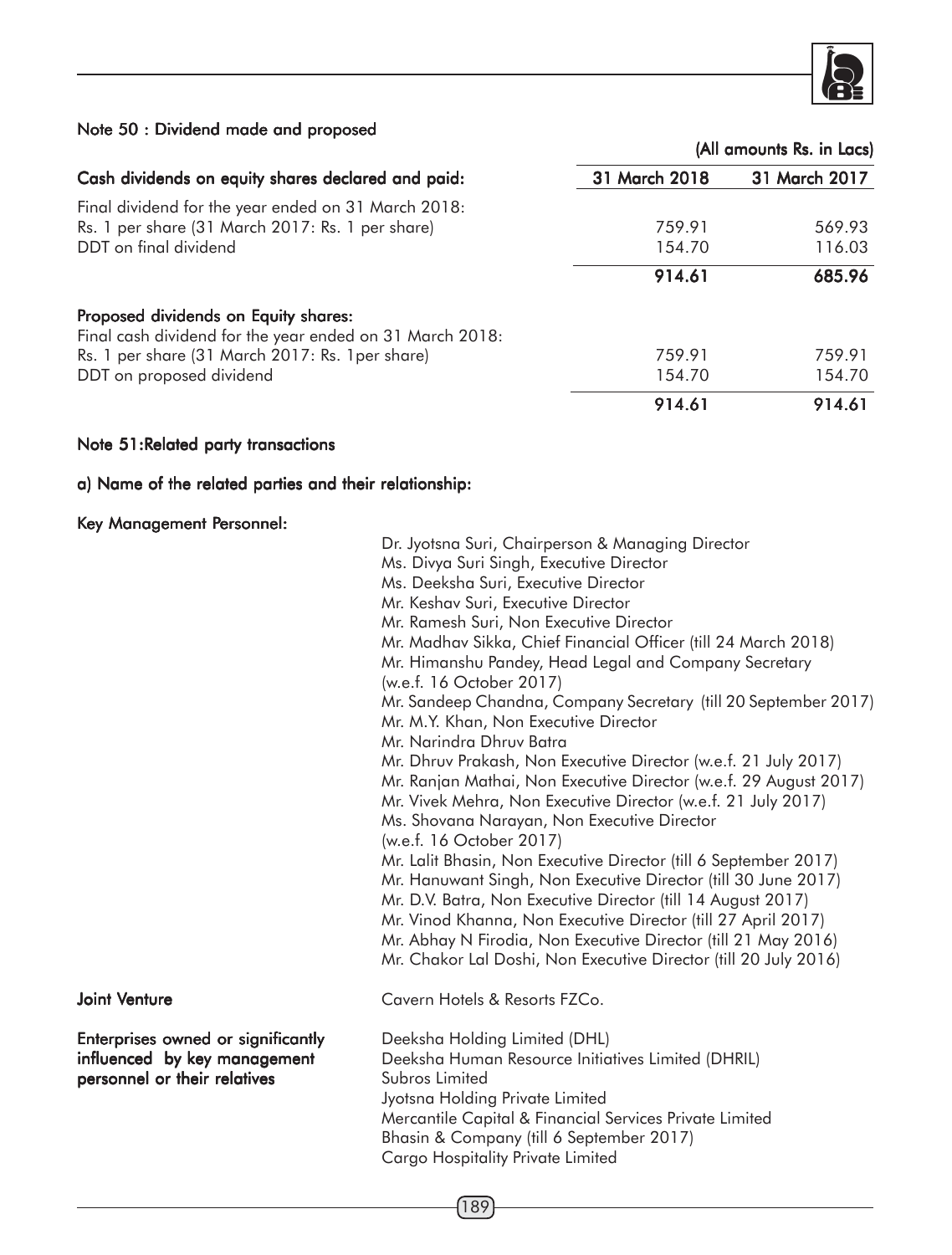### Note 50 : Dividend made and proposed

(All amounts Rs. in Lacs)

| Cash dividends on equity shares declared and paid: | 31 March 2018 | 31 March 2017 |
|---|---|---|
| Final dividend for the year ended on 31 March 2018: | | |
| Rs. 1 per share (31 March 2017: Rs. 1 per share) | 759.91 | 569.93 |
| DDT on final dividend | 154.70 | 116.03 |
| | **914.61** | **685.96** |
| **Proposed dividends on Equity shares:** | | |
| Final cash dividend for the year ended on 31 March 2018: | | |
| Rs. 1 per share (31 March 2017: Rs. 1per share) | 759.91 | 759.91 |
| DDT on proposed dividend | 154.70 | 154.70 |
| | **914.61** | **914.61** |

### Note 51:Related party transactions

#### a) Name of the related parties and their relationship:

**Key Management Personnel:**

Dr. Jyotsna Suri, Chairperson & Managing Director
Ms. Divya Suri Singh, Executive Director
Ms. Deeksha Suri, Executive Director
Mr. Keshav Suri, Executive Director
Mr. Ramesh Suri, Non Executive Director
Mr. Madhav Sikka, Chief Financial Officer (till 24 March 2018)
Mr. Himanshu Pandey, Head Legal and Company Secretary (w.e.f. 16 October 2017)
Mr. Sandeep Chandna, Company Secretary (till 20 September 2017)
Mr. M.Y. Khan, Non Executive Director
Mr. Narindra Dhruv Batra
Mr. Dhruv Prakash, Non Executive Director (w.e.f. 21 July 2017)
Mr. Ranjan Mathai, Non Executive Director (w.e.f. 29 August 2017)
Mr. Vivek Mehra, Non Executive Director (w.e.f. 21 July 2017)
Ms. Shovana Narayan, Non Executive Director (w.e.f. 16 October 2017)
Mr. Lalit Bhasin, Non Executive Director (till 6 September 2017)
Mr. Hanuwant Singh, Non Executive Director (till 30 June 2017)
Mr. D.V. Batra, Non Executive Director (till 14 August 2017)
Mr. Vinod Khanna, Non Executive Director (till 27 April 2017)
Mr. Abhay N Firodia, Non Executive Director (till 21 May 2016)
Mr. Chakor Lal Doshi, Non Executive Director (till 20 July 2016)

**Joint Venture**

Cavern Hotels & Resorts FZCo.

**Enterprises owned or significantly influenced by key management personnel or their relatives**

Deeksha Holding Limited (DHL)
Deeksha Human Resource Initiatives Limited (DHRIL)
Subros Limited
Jyotsna Holding Private Limited
Mercantile Capital & Financial Services Private Limited
Bhasin & Company (till 6 September 2017)
Cargo Hospitality Private Limited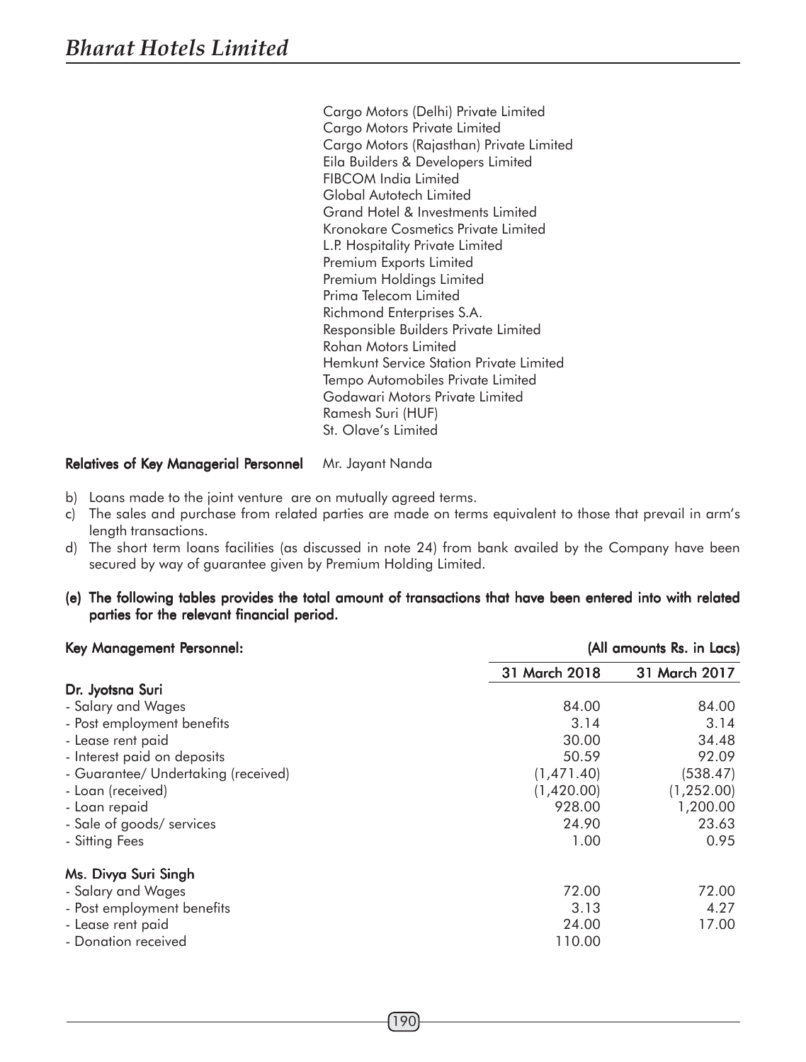Cargo Motors (Delhi) Private Limited
Cargo Motors Private Limited
Cargo Motors (Rajasthan) Private Limited
Eila Builders & Developers Limited
FIBCOM India Limited
Global Autotech Limited
Grand Hotel & Investments Limited
Kronokare Cosmetics Private Limited
L.P. Hospitality Private Limited
Premium Exports Limited
Premium Holdings Limited
Prima Telecom Limited
Richmond Enterprises S.A.
Responsible Builders Private Limited
Rohan Motors Limited
Hemkunt Service Station Private Limited
Tempo Automobiles Private Limited
Godawari Motors Private Limited
Ramesh Suri (HUF)
St. Olave's Limited

**Relatives of Key Managerial Personnel** Mr. Jayant Nanda

b) Loans made to the joint venture are on mutually agreed terms.

c) The sales and purchase from related parties are made on terms equivalent to those that prevail in arm's length transactions.

d) The short term loans facilities (as discussed in note 24) from bank availed by the Company have been secured by way of guarantee given by Premium Holding Limited.

**(e) The following tables provides the total amount of transactions that have been entered into with related parties for the relevant financial period.**

**Key Management Personnel:** **(All amounts Rs. in Lacs)**

| | 31 March 2018 | 31 March 2017 |
|---|---|---|
| **Dr. Jyotsna Suri** | | |
| - Salary and Wages | 84.00 | 84.00 |
| - Post employment benefits | 3.14 | 3.14 |
| - Lease rent paid | 30.00 | 34.48 |
| - Interest paid on deposits | 50.59 | 92.09 |
| - Guarantee/ Undertaking (received) | (1,471.40) | (538.47) |
| - Loan (received) | (1,420.00) | (1,252.00) |
| - Loan repaid | 928.00 | 1,200.00 |
| - Sale of goods/ services | 24.90 | 23.63 |
| - Sitting Fees | 1.00 | 0.95 |
| **Ms. Divya Suri Singh** | | |
| - Salary and Wages | 72.00 | 72.00 |
| - Post employment benefits | 3.13 | 4.27 |
| - Lease rent paid | 24.00 | 17.00 |
| - Donation received | 110.00 | |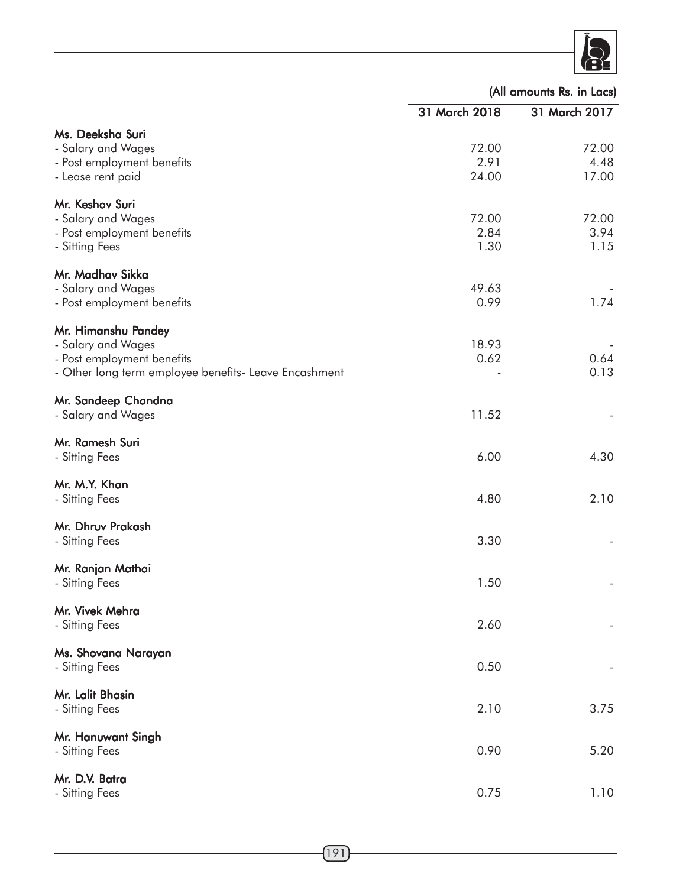(All amounts Rs. in Lacs)

| | 31 March 2018 | 31 March 2017 |
|---|---|---|
| **Ms. Deeksha Suri** | | |
| - Salary and Wages | 72.00 | 72.00 |
| - Post employment benefits | 2.91 | 4.48 |
| - Lease rent paid | 24.00 | 17.00 |
| **Mr. Keshav Suri** | | |
| - Salary and Wages | 72.00 | 72.00 |
| - Post employment benefits | 2.84 | 3.94 |
| - Sitting Fees | 1.30 | 1.15 |
| **Mr. Madhav Sikka** | | |
| - Salary and Wages | 49.63 | - |
| - Post employment benefits | 0.99 | 1.74 |
| **Mr. Himanshu Pandey** | | |
| - Salary and Wages | 18.93 | - |
| - Post employment benefits | 0.62 | 0.64 |
| - Other long term employee benefits- Leave Encashment | - | 0.13 |
| **Mr. Sandeep Chandna** | | |
| - Salary and Wages | 11.52 | - |
| **Mr. Ramesh Suri** | | |
| - Sitting Fees | 6.00 | 4.30 |
| **Mr. M.Y. Khan** | | |
| - Sitting Fees | 4.80 | 2.10 |
| **Mr. Dhruv Prakash** | | |
| - Sitting Fees | 3.30 | - |
| **Mr. Ranjan Mathai** | | |
| - Sitting Fees | 1.50 | - |
| **Mr. Vivek Mehra** | | |
| - Sitting Fees | 2.60 | - |
| **Ms. Shovana Narayan** | | |
| - Sitting Fees | 0.50 | - |
| **Mr. Lalit Bhasin** | | |
| - Sitting Fees | 2.10 | 3.75 |
| **Mr. Hanuwant Singh** | | |
| - Sitting Fees | 0.90 | 5.20 |
| **Mr. D.V. Batra** | | |
| - Sitting Fees | 0.75 | 1.10 |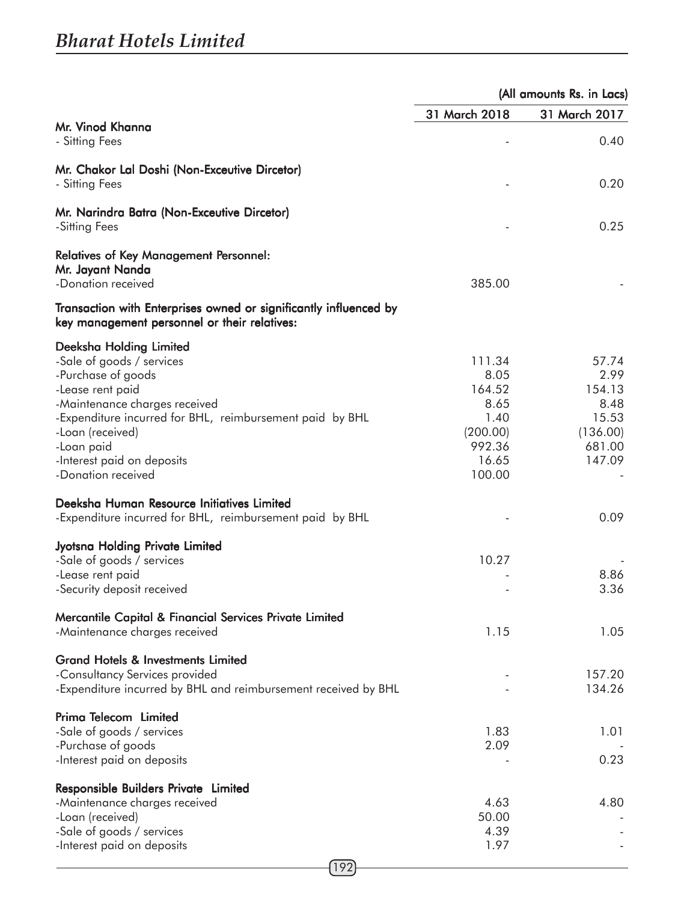| | (All amounts Rs. in Lacs) | |
|---|---|---|
| | 31 March 2018 | 31 March 2017 |
| **Mr. Vinod Khanna** | | |
| - Sitting Fees | - | 0.40 |
| **Mr. Chakor Lal Doshi (Non-Exceutive Dircetor)** | | |
| - Sitting Fees | - | 0.20 |
| **Mr. Narindra Batra (Non-Exceutive Dircetor)** | | |
| -Sitting Fees | - | 0.25 |
| **Relatives of Key Management Personnel:** | | |
| **Mr. Jayant Nanda** | | |
| -Donation received | 385.00 | - |
| **Transaction with Enterprises owned or significantly influenced by key management personnel or their relatives:** | | |
| **Deeksha Holding Limited** | | |
| -Sale of goods / services | 111.34 | 57.74 |
| -Purchase of goods | 8.05 | 2.99 |
| -Lease rent paid | 164.52 | 154.13 |
| -Maintenance charges received | 8.65 | 8.48 |
| -Expenditure incurred for BHL, reimbursement paid by BHL | 1.40 | 15.53 |
| -Loan (received) | (200.00) | (136.00) |
| -Loan paid | 992.36 | 681.00 |
| -Interest paid on deposits | 16.65 | 147.09 |
| -Donation received | 100.00 | - |
| **Deeksha Human Resource Initiatives Limited** | | |
| -Expenditure incurred for BHL, reimbursement paid by BHL | - | 0.09 |
| **Jyotsna Holding Private Limited** | | |
| -Sale of goods / services | 10.27 | - |
| -Lease rent paid | - | 8.86 |
| -Security deposit received | - | 3.36 |
| **Mercantile Capital & Financial Services Private Limited** | | |
| -Maintenance charges received | 1.15 | 1.05 |
| **Grand Hotels & Investments Limited** | | |
| -Consultancy Services provided | - | 157.20 |
| -Expenditure incurred by BHL and reimbursement received by BHL | - | 134.26 |
| **Prima Telecom Limited** | | |
| -Sale of goods / services | 1.83 | 1.01 |
| -Purchase of goods | 2.09 | - |
| -Interest paid on deposits | - | 0.23 |
| **Responsible Builders Private Limited** | | |
| -Maintenance charges received | 4.63 | 4.80 |
| -Loan (received) | 50.00 | - |
| -Sale of goods / services | 4.39 | - |
| -Interest paid on deposits | 1.97 | - |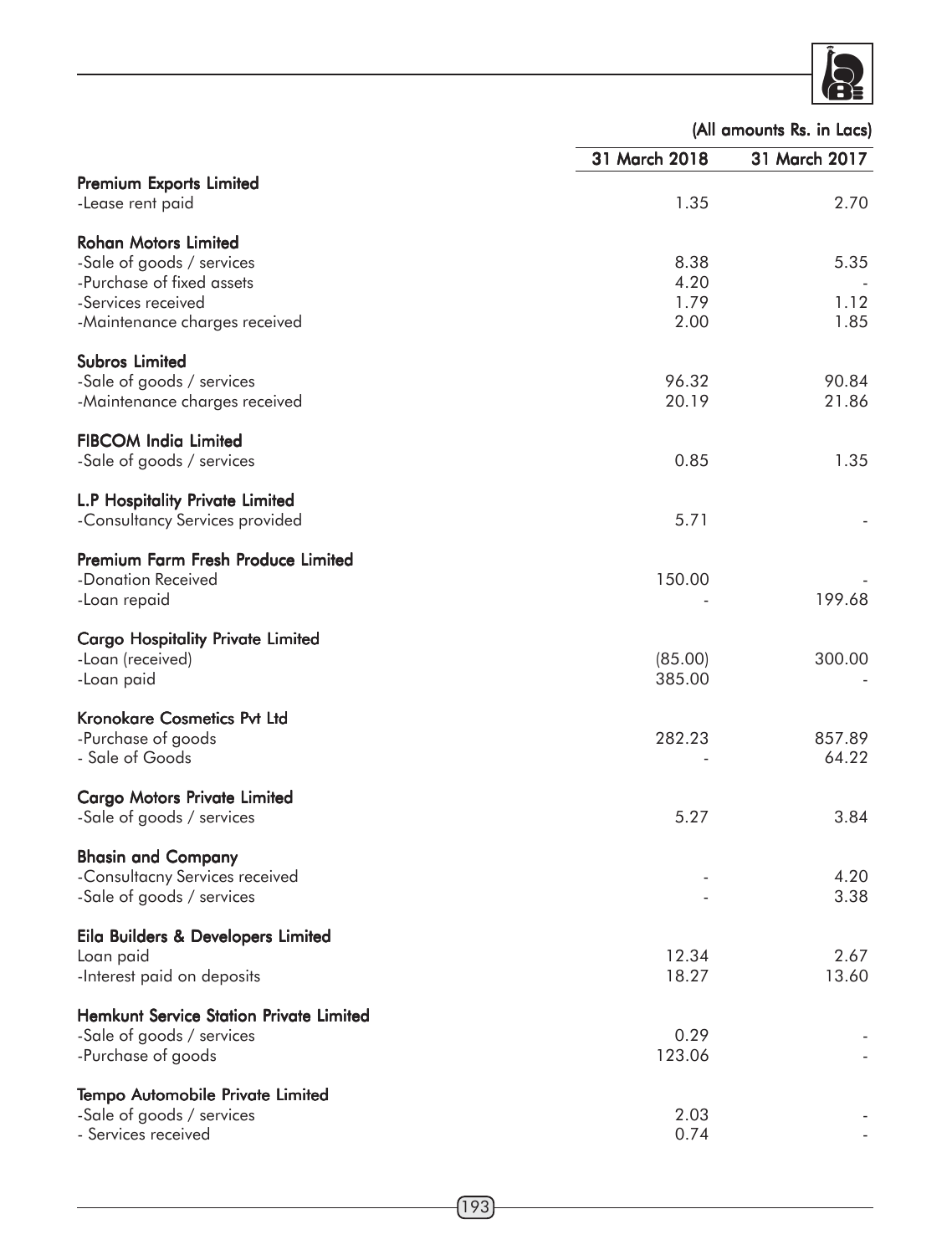(All amounts Rs. in Lacs)

| | 31 March 2018 | 31 March 2017 |
|---|---|---|
| **Premium Exports Limited** | | |
| -Lease rent paid | 1.35 | 2.70 |
| **Rohan Motors Limited** | | |
| -Sale of goods / services | 8.38 | 5.35 |
| -Purchase of fixed assets | 4.20 | - |
| -Services received | 1.79 | 1.12 |
| -Maintenance charges received | 2.00 | 1.85 |
| **Subros Limited** | | |
| -Sale of goods / services | 96.32 | 90.84 |
| -Maintenance charges received | 20.19 | 21.86 |
| **FIBCOM India Limited** | | |
| -Sale of goods / services | 0.85 | 1.35 |
| **L.P Hospitality Private Limited** | | |
| -Consultancy Services provided | 5.71 | - |
| **Premium Farm Fresh Produce Limited** | | |
| -Donation Received | 150.00 | - |
| -Loan repaid | - | 199.68 |
| **Cargo Hospitality Private Limited** | | |
| -Loan (received) | (85.00) | 300.00 |
| -Loan paid | 385.00 | - |
| **Kronokare Cosmetics Pvt Ltd** | | |
| -Purchase of goods | 282.23 | 857.89 |
| - Sale of Goods | - | 64.22 |
| **Cargo Motors Private Limited** | | |
| -Sale of goods / services | 5.27 | 3.84 |
| **Bhasin and Company** | | |
| -Consultacny Services received | - | 4.20 |
| -Sale of goods / services | - | 3.38 |
| **Eila Builders & Developers Limited** | | |
| Loan paid | 12.34 | 2.67 |
| -Interest paid on deposits | 18.27 | 13.60 |
| **Hemkunt Service Station Private Limited** | | |
| -Sale of goods / services | 0.29 | - |
| -Purchase of goods | 123.06 | - |
| **Tempo Automobile Private Limited** | | |
| -Sale of goods / services | 2.03 | - |
| - Services received | 0.74 | - |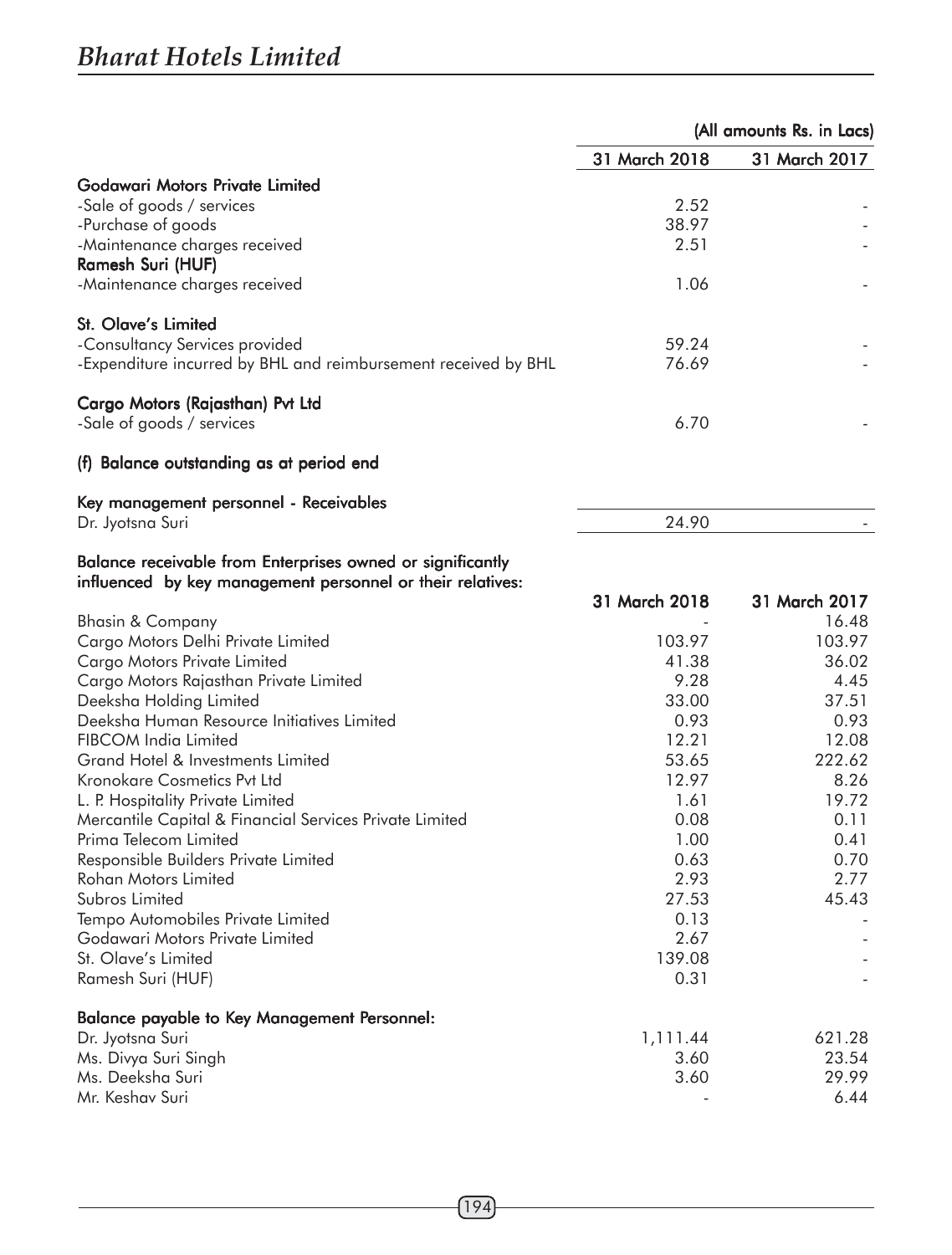(All amounts Rs. in Lacs)

| | 31 March 2018 | 31 March 2017 |
|---|---|---|
| **Godawari Motors Private Limited** | | |
| -Sale of goods / services | 2.52 | - |
| -Purchase of goods | 38.97 | - |
| -Maintenance charges received | 2.51 | - |
| **Ramesh Suri (HUF)** | | |
| -Maintenance charges received | 1.06 | - |
| **St. Olave's Limited** | | |
| -Consultancy Services provided | 59.24 | - |
| -Expenditure incurred by BHL and reimbursement received by BHL | 76.69 | - |
| **Cargo Motors (Rajasthan) Pvt Ltd** | | |
| -Sale of goods / services | 6.70 | - |

**(f) Balance outstanding as at period end**

| **Key management personnel - Receivables** | | |
|---|---|---|
| Dr. Jyotsna Suri | 24.90 | - |

**Balance receivable from Enterprises owned or significantly influenced by key management personnel or their relatives:**

| | 31 March 2018 | 31 March 2017 |
|---|---|---|
| Bhasin & Company | - | 16.48 |
| Cargo Motors Delhi Private Limited | 103.97 | 103.97 |
| Cargo Motors Private Limited | 41.38 | 36.02 |
| Cargo Motors Rajasthan Private Limited | 9.28 | 4.45 |
| Deeksha Holding Limited | 33.00 | 37.51 |
| Deeksha Human Resource Initiatives Limited | 0.93 | 0.93 |
| FIBCOM India Limited | 12.21 | 12.08 |
| Grand Hotel & Investments Limited | 53.65 | 222.62 |
| Kronokare Cosmetics Pvt Ltd | 12.97 | 8.26 |
| L. P. Hospitality Private Limited | 1.61 | 19.72 |
| Mercantile Capital & Financial Services Private Limited | 0.08 | 0.11 |
| Prima Telecom Limited | 1.00 | 0.41 |
| Responsible Builders Private Limited | 0.63 | 0.70 |
| Rohan Motors Limited | 2.93 | 2.77 |
| Subros Limited | 27.53 | 45.43 |
| Tempo Automobiles Private Limited | 0.13 | - |
| Godawari Motors Private Limited | 2.67 | - |
| St. Olave's Limited | 139.08 | - |
| Ramesh Suri (HUF) | 0.31 | - |

| **Balance payable to Key Management Personnel:** | | |
|---|---|---|
| Dr. Jyotsna Suri | 1,111.44 | 621.28 |
| Ms. Divya Suri Singh | 3.60 | 23.54 |
| Ms. Deeksha Suri | 3.60 | 29.99 |
| Mr. Keshav Suri | - | 6.44 |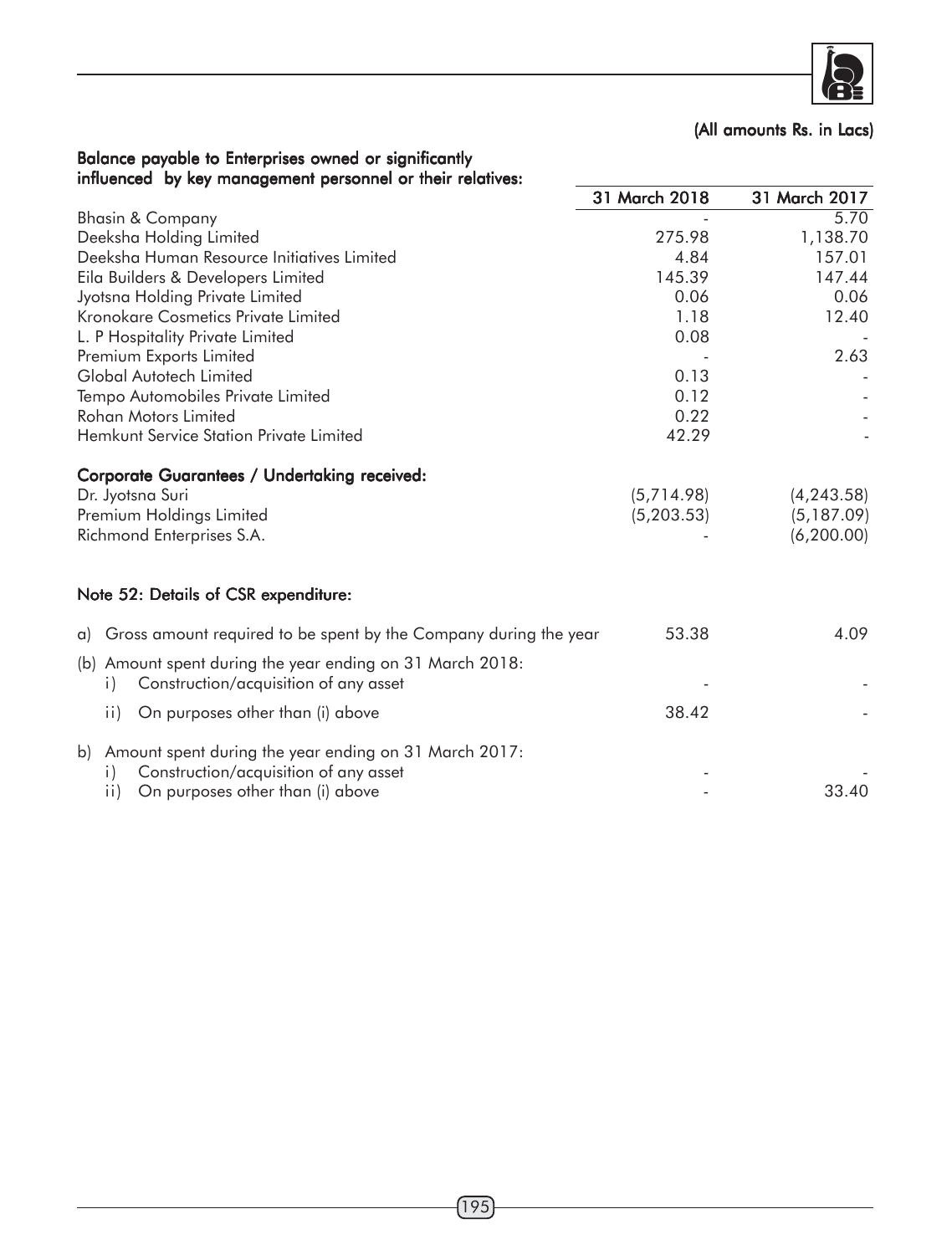(All amounts Rs. in Lacs)

**Balance payable to Enterprises owned or significantly influenced by key management personnel or their relatives:**

| | 31 March 2018 | 31 March 2017 |
|---|---|---|
| Bhasin & Company | - | 5.70 |
| Deeksha Holding Limited | 275.98 | 1,138.70 |
| Deeksha Human Resource Initiatives Limited | 4.84 | 157.01 |
| Eila Builders & Developers Limited | 145.39 | 147.44 |
| Jyotsna Holding Private Limited | 0.06 | 0.06 |
| Kronokare Cosmetics Private Limited | 1.18 | 12.40 |
| L. P Hospitality Private Limited | 0.08 | - |
| Premium Exports Limited | - | 2.63 |
| Global Autotech Limited | 0.13 | - |
| Tempo Automobiles Private Limited | 0.12 | - |
| Rohan Motors Limited | 0.22 | - |
| Hemkunt Service Station Private Limited | 42.29 | - |
| **Corporate Guarantees / Undertaking received:** | | |
| Dr. Jyotsna Suri | (5,714.98) | (4,243.58) |
| Premium Holdings Limited | (5,203.53) | (5,187.09) |
| Richmond Enterprises S.A. | - | (6,200.00) |

**Note 52: Details of CSR expenditure:**

| | 31 March 2018 | 31 March 2017 |
|---|---|---|
| a) Gross amount required to be spent by the Company during the year | 53.38 | 4.09 |
| (b) Amount spent during the year ending on 31 March 2018: | | |
| i) Construction/acquisition of any asset | - | - |
| ii) On purposes other than (i) above | 38.42 | - |
| b) Amount spent during the year ending on 31 March 2017: | | |
| i) Construction/acquisition of any asset | - | - |
| ii) On purposes other than (i) above | - | 33.40 |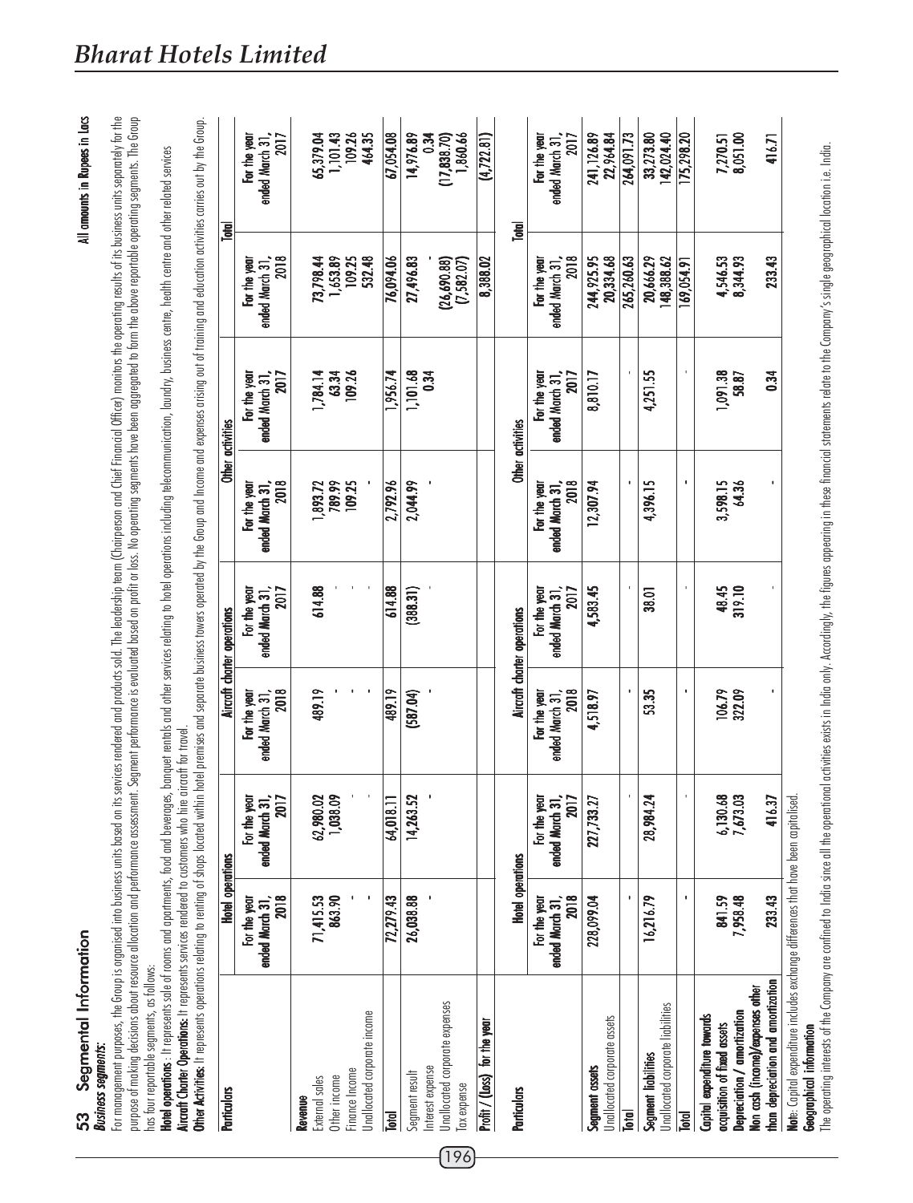## 53 Segmental Information

All amounts in Rupees in Lacs

***Business segments:***

For management purposes, the Group is organised into business units based on its services rendered and products sold. The leadership team (Chairperson and Chief Financial Officer) monitors the operating results of its business units separately for the purpose of making decisions about resource allocation and performance assessment. Segment performance is evaluated based on profit or loss. No operating segments have been aggregated to form the above reportable operating segments. The Group has four reportable segments, as follows:

**Hotel operations** : It represents sale of rooms and apartments, food and beverages, banquet rentals and other services relating to hotel operations including telecommunication, laundry, business centre, health centre and other related services

**Aircraft Charter Operations:** It represents services rendered to customers who hire aircraft for travel.

**Other Activities:** It represents operations relating to renting of shops located within hotel premises and separate business towers operated by the Group and Income and expenses arising out of training and education activities carries out by the Group.

| Particulars | Hotel operations | | Aircraft charter operations | | Other activities | | Total | |
|---|---|---|---|---|---|---|---|---|
| | For the year ended March 31, 2018 | For the year ended March 31, 2017 | For the year ended March 31, 2018 | For the year ended March 31, 2017 | For the year ended March 31, 2018 | For the year ended March 31, 2017 | For the year ended March 31, 2018 | For the year ended March 31, 2017 |
| **Revenue** | | | | | | | | |
| External sales | 71,415.53 | 62,980.02 | 489.19 | 614.88 | 1,893.72 | 1,784.14 | 73,798.44 | 65,379.04 |
| Other income | 863.90 | 1,038.09 | - | - | 789.99 | 63.34 | 1,653.89 | 1,101.43 |
| Finance Income | - | - | - | - | 109.25 | 109.26 | 109.25 | 109.26 |
| Unallocated corporate income | - | - | - | - | - | | 532.48 | 464.35 |
| **Total** | 72,279.43 | 64,018.11 | 489.19 | 614.88 | 2,792.96 | 1,956.74 | 76,094.06 | 67,054.08 |
| Segment result | 26,038.88 | 14,263.52 | (587.04) | (388.31) | 2,044.99 | 1,101.68 | 27,496.83 | 14,976.89 |
| Interest expense | - | - | - | - | - | 0.34 | - | 0.34 |
| Unallocated corporate expenses | | | | | | | (26,690.88) | (17,838.70) |
| Tax expense | | | | | | | (7,582.07) | 1,860.66 |
| **Profit / (Loss) for the year** | | | | | | | 8,388.02 | (4,722.81) |

| Particulars | Hotel operations | | Aircraft charter operations | | Other activities | | Total | |
|---|---|---|---|---|---|---|---|---|
| | For the year ended March 31, 2018 | For the year ended March 31, 2017 | For the year ended March 31, 2018 | For the year ended March 31, 2017 | For the year ended March 31, 2018 | For the year ended March 31, 2017 | For the year ended March 31, 2018 | For the year ended March 31, 2017 |
| **Segment assets** | 228,099.04 | 227,733.27 | 4,518.97 | 4,583.45 | 12,307.94 | 8,810.17 | 244,925.95 | 241,126.89 |
| Unallocated corporate assets | | | | | | | 20,334.68 | 22,964.84 |
| **Total** | - | - | - | - | - | - | 265,260.63 | 264,091.73 |
| **Segment liabilities** | 16,216.79 | 28,984.24 | 53.35 | 38.01 | 4,396.15 | 4,251.55 | 20,666.29 | 33,273.80 |
| Unallocated corporate liabilities | | | | | | | 148,388.62 | 142,024.40 |
| **Total** | - | - | - | - | - | - | 169,054.91 | 175,298.20 |
| **Capital expenditure towards acquisition of fixed assets** | 841.59 | 6,130.68 | 106.79 | 48.45 | 3,598.15 | 1,091.38 | 4,546.53 | 7,270.51 |
| **Depreciation / amortization** | 7,958.48 | 7,673.03 | 322.09 | 319.10 | 64.36 | 58.87 | 8,344.93 | 8,051.00 |
| **Non cash (income)/expenses other than depreciation and amortization** | 233.43 | 416.37 | - | - | - | 0.34 | 233.43 | 416.71 |

**Note:** Capital expenditure includes exchange differences that have been capitalised.

**Geographical information**

The operating interests of the Company are confined to India since all the operational activities exists in India only. Accordingly, the figures appearing in these financial statements relate to the Company's single geographical location i.e. India.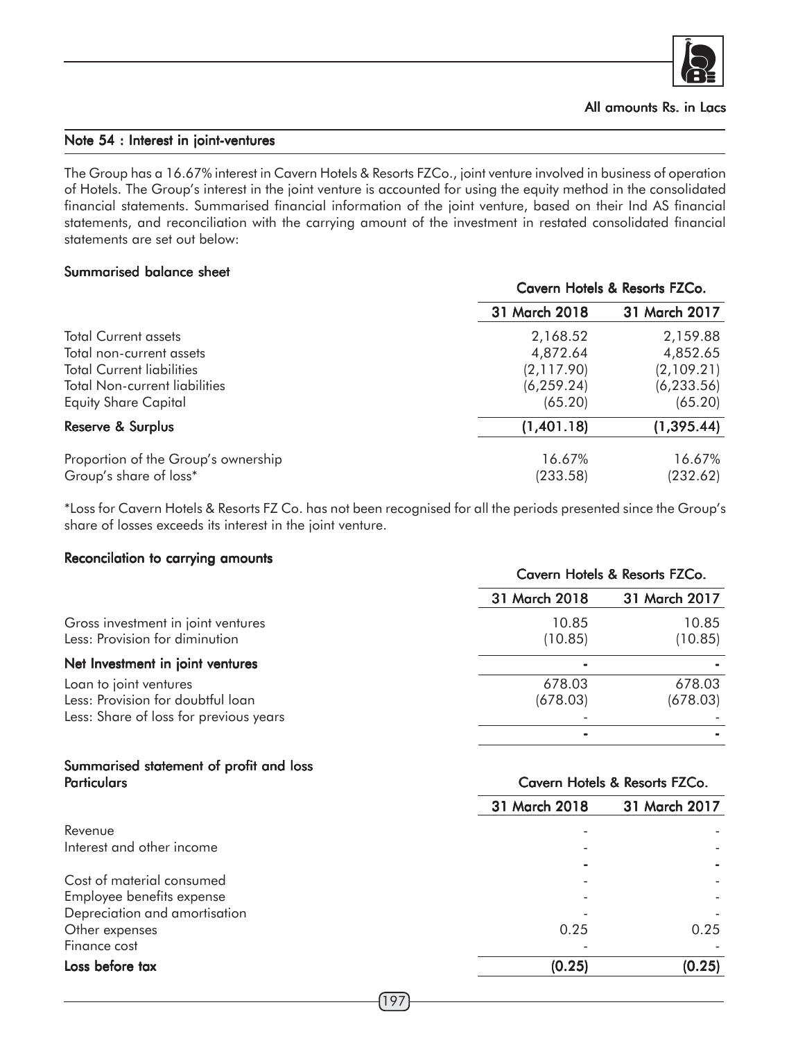All amounts Rs. in Lacs

## Note 54 : Interest in joint-ventures

The Group has a 16.67% interest in Cavern Hotels & Resorts FZCo., joint venture involved in business of operation of Hotels. The Group's interest in the joint venture is accounted for using the equity method in the consolidated financial statements. Summarised financial information of the joint venture, based on their Ind AS financial statements, and reconciliation with the carrying amount of the investment in restated consolidated financial statements are set out below:

### Summarised balance sheet

| | Cavern Hotels & Resorts FZCo. | |
|---|---|---|
| | 31 March 2018 | 31 March 2017 |
| Total Current assets | 2,168.52 | 2,159.88 |
| Total non-current assets | 4,872.64 | 4,852.65 |
| Total Current liabilities | (2,117.90) | (2,109.21) |
| Total Non-current liabilities | (6,259.24) | (6,233.56) |
| Equity Share Capital | (65.20) | (65.20) |
| **Reserve & Surplus** | **(1,401.18)** | **(1,395.44)** |
| Proportion of the Group's ownership | 16.67% | 16.67% |
| Group's share of loss* | (233.58) | (232.62) |

*Loss for Cavern Hotels & Resorts FZ Co. has not been recognised for all the periods presented since the Group's share of losses exceeds its interest in the joint venture.

### Reconcilation to carrying amounts

| | Cavern Hotels & Resorts FZCo. | |
|---|---|---|
| | 31 March 2018 | 31 March 2017 |
| Gross investment in joint ventures | 10.85 | 10.85 |
| Less: Provision for diminution | (10.85) | (10.85) |
| **Net Investment in joint ventures** | **-** | **-** |
| Loan to joint ventures | 678.03 | 678.03 |
| Less: Provision for doubtful loan | (678.03) | (678.03) |
| Less: Share of loss for previous years | - | - |
| | **-** | **-** |

### Summarised statement of profit and loss

| Particulars | Cavern Hotels & Resorts FZCo. | |
|---|---|---|
| | 31 March 2018 | 31 March 2017 |
| Revenue | - | - |
| Interest and other income | - | - |
| | **-** | **-** |
| Cost of material consumed | - | - |
| Employee benefits expense | - | - |
| Depreciation and amortisation | - | - |
| Other expenses | 0.25 | 0.25 |
| Finance cost | - | - |
| **Loss before tax** | **(0.25)** | **(0.25)** |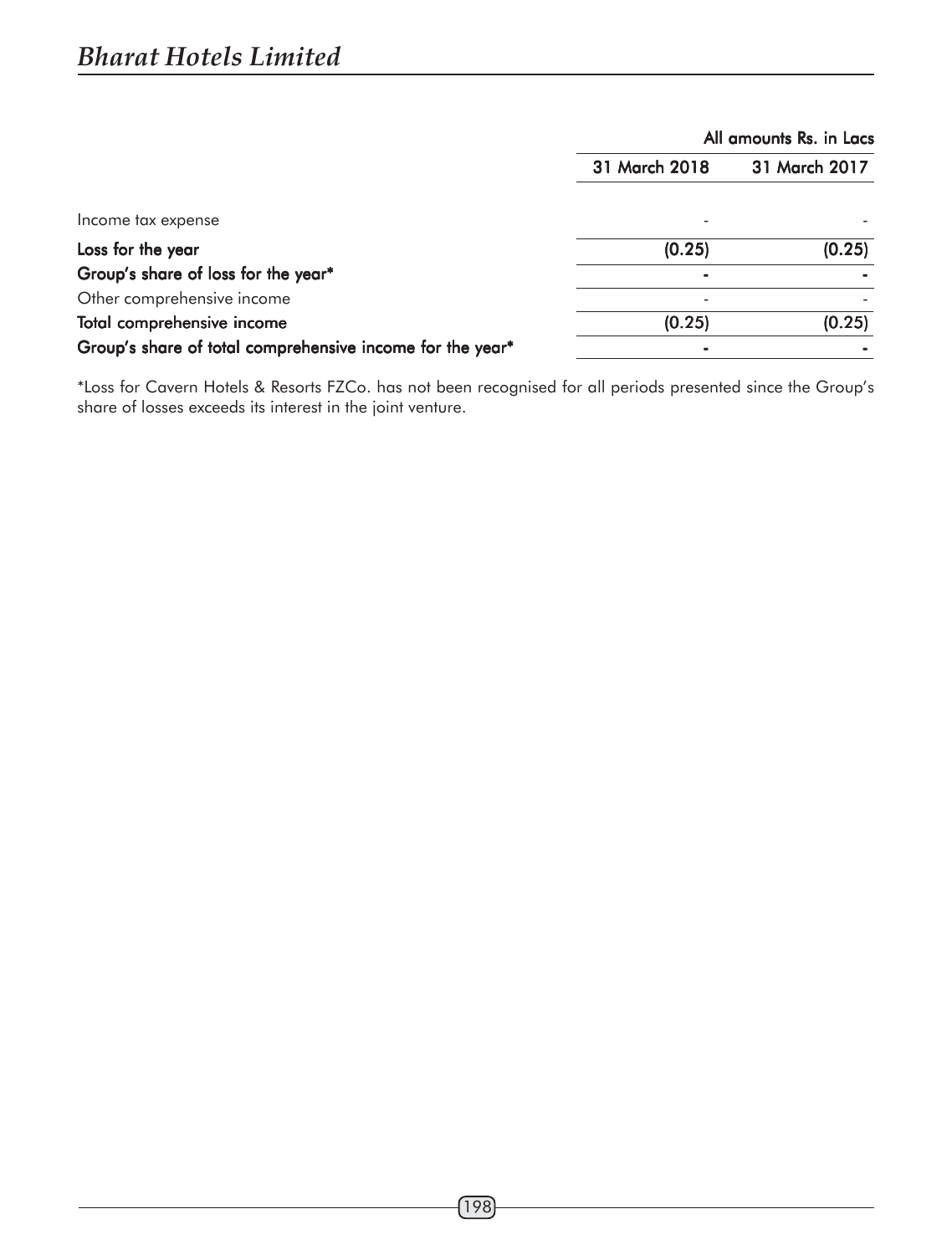| | All amounts Rs. in Lacs | |
|---|---|---|
| | 31 March 2018 | 31 March 2017 |
| Income tax expense | - | - |
| **Loss for the year** | **(0.25)** | **(0.25)** |
| **Group's share of loss for the year*** | **-** | **-** |
| Other comprehensive income | - | - |
| **Total comprehensive income** | **(0.25)** | **(0.25)** |
| **Group's share of total comprehensive income for the year*** | **-** | **-** |

*Loss for Cavern Hotels & Resorts FZCo. has not been recognised for all periods presented since the Group's share of losses exceeds its interest in the joint venture.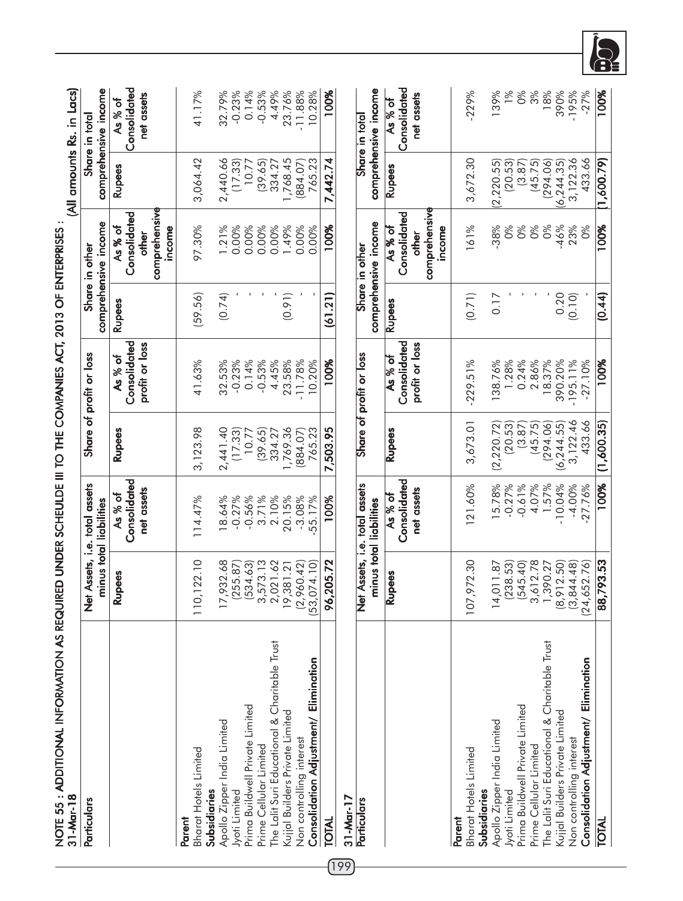# NOTE 55 : ADDITIONAL INFORMATION AS REQUIRED UNDER SCHEULDE III TO THE COMPANIES ACT, 2013 OF ENTERPRISES :

(All amounts Rs. in Lacs)

**31-Mar-18**

| Particulars | Net Assets, i.e. total assets minus total liabilities | | Share of profit or loss | | Share in other comprehensive income | | Share in total comprehensive income | |
|---|---|---|---|---|---|---|---|---|
| | Rupees | As % of Consolidated net assets | Rupees | As % of Consolidated profit or loss | Rupees | As % of Consolidated other comprehensive income | Rupees | As % of Consolidated net assets |
| **Parent** | | | | | | | | |
| Bharat Hotels Limited | 110,122.10 | 114.47% | 3,123.98 | 41.63% | (59.56) | 97.30% | 3,064.42 | 41.17% |
| **Subsidiaries** | | | | | | | | |
| Apollo Zipper India Limited | 17,932.68 | 18.64% | 2,441.40 | 32.53% | (0.74) | 1.21% | 2,440.66 | 32.79% |
| Jyoti Limited | (255.87) | -0.27% | (17.33) | -0.23% | - | 0.00% | (17.33) | -0.23% |
| Prima Buildwell Private Limited | (534.63) | -0.56% | 10.77 | 0.14% | - | 0.00% | 10.77 | 0.14% |
| Prime Cellular Limited | 3,573.13 | 3.71% | (39.65) | -0.53% | - | 0.00% | (39.65) | -0.53% |
| The Lalit Suri Educational & Charitable Trust | 2,021.62 | 2.10% | 334.27 | 4.45% | - | 0.00% | 334.27 | 4.49% |
| Kujjal Builders Private Limited | 19,381.21 | 20.15% | 1,769.36 | 23.58% | (0.91) | 1.49% | 1,768.45 | 23.76% |
| Non controlling interest | (2,960.42) | -3.08% | (884.07) | -11.78% | - | 0.00% | (884.07) | -11.88% |
| **Consolidation Adjustment/ Elimination** | (53,074.10) | -55.17% | 765.23 | 10.20% | - | 0.00% | 765.23 | 10.28% |
| **TOTAL** | **96,205.72** | **100%** | **7,503.95** | **100%** | **(61.21)** | **100%** | **7,442.74** | **100%** |

**31-Mar-17**

| Particulars | Net Assets, i.e. total assets minus total liabilities | | Share of profit or loss | | Share in other comprehensive income | | Share in total comprehensive income | |
|---|---|---|---|---|---|---|---|---|
| | Rupees | As % of Consolidated net assets | Rupees | As % of Consolidated profit or loss | Rupees | As % of Consolidated other comprehensive income | Rupees | As % of Consolidated net assets |
| **Parent** | | | | | | | | |
| Bharat Hotels Limited | 107,972.30 | 121.60% | 3,673.01 | -229.51% | (0.71) | 161% | 3,672.30 | -229% |
| **Subsidiaries** | | | | | | | | |
| Apollo Zipper India Limited | 14,011.87 | 15.78% | (2,220.72) | 138.76% | 0.17 | -38% | (2,220.55) | 139% |
| Jyoti Limited | (238.53) | -0.27% | (20.53) | 1.28% | - | 0% | (20.53) | 1% |
| Prima Buildwell Private Limited | (545.40) | -0.61% | (3.87) | 0.24% | - | 0% | (3.87) | 0% |
| Prime Cellular Limited | 3,612.78 | 4.07% | (45.75) | 2.86% | - | 0% | (45.75) | 3% |
| The Lalit Suri Educational & Charitable Trust | 1,390.27 | 1.57% | (294.06) | 18.37% | - | 0% | (294.06) | 18% |
| Kujjal Builders Private Limited | (8,912.50) | -10.04% | (6,244.55) | 390.20% | 0.20 | -46% | (6,244.35) | 390% |
| Non controlling interest | (3,844.48) | -4.00% | 3,122.46 | -195.11% | (0.10) | 23% | 3,122.36 | -195% |
| **Consolidation Adjustment/ Elimination** | (24,652.76) | -27.76% | 433.66 | -27.10% | - | 0% | 433.66 | -27% |
| **TOTAL** | **88,793.53** | **100%** | **(1,600.35)** | **100%** | **(0.44)** | **100%** | **(1,600.79)** | **100%** |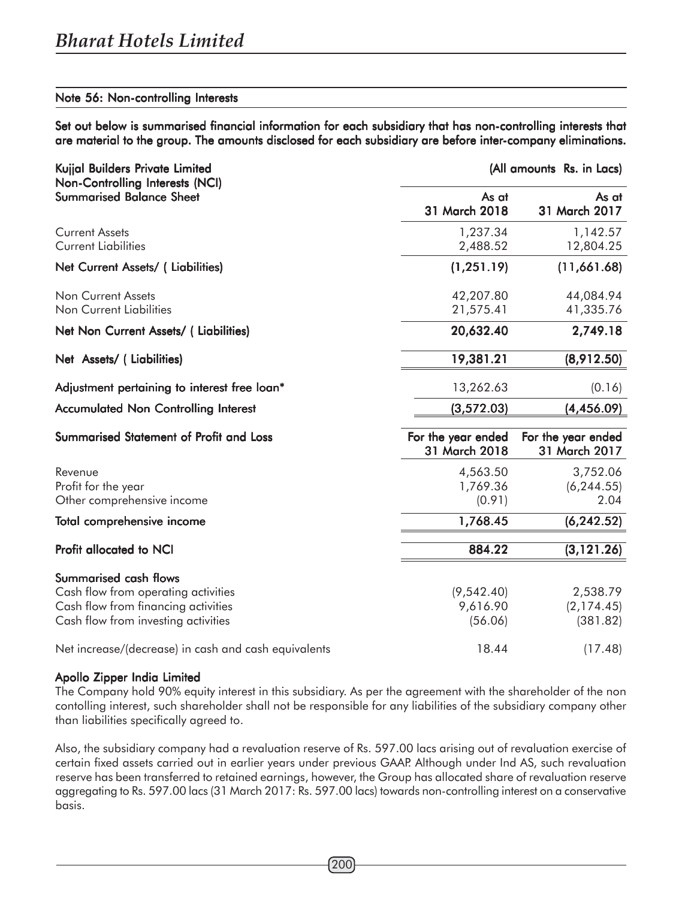## Note 56: Non-controlling Interests

**Set out below is summarised financial information for each subsidiary that has non-controlling interests that are material to the group. The amounts disclosed for each subsidiary are before inter-company eliminations.**

**Kujjal Builders Private Limited**

(All amounts Rs. in Lacs)

| Non-Controlling Interests (NCI) Summarised Balance Sheet | As at 31 March 2018 | As at 31 March 2017 |
|---|---|---|
| Current Assets | 1,237.34 | 1,142.57 |
| Current Liabilities | 2,488.52 | 12,804.25 |
| **Net Current Assets/ ( Liabilities)** | **(1,251.19)** | **(11,661.68)** |
| Non Current Assets | 42,207.80 | 44,084.94 |
| Non Current Liabilities | 21,575.41 | 41,335.76 |
| **Net Non Current Assets/ ( Liabilities)** | **20,632.40** | **2,749.18** |
| **Net Assets/ ( Liabilities)** | **19,381.21** | **(8,912.50)** |
| **Adjustment pertaining to interest free loan*** | 13,262.63 | (0.16) |
| **Accumulated Non Controlling Interest** | **(3,572.03)** | **(4,456.09)** |

| Summarised Statement of Profit and Loss | For the year ended 31 March 2018 | For the year ended 31 March 2017 |
|---|---|---|
| Revenue | 4,563.50 | 3,752.06 |
| Profit for the year | 1,769.36 | (6,244.55) |
| Other comprehensive income | (0.91) | 2.04 |
| **Total comprehensive income** | **1,768.45** | **(6,242.52)** |
| **Profit allocated to NCI** | **884.22** | **(3,121.26)** |
| **Summarised cash flows** | | |
| Cash flow from operating activities | (9,542.40) | 2,538.79 |
| Cash flow from financing activities | 9,616.90 | (2,174.45) |
| Cash flow from investing activities | (56.06) | (381.82) |
| Net increase/(decrease) in cash and cash equivalents | 18.44 | (17.48) |

**Apollo Zipper India Limited**

The Company hold 90% equity interest in this subsidiary. As per the agreement with the shareholder of the non contolling interest, such shareholder shall not be responsible for any liabilities of the subsidiary company other than liabilities specifically agreed to.

Also, the subsidiary company had a revaluation reserve of Rs. 597.00 lacs arising out of revaluation exercise of certain fixed assets carried out in earlier years under previous GAAP. Although under Ind AS, such revaluation reserve has been transferred to retained earnings, however, the Group has allocated share of revaluation reserve aggregating to Rs. 597.00 lacs (31 March 2017: Rs. 597.00 lacs) towards non-controlling interest on a conservative basis.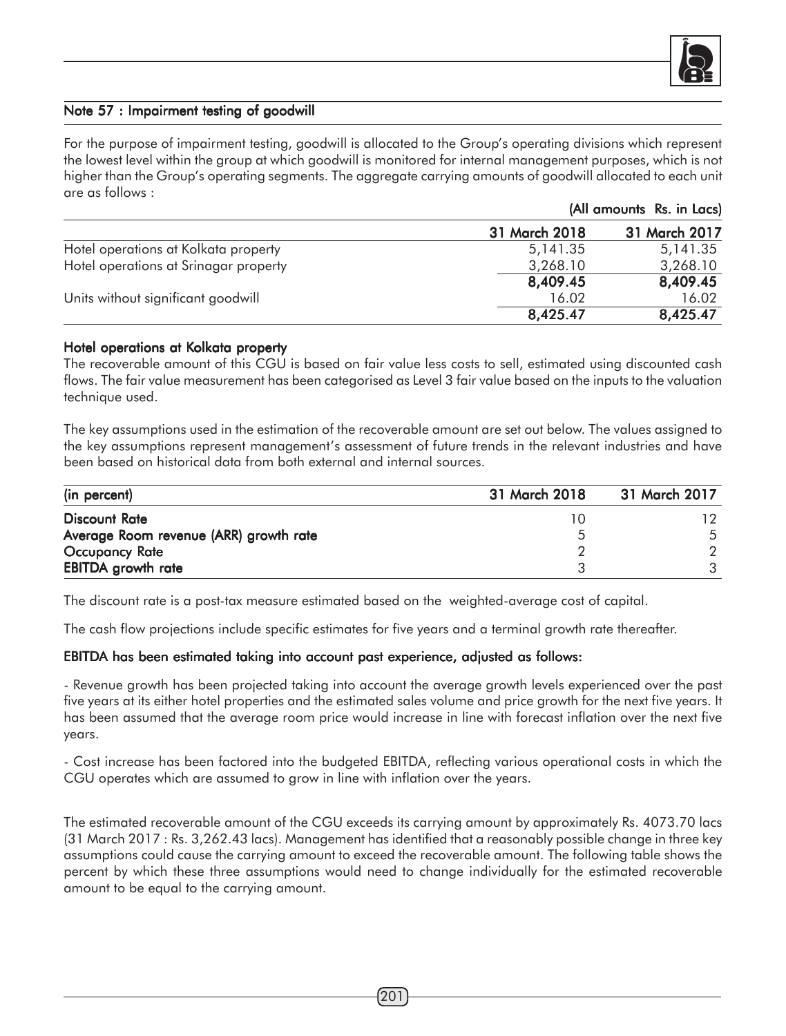## Note 57 : Impairment testing of goodwill

For the purpose of impairment testing, goodwill is allocated to the Group's operating divisions which represent the lowest level within the group at which goodwill is monitored for internal management purposes, which is not higher than the Group's operating segments. The aggregate carrying amounts of goodwill allocated to each unit are as follows :

(All amounts Rs. in Lacs)

| | 31 March 2018 | 31 March 2017 |
|---|---|---|
| Hotel operations at Kolkata property | 5,141.35 | 5,141.35 |
| Hotel operations at Srinagar property | 3,268.10 | 3,268.10 |
| | **8,409.45** | **8,409.45** |
| Units without significant goodwill | 16.02 | 16.02 |
| | **8,425.47** | **8,425.47** |

### Hotel operations at Kolkata property

The recoverable amount of this CGU is based on fair value less costs to sell, estimated using discounted cash flows. The fair value measurement has been categorised as Level 3 fair value based on the inputs to the valuation technique used.

The key assumptions used in the estimation of the recoverable amount are set out below. The values assigned to the key assumptions represent management's assessment of future trends in the relevant industries and have been based on historical data from both external and internal sources.

| (in percent) | 31 March 2018 | 31 March 2017 |
|---|---|---|
| **Discount Rate** | 10 | 12 |
| **Average Room revenue (ARR) growth rate** | 5 | 5 |
| **Occupancy Rate** | 2 | 2 |
| **EBITDA growth rate** | 3 | 3 |

The discount rate is a post-tax measure estimated based on the weighted-average cost of capital.

The cash flow projections include specific estimates for five years and a terminal growth rate thereafter.

**EBITDA has been estimated taking into account past experience, adjusted as follows:**

- Revenue growth has been projected taking into account the average growth levels experienced over the past five years at its either hotel properties and the estimated sales volume and price growth for the next five years. It has been assumed that the average room price would increase in line with forecast inflation over the next five years.

- Cost increase has been factored into the budgeted EBITDA, reflecting various operational costs in which the CGU operates which are assumed to grow in line with inflation over the years.

The estimated recoverable amount of the CGU exceeds its carrying amount by approximately Rs. 4073.70 lacs (31 March 2017 : Rs. 3,262.43 lacs). Management has identified that a reasonably possible change in three key assumptions could cause the carrying amount to exceed the recoverable amount. The following table shows the percent by which these three assumptions would need to change individually for the estimated recoverable amount to be equal to the carrying amount.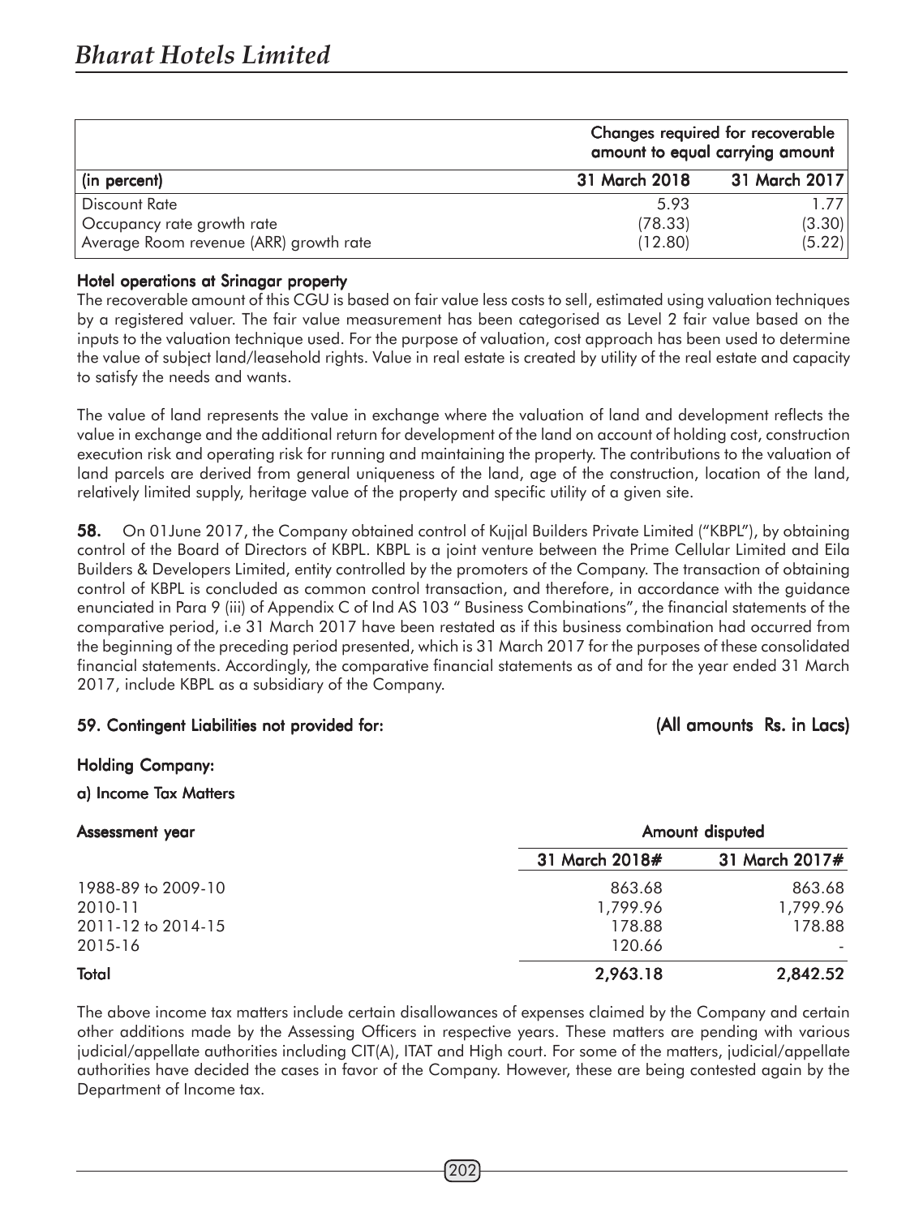| (in percent) | Changes required for recoverable amount to equal carrying amount | |
|---|---|---|
| | 31 March 2018 | 31 March 2017 |
| Discount Rate | 5.93 | 1.77 |
| Occupancy rate growth rate | (78.33) | (3.30) |
| Average Room revenue (ARR) growth rate | (12.80) | (5.22) |

**Hotel operations at Srinagar property**

The recoverable amount of this CGU is based on fair value less costs to sell, estimated using valuation techniques by a registered valuer. The fair value measurement has been categorised as Level 2 fair value based on the inputs to the valuation technique used. For the purpose of valuation, cost approach has been used to determine the value of subject land/leasehold rights. Value in real estate is created by utility of the real estate and capacity to satisfy the needs and wants.

The value of land represents the value in exchange where the valuation of land and development reflects the value in exchange and the additional return for development of the land on account of holding cost, construction execution risk and operating risk for running and maintaining the property. The contributions to the valuation of land parcels are derived from general uniqueness of the land, age of the construction, location of the land, relatively limited supply, heritage value of the property and specific utility of a given site.

**58.** On 01June 2017, the Company obtained control of Kujjal Builders Private Limited ("KBPL"), by obtaining control of the Board of Directors of KBPL. KBPL is a joint venture between the Prime Cellular Limited and Eila Builders & Developers Limited, entity controlled by the promoters of the Company. The transaction of obtaining control of KBPL is concluded as common control transaction, and therefore, in accordance with the guidance enunciated in Para 9 (iii) of Appendix C of Ind AS 103 " Business Combinations", the financial statements of the comparative period, i.e 31 March 2017 have been restated as if this business combination had occurred from the beginning of the preceding period presented, which is 31 March 2017 for the purposes of these consolidated financial statements. Accordingly, the comparative financial statements as of and for the year ended 31 March 2017, include KBPL as a subsidiary of the Company.

**59. Contingent Liabilities not provided for:** **(All amounts Rs. in Lacs)**

**Holding Company:**

**a) Income Tax Matters**

| Assessment year | Amount disputed | |
|---|---|---|
| | 31 March 2018# | 31 March 2017# |
| 1988-89 to 2009-10 | 863.68 | 863.68 |
| 2010-11 | 1,799.96 | 1,799.96 |
| 2011-12 to 2014-15 | 178.88 | 178.88 |
| 2015-16 | 120.66 | - |
| **Total** | **2,963.18** | **2,842.52** |

The above income tax matters include certain disallowances of expenses claimed by the Company and certain other additions made by the Assessing Officers in respective years. These matters are pending with various judicial/appellate authorities including CIT(A), ITAT and High court. For some of the matters, judicial/appellate authorities have decided the cases in favor of the Company. However, these are being contested again by the Department of Income tax.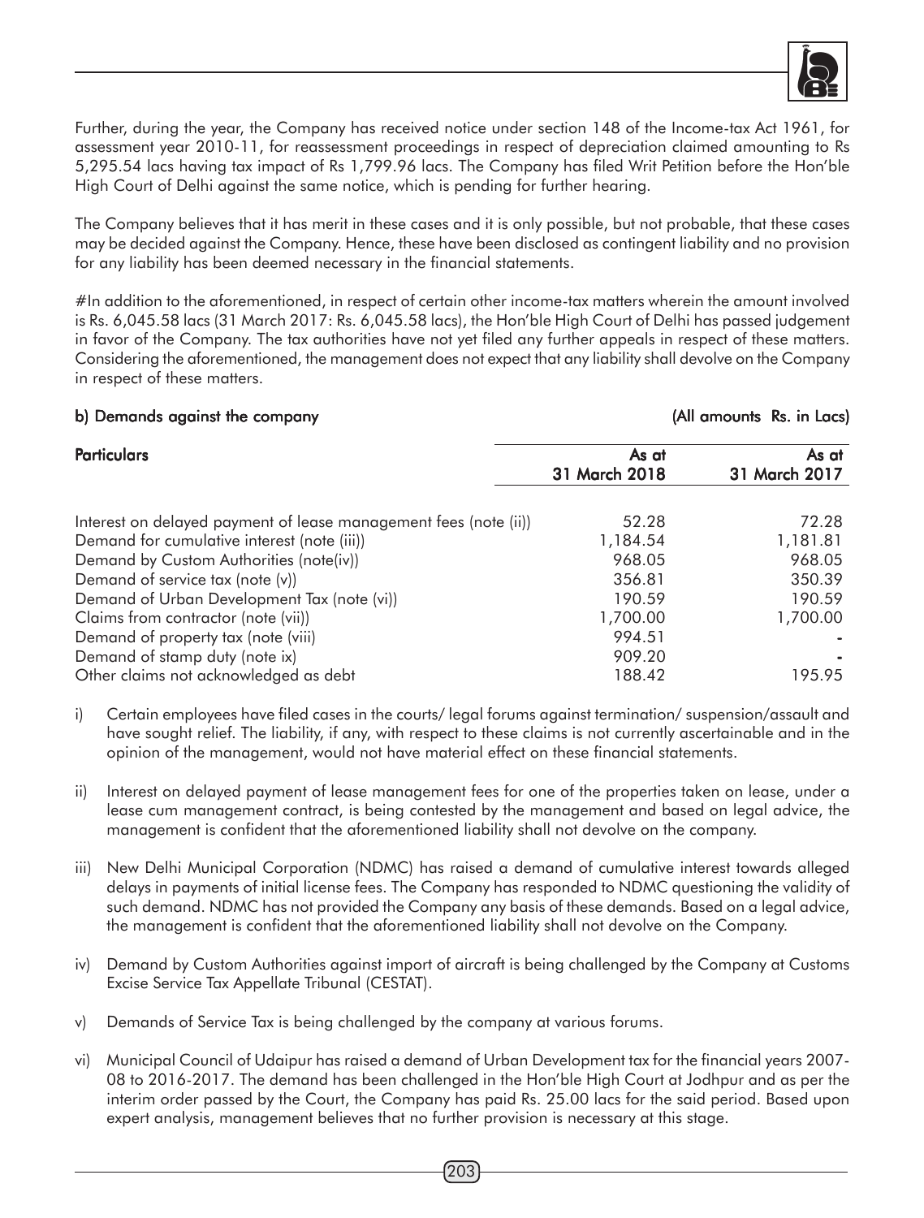Further, during the year, the Company has received notice under section 148 of the Income-tax Act 1961, for assessment year 2010-11, for reassessment proceedings in respect of depreciation claimed amounting to Rs 5,295.54 lacs having tax impact of Rs 1,799.96 lacs. The Company has filed Writ Petition before the Hon'ble High Court of Delhi against the same notice, which is pending for further hearing.

The Company believes that it has merit in these cases and it is only possible, but not probable, that these cases may be decided against the Company. Hence, these have been disclosed as contingent liability and no provision for any liability has been deemed necessary in the financial statements.

#In addition to the aforementioned, in respect of certain other income-tax matters wherein the amount involved is Rs. 6,045.58 lacs (31 March 2017: Rs. 6,045.58 lacs), the Hon'ble High Court of Delhi has passed judgement in favor of the Company. The tax authorities have not yet filed any further appeals in respect of these matters. Considering the aforementioned, the management does not expect that any liability shall devolve on the Company in respect of these matters.

**b) Demands against the company** **(All amounts Rs. in Lacs)**

| Particulars | As at 31 March 2018 | As at 31 March 2017 |
|---|---|---|
| Interest on delayed payment of lease management fees (note (ii)) | 52.28 | 72.28 |
| Demand for cumulative interest (note (iii)) | 1,184.54 | 1,181.81 |
| Demand by Custom Authorities (note(iv)) | 968.05 | 968.05 |
| Demand of service tax (note (v)) | 356.81 | 350.39 |
| Demand of Urban Development Tax (note (vi)) | 190.59 | 190.59 |
| Claims from contractor (note (vii)) | 1,700.00 | 1,700.00 |
| Demand of property tax (note (viii) | 994.51 | - |
| Demand of stamp duty (note ix) | 909.20 | - |
| Other claims not acknowledged as debt | 188.42 | 195.95 |

i) Certain employees have filed cases in the courts/ legal forums against termination/ suspension/assault and have sought relief. The liability, if any, with respect to these claims is not currently ascertainable and in the opinion of the management, would not have material effect on these financial statements.

ii) Interest on delayed payment of lease management fees for one of the properties taken on lease, under a lease cum management contract, is being contested by the management and based on legal advice, the management is confident that the aforementioned liability shall not devolve on the company.

iii) New Delhi Municipal Corporation (NDMC) has raised a demand of cumulative interest towards alleged delays in payments of initial license fees. The Company has responded to NDMC questioning the validity of such demand. NDMC has not provided the Company any basis of these demands. Based on a legal advice, the management is confident that the aforementioned liability shall not devolve on the Company.

iv) Demand by Custom Authorities against import of aircraft is being challenged by the Company at Customs Excise Service Tax Appellate Tribunal (CESTAT).

v) Demands of Service Tax is being challenged by the company at various forums.

vi) Municipal Council of Udaipur has raised a demand of Urban Development tax for the financial years 2007-08 to 2016-2017. The demand has been challenged in the Hon'ble High Court at Jodhpur and as per the interim order passed by the Court, the Company has paid Rs. 25.00 lacs for the said period. Based upon expert analysis, management believes that no further provision is necessary at this stage.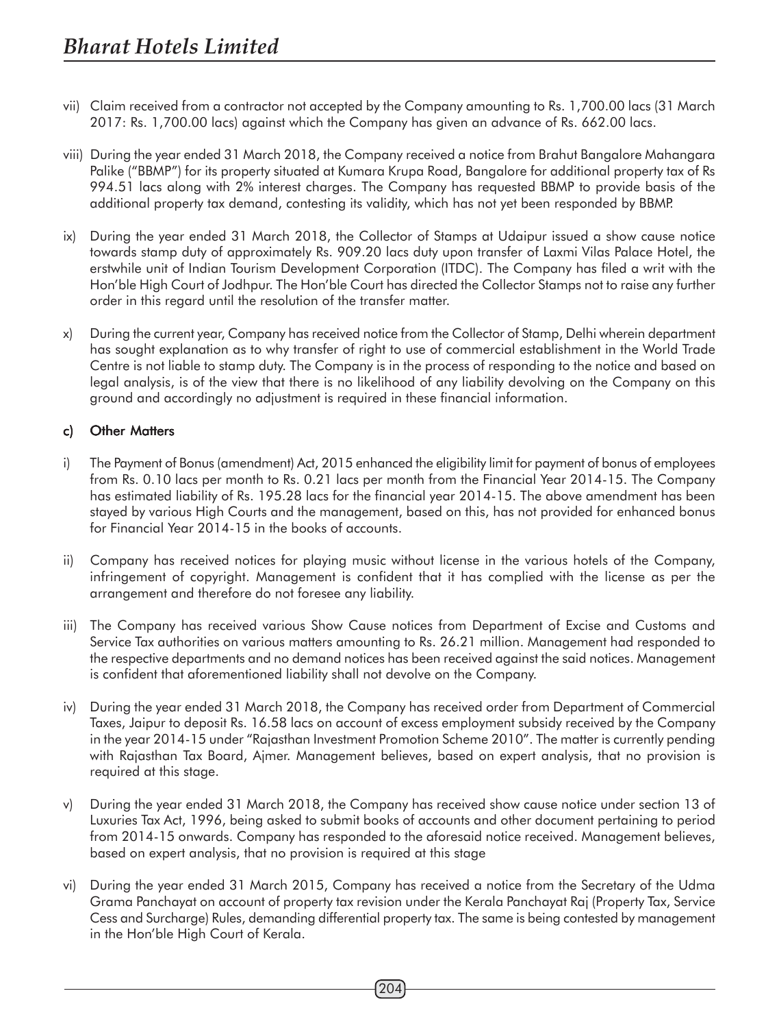vii) Claim received from a contractor not accepted by the Company amounting to Rs. 1,700.00 lacs (31 March 2017: Rs. 1,700.00 lacs) against which the Company has given an advance of Rs. 662.00 lacs.

viii) During the year ended 31 March 2018, the Company received a notice from Brahut Bangalore Mahangara Palike ("BBMP") for its property situated at Kumara Krupa Road, Bangalore for additional property tax of Rs 994.51 lacs along with 2% interest charges. The Company has requested BBMP to provide basis of the additional property tax demand, contesting its validity, which has not yet been responded by BBMP.

ix) During the year ended 31 March 2018, the Collector of Stamps at Udaipur issued a show cause notice towards stamp duty of approximately Rs. 909.20 lacs duty upon transfer of Laxmi Vilas Palace Hotel, the erstwhile unit of Indian Tourism Development Corporation (ITDC). The Company has filed a writ with the Hon'ble High Court of Jodhpur. The Hon'ble Court has directed the Collector Stamps not to raise any further order in this regard until the resolution of the transfer matter.

x) During the current year, Company has received notice from the Collector of Stamp, Delhi wherein department has sought explanation as to why transfer of right to use of commercial establishment in the World Trade Centre is not liable to stamp duty. The Company is in the process of responding to the notice and based on legal analysis, is of the view that there is no likelihood of any liability devolving on the Company on this ground and accordingly no adjustment is required in these financial information.

### c) Other Matters

i) The Payment of Bonus (amendment) Act, 2015 enhanced the eligibility limit for payment of bonus of employees from Rs. 0.10 lacs per month to Rs. 0.21 lacs per month from the Financial Year 2014-15. The Company has estimated liability of Rs. 195.28 lacs for the financial year 2014-15. The above amendment has been stayed by various High Courts and the management, based on this, has not provided for enhanced bonus for Financial Year 2014-15 in the books of accounts.

ii) Company has received notices for playing music without license in the various hotels of the Company, infringement of copyright. Management is confident that it has complied with the license as per the arrangement and therefore do not foresee any liability.

iii) The Company has received various Show Cause notices from Department of Excise and Customs and Service Tax authorities on various matters amounting to Rs. 26.21 million. Management had responded to the respective departments and no demand notices has been received against the said notices. Management is confident that aforementioned liability shall not devolve on the Company.

iv) During the year ended 31 March 2018, the Company has received order from Department of Commercial Taxes, Jaipur to deposit Rs. 16.58 lacs on account of excess employment subsidy received by the Company in the year 2014-15 under "Rajasthan Investment Promotion Scheme 2010". The matter is currently pending with Rajasthan Tax Board, Ajmer. Management believes, based on expert analysis, that no provision is required at this stage.

v) During the year ended 31 March 2018, the Company has received show cause notice under section 13 of Luxuries Tax Act, 1996, being asked to submit books of accounts and other document pertaining to period from 2014-15 onwards. Company has responded to the aforesaid notice received. Management believes, based on expert analysis, that no provision is required at this stage

vi) During the year ended 31 March 2015, Company has received a notice from the Secretary of the Udma Grama Panchayat on account of property tax revision under the Kerala Panchayat Raj (Property Tax, Service Cess and Surcharge) Rules, demanding differential property tax. The same is being contested by management in the Hon'ble High Court of Kerala.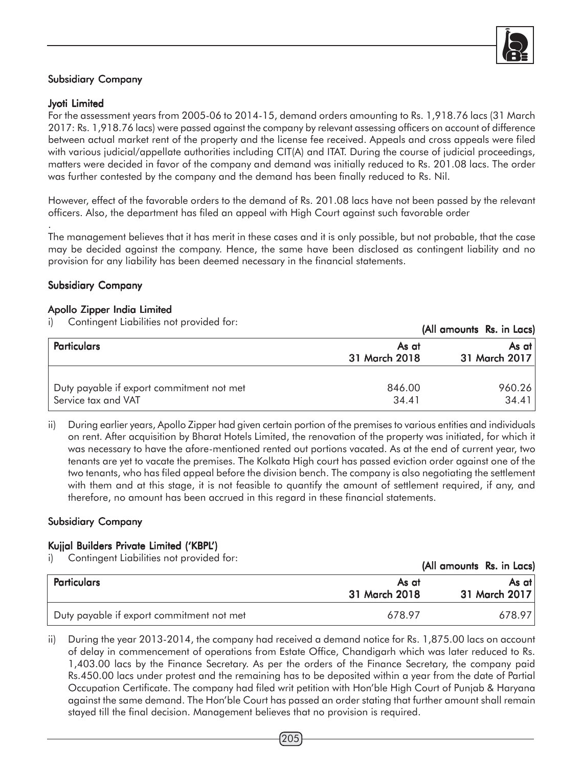### Subsidiary Company

#### Jyoti Limited

For the assessment years from 2005-06 to 2014-15, demand orders amounting to Rs. 1,918.76 lacs (31 March 2017: Rs. 1,918.76 lacs) were passed against the company by relevant assessing officers on account of difference between actual market rent of the property and the license fee received. Appeals and cross appeals were filed with various judicial/appellate authorities including CIT(A) and ITAT. During the course of judicial proceedings, matters were decided in favor of the company and demand was initially reduced to Rs. 201.08 lacs. The order was further contested by the company and the demand has been finally reduced to Rs. Nil.

However, effect of the favorable orders to the demand of Rs. 201.08 lacs have not been passed by the relevant officers. Also, the department has filed an appeal with High Court against such favorable order

.

The management believes that it has merit in these cases and it is only possible, but not probable, that the case may be decided against the company. Hence, the same have been disclosed as contingent liability and no provision for any liability has been deemed necessary in the financial statements.

### Subsidiary Company

#### Apollo Zipper India Limited

i) Contingent Liabilities not provided for:

(All amounts Rs. in Lacs)

| Particulars | As at 31 March 2018 | As at 31 March 2017 |
|---|---|---|
| Duty payable if export commitment not met | 846.00 | 960.26 |
| Service tax and VAT | 34.41 | 34.41 |

ii) During earlier years, Apollo Zipper had given certain portion of the premises to various entities and individuals on rent. After acquisition by Bharat Hotels Limited, the renovation of the property was initiated, for which it was necessary to have the afore-mentioned rented out portions vacated. As at the end of current year, two tenants are yet to vacate the premises. The Kolkata High court has passed eviction order against one of the two tenants, who has filed appeal before the division bench. The company is also negotiating the settlement with them and at this stage, it is not feasible to quantify the amount of settlement required, if any, and therefore, no amount has been accrued in this regard in these financial statements.

### Subsidiary Company

#### Kujjal Builders Private Limited ('KBPL')

i) Contingent Liabilities not provided for:

(All amounts Rs. in Lacs)

| Particulars | As at 31 March 2018 | As at 31 March 2017 |
|---|---|---|
| Duty payable if export commitment not met | 678.97 | 678.97 |

ii) During the year 2013-2014, the company had received a demand notice for Rs. 1,875.00 lacs on account of delay in commencement of operations from Estate Office, Chandigarh which was later reduced to Rs. 1,403.00 lacs by the Finance Secretary. As per the orders of the Finance Secretary, the company paid Rs.450.00 lacs under protest and the remaining has to be deposited within a year from the date of Partial Occupation Certificate. The company had filed writ petition with Hon'ble High Court of Punjab & Haryana against the same demand. The Hon'ble Court has passed an order stating that further amount shall remain stayed till the final decision. Management believes that no provision is required.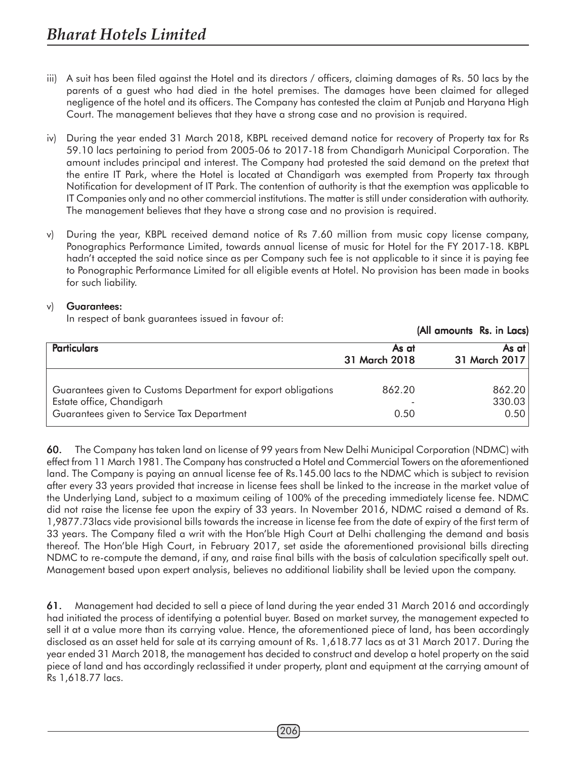iii) A suit has been filed against the Hotel and its directors / officers, claiming damages of Rs. 50 lacs by the parents of a guest who had died in the hotel premises. The damages have been claimed for alleged negligence of the hotel and its officers. The Company has contested the claim at Punjab and Haryana High Court. The management believes that they have a strong case and no provision is required.

iv) During the year ended 31 March 2018, KBPL received demand notice for recovery of Property tax for Rs 59.10 lacs pertaining to period from 2005-06 to 2017-18 from Chandigarh Municipal Corporation. The amount includes principal and interest. The Company had protested the said demand on the pretext that the entire IT Park, where the Hotel is located at Chandigarh was exempted from Property tax through Notification for development of IT Park. The contention of authority is that the exemption was applicable to IT Companies only and no other commercial institutions. The matter is still under consideration with authority. The management believes that they have a strong case and no provision is required.

v) During the year, KBPL received demand notice of Rs 7.60 million from music copy license company, Ponographics Performance Limited, towards annual license of music for Hotel for the FY 2017-18. KBPL hadn't accepted the said notice since as per Company such fee is not applicable to it since it is paying fee to Ponographic Performance Limited for all eligible events at Hotel. No provision has been made in books for such liability.

v) **Guarantees:**

In respect of bank guarantees issued in favour of:

**(All amounts Rs. in Lacs)**

| Particulars | As at 31 March 2018 | As at 31 March 2017 |
|---|---|---|
| Guarantees given to Customs Department for export obligations | 862.20 | 862.20 |
| Estate office, Chandigarh | - | 330.03 |
| Guarantees given to Service Tax Department | 0.50 | 0.50 |

**60.** The Company has taken land on license of 99 years from New Delhi Municipal Corporation (NDMC) with effect from 11 March 1981. The Company has constructed a Hotel and Commercial Towers on the aforementioned land. The Company is paying an annual license fee of Rs.145.00 lacs to the NDMC which is subject to revision after every 33 years provided that increase in license fees shall be linked to the increase in the market value of the Underlying Land, subject to a maximum ceiling of 100% of the preceding immediately license fee. NDMC did not raise the license fee upon the expiry of 33 years. In November 2016, NDMC raised a demand of Rs. 1,9877.73lacs vide provisional bills towards the increase in license fee from the date of expiry of the first term of 33 years. The Company filed a writ with the Hon'ble High Court at Delhi challenging the demand and basis thereof. The Hon'ble High Court, in February 2017, set aside the aforementioned provisional bills directing NDMC to re-compute the demand, if any, and raise final bills with the basis of calculation specifically spelt out. Management based upon expert analysis, believes no additional liability shall be levied upon the company.

**61.** Management had decided to sell a piece of land during the year ended 31 March 2016 and accordingly had initiated the process of identifying a potential buyer. Based on market survey, the management expected to sell it at a value more than its carrying value. Hence, the aforementioned piece of land, has been accordingly disclosed as an asset held for sale at its carrying amount of Rs. 1,618.77 lacs as at 31 March 2017. During the year ended 31 March 2018, the management has decided to construct and develop a hotel property on the said piece of land and has accordingly reclassified it under property, plant and equipment at the carrying amount of Rs 1,618.77 lacs.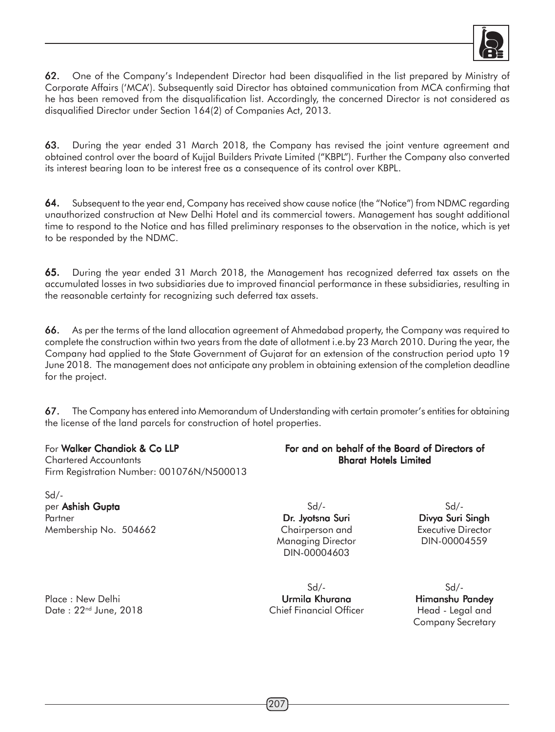62. One of the Company's Independent Director had been disqualified in the list prepared by Ministry of Corporate Affairs ('MCA'). Subsequently said Director has obtained communication from MCA confirming that he has been removed from the disqualification list. Accordingly, the concerned Director is not considered as disqualified Director under Section 164(2) of Companies Act, 2013.

63. During the year ended 31 March 2018, the Company has revised the joint venture agreement and obtained control over the board of Kujjal Builders Private Limited ("KBPL"). Further the Company also converted its interest bearing loan to be interest free as a consequence of its control over KBPL.

64. Subsequent to the year end, Company has received show cause notice (the "Notice") from NDMC regarding unauthorized construction at New Delhi Hotel and its commercial towers. Management has sought additional time to respond to the Notice and has filled preliminary responses to the observation in the notice, which is yet to be responded by the NDMC.

65. During the year ended 31 March 2018, the Management has recognized deferred tax assets on the accumulated losses in two subsidiaries due to improved financial performance in these subsidiaries, resulting in the reasonable certainty for recognizing such deferred tax assets.

66. As per the terms of the land allocation agreement of Ahmedabad property, the Company was required to complete the construction within two years from the date of allotment i.e.by 23 March 2010. During the year, the Company had applied to the State Government of Gujarat for an extension of the construction period upto 19 June 2018. The management does not anticipate any problem in obtaining extension of the completion deadline for the project.

67. The Company has entered into Memorandum of Understanding with certain promoter's entities for obtaining the license of the land parcels for construction of hotel properties.

For **Walker Chandiok & Co LLP**
Chartered Accountants
Firm Registration Number: 001076N/N500013

Sd/-
per **Ashish Gupta**
Partner
Membership No. 504662

Place : New Delhi
Date : 22nd June, 2018

**For and on behalf of the Board of Directors of Bharat Hotels Limited**

Sd/-
**Dr. Jyotsna Suri**
Chairperson and Managing Director
DIN-00004603

Sd/-
**Divya Suri Singh**
Executive Director
DIN-00004559

Sd/-
**Urmila Khurana**
Chief Financial Officer

Sd/-
**Himanshu Pandey**
Head - Legal and Company Secretary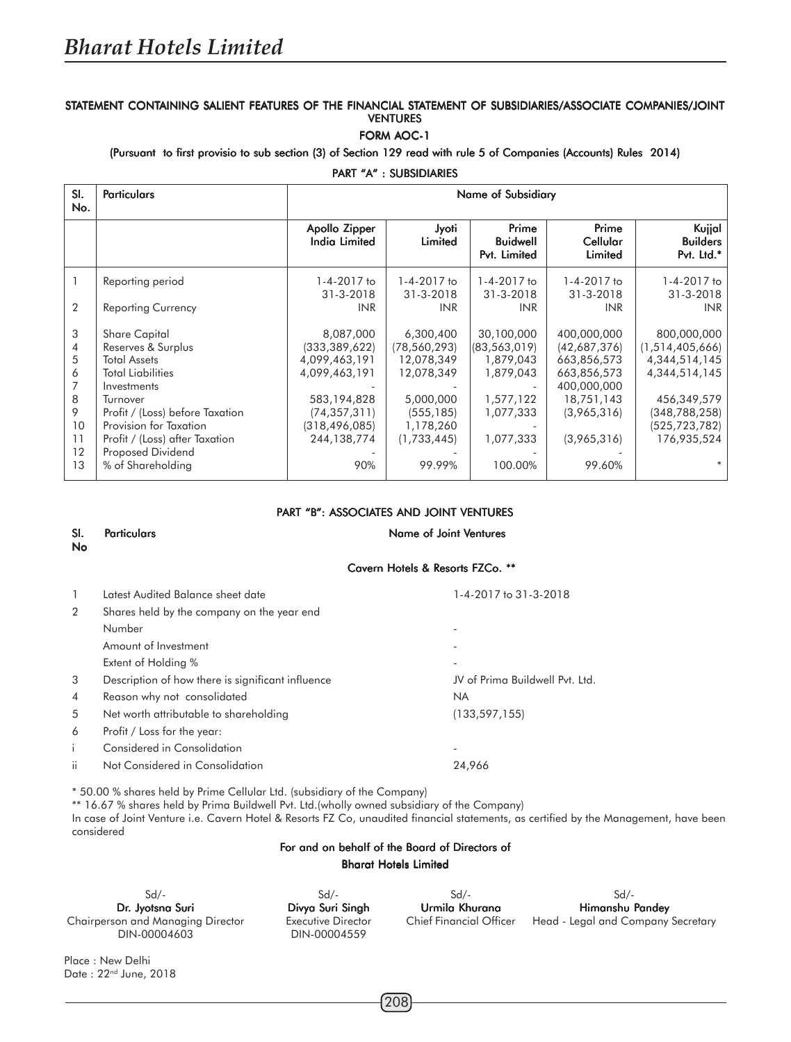## STATEMENT CONTAINING SALIENT FEATURES OF THE FINANCIAL STATEMENT OF SUBSIDIARIES/ASSOCIATE COMPANIES/JOINT VENTURES

### FORM AOC-1

(Pursuant to first provisio to sub section (3) of Section 129 read with rule 5 of Companies (Accounts) Rules 2014)

### PART "A" : SUBSIDIARIES

| Sl. No. | Particulars | Name of Subsidiary | | | | |
|---|---|---|---|---|---|---|
| | | Apollo Zipper India Limited | Jyoti Limited | Prime Buidwell Pvt. Limited | Prime Cellular Limited | Kujjal Builders Pvt. Ltd.* |
| 1 | Reporting period | 1-4-2017 to 31-3-2018 | 1-4-2017 to 31-3-2018 | 1-4-2017 to 31-3-2018 | 1-4-2017 to 31-3-2018 | 1-4-2017 to 31-3-2018 |
| 2 | Reporting Currency | INR | INR | INR | INR | INR |
| 3 | Share Capital | 8,087,000 | 6,300,400 | 30,100,000 | 400,000,000 | 800,000,000 |
| 4 | Reserves & Surplus | (333,389,622) | (78,560,293) | (83,563,019) | (42,687,376) | (1,514,405,666) |
| 5 | Total Assets | 4,099,463,191 | 12,078,349 | 1,879,043 | 663,856,573 | 4,344,514,145 |
| 6 | Total Liabilities | 4,099,463,191 | 12,078,349 | 1,879,043 | 663,856,573 | 4,344,514,145 |
| 7 | Investments | - | - | - | 400,000,000 | |
| 8 | Turnover | 583,194,828 | 5,000,000 | 1,577,122 | 18,751,143 | 456,349,579 |
| 9 | Profit / (Loss) before Taxation | (74,357,311) | (555,185) | 1,077,333 | (3,965,316) | (348,788,258) |
| 10 | Provision for Taxation | (318,496,085) | 1,178,260 | - | | (525,723,782) |
| 11 | Profit / (Loss) after Taxation | 244,138,774 | (1,733,445) | 1,077,333 | (3,965,316) | 176,935,524 |
| 12 | Proposed Dividend | - | - | - | - | |
| 13 | % of Shareholding | 90% | 99.99% | 100.00% | 99.60% | * |

### PART "B": ASSOCIATES AND JOINT VENTURES

| Sl. No | Particulars | Name of Joint Ventures |
|---|---|---|
| | | Cavern Hotels & Resorts FZCo. ** |
| 1 | Latest Audited Balance sheet date | 1-4-2017 to 31-3-2018 |
| 2 | Shares held by the company on the year end | |
| | Number | - |
| | Amount of Investment | - |
| | Extent of Holding % | - |
| 3 | Description of how there is significant influence | JV of Prima Buildwell Pvt. Ltd. |
| 4 | Reason why not consolidated | NA |
| 5 | Net worth attributable to shareholding | (133,597,155) |
| 6 | Profit / Loss for the year: | |
| i | Considered in Consolidation | - |
| ii | Not Considered in Consolidation | 24,966 |

* 50.00 % shares held by Prime Cellular Ltd. (subsidiary of the Company)

** 16.67 % shares held by Prima Buildwell Pvt. Ltd.(wholly owned subsidiary of the Company)

In case of Joint Venture i.e. Cavern Hotel & Resorts FZ Co, unaudited financial statements, as certified by the Management, have been considered

**For and on behalf of the Board of Directors of**
**Bharat Hotels Limited**

| Sd/- | Sd/- | Sd/- | Sd/- |
|---|---|---|---|
| **Dr. Jyotsna Suri** | **Divya Suri Singh** | **Urmila Khurana** | **Himanshu Pandey** |
| Chairperson and Managing Director | Executive Director | Chief Financial Officer | Head - Legal and Company Secretary |
| DIN-00004603 | DIN-00004559 | | |

Place : New Delhi
Date : 22nd June, 2018